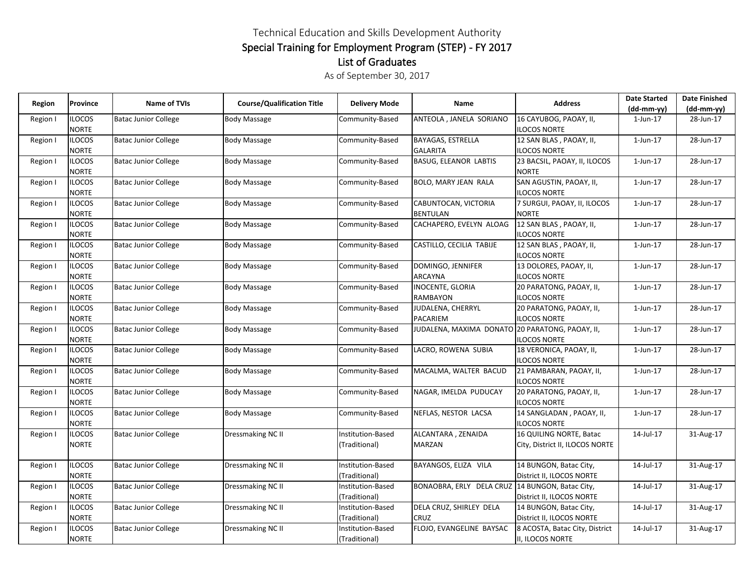# Technical Education and Skills Development Authority

## Special Training for Employment Program (STEP) - FY 2017

## List of Graduates

As of September 30, 2017

| Region | Province | Name of TVIs | Course/Qualification Title | Delivery Mode | Name | Address | Date Started (dd-mm-yy) | Date Finished (dd-mm-yy) |
|---|---|---|---|---|---|---|---|---|
| Region I | ILOCOS NORTE | Batac Junior College | Body Massage | Community-Based | ANTEOLA , JANELA SORIANO | 16 CAYUBOG, PAOAY, II, ILOCOS NORTE | 1-Jun-17 | 28-Jun-17 |
| Region I | ILOCOS NORTE | Batac Junior College | Body Massage | Community-Based | BAYAGAS, ESTRELLA GALARITA | 12 SAN BLAS , PAOAY, II, ILOCOS NORTE | 1-Jun-17 | 28-Jun-17 |
| Region I | ILOCOS NORTE | Batac Junior College | Body Massage | Community-Based | BASUG, ELEANOR LABTIS | 23 BACSIL, PAOAY, II, ILOCOS NORTE | 1-Jun-17 | 28-Jun-17 |
| Region I | ILOCOS NORTE | Batac Junior College | Body Massage | Community-Based | BOLO, MARY JEAN RALA | SAN AGUSTIN, PAOAY, II, ILOCOS NORTE | 1-Jun-17 | 28-Jun-17 |
| Region I | ILOCOS NORTE | Batac Junior College | Body Massage | Community-Based | CABUNTOCAN, VICTORIA BENTULAN | 7 SURGUI, PAOAY, II, ILOCOS NORTE | 1-Jun-17 | 28-Jun-17 |
| Region I | ILOCOS NORTE | Batac Junior College | Body Massage | Community-Based | CACHAPERO, EVELYN ALOAG | 12 SAN BLAS , PAOAY, II, ILOCOS NORTE | 1-Jun-17 | 28-Jun-17 |
| Region I | ILOCOS NORTE | Batac Junior College | Body Massage | Community-Based | CASTILLO, CECILIA TABIJE | 12 SAN BLAS , PAOAY, II, ILOCOS NORTE | 1-Jun-17 | 28-Jun-17 |
| Region I | ILOCOS NORTE | Batac Junior College | Body Massage | Community-Based | DOMINGO, JENNIFER ARCAYNA | 13 DOLORES, PAOAY, II, ILOCOS NORTE | 1-Jun-17 | 28-Jun-17 |
| Region I | ILOCOS NORTE | Batac Junior College | Body Massage | Community-Based | INOCENTE, GLORIA RAMBAYON | 20 PARATONG, PAOAY, II, ILOCOS NORTE | 1-Jun-17 | 28-Jun-17 |
| Region I | ILOCOS NORTE | Batac Junior College | Body Massage | Community-Based | JUDALENA, CHERRYL PACARIEM | 20 PARATONG, PAOAY, II, ILOCOS NORTE | 1-Jun-17 | 28-Jun-17 |
| Region I | ILOCOS NORTE | Batac Junior College | Body Massage | Community-Based | JUDALENA, MAXIMA DONATO | 20 PARATONG, PAOAY, II, ILOCOS NORTE | 1-Jun-17 | 28-Jun-17 |
| Region I | ILOCOS NORTE | Batac Junior College | Body Massage | Community-Based | LACRO, ROWENA SUBIA | 18 VERONICA, PAOAY, II, ILOCOS NORTE | 1-Jun-17 | 28-Jun-17 |
| Region I | ILOCOS NORTE | Batac Junior College | Body Massage | Community-Based | MACALMA, WALTER BACUD | 21 PAMBARAN, PAOAY, II, ILOCOS NORTE | 1-Jun-17 | 28-Jun-17 |
| Region I | ILOCOS NORTE | Batac Junior College | Body Massage | Community-Based | NAGAR, IMELDA PUDUCAY | 20 PARATONG, PAOAY, II, ILOCOS NORTE | 1-Jun-17 | 28-Jun-17 |
| Region I | ILOCOS NORTE | Batac Junior College | Body Massage | Community-Based | NEFLAS, NESTOR LACSA | 14 SANGLADAN , PAOAY, II, ILOCOS NORTE | 1-Jun-17 | 28-Jun-17 |
| Region I | ILOCOS NORTE | Batac Junior College | Dressmaking NC II | Institution-Based (Traditional) | ALCANTARA , ZENAIDA MARZAN | 16 QUILING NORTE, Batac City, District II, ILOCOS NORTE | 14-Jul-17 | 31-Aug-17 |
| Region I | ILOCOS NORTE | Batac Junior College | Dressmaking NC II | Institution-Based (Traditional) | BAYANGOS, ELIZA VILA | 14 BUNGON, Batac City, District II, ILOCOS NORTE | 14-Jul-17 | 31-Aug-17 |
| Region I | ILOCOS NORTE | Batac Junior College | Dressmaking NC II | Institution-Based (Traditional) | BONAOBRA, ERLY DELA CRUZ | 14 BUNGON, Batac City, District II, ILOCOS NORTE | 14-Jul-17 | 31-Aug-17 |
| Region I | ILOCOS NORTE | Batac Junior College | Dressmaking NC II | Institution-Based (Traditional) | DELA CRUZ, SHIRLEY DELA CRUZ | 14 BUNGON, Batac City, District II, ILOCOS NORTE | 14-Jul-17 | 31-Aug-17 |
| Region I | ILOCOS NORTE | Batac Junior College | Dressmaking NC II | Institution-Based (Traditional) | FLOJO, EVANGELINE BAYSAC | 8 ACOSTA, Batac City, District II, ILOCOS NORTE | 14-Jul-17 | 31-Aug-17 |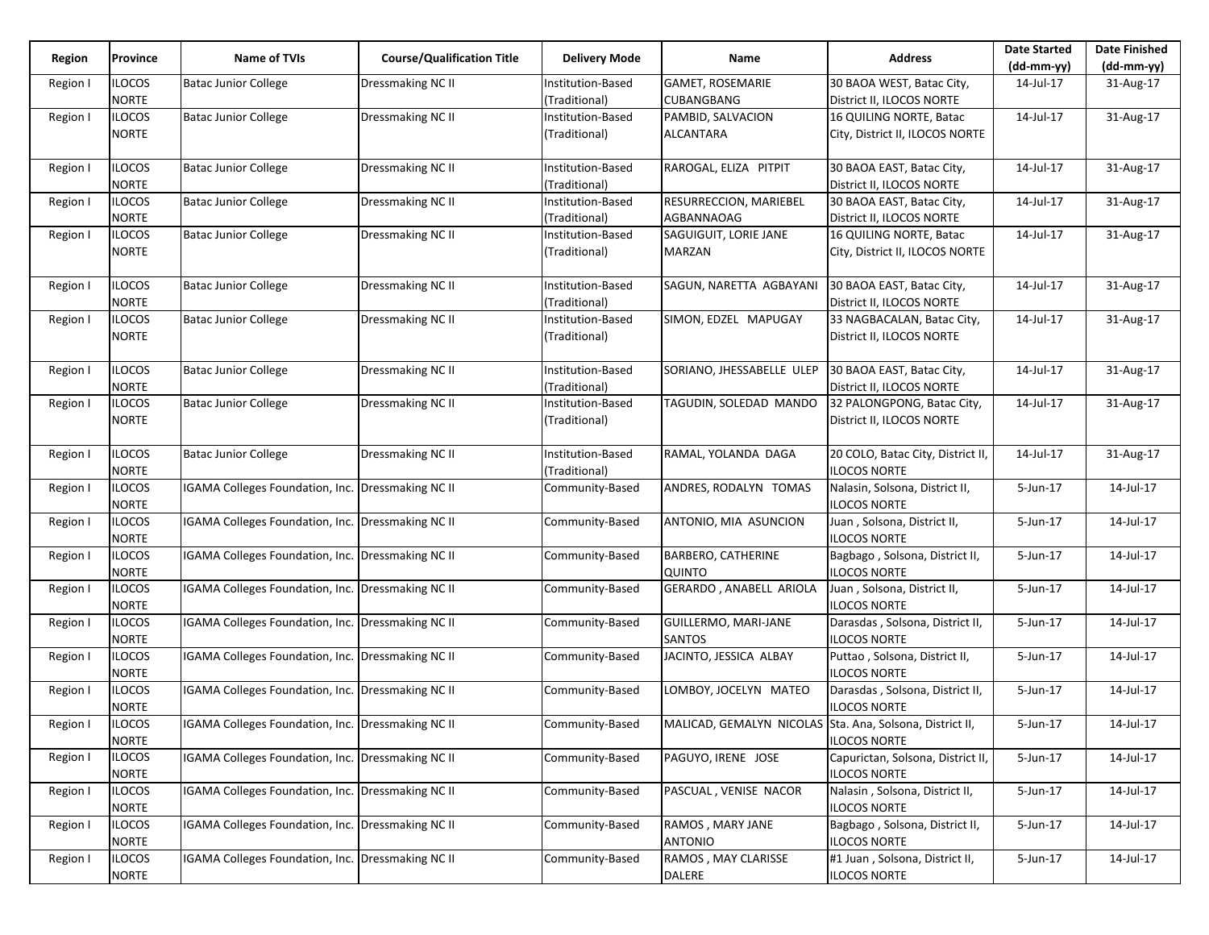| Region | Province | Name of TVIs | Course/Qualification Title | Delivery Mode | Name | Address | Date Started (dd-mm-yy) | Date Finished (dd-mm-yy) |
|---|---|---|---|---|---|---|---|---|
| Region I | ILOCOS NORTE | Batac Junior College | Dressmaking NC II | Institution-Based (Traditional) | GAMET, ROSEMARIE CUBANGBANG | 30 BAOA WEST, Batac City, District II, ILOCOS NORTE | 14-Jul-17 | 31-Aug-17 |
| Region I | ILOCOS NORTE | Batac Junior College | Dressmaking NC II | Institution-Based (Traditional) | PAMBID, SALVACION ALCANTARA | 16 QUILING NORTE, Batac City, District II, ILOCOS NORTE | 14-Jul-17 | 31-Aug-17 |
| Region I | ILOCOS NORTE | Batac Junior College | Dressmaking NC II | Institution-Based (Traditional) | RAROGAL, ELIZA PITPIT | 30 BAOA EAST, Batac City, District II, ILOCOS NORTE | 14-Jul-17 | 31-Aug-17 |
| Region I | ILOCOS NORTE | Batac Junior College | Dressmaking NC II | Institution-Based (Traditional) | RESURRECCION, MARIEBEL AGBANNAOAG | 30 BAOA EAST, Batac City, District II, ILOCOS NORTE | 14-Jul-17 | 31-Aug-17 |
| Region I | ILOCOS NORTE | Batac Junior College | Dressmaking NC II | Institution-Based (Traditional) | SAGUIGUIT, LORIE JANE MARZAN | 16 QUILING NORTE, Batac City, District II, ILOCOS NORTE | 14-Jul-17 | 31-Aug-17 |
| Region I | ILOCOS NORTE | Batac Junior College | Dressmaking NC II | Institution-Based (Traditional) | SAGUN, NARETTA AGBAYANI | 30 BAOA EAST, Batac City, District II, ILOCOS NORTE | 14-Jul-17 | 31-Aug-17 |
| Region I | ILOCOS NORTE | Batac Junior College | Dressmaking NC II | Institution-Based (Traditional) | SIMON, EDZEL MAPUGAY | 33 NAGBACALAN, Batac City, District II, ILOCOS NORTE | 14-Jul-17 | 31-Aug-17 |
| Region I | ILOCOS NORTE | Batac Junior College | Dressmaking NC II | Institution-Based (Traditional) | SORIANO, JHESSABELLE ULEP | 30 BAOA EAST, Batac City, District II, ILOCOS NORTE | 14-Jul-17 | 31-Aug-17 |
| Region I | ILOCOS NORTE | Batac Junior College | Dressmaking NC II | Institution-Based (Traditional) | TAGUDIN, SOLEDAD MANDO | 32 PALONGPONG, Batac City, District II, ILOCOS NORTE | 14-Jul-17 | 31-Aug-17 |
| Region I | ILOCOS NORTE | Batac Junior College | Dressmaking NC II | Institution-Based (Traditional) | RAMAL, YOLANDA DAGA | 20 COLO, Batac City, District II, ILOCOS NORTE | 14-Jul-17 | 31-Aug-17 |
| Region I | ILOCOS NORTE | IGAMA Colleges Foundation, Inc. | Dressmaking NC II | Community-Based | ANDRES, RODALYN TOMAS | Nalasin, Solsona, District II, ILOCOS NORTE | 5-Jun-17 | 14-Jul-17 |
| Region I | ILOCOS NORTE | IGAMA Colleges Foundation, Inc. | Dressmaking NC II | Community-Based | ANTONIO, MIA ASUNCION | Juan , Solsona, District II, ILOCOS NORTE | 5-Jun-17 | 14-Jul-17 |
| Region I | ILOCOS NORTE | IGAMA Colleges Foundation, Inc. | Dressmaking NC II | Community-Based | BARBERO, CATHERINE QUINTO | Bagbago , Solsona, District II, ILOCOS NORTE | 5-Jun-17 | 14-Jul-17 |
| Region I | ILOCOS NORTE | IGAMA Colleges Foundation, Inc. | Dressmaking NC II | Community-Based | GERARDO , ANABELL ARIOLA | Juan , Solsona, District II, ILOCOS NORTE | 5-Jun-17 | 14-Jul-17 |
| Region I | ILOCOS NORTE | IGAMA Colleges Foundation, Inc. | Dressmaking NC II | Community-Based | GUILLERMO, MARI-JANE SANTOS | Darasdas , Solsona, District II, ILOCOS NORTE | 5-Jun-17 | 14-Jul-17 |
| Region I | ILOCOS NORTE | IGAMA Colleges Foundation, Inc. | Dressmaking NC II | Community-Based | JACINTO, JESSICA ALBAY | Puttao , Solsona, District II, ILOCOS NORTE | 5-Jun-17 | 14-Jul-17 |
| Region I | ILOCOS NORTE | IGAMA Colleges Foundation, Inc. | Dressmaking NC II | Community-Based | LOMBOY, JOCELYN MATEO | Darasdas , Solsona, District II, ILOCOS NORTE | 5-Jun-17 | 14-Jul-17 |
| Region I | ILOCOS NORTE | IGAMA Colleges Foundation, Inc. | Dressmaking NC II | Community-Based | MALICAD, GEMALYN NICOLAS | Sta. Ana, Solsona, District II, ILOCOS NORTE | 5-Jun-17 | 14-Jul-17 |
| Region I | ILOCOS NORTE | IGAMA Colleges Foundation, Inc. | Dressmaking NC II | Community-Based | PAGUYO, IRENE JOSE | Capurictan, Solsona, District II, ILOCOS NORTE | 5-Jun-17 | 14-Jul-17 |
| Region I | ILOCOS NORTE | IGAMA Colleges Foundation, Inc. | Dressmaking NC II | Community-Based | PASCUAL , VENISE NACOR | Nalasin , Solsona, District II, ILOCOS NORTE | 5-Jun-17 | 14-Jul-17 |
| Region I | ILOCOS NORTE | IGAMA Colleges Foundation, Inc. | Dressmaking NC II | Community-Based | RAMOS , MARY JANE ANTONIO | Bagbago , Solsona, District II, ILOCOS NORTE | 5-Jun-17 | 14-Jul-17 |
| Region I | ILOCOS NORTE | IGAMA Colleges Foundation, Inc. | Dressmaking NC II | Community-Based | RAMOS , MAY CLARISSE DALERE | #1 Juan , Solsona, District II, ILOCOS NORTE | 5-Jun-17 | 14-Jul-17 |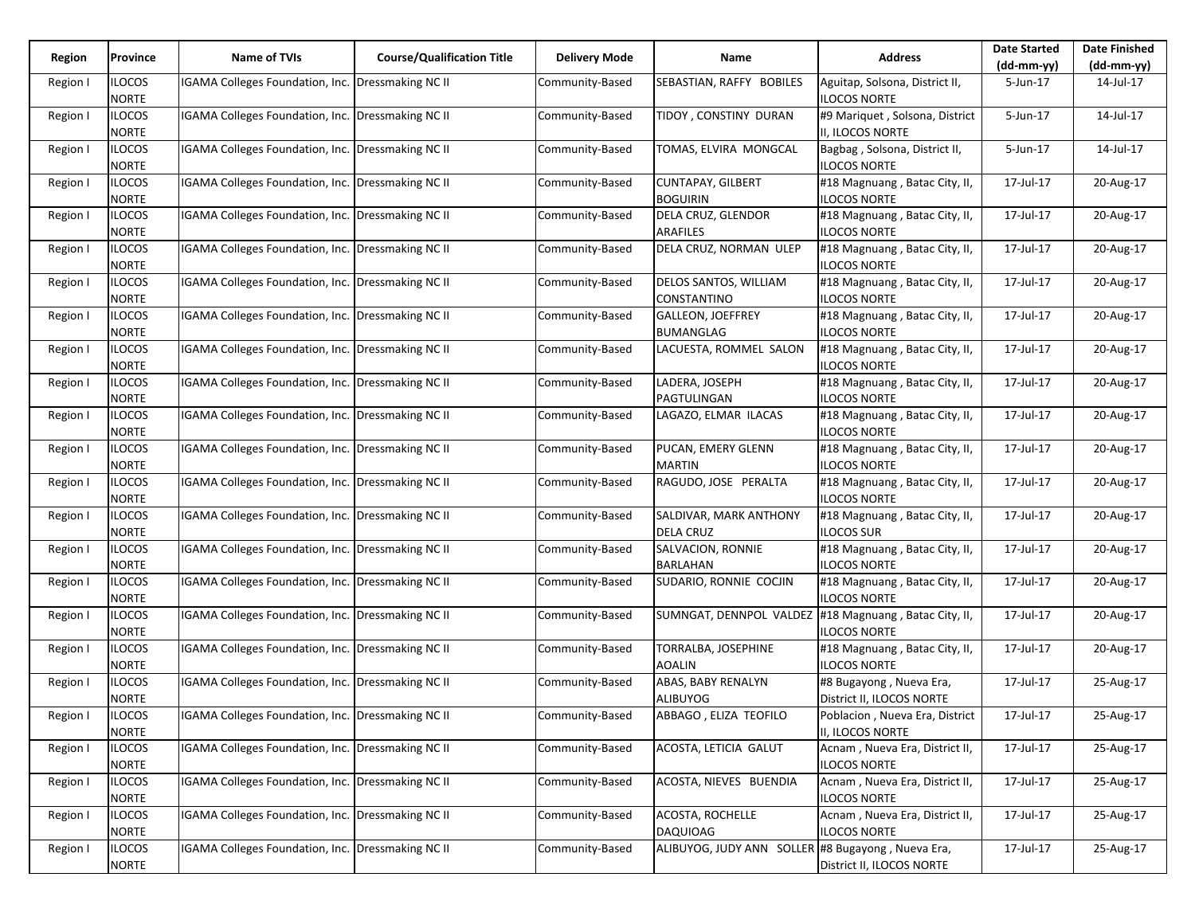| Region | Province | Name of TVIs | Course/Qualification Title | Delivery Mode | Name | Address | Date Started (dd-mm-yy) | Date Finished (dd-mm-yy) |
|---|---|---|---|---|---|---|---|---|
| Region I | ILOCOS NORTE | IGAMA Colleges Foundation, Inc. | Dressmaking NC II | Community-Based | SEBASTIAN, RAFFY BOBILES | Aguitap, Solsona, District II, ILOCOS NORTE | 5-Jun-17 | 14-Jul-17 |
| Region I | ILOCOS NORTE | IGAMA Colleges Foundation, Inc. | Dressmaking NC II | Community-Based | TIDOY , CONSTINY DURAN | #9 Mariquet , Solsona, District II, ILOCOS NORTE | 5-Jun-17 | 14-Jul-17 |
| Region I | ILOCOS NORTE | IGAMA Colleges Foundation, Inc. | Dressmaking NC II | Community-Based | TOMAS, ELVIRA MONGCAL | Bagbag , Solsona, District II, ILOCOS NORTE | 5-Jun-17 | 14-Jul-17 |
| Region I | ILOCOS NORTE | IGAMA Colleges Foundation, Inc. | Dressmaking NC II | Community-Based | CUNTAPAY, GILBERT BOGUIRIN | #18 Magnuang , Batac City, II, ILOCOS NORTE | 17-Jul-17 | 20-Aug-17 |
| Region I | ILOCOS NORTE | IGAMA Colleges Foundation, Inc. | Dressmaking NC II | Community-Based | DELA CRUZ, GLENDOR ARAFILES | #18 Magnuang , Batac City, II, ILOCOS NORTE | 17-Jul-17 | 20-Aug-17 |
| Region I | ILOCOS NORTE | IGAMA Colleges Foundation, Inc. | Dressmaking NC II | Community-Based | DELA CRUZ, NORMAN ULEP | #18 Magnuang , Batac City, II, ILOCOS NORTE | 17-Jul-17 | 20-Aug-17 |
| Region I | ILOCOS NORTE | IGAMA Colleges Foundation, Inc. | Dressmaking NC II | Community-Based | DELOS SANTOS, WILLIAM CONSTANTINO | #18 Magnuang , Batac City, II, ILOCOS NORTE | 17-Jul-17 | 20-Aug-17 |
| Region I | ILOCOS NORTE | IGAMA Colleges Foundation, Inc. | Dressmaking NC II | Community-Based | GALLEON, JOEFFREY BUMANGLAG | #18 Magnuang , Batac City, II, ILOCOS NORTE | 17-Jul-17 | 20-Aug-17 |
| Region I | ILOCOS NORTE | IGAMA Colleges Foundation, Inc. | Dressmaking NC II | Community-Based | LACUESTA, ROMMEL SALON | #18 Magnuang , Batac City, II, ILOCOS NORTE | 17-Jul-17 | 20-Aug-17 |
| Region I | ILOCOS NORTE | IGAMA Colleges Foundation, Inc. | Dressmaking NC II | Community-Based | LADERA, JOSEPH PAGTULINGAN | #18 Magnuang , Batac City, II, ILOCOS NORTE | 17-Jul-17 | 20-Aug-17 |
| Region I | ILOCOS NORTE | IGAMA Colleges Foundation, Inc. | Dressmaking NC II | Community-Based | LAGAZO, ELMAR ILACAS | #18 Magnuang , Batac City, II, ILOCOS NORTE | 17-Jul-17 | 20-Aug-17 |
| Region I | ILOCOS NORTE | IGAMA Colleges Foundation, Inc. | Dressmaking NC II | Community-Based | PUCAN, EMERY GLENN MARTIN | #18 Magnuang , Batac City, II, ILOCOS NORTE | 17-Jul-17 | 20-Aug-17 |
| Region I | ILOCOS NORTE | IGAMA Colleges Foundation, Inc. | Dressmaking NC II | Community-Based | RAGUDO, JOSE PERALTA | #18 Magnuang , Batac City, II, ILOCOS NORTE | 17-Jul-17 | 20-Aug-17 |
| Region I | ILOCOS NORTE | IGAMA Colleges Foundation, Inc. | Dressmaking NC II | Community-Based | SALDIVAR, MARK ANTHONY DELA CRUZ | #18 Magnuang , Batac City, II, ILOCOS SUR | 17-Jul-17 | 20-Aug-17 |
| Region I | ILOCOS NORTE | IGAMA Colleges Foundation, Inc. | Dressmaking NC II | Community-Based | SALVACION, RONNIE BARLAHAN | #18 Magnuang , Batac City, II, ILOCOS NORTE | 17-Jul-17 | 20-Aug-17 |
| Region I | ILOCOS NORTE | IGAMA Colleges Foundation, Inc. | Dressmaking NC II | Community-Based | SUDARIO, RONNIE COCJIN | #18 Magnuang , Batac City, II, ILOCOS NORTE | 17-Jul-17 | 20-Aug-17 |
| Region I | ILOCOS NORTE | IGAMA Colleges Foundation, Inc. | Dressmaking NC II | Community-Based | SUMNGAT, DENNPOL VALDEZ | #18 Magnuang , Batac City, II, ILOCOS NORTE | 17-Jul-17 | 20-Aug-17 |
| Region I | ILOCOS NORTE | IGAMA Colleges Foundation, Inc. | Dressmaking NC II | Community-Based | TORRALBA, JOSEPHINE AOALIN | #18 Magnuang , Batac City, II, ILOCOS NORTE | 17-Jul-17 | 20-Aug-17 |
| Region I | ILOCOS NORTE | IGAMA Colleges Foundation, Inc. | Dressmaking NC II | Community-Based | ABAS, BABY RENALYN ALIBUYOG | #8 Bugayong , Nueva Era, District II, ILOCOS NORTE | 17-Jul-17 | 25-Aug-17 |
| Region I | ILOCOS NORTE | IGAMA Colleges Foundation, Inc. | Dressmaking NC II | Community-Based | ABBAGO , ELIZA TEOFILO | Poblacion , Nueva Era, District II, ILOCOS NORTE | 17-Jul-17 | 25-Aug-17 |
| Region I | ILOCOS NORTE | IGAMA Colleges Foundation, Inc. | Dressmaking NC II | Community-Based | ACOSTA, LETICIA GALUT | Acnam , Nueva Era, District II, ILOCOS NORTE | 17-Jul-17 | 25-Aug-17 |
| Region I | ILOCOS NORTE | IGAMA Colleges Foundation, Inc. | Dressmaking NC II | Community-Based | ACOSTA, NIEVES BUENDIA | Acnam , Nueva Era, District II, ILOCOS NORTE | 17-Jul-17 | 25-Aug-17 |
| Region I | ILOCOS NORTE | IGAMA Colleges Foundation, Inc. | Dressmaking NC II | Community-Based | ACOSTA, ROCHELLE DAQUIOAG | Acnam , Nueva Era, District II, ILOCOS NORTE | 17-Jul-17 | 25-Aug-17 |
| Region I | ILOCOS NORTE | IGAMA Colleges Foundation, Inc. | Dressmaking NC II | Community-Based | ALIBUYOG, JUDY ANN SOLLER | #8 Bugayong , Nueva Era, District II, ILOCOS NORTE | 17-Jul-17 | 25-Aug-17 |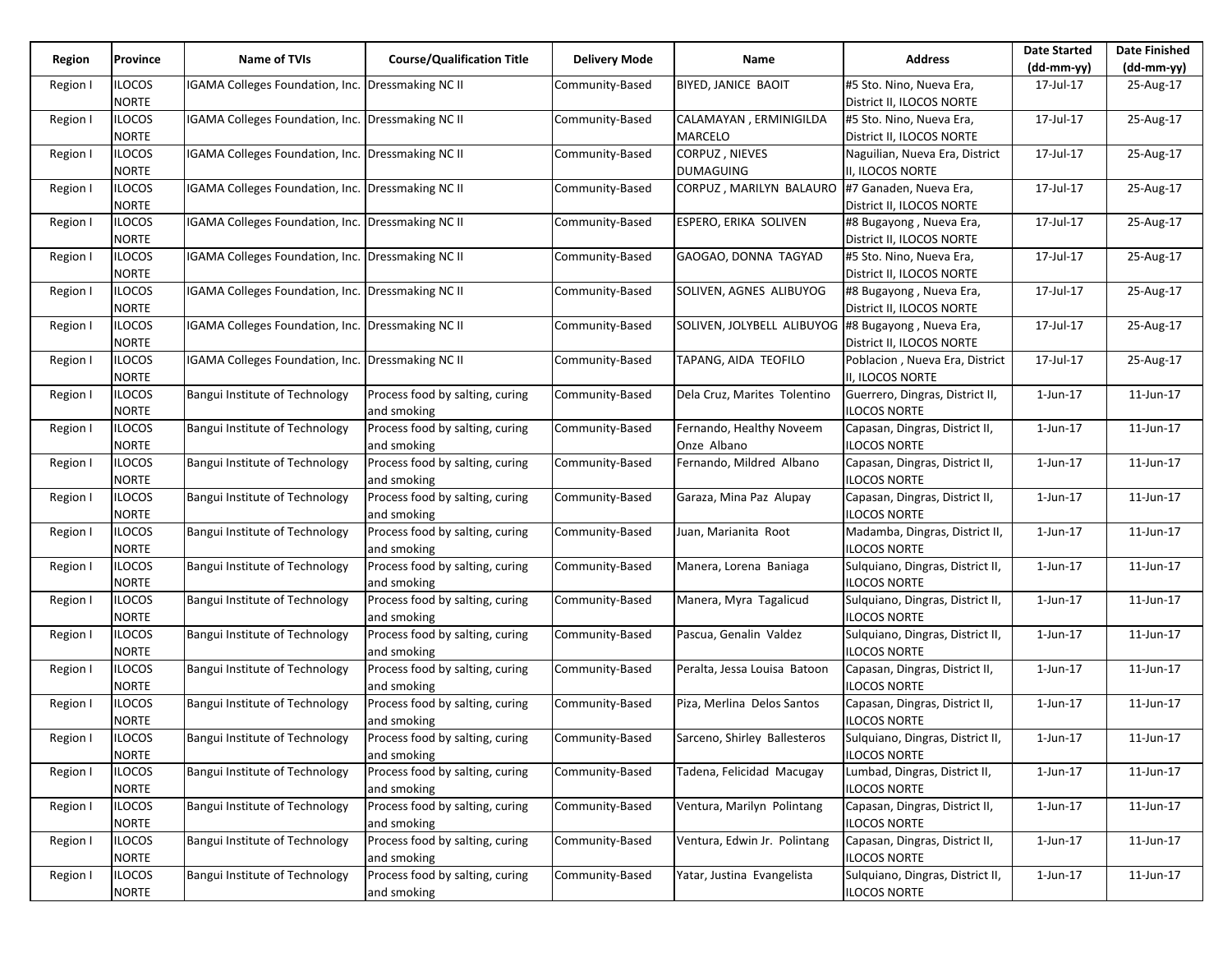| Region | Province | Name of TVIs | Course/Qualification Title | Delivery Mode | Name | Address | Date Started (dd-mm-yy) | Date Finished (dd-mm-yy) |
|---|---|---|---|---|---|---|---|---|
| Region I | ILOCOS NORTE | IGAMA Colleges Foundation, Inc. | Dressmaking NC II | Community-Based | BIYED, JANICE BAOIT | #5 Sto. Nino, Nueva Era, District II, ILOCOS NORTE | 17-Jul-17 | 25-Aug-17 |
| Region I | ILOCOS NORTE | IGAMA Colleges Foundation, Inc. | Dressmaking NC II | Community-Based | CALAMAYAN , ERMINIGILDA MARCELO | #5 Sto. Nino, Nueva Era, District II, ILOCOS NORTE | 17-Jul-17 | 25-Aug-17 |
| Region I | ILOCOS NORTE | IGAMA Colleges Foundation, Inc. | Dressmaking NC II | Community-Based | CORPUZ , NIEVES DUMAGUING | Naguilian, Nueva Era, District II, ILOCOS NORTE | 17-Jul-17 | 25-Aug-17 |
| Region I | ILOCOS NORTE | IGAMA Colleges Foundation, Inc. | Dressmaking NC II | Community-Based | CORPUZ , MARILYN BALAURO | #7 Ganaden, Nueva Era, District II, ILOCOS NORTE | 17-Jul-17 | 25-Aug-17 |
| Region I | ILOCOS NORTE | IGAMA Colleges Foundation, Inc. | Dressmaking NC II | Community-Based | ESPERO, ERIKA SOLIVEN | #8 Bugayong , Nueva Era, District II, ILOCOS NORTE | 17-Jul-17 | 25-Aug-17 |
| Region I | ILOCOS NORTE | IGAMA Colleges Foundation, Inc. | Dressmaking NC II | Community-Based | GAOGAO, DONNA TAGYAD | #5 Sto. Nino, Nueva Era, District II, ILOCOS NORTE | 17-Jul-17 | 25-Aug-17 |
| Region I | ILOCOS NORTE | IGAMA Colleges Foundation, Inc. | Dressmaking NC II | Community-Based | SOLIVEN, AGNES ALIBUYOG | #8 Bugayong , Nueva Era, District II, ILOCOS NORTE | 17-Jul-17 | 25-Aug-17 |
| Region I | ILOCOS NORTE | IGAMA Colleges Foundation, Inc. | Dressmaking NC II | Community-Based | SOLIVEN, JOLYBELL ALIBUYOG | #8 Bugayong , Nueva Era, District II, ILOCOS NORTE | 17-Jul-17 | 25-Aug-17 |
| Region I | ILOCOS NORTE | IGAMA Colleges Foundation, Inc. | Dressmaking NC II | Community-Based | TAPANG, AIDA TEOFILO | Poblacion , Nueva Era, District II, ILOCOS NORTE | 17-Jul-17 | 25-Aug-17 |
| Region I | ILOCOS NORTE | Bangui Institute of Technology | Process food by salting, curing and smoking | Community-Based | Dela Cruz, Marites Tolentino | Guerrero, Dingras, District II, ILOCOS NORTE | 1-Jun-17 | 11-Jun-17 |
| Region I | ILOCOS NORTE | Bangui Institute of Technology | Process food by salting, curing and smoking | Community-Based | Fernando, Healthy Noveem Onze Albano | Capasan, Dingras, District II, ILOCOS NORTE | 1-Jun-17 | 11-Jun-17 |
| Region I | ILOCOS NORTE | Bangui Institute of Technology | Process food by salting, curing and smoking | Community-Based | Fernando, Mildred Albano | Capasan, Dingras, District II, ILOCOS NORTE | 1-Jun-17 | 11-Jun-17 |
| Region I | ILOCOS NORTE | Bangui Institute of Technology | Process food by salting, curing and smoking | Community-Based | Garaza, Mina Paz Alupay | Capasan, Dingras, District II, ILOCOS NORTE | 1-Jun-17 | 11-Jun-17 |
| Region I | ILOCOS NORTE | Bangui Institute of Technology | Process food by salting, curing and smoking | Community-Based | Juan, Marianita Root | Madamba, Dingras, District II, ILOCOS NORTE | 1-Jun-17 | 11-Jun-17 |
| Region I | ILOCOS NORTE | Bangui Institute of Technology | Process food by salting, curing and smoking | Community-Based | Manera, Lorena Baniaga | Sulquiano, Dingras, District II, ILOCOS NORTE | 1-Jun-17 | 11-Jun-17 |
| Region I | ILOCOS NORTE | Bangui Institute of Technology | Process food by salting, curing and smoking | Community-Based | Manera, Myra Tagalicud | Sulquiano, Dingras, District II, ILOCOS NORTE | 1-Jun-17 | 11-Jun-17 |
| Region I | ILOCOS NORTE | Bangui Institute of Technology | Process food by salting, curing and smoking | Community-Based | Pascua, Genalin Valdez | Sulquiano, Dingras, District II, ILOCOS NORTE | 1-Jun-17 | 11-Jun-17 |
| Region I | ILOCOS NORTE | Bangui Institute of Technology | Process food by salting, curing and smoking | Community-Based | Peralta, Jessa Louisa Batoon | Capasan, Dingras, District II, ILOCOS NORTE | 1-Jun-17 | 11-Jun-17 |
| Region I | ILOCOS NORTE | Bangui Institute of Technology | Process food by salting, curing and smoking | Community-Based | Piza, Merlina Delos Santos | Capasan, Dingras, District II, ILOCOS NORTE | 1-Jun-17 | 11-Jun-17 |
| Region I | ILOCOS NORTE | Bangui Institute of Technology | Process food by salting, curing and smoking | Community-Based | Sarceno, Shirley Ballesteros | Sulquiano, Dingras, District II, ILOCOS NORTE | 1-Jun-17 | 11-Jun-17 |
| Region I | ILOCOS NORTE | Bangui Institute of Technology | Process food by salting, curing and smoking | Community-Based | Tadena, Felicidad Macugay | Lumbad, Dingras, District II, ILOCOS NORTE | 1-Jun-17 | 11-Jun-17 |
| Region I | ILOCOS NORTE | Bangui Institute of Technology | Process food by salting, curing and smoking | Community-Based | Ventura, Marilyn Polintang | Capasan, Dingras, District II, ILOCOS NORTE | 1-Jun-17 | 11-Jun-17 |
| Region I | ILOCOS NORTE | Bangui Institute of Technology | Process food by salting, curing and smoking | Community-Based | Ventura, Edwin Jr. Polintang | Capasan, Dingras, District II, ILOCOS NORTE | 1-Jun-17 | 11-Jun-17 |
| Region I | ILOCOS NORTE | Bangui Institute of Technology | Process food by salting, curing and smoking | Community-Based | Yatar, Justina Evangelista | Sulquiano, Dingras, District II, ILOCOS NORTE | 1-Jun-17 | 11-Jun-17 |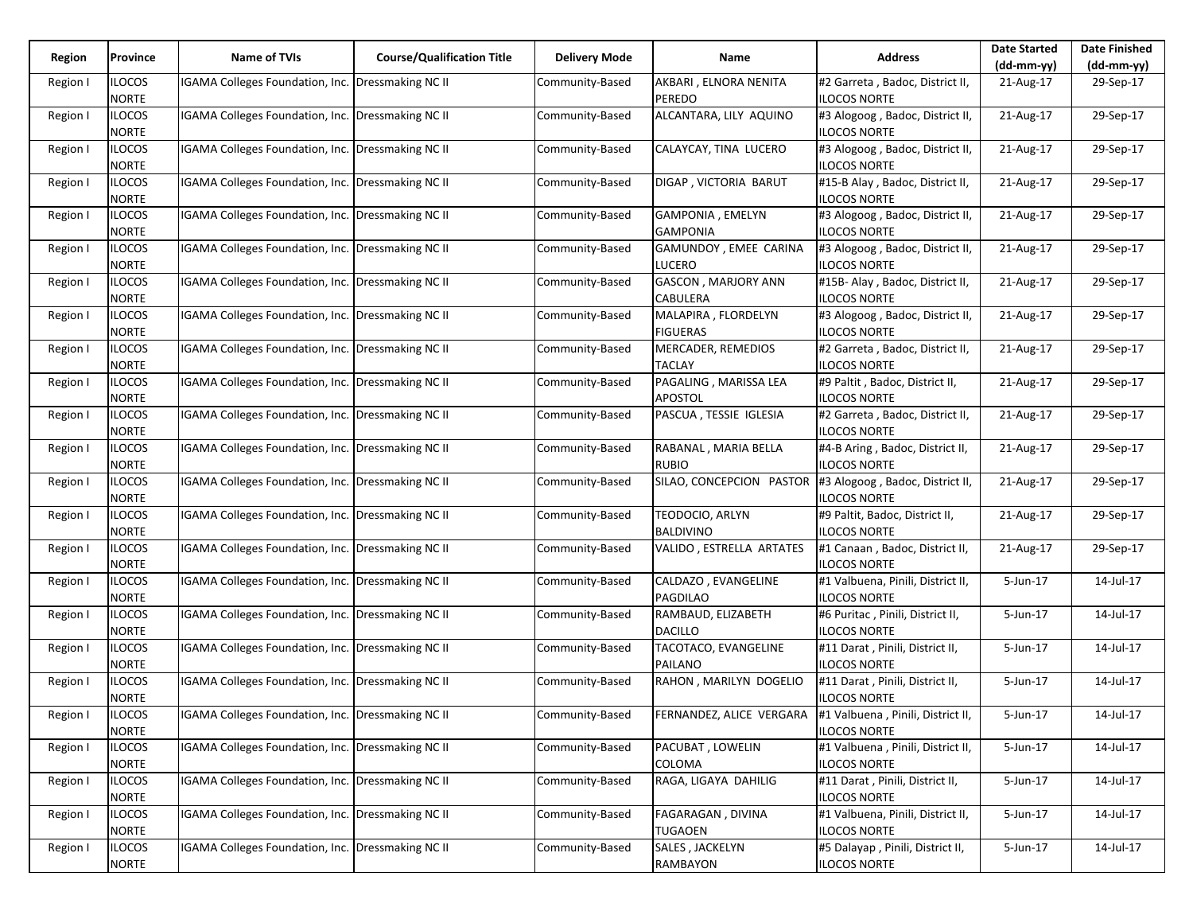| Region | Province | Name of TVIs | Course/Qualification Title | Delivery Mode | Name | Address | Date Started (dd-mm-yy) | Date Finished (dd-mm-yy) |
|---|---|---|---|---|---|---|---|---|
| Region I | ILOCOS NORTE | IGAMA Colleges Foundation, Inc. | Dressmaking NC II | Community-Based | AKBARI , ELNORA NENITA PEREDO | #2 Garreta , Badoc, District II, ILOCOS NORTE | 21-Aug-17 | 29-Sep-17 |
| Region I | ILOCOS NORTE | IGAMA Colleges Foundation, Inc. | Dressmaking NC II | Community-Based | ALCANTARA, LILY AQUINO | #3 Alogoog , Badoc, District II, ILOCOS NORTE | 21-Aug-17 | 29-Sep-17 |
| Region I | ILOCOS NORTE | IGAMA Colleges Foundation, Inc. | Dressmaking NC II | Community-Based | CALAYCAY, TINA LUCERO | #3 Alogoog , Badoc, District II, ILOCOS NORTE | 21-Aug-17 | 29-Sep-17 |
| Region I | ILOCOS NORTE | IGAMA Colleges Foundation, Inc. | Dressmaking NC II | Community-Based | DIGAP , VICTORIA BARUT | #15-B Alay , Badoc, District II, ILOCOS NORTE | 21-Aug-17 | 29-Sep-17 |
| Region I | ILOCOS NORTE | IGAMA Colleges Foundation, Inc. | Dressmaking NC II | Community-Based | GAMPONIA , EMELYN GAMPONIA | #3 Alogoog , Badoc, District II, ILOCOS NORTE | 21-Aug-17 | 29-Sep-17 |
| Region I | ILOCOS NORTE | IGAMA Colleges Foundation, Inc. | Dressmaking NC II | Community-Based | GAMUNDOY , EMEE CARINA LUCERO | #3 Alogoog , Badoc, District II, ILOCOS NORTE | 21-Aug-17 | 29-Sep-17 |
| Region I | ILOCOS NORTE | IGAMA Colleges Foundation, Inc. | Dressmaking NC II | Community-Based | GASCON , MARJORY ANN CABULERA | #15B- Alay , Badoc, District II, ILOCOS NORTE | 21-Aug-17 | 29-Sep-17 |
| Region I | ILOCOS NORTE | IGAMA Colleges Foundation, Inc. | Dressmaking NC II | Community-Based | MALAPIRA , FLORDELYN FIGUERAS | #3 Alogoog , Badoc, District II, ILOCOS NORTE | 21-Aug-17 | 29-Sep-17 |
| Region I | ILOCOS NORTE | IGAMA Colleges Foundation, Inc. | Dressmaking NC II | Community-Based | MERCADER, REMEDIOS TACLAY | #2 Garreta , Badoc, District II, ILOCOS NORTE | 21-Aug-17 | 29-Sep-17 |
| Region I | ILOCOS NORTE | IGAMA Colleges Foundation, Inc. | Dressmaking NC II | Community-Based | PAGALING , MARISSA LEA APOSTOL | #9 Paltit , Badoc, District II, ILOCOS NORTE | 21-Aug-17 | 29-Sep-17 |
| Region I | ILOCOS NORTE | IGAMA Colleges Foundation, Inc. | Dressmaking NC II | Community-Based | PASCUA , TESSIE IGLESIA | #2 Garreta , Badoc, District II, ILOCOS NORTE | 21-Aug-17 | 29-Sep-17 |
| Region I | ILOCOS NORTE | IGAMA Colleges Foundation, Inc. | Dressmaking NC II | Community-Based | RABANAL , MARIA BELLA RUBIO | #4-B Aring , Badoc, District II, ILOCOS NORTE | 21-Aug-17 | 29-Sep-17 |
| Region I | ILOCOS NORTE | IGAMA Colleges Foundation, Inc. | Dressmaking NC II | Community-Based | SILAO, CONCEPCION PASTOR | #3 Alogoog , Badoc, District II, ILOCOS NORTE | 21-Aug-17 | 29-Sep-17 |
| Region I | ILOCOS NORTE | IGAMA Colleges Foundation, Inc. | Dressmaking NC II | Community-Based | TEODOCIO, ARLYN BALDIVINO | #9 Paltit, Badoc, District II, ILOCOS NORTE | 21-Aug-17 | 29-Sep-17 |
| Region I | ILOCOS NORTE | IGAMA Colleges Foundation, Inc. | Dressmaking NC II | Community-Based | VALIDO , ESTRELLA ARTATES | #1 Canaan , Badoc, District II, ILOCOS NORTE | 21-Aug-17 | 29-Sep-17 |
| Region I | ILOCOS NORTE | IGAMA Colleges Foundation, Inc. | Dressmaking NC II | Community-Based | CALDAZO , EVANGELINE PAGDILAO | #1 Valbuena, Pinili, District II, ILOCOS NORTE | 5-Jun-17 | 14-Jul-17 |
| Region I | ILOCOS NORTE | IGAMA Colleges Foundation, Inc. | Dressmaking NC II | Community-Based | RAMBAUD, ELIZABETH DACILLO | #6 Puritac , Pinili, District II, ILOCOS NORTE | 5-Jun-17 | 14-Jul-17 |
| Region I | ILOCOS NORTE | IGAMA Colleges Foundation, Inc. | Dressmaking NC II | Community-Based | TACOTACO, EVANGELINE PAILANO | #11 Darat , Pinili, District II, ILOCOS NORTE | 5-Jun-17 | 14-Jul-17 |
| Region I | ILOCOS NORTE | IGAMA Colleges Foundation, Inc. | Dressmaking NC II | Community-Based | RAHON , MARILYN DOGELIO | #11 Darat , Pinili, District II, ILOCOS NORTE | 5-Jun-17 | 14-Jul-17 |
| Region I | ILOCOS NORTE | IGAMA Colleges Foundation, Inc. | Dressmaking NC II | Community-Based | FERNANDEZ, ALICE VERGARA | #1 Valbuena , Pinili, District II, ILOCOS NORTE | 5-Jun-17 | 14-Jul-17 |
| Region I | ILOCOS NORTE | IGAMA Colleges Foundation, Inc. | Dressmaking NC II | Community-Based | PACUBAT , LOWELIN COLOMA | #1 Valbuena , Pinili, District II, ILOCOS NORTE | 5-Jun-17 | 14-Jul-17 |
| Region I | ILOCOS NORTE | IGAMA Colleges Foundation, Inc. | Dressmaking NC II | Community-Based | RAGA, LIGAYA DAHILIG | #11 Darat , Pinili, District II, ILOCOS NORTE | 5-Jun-17 | 14-Jul-17 |
| Region I | ILOCOS NORTE | IGAMA Colleges Foundation, Inc. | Dressmaking NC II | Community-Based | FAGARAGAN , DIVINA TUGAOEN | #1 Valbuena, Pinili, District II, ILOCOS NORTE | 5-Jun-17 | 14-Jul-17 |
| Region I | ILOCOS NORTE | IGAMA Colleges Foundation, Inc. | Dressmaking NC II | Community-Based | SALES , JACKELYN RAMBAYON | #5 Dalayap , Pinili, District II, ILOCOS NORTE | 5-Jun-17 | 14-Jul-17 |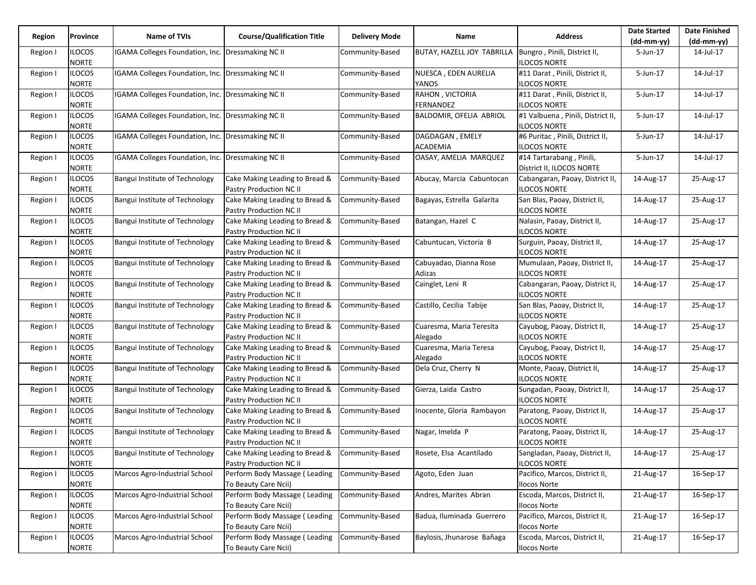| Region | Province | Name of TVIs | Course/Qualification Title | Delivery Mode | Name | Address | Date Started (dd-mm-yy) | Date Finished (dd-mm-yy) |
|---|---|---|---|---|---|---|---|---|
| Region I | ILOCOS NORTE | IGAMA Colleges Foundation, Inc. | Dressmaking NC II | Community-Based | BUTAY, HAZELL JOY TABRILLA | Bungro , Pinili, District II, ILOCOS NORTE | 5-Jun-17 | 14-Jul-17 |
| Region I | ILOCOS NORTE | IGAMA Colleges Foundation, Inc. | Dressmaking NC II | Community-Based | NUESCA , EDEN AURELIA YANOS | #11 Darat , Pinili, District II, ILOCOS NORTE | 5-Jun-17 | 14-Jul-17 |
| Region I | ILOCOS NORTE | IGAMA Colleges Foundation, Inc. | Dressmaking NC II | Community-Based | RAHON , VICTORIA FERNANDEZ | #11 Darat , Pinili, District II, ILOCOS NORTE | 5-Jun-17 | 14-Jul-17 |
| Region I | ILOCOS NORTE | IGAMA Colleges Foundation, Inc. | Dressmaking NC II | Community-Based | BALDOMIR, OFELIA ABRIOL | #1 Valbuena , Pinili, District II, ILOCOS NORTE | 5-Jun-17 | 14-Jul-17 |
| Region I | ILOCOS NORTE | IGAMA Colleges Foundation, Inc. | Dressmaking NC II | Community-Based | DAGDAGAN , EMELY ACADEMIA | #6 Puritac , Pinili, District II, ILOCOS NORTE | 5-Jun-17 | 14-Jul-17 |
| Region I | ILOCOS NORTE | IGAMA Colleges Foundation, Inc. | Dressmaking NC II | Community-Based | OASAY, AMELIA MARQUEZ | #14 Tartarabang , Pinili, District II, ILOCOS NORTE | 5-Jun-17 | 14-Jul-17 |
| Region I | ILOCOS NORTE | Bangui Institute of Technology | Cake Making Leading to Bread & Pastry Production NC II | Community-Based | Abucay, Marcia Cabuntocan | Cabangaran, Paoay, District II, ILOCOS NORTE | 14-Aug-17 | 25-Aug-17 |
| Region I | ILOCOS NORTE | Bangui Institute of Technology | Cake Making Leading to Bread & Pastry Production NC II | Community-Based | Bagayas, Estrella Galarita | San Blas, Paoay, District II, ILOCOS NORTE | 14-Aug-17 | 25-Aug-17 |
| Region I | ILOCOS NORTE | Bangui Institute of Technology | Cake Making Leading to Bread & Pastry Production NC II | Community-Based | Batangan, Hazel C | Nalasin, Paoay, District II, ILOCOS NORTE | 14-Aug-17 | 25-Aug-17 |
| Region I | ILOCOS NORTE | Bangui Institute of Technology | Cake Making Leading to Bread & Pastry Production NC II | Community-Based | Cabuntucan, Victoria B | Surguin, Paoay, District II, ILOCOS NORTE | 14-Aug-17 | 25-Aug-17 |
| Region I | ILOCOS NORTE | Bangui Institute of Technology | Cake Making Leading to Bread & Pastry Production NC II | Community-Based | Cabuyadao, Dianna Rose Adizas | Mumulaan, Paoay, District II, ILOCOS NORTE | 14-Aug-17 | 25-Aug-17 |
| Region I | ILOCOS NORTE | Bangui Institute of Technology | Cake Making Leading to Bread & Pastry Production NC II | Community-Based | Cainglet, Leni R | Cabangaran, Paoay, District II, ILOCOS NORTE | 14-Aug-17 | 25-Aug-17 |
| Region I | ILOCOS NORTE | Bangui Institute of Technology | Cake Making Leading to Bread & Pastry Production NC II | Community-Based | Castillo, Cecilia Tabije | San Blas, Paoay, District II, ILOCOS NORTE | 14-Aug-17 | 25-Aug-17 |
| Region I | ILOCOS NORTE | Bangui Institute of Technology | Cake Making Leading to Bread & Pastry Production NC II | Community-Based | Cuaresma, Maria Teresita Alegado | Cayubog, Paoay, District II, ILOCOS NORTE | 14-Aug-17 | 25-Aug-17 |
| Region I | ILOCOS NORTE | Bangui Institute of Technology | Cake Making Leading to Bread & Pastry Production NC II | Community-Based | Cuaresma, Maria Teresa Alegado | Cayubog, Paoay, District II, ILOCOS NORTE | 14-Aug-17 | 25-Aug-17 |
| Region I | ILOCOS NORTE | Bangui Institute of Technology | Cake Making Leading to Bread & Pastry Production NC II | Community-Based | Dela Cruz, Cherry N | Monte, Paoay, District II, ILOCOS NORTE | 14-Aug-17 | 25-Aug-17 |
| Region I | ILOCOS NORTE | Bangui Institute of Technology | Cake Making Leading to Bread & Pastry Production NC II | Community-Based | Gierza, Laida Castro | Sungadan, Paoay, District II, ILOCOS NORTE | 14-Aug-17 | 25-Aug-17 |
| Region I | ILOCOS NORTE | Bangui Institute of Technology | Cake Making Leading to Bread & Pastry Production NC II | Community-Based | Inocente, Gloria Rambayon | Paratong, Paoay, District II, ILOCOS NORTE | 14-Aug-17 | 25-Aug-17 |
| Region I | ILOCOS NORTE | Bangui Institute of Technology | Cake Making Leading to Bread & Pastry Production NC II | Community-Based | Nagar, Imelda P | Paratong, Paoay, District II, ILOCOS NORTE | 14-Aug-17 | 25-Aug-17 |
| Region I | ILOCOS NORTE | Bangui Institute of Technology | Cake Making Leading to Bread & Pastry Production NC II | Community-Based | Rosete, Elsa Acantilado | Sangladan, Paoay, District II, ILOCOS NORTE | 14-Aug-17 | 25-Aug-17 |
| Region I | ILOCOS NORTE | Marcos Agro-Industrial School | Perform Body Massage ( Leading To Beauty Care Ncii) | Community-Based | Agoto, Eden Juan | Pacifico, Marcos, District II, Ilocos Norte | 21-Aug-17 | 16-Sep-17 |
| Region I | ILOCOS NORTE | Marcos Agro-Industrial School | Perform Body Massage ( Leading To Beauty Care Ncii) | Community-Based | Andres, Marites Abran | Escoda, Marcos, District II, Ilocos Norte | 21-Aug-17 | 16-Sep-17 |
| Region I | ILOCOS NORTE | Marcos Agro-Industrial School | Perform Body Massage ( Leading To Beauty Care Ncii) | Community-Based | Badua, Iluminada Guerrero | Pacifico, Marcos, District II, Ilocos Norte | 21-Aug-17 | 16-Sep-17 |
| Region I | ILOCOS NORTE | Marcos Agro-Industrial School | Perform Body Massage ( Leading To Beauty Care Ncii) | Community-Based | Baylosis, Jhunarose Bañaga | Escoda, Marcos, District II, Ilocos Norte | 21-Aug-17 | 16-Sep-17 |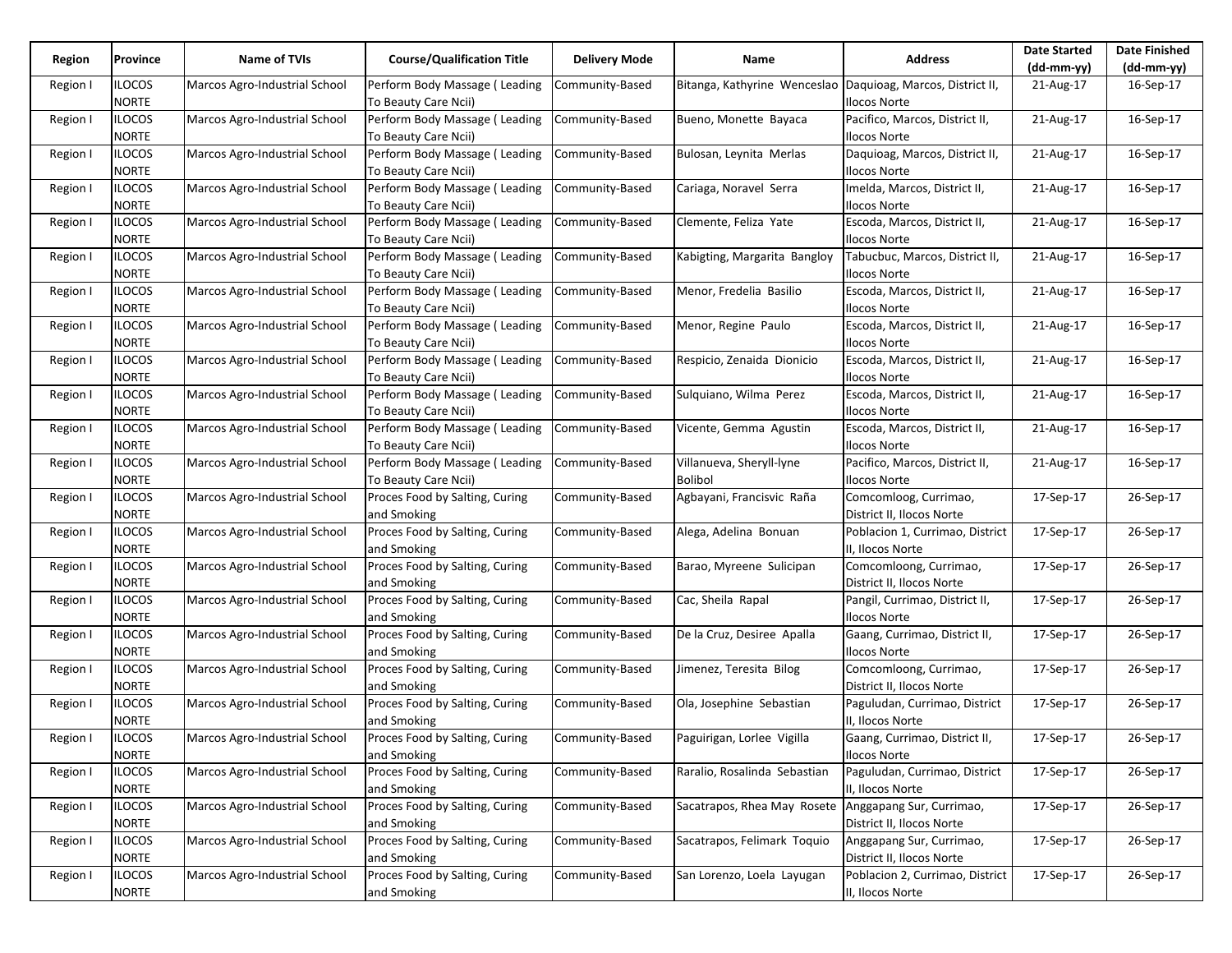| Region | Province | Name of TVIs | Course/Qualification Title | Delivery Mode | Name | Address | Date Started (dd-mm-yy) | Date Finished (dd-mm-yy) |
|---|---|---|---|---|---|---|---|---|
| Region I | ILOCOS NORTE | Marcos Agro-Industrial School | Perform Body Massage ( Leading To Beauty Care Ncii) | Community-Based | Bitanga, Kathyrine Wenceslao | Daquioag, Marcos, District II, Ilocos Norte | 21-Aug-17 | 16-Sep-17 |
| Region I | ILOCOS NORTE | Marcos Agro-Industrial School | Perform Body Massage ( Leading To Beauty Care Ncii) | Community-Based | Bueno, Monette Bayaca | Pacifico, Marcos, District II, Ilocos Norte | 21-Aug-17 | 16-Sep-17 |
| Region I | ILOCOS NORTE | Marcos Agro-Industrial School | Perform Body Massage ( Leading To Beauty Care Ncii) | Community-Based | Bulosan, Leynita Merlas | Daquioag, Marcos, District II, Ilocos Norte | 21-Aug-17 | 16-Sep-17 |
| Region I | ILOCOS NORTE | Marcos Agro-Industrial School | Perform Body Massage ( Leading To Beauty Care Ncii) | Community-Based | Cariaga, Noravel Serra | Imelda, Marcos, District II, Ilocos Norte | 21-Aug-17 | 16-Sep-17 |
| Region I | ILOCOS NORTE | Marcos Agro-Industrial School | Perform Body Massage ( Leading To Beauty Care Ncii) | Community-Based | Clemente, Feliza Yate | Escoda, Marcos, District II, Ilocos Norte | 21-Aug-17 | 16-Sep-17 |
| Region I | ILOCOS NORTE | Marcos Agro-Industrial School | Perform Body Massage ( Leading To Beauty Care Ncii) | Community-Based | Kabigting, Margarita Bangloy | Tabucbuc, Marcos, District II, Ilocos Norte | 21-Aug-17 | 16-Sep-17 |
| Region I | ILOCOS NORTE | Marcos Agro-Industrial School | Perform Body Massage ( Leading To Beauty Care Ncii) | Community-Based | Menor, Fredelia Basilio | Escoda, Marcos, District II, Ilocos Norte | 21-Aug-17 | 16-Sep-17 |
| Region I | ILOCOS NORTE | Marcos Agro-Industrial School | Perform Body Massage ( Leading To Beauty Care Ncii) | Community-Based | Menor, Regine Paulo | Escoda, Marcos, District II, Ilocos Norte | 21-Aug-17 | 16-Sep-17 |
| Region I | ILOCOS NORTE | Marcos Agro-Industrial School | Perform Body Massage ( Leading To Beauty Care Ncii) | Community-Based | Respicio, Zenaida Dionicio | Escoda, Marcos, District II, Ilocos Norte | 21-Aug-17 | 16-Sep-17 |
| Region I | ILOCOS NORTE | Marcos Agro-Industrial School | Perform Body Massage ( Leading To Beauty Care Ncii) | Community-Based | Sulquiano, Wilma Perez | Escoda, Marcos, District II, Ilocos Norte | 21-Aug-17 | 16-Sep-17 |
| Region I | ILOCOS NORTE | Marcos Agro-Industrial School | Perform Body Massage ( Leading To Beauty Care Ncii) | Community-Based | Vicente, Gemma Agustin | Escoda, Marcos, District II, Ilocos Norte | 21-Aug-17 | 16-Sep-17 |
| Region I | ILOCOS NORTE | Marcos Agro-Industrial School | Perform Body Massage ( Leading To Beauty Care Ncii) | Community-Based | Villanueva, Sheryll-lyne Bolibol | Pacifico, Marcos, District II, Ilocos Norte | 21-Aug-17 | 16-Sep-17 |
| Region I | ILOCOS NORTE | Marcos Agro-Industrial School | Proces Food by Salting, Curing and Smoking | Community-Based | Agbayani, Francisvic Raña | Comcomloog, Currimao, District II, Ilocos Norte | 17-Sep-17 | 26-Sep-17 |
| Region I | ILOCOS NORTE | Marcos Agro-Industrial School | Proces Food by Salting, Curing and Smoking | Community-Based | Alega, Adelina Bonuan | Poblacion 1, Currimao, District II, Ilocos Norte | 17-Sep-17 | 26-Sep-17 |
| Region I | ILOCOS NORTE | Marcos Agro-Industrial School | Proces Food by Salting, Curing and Smoking | Community-Based | Barao, Myreene Sulicipan | Comcomloong, Currimao, District II, Ilocos Norte | 17-Sep-17 | 26-Sep-17 |
| Region I | ILOCOS NORTE | Marcos Agro-Industrial School | Proces Food by Salting, Curing and Smoking | Community-Based | Cac, Sheila Rapal | Pangil, Currimao, District II, Ilocos Norte | 17-Sep-17 | 26-Sep-17 |
| Region I | ILOCOS NORTE | Marcos Agro-Industrial School | Proces Food by Salting, Curing and Smoking | Community-Based | De la Cruz, Desiree Apalla | Gaang, Currimao, District II, Ilocos Norte | 17-Sep-17 | 26-Sep-17 |
| Region I | ILOCOS NORTE | Marcos Agro-Industrial School | Proces Food by Salting, Curing and Smoking | Community-Based | Jimenez, Teresita Bilog | Comcomloong, Currimao, District II, Ilocos Norte | 17-Sep-17 | 26-Sep-17 |
| Region I | ILOCOS NORTE | Marcos Agro-Industrial School | Proces Food by Salting, Curing and Smoking | Community-Based | Ola, Josephine Sebastian | Paguludan, Currimao, District II, Ilocos Norte | 17-Sep-17 | 26-Sep-17 |
| Region I | ILOCOS NORTE | Marcos Agro-Industrial School | Proces Food by Salting, Curing and Smoking | Community-Based | Paguirigan, Lorlee Vigilla | Gaang, Currimao, District II, Ilocos Norte | 17-Sep-17 | 26-Sep-17 |
| Region I | ILOCOS NORTE | Marcos Agro-Industrial School | Proces Food by Salting, Curing and Smoking | Community-Based | Raralio, Rosalinda Sebastian | Paguludan, Currimao, District II, Ilocos Norte | 17-Sep-17 | 26-Sep-17 |
| Region I | ILOCOS NORTE | Marcos Agro-Industrial School | Proces Food by Salting, Curing and Smoking | Community-Based | Sacatrapos, Rhea May Rosete | Anggapang Sur, Currimao, District II, Ilocos Norte | 17-Sep-17 | 26-Sep-17 |
| Region I | ILOCOS NORTE | Marcos Agro-Industrial School | Proces Food by Salting, Curing and Smoking | Community-Based | Sacatrapos, Felimark Toquio | Anggapang Sur, Currimao, District II, Ilocos Norte | 17-Sep-17 | 26-Sep-17 |
| Region I | ILOCOS NORTE | Marcos Agro-Industrial School | Proces Food by Salting, Curing and Smoking | Community-Based | San Lorenzo, Loela Layugan | Poblacion 2, Currimao, District II, Ilocos Norte | 17-Sep-17 | 26-Sep-17 |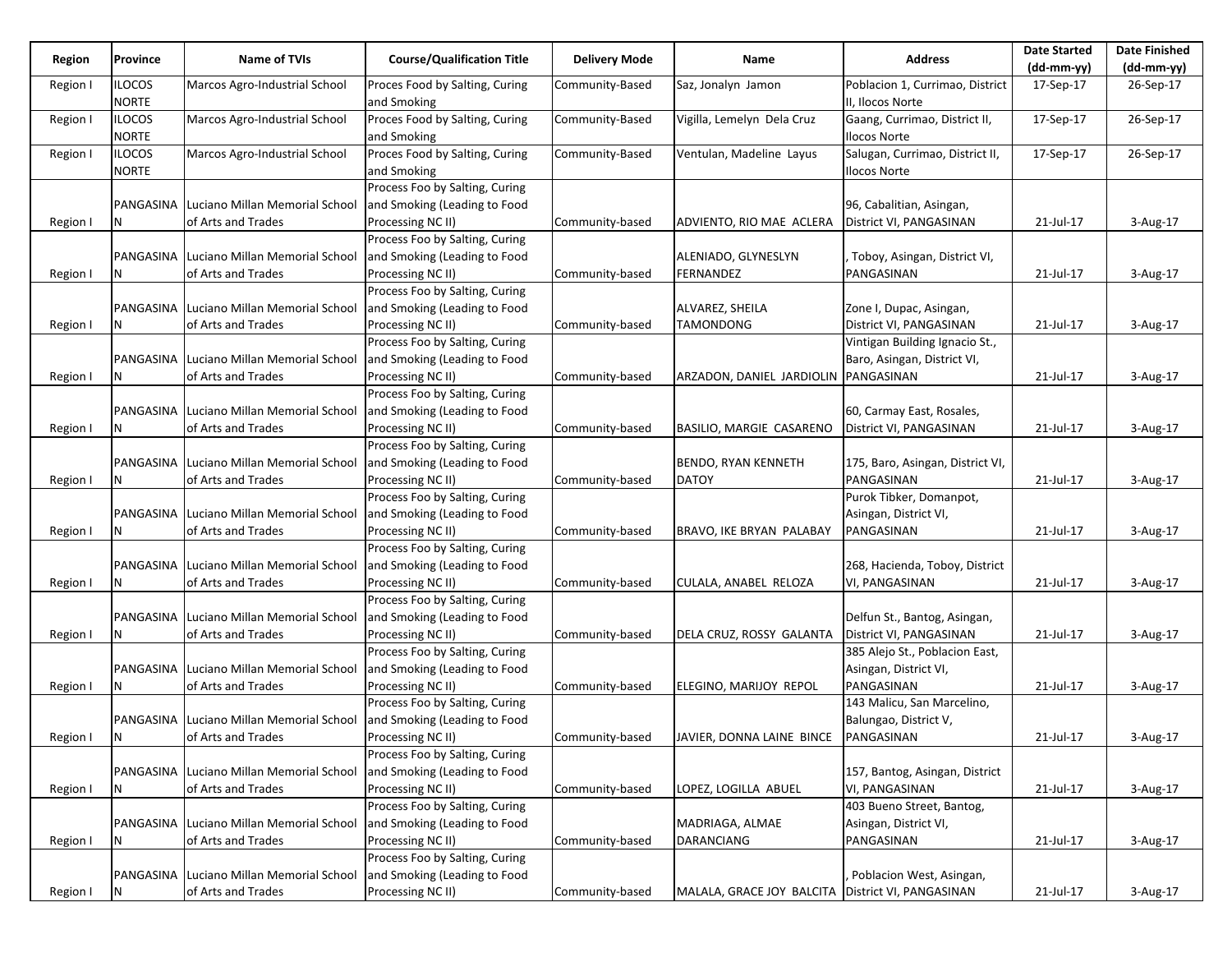| Region | Province | Name of TVIs | Course/Qualification Title | Delivery Mode | Name | Address | Date Started (dd-mm-yy) | Date Finished (dd-mm-yy) |
|---|---|---|---|---|---|---|---|---|
| Region I | ILOCOS NORTE | Marcos Agro-Industrial School | Proces Food by Salting, Curing and Smoking | Community-Based | Saz, Jonalyn Jamon | Poblacion 1, Currimao, District II, Ilocos Norte | 17-Sep-17 | 26-Sep-17 |
| Region I | ILOCOS NORTE | Marcos Agro-Industrial School | Proces Food by Salting, Curing and Smoking | Community-Based | Vigilla, Lemelyn Dela Cruz | Gaang, Currimao, District II, Ilocos Norte | 17-Sep-17 | 26-Sep-17 |
| Region I | ILOCOS NORTE | Marcos Agro-Industrial School | Proces Food by Salting, Curing and Smoking | Community-Based | Ventulan, Madeline Layus | Salugan, Currimao, District II, Ilocos Norte | 17-Sep-17 | 26-Sep-17 |
| Region I | PANGASINAN | Luciano Millan Memorial School of Arts and Trades | Process Foo by Salting, Curing and Smoking (Leading to Food Processing NC II) | Community-based | ADVIENTO, RIO MAE ACLERA | 96, Cabalitian, Asingan, District VI, PANGASINAN | 21-Jul-17 | 3-Aug-17 |
| Region I | PANGASINAN | Luciano Millan Memorial School of Arts and Trades | Process Foo by Salting, Curing and Smoking (Leading to Food Processing NC II) | Community-based | ALENIADO, GLYNESLYN FERNANDEZ | , Toboy, Asingan, District VI, PANGASINAN | 21-Jul-17 | 3-Aug-17 |
| Region I | PANGASINAN | Luciano Millan Memorial School of Arts and Trades | Process Foo by Salting, Curing and Smoking (Leading to Food Processing NC II) | Community-based | ALVAREZ, SHEILA TAMONDONG | Zone I, Dupac, Asingan, District VI, PANGASINAN | 21-Jul-17 | 3-Aug-17 |
| Region I | PANGASINAN | Luciano Millan Memorial School of Arts and Trades | Process Foo by Salting, Curing and Smoking (Leading to Food Processing NC II) | Community-based | ARZADON, DANIEL JARDIOLIN | Vintigan Building Ignacio St., Baro, Asingan, District VI, PANGASINAN | 21-Jul-17 | 3-Aug-17 |
| Region I | PANGASINAN | Luciano Millan Memorial School of Arts and Trades | Process Foo by Salting, Curing and Smoking (Leading to Food Processing NC II) | Community-based | BASILIO, MARGIE CASARENO | 60, Carmay East, Rosales, District VI, PANGASINAN | 21-Jul-17 | 3-Aug-17 |
| Region I | PANGASINAN | Luciano Millan Memorial School of Arts and Trades | Process Foo by Salting, Curing and Smoking (Leading to Food Processing NC II) | Community-based | BENDO, RYAN KENNETH DATOY | 175, Baro, Asingan, District VI, PANGASINAN | 21-Jul-17 | 3-Aug-17 |
| Region I | PANGASINAN | Luciano Millan Memorial School of Arts and Trades | Process Foo by Salting, Curing and Smoking (Leading to Food Processing NC II) | Community-based | BRAVO, IKE BRYAN PALABAY | Purok Tibker, Domanpot, Asingan, District VI, PANGASINAN | 21-Jul-17 | 3-Aug-17 |
| Region I | PANGASINAN | Luciano Millan Memorial School of Arts and Trades | Process Foo by Salting, Curing and Smoking (Leading to Food Processing NC II) | Community-based | CULALA, ANABEL RELOZA | 268, Hacienda, Toboy, District VI, PANGASINAN | 21-Jul-17 | 3-Aug-17 |
| Region I | PANGASINAN | Luciano Millan Memorial School of Arts and Trades | Process Foo by Salting, Curing and Smoking (Leading to Food Processing NC II) | Community-based | DELA CRUZ, ROSSY GALANTA | Delfun St., Bantog, Asingan, District VI, PANGASINAN | 21-Jul-17 | 3-Aug-17 |
| Region I | PANGASINAN | Luciano Millan Memorial School of Arts and Trades | Process Foo by Salting, Curing and Smoking (Leading to Food Processing NC II) | Community-based | ELEGINO, MARIJOY REPOL | 385 Alejo St., Poblacion East, Asingan, District VI, PANGASINAN | 21-Jul-17 | 3-Aug-17 |
| Region I | PANGASINAN | Luciano Millan Memorial School of Arts and Trades | Process Foo by Salting, Curing and Smoking (Leading to Food Processing NC II) | Community-based | JAVIER, DONNA LAINE BINCE | 143 Malicu, San Marcelino, Balungao, District V, PANGASINAN | 21-Jul-17 | 3-Aug-17 |
| Region I | PANGASINAN | Luciano Millan Memorial School of Arts and Trades | Process Foo by Salting, Curing and Smoking (Leading to Food Processing NC II) | Community-based | LOPEZ, LOGILLA ABUEL | 157, Bantog, Asingan, District VI, PANGASINAN | 21-Jul-17 | 3-Aug-17 |
| Region I | PANGASINAN | Luciano Millan Memorial School of Arts and Trades | Process Foo by Salting, Curing and Smoking (Leading to Food Processing NC II) | Community-based | MADRIAGA, ALMAE DARANCIANG | 403 Bueno Street, Bantog, Asingan, District VI, PANGASINAN | 21-Jul-17 | 3-Aug-17 |
| Region I | PANGASINAN | Luciano Millan Memorial School of Arts and Trades | Process Foo by Salting, Curing and Smoking (Leading to Food Processing NC II) | Community-based | MALALA, GRACE JOY BALCITA | , Poblacion West, Asingan, District VI, PANGASINAN | 21-Jul-17 | 3-Aug-17 |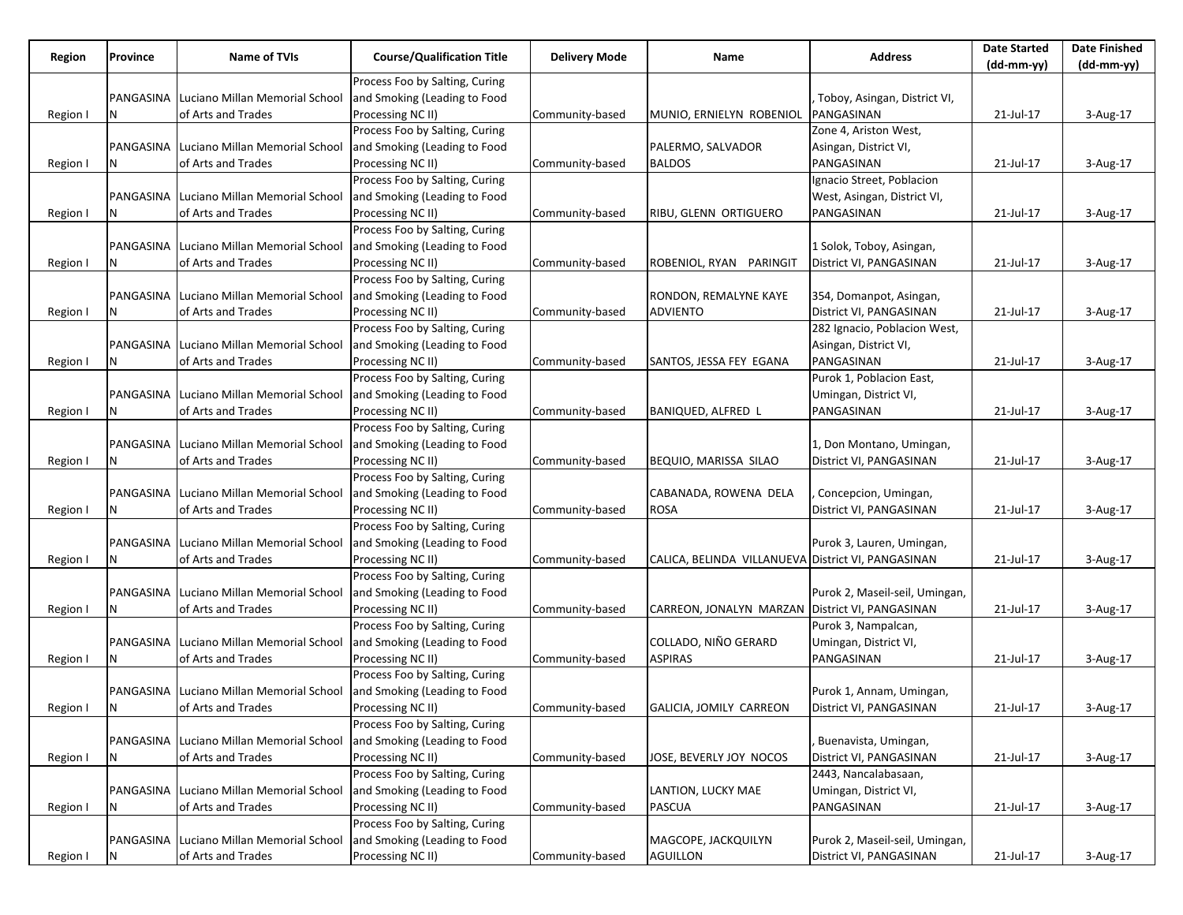| Region | Province | Name of TVIs | Course/Qualification Title | Delivery Mode | Name | Address | Date Started (dd-mm-yy) | Date Finished (dd-mm-yy) |
|---|---|---|---|---|---|---|---|---|
| Region I | PANGASINAN | Luciano Millan Memorial School of Arts and Trades | Process Foo by Salting, Curing and Smoking (Leading to Food Processing NC II) | Community-based | MUNIO, ERNIELYN ROBENIOL | , Toboy, Asingan, District VI, PANGASINAN | 21-Jul-17 | 3-Aug-17 |
| Region I | PANGASINAN | Luciano Millan Memorial School of Arts and Trades | Process Foo by Salting, Curing and Smoking (Leading to Food Processing NC II) | Community-based | PALERMO, SALVADOR BALDOS | Zone 4, Ariston West, Asingan, District VI, PANGASINAN | 21-Jul-17 | 3-Aug-17 |
| Region I | PANGASINAN | Luciano Millan Memorial School of Arts and Trades | Process Foo by Salting, Curing and Smoking (Leading to Food Processing NC II) | Community-based | RIBU, GLENN ORTIGUERO | Ignacio Street, Poblacion West, Asingan, District VI, PANGASINAN | 21-Jul-17 | 3-Aug-17 |
| Region I | PANGASINAN | Luciano Millan Memorial School of Arts and Trades | Process Foo by Salting, Curing and Smoking (Leading to Food Processing NC II) | Community-based | ROBENIOL, RYAN PARINGIT | 1 Solok, Toboy, Asingan, District VI, PANGASINAN | 21-Jul-17 | 3-Aug-17 |
| Region I | PANGASINAN | Luciano Millan Memorial School of Arts and Trades | Process Foo by Salting, Curing and Smoking (Leading to Food Processing NC II) | Community-based | RONDON, REMALYNE KAYE ADVIENTO | 354, Domanpot, Asingan, District VI, PANGASINAN | 21-Jul-17 | 3-Aug-17 |
| Region I | PANGASINAN | Luciano Millan Memorial School of Arts and Trades | Process Foo by Salting, Curing and Smoking (Leading to Food Processing NC II) | Community-based | SANTOS, JESSA FEY EGANA | 282 Ignacio, Poblacion West, Asingan, District VI, PANGASINAN | 21-Jul-17 | 3-Aug-17 |
| Region I | PANGASINAN | Luciano Millan Memorial School of Arts and Trades | Process Foo by Salting, Curing and Smoking (Leading to Food Processing NC II) | Community-based | BANIQUED, ALFRED L | Purok 1, Poblacion East, Umingan, District VI, PANGASINAN | 21-Jul-17 | 3-Aug-17 |
| Region I | PANGASINAN | Luciano Millan Memorial School of Arts and Trades | Process Foo by Salting, Curing and Smoking (Leading to Food Processing NC II) | Community-based | BEQUIO, MARISSA SILAO | 1, Don Montano, Umingan, District VI, PANGASINAN | 21-Jul-17 | 3-Aug-17 |
| Region I | PANGASINAN | Luciano Millan Memorial School of Arts and Trades | Process Foo by Salting, Curing and Smoking (Leading to Food Processing NC II) | Community-based | CABANADA, ROWENA DELA ROSA | , Concepcion, Umingan, District VI, PANGASINAN | 21-Jul-17 | 3-Aug-17 |
| Region I | PANGASINAN | Luciano Millan Memorial School of Arts and Trades | Process Foo by Salting, Curing and Smoking (Leading to Food Processing NC II) | Community-based | CALICA, BELINDA VILLANUEVA | Purok 3, Lauren, Umingan, District VI, PANGASINAN | 21-Jul-17 | 3-Aug-17 |
| Region I | PANGASINAN | Luciano Millan Memorial School of Arts and Trades | Process Foo by Salting, Curing and Smoking (Leading to Food Processing NC II) | Community-based | CARREON, JONALYN MARZAN | Purok 2, Maseil-seil, Umingan, District VI, PANGASINAN | 21-Jul-17 | 3-Aug-17 |
| Region I | PANGASINAN | Luciano Millan Memorial School of Arts and Trades | Process Foo by Salting, Curing and Smoking (Leading to Food Processing NC II) | Community-based | COLLADO, NIÑO GERARD ASPIRAS | Purok 3, Nampalcan, Umingan, District VI, PANGASINAN | 21-Jul-17 | 3-Aug-17 |
| Region I | PANGASINAN | Luciano Millan Memorial School of Arts and Trades | Process Foo by Salting, Curing and Smoking (Leading to Food Processing NC II) | Community-based | GALICIA, JOMILY CARREON | Purok 1, Annam, Umingan, District VI, PANGASINAN | 21-Jul-17 | 3-Aug-17 |
| Region I | PANGASINAN | Luciano Millan Memorial School of Arts and Trades | Process Foo by Salting, Curing and Smoking (Leading to Food Processing NC II) | Community-based | JOSE, BEVERLY JOY NOCOS | , Buenavista, Umingan, District VI, PANGASINAN | 21-Jul-17 | 3-Aug-17 |
| Region I | PANGASINAN | Luciano Millan Memorial School of Arts and Trades | Process Foo by Salting, Curing and Smoking (Leading to Food Processing NC II) | Community-based | LANTION, LUCKY MAE PASCUA | 2443, Nancalabasaan, Umingan, District VI, PANGASINAN | 21-Jul-17 | 3-Aug-17 |
| Region I | PANGASINAN | Luciano Millan Memorial School of Arts and Trades | Process Foo by Salting, Curing and Smoking (Leading to Food Processing NC II) | Community-based | MAGCOPE, JACKQUILYN AGUILLON | Purok 2, Maseil-seil, Umingan, District VI, PANGASINAN | 21-Jul-17 | 3-Aug-17 |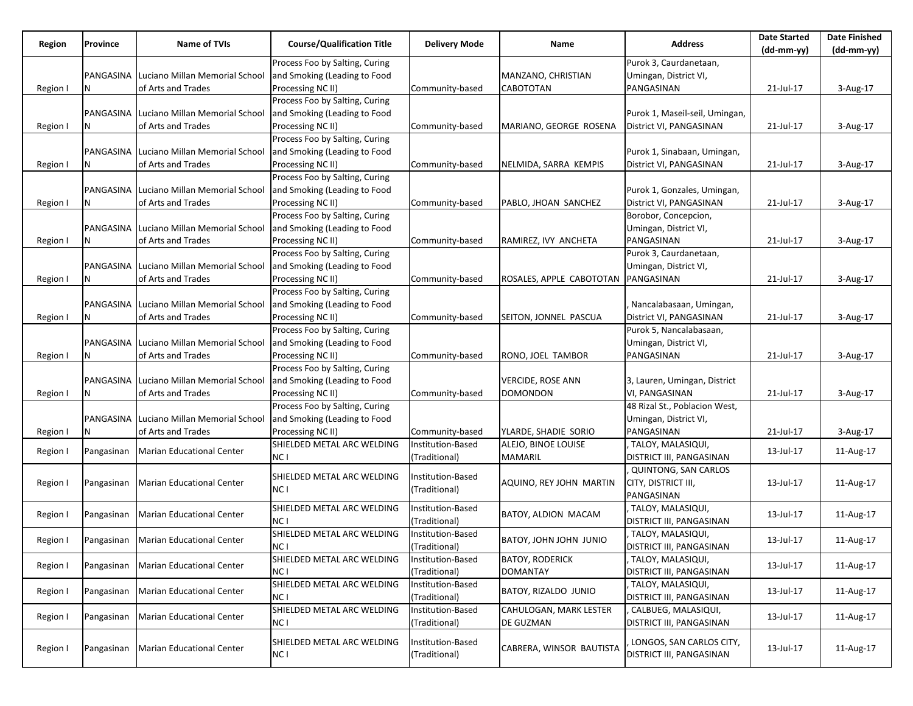| Region | Province | Name of TVIs | Course/Qualification Title | Delivery Mode | Name | Address | Date Started (dd-mm-yy) | Date Finished (dd-mm-yy) |
|---|---|---|---|---|---|---|---|---|
| Region I | PANGASINAN | Luciano Millan Memorial School of Arts and Trades | Process Foo by Salting, Curing and Smoking (Leading to Food Processing NC II) | Community-based | MANZANO, CHRISTIAN CABOTOTAN | Purok 3, Caurdanetaan, Umingan, District VI, PANGASINAN | 21-Jul-17 | 3-Aug-17 |
| Region I | PANGASINAN | Luciano Millan Memorial School of Arts and Trades | Process Foo by Salting, Curing and Smoking (Leading to Food Processing NC II) | Community-based | MARIANO, GEORGE ROSENA | Purok 1, Maseil-seil, Umingan, District VI, PANGASINAN | 21-Jul-17 | 3-Aug-17 |
| Region I | PANGASINAN | Luciano Millan Memorial School of Arts and Trades | Process Foo by Salting, Curing and Smoking (Leading to Food Processing NC II) | Community-based | NELMIDA, SARRA KEMPIS | Purok 1, Sinabaan, Umingan, District VI, PANGASINAN | 21-Jul-17 | 3-Aug-17 |
| Region I | PANGASINAN | Luciano Millan Memorial School of Arts and Trades | Process Foo by Salting, Curing and Smoking (Leading to Food Processing NC II) | Community-based | PABLO, JHOAN SANCHEZ | Purok 1, Gonzales, Umingan, District VI, PANGASINAN | 21-Jul-17 | 3-Aug-17 |
| Region I | PANGASINAN | Luciano Millan Memorial School of Arts and Trades | Process Foo by Salting, Curing and Smoking (Leading to Food Processing NC II) | Community-based | RAMIREZ, IVY ANCHETA | Borobor, Concepcion, Umingan, District VI, PANGASINAN | 21-Jul-17 | 3-Aug-17 |
| Region I | PANGASINAN | Luciano Millan Memorial School of Arts and Trades | Process Foo by Salting, Curing and Smoking (Leading to Food Processing NC II) | Community-based | ROSALES, APPLE CABOTOTAN | Purok 3, Caurdanetaan, Umingan, District VI, PANGASINAN | 21-Jul-17 | 3-Aug-17 |
| Region I | PANGASINAN | Luciano Millan Memorial School of Arts and Trades | Process Foo by Salting, Curing and Smoking (Leading to Food Processing NC II) | Community-based | SEITON, JONNEL PASCUA | , Nancalabasaan, Umingan, District VI, PANGASINAN | 21-Jul-17 | 3-Aug-17 |
| Region I | PANGASINAN | Luciano Millan Memorial School of Arts and Trades | Process Foo by Salting, Curing and Smoking (Leading to Food Processing NC II) | Community-based | RONO, JOEL TAMBOR | Purok 5, Nancalabasaan, Umingan, District VI, PANGASINAN | 21-Jul-17 | 3-Aug-17 |
| Region I | PANGASINAN | Luciano Millan Memorial School of Arts and Trades | Process Foo by Salting, Curing and Smoking (Leading to Food Processing NC II) | Community-based | VERCIDE, ROSE ANN DOMONDON | 3, Lauren, Umingan, District VI, PANGASINAN | 21-Jul-17 | 3-Aug-17 |
| Region I | PANGASINAN | Luciano Millan Memorial School of Arts and Trades | Process Foo by Salting, Curing and Smoking (Leading to Food Processing NC II) | Community-based | YLARDE, SHADIE SORIO | 48 Rizal St., Poblacion West, Umingan, District VI, PANGASINAN | 21-Jul-17 | 3-Aug-17 |
| Region I | Pangasinan | Marian Educational Center | SHIELDED METAL ARC WELDING NC I | Institution-Based (Traditional) | ALEJO, BINOE LOUISE MAMARIL | , TALOY, MALASIQUI, DISTRICT III, PANGASINAN | 13-Jul-17 | 11-Aug-17 |
| Region I | Pangasinan | Marian Educational Center | SHIELDED METAL ARC WELDING NC I | Institution-Based (Traditional) | AQUINO, REY JOHN MARTIN | , QUINTONG, SAN CARLOS CITY, DISTRICT III, PANGASINAN | 13-Jul-17 | 11-Aug-17 |
| Region I | Pangasinan | Marian Educational Center | SHIELDED METAL ARC WELDING NC I | Institution-Based (Traditional) | BATOY, ALDION MACAM | , TALOY, MALASIQUI, DISTRICT III, PANGASINAN | 13-Jul-17 | 11-Aug-17 |
| Region I | Pangasinan | Marian Educational Center | SHIELDED METAL ARC WELDING NC I | Institution-Based (Traditional) | BATOY, JOHN JOHN JUNIO | , TALOY, MALASIQUI, DISTRICT III, PANGASINAN | 13-Jul-17 | 11-Aug-17 |
| Region I | Pangasinan | Marian Educational Center | SHIELDED METAL ARC WELDING NC I | Institution-Based (Traditional) | BATOY, RODERICK DOMANTAY | , TALOY, MALASIQUI, DISTRICT III, PANGASINAN | 13-Jul-17 | 11-Aug-17 |
| Region I | Pangasinan | Marian Educational Center | SHIELDED METAL ARC WELDING NC I | Institution-Based (Traditional) | BATOY, RIZALDO JUNIO | , TALOY, MALASIQUI, DISTRICT III, PANGASINAN | 13-Jul-17 | 11-Aug-17 |
| Region I | Pangasinan | Marian Educational Center | SHIELDED METAL ARC WELDING NC I | Institution-Based (Traditional) | CAHULOGAN, MARK LESTER DE GUZMAN | , CALBUEG, MALASIQUI, DISTRICT III, PANGASINAN | 13-Jul-17 | 11-Aug-17 |
| Region I | Pangasinan | Marian Educational Center | SHIELDED METAL ARC WELDING NC I | Institution-Based (Traditional) | CABRERA, WINSOR BAUTISTA | , LONGOS, SAN CARLOS CITY, DISTRICT III, PANGASINAN | 13-Jul-17 | 11-Aug-17 |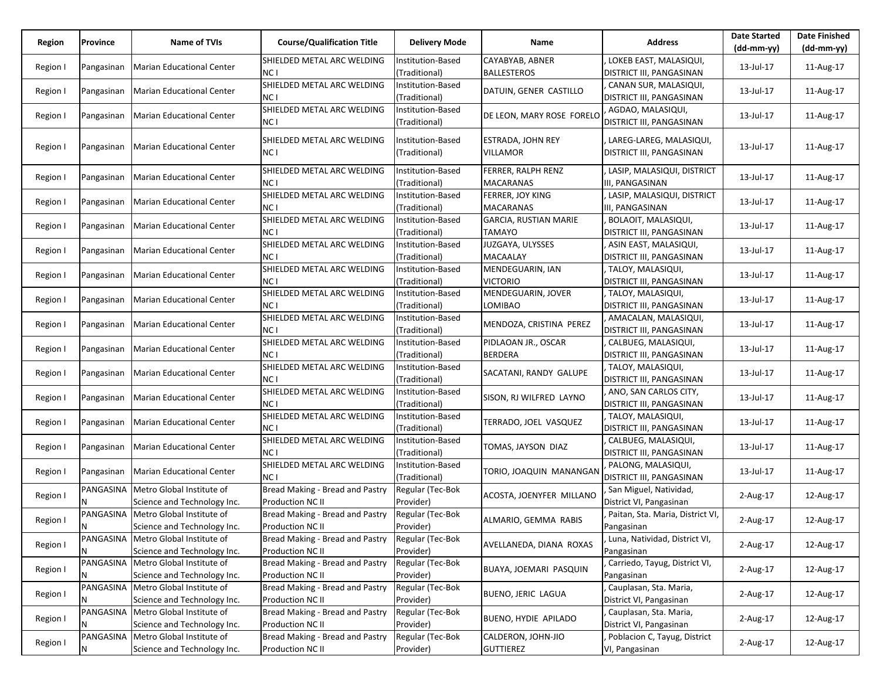| Region | Province | Name of TVIs | Course/Qualification Title | Delivery Mode | Name | Address | Date Started (dd-mm-yy) | Date Finished (dd-mm-yy) |
|---|---|---|---|---|---|---|---|---|
| Region I | Pangasinan | Marian Educational Center | SHIELDED METAL ARC WELDING NC I | Institution-Based (Traditional) | CAYABYAB, ABNER BALLESTEROS | , LOKEB EAST, MALASIQUI, DISTRICT III, PANGASINAN | 13-Jul-17 | 11-Aug-17 |
| Region I | Pangasinan | Marian Educational Center | SHIELDED METAL ARC WELDING NC I | Institution-Based (Traditional) | DATUIN, GENER CASTILLO | , CANAN SUR, MALASIQUI, DISTRICT III, PANGASINAN | 13-Jul-17 | 11-Aug-17 |
| Region I | Pangasinan | Marian Educational Center | SHIELDED METAL ARC WELDING NC I | Institution-Based (Traditional) | DE LEON, MARY ROSE FORELO | , AGDAO, MALASIQUI, DISTRICT III, PANGASINAN | 13-Jul-17 | 11-Aug-17 |
| Region I | Pangasinan | Marian Educational Center | SHIELDED METAL ARC WELDING NC I | Institution-Based (Traditional) | ESTRADA, JOHN REY VILLAMOR | , LAREG-LAREG, MALASIQUI, DISTRICT III, PANGASINAN | 13-Jul-17 | 11-Aug-17 |
| Region I | Pangasinan | Marian Educational Center | SHIELDED METAL ARC WELDING NC I | Institution-Based (Traditional) | FERRER, RALPH RENZ MACARANAS | , LASIP, MALASIQUI, DISTRICT III, PANGASINAN | 13-Jul-17 | 11-Aug-17 |
| Region I | Pangasinan | Marian Educational Center | SHIELDED METAL ARC WELDING NC I | Institution-Based (Traditional) | FERRER, JOY KING MACARANAS | , LASIP, MALASIQUI, DISTRICT III, PANGASINAN | 13-Jul-17 | 11-Aug-17 |
| Region I | Pangasinan | Marian Educational Center | SHIELDED METAL ARC WELDING NC I | Institution-Based (Traditional) | GARCIA, RUSTIAN MARIE TAMAYO | , BOLAOIT, MALASIQUI, DISTRICT III, PANGASINAN | 13-Jul-17 | 11-Aug-17 |
| Region I | Pangasinan | Marian Educational Center | SHIELDED METAL ARC WELDING NC I | Institution-Based (Traditional) | JUZGAYA, ULYSSES MACAALAY | , ASIN EAST, MALASIQUI, DISTRICT III, PANGASINAN | 13-Jul-17 | 11-Aug-17 |
| Region I | Pangasinan | Marian Educational Center | SHIELDED METAL ARC WELDING NC I | Institution-Based (Traditional) | MENDEGUARIN, IAN VICTORIO | , TALOY, MALASIQUI, DISTRICT III, PANGASINAN | 13-Jul-17 | 11-Aug-17 |
| Region I | Pangasinan | Marian Educational Center | SHIELDED METAL ARC WELDING NC I | Institution-Based (Traditional) | MENDEGUARIN, JOVER LOMIBAO | , TALOY, MALASIQUI, DISTRICT III, PANGASINAN | 13-Jul-17 | 11-Aug-17 |
| Region I | Pangasinan | Marian Educational Center | SHIELDED METAL ARC WELDING NC I | Institution-Based (Traditional) | MENDOZA, CRISTINA PEREZ | , AMACALAN, MALASIQUI, DISTRICT III, PANGASINAN | 13-Jul-17 | 11-Aug-17 |
| Region I | Pangasinan | Marian Educational Center | SHIELDED METAL ARC WELDING NC I | Institution-Based (Traditional) | PIDLAOAN JR., OSCAR BERDERA | , CALBUEG, MALASIQUI, DISTRICT III, PANGASINAN | 13-Jul-17 | 11-Aug-17 |
| Region I | Pangasinan | Marian Educational Center | SHIELDED METAL ARC WELDING NC I | Institution-Based (Traditional) | SACATANI, RANDY GALUPE | , TALOY, MALASIQUI, DISTRICT III, PANGASINAN | 13-Jul-17 | 11-Aug-17 |
| Region I | Pangasinan | Marian Educational Center | SHIELDED METAL ARC WELDING NC I | Institution-Based (Traditional) | SISON, RJ WILFRED LAYNO | , ANO, SAN CARLOS CITY, DISTRICT III, PANGASINAN | 13-Jul-17 | 11-Aug-17 |
| Region I | Pangasinan | Marian Educational Center | SHIELDED METAL ARC WELDING NC I | Institution-Based (Traditional) | TERRADO, JOEL VASQUEZ | , TALOY, MALASIQUI, DISTRICT III, PANGASINAN | 13-Jul-17 | 11-Aug-17 |
| Region I | Pangasinan | Marian Educational Center | SHIELDED METAL ARC WELDING NC I | Institution-Based (Traditional) | TOMAS, JAYSON DIAZ | , CALBUEG, MALASIQUI, DISTRICT III, PANGASINAN | 13-Jul-17 | 11-Aug-17 |
| Region I | Pangasinan | Marian Educational Center | SHIELDED METAL ARC WELDING NC I | Institution-Based (Traditional) | TORIO, JOAQUIN MANANGAN | , PALONG, MALASIQUI, DISTRICT III, PANGASINAN | 13-Jul-17 | 11-Aug-17 |
| Region I | PANGASINAN | Metro Global Institute of Science and Technology Inc. | Bread Making - Bread and Pastry Production NC II | Regular (Tec-Bok Provider) | ACOSTA, JOENYFER MILLANO | , San Miguel, Natividad, District VI, Pangasinan | 2-Aug-17 | 12-Aug-17 |
| Region I | PANGASINAN | Metro Global Institute of Science and Technology Inc. | Bread Making - Bread and Pastry Production NC II | Regular (Tec-Bok Provider) | ALMARIO, GEMMA RABIS | , Paitan, Sta. Maria, District VI, Pangasinan | 2-Aug-17 | 12-Aug-17 |
| Region I | PANGASINAN | Metro Global Institute of Science and Technology Inc. | Bread Making - Bread and Pastry Production NC II | Regular (Tec-Bok Provider) | AVELLANEDA, DIANA ROXAS | , Luna, Natividad, District VI, Pangasinan | 2-Aug-17 | 12-Aug-17 |
| Region I | PANGASINAN | Metro Global Institute of Science and Technology Inc. | Bread Making - Bread and Pastry Production NC II | Regular (Tec-Bok Provider) | BUAYA, JOEMARI PASQUIN | , Carriedo, Tayug, District VI, Pangasinan | 2-Aug-17 | 12-Aug-17 |
| Region I | PANGASINAN | Metro Global Institute of Science and Technology Inc. | Bread Making - Bread and Pastry Production NC II | Regular (Tec-Bok Provider) | BUENO, JERIC LAGUA | , Cauplasan, Sta. Maria, District VI, Pangasinan | 2-Aug-17 | 12-Aug-17 |
| Region I | PANGASINAN | Metro Global Institute of Science and Technology Inc. | Bread Making - Bread and Pastry Production NC II | Regular (Tec-Bok Provider) | BUENO, HYDIE APILADO | , Cauplasan, Sta. Maria, District VI, Pangasinan | 2-Aug-17 | 12-Aug-17 |
| Region I | PANGASINAN | Metro Global Institute of Science and Technology Inc. | Bread Making - Bread and Pastry Production NC II | Regular (Tec-Bok Provider) | CALDERON, JOHN-JIO GUTTIERREZ | , Poblacion C, Tayug, District VI, Pangasinan | 2-Aug-17 | 12-Aug-17 |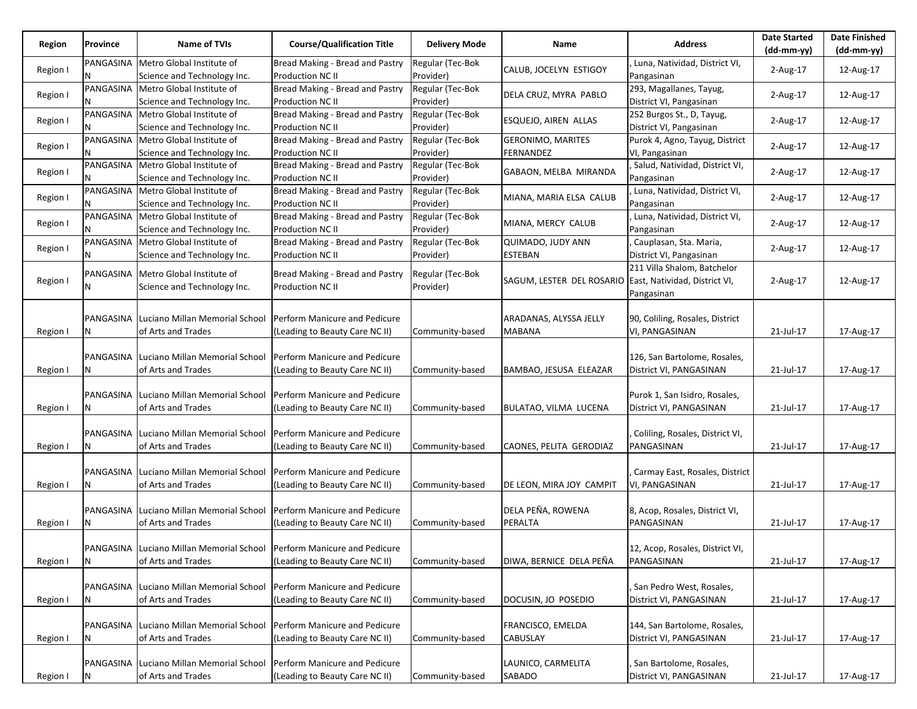| Region | Province | Name of TVIs | Course/Qualification Title | Delivery Mode | Name | Address | Date Started (dd-mm-yy) | Date Finished (dd-mm-yy) |
|---|---|---|---|---|---|---|---|---|
| Region I | PANGASINAN | Metro Global Institute of Science and Technology Inc. | Bread Making - Bread and Pastry Production NC II | Regular (Tec-Bok Provider) | CALUB, JOCELYN ESTIGOY | , Luna, Natividad, District VI, Pangasinan | 2-Aug-17 | 12-Aug-17 |
| Region I | PANGASINAN | Metro Global Institute of Science and Technology Inc. | Bread Making - Bread and Pastry Production NC II | Regular (Tec-Bok Provider) | DELA CRUZ, MYRA PABLO | 293, Magallanes, Tayug, District VI, Pangasinan | 2-Aug-17 | 12-Aug-17 |
| Region I | PANGASINAN | Metro Global Institute of Science and Technology Inc. | Bread Making - Bread and Pastry Production NC II | Regular (Tec-Bok Provider) | ESQUEJO, AIREN ALLAS | 252 Burgos St., D, Tayug, District VI, Pangasinan | 2-Aug-17 | 12-Aug-17 |
| Region I | PANGASINAN | Metro Global Institute of Science and Technology Inc. | Bread Making - Bread and Pastry Production NC II | Regular (Tec-Bok Provider) | GERONIMO, MARITES FERNANDEZ | Purok 4, Agno, Tayug, District VI, Pangasinan | 2-Aug-17 | 12-Aug-17 |
| Region I | PANGASINAN | Metro Global Institute of Science and Technology Inc. | Bread Making - Bread and Pastry Production NC II | Regular (Tec-Bok Provider) | GABAON, MELBA MIRANDA | , Salud, Natividad, District VI, Pangasinan | 2-Aug-17 | 12-Aug-17 |
| Region I | PANGASINAN | Metro Global Institute of Science and Technology Inc. | Bread Making - Bread and Pastry Production NC II | Regular (Tec-Bok Provider) | MIANA, MARIA ELSA CALUB | , Luna, Natividad, District VI, Pangasinan | 2-Aug-17 | 12-Aug-17 |
| Region I | PANGASINAN | Metro Global Institute of Science and Technology Inc. | Bread Making - Bread and Pastry Production NC II | Regular (Tec-Bok Provider) | MIANA, MERCY CALUB | , Luna, Natividad, District VI, Pangasinan | 2-Aug-17 | 12-Aug-17 |
| Region I | PANGASINAN | Metro Global Institute of Science and Technology Inc. | Bread Making - Bread and Pastry Production NC II | Regular (Tec-Bok Provider) | QUIMADO, JUDY ANN ESTEBAN | , Cauplasan, Sta. Maria, District VI, Pangasinan | 2-Aug-17 | 12-Aug-17 |
| Region I | PANGASINAN | Metro Global Institute of Science and Technology Inc. | Bread Making - Bread and Pastry Production NC II | Regular (Tec-Bok Provider) | SAGUM, LESTER DEL ROSARIO | 211 Villa Shalom, Batchelor East, Natividad, District VI, Pangasinan | 2-Aug-17 | 12-Aug-17 |
| Region I | PANGASINAN | Luciano Millan Memorial School of Arts and Trades | Perform Manicure and Pedicure (Leading to Beauty Care NC II) | Community-based | ARADANAS, ALYSSA JELLY MABANA | 90, Coliling, Rosales, District VI, PANGASINAN | 21-Jul-17 | 17-Aug-17 |
| Region I | PANGASINAN | Luciano Millan Memorial School of Arts and Trades | Perform Manicure and Pedicure (Leading to Beauty Care NC II) | Community-based | BAMBAO, JESUSA ELEAZAR | 126, San Bartolome, Rosales, District VI, PANGASINAN | 21-Jul-17 | 17-Aug-17 |
| Region I | PANGASINAN | Luciano Millan Memorial School of Arts and Trades | Perform Manicure and Pedicure (Leading to Beauty Care NC II) | Community-based | BULATAO, VILMA LUCENA | Purok 1, San Isidro, Rosales, District VI, PANGASINAN | 21-Jul-17 | 17-Aug-17 |
| Region I | PANGASINAN | Luciano Millan Memorial School of Arts and Trades | Perform Manicure and Pedicure (Leading to Beauty Care NC II) | Community-based | CAONES, PELITA GERODIAZ | , Coliling, Rosales, District VI, PANGASINAN | 21-Jul-17 | 17-Aug-17 |
| Region I | PANGASINAN | Luciano Millan Memorial School of Arts and Trades | Perform Manicure and Pedicure (Leading to Beauty Care NC II) | Community-based | DE LEON, MIRA JOY CAMPIT | , Carmay East, Rosales, District VI, PANGASINAN | 21-Jul-17 | 17-Aug-17 |
| Region I | PANGASINAN | Luciano Millan Memorial School of Arts and Trades | Perform Manicure and Pedicure (Leading to Beauty Care NC II) | Community-based | DELA PEÑA, ROWENA PERALTA | 8, Acop, Rosales, District VI, PANGASINAN | 21-Jul-17 | 17-Aug-17 |
| Region I | PANGASINAN | Luciano Millan Memorial School of Arts and Trades | Perform Manicure and Pedicure (Leading to Beauty Care NC II) | Community-based | DIWA, BERNICE DELA PEÑA | 12, Acop, Rosales, District VI, PANGASINAN | 21-Jul-17 | 17-Aug-17 |
| Region I | PANGASINAN | Luciano Millan Memorial School of Arts and Trades | Perform Manicure and Pedicure (Leading to Beauty Care NC II) | Community-based | DOCUSIN, JO POSEDIO | , San Pedro West, Rosales, District VI, PANGASINAN | 21-Jul-17 | 17-Aug-17 |
| Region I | PANGASINAN | Luciano Millan Memorial School of Arts and Trades | Perform Manicure and Pedicure (Leading to Beauty Care NC II) | Community-based | FRANCISCO, EMELDA CABUSLAY | 144, San Bartolome, Rosales, District VI, PANGASINAN | 21-Jul-17 | 17-Aug-17 |
| Region I | PANGASINAN | Luciano Millan Memorial School of Arts and Trades | Perform Manicure and Pedicure (Leading to Beauty Care NC II) | Community-based | LAUNICO, CARMELITA SABADO | , San Bartolome, Rosales, District VI, PANGASINAN | 21-Jul-17 | 17-Aug-17 |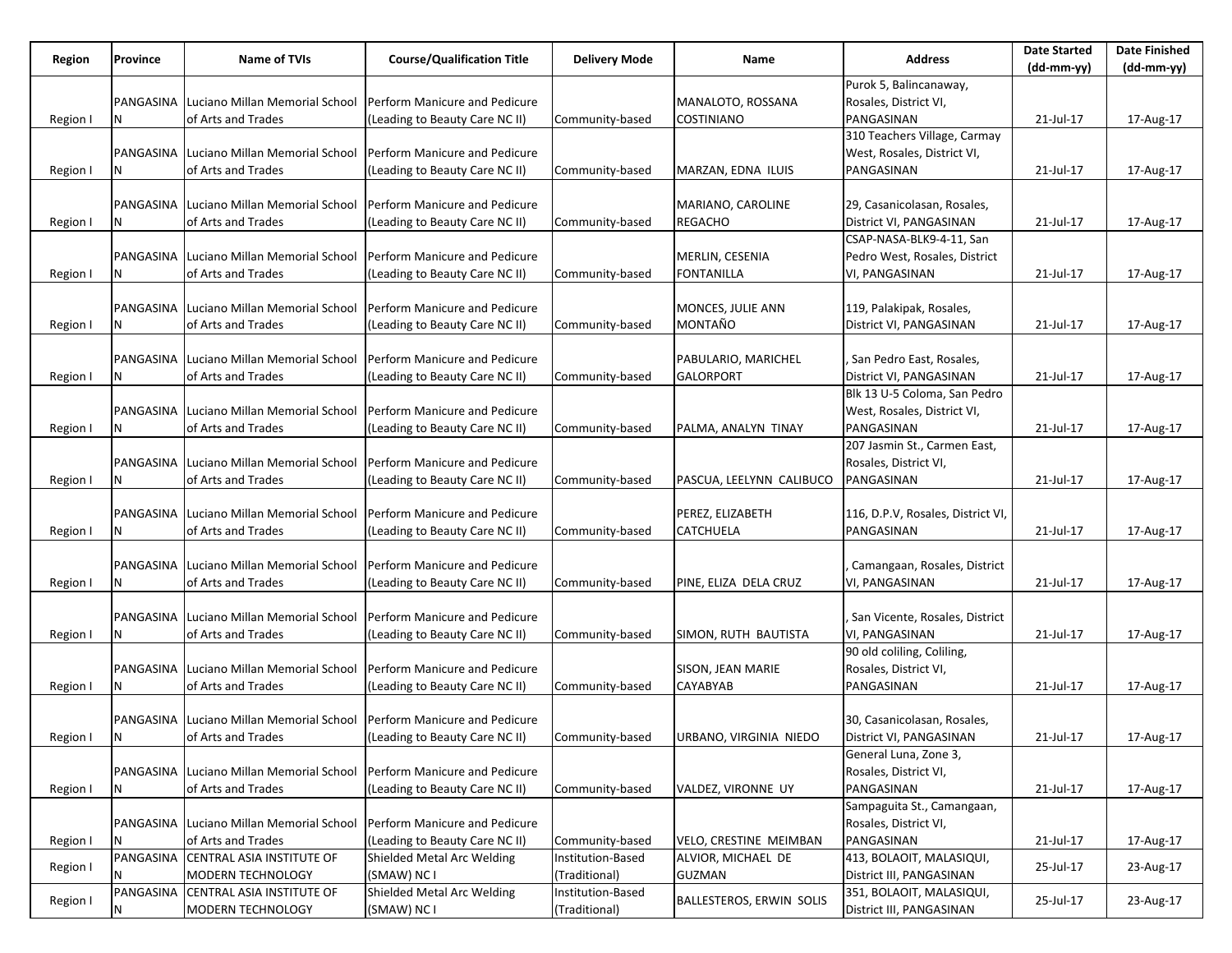| Region | Province | Name of TVIs | Course/Qualification Title | Delivery Mode | Name | Address | Date Started (dd-mm-yy) | Date Finished (dd-mm-yy) |
|---|---|---|---|---|---|---|---|---|
| Region I | PANGASINAN | Luciano Millan Memorial School of Arts and Trades | Perform Manicure and Pedicure (Leading to Beauty Care NC II) | Community-based | MANALOTO, ROSSANA COSTINIANO | Purok 5, Balincanaway, Rosales, District VI, PANGASINAN | 21-Jul-17 | 17-Aug-17 |
| Region I | PANGASINAN | Luciano Millan Memorial School of Arts and Trades | Perform Manicure and Pedicure (Leading to Beauty Care NC II) | Community-based | MARZAN, EDNA ILUIS | 310 Teachers Village, Carmay West, Rosales, District VI, PANGASINAN | 21-Jul-17 | 17-Aug-17 |
| Region I | PANGASINAN | Luciano Millan Memorial School of Arts and Trades | Perform Manicure and Pedicure (Leading to Beauty Care NC II) | Community-based | MARIANO, CAROLINE REGACHO | 29, Casanicolasan, Rosales, District VI, PANGASINAN | 21-Jul-17 | 17-Aug-17 |
| Region I | PANGASINAN | Luciano Millan Memorial School of Arts and Trades | Perform Manicure and Pedicure (Leading to Beauty Care NC II) | Community-based | MERLIN, CESENIA FONTANILLA | CSAP-NASA-BLK9-4-11, San Pedro West, Rosales, District VI, PANGASINAN | 21-Jul-17 | 17-Aug-17 |
| Region I | PANGASINAN | Luciano Millan Memorial School of Arts and Trades | Perform Manicure and Pedicure (Leading to Beauty Care NC II) | Community-Based | MONCES, JULIE ANN MONTAÑO | 119, Palakipak, Rosales, District VI, PANGASINAN | 21-Jul-17 | 17-Aug-17 |
| Region I | PANGASINAN | Luciano Millan Memorial School of Arts and Trades | Perform Manicure and Pedicure (Leading to Beauty Care NC II) | Community-based | PABULARIO, MARICHEL GALORPORT | , San Pedro East, Rosales, District VI, PANGASINAN | 21-Jul-17 | 17-Aug-17 |
| Region I | PANGASINAN | Luciano Millan Memorial School of Arts and Trades | Perform Manicure and Pedicure (Leading to Beauty Care NC II) | Community-based | PALMA, ANALYN TINAY | Blk 13 U-5 Coloma, San Pedro West, Rosales, District VI, PANGASINAN | 21-Jul-17 | 17-Aug-17 |
| Region I | PANGASINAN | Luciano Millan Memorial School of Arts and Trades | Perform Manicure and Pedicure (Leading to Beauty Care NC II) | Community-based | PASCUA, LEELYNN CALIBUCO | 207 Jasmin St., Carmen East, Rosales, District VI, PANGASINAN | 21-Jul-17 | 17-Aug-17 |
| Region I | PANGASINAN | Luciano Millan Memorial School of Arts and Trades | Perform Manicure and Pedicure (Leading to Beauty Care NC II) | Community-based | PEREZ, ELIZABETH CATCHUELA | 116, D.P.V, Rosales, District VI, PANGASINAN | 21-Jul-17 | 17-Aug-17 |
| Region I | PANGASINAN | Luciano Millan Memorial School of Arts and Trades | Perform Manicure and Pedicure (Leading to Beauty Care NC II) | Community-based | PINE, ELIZA DELA CRUZ | , Camangaan, Rosales, District VI, PANGASINAN | 21-Jul-17 | 17-Aug-17 |
| Region I | PANGASINAN | Luciano Millan Memorial School of Arts and Trades | Perform Manicure and Pedicure (Leading to Beauty Care NC II) | Community-based | SIMON, RUTH BAUTISTA | , San Vicente, Rosales, District VI, PANGASINAN | 21-Jul-17 | 17-Aug-17 |
| Region I | PANGASINAN | Luciano Millan Memorial School of Arts and Trades | Perform Manicure and Pedicure (Leading to Beauty Care NC II) | Community-based | SISON, JEAN MARIE CAYABYAB | 90 old coliling, Coliling, Rosales, District VI, PANGASINAN | 21-Jul-17 | 17-Aug-17 |
| Region I | PANGASINAN | Luciano Millan Memorial School of Arts and Trades | Perform Manicure and Pedicure (Leading to Beauty Care NC II) | Community-based | URBANO, VIRGINIA NIEDO | 30, Casanicolasan, Rosales, District VI, PANGASINAN | 21-Jul-17 | 17-Aug-17 |
| Region I | PANGASINAN | Luciano Millan Memorial School of Arts and Trades | Perform Manicure and Pedicure (Leading to Beauty Care NC II) | Community-based | VALDEZ, VIRONNE UY | General Luna, Zone 3, Rosales, District VI, PANGASINAN | 21-Jul-17 | 17-Aug-17 |
| Region I | PANGASINAN | Luciano Millan Memorial School of Arts and Trades | Perform Manicure and Pedicure (Leading to Beauty Care NC II) | Community-based | VELO, CRESTINE MEIMBAN | Sampaguita St., Camangaan, Rosales, District VI, PANGASINAN | 21-Jul-17 | 17-Aug-17 |
| Region I | PANGASINAN | CENTRAL ASIA INSTITUTE OF MODERN TECHNOLOGY | Shielded Metal Arc Welding (SMAW) NC I | Institution-Based (Traditional) | ALVIOR, MICHAEL DE GUZMAN | 413, BOLAOIT, MALASIQUI, District III, PANGASINAN | 25-Jul-17 | 23-Aug-17 |
| Region I | PANGASINAN | CENTRAL ASIA INSTITUTE OF MODERN TECHNOLOGY | Shielded Metal Arc Welding (SMAW) NC I | Institution-Based (Traditional) | BALLESTEROS, ERWIN SOLIS | 351, BOLAOIT, MALASIQUI, District III, PANGASINAN | 25-Jul-17 | 23-Aug-17 |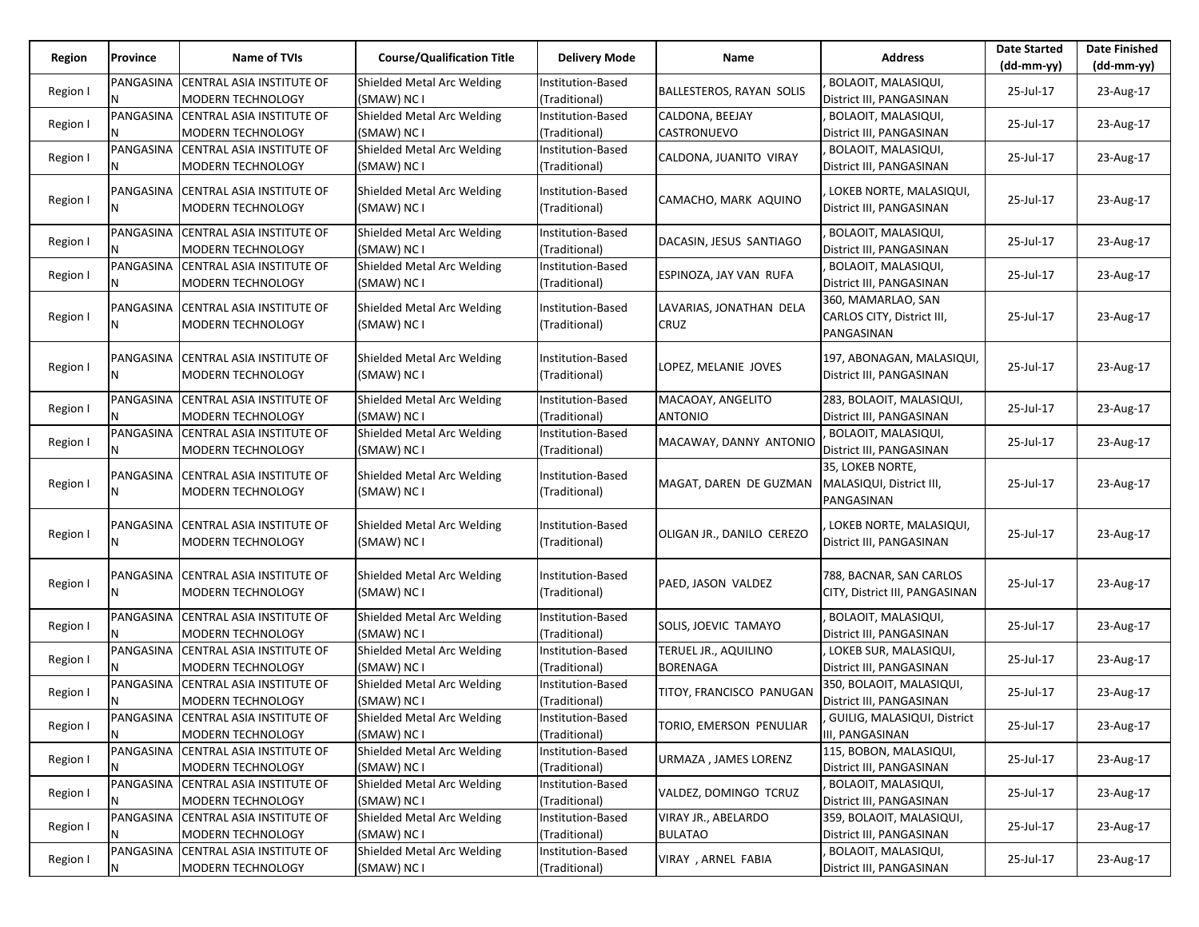| Region | Province | Name of TVIs | Course/Qualification Title | Delivery Mode | Name | Address | Date Started (dd-mm-yy) | Date Finished (dd-mm-yy) |
|---|---|---|---|---|---|---|---|---|
| Region I | PANGASINAN | CENTRAL ASIA INSTITUTE OF MODERN TECHNOLOGY | Shielded Metal Arc Welding (SMAW) NC I | Institution-Based (Traditional) | BALLESTEROS, RAYAN SOLIS | , BOLAOIT, MALASIQUI, District III, PANGASINAN | 25-Jul-17 | 23-Aug-17 |
| Region I | PANGASINAN | CENTRAL ASIA INSTITUTE OF MODERN TECHNOLOGY | Shielded Metal Arc Welding (SMAW) NC I | Institution-Based (Traditional) | CALDONA, BEEJAY CASTRONUEVO | , BOLAOIT, MALASIQUI, District III, PANGASINAN | 25-Jul-17 | 23-Aug-17 |
| Region I | PANGASINAN | CENTRAL ASIA INSTITUTE OF MODERN TECHNOLOGY | Shielded Metal Arc Welding (SMAW) NC I | Institution-Based (Traditional) | CALDONA, JUANITO VIRAY | , BOLAOIT, MALASIQUI, District III, PANGASINAN | 25-Jul-17 | 23-Aug-17 |
| Region I | PANGASINAN | CENTRAL ASIA INSTITUTE OF MODERN TECHNOLOGY | Shielded Metal Arc Welding (SMAW) NC I | Institution-Based (Traditional) | CAMACHO, MARK AQUINO | , LOKEB NORTE, MALASIQUI, District III, PANGASINAN | 25-Jul-17 | 23-Aug-17 |
| Region I | PANGASINAN | CENTRAL ASIA INSTITUTE OF MODERN TECHNOLOGY | Shielded Metal Arc Welding (SMAW) NC I | Institution-Based (Traditional) | DACASIN, JESUS SANTIAGO | , BOLAOIT, MALASIQUI, District III, PANGASINAN | 25-Jul-17 | 23-Aug-17 |
| Region I | PANGASINAN | CENTRAL ASIA INSTITUTE OF MODERN TECHNOLOGY | Shielded Metal Arc Welding (SMAW) NC I | Institution-Based (Traditional) | ESPINOZA, JAY VAN RUFA | , BOLAOIT, MALASIQUI, District III, PANGASINAN | 25-Jul-17 | 23-Aug-17 |
| Region I | PANGASINAN | CENTRAL ASIA INSTITUTE OF MODERN TECHNOLOGY | Shielded Metal Arc Welding (SMAW) NC I | Institution-Based (Traditional) | LAVARIAS, JONATHAN DELA CRUZ | 360, MAMARLAO, SAN CARLOS CITY, District III, PANGASINAN | 25-Jul-17 | 23-Aug-17 |
| Region I | PANGASINAN | CENTRAL ASIA INSTITUTE OF MODERN TECHNOLOGY | Shielded Metal Arc Welding (SMAW) NC I | Institution-Based (Traditional) | LOPEZ, MELANIE JOVES | 197, ABONAGAN, MALASIQUI, District III, PANGASINAN | 25-Jul-17 | 23-Aug-17 |
| Region I | PANGASINAN | CENTRAL ASIA INSTITUTE OF MODERN TECHNOLOGY | Shielded Metal Arc Welding (SMAW) NC I | Institution-Based (Traditional) | MACAOAY, ANGELITO ANTONIO | 283, BOLAOIT, MALASIQUI, District III, PANGASINAN | 25-Jul-17 | 23-Aug-17 |
| Region I | PANGASINAN | CENTRAL ASIA INSTITUTE OF MODERN TECHNOLOGY | Shielded Metal Arc Welding (SMAW) NC I | Institution-Based (Traditional) | MACAWAY, DANNY ANTONIO | , BOLAOIT, MALASIQUI, District III, PANGASINAN | 25-Jul-17 | 23-Aug-17 |
| Region I | PANGASINAN | CENTRAL ASIA INSTITUTE OF MODERN TECHNOLOGY | Shielded Metal Arc Welding (SMAW) NC I | Institution-Based (Traditional) | MAGAT, DAREN DE GUZMAN | 35, LOKEB NORTE, MALASIQUI, District III, PANGASINAN | 25-Jul-17 | 23-Aug-17 |
| Region I | PANGASINAN | CENTRAL ASIA INSTITUTE OF MODERN TECHNOLOGY | Shielded Metal Arc Welding (SMAW) NC I | Institution-Based (Traditional) | OLIGAN JR., DANILO CEREZO | , LOKEB NORTE, MALASIQUI, District III, PANGASINAN | 25-Jul-17 | 23-Aug-17 |
| Region I | PANGASINAN | CENTRAL ASIA INSTITUTE OF MODERN TECHNOLOGY | Shielded Metal Arc Welding (SMAW) NC I | Institution-Based (Traditional) | PAED, JASON VALDEZ | 788, BACNAR, SAN CARLOS CITY, District III, PANGASINAN | 25-Jul-17 | 23-Aug-17 |
| Region I | PANGASINAN | CENTRAL ASIA INSTITUTE OF MODERN TECHNOLOGY | Shielded Metal Arc Welding (SMAW) NC I | Institution-Based (Traditional) | SOLIS, JOEVIC TAMAYO | , BOLAOIT, MALASIQUI, District III, PANGASINAN | 25-Jul-17 | 23-Aug-17 |
| Region I | PANGASINAN | CENTRAL ASIA INSTITUTE OF MODERN TECHNOLOGY | Shielded Metal Arc Welding (SMAW) NC I | Institution-Based (Traditional) | TERUEL JR., AQUILINO BORENAGA | , LOKEB SUR, MALASIQUI, District III, PANGASINAN | 25-Jul-17 | 23-Aug-17 |
| Region I | PANGASINAN | CENTRAL ASIA INSTITUTE OF MODERN TECHNOLOGY | Shielded Metal Arc Welding (SMAW) NC I | Institution-Based (Traditional) | TITOY, FRANCISCO PANUGAN | 350, BOLAOIT, MALASIQUI, District III, PANGASINAN | 25-Jul-17 | 23-Aug-17 |
| Region I | PANGASINAN | CENTRAL ASIA INSTITUTE OF MODERN TECHNOLOGY | Shielded Metal Arc Welding (SMAW) NC I | Institution-Based (Traditional) | TORIO, EMERSON PENULIAR | , GUILIG, MALASIQUI, District III, PANGASINAN | 25-Jul-17 | 23-Aug-17 |
| Region I | PANGASINAN | CENTRAL ASIA INSTITUTE OF MODERN TECHNOLOGY | Shielded Metal Arc Welding (SMAW) NC I | Institution-Based (Traditional) | URMAZA , JAMES LORENZ | 115, BOBON, MALASIQUI, District III, PANGASINAN | 25-Jul-17 | 23-Aug-17 |
| Region I | PANGASINAN | CENTRAL ASIA INSTITUTE OF MODERN TECHNOLOGY | Shielded Metal Arc Welding (SMAW) NC I | Institution-Based (Traditional) | VALDEZ, DOMINGO TCRUZ | , BOLAOIT, MALASIQUI, District III, PANGASINAN | 25-Jul-17 | 23-Aug-17 |
| Region I | PANGASINAN | CENTRAL ASIA INSTITUTE OF MODERN TECHNOLOGY | Shielded Metal Arc Welding (SMAW) NC I | Institution-Based (Traditional) | VIRAY JR., ABELARDO BULATAO | 359, BOLAOIT, MALASIQUI, District III, PANGASINAN | 25-Jul-17 | 23-Aug-17 |
| Region I | PANGASINAN | CENTRAL ASIA INSTITUTE OF MODERN TECHNOLOGY | Shielded Metal Arc Welding (SMAW) NC I | Institution-Based (Traditional) | VIRAY , ARNEL FABIA | , BOLAOIT, MALASIQUI, District III, PANGASINAN | 25-Jul-17 | 23-Aug-17 |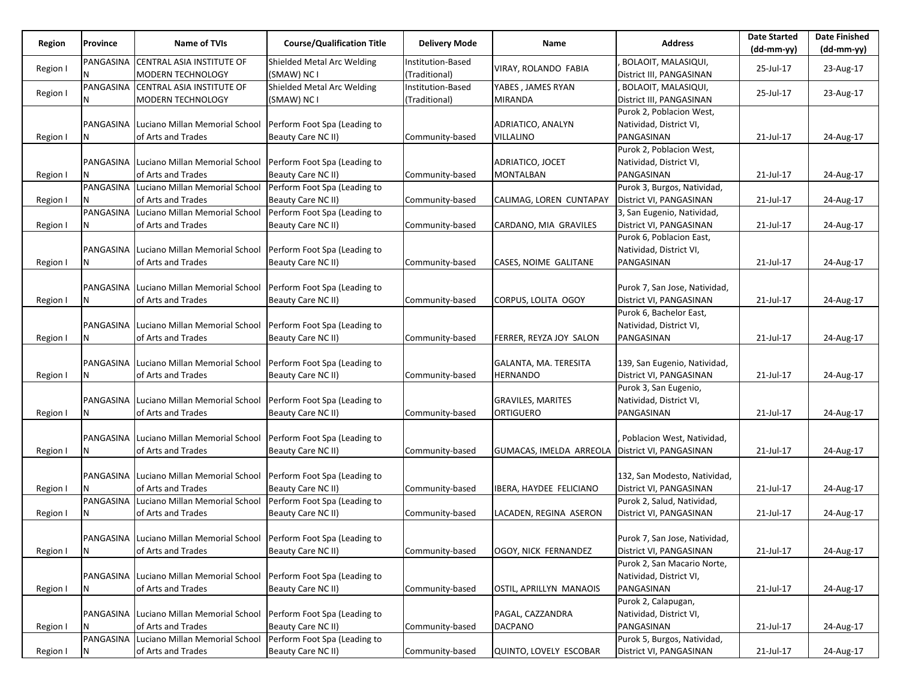| Region | Province | Name of TVIs | Course/Qualification Title | Delivery Mode | Name | Address | Date Started (dd-mm-yy) | Date Finished (dd-mm-yy) |
|---|---|---|---|---|---|---|---|---|
| Region I | PANGASINAN | CENTRAL ASIA INSTITUTE OF MODERN TECHNOLOGY | Shielded Metal Arc Welding (SMAW) NC I | Institution-Based (Traditional) | VIRAY, ROLANDO FABIA | , BOLAOIT, MALASIQUI, District III, PANGASINAN | 25-Jul-17 | 23-Aug-17 |
| Region I | PANGASINAN | CENTRAL ASIA INSTITUTE OF MODERN TECHNOLOGY | Shielded Metal Arc Welding (SMAW) NC I | Institution-Based (Traditional) | YABES , JAMES RYAN MIRANDA | , BOLAOIT, MALASIQUI, District III, PANGASINAN | 25-Jul-17 | 23-Aug-17 |
| Region I | PANGASINAN | Luciano Millan Memorial School of Arts and Trades | Perform Foot Spa (Leading to Beauty Care NC II) | Community-based | ADRIATICO, ANALYN VILLALINO | Purok 2, Poblacion West, Natividad, District VI, PANGASINAN | 21-Jul-17 | 24-Aug-17 |
| Region I | PANGASINAN | Luciano Millan Memorial School of Arts and Trades | Perform Foot Spa (Leading to Beauty Care NC II) | Community-based | ADRIATICO, JOCET MONTALBAN | Purok 2, Poblacion West, Natividad, District VI, PANGASINAN | 21-Jul-17 | 24-Aug-17 |
| Region I | PANGASINAN | Luciano Millan Memorial School of Arts and Trades | Perform Foot Spa (Leading to Beauty Care NC II) | Community-based | CALIMAG, LOREN CUNTAPAY | Purok 3, Burgos, Natividad, District VI, PANGASINAN | 21-Jul-17 | 24-Aug-17 |
| Region I | PANGASINAN | Luciano Millan Memorial School of Arts and Trades | Perform Foot Spa (Leading to Beauty Care NC II) | Community-based | CARDANO, MIA GRAVILES | 3, San Eugenio, Natividad, District VI, PANGASINAN | 21-Jul-17 | 24-Aug-17 |
| Region I | PANGASINAN | Luciano Millan Memorial School of Arts and Trades | Perform Foot Spa (Leading to Beauty Care NC II) | Community-based | CASES, NOIME GALITANE | Purok 6, Poblacion East, Natividad, District VI, PANGASINAN | 21-Jul-17 | 24-Aug-17 |
| Region I | PANGASINAN | Luciano Millan Memorial School of Arts and Trades | Perform Foot Spa (Leading to Beauty Care NC II) | Community-based | CORPUS, LOLITA OGOY | Purok 7, San Jose, Natividad, District VI, PANGASINAN | 21-Jul-17 | 24-Aug-17 |
| Region I | PANGASINAN | Luciano Millan Memorial School of Arts and Trades | Perform Foot Spa (Leading to Beauty Care NC II) | Community-based | FERRER, REYZA JOY SALON | Purok 6, Bachelor East, Natividad, District VI, PANGASINAN | 21-Jul-17 | 24-Aug-17 |
| Region I | PANGASINAN | Luciano Millan Memorial School of Arts and Trades | Perform Foot Spa (Leading to Beauty Care NC II) | Community-based | GALANTA, MA. TERESITA HERNANDO | 139, San Eugenio, Natividad, District VI, PANGASINAN | 21-Jul-17 | 24-Aug-17 |
| Region I | PANGASINAN | Luciano Millan Memorial School of Arts and Trades | Perform Foot Spa (Leading to Beauty Care NC II) | Community-based | GRAVILES, MARITES ORTIGUERO | Purok 3, San Eugenio, Natividad, District VI, PANGASINAN | 21-Jul-17 | 24-Aug-17 |
| Region I | PANGASINAN | Luciano Millan Memorial School of Arts and Trades | Perform Foot Spa (Leading to Beauty Care NC II) | Community-based | GUMACAS, IMELDA ARREOLA | , Poblacion West, Natividad, District VI, PANGASINAN | 21-Jul-17 | 24-Aug-17 |
| Region I | PANGASINAN | Luciano Millan Memorial School of Arts and Trades | Perform Foot Spa (Leading to Beauty Care NC II) | Community-based | IBERA, HAYDEE FELICIANO | 132, San Modesto, Natividad, District VI, PANGASINAN | 21-Jul-17 | 24-Aug-17 |
| Region I | PANGASINAN | Luciano Millan Memorial School of Arts and Trades | Perform Foot Spa (Leading to Beauty Care NC II) | Community-based | LACADEN, REGINA ASERON | Purok 2, Salud, Natividad, District VI, PANGASINAN | 21-Jul-17 | 24-Aug-17 |
| Region I | PANGASINAN | Luciano Millan Memorial School of Arts and Trades | Perform Foot Spa (Leading to Beauty Care NC II) | Community-based | OGOY, NICK FERNANDEZ | Purok 7, San Jose, Natividad, District VI, PANGASINAN | 21-Jul-17 | 24-Aug-17 |
| Region I | PANGASINAN | Luciano Millan Memorial School of Arts and Trades | Perform Foot Spa (Leading to Beauty Care NC II) | Community-based | OSTIL, APRILLYN MANAOIS | Purok 2, San Macario Norte, Natividad, District VI, PANGASINAN | 21-Jul-17 | 24-Aug-17 |
| Region I | PANGASINAN | Luciano Millan Memorial School of Arts and Trades | Perform Foot Spa (Leading to Beauty Care NC II) | Community-based | PAGAL, CAZZANDRA DACPANO | Purok 2, Calapugan, Natividad, District VI, PANGASINAN | 21-Jul-17 | 24-Aug-17 |
| Region I | PANGASINAN | Luciano Millan Memorial School of Arts and Trades | Perform Foot Spa (Leading to Beauty Care NC II) | Community-based | QUINTO, LOVELY ESCOBAR | Purok 5, Burgos, Natividad, District VI, PANGASINAN | 21-Jul-17 | 24-Aug-17 |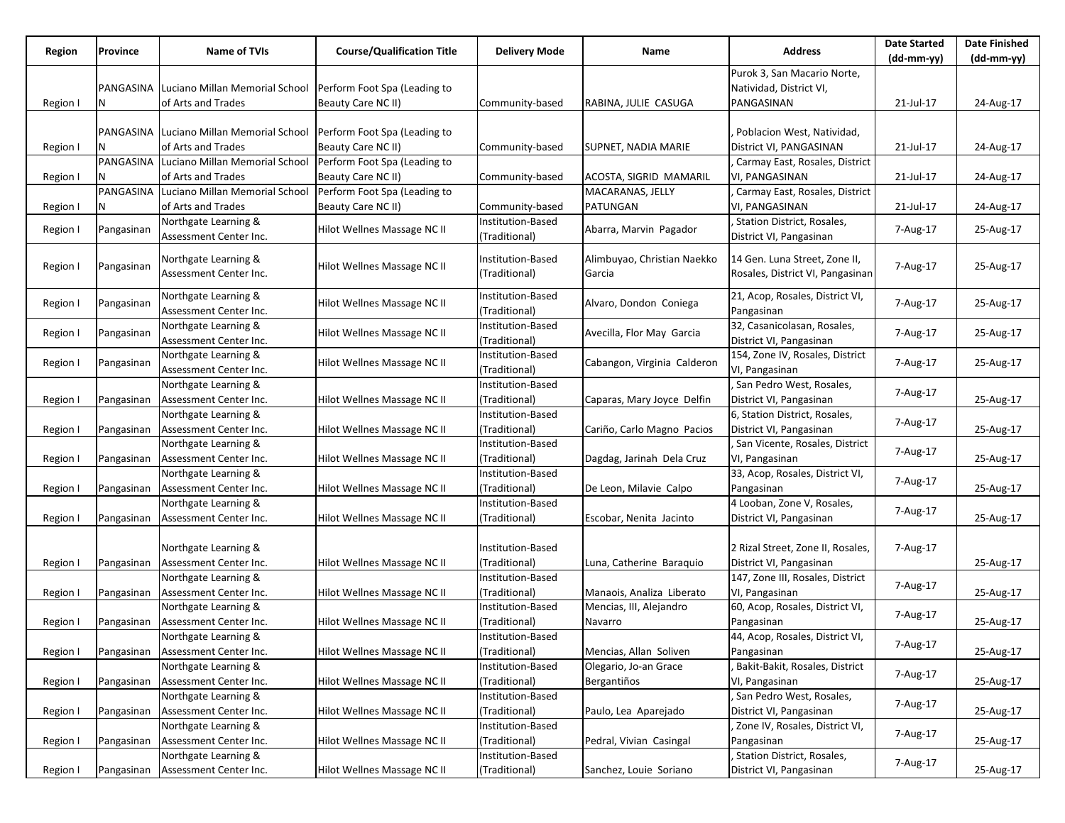| Region | Province | Name of TVIs | Course/Qualification Title | Delivery Mode | Name | Address | Date Started (dd-mm-yy) | Date Finished (dd-mm-yy) |
|---|---|---|---|---|---|---|---|---|
| Region I | PANGASINAN | Luciano Millan Memorial School of Arts and Trades | Perform Foot Spa (Leading to Beauty Care NC II) | Community-based | RABINA, JULIE CASUGA | Purok 3, San Macario Norte, Natividad, District VI, PANGASINAN | 21-Jul-17 | 24-Aug-17 |
| Region I | PANGASINAN | Luciano Millan Memorial School of Arts and Trades | Perform Foot Spa (Leading to Beauty Care NC II) | Community-based | SUPNET, NADIA MARIE | , Poblacion West, Natividad, District VI, PANGASINAN | 21-Jul-17 | 24-Aug-17 |
| Region I | PANGASINAN | Luciano Millan Memorial School of Arts and Trades | Perform Foot Spa (Leading to Beauty Care NC II) | Community-based | ACOSTA, SIGRID MAMARIL | , Carmay East, Rosales, District VI, PANGASINAN | 21-Jul-17 | 24-Aug-17 |
| Region I | PANGASINAN | Luciano Millan Memorial School of Arts and Trades | Perform Foot Spa (Leading to Beauty Care NC II) | Community-based | MACARANAS, JELLY PATUNGAN | , Carmay East, Rosales, District VI, PANGASINAN | 21-Jul-17 | 24-Aug-17 |
| Region I | Pangasinan | Northgate Learning & Assessment Center Inc. | Hilot Wellnes Massage NC II | Institution-Based (Traditional) | Abarra, Marvin Pagador | , Station District, Rosales, District VI, Pangasinan | 7-Aug-17 | 25-Aug-17 |
| Region I | Pangasinan | Northgate Learning & Assessment Center Inc. | Hilot Wellnes Massage NC II | Institution-Based (Traditional) | Alimbuyao, Christian Naekko Garcia | 14 Gen. Luna Street, Zone II, Rosales, District VI, Pangasinan | 7-Aug-17 | 25-Aug-17 |
| Region I | Pangasinan | Northgate Learning & Assessment Center Inc. | Hilot Wellnes Massage NC II | Institution-Based (Traditional) | Alvaro, Dondon Coniega | 21, Acop, Rosales, District VI, Pangasinan | 7-Aug-17 | 25-Aug-17 |
| Region I | Pangasinan | Northgate Learning & Assessment Center Inc. | Hilot Wellnes Massage NC II | Institution-Based (Traditional) | Avecilla, Flor May Garcia | 32, Casanicolasan, Rosales, District VI, Pangasinan | 7-Aug-17 | 25-Aug-17 |
| Region I | Pangasinan | Northgate Learning & Assessment Center Inc. | Hilot Wellnes Massage NC II | Institution-Based (Traditional) | Cabangon, Virginia Calderon | 154, Zone IV, Rosales, District VI, Pangasinan | 7-Aug-17 | 25-Aug-17 |
| Region I | Pangasinan | Northgate Learning & Assessment Center Inc. | Hilot Wellnes Massage NC II | Institution-Based (Traditional) | Caparas, Mary Joyce Delfin | , San Pedro West, Rosales, District VI, Pangasinan | 7-Aug-17 | 25-Aug-17 |
| Region I | Pangasinan | Northgate Learning & Assessment Center Inc. | Hilot Wellnes Massage NC II | Institution-Based (Traditional) | Cariño, Carlo Magno Pacios | 6, Station District, Rosales, District VI, Pangasinan | 7-Aug-17 | 25-Aug-17 |
| Region I | Pangasinan | Northgate Learning & Assessment Center Inc. | Hilot Wellnes Massage NC II | Institution-Based (Traditional) | Dagdag, Jarinah Dela Cruz | , San Vicente, Rosales, District VI, Pangasinan | 7-Aug-17 | 25-Aug-17 |
| Region I | Pangasinan | Northgate Learning & Assessment Center Inc. | Hilot Wellnes Massage NC II | Institution-Based (Traditional) | De Leon, Milavie Calpo | 33, Acop, Rosales, District VI, Pangasinan | 7-Aug-17 | 25-Aug-17 |
| Region I | Pangasinan | Northgate Learning & Assessment Center Inc. | Hilot Wellnes Massage NC II | Institution-Based (Traditional) | Escobar, Nenita Jacinto | 4 Looban, Zone V, Rosales, District VI, Pangasinan | 7-Aug-17 | 25-Aug-17 |
| Region I | Pangasinan | Northgate Learning & Assessment Center Inc. | Hilot Wellnes Massage NC II | Institution-Based (Traditional) | Luna, Catherine Baraquio | 2 Rizal Street, Zone II, Rosales, District VI, Pangasinan | 7-Aug-17 | 25-Aug-17 |
| Region I | Pangasinan | Northgate Learning & Assessment Center Inc. | Hilot Wellnes Massage NC II | Institution-Based (Traditional) | Manaois, Analiza Liberato | 147, Zone III, Rosales, District VI, Pangasinan | 7-Aug-17 | 25-Aug-17 |
| Region I | Pangasinan | Northgate Learning & Assessment Center Inc. | Hilot Wellnes Massage NC II | Institution-Based (Traditional) | Mencias, III, Alejandro Navarro | 60, Acop, Rosales, District VI, Pangasinan | 7-Aug-17 | 25-Aug-17 |
| Region I | Pangasinan | Northgate Learning & Assessment Center Inc. | Hilot Wellnes Massage NC II | Institution-Based (Traditional) | Mencias, Allan Soliven | 44, Acop, Rosales, District VI, Pangasinan | 7-Aug-17 | 25-Aug-17 |
| Region I | Pangasinan | Northgate Learning & Assessment Center Inc. | Hilot Wellnes Massage NC II | Institution-Based (Traditional) | Olegario, Jo-an Grace Bergantiños | , Bakit-Bakit, Rosales, District VI, Pangasinan | 7-Aug-17 | 25-Aug-17 |
| Region I | Pangasinan | Northgate Learning & Assessment Center Inc. | Hilot Wellnes Massage NC II | Institution-Based (Traditional) | Paulo, Lea Aparejado | , San Pedro West, Rosales, District VI, Pangasinan | 7-Aug-17 | 25-Aug-17 |
| Region I | Pangasinan | Northgate Learning & Assessment Center Inc. | Hilot Wellnes Massage NC II | Institution-Based (Traditional) | Pedral, Vivian Casingal | , Zone IV, Rosales, District VI, Pangasinan | 7-Aug-17 | 25-Aug-17 |
| Region I | Pangasinan | Northgate Learning & Assessment Center Inc. | Hilot Wellnes Massage NC II | Institution-Based (Traditional) | Sanchez, Louie Soriano | , Station District, Rosales, District VI, Pangasinan | 7-Aug-17 | 25-Aug-17 |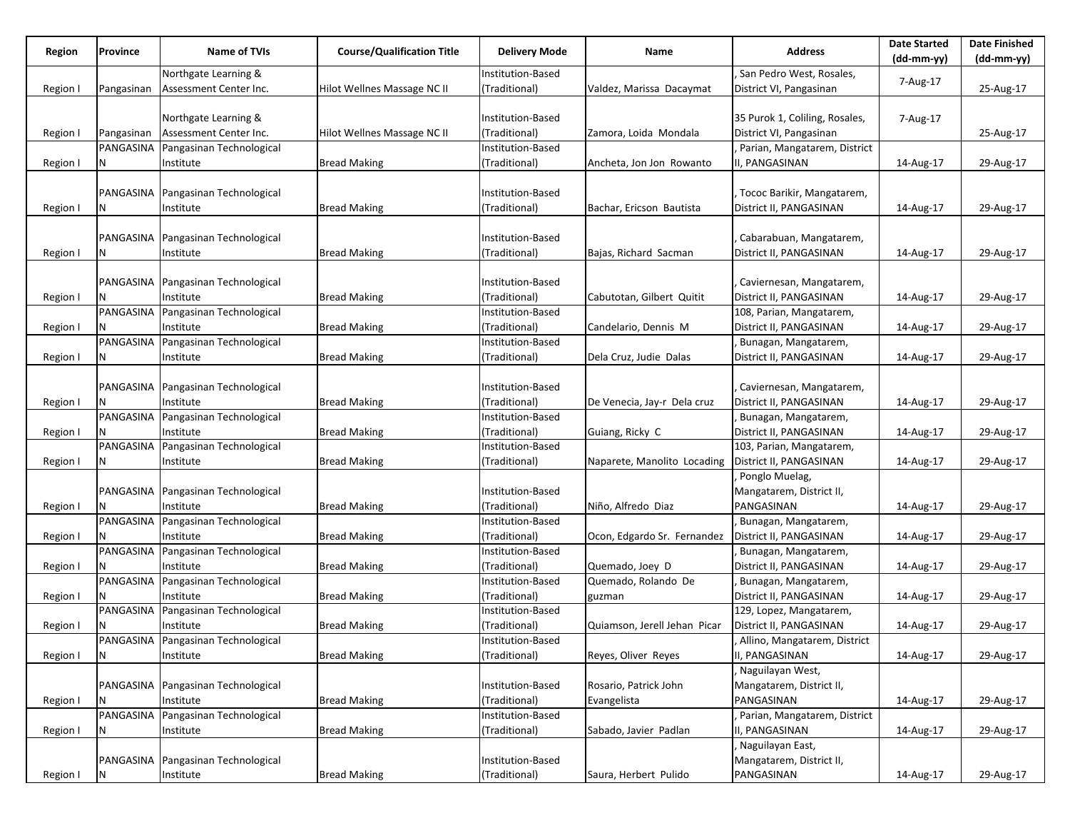| Region | Province | Name of TVIs | Course/Qualification Title | Delivery Mode | Name | Address | Date Started (dd-mm-yy) | Date Finished (dd-mm-yy) |
|---|---|---|---|---|---|---|---|---|
| Region I | Pangasinan | Northgate Learning & Assessment Center Inc. | Hilot Wellnes Massage NC II | Institution-Based (Traditional) | Valdez, Marissa Dacaymat | , San Pedro West, Rosales, District VI, Pangasinan | 7-Aug-17 | 25-Aug-17 |
| Region I | Pangasinan | Northgate Learning & Assessment Center Inc. | Hilot Wellnes Massage NC II | Institution-Based (Traditional) | Zamora, Loida Mondala | 35 Purok 1, Coliling, Rosales, District VI, Pangasinan | 7-Aug-17 | 25-Aug-17 |
| Region I | PANGASINAN | Pangasinan Technological Institute | Bread Making | Institution-Based (Traditional) | Ancheta, Jon Jon Rowanto | , Parian, Mangatarem, District II, PANGASINAN | 14-Aug-17 | 29-Aug-17 |
| Region I | PANGASINAN | Pangasinan Technological Institute | Bread Making | Institution-Based (Traditional) | Bachar, Ericson Bautista | , Tococ Barikir, Mangatarem, District II, PANGASINAN | 14-Aug-17 | 29-Aug-17 |
| Region I | PANGASINAN | Pangasinan Technological Institute | Bread Making | Institution-Based (Traditional) | Bajas, Richard Sacman | , Cabarabuan, Mangatarem, District II, PANGASINAN | 14-Aug-17 | 29-Aug-17 |
| Region I | PANGASINAN | Pangasinan Technological Institute | Bread Making | Institution-Based (Traditional) | Cabutotan, Gilbert Quitit | , Caviernesan, Mangatarem, District II, PANGASINAN | 14-Aug-17 | 29-Aug-17 |
| Region I | PANGASINAN | Pangasinan Technological Institute | Bread Making | Institution-Based (Traditional) | Candelario, Dennis M | 108, Parian, Mangatarem, District II, PANGASINAN | 14-Aug-17 | 29-Aug-17 |
| Region I | PANGASINAN | Pangasinan Technological Institute | Bread Making | Institution-Based (Traditional) | Dela Cruz, Judie Dalas | , Bunagan, Mangatarem, District II, PANGASINAN | 14-Aug-17 | 29-Aug-17 |
| Region I | PANGASINAN | Pangasinan Technological Institute | Bread Making | Institution-Based (Traditional) | De Venecia, Jay-r Dela cruz | , Caviernesan, Mangatarem, District II, PANGASINAN | 14-Aug-17 | 29-Aug-17 |
| Region I | PANGASINAN | Pangasinan Technological Institute | Bread Making | Institution-Based (Traditional) | Guiang, Ricky C | , Bunagan, Mangatarem, District II, PANGASINAN | 14-Aug-17 | 29-Aug-17 |
| Region I | PANGASINAN | Pangasinan Technological Institute | Bread Making | Institution-Based (Traditional) | Naparete, Manolito Locading | 103, Parian, Mangatarem, District II, PANGASINAN | 14-Aug-17 | 29-Aug-17 |
| Region I | PANGASINAN | Pangasinan Technological Institute | Bread Making | Institution-Based (Traditional) | Niño, Alfredo Diaz | , Ponglo Muelag, Mangatarem, District II, PANGASINAN | 14-Aug-17 | 29-Aug-17 |
| Region I | PANGASINAN | Pangasinan Technological Institute | Bread Making | Institution-Based (Traditional) | Ocon, Edgardo Sr. Fernandez | , Bunagan, Mangatarem, District II, PANGASINAN | 14-Aug-17 | 29-Aug-17 |
| Region I | PANGASINAN | Pangasinan Technological Institute | Bread Making | Institution-Based (Traditional) | Quemado, Joey D | , Bunagan, Mangatarem, District II, PANGASINAN | 14-Aug-17 | 29-Aug-17 |
| Region I | PANGASINAN | Pangasinan Technological Institute | Bread Making | Institution-Based (Traditional) | Quemado, Rolando De guzman | , Bunagan, Mangatarem, District II, PANGASINAN | 14-Aug-17 | 29-Aug-17 |
| Region I | PANGASINAN | Pangasinan Technological Institute | Bread Making | Institution-Based (Traditional) | Quiamson, Jerell Jehan Picar | 129, Lopez, Mangatarem, District II, PANGASINAN | 14-Aug-17 | 29-Aug-17 |
| Region I | PANGASINAN | Pangasinan Technological Institute | Bread Making | Institution-Based (Traditional) | Reyes, Oliver Reyes | , Allino, Mangatarem, District II, PANGASINAN | 14-Aug-17 | 29-Aug-17 |
| Region I | PANGASINAN | Pangasinan Technological Institute | Bread Making | Institution-Based (Traditional) | Rosario, Patrick John Evangelista | , Naguilayan West, Mangatarem, District II, PANGASINAN | 14-Aug-17 | 29-Aug-17 |
| Region I | PANGASINAN | Pangasinan Technological Institute | Bread Making | Institution-Based (Traditional) | Sabado, Javier Padlan | , Parian, Mangatarem, District II, PANGASINAN | 14-Aug-17 | 29-Aug-17 |
| Region I | PANGASINAN | Pangasinan Technological Institute | Bread Making | Institution-Based (Traditional) | Saura, Herbert Pulido | , Naguilayan East, Mangatarem, District II, PANGASINAN | 14-Aug-17 | 29-Aug-17 |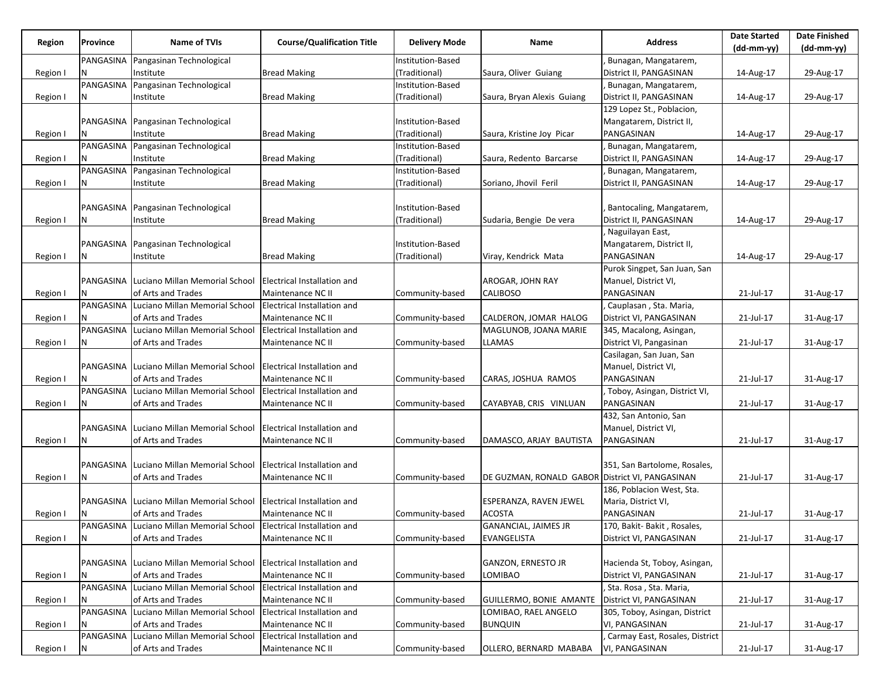| Region | Province | Name of TVIs | Course/Qualification Title | Delivery Mode | Name | Address | Date Started (dd-mm-yy) | Date Finished (dd-mm-yy) |
|---|---|---|---|---|---|---|---|---|
| Region I | PANGASINAN | Pangasinan Technological Institute | Bread Making | Institution-Based (Traditional) | Saura, Oliver Guiang | , Bunagan, Mangatarem, District II, PANGASINAN | 14-Aug-17 | 29-Aug-17 |
| Region I | PANGASINAN | Pangasinan Technological Institute | Bread Making | Institution-Based (Traditional) | Saura, Bryan Alexis Guiang | , Bunagan, Mangatarem, District II, PANGASINAN | 14-Aug-17 | 29-Aug-17 |
| Region I | PANGASINAN | Pangasinan Technological Institute | Bread Making | Institution-Based (Traditional) | Saura, Kristine Joy Picar | 129 Lopez St., Poblacion, Mangatarem, District II, PANGASINAN | 14-Aug-17 | 29-Aug-17 |
| Region I | PANGASINAN | Pangasinan Technological Institute | Bread Making | Institution-Based (Traditional) | Saura, Redento Barcarse | , Bunagan, Mangatarem, District II, PANGASINAN | 14-Aug-17 | 29-Aug-17 |
| Region I | PANGASINAN | Pangasinan Technological Institute | Bread Making | Institution-Based (Traditional) | Soriano, Jhovil Feril | , Bunagan, Mangatarem, District II, PANGASINAN | 14-Aug-17 | 29-Aug-17 |
| Region I | PANGASINAN | Pangasinan Technological Institute | Bread Making | Institution-Based (Traditional) | Sudaria, Bengie De vera | , Bantocaling, Mangatarem, District II, PANGASINAN | 14-Aug-17 | 29-Aug-17 |
| Region I | PANGASINAN | Pangasinan Technological Institute | Bread Making | Institution-Based (Traditional) | Viray, Kendrick Mata | , Naguilayan East, Mangatarem, District II, PANGASINAN | 14-Aug-17 | 29-Aug-17 |
| Region I | PANGASINAN | Luciano Millan Memorial School of Arts and Trades | Electrical Installation and Maintenance NC II | Community-based | AROGAR, JOHN RAY CALIBOSO | Purok Singpet, San Juan, San Manuel, District VI, PANGASINAN | 21-Jul-17 | 31-Aug-17 |
| Region I | PANGASINAN | Luciano Millan Memorial School of Arts and Trades | Electrical Installation and Maintenance NC II | Community-based | CALDERON, JOMAR HALOG | , Cauplasan , Sta. Maria, District VI, PANGASINAN | 21-Jul-17 | 31-Aug-17 |
| Region I | PANGASINAN | Luciano Millan Memorial School of Arts and Trades | Electrical Installation and Maintenance NC II | Community-based | MAGLUNOB, JOANA MARIE LLAMAS | 345, Macalong, Asingan, District VI, Pangasinan | 21-Jul-17 | 31-Aug-17 |
| Region I | PANGASINAN | Luciano Millan Memorial School of Arts and Trades | Electrical Installation and Maintenance NC II | Community-based | CARAS, JOSHUA RAMOS | Casilagan, San Juan, San Manuel, District VI, PANGASINAN | 21-Jul-17 | 31-Aug-17 |
| Region I | PANGASINAN | Luciano Millan Memorial School of Arts and Trades | Electrical Installation and Maintenance NC II | Community-based | CAYABYAB, CRIS VINLUAN | , Toboy, Asingan, District VI, PANGASINAN | 21-Jul-17 | 31-Aug-17 |
| Region I | PANGASINAN | Luciano Millan Memorial School of Arts and Trades | Electrical Installation and Maintenance NC II | Community-based | DAMASCO, ARJAY BAUTISTA | 432, San Antonio, San Manuel, District VI, PANGASINAN | 21-Jul-17 | 31-Aug-17 |
| Region I | PANGASINAN | Luciano Millan Memorial School of Arts and Trades | Electrical Installation and Maintenance NC II | Community-based | DE GUZMAN, RONALD GABOR | 351, San Bartolome, Rosales, District VI, PANGASINAN | 21-Jul-17 | 31-Aug-17 |
| Region I | PANGASINAN | Luciano Millan Memorial School of Arts and Trades | Electrical Installation and Maintenance NC II | Community-based | ESPERANZA, RAVEN JEWEL ACOSTA | 186, Poblacion West, Sta. Maria, District VI, PANGASINAN | 21-Jul-17 | 31-Aug-17 |
| Region I | PANGASINAN | Luciano Millan Memorial School of Arts and Trades | Electrical Installation and Maintenance NC II | Community-based | GANANCIAL, JAIMES JR EVANGELISTA | 170, Bakit- Bakit , Rosales, District VI, PANGASINAN | 21-Jul-17 | 31-Aug-17 |
| Region I | PANGASINAN | Luciano Millan Memorial School of Arts and Trades | Electrical Installation and Maintenance NC II | Community-based | GANZON, ERNESTO JR LOMIBAO | Hacienda St, Toboy, Asingan, District VI, PANGASINAN | 21-Jul-17 | 31-Aug-17 |
| Region I | PANGASINAN | Luciano Millan Memorial School of Arts and Trades | Electrical Installation and Maintenance NC II | Community-based | GUILLERMO, BONIE AMANTE | , Sta. Rosa , Sta. Maria, District VI, PANGASINAN | 21-Jul-17 | 31-Aug-17 |
| Region I | PANGASINAN | Luciano Millan Memorial School of Arts and Trades | Electrical Installation and Maintenance NC II | Community-based | LOMIBAO, RAEL ANGELO BUNQUIN | 305, Toboy, Asingan, District VI, PANGASINAN | 21-Jul-17 | 31-Aug-17 |
| Region I | PANGASINAN | Luciano Millan Memorial School of Arts and Trades | Electrical Installation and Maintenance NC II | Community-based | OLLERO, BERNARD MABABA | , Carmay East, Rosales, District VI, PANGASINAN | 21-Jul-17 | 31-Aug-17 |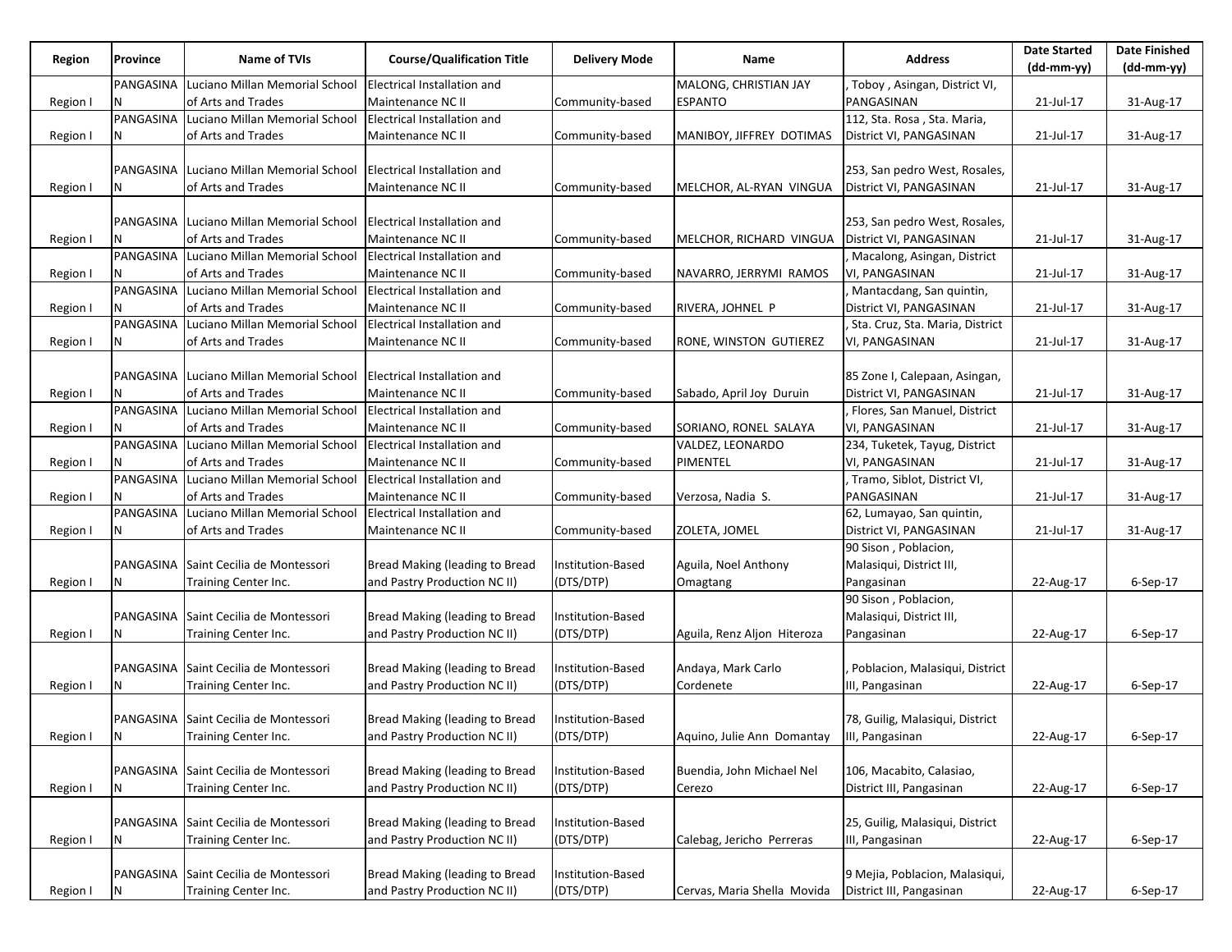| Region | Province | Name of TVIs | Course/Qualification Title | Delivery Mode | Name | Address | Date Started (dd-mm-yy) | Date Finished (dd-mm-yy) |
|---|---|---|---|---|---|---|---|---|
| Region I | PANGASINAN | Luciano Millan Memorial School of Arts and Trades | Electrical Installation and Maintenance NC II | Community-based | MALONG, CHRISTIAN JAY ESPANTO | , Toboy , Asingan, District VI, PANGASINAN | 21-Jul-17 | 31-Aug-17 |
| Region I | PANGASINAN | Luciano Millan Memorial School of Arts and Trades | Electrical Installation and Maintenance NC II | Community-based | MANIBOY, JIFFREY DOTIMAS | 112, Sta. Rosa , Sta. Maria, District VI, PANGASINAN | 21-Jul-17 | 31-Aug-17 |
| Region I | PANGASINAN | Luciano Millan Memorial School of Arts and Trades | Electrical Installation and Maintenance NC II | Community-based | MELCHOR, AL-RYAN VINGUA | 253, San pedro West, Rosales, District VI, PANGASINAN | 21-Jul-17 | 31-Aug-17 |
| Region I | PANGASINAN | Luciano Millan Memorial School of Arts and Trades | Electrical Installation and Maintenance NC II | Community-based | MELCHOR, RICHARD VINGUA | 253, San pedro West, Rosales, District VI, PANGASINAN | 21-Jul-17 | 31-Aug-17 |
| Region I | PANGASINAN | Luciano Millan Memorial School of Arts and Trades | Electrical Installation and Maintenance NC II | Community-based | NAVARRO, JERRYMI RAMOS | , Macalong, Asingan, District VI, PANGASINAN | 21-Jul-17 | 31-Aug-17 |
| Region I | PANGASINAN | Luciano Millan Memorial School of Arts and Trades | Electrical Installation and Maintenance NC II | Community-based | RIVERA, JOHNEL P | , Mantacdang, San quintin, District VI, PANGASINAN | 21-Jul-17 | 31-Aug-17 |
| Region I | PANGASINAN | Luciano Millan Memorial School of Arts and Trades | Electrical Installation and Maintenance NC II | Community-based | RONE, WINSTON GUTIEREZ | , Sta. Cruz, Sta. Maria, District VI, PANGASINAN | 21-Jul-17 | 31-Aug-17 |
| Region I | PANGASINAN | Luciano Millan Memorial School of Arts and Trades | Electrical Installation and Maintenance NC II | Community-based | Sabado, April Joy Duruin | 85 Zone I, Calepaan, Asingan, District VI, PANGASINAN | 21-Jul-17 | 31-Aug-17 |
| Region I | PANGASINAN | Luciano Millan Memorial School of Arts and Trades | Electrical Installation and Maintenance NC II | Community-based | SORIANO, RONEL SALAYA | , Flores, San Manuel, District VI, PANGASINAN | 21-Jul-17 | 31-Aug-17 |
| Region I | PANGASINAN | Luciano Millan Memorial School of Arts and Trades | Electrical Installation and Maintenance NC II | Community-based | VALDEZ, LEONARDO PIMENTEL | 234, Tuketek, Tayug, District VI, PANGASINAN | 21-Jul-17 | 31-Aug-17 |
| Region I | PANGASINAN | Luciano Millan Memorial School of Arts and Trades | Electrical Installation and Maintenance NC II | Community-based | Verzosa, Nadia S. | , Tramo, Siblot, District VI, PANGASINAN | 21-Jul-17 | 31-Aug-17 |
| Region I | PANGASINAN | Luciano Millan Memorial School of Arts and Trades | Electrical Installation and Maintenance NC II | Community-based | ZOLETA, JOMEL | 62, Lumayao, San quintin, District VI, PANGASINAN | 21-Jul-17 | 31-Aug-17 |
| Region I | PANGASINAN | Saint Cecilia de Montessori Training Center Inc. | Bread Making (leading to Bread and Pastry Production NC II) | Institution-Based (DTS/DTP) | Aguila, Noel Anthony Omagtang | 90 Sison , Poblacion, Malasiqui, District III, Pangasinan | 22-Aug-17 | 6-Sep-17 |
| Region I | PANGASINAN | Saint Cecilia de Montessori Training Center Inc. | Bread Making (leading to Bread and Pastry Production NC II) | Institution-Based (DTS/DTP) | Aguila, Renz Aljon Hiteroza | 90 Sison , Poblacion, Malasiqui, District III, Pangasinan | 22-Aug-17 | 6-Sep-17 |
| Region I | PANGASINAN | Saint Cecilia de Montessori Training Center Inc. | Bread Making (leading to Bread and Pastry Production NC II) | Institution-Based (DTS/DTP) | Andaya, Mark Carlo Cordenete | , Poblacion, Malasiqui, District III, Pangasinan | 22-Aug-17 | 6-Sep-17 |
| Region I | PANGASINAN | Saint Cecilia de Montessori Training Center Inc. | Bread Making (leading to Bread and Pastry Production NC II) | Institution-Based (DTS/DTP) | Aquino, Julie Ann Domantay | 78, Guilig, Malasiqui, District III, Pangasinan | 22-Aug-17 | 6-Sep-17 |
| Region I | PANGASINAN | Saint Cecilia de Montessori Training Center Inc. | Bread Making (leading to Bread and Pastry Production NC II) | Institution-Based (DTS/DTP) | Buendia, John Michael Nel Cerezo | 106, Macabito, Calasiao, District III, Pangasinan | 22-Aug-17 | 6-Sep-17 |
| Region I | PANGASINAN | Saint Cecilia de Montessori Training Center Inc. | Bread Making (leading to Bread and Pastry Production NC II) | Institution-Based (DTS/DTP) | Calebag, Jericho Perreras | 25, Guilig, Malasiqui, District III, Pangasinan | 22-Aug-17 | 6-Sep-17 |
| Region I | PANGASINAN | Saint Cecilia de Montessori Training Center Inc. | Bread Making (leading to Bread and Pastry Production NC II) | Institution-Based (DTS/DTP) | Cervas, Maria Shella Movida | 9 Mejia, Poblacion, Malasiqui, District III, Pangasinan | 22-Aug-17 | 6-Sep-17 |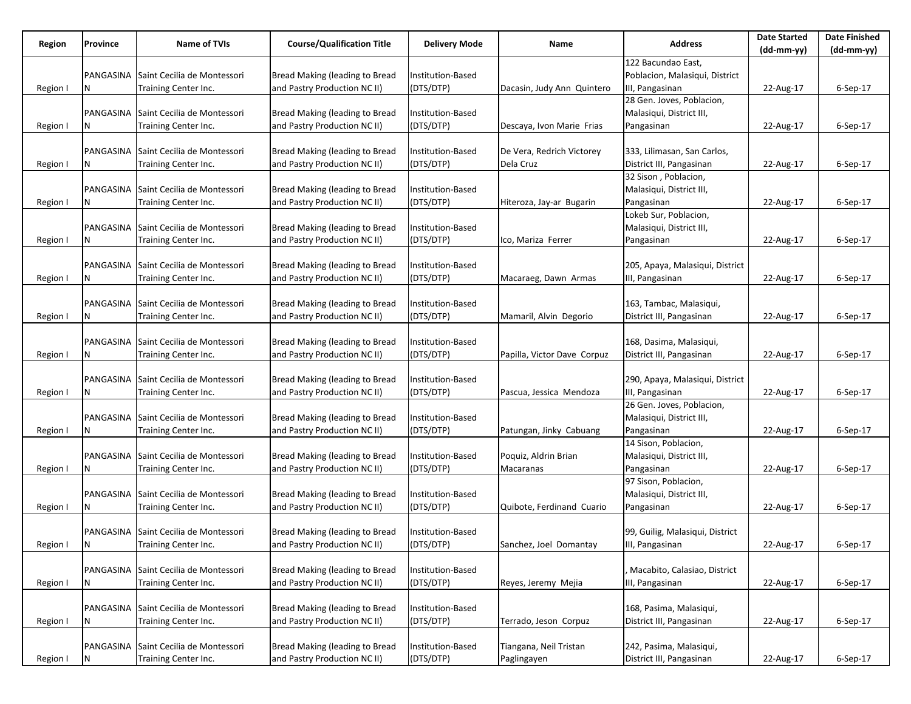| Region | Province | Name of TVIs | Course/Qualification Title | Delivery Mode | Name | Address | Date Started (dd-mm-yy) | Date Finished (dd-mm-yy) |
|---|---|---|---|---|---|---|---|---|
| Region I | PANGASINAN | Saint Cecilia de Montessori Training Center Inc. | Bread Making (leading to Bread and Pastry Production NC II) | Institution-Based (DTS/DTP) | Dacasin, Judy Ann Quintero | 122 Bacundao East, Poblacion, Malasiqui, District III, Pangasinan | 22-Aug-17 | 6-Sep-17 |
| Region I | PANGASINAN | Saint Cecilia de Montessori Training Center Inc. | Bread Making (leading to Bread and Pastry Production NC II) | Institution-Based (DTS/DTP) | Descaya, Ivon Marie Frias | 28 Gen. Joves, Poblacion, Malasiqui, District III, Pangasinan | 22-Aug-17 | 6-Sep-17 |
| Region I | PANGASINAN | Saint Cecilia de Montessori Training Center Inc. | Bread Making (leading to Bread and Pastry Production NC II) | Institution-Based (DTS/DTP) | De Vera, Redrich Victorey Dela Cruz | 333, Lilimasan, San Carlos, District III, Pangasinan | 22-Aug-17 | 6-Sep-17 |
| Region I | PANGASINAN | Saint Cecilia de Montessori Training Center Inc. | Bread Making (leading to Bread and Pastry Production NC II) | Institution-Based (DTS/DTP) | Hiteroza, Jay-ar Bugarin | 32 Sison , Poblacion, Malasiqui, District III, Pangasinan | 22-Aug-17 | 6-Sep-17 |
| Region I | PANGASINAN | Saint Cecilia de Montessori Training Center Inc. | Bread Making (leading to Bread and Pastry Production NC II) | Institution-Based (DTS/DTP) | Ico, Mariza Ferrer | Lokeb Sur, Poblacion, Malasiqui, District III, Pangasinan | 22-Aug-17 | 6-Sep-17 |
| Region I | PANGASINAN | Saint Cecilia de Montessori Training Center Inc. | Bread Making (leading to Bread and Pastry Production NC II) | Institution-Based (DTS/DTP) | Macaraeg, Dawn Armas | 205, Apaya, Malasiqui, District III, Pangasinan | 22-Aug-17 | 6-Sep-17 |
| Region I | PANGASINAN | Saint Cecilia de Montessori Training Center Inc. | Bread Making (leading to Bread and Pastry Production NC II) | Institution-Based (DTS/DTP) | Mamaril, Alvin Degorio | 163, Tambac, Malasiqui, District III, Pangasinan | 22-Aug-17 | 6-Sep-17 |
| Region I | PANGASINAN | Saint Cecilia de Montessori Training Center Inc. | Bread Making (leading to Bread and Pastry Production NC II) | Institution-Based (DTS/DTP) | Papilla, Victor Dave Corpuz | 168, Dasima, Malasiqui, District III, Pangasinan | 22-Aug-17 | 6-Sep-17 |
| Region I | PANGASINAN | Saint Cecilia de Montessori Training Center Inc. | Bread Making (leading to Bread and Pastry Production NC II) | Institution-Based (DTS/DTP) | Pascua, Jessica Mendoza | 290, Apaya, Malasiqui, District III, Pangasinan | 22-Aug-17 | 6-Sep-17 |
| Region I | PANGASINAN | Saint Cecilia de Montessori Training Center Inc. | Bread Making (leading to Bread and Pastry Production NC II) | Institution-Based (DTS/DTP) | Patungan, Jinky Cabuang | 26 Gen. Joves, Poblacion, Malasiqui, District III, Pangasinan | 22-Aug-17 | 6-Sep-17 |
| Region I | PANGASINAN | Saint Cecilia de Montessori Training Center Inc. | Bread Making (leading to Bread and Pastry Production NC II) | Institution-Based (DTS/DTP) | Poquiz, Aldrin Brian Macaranas | 14 Sison, Poblacion, Malasiqui, District III, Pangasinan | 22-Aug-17 | 6-Sep-17 |
| Region I | PANGASINAN | Saint Cecilia de Montessori Training Center Inc. | Bread Making (leading to Bread and Pastry Production NC II) | Institution-Based (DTS/DTP) | Quibote, Ferdinand Cuario | 97 Sison, Poblacion, Malasiqui, District III, Pangasinan | 22-Aug-17 | 6-Sep-17 |
| Region I | PANGASINAN | Saint Cecilia de Montessori Training Center Inc. | Bread Making (leading to Bread and Pastry Production NC II) | Institution-Based (DTS/DTP) | Sanchez, Joel Domantay | 99, Guilig, Malasiqui, District III, Pangasinan | 22-Aug-17 | 6-Sep-17 |
| Region I | PANGASINAN | Saint Cecilia de Montessori Training Center Inc. | Bread Making (leading to Bread and Pastry Production NC II) | Institution-Based (DTS/DTP) | Reyes, Jeremy Mejia | , Macabito, Calasiao, District III, Pangasinan | 22-Aug-17 | 6-Sep-17 |
| Region I | PANGASINAN | Saint Cecilia de Montessori Training Center Inc. | Bread Making (leading to Bread and Pastry Production NC II) | Institution-Based (DTS/DTP) | Terrado, Jeson Corpuz | 168, Pasima, Malasiqui, District III, Pangasinan | 22-Aug-17 | 6-Sep-17 |
| Region I | PANGASINAN | Saint Cecilia de Montessori Training Center Inc. | Bread Making (leading to Bread and Pastry Production NC II) | Institution-Based (DTS/DTP) | Tiangana, Neil Tristan Paglingayen | 242, Pasima, Malasiqui, District III, Pangasinan | 22-Aug-17 | 6-Sep-17 |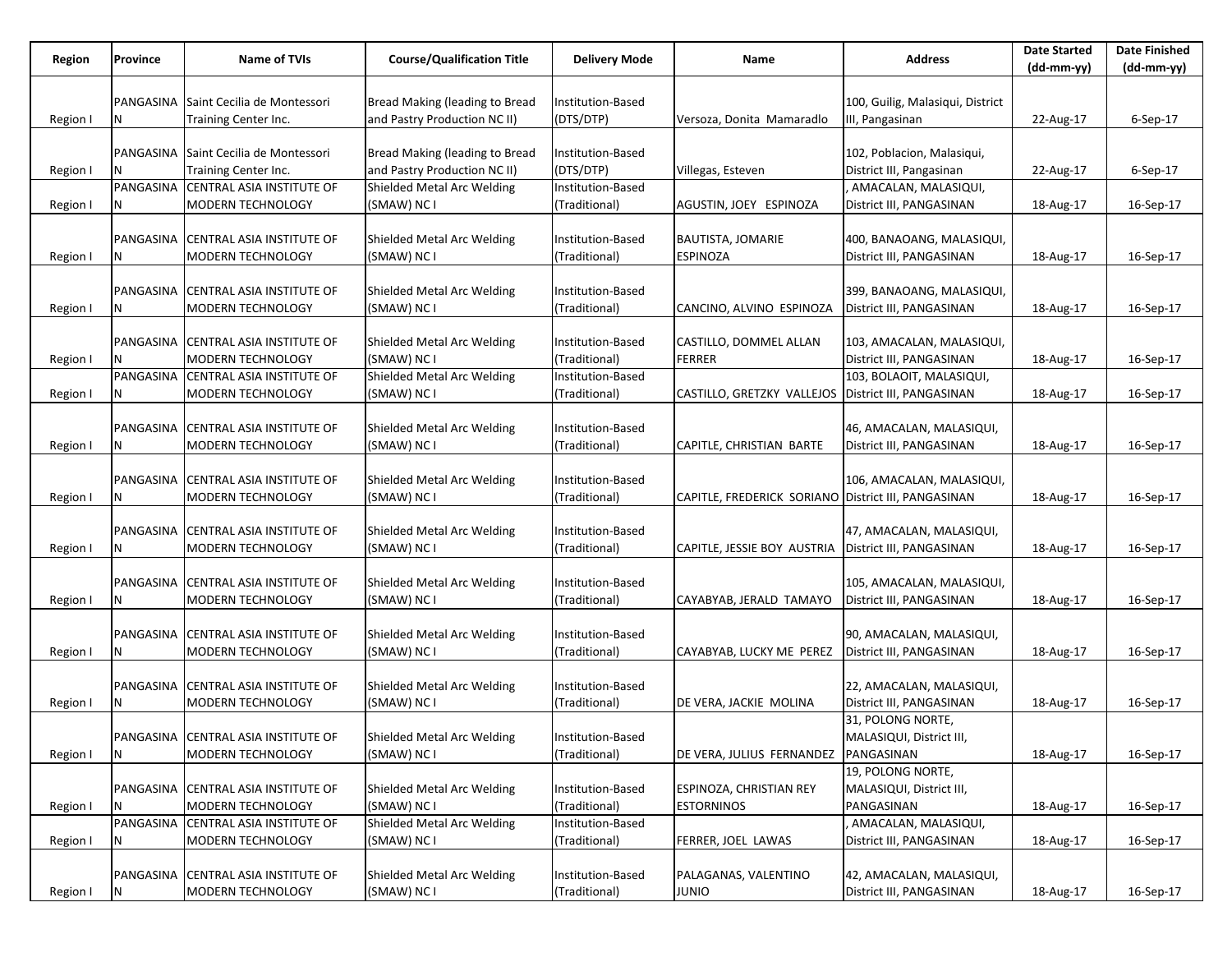| Region | Province | Name of TVIs | Course/Qualification Title | Delivery Mode | Name | Address | Date Started (dd-mm-yy) | Date Finished (dd-mm-yy) |
|---|---|---|---|---|---|---|---|---|
| Region I | PANGASINAN | Saint Cecilia de Montessori Training Center Inc. | Bread Making (leading to Bread and Pastry Production NC II) | Institution-Based (DTS/DTP) | Versoza, Donita Mamaradlo | 100, Guilig, Malasiqui, District III, Pangasinan | 22-Aug-17 | 6-Sep-17 |
| Region I | PANGASINAN | Saint Cecilia de Montessori Training Center Inc. | Bread Making (leading to Bread and Pastry Production NC II) | Institution-Based (DTS/DTP) | Villegas, Esteven | 102, Poblacion, Malasiqui, District III, Pangasinan | 22-Aug-17 | 6-Sep-17 |
| Region I | PANGASINAN | CENTRAL ASIA INSTITUTE OF MODERN TECHNOLOGY | Shielded Metal Arc Welding (SMAW) NC I | Institution-Based (Traditional) | AGUSTIN, JOEY ESPINOZA | , AMACALAN, MALASIQUI, District III, PANGASINAN | 18-Aug-17 | 16-Sep-17 |
| Region I | PANGASINAN | CENTRAL ASIA INSTITUTE OF MODERN TECHNOLOGY | Shielded Metal Arc Welding (SMAW) NC I | Institution-Based (Traditional) | BAUTISTA, JOMARIE ESPINOZA | 400, BANAOANG, MALASIQUI, District III, PANGASINAN | 18-Aug-17 | 16-Sep-17 |
| Region I | PANGASINAN | CENTRAL ASIA INSTITUTE OF MODERN TECHNOLOGY | Shielded Metal Arc Welding (SMAW) NC I | Institution-Based (Traditional) | CANCINO, ALVINO ESPINOZA | 399, BANAOANG, MALASIQUI, District III, PANGASINAN | 18-Aug-17 | 16-Sep-17 |
| Region I | PANGASINAN | CENTRAL ASIA INSTITUTE OF MODERN TECHNOLOGY | Shielded Metal Arc Welding (SMAW) NC I | Institution-Based (Traditional) | CASTILLO, DOMMEL ALLAN FERRER | 103, AMACALAN, MALASIQUI, District III, PANGASINAN | 18-Aug-17 | 16-Sep-17 |
| Region I | PANGASINAN | CENTRAL ASIA INSTITUTE OF MODERN TECHNOLOGY | Shielded Metal Arc Welding (SMAW) NC I | Institution-Based (Traditional) | CASTILLO, GRETZKY VALLEJOS | 103, BOLAOIT, MALASIQUI, District III, PANGASINAN | 18-Aug-17 | 16-Sep-17 |
| Region I | PANGASINAN | CENTRAL ASIA INSTITUTE OF MODERN TECHNOLOGY | Shielded Metal Arc Welding (SMAW) NC I | Institution-Based (Traditional) | CAPITLE, CHRISTIAN BARTE | 46, AMACALAN, MALASIQUI, District III, PANGASINAN | 18-Aug-17 | 16-Sep-17 |
| Region I | PANGASINAN | CENTRAL ASIA INSTITUTE OF MODERN TECHNOLOGY | Shielded Metal Arc Welding (SMAW) NC I | Institution-Based (Traditional) | CAPITLE, FREDERICK SORIANO | 106, AMACALAN, MALASIQUI, District III, PANGASINAN | 18-Aug-17 | 16-Sep-17 |
| Region I | PANGASINAN | CENTRAL ASIA INSTITUTE OF MODERN TECHNOLOGY | Shielded Metal Arc Welding (SMAW) NC I | Institution-Based (Traditional) | CAPITLE, JESSIE BOY AUSTRIA | 47, AMACALAN, MALASIQUI, District III, PANGASINAN | 18-Aug-17 | 16-Sep-17 |
| Region I | PANGASINAN | CENTRAL ASIA INSTITUTE OF MODERN TECHNOLOGY | Shielded Metal Arc Welding (SMAW) NC I | Institution-Based (Traditional) | CAYABYAB, JERALD TAMAYO | 105, AMACALAN, MALASIQUI, District III, PANGASINAN | 18-Aug-17 | 16-Sep-17 |
| Region I | PANGASINAN | CENTRAL ASIA INSTITUTE OF MODERN TECHNOLOGY | Shielded Metal Arc Welding (SMAW) NC I | Institution-Based (Traditional) | CAYABYAB, LUCKY ME PEREZ | 90, AMACALAN, MALASIQUI, District III, PANGASINAN | 18-Aug-17 | 16-Sep-17 |
| Region I | PANGASINAN | CENTRAL ASIA INSTITUTE OF MODERN TECHNOLOGY | Shielded Metal Arc Welding (SMAW) NC I | Institution-Based (Traditional) | DE VERA, JACKIE MOLINA | 22, AMACALAN, MALASIQUI, District III, PANGASINAN | 18-Aug-17 | 16-Sep-17 |
| Region I | PANGASINAN | CENTRAL ASIA INSTITUTE OF MODERN TECHNOLOGY | Shielded Metal Arc Welding (SMAW) NC I | Institution-Based (Traditional) | DE VERA, JULIUS FERNANDEZ | 31, POLONG NORTE, MALASIQUI, District III, PANGASINAN | 18-Aug-17 | 16-Sep-17 |
| Region I | PANGASINAN | CENTRAL ASIA INSTITUTE OF MODERN TECHNOLOGY | Shielded Metal Arc Welding (SMAW) NC I | Institution-Based (Traditional) | ESPINOZA, CHRISTIAN REY ESTORNINOS | 19, POLONG NORTE, MALASIQUI, District III, PANGASINAN | 18-Aug-17 | 16-Sep-17 |
| Region I | PANGASINAN | CENTRAL ASIA INSTITUTE OF MODERN TECHNOLOGY | Shielded Metal Arc Welding (SMAW) NC I | Institution-Based (Traditional) | FERRER, JOEL LAWAS | , AMACALAN, MALASIQUI, District III, PANGASINAN | 18-Aug-17 | 16-Sep-17 |
| Region I | PANGASINAN | CENTRAL ASIA INSTITUTE OF MODERN TECHNOLOGY | Shielded Metal Arc Welding (SMAW) NC I | Institution-Based (Traditional) | PALAGANAS, VALENTINO JUNIO | 42, AMACALAN, MALASIQUI, District III, PANGASINAN | 18-Aug-17 | 16-Sep-17 |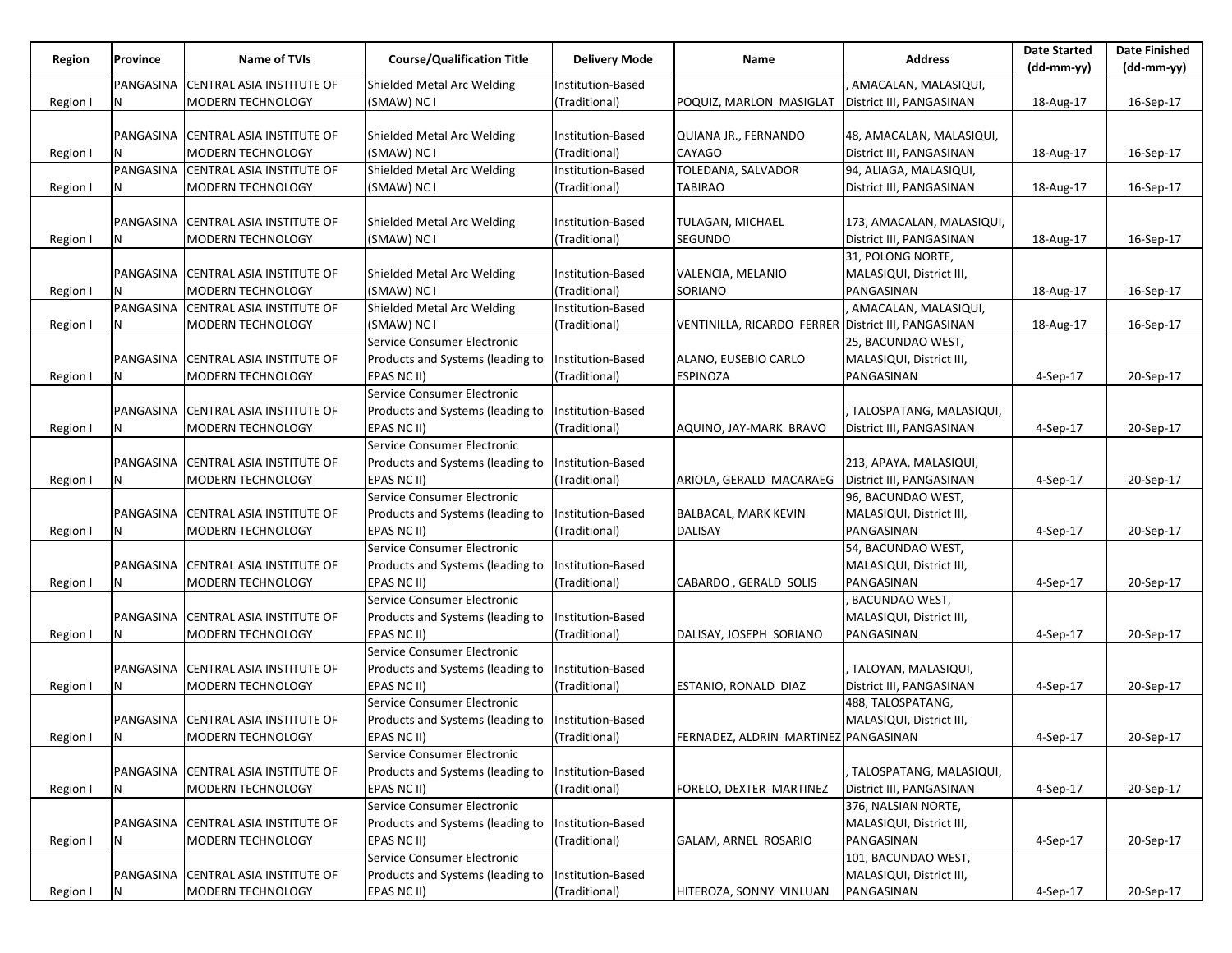| Region | Province | Name of TVIs | Course/Qualification Title | Delivery Mode | Name | Address | Date Started (dd-mm-yy) | Date Finished (dd-mm-yy) |
|---|---|---|---|---|---|---|---|---|
| Region I | PANGASINAN | CENTRAL ASIA INSTITUTE OF MODERN TECHNOLOGY | Shielded Metal Arc Welding (SMAW) NC I | Institution-Based (Traditional) | POQUIZ, MARLON MASIGLAT | , AMACALAN, MALASIQUI, District III, PANGASINAN | 18-Aug-17 | 16-Sep-17 |
| Region I | PANGASINAN | CENTRAL ASIA INSTITUTE OF MODERN TECHNOLOGY | Shielded Metal Arc Welding (SMAW) NC I | Institution-Based (Traditional) | QUIANA JR., FERNANDO CAYAGO | 48, AMACALAN, MALASIQUI, District III, PANGASINAN | 18-Aug-17 | 16-Sep-17 |
| Region I | PANGASINAN | CENTRAL ASIA INSTITUTE OF MODERN TECHNOLOGY | Shielded Metal Arc Welding (SMAW) NC I | Institution-Based (Traditional) | TOLEDANA, SALVADOR TABIRAO | 94, ALIAGA, MALASIQUI, District III, PANGASINAN | 18-Aug-17 | 16-Sep-17 |
| Region I | PANGASINAN | CENTRAL ASIA INSTITUTE OF MODERN TECHNOLOGY | Shielded Metal Arc Welding (SMAW) NC I | Institution-Based (Traditional) | TULAGAN, MICHAEL SEGUNDO | 173, AMACALAN, MALASIQUI, District III, PANGASINAN | 18-Aug-17 | 16-Sep-17 |
| Region I | PANGASINAN | CENTRAL ASIA INSTITUTE OF MODERN TECHNOLOGY | Shielded Metal Arc Welding (SMAW) NC I | Institution-Based (Traditional) | VALENCIA, MELANIO SORIANO | 31, POLONG NORTE, MALASIQUI, District III, PANGASINAN | 18-Aug-17 | 16-Sep-17 |
| Region I | PANGASINAN | CENTRAL ASIA INSTITUTE OF MODERN TECHNOLOGY | Shielded Metal Arc Welding (SMAW) NC I | Institution-Based (Traditional) | VENTINILLA, RICARDO FERRER | , AMACALAN, MALASIQUI, District III, PANGASINAN | 18-Aug-17 | 16-Sep-17 |
| Region I | PANGASINAN | CENTRAL ASIA INSTITUTE OF MODERN TECHNOLOGY | Service Consumer Electronic Products and Systems (leading to EPAS NC II) | Institution-Based (Traditional) | ALANO, EUSEBIO CARLO ESPINOZA | 25, BACUNDAO WEST, MALASIQUI, District III, PANGASINAN | 4-Sep-17 | 20-Sep-17 |
| Region I | PANGASINAN | CENTRAL ASIA INSTITUTE OF MODERN TECHNOLOGY | Service Consumer Electronic Products and Systems (leading to EPAS NC II) | Institution-Based (Traditional) | AQUINO, JAY-MARK BRAVO | , TALOSPATANG, MALASIQUI, District III, PANGASINAN | 4-Sep-17 | 20-Sep-17 |
| Region I | PANGASINAN | CENTRAL ASIA INSTITUTE OF MODERN TECHNOLOGY | Service Consumer Electronic Products and Systems (leading to EPAS NC II) | Institution-Based (Traditional) | ARIOLA, GERALD MACARAEG | 213, APAYA, MALASIQUI, District III, PANGASINAN | 4-Sep-17 | 20-Sep-17 |
| Region I | PANGASINAN | CENTRAL ASIA INSTITUTE OF MODERN TECHNOLOGY | Service Consumer Electronic Products and Systems (leading to EPAS NC II) | Institution-Based (Traditional) | BALBACAL, MARK KEVIN DALISAY | 96, BACUNDAO WEST, MALASIQUI, District III, PANGASINAN | 4-Sep-17 | 20-Sep-17 |
| Region I | PANGASINAN | CENTRAL ASIA INSTITUTE OF MODERN TECHNOLOGY | Service Consumer Electronic Products and Systems (leading to EPAS NC II) | Institution-Based (Traditional) | CABARDO , GERALD SOLIS | 54, BACUNDAO WEST, MALASIQUI, District III, PANGASINAN | 4-Sep-17 | 20-Sep-17 |
| Region I | PANGASINAN | CENTRAL ASIA INSTITUTE OF MODERN TECHNOLOGY | Service Consumer Electronic Products and Systems (leading to EPAS NC II) | Institution-Based (Traditional) | DALISAY, JOSEPH SORIANO | , BACUNDAO WEST, MALASIQUI, District III, PANGASINAN | 4-Sep-17 | 20-Sep-17 |
| Region I | PANGASINAN | CENTRAL ASIA INSTITUTE OF MODERN TECHNOLOGY | Service Consumer Electronic Products and Systems (leading to EPAS NC II) | Institution-Based (Traditional) | ESTANIO, RONALD DIAZ | , TALOYAN, MALASIQUI, District III, PANGASINAN | 4-Sep-17 | 20-Sep-17 |
| Region I | PANGASINAN | CENTRAL ASIA INSTITUTE OF MODERN TECHNOLOGY | Service Consumer Electronic Products and Systems (leading to EPAS NC II) | Institution-Based (Traditional) | FERNADEZ, ALDRIN MARTINEZ | 488, TALOSPATANG, MALASIQUI, District III, PANGASINAN | 4-Sep-17 | 20-Sep-17 |
| Region I | PANGASINAN | CENTRAL ASIA INSTITUTE OF MODERN TECHNOLOGY | Service Consumer Electronic Products and Systems (leading to EPAS NC II) | Institution-Based (Traditional) | FORELO, DEXTER MARTINEZ | , TALOSPATANG, MALASIQUI, District III, PANGASINAN | 4-Sep-17 | 20-Sep-17 |
| Region I | PANGASINAN | CENTRAL ASIA INSTITUTE OF MODERN TECHNOLOGY | Service Consumer Electronic Products and Systems (leading to EPAS NC II) | Institution-Based (Traditional) | GALAM, ARNEL ROSARIO | 376, NALSIAN NORTE, MALASIQUI, District III, PANGASINAN | 4-Sep-17 | 20-Sep-17 |
| Region I | PANGASINAN | CENTRAL ASIA INSTITUTE OF MODERN TECHNOLOGY | Service Consumer Electronic Products and Systems (leading to EPAS NC II) | Institution-Based (Traditional) | HITEROZA, SONNY VINLUAN | 101, BACUNDAO WEST, MALASIQUI, District III, PANGASINAN | 4-Sep-17 | 20-Sep-17 |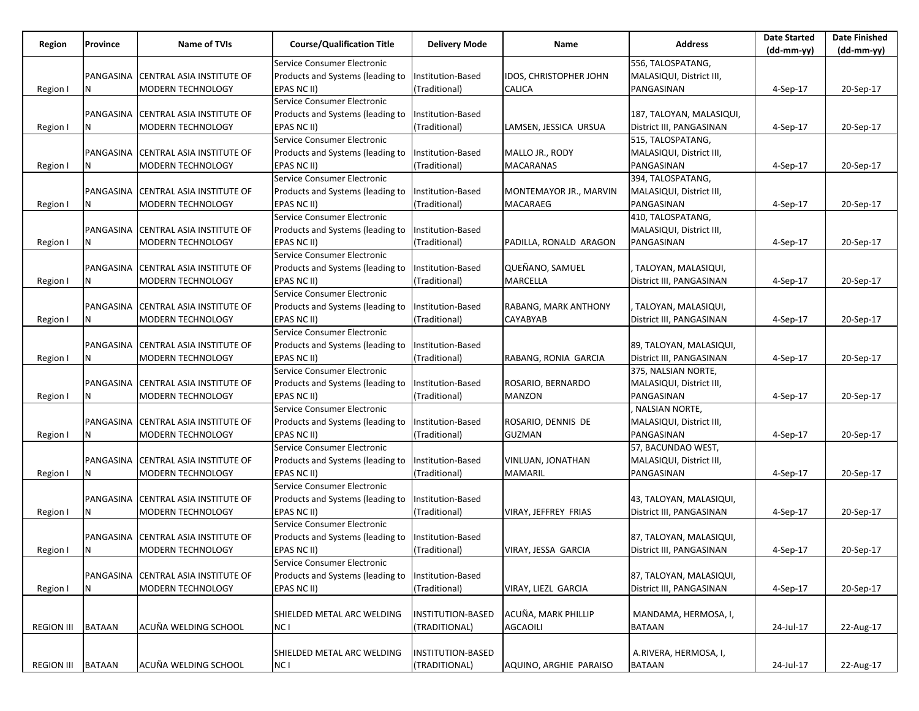| Region | Province | Name of TVIs | Course/Qualification Title | Delivery Mode | Name | Address | Date Started (dd-mm-yy) | Date Finished (dd-mm-yy) |
|---|---|---|---|---|---|---|---|---|
| Region I | PANGASINAN | CENTRAL ASIA INSTITUTE OF MODERN TECHNOLOGY | Service Consumer Electronic Products and Systems (leading to EPAS NC II) | Institution-Based (Traditional) | IDOS, CHRISTOPHER JOHN CALICA | 556, TALOSPATANG, MALASIQUI, District III, PANGASINAN | 4-Sep-17 | 20-Sep-17 |
| Region I | PANGASINAN | CENTRAL ASIA INSTITUTE OF MODERN TECHNOLOGY | Service Consumer Electronic Products and Systems (leading to EPAS NC II) | Institution-Based (Traditional) | LAMSEN, JESSICA URSUA | 187, TALOYAN, MALASIQUI, District III, PANGASINAN | 4-Sep-17 | 20-Sep-17 |
| Region I | PANGASINAN | CENTRAL ASIA INSTITUTE OF MODERN TECHNOLOGY | Service Consumer Electronic Products and Systems (leading to EPAS NC II) | Institution-Based (Traditional) | MALLO JR., RODY MACARANAS | 515, TALOSPATANG, MALASIQUI, District III, PANGASINAN | 4-Sep-17 | 20-Sep-17 |
| Region I | PANGASINAN | CENTRAL ASIA INSTITUTE OF MODERN TECHNOLOGY | Service Consumer Electronic Products and Systems (leading to EPAS NC II) | Institution-Based (Traditional) | MONTEMAYOR JR., MARVIN MACARAEG | 394, TALOSPATANG, MALASIQUI, District III, PANGASINAN | 4-Sep-17 | 20-Sep-17 |
| Region I | PANGASINAN | CENTRAL ASIA INSTITUTE OF MODERN TECHNOLOGY | Service Consumer Electronic Products and Systems (leading to EPAS NC II) | Institution-Based (Traditional) | PADILLA, RONALD ARAGON | 410, TALOSPATANG, MALASIQUI, District III, PANGASINAN | 4-Sep-17 | 20-Sep-17 |
| Region I | PANGASINAN | CENTRAL ASIA INSTITUTE OF MODERN TECHNOLOGY | Service Consumer Electronic Products and Systems (leading to EPAS NC II) | Institution-Based (Traditional) | QUEÑANO, SAMUEL MARCELLA | , TALOYAN, MALASIQUI, District III, PANGASINAN | 4-Sep-17 | 20-Sep-17 |
| Region I | PANGASINAN | CENTRAL ASIA INSTITUTE OF MODERN TECHNOLOGY | Service Consumer Electronic Products and Systems (leading to EPAS NC II) | Institution-Based (Traditional) | RABANG, MARK ANTHONY CAYABYAB | , TALOYAN, MALASIQUI, District III, PANGASINAN | 4-Sep-17 | 20-Sep-17 |
| Region I | PANGASINAN | CENTRAL ASIA INSTITUTE OF MODERN TECHNOLOGY | Service Consumer Electronic Products and Systems (leading to EPAS NC II) | Institution-Based (Traditional) | RABANG, RONIA GARCIA | 89, TALOYAN, MALASIQUI, District III, PANGASINAN | 4-Sep-17 | 20-Sep-17 |
| Region I | PANGASINAN | CENTRAL ASIA INSTITUTE OF MODERN TECHNOLOGY | Service Consumer Electronic Products and Systems (leading to EPAS NC II) | Institution-Based (Traditional) | ROSARIO, BERNARDO MANZON | 375, NALSIAN NORTE, MALASIQUI, District III, PANGASINAN | 4-Sep-17 | 20-Sep-17 |
| Region I | PANGASINAN | CENTRAL ASIA INSTITUTE OF MODERN TECHNOLOGY | Service Consumer Electronic Products and Systems (leading to EPAS NC II) | Institution-Based (Traditional) | ROSARIO, DENNIS DE GUZMAN | , NALSIAN NORTE, MALASIQUI, District III, PANGASINAN | 4-Sep-17 | 20-Sep-17 |
| Region I | PANGASINAN | CENTRAL ASIA INSTITUTE OF MODERN TECHNOLOGY | Service Consumer Electronic Products and Systems (leading to EPAS NC II) | Institution-Based (Traditional) | VINLUAN, JONATHAN MAMARIL | 57, BACUNDAO WEST, MALASIQUI, District III, PANGASINAN | 4-Sep-17 | 20-Sep-17 |
| Region I | PANGASINAN | CENTRAL ASIA INSTITUTE OF MODERN TECHNOLOGY | Service Consumer Electronic Products and Systems (leading to EPAS NC II) | Institution-Based (Traditional) | VIRAY, JEFFREY FRIAS | 43, TALOYAN, MALASIQUI, District III, PANGASINAN | 4-Sep-17 | 20-Sep-17 |
| Region I | PANGASINAN | CENTRAL ASIA INSTITUTE OF MODERN TECHNOLOGY | Service Consumer Electronic Products and Systems (leading to EPAS NC II) | Institution-Based (Traditional) | VIRAY, JESSA GARCIA | 87, TALOYAN, MALASIQUI, District III, PANGASINAN | 4-Sep-17 | 20-Sep-17 |
| Region I | PANGASINAN | CENTRAL ASIA INSTITUTE OF MODERN TECHNOLOGY | Service Consumer Electronic Products and Systems (leading to EPAS NC II) | Institution-Based (Traditional) | VIRAY, LIEZL GARCIA | 87, TALOYAN, MALASIQUI, District III, PANGASINAN | 4-Sep-17 | 20-Sep-17 |
| REGION III | BATAAN | ACUÑA WELDING SCHOOL | SHIELDED METAL ARC WELDING NC I | INSTITUTION-BASED (TRADITIONAL) | ACUÑA, MARK PHILLIP AGCAOILI | MANDAMA, HERMOSA, I, BATAAN | 24-Jul-17 | 22-Aug-17 |
| REGION III | BATAAN | ACUÑA WELDING SCHOOL | SHIELDED METAL ARC WELDING NC I | INSTITUTION-BASED (TRADITIONAL) | AQUINO, ARGHIE PARAISO | A.RIVERA, HERMOSA, I, BATAAN | 24-Jul-17 | 22-Aug-17 |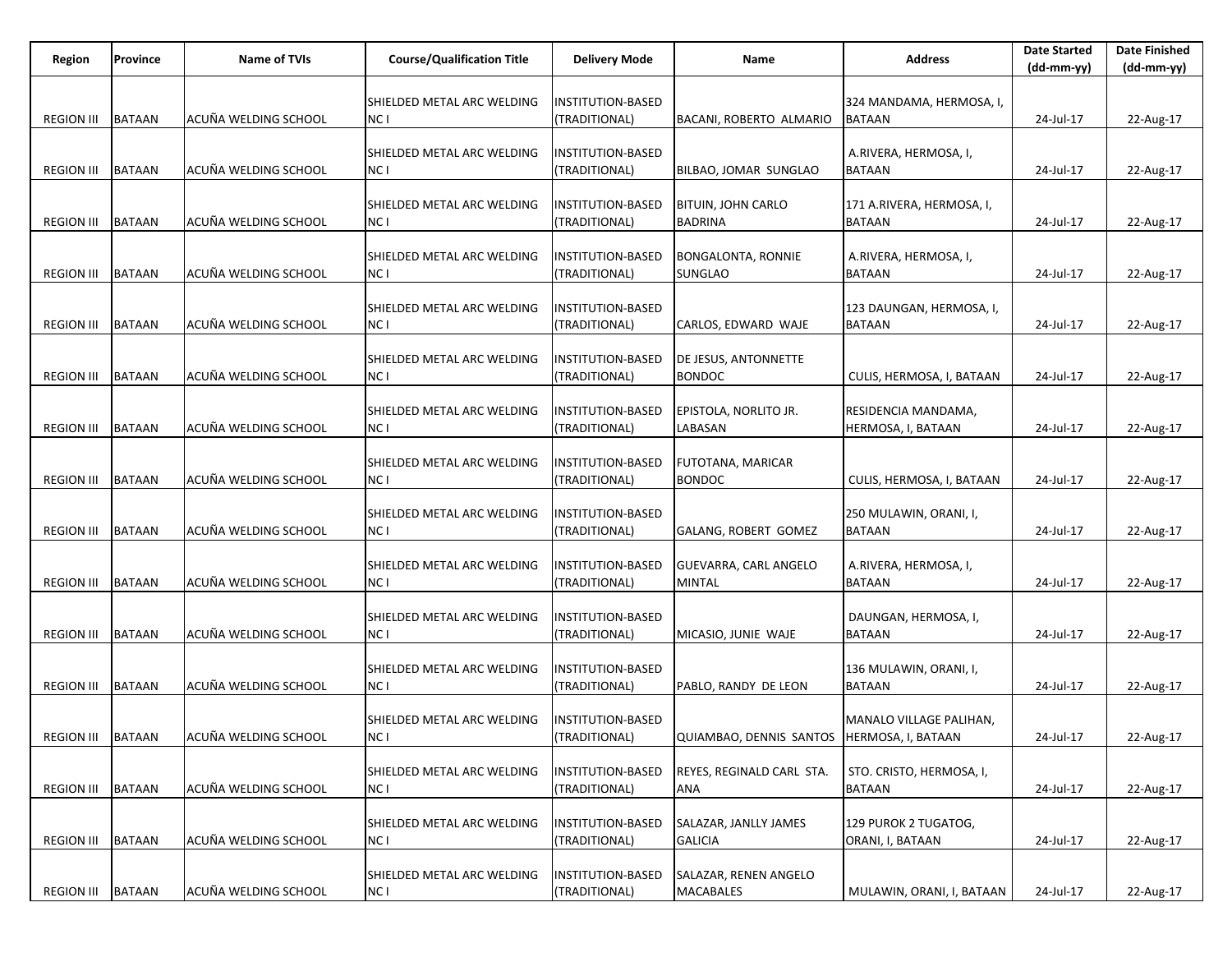| Region | Province | Name of TVIs | Course/Qualification Title | Delivery Mode | Name | Address | Date Started (dd-mm-yy) | Date Finished (dd-mm-yy) |
|---|---|---|---|---|---|---|---|---|
| REGION III | BATAAN | ACUÑA WELDING SCHOOL | SHIELDED METAL ARC WELDING NC I | INSTITUTION-BASED (TRADITIONAL) | BACANI, ROBERTO ALMARIO | 324 MANDAMA, HERMOSA, I, BATAAN | 24-Jul-17 | 22-Aug-17 |
| REGION III | BATAAN | ACUÑA WELDING SCHOOL | SHIELDED METAL ARC WELDING NC I | INSTITUTION-BASED (TRADITIONAL) | BILBAO, JOMAR SUNGLAO | A.RIVERA, HERMOSA, I, BATAAN | 24-Jul-17 | 22-Aug-17 |
| REGION III | BATAAN | ACUÑA WELDING SCHOOL | SHIELDED METAL ARC WELDING NC I | INSTITUTION-BASED (TRADITIONAL) | BITUIN, JOHN CARLO BADRINA | 171 A.RIVERA, HERMOSA, I, BATAAN | 24-Jul-17 | 22-Aug-17 |
| REGION III | BATAAN | ACUÑA WELDING SCHOOL | SHIELDED METAL ARC WELDING NC I | INSTITUTION-BASED (TRADITIONAL) | BONGALONTA, RONNIE SUNGLAO | A.RIVERA, HERMOSA, I, BATAAN | 24-Jul-17 | 22-Aug-17 |
| REGION III | BATAAN | ACUÑA WELDING SCHOOL | SHIELDED METAL ARC WELDING NC I | INSTITUTION-BASED (TRADITIONAL) | CARLOS, EDWARD WAJE | 123 DAUNGAN, HERMOSA, I, BATAAN | 24-Jul-17 | 22-Aug-17 |
| REGION III | BATAAN | ACUÑA WELDING SCHOOL | SHIELDED METAL ARC WELDING NC I | INSTITUTION-BASED (TRADITIONAL) | DE JESUS, ANTONNETTE BONDOC | CULIS, HERMOSA, I, BATAAN | 24-Jul-17 | 22-Aug-17 |
| REGION III | BATAAN | ACUÑA WELDING SCHOOL | SHIELDED METAL ARC WELDING NC I | INSTITUTION-BASED (TRADITIONAL) | EPISTOLA, NORLITO JR. LABASAN | RESIDENCIA MANDAMA, HERMOSA, I, BATAAN | 24-Jul-17 | 22-Aug-17 |
| REGION III | BATAAN | ACUÑA WELDING SCHOOL | SHIELDED METAL ARC WELDING NC I | INSTITUTION-BASED (TRADITIONAL) | FUTOTANA, MARICAR BONDOC | CULIS, HERMOSA, I, BATAAN | 24-Jul-17 | 22-Aug-17 |
| REGION III | BATAAN | ACUÑA WELDING SCHOOL | SHIELDED METAL ARC WELDING NC I | INSTITUTION-BASED (TRADITIONAL) | GALANG, ROBERT GOMEZ | 250 MULAWIN, ORANI, I, BATAAN | 24-Jul-17 | 22-Aug-17 |
| REGION III | BATAAN | ACUÑA WELDING SCHOOL | SHIELDED METAL ARC WELDING NC I | INSTITUTION-BASED (TRADITIONAL) | GUEVARRA, CARL ANGELO MINTAL | A.RIVERA, HERMOSA, I, BATAAN | 24-Jul-17 | 22-Aug-17 |
| REGION III | BATAAN | ACUÑA WELDING SCHOOL | SHIELDED METAL ARC WELDING NC I | INSTITUTION-BASED (TRADITIONAL) | MICASIO, JUNIE WAJE | DAUNGAN, HERMOSA, I, BATAAN | 24-Jul-17 | 22-Aug-17 |
| REGION III | BATAAN | ACUÑA WELDING SCHOOL | SHIELDED METAL ARC WELDING NC I | INSTITUTION-BASED (TRADITIONAL) | PABLO, RANDY DE LEON | 136 MULAWIN, ORANI, I, BATAAN | 24-Jul-17 | 22-Aug-17 |
| REGION III | BATAAN | ACUÑA WELDING SCHOOL | SHIELDED METAL ARC WELDING NC I | INSTITUTION-BASED (TRADITIONAL) | QUIAMBAO, DENNIS SANTOS | MANALO VILLAGE PALIHAN, HERMOSA, I, BATAAN | 24-Jul-17 | 22-Aug-17 |
| REGION III | BATAAN | ACUÑA WELDING SCHOOL | SHIELDED METAL ARC WELDING NC I | INSTITUTION-BASED (TRADITIONAL) | REYES, REGINALD CARL STA. ANA | STO. CRISTO, HERMOSA, I, BATAAN | 24-Jul-17 | 22-Aug-17 |
| REGION III | BATAAN | ACUÑA WELDING SCHOOL | SHIELDED METAL ARC WELDING NC I | INSTITUTION-BASED (TRADITIONAL) | SALAZAR, JANLLY JAMES GALICIA | 129 PUROK 2 TUGATOG, ORANI, I, BATAAN | 24-Jul-17 | 22-Aug-17 |
| REGION III | BATAAN | ACUÑA WELDING SCHOOL | SHIELDED METAL ARC WELDING NC I | INSTITUTION-BASED (TRADITIONAL) | SALAZAR, RENEN ANGELO MACABALES | MULAWIN, ORANI, I, BATAAN | 24-Jul-17 | 22-Aug-17 |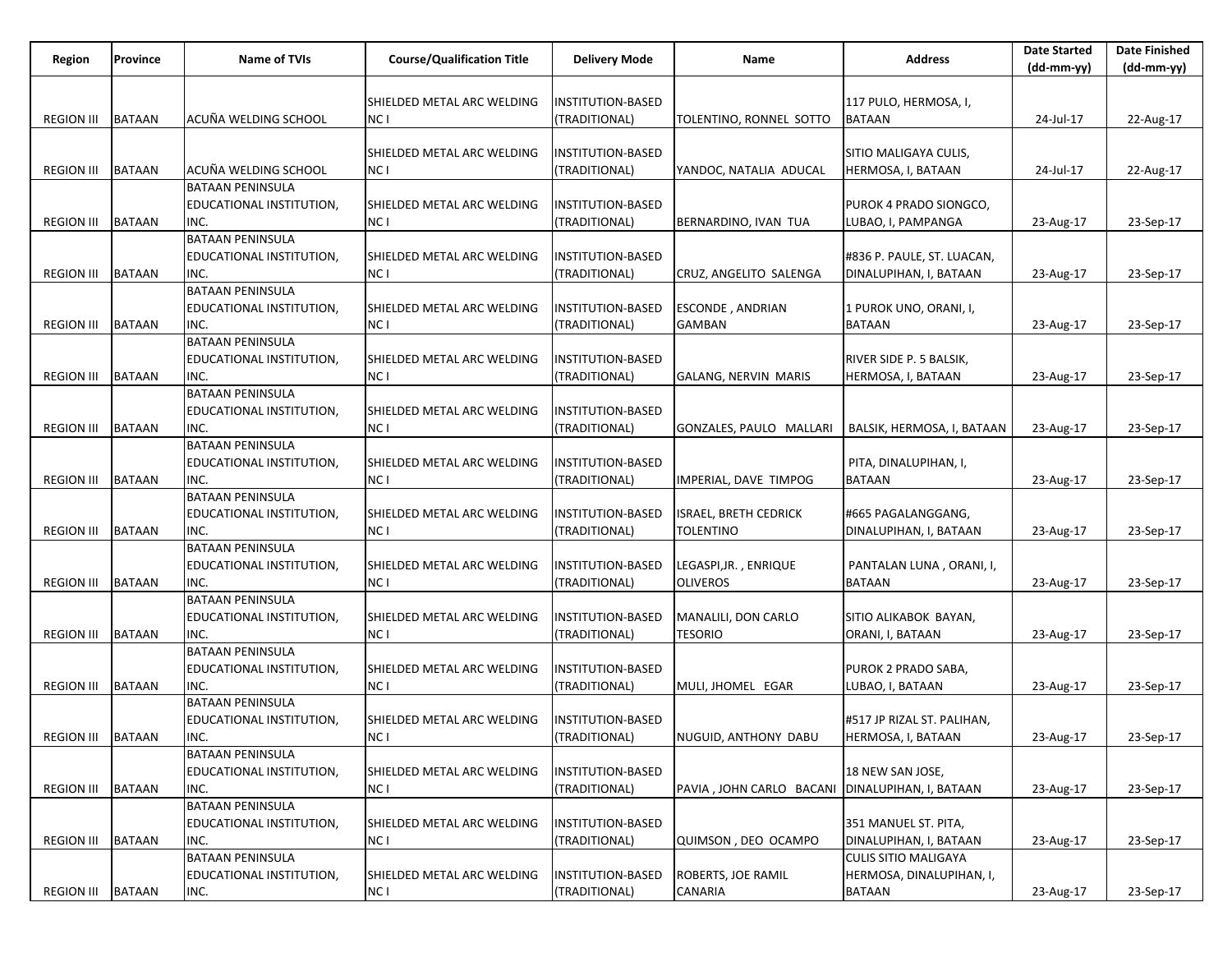| Region | Province | Name of TVIs | Course/Qualification Title | Delivery Mode | Name | Address | Date Started (dd-mm-yy) | Date Finished (dd-mm-yy) |
|---|---|---|---|---|---|---|---|---|
| REGION III | BATAAN | ACUÑA WELDING SCHOOL | SHIELDED METAL ARC WELDING NC I | INSTITUTION-BASED (TRADITIONAL) | TOLENTINO, RONNEL SOTTO | 117 PULO, HERMOSA, I, BATAAN | 24-Jul-17 | 22-Aug-17 |
| REGION III | BATAAN | ACUÑA WELDING SCHOOL | SHIELDED METAL ARC WELDING NC I | INSTITUTION-BASED (TRADITIONAL) | YANDOC, NATALIA ADUCAL | SITIO MALIGAYA CULIS, HERMOSA, I, BATAAN | 24-Jul-17 | 22-Aug-17 |
| REGION III | BATAAN | BATAAN PENINSULA EDUCATIONAL INSTITUTION, INC. | SHIELDED METAL ARC WELDING NC I | INSTITUTION-BASED (TRADITIONAL) | BERNARDINO, IVAN TUA | PUROK 4 PRADO SIONGCO, LUBAO, I, PAMPANGA | 23-Aug-17 | 23-Sep-17 |
| REGION III | BATAAN | BATAAN PENINSULA EDUCATIONAL INSTITUTION, INC. | SHIELDED METAL ARC WELDING NC I | INSTITUTION-BASED (TRADITIONAL) | CRUZ, ANGELITO SALENGA | #836 P. PAULE, ST. LUACAN, DINALUPIHAN, I, BATAAN | 23-Aug-17 | 23-Sep-17 |
| REGION III | BATAAN | BATAAN PENINSULA EDUCATIONAL INSTITUTION, INC. | SHIELDED METAL ARC WELDING NC I | INSTITUTION-BASED (TRADITIONAL) | ESCONDE , ANDRIAN GAMBAN | 1 PUROK UNO, ORANI, I, BATAAN | 23-Aug-17 | 23-Sep-17 |
| REGION III | BATAAN | BATAAN PENINSULA EDUCATIONAL INSTITUTION, INC. | SHIELDED METAL ARC WELDING NC I | INSTITUTION-BASED (TRADITIONAL) | GALANG, NERVIN MARIS | RIVER SIDE P. 5 BALSIK, HERMOSA, I, BATAAN | 23-Aug-17 | 23-Sep-17 |
| REGION III | BATAAN | BATAAN PENINSULA EDUCATIONAL INSTITUTION, INC. | SHIELDED METAL ARC WELDING NC I | INSTITUTION-BASED (TRADITIONAL) | GONZALES, PAULO MALLARI | BALSIK, HERMOSA, I, BATAAN | 23-Aug-17 | 23-Sep-17 |
| REGION III | BATAAN | BATAAN PENINSULA EDUCATIONAL INSTITUTION, INC. | SHIELDED METAL ARC WELDING NC I | INSTITUTION-BASED (TRADITIONAL) | IMPERIAL, DAVE TIMPOG | PITA, DINALUPIHAN, I, BATAAN | 23-Aug-17 | 23-Sep-17 |
| REGION III | BATAAN | BATAAN PENINSULA EDUCATIONAL INSTITUTION, INC. | SHIELDED METAL ARC WELDING NC I | INSTITUTION-BASED (TRADITIONAL) | ISRAEL, BRETH CEDRICK TOLENTINO | #665 PAGALANGGANG, DINALUPIHAN, I, BATAAN | 23-Aug-17 | 23-Sep-17 |
| REGION III | BATAAN | BATAAN PENINSULA EDUCATIONAL INSTITUTION, INC. | SHIELDED METAL ARC WELDING NC I | INSTITUTION-BASED (TRADITIONAL) | LEGASPI,JR. , ENRIQUE OLIVEROS | PANTALAN LUNA , ORANI, I, BATAAN | 23-Aug-17 | 23-Sep-17 |
| REGION III | BATAAN | BATAAN PENINSULA EDUCATIONAL INSTITUTION, INC. | SHIELDED METAL ARC WELDING NC I | INSTITUTION-BASED (TRADITIONAL) | MANALILI, DON CARLO TESORIO | SITIO ALIKABOK BAYAN, ORANI, I, BATAAN | 23-Aug-17 | 23-Sep-17 |
| REGION III | BATAAN | BATAAN PENINSULA EDUCATIONAL INSTITUTION, INC. | SHIELDED METAL ARC WELDING NC I | INSTITUTION-BASED (TRADITIONAL) | MULI, JHOMEL EGAR | PUROK 2 PRADO SABA, LUBAO, I, BATAAN | 23-Aug-17 | 23-Sep-17 |
| REGION III | BATAAN | BATAAN PENINSULA EDUCATIONAL INSTITUTION, INC. | SHIELDED METAL ARC WELDING NC I | INSTITUTION-BASED (TRADITIONAL) | NUGUID, ANTHONY DABU | #517 JP RIZAL ST. PALIHAN, HERMOSA, I, BATAAN | 23-Aug-17 | 23-Sep-17 |
| REGION III | BATAAN | BATAAN PENINSULA EDUCATIONAL INSTITUTION, INC. | SHIELDED METAL ARC WELDING NC I | INSTITUTION-BASED (TRADITIONAL) | PAVIA , JOHN CARLO BACANI | 18 NEW SAN JOSE, DINALUPIHAN, I, BATAAN | 23-Aug-17 | 23-Sep-17 |
| REGION III | BATAAN | BATAAN PENINSULA EDUCATIONAL INSTITUTION, INC. | SHIELDED METAL ARC WELDING NC I | INSTITUTION-BASED (TRADITIONAL) | QUIMSON , DEO OCAMPO | 351 MANUEL ST. PITA, DINALUPIHAN, I, BATAAN | 23-Aug-17 | 23-Sep-17 |
| REGION III | BATAAN | BATAAN PENINSULA EDUCATIONAL INSTITUTION, INC. | SHIELDED METAL ARC WELDING NC I | INSTITUTION-BASED (TRADITIONAL) | ROBERTS, JOE RAMIL CANARIA | CULIS SITIO MALIGAYA HERMOSA, DINALUPIHAN, I, BATAAN | 23-Aug-17 | 23-Sep-17 |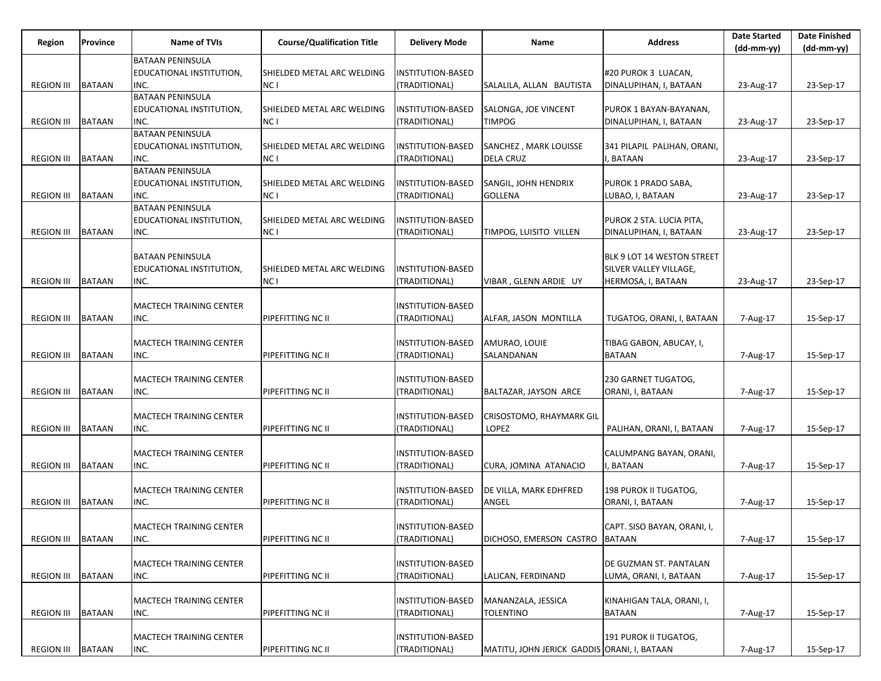| Region | Province | Name of TVIs | Course/Qualification Title | Delivery Mode | Name | Address | Date Started (dd-mm-yy) | Date Finished (dd-mm-yy) |
|---|---|---|---|---|---|---|---|---|
| REGION III | BATAAN | BATAAN PENINSULA EDUCATIONAL INSTITUTION, INC. | SHIELDED METAL ARC WELDING NC I | INSTITUTION-BASED (TRADITIONAL) | SALALILA, ALLAN BAUTISTA | #20 PUROK 3 LUACAN, DINALUPIHAN, I, BATAAN | 23-Aug-17 | 23-Sep-17 |
| REGION III | BATAAN | BATAAN PENINSULA EDUCATIONAL INSTITUTION, INC. | SHIELDED METAL ARC WELDING NC I | INSTITUTION-BASED (TRADITIONAL) | SALONGA, JOE VINCENT TIMPOG | PUROK 1 BAYAN-BAYANAN, DINALUPIHAN, I, BATAAN | 23-Aug-17 | 23-Sep-17 |
| REGION III | BATAAN | BATAAN PENINSULA EDUCATIONAL INSTITUTION, INC. | SHIELDED METAL ARC WELDING NC I | INSTITUTION-BASED (TRADITIONAL) | SANCHEZ , MARK LOUISSE DELA CRUZ | 341 PILAPIL PALIHAN, ORANI, I, BATAAN | 23-Aug-17 | 23-Sep-17 |
| REGION III | BATAAN | BATAAN PENINSULA EDUCATIONAL INSTITUTION, INC. | SHIELDED METAL ARC WELDING NC I | INSTITUTION-BASED (TRADITIONAL) | SANGIL, JOHN HENDRIX GOLLENA | PUROK 1 PRADO SABA, LUBAO, I, BATAAN | 23-Aug-17 | 23-Sep-17 |
| REGION III | BATAAN | BATAAN PENINSULA EDUCATIONAL INSTITUTION, INC. | SHIELDED METAL ARC WELDING NC I | INSTITUTION-BASED (TRADITIONAL) | TIMPOG, LUISITO VILLEN | PUROK 2 STA. LUCIA PITA, DINALUPIHAN, I, BATAAN | 23-Aug-17 | 23-Sep-17 |
| REGION III | BATAAN | BATAAN PENINSULA EDUCATIONAL INSTITUTION, INC. | SHIELDED METAL ARC WELDING NC I | INSTITUTION-BASED (TRADITIONAL) | VIBAR , GLENN ARDIE UY | BLK 9 LOT 14 WESTON STREET SILVER VALLEY VILLAGE, HERMOSA, I, BATAAN | 23-Aug-17 | 23-Sep-17 |
| REGION III | BATAAN | MACTECH TRAINING CENTER INC. | PIPEFITTING NC II | INSTITUTION-BASED (TRADITIONAL) | ALFAR, JASON MONTILLA | TUGATOG, ORANI, I, BATAAN | 7-Aug-17 | 15-Sep-17 |
| REGION III | BATAAN | MACTECH TRAINING CENTER INC. | PIPEFITTING NC II | INSTITUTION-BASED (TRADITIONAL) | AMURAO, LOUIE SALANDANAN | TIBAG GABON, ABUCAY, I, BATAAN | 7-Aug-17 | 15-Sep-17 |
| REGION III | BATAAN | MACTECH TRAINING CENTER INC. | PIPEFITTING NC II | INSTITUTION-BASED (TRADITIONAL) | BALTAZAR, JAYSON ARCE | 230 GARNET TUGATOG, ORANI, I, BATAAN | 7-Aug-17 | 15-Sep-17 |
| REGION III | BATAAN | MACTECH TRAINING CENTER INC. | PIPEFITTING NC II | INSTITUTION-BASED (TRADITIONAL) | CRISOSTOMO, RHAYMARK GIL LOPEZ | PALIHAN, ORANI, I, BATAAN | 7-Aug-17 | 15-Sep-17 |
| REGION III | BATAAN | MACTECH TRAINING CENTER INC. | PIPEFITTING NC II | INSTITUTION-BASED (TRADITIONAL) | CURA, JOMINA ATANACIO | CALUMPANG BAYAN, ORANI, I, BATAAN | 7-Aug-17 | 15-Sep-17 |
| REGION III | BATAAN | MACTECH TRAINING CENTER INC. | PIPEFITTING NC II | INSTITUTION-BASED (TRADITIONAL) | DE VILLA, MARK EDHFRED ANGEL | 198 PUROK II TUGATOG, ORANI, I, BATAAN | 7-Aug-17 | 15-Sep-17 |
| REGION III | BATAAN | MACTECH TRAINING CENTER INC. | PIPEFITTING NC II | INSTITUTION-BASED (TRADITIONAL) | DICHOSO, EMERSON CASTRO | CAPT. SISO BAYAN, ORANI, I, BATAAN | 7-Aug-17 | 15-Sep-17 |
| REGION III | BATAAN | MACTECH TRAINING CENTER INC. | PIPEFITTING NC II | INSTITUTION-BASED (TRADITIONAL) | LALICAN, FERDINAND | DE GUZMAN ST. PANTALAN LUMA, ORANI, I, BATAAN | 7-Aug-17 | 15-Sep-17 |
| REGION III | BATAAN | MACTECH TRAINING CENTER INC. | PIPEFITTING NC II | INSTITUTION-BASED (TRADITIONAL) | MANANZALA, JESSICA TOLENTINO | KINAHIGAN TALA, ORANI, I, BATAAN | 7-Aug-17 | 15-Sep-17 |
| REGION III | BATAAN | MACTECH TRAINING CENTER INC. | PIPEFITTING NC II | INSTITUTION-BASED (TRADITIONAL) | MATITU, JOHN JERICK GADDIS | 191 PUROK II TUGATOG, ORANI, I, BATAAN | 7-Aug-17 | 15-Sep-17 |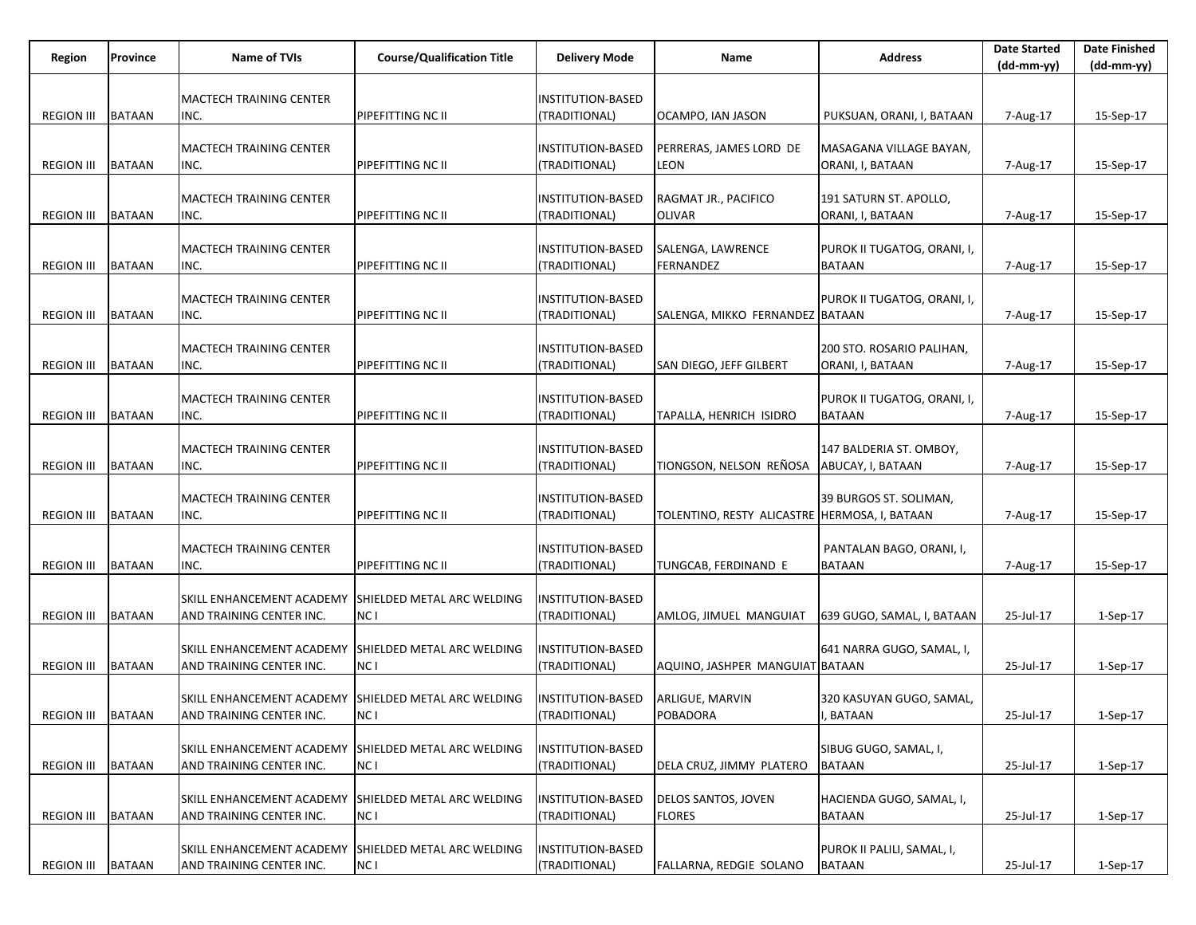| Region | Province | Name of TVIs | Course/Qualification Title | Delivery Mode | Name | Address | Date Started (dd-mm-yy) | Date Finished (dd-mm-yy) |
|---|---|---|---|---|---|---|---|---|
| REGION III | BATAAN | MACTECH TRAINING CENTER INC. | PIPEFITTING NC II | INSTITUTION-BASED (TRADITIONAL) | OCAMPO, IAN JASON | PUKSUAN, ORANI, I, BATAAN | 7-Aug-17 | 15-Sep-17 |
| REGION III | BATAAN | MACTECH TRAINING CENTER INC. | PIPEFITTING NC II | INSTITUTION-BASED (TRADITIONAL) | PERRERAS, JAMES LORD DE LEON | MASAGANA VILLAGE BAYAN, ORANI, I, BATAAN | 7-Aug-17 | 15-Sep-17 |
| REGION III | BATAAN | MACTECH TRAINING CENTER INC. | PIPEFITTING NC II | INSTITUTION-BASED (TRADITIONAL) | RAGMAT JR., PACIFICO OLIVAR | 191 SATURN ST. APOLLO, ORANI, I, BATAAN | 7-Aug-17 | 15-Sep-17 |
| REGION III | BATAAN | MACTECH TRAINING CENTER INC. | PIPEFITTING NC II | INSTITUTION-BASED (TRADITIONAL) | SALENGA, LAWRENCE FERNANDEZ | PUROK II TUGATOG, ORANI, I, BATAAN | 7-Aug-17 | 15-Sep-17 |
| REGION III | BATAAN | MACTECH TRAINING CENTER INC. | PIPEFITTING NC II | INSTITUTION-BASED (TRADITIONAL) | SALENGA, MIKKO FERNANDEZ | PUROK II TUGATOG, ORANI, I, BATAAN | 7-Aug-17 | 15-Sep-17 |
| REGION III | BATAAN | MACTECH TRAINING CENTER INC. | PIPEFITTING NC II | INSTITUTION-BASED (TRADITIONAL) | SAN DIEGO, JEFF GILBERT | 200 STO. ROSARIO PALIHAN, ORANI, I, BATAAN | 7-Aug-17 | 15-Sep-17 |
| REGION III | BATAAN | MACTECH TRAINING CENTER INC. | PIPEFITTING NC II | INSTITUTION-BASED (TRADITIONAL) | TAPALLA, HENRICH ISIDRO | PUROK II TUGATOG, ORANI, I, BATAAN | 7-Aug-17 | 15-Sep-17 |
| REGION III | BATAAN | MACTECH TRAINING CENTER INC. | PIPEFITTING NC II | INSTITUTION-BASED (TRADITIONAL) | TIONGSON, NELSON REÑOSA | 147 BALDERIA ST. OMBOY, ABUCAY, I, BATAAN | 7-Aug-17 | 15-Sep-17 |
| REGION III | BATAAN | MACTECH TRAINING CENTER INC. | PIPEFITTING NC II | INSTITUTION-BASED (TRADITIONAL) | TOLENTINO, RESTY ALICASTRE | 39 BURGOS ST. SOLIMAN, HERMOSA, I, BATAAN | 7-Aug-17 | 15-Sep-17 |
| REGION III | BATAAN | MACTECH TRAINING CENTER INC. | PIPEFITTING NC II | INSTITUTION-BASED (TRADITIONAL) | TUNGCAB, FERDINAND E | PANTALAN BAGO, ORANI, I, BATAAN | 7-Aug-17 | 15-Sep-17 |
| REGION III | BATAAN | SKILL ENHANCEMENT ACADEMY AND TRAINING CENTER INC. | SHIELDED METAL ARC WELDING NC I | INSTITUTION-BASED (TRADITIONAL) | AMLOG, JIMUEL MANGUIAT | 639 GUGO, SAMAL, I, BATAAN | 25-Jul-17 | 1-Sep-17 |
| REGION III | BATAAN | SKILL ENHANCEMENT ACADEMY AND TRAINING CENTER INC. | SHIELDED METAL ARC WELDING NC I | INSTITUTION-BASED (TRADITIONAL) | AQUINO, JASHPER MANGUIAT | 641 NARRA GUGO, SAMAL, I, BATAAN | 25-Jul-17 | 1-Sep-17 |
| REGION III | BATAAN | SKILL ENHANCEMENT ACADEMY AND TRAINING CENTER INC. | SHIELDED METAL ARC WELDING NC I | INSTITUTION-BASED (TRADITIONAL) | ARLIGUE, MARVIN POBADORA | 320 KASUYAN GUGO, SAMAL, I, BATAAN | 25-Jul-17 | 1-Sep-17 |
| REGION III | BATAAN | SKILL ENHANCEMENT ACADEMY AND TRAINING CENTER INC. | SHIELDED METAL ARC WELDING NC I | INSTITUTION-BASED (TRADITIONAL) | DELA CRUZ, JIMMY PLATERO | SIBUG GUGO, SAMAL, I, BATAAN | 25-Jul-17 | 1-Sep-17 |
| REGION III | BATAAN | SKILL ENHANCEMENT ACADEMY AND TRAINING CENTER INC. | SHIELDED METAL ARC WELDING NC I | INSTITUTION-BASED (TRADITIONAL) | DELOS SANTOS, JOVEN FLORES | HACIENDA GUGO, SAMAL, I, BATAAN | 25-Jul-17 | 1-Sep-17 |
| REGION III | BATAAN | SKILL ENHANCEMENT ACADEMY AND TRAINING CENTER INC. | SHIELDED METAL ARC WELDING NC I | INSTITUTION-BASED (TRADITIONAL) | FALLARNA, REDGIE SOLANO | PUROK II PALILI, SAMAL, I, BATAAN | 25-Jul-17 | 1-Sep-17 |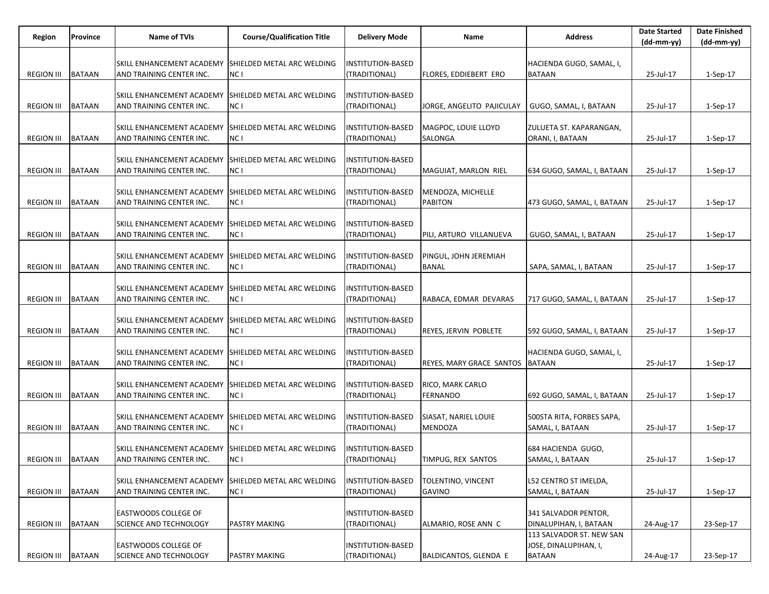| Region | Province | Name of TVIs | Course/Qualification Title | Delivery Mode | Name | Address | Date Started (dd-mm-yy) | Date Finished (dd-mm-yy) |
|---|---|---|---|---|---|---|---|---|
| REGION III | BATAAN | SKILL ENHANCEMENT ACADEMY AND TRAINING CENTER INC. | SHIELDED METAL ARC WELDING NC I | INSTITUTION-BASED (TRADITIONAL) | FLORES, EDDIEBERT ERO | HACIENDA GUGO, SAMAL, I, BATAAN | 25-Jul-17 | 1-Sep-17 |
| REGION III | BATAAN | SKILL ENHANCEMENT ACADEMY AND TRAINING CENTER INC. | SHIELDED METAL ARC WELDING NC I | INSTITUTION-BASED (TRADITIONAL) | JORGE, ANGELITO PAJICULAY | GUGO, SAMAL, I, BATAAN | 25-Jul-17 | 1-Sep-17 |
| REGION III | BATAAN | SKILL ENHANCEMENT ACADEMY AND TRAINING CENTER INC. | SHIELDED METAL ARC WELDING NC I | INSTITUTION-BASED (TRADITIONAL) | MAGPOC, LOUIE LLOYD SALONGA | ZULUETA ST. KAPARANGAN, ORANI, I, BATAAN | 25-Jul-17 | 1-Sep-17 |
| REGION III | BATAAN | SKILL ENHANCEMENT ACADEMY AND TRAINING CENTER INC. | SHIELDED METAL ARC WELDING NC I | INSTITUTION-BASED (TRADITIONAL) | MAGUIAT, MARLON RIEL | 634 GUGO, SAMAL, I, BATAAN | 25-Jul-17 | 1-Sep-17 |
| REGION III | BATAAN | SKILL ENHANCEMENT ACADEMY AND TRAINING CENTER INC. | SHIELDED METAL ARC WELDING NC I | INSTITUTION-BASED (TRADITIONAL) | MENDOZA, MICHELLE PABITON | 473 GUGO, SAMAL, I, BATAAN | 25-Jul-17 | 1-Sep-17 |
| REGION III | BATAAN | SKILL ENHANCEMENT ACADEMY AND TRAINING CENTER INC. | SHIELDED METAL ARC WELDING NC I | INSTITUTION-BASED (TRADITIONAL) | PILI, ARTURO VILLANUEVA | GUGO, SAMAL, I, BATAAN | 25-Jul-17 | 1-Sep-17 |
| REGION III | BATAAN | SKILL ENHANCEMENT ACADEMY AND TRAINING CENTER INC. | SHIELDED METAL ARC WELDING NC I | INSTITUTION-BASED (TRADITIONAL) | PINGUL, JOHN JEREMIAH BANAL | SAPA, SAMAL, I, BATAAN | 25-Jul-17 | 1-Sep-17 |
| REGION III | BATAAN | SKILL ENHANCEMENT ACADEMY AND TRAINING CENTER INC. | SHIELDED METAL ARC WELDING NC I | INSTITUTION-BASED (TRADITIONAL) | RABACA, EDMAR DEVARAS | 717 GUGO, SAMAL, I, BATAAN | 25-Jul-17 | 1-Sep-17 |
| REGION III | BATAAN | SKILL ENHANCEMENT ACADEMY AND TRAINING CENTER INC. | SHIELDED METAL ARC WELDING NC I | INSTITUTION-BASED (TRADITIONAL) | REYES, JERVIN POBLETE | 592 GUGO, SAMAL, I, BATAAN | 25-Jul-17 | 1-Sep-17 |
| REGION III | BATAAN | SKILL ENHANCEMENT ACADEMY AND TRAINING CENTER INC. | SHIELDED METAL ARC WELDING NC I | INSTITUTION-BASED (TRADITIONAL) | REYES, MARY GRACE SANTOS | HACIENDA GUGO, SAMAL, I, BATAAN | 25-Jul-17 | 1-Sep-17 |
| REGION III | BATAAN | SKILL ENHANCEMENT ACADEMY AND TRAINING CENTER INC. | SHIELDED METAL ARC WELDING NC I | INSTITUTION-BASED (TRADITIONAL) | RICO, MARK CARLO FERNANDO | 692 GUGO, SAMAL, I, BATAAN | 25-Jul-17 | 1-Sep-17 |
| REGION III | BATAAN | SKILL ENHANCEMENT ACADEMY AND TRAINING CENTER INC. | SHIELDED METAL ARC WELDING NC I | INSTITUTION-BASED (TRADITIONAL) | SIASAT, NARIEL LOUIE MENDOZA | 500STA RITA, FORBES SAPA, SAMAL, I, BATAAN | 25-Jul-17 | 1-Sep-17 |
| REGION III | BATAAN | SKILL ENHANCEMENT ACADEMY AND TRAINING CENTER INC. | SHIELDED METAL ARC WELDING NC I | INSTITUTION-BASED (TRADITIONAL) | TIMPUG, REX SANTOS | 684 HACIENDA GUGO, SAMAL, I, BATAAN | 25-Jul-17 | 1-Sep-17 |
| REGION III | BATAAN | SKILL ENHANCEMENT ACADEMY AND TRAINING CENTER INC. | SHIELDED METAL ARC WELDING NC I | INSTITUTION-BASED (TRADITIONAL) | TOLENTINO, VINCENT GAVINO | L52 CENTRO ST IMELDA, SAMAL, I, BATAAN | 25-Jul-17 | 1-Sep-17 |
| REGION III | BATAAN | EASTWOODS COLLEGE OF SCIENCE AND TECHNOLOGY | PASTRY MAKING | INSTITUTION-BASED (TRADITIONAL) | ALMARIO, ROSE ANN C | 341 SALVADOR PENTOR, DINALUPIHAN, I, BATAAN | 24-Aug-17 | 23-Sep-17 |
| REGION III | BATAAN | EASTWOODS COLLEGE OF SCIENCE AND TECHNOLOGY | PASTRY MAKING | INSTITUTION-BASED (TRADITIONAL) | BALDICANTOS, GLENDA E | 113 SALVADOR ST. NEW SAN JOSE, DINALUPIHAN, I, BATAAN | 24-Aug-17 | 23-Sep-17 |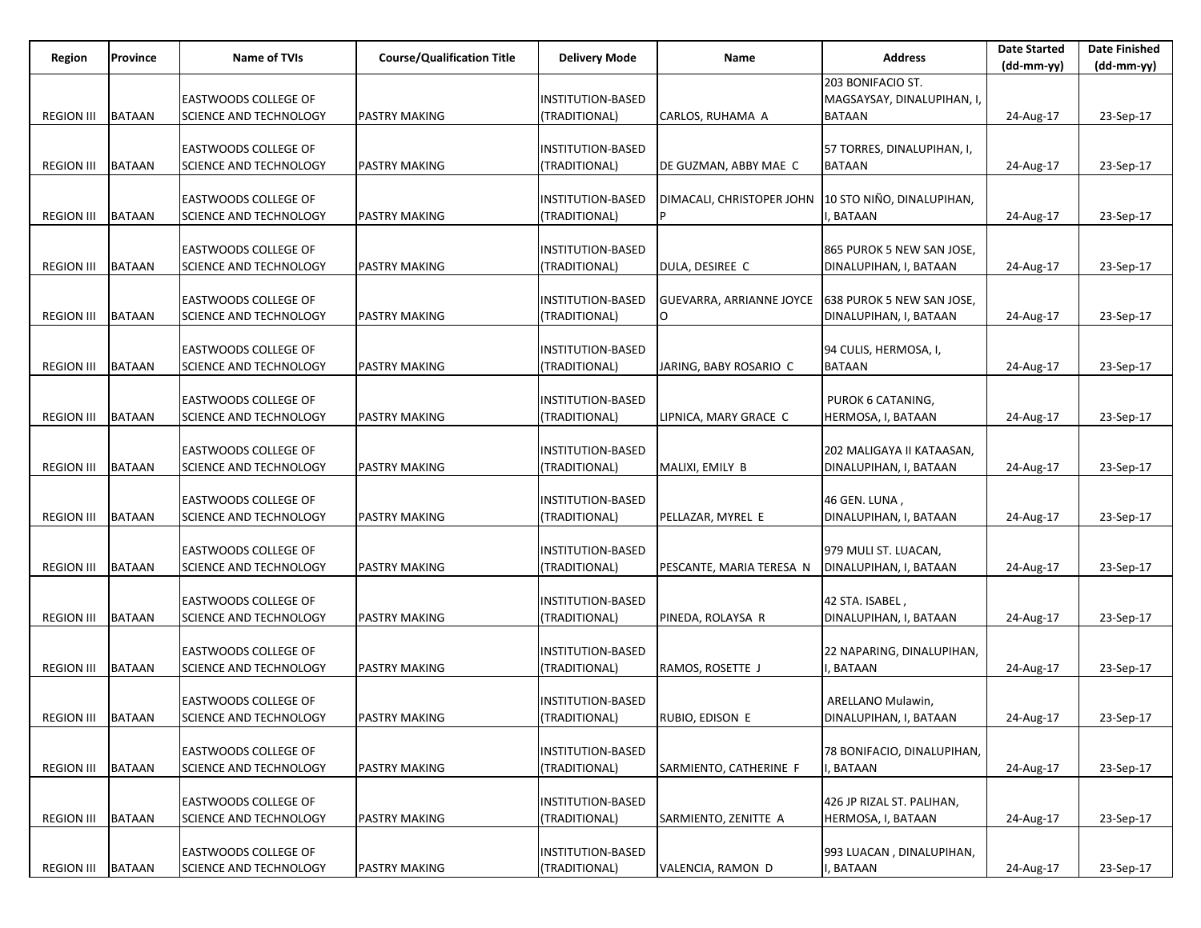| Region | Province | Name of TVIs | Course/Qualification Title | Delivery Mode | Name | Address | Date Started (dd-mm-yy) | Date Finished (dd-mm-yy) |
|---|---|---|---|---|---|---|---|---|
| REGION III | BATAAN | EASTWOODS COLLEGE OF SCIENCE AND TECHNOLOGY | PASTRY MAKING | INSTITUTION-BASED (TRADITIONAL) | CARLOS, RUHAMA A | 203 BONIFACIO ST. MAGSAYSAY, DINALUPIHAN, I, BATAAN | 24-Aug-17 | 23-Sep-17 |
| REGION III | BATAAN | EASTWOODS COLLEGE OF SCIENCE AND TECHNOLOGY | PASTRY MAKING | INSTITUTION-BASED (TRADITIONAL) | DE GUZMAN, ABBY MAE C | 57 TORRES, DINALUPIHAN, I, BATAAN | 24-Aug-17 | 23-Sep-17 |
| REGION III | BATAAN | EASTWOODS COLLEGE OF SCIENCE AND TECHNOLOGY | PASTRY MAKING | INSTITUTION-BASED (TRADITIONAL) | DIMACALI, CHRISTOPER JOHN P | 10 STO NIÑO, DINALUPIHAN, I, BATAAN | 24-Aug-17 | 23-Sep-17 |
| REGION III | BATAAN | EASTWOODS COLLEGE OF SCIENCE AND TECHNOLOGY | PASTRY MAKING | INSTITUTION-BASED (TRADITIONAL) | DULA, DESIREE C | 865 PUROK 5 NEW SAN JOSE, DINALUPIHAN, I, BATAAN | 24-Aug-17 | 23-Sep-17 |
| REGION III | BATAAN | EASTWOODS COLLEGE OF SCIENCE AND TECHNOLOGY | PASTRY MAKING | INSTITUTION-BASED (TRADITIONAL) | GUEVARRA, ARRIANNE JOYCE O | 638 PUROK 5 NEW SAN JOSE, DINALUPIHAN, I, BATAAN | 24-Aug-17 | 23-Sep-17 |
| REGION III | BATAAN | EASTWOODS COLLEGE OF SCIENCE AND TECHNOLOGY | PASTRY MAKING | INSTITUTION-BASED (TRADITIONAL) | JARING, BABY ROSARIO C | 94 CULIS, HERMOSA, I, BATAAN | 24-Aug-17 | 23-Sep-17 |
| REGION III | BATAAN | EASTWOODS COLLEGE OF SCIENCE AND TECHNOLOGY | PASTRY MAKING | INSTITUTION-BASED (TRADITIONAL) | LIPNICA, MARY GRACE C | PUROK 6 CATANING, HERMOSA, I, BATAAN | 24-Aug-17 | 23-Sep-17 |
| REGION III | BATAAN | EASTWOODS COLLEGE OF SCIENCE AND TECHNOLOGY | PASTRY MAKING | INSTITUTION-BASED (TRADITIONAL) | MALIXI, EMILY B | 202 MALIGAYA II KATAASAN, DINALUPIHAN, I, BATAAN | 24-Aug-17 | 23-Sep-17 |
| REGION III | BATAAN | EASTWOODS COLLEGE OF SCIENCE AND TECHNOLOGY | PASTRY MAKING | INSTITUTION-BASED (TRADITIONAL) | PELLAZAR, MYREL E | 46 GEN. LUNA , DINALUPIHAN, I, BATAAN | 24-Aug-17 | 23-Sep-17 |
| REGION III | BATAAN | EASTWOODS COLLEGE OF SCIENCE AND TECHNOLOGY | PASTRY MAKING | INSTITUTION-BASED (TRADITIONAL) | PESCANTE, MARIA TERESA N | 979 MULI ST. LUACAN, DINALUPIHAN, I, BATAAN | 24-Aug-17 | 23-Sep-17 |
| REGION III | BATAAN | EASTWOODS COLLEGE OF SCIENCE AND TECHNOLOGY | PASTRY MAKING | INSTITUTION-BASED (TRADITIONAL) | PINEDA, ROLAYSA R | 42 STA. ISABEL , DINALUPIHAN, I, BATAAN | 24-Aug-17 | 23-Sep-17 |
| REGION III | BATAAN | EASTWOODS COLLEGE OF SCIENCE AND TECHNOLOGY | PASTRY MAKING | INSTITUTION-BASED (TRADITIONAL) | RAMOS, ROSETTE J | 22 NAPARING, DINALUPIHAN, I, BATAAN | 24-Aug-17 | 23-Sep-17 |
| REGION III | BATAAN | EASTWOODS COLLEGE OF SCIENCE AND TECHNOLOGY | PASTRY MAKING | INSTITUTION-BASED (TRADITIONAL) | RUBIO, EDISON E | ARELLANO Mulawin, DINALUPIHAN, I, BATAAN | 24-Aug-17 | 23-Sep-17 |
| REGION III | BATAAN | EASTWOODS COLLEGE OF SCIENCE AND TECHNOLOGY | PASTRY MAKING | INSTITUTION-BASED (TRADITIONAL) | SARMIENTO, CATHERINE F | 78 BONIFACIO, DINALUPIHAN, I, BATAAN | 24-Aug-17 | 23-Sep-17 |
| REGION III | BATAAN | EASTWOODS COLLEGE OF SCIENCE AND TECHNOLOGY | PASTRY MAKING | INSTITUTION-BASED (TRADITIONAL) | SARMIENTO, ZENITTE A | 426 JP RIZAL ST. PALIHAN, HERMOSA, I, BATAAN | 24-Aug-17 | 23-Sep-17 |
| REGION III | BATAAN | EASTWOODS COLLEGE OF SCIENCE AND TECHNOLOGY | PASTRY MAKING | INSTITUTION-BASED (TRADITIONAL) | VALENCIA, RAMON D | 993 LUACAN , DINALUPIHAN, I, BATAAN | 24-Aug-17 | 23-Sep-17 |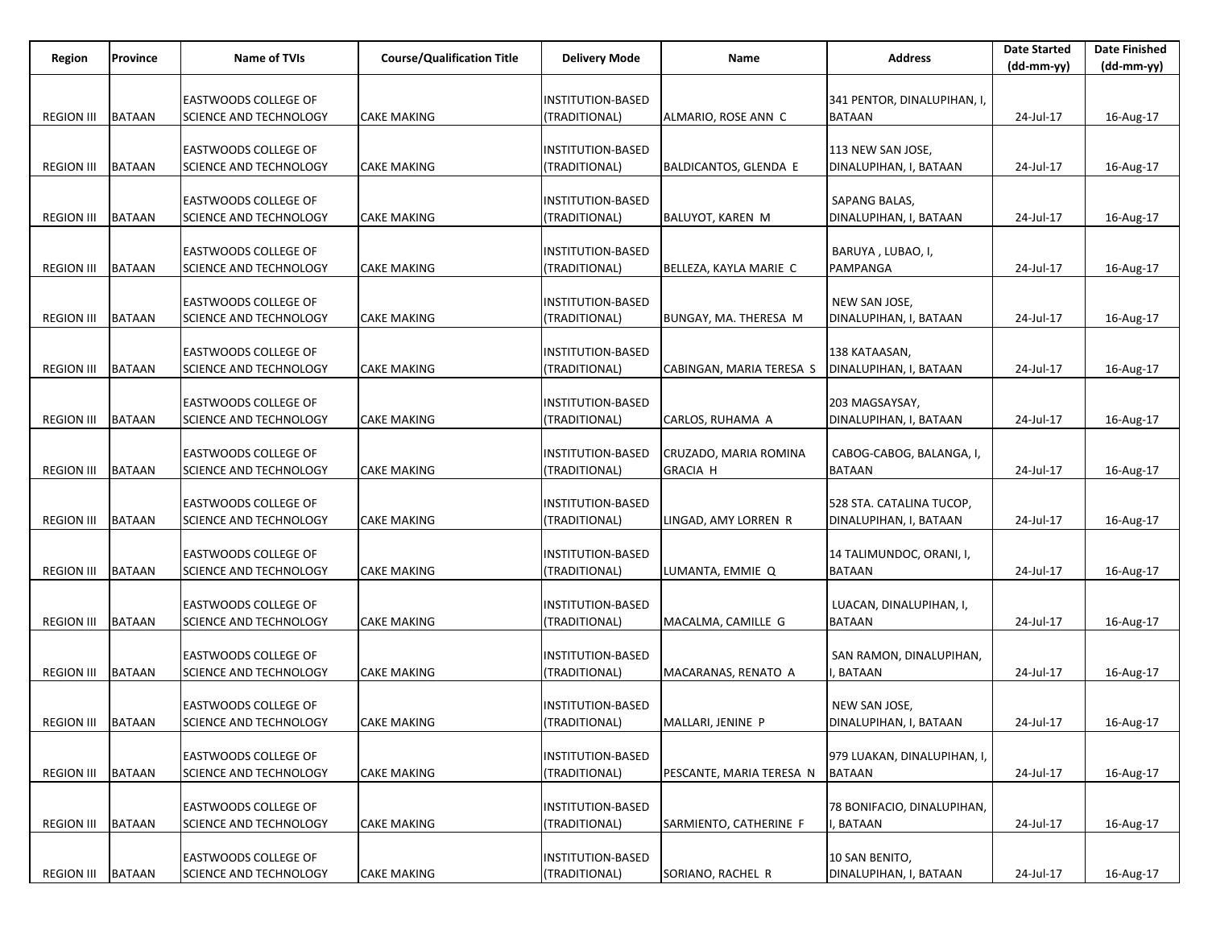| Region | Province | Name of TVIs | Course/Qualification Title | Delivery Mode | Name | Address | Date Started (dd-mm-yy) | Date Finished (dd-mm-yy) |
|---|---|---|---|---|---|---|---|---|
| REGION III | BATAAN | EASTWOODS COLLEGE OF SCIENCE AND TECHNOLOGY | CAKE MAKING | INSTITUTION-BASED (TRADITIONAL) | ALMARIO, ROSE ANN C | 341 PENTOR, DINALUPIHAN, I, BATAAN | 24-Jul-17 | 16-Aug-17 |
| REGION III | BATAAN | EASTWOODS COLLEGE OF SCIENCE AND TECHNOLOGY | CAKE MAKING | INSTITUTION-BASED (TRADITIONAL) | BALDICANTOS, GLENDA E | 113 NEW SAN JOSE, DINALUPIHAN, I, BATAAN | 24-Jul-17 | 16-Aug-17 |
| REGION III | BATAAN | EASTWOODS COLLEGE OF SCIENCE AND TECHNOLOGY | CAKE MAKING | INSTITUTION-BASED (TRADITIONAL) | BALUYOT, KAREN M | SAPANG BALAS, DINALUPIHAN, I, BATAAN | 24-Jul-17 | 16-Aug-17 |
| REGION III | BATAAN | EASTWOODS COLLEGE OF SCIENCE AND TECHNOLOGY | CAKE MAKING | INSTITUTION-BASED (TRADITIONAL) | BELLEZA, KAYLA MARIE C | BARUYA , LUBAO, I, PAMPANGA | 24-Jul-17 | 16-Aug-17 |
| REGION III | BATAAN | EASTWOODS COLLEGE OF SCIENCE AND TECHNOLOGY | CAKE MAKING | INSTITUTION-BASED (TRADITIONAL) | BUNGAY, MA. THERESA M | NEW SAN JOSE, DINALUPIHAN, I, BATAAN | 24-Jul-17 | 16-Aug-17 |
| REGION III | BATAAN | EASTWOODS COLLEGE OF SCIENCE AND TECHNOLOGY | CAKE MAKING | INSTITUTION-BASED (TRADITIONAL) | CABINGAN, MARIA TERESA S | 138 KATAASAN, DINALUPIHAN, I, BATAAN | 24-Jul-17 | 16-Aug-17 |
| REGION III | BATAAN | EASTWOODS COLLEGE OF SCIENCE AND TECHNOLOGY | CAKE MAKING | INSTITUTION-BASED (TRADITIONAL) | CARLOS, RUHAMA A | 203 MAGSAYSAY, DINALUPIHAN, I, BATAAN | 24-Jul-17 | 16-Aug-17 |
| REGION III | BATAAN | EASTWOODS COLLEGE OF SCIENCE AND TECHNOLOGY | CAKE MAKING | INSTITUTION-BASED (TRADITIONAL) | CRUZADO, MARIA ROMINA GRACIA H | CABOG-CABOG, BALANGA, I, BATAAN | 24-Jul-17 | 16-Aug-17 |
| REGION III | BATAAN | EASTWOODS COLLEGE OF SCIENCE AND TECHNOLOGY | CAKE MAKING | INSTITUTION-BASED (TRADITIONAL) | LINGAD, AMY LORREN R | 528 STA. CATALINA TUCOP, DINALUPIHAN, I, BATAAN | 24-Jul-17 | 16-Aug-17 |
| REGION III | BATAAN | EASTWOODS COLLEGE OF SCIENCE AND TECHNOLOGY | CAKE MAKING | INSTITUTION-BASED (TRADITIONAL) | LUMANTA, EMMIE Q | 14 TALIMUNDOC, ORANI, I, BATAAN | 24-Jul-17 | 16-Aug-17 |
| REGION III | BATAAN | EASTWOODS COLLEGE OF SCIENCE AND TECHNOLOGY | CAKE MAKING | INSTITUTION-BASED (TRADITIONAL) | MACALMA, CAMILLE G | LUACAN, DINALUPIHAN, I, BATAAN | 24-Jul-17 | 16-Aug-17 |
| REGION III | BATAAN | EASTWOODS COLLEGE OF SCIENCE AND TECHNOLOGY | CAKE MAKING | INSTITUTION-BASED (TRADITIONAL) | MACARANAS, RENATO A | SAN RAMON, DINALUPIHAN, I, BATAAN | 24-Jul-17 | 16-Aug-17 |
| REGION III | BATAAN | EASTWOODS COLLEGE OF SCIENCE AND TECHNOLOGY | CAKE MAKING | INSTITUTION-BASED (TRADITIONAL) | MALLARI, JENINE P | NEW SAN JOSE, DINALUPIHAN, I, BATAAN | 24-Jul-17 | 16-Aug-17 |
| REGION III | BATAAN | EASTWOODS COLLEGE OF SCIENCE AND TECHNOLOGY | CAKE MAKING | INSTITUTION-BASED (TRADITIONAL) | PESCANTE, MARIA TERESA N | 979 LUAKAN, DINALUPIHAN, I, BATAAN | 24-Jul-17 | 16-Aug-17 |
| REGION III | BATAAN | EASTWOODS COLLEGE OF SCIENCE AND TECHNOLOGY | CAKE MAKING | INSTITUTION-BASED (TRADITIONAL) | SARMIENTO, CATHERINE F | 78 BONIFACIO, DINALUPIHAN, I, BATAAN | 24-Jul-17 | 16-Aug-17 |
| REGION III | BATAAN | EASTWOODS COLLEGE OF SCIENCE AND TECHNOLOGY | CAKE MAKING | INSTITUTION-BASED (TRADITIONAL) | SORIANO, RACHEL R | 10 SAN BENITO, DINALUPIHAN, I, BATAAN | 24-Jul-17 | 16-Aug-17 |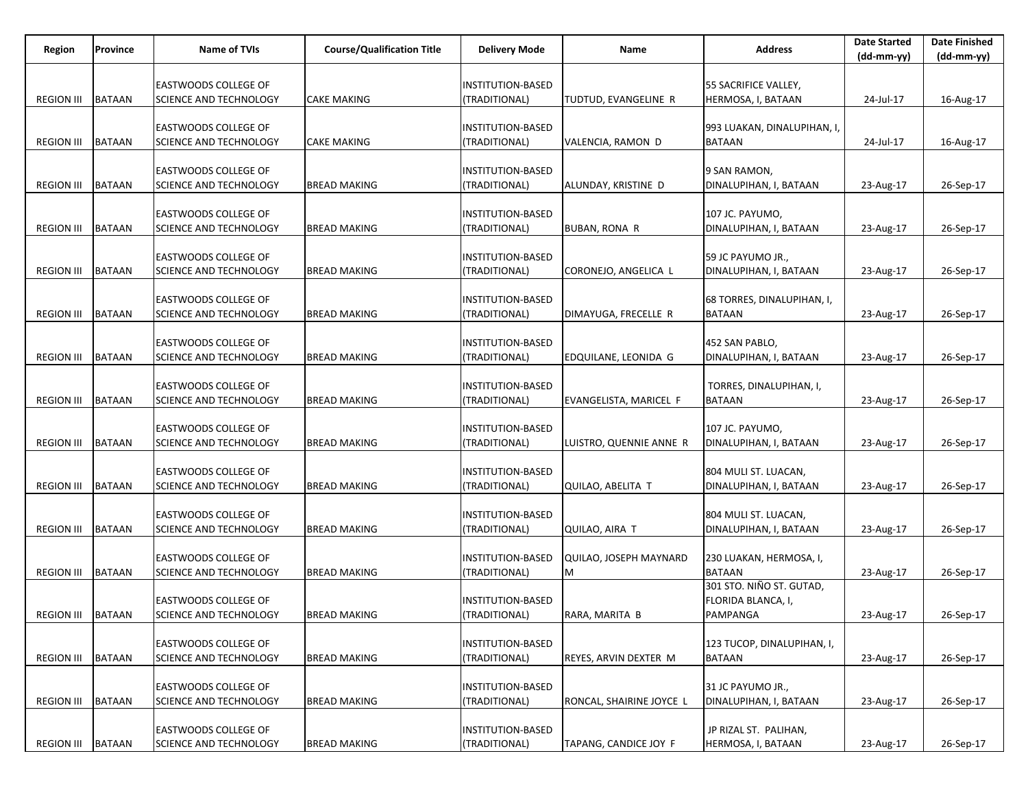| Region | Province | Name of TVIs | Course/Qualification Title | Delivery Mode | Name | Address | Date Started (dd-mm-yy) | Date Finished (dd-mm-yy) |
|---|---|---|---|---|---|---|---|---|
| REGION III | BATAAN | EASTWOODS COLLEGE OF SCIENCE AND TECHNOLOGY | CAKE MAKING | INSTITUTION-BASED (TRADITIONAL) | TUDTUD, EVANGELINE R | 55 SACRIFICE VALLEY, HERMOSA, I, BATAAN | 24-Jul-17 | 16-Aug-17 |
| REGION III | BATAAN | EASTWOODS COLLEGE OF SCIENCE AND TECHNOLOGY | CAKE MAKING | INSTITUTION-BASED (TRADITIONAL) | VALENCIA, RAMON D | 993 LUAKAN, DINALUPIHAN, I, BATAAN | 24-Jul-17 | 16-Aug-17 |
| REGION III | BATAAN | EASTWOODS COLLEGE OF SCIENCE AND TECHNOLOGY | BREAD MAKING | INSTITUTION-BASED (TRADITIONAL) | ALUNDAY, KRISTINE D | 9 SAN RAMON, DINALUPIHAN, I, BATAAN | 23-Aug-17 | 26-Sep-17 |
| REGION III | BATAAN | EASTWOODS COLLEGE OF SCIENCE AND TECHNOLOGY | BREAD MAKING | INSTITUTION-BASED (TRADITIONAL) | BUBAN, RONA R | 107 JC. PAYUMO, DINALUPIHAN, I, BATAAN | 23-Aug-17 | 26-Sep-17 |
| REGION III | BATAAN | EASTWOODS COLLEGE OF SCIENCE AND TECHNOLOGY | BREAD MAKING | INSTITUTION-BASED (TRADITIONAL) | CORONEJO, ANGELICA L | 59 JC PAYUMO JR., DINALUPIHAN, I, BATAAN | 23-Aug-17 | 26-Sep-17 |
| REGION III | BATAAN | EASTWOODS COLLEGE OF SCIENCE AND TECHNOLOGY | BREAD MAKING | INSTITUTION-BASED (TRADITIONAL) | DIMAYUGA, FRECELLE R | 68 TORRES, DINALUPIHAN, I, BATAAN | 23-Aug-17 | 26-Sep-17 |
| REGION III | BATAAN | EASTWOODS COLLEGE OF SCIENCE AND TECHNOLOGY | BREAD MAKING | INSTITUTION-BASED (TRADITIONAL) | EDQUILANE, LEONIDA G | 452 SAN PABLO, DINALUPIHAN, I, BATAAN | 23-Aug-17 | 26-Sep-17 |
| REGION III | BATAAN | EASTWOODS COLLEGE OF SCIENCE AND TECHNOLOGY | BREAD MAKING | INSTITUTION-BASED (TRADITIONAL) | EVANGELISTA, MARICEL F | TORRES, DINALUPIHAN, I, BATAAN | 23-Aug-17 | 26-Sep-17 |
| REGION III | BATAAN | EASTWOODS COLLEGE OF SCIENCE AND TECHNOLOGY | BREAD MAKING | INSTITUTION-BASED (TRADITIONAL) | LUISTRO, QUENNIE ANNE R | 107 JC. PAYUMO, DINALUPIHAN, I, BATAAN | 23-Aug-17 | 26-Sep-17 |
| REGION III | BATAAN | EASTWOODS COLLEGE OF SCIENCE AND TECHNOLOGY | BREAD MAKING | INSTITUTION-BASED (TRADITIONAL) | QUILAO, ABELITA T | 804 MULI ST. LUACAN, DINALUPIHAN, I, BATAAN | 23-Aug-17 | 26-Sep-17 |
| REGION III | BATAAN | EASTWOODS COLLEGE OF SCIENCE AND TECHNOLOGY | BREAD MAKING | INSTITUTION-BASED (TRADITIONAL) | QUILAO, AIRA T | 804 MULI ST. LUACAN, DINALUPIHAN, I, BATAAN | 23-Aug-17 | 26-Sep-17 |
| REGION III | BATAAN | EASTWOODS COLLEGE OF SCIENCE AND TECHNOLOGY | BREAD MAKING | INSTITUTION-BASED (TRADITIONAL) | QUILAO, JOSEPH MAYNARD M | 230 LUAKAN, HERMOSA, I, BATAAN | 23-Aug-17 | 26-Sep-17 |
| REGION III | BATAAN | EASTWOODS COLLEGE OF SCIENCE AND TECHNOLOGY | BREAD MAKING | INSTITUTION-BASED (TRADITIONAL) | RARA, MARITA B | 301 STO. NIÑO ST. GUTAD, FLORIDA BLANCA, I, PAMPANGA | 23-Aug-17 | 26-Sep-17 |
| REGION III | BATAAN | EASTWOODS COLLEGE OF SCIENCE AND TECHNOLOGY | BREAD MAKING | INSTITUTION-BASED (TRADITIONAL) | REYES, ARVIN DEXTER M | 123 TUCOP, DINALUPIHAN, I, BATAAN | 23-Aug-17 | 26-Sep-17 |
| REGION III | BATAAN | EASTWOODS COLLEGE OF SCIENCE AND TECHNOLOGY | BREAD MAKING | INSTITUTION-BASED (TRADITIONAL) | RONCAL, SHAIRINE JOYCE L | 31 JC PAYUMO JR., DINALUPIHAN, I, BATAAN | 23-Aug-17 | 26-Sep-17 |
| REGION III | BATAAN | EASTWOODS COLLEGE OF SCIENCE AND TECHNOLOGY | BREAD MAKING | INSTITUTION-BASED (TRADITIONAL) | TAPANG, CANDICE JOY F | JP RIZAL ST. PALIHAN, HERMOSA, I, BATAAN | 23-Aug-17 | 26-Sep-17 |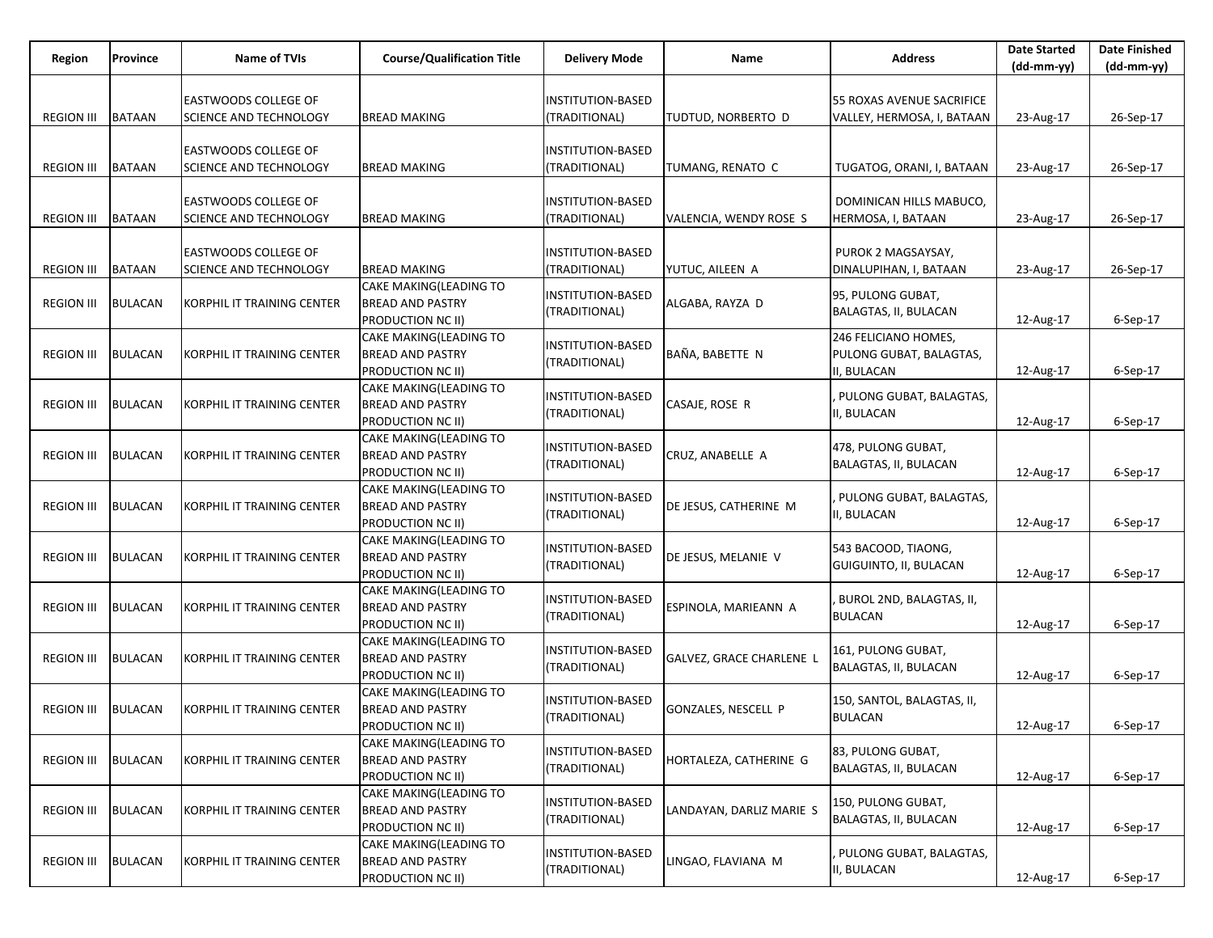| Region | Province | Name of TVIs | Course/Qualification Title | Delivery Mode | Name | Address | Date Started (dd-mm-yy) | Date Finished (dd-mm-yy) |
|---|---|---|---|---|---|---|---|---|
| REGION III | BATAAN | EASTWOODS COLLEGE OF SCIENCE AND TECHNOLOGY | BREAD MAKING | INSTITUTION-BASED (TRADITIONAL) | TUDTUD, NORBERTO D | 55 ROXAS AVENUE SACRIFICE VALLEY, HERMOSA, I, BATAAN | 23-Aug-17 | 26-Sep-17 |
| REGION III | BATAAN | EASTWOODS COLLEGE OF SCIENCE AND TECHNOLOGY | BREAD MAKING | INSTITUTION-BASED (TRADITIONAL) | TUMANG, RENATO C | TUGATOG, ORANI, I, BATAAN | 23-Aug-17 | 26-Sep-17 |
| REGION III | BATAAN | EASTWOODS COLLEGE OF SCIENCE AND TECHNOLOGY | BREAD MAKING | INSTITUTION-BASED (TRADITIONAL) | VALENCIA, WENDY ROSE S | DOMINICAN HILLS MABUCO, HERMOSA, I, BATAAN | 23-Aug-17 | 26-Sep-17 |
| REGION III | BATAAN | EASTWOODS COLLEGE OF SCIENCE AND TECHNOLOGY | BREAD MAKING | INSTITUTION-BASED (TRADITIONAL) | YUTUC, AILEEN A | PUROK 2 MAGSAYSAY, DINALUPIHAN, I, BATAAN | 23-Aug-17 | 26-Sep-17 |
| REGION III | BULACAN | KORPHIL IT TRAINING CENTER | CAKE MAKING(LEADING TO BREAD AND PASTRY PRODUCTION NC II) | INSTITUTION-BASED (TRADITIONAL) | ALGABA, RAYZA D | 95, PULONG GUBAT, BALAGTAS, II, BULACAN | 12-Aug-17 | 6-Sep-17 |
| REGION III | BULACAN | KORPHIL IT TRAINING CENTER | CAKE MAKING(LEADING TO BREAD AND PASTRY PRODUCTION NC II) | INSTITUTION-BASED (TRADITIONAL) | BAÑA, BABETTE N | 246 FELICIANO HOMES, PULONG GUBAT, BALAGTAS, II, BULACAN | 12-Aug-17 | 6-Sep-17 |
| REGION III | BULACAN | KORPHIL IT TRAINING CENTER | CAKE MAKING(LEADING TO BREAD AND PASTRY PRODUCTION NC II) | INSTITUTION-BASED (TRADITIONAL) | CASAJE, ROSE R | , PULONG GUBAT, BALAGTAS, II, BULACAN | 12-Aug-17 | 6-Sep-17 |
| REGION III | BULACAN | KORPHIL IT TRAINING CENTER | CAKE MAKING(LEADING TO BREAD AND PASTRY PRODUCTION NC II) | INSTITUTION-BASED (TRADITIONAL) | CRUZ, ANABELLE A | 478, PULONG GUBAT, BALAGTAS, II, BULACAN | 12-Aug-17 | 6-Sep-17 |
| REGION III | BULACAN | KORPHIL IT TRAINING CENTER | CAKE MAKING(LEADING TO BREAD AND PASTRY PRODUCTION NC II) | INSTITUTION-BASED (TRADITIONAL) | DE JESUS, CATHERINE M | , PULONG GUBAT, BALAGTAS, II, BULACAN | 12-Aug-17 | 6-Sep-17 |
| REGION III | BULACAN | KORPHIL IT TRAINING CENTER | CAKE MAKING(LEADING TO BREAD AND PASTRY PRODUCTION NC II) | INSTITUTION-BASED (TRADITIONAL) | DE JESUS, MELANIE V | 543 BACOOD, TIAONG, GUIGUINTO, II, BULACAN | 12-Aug-17 | 6-Sep-17 |
| REGION III | BULACAN | KORPHIL IT TRAINING CENTER | CAKE MAKING(LEADING TO BREAD AND PASTRY PRODUCTION NC II) | INSTITUTION-BASED (TRADITIONAL) | ESPINOLA, MARIEANN A | , BUROL 2ND, BALAGTAS, II, BULACAN | 12-Aug-17 | 6-Sep-17 |
| REGION III | BULACAN | KORPHIL IT TRAINING CENTER | CAKE MAKING(LEADING TO BREAD AND PASTRY PRODUCTION NC II) | INSTITUTION-BASED (TRADITIONAL) | GALVEZ, GRACE CHARLENE L | 161, PULONG GUBAT, BALAGTAS, II, BULACAN | 12-Aug-17 | 6-Sep-17 |
| REGION III | BULACAN | KORPHIL IT TRAINING CENTER | CAKE MAKING(LEADING TO BREAD AND PASTRY PRODUCTION NC II) | INSTITUTION-BASED (TRADITIONAL) | GONZALES, NESCELL P | 150, SANTOL, BALAGTAS, II, BULACAN | 12-Aug-17 | 6-Sep-17 |
| REGION III | BULACAN | KORPHIL IT TRAINING CENTER | CAKE MAKING(LEADING TO BREAD AND PASTRY PRODUCTION NC II) | INSTITUTION-BASED (TRADITIONAL) | HORTALEZA, CATHERINE G | 83, PULONG GUBAT, BALAGTAS, II, BULACAN | 12-Aug-17 | 6-Sep-17 |
| REGION III | BULACAN | KORPHIL IT TRAINING CENTER | CAKE MAKING(LEADING TO BREAD AND PASTRY PRODUCTION NC II) | INSTITUTION-BASED (TRADITIONAL) | LANDAYAN, DARLIZ MARIE S | 150, PULONG GUBAT, BALAGTAS, II, BULACAN | 12-Aug-17 | 6-Sep-17 |
| REGION III | BULACAN | KORPHIL IT TRAINING CENTER | CAKE MAKING(LEADING TO BREAD AND PASTRY PRODUCTION NC II) | INSTITUTION-BASED (TRADITIONAL) | LINGAO, FLAVIANA M | , PULONG GUBAT, BALAGTAS, II, BULACAN | 12-Aug-17 | 6-Sep-17 |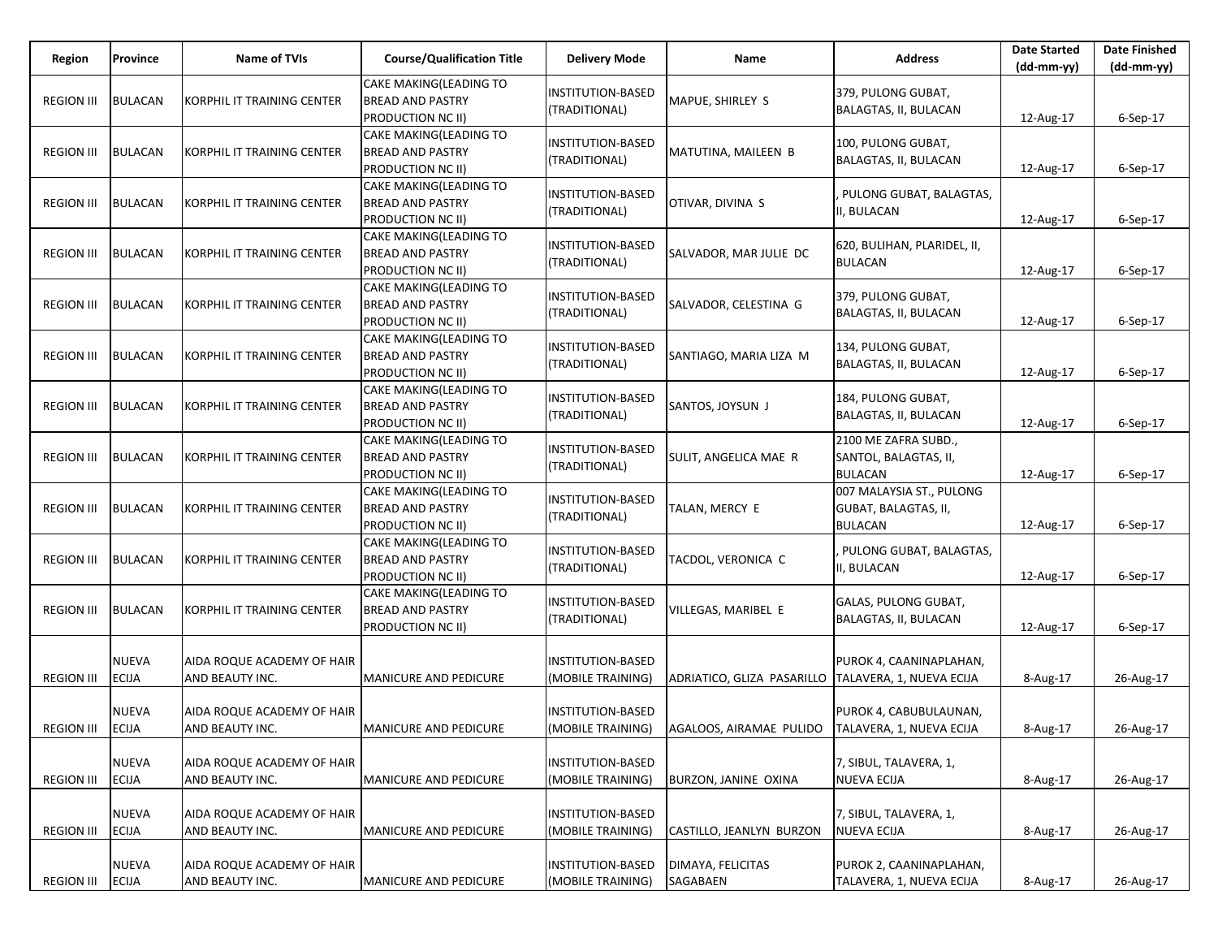| Region | Province | Name of TVIs | Course/Qualification Title | Delivery Mode | Name | Address | Date Started (dd-mm-yy) | Date Finished (dd-mm-yy) |
|---|---|---|---|---|---|---|---|---|
| REGION III | BULACAN | KORPHIL IT TRAINING CENTER | CAKE MAKING(LEADING TO BREAD AND PASTRY PRODUCTION NC II) | INSTITUTION-BASED (TRADITIONAL) | MAPUE, SHIRLEY S | 379, PULONG GUBAT, BALAGTAS, II, BULACAN | 12-Aug-17 | 6-Sep-17 |
| REGION III | BULACAN | KORPHIL IT TRAINING CENTER | CAKE MAKING(LEADING TO BREAD AND PASTRY PRODUCTION NC II) | INSTITUTION-BASED (TRADITIONAL) | MATUTINA, MAILEEN B | 100, PULONG GUBAT, BALAGTAS, II, BULACAN | 12-Aug-17 | 6-Sep-17 |
| REGION III | BULACAN | KORPHIL IT TRAINING CENTER | CAKE MAKING(LEADING TO BREAD AND PASTRY PRODUCTION NC II) | INSTITUTION-BASED (TRADITIONAL) | OTIVAR, DIVINA S | , PULONG GUBAT, BALAGTAS, II, BULACAN | 12-Aug-17 | 6-Sep-17 |
| REGION III | BULACAN | KORPHIL IT TRAINING CENTER | CAKE MAKING(LEADING TO BREAD AND PASTRY PRODUCTION NC II) | INSTITUTION-BASED (TRADITIONAL) | SALVADOR, MAR JULIE DC | 620, BULIHAN, PLARIDEL, II, BULACAN | 12-Aug-17 | 6-Sep-17 |
| REGION III | BULACAN | KORPHIL IT TRAINING CENTER | CAKE MAKING(LEADING TO BREAD AND PASTRY PRODUCTION NC II) | INSTITUTION-BASED (TRADITIONAL) | SALVADOR, CELESTINA G | 379, PULONG GUBAT, BALAGTAS, II, BULACAN | 12-Aug-17 | 6-Sep-17 |
| REGION III | BULACAN | KORPHIL IT TRAINING CENTER | CAKE MAKING(LEADING TO BREAD AND PASTRY PRODUCTION NC II) | INSTITUTION-BASED (TRADITIONAL) | SANTIAGO, MARIA LIZA M | 134, PULONG GUBAT, BALAGTAS, II, BULACAN | 12-Aug-17 | 6-Sep-17 |
| REGION III | BULACAN | KORPHIL IT TRAINING CENTER | CAKE MAKING(LEADING TO BREAD AND PASTRY PRODUCTION NC II) | INSTITUTION-BASED (TRADITIONAL) | SANTOS, JOYSUN J | 184, PULONG GUBAT, BALAGTAS, II, BULACAN | 12-Aug-17 | 6-Sep-17 |
| REGION III | BULACAN | KORPHIL IT TRAINING CENTER | CAKE MAKING(LEADING TO BREAD AND PASTRY PRODUCTION NC II) | INSTITUTION-BASED (TRADITIONAL) | SULIT, ANGELICA MAE R | 2100 ME ZAFRA SUBD., SANTOL, BALAGTAS, II, BULACAN | 12-Aug-17 | 6-Sep-17 |
| REGION III | BULACAN | KORPHIL IT TRAINING CENTER | CAKE MAKING(LEADING TO BREAD AND PASTRY PRODUCTION NC II) | INSTITUTION-BASED (TRADITIONAL) | TALAN, MERCY E | 007 MALAYSIA ST., PULONG GUBAT, BALAGTAS, II, BULACAN | 12-Aug-17 | 6-Sep-17 |
| REGION III | BULACAN | KORPHIL IT TRAINING CENTER | CAKE MAKING(LEADING TO BREAD AND PASTRY PRODUCTION NC II) | INSTITUTION-BASED (TRADITIONAL) | TACDOL, VERONICA C | , PULONG GUBAT, BALAGTAS, II, BULACAN | 12-Aug-17 | 6-Sep-17 |
| REGION III | BULACAN | KORPHIL IT TRAINING CENTER | CAKE MAKING(LEADING TO BREAD AND PASTRY PRODUCTION NC II) | INSTITUTION-BASED (TRADITIONAL) | VILLEGAS, MARIBEL E | GALAS, PULONG GUBAT, BALAGTAS, II, BULACAN | 12-Aug-17 | 6-Sep-17 |
| REGION III | NUEVA ECIJA | AIDA ROQUE ACADEMY OF HAIR AND BEAUTY INC. | MANICURE AND PEDICURE | INSTITUTION-BASED (MOBILE TRAINING) | ADRIATICO, GLIZA PASARILLO | PUROK 4, CAANINAPLAHAN, TALAVERA, 1, NUEVA ECIJA | 8-Aug-17 | 26-Aug-17 |
| REGION III | NUEVA ECIJA | AIDA ROQUE ACADEMY OF HAIR AND BEAUTY INC. | MANICURE AND PEDICURE | INSTITUTION-BASED (MOBILE TRAINING) | AGALOOS, AIRAMAE PULIDO | PUROK 4, CABUBULAUNAN, TALAVERA, 1, NUEVA ECIJA | 8-Aug-17 | 26-Aug-17 |
| REGION III | NUEVA ECIJA | AIDA ROQUE ACADEMY OF HAIR AND BEAUTY INC. | MANICURE AND PEDICURE | INSTITUTION-BASED (MOBILE TRAINING) | BURZON, JANINE OXINA | 7, SIBUL, TALAVERA, 1, NUEVA ECIJA | 8-Aug-17 | 26-Aug-17 |
| REGION III | NUEVA ECIJA | AIDA ROQUE ACADEMY OF HAIR AND BEAUTY INC. | MANICURE AND PEDICURE | INSTITUTION-BASED (MOBILE TRAINING) | CASTILLO, JEANLYN BURZON | 7, SIBUL, TALAVERA, 1, NUEVA ECIJA | 8-Aug-17 | 26-Aug-17 |
| REGION III | NUEVA ECIJA | AIDA ROQUE ACADEMY OF HAIR AND BEAUTY INC. | MANICURE AND PEDICURE | INSTITUTION-BASED (MOBILE TRAINING) | DIMAYA, FELICITAS SAGABAEN | PUROK 2, CAANINAPLAHAN, TALAVERA, 1, NUEVA ECIJA | 8-Aug-17 | 26-Aug-17 |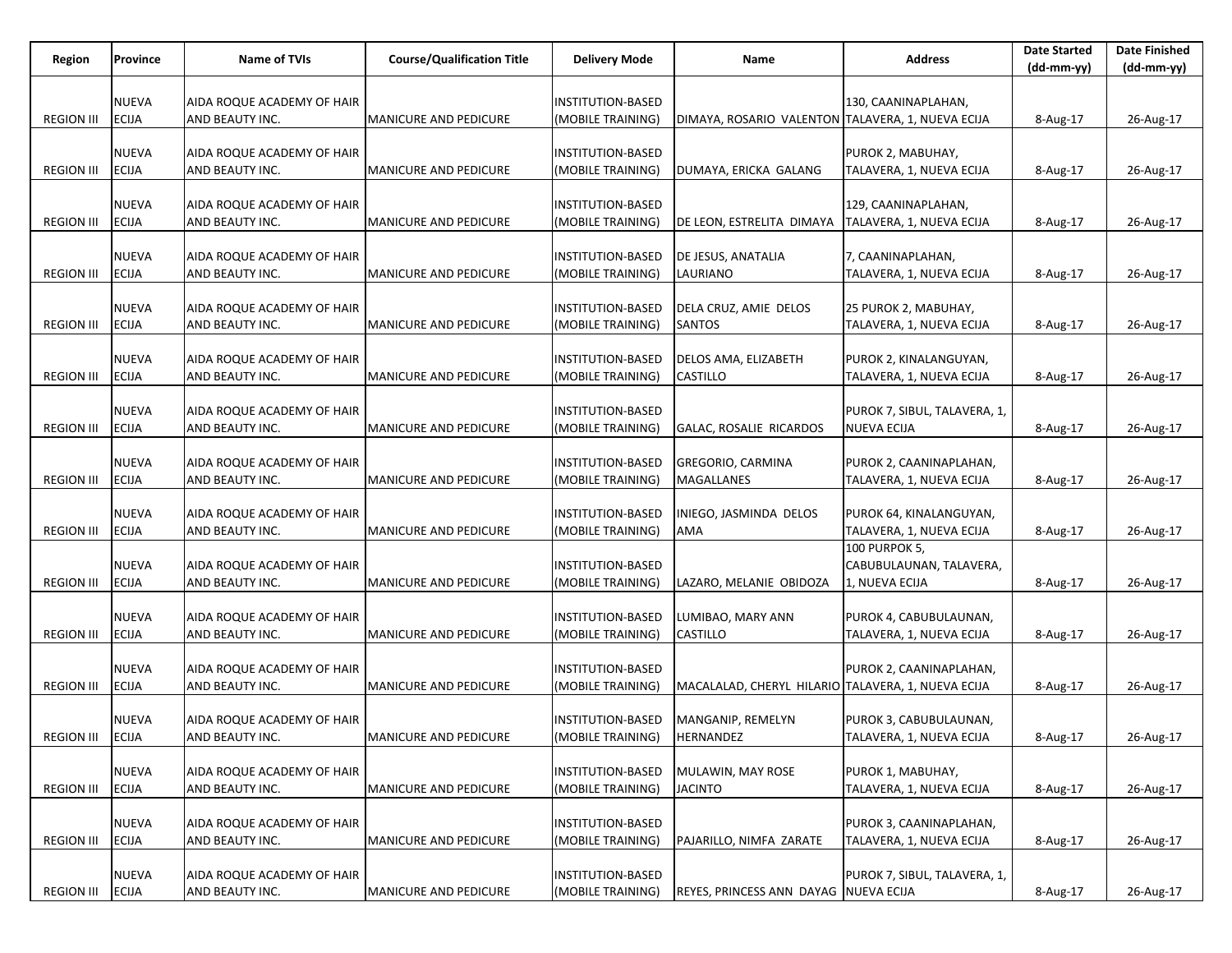| Region | Province | Name of TVIs | Course/Qualification Title | Delivery Mode | Name | Address | Date Started (dd-mm-yy) | Date Finished (dd-mm-yy) |
|---|---|---|---|---|---|---|---|---|
| REGION III | NUEVA ECIJA | AIDA ROQUE ACADEMY OF HAIR AND BEAUTY INC. | MANICURE AND PEDICURE | INSTITUTION-BASED (MOBILE TRAINING) | DIMAYA, ROSARIO VALENTON | 130, CAANINAPLAHAN, TALAVERA, 1, NUEVA ECIJA | 8-Aug-17 | 26-Aug-17 |
| REGION III | NUEVA ECIJA | AIDA ROQUE ACADEMY OF HAIR AND BEAUTY INC. | MANICURE AND PEDICURE | INSTITUTION-BASED (MOBILE TRAINING) | DUMAYA, ERICKA GALANG | PUROK 2, MABUHAY, TALAVERA, 1, NUEVA ECIJA | 8-Aug-17 | 26-Aug-17 |
| REGION III | NUEVA ECIJA | AIDA ROQUE ACADEMY OF HAIR AND BEAUTY INC. | MANICURE AND PEDICURE | INSTITUTION-BASED (MOBILE TRAINING) | DE LEON, ESTRELITA DIMAYA | 129, CAANINAPLAHAN, TALAVERA, 1, NUEVA ECIJA | 8-Aug-17 | 26-Aug-17 |
| REGION III | NUEVA ECIJA | AIDA ROQUE ACADEMY OF HAIR AND BEAUTY INC. | MANICURE AND PEDICURE | INSTITUTION-BASED (MOBILE TRAINING) | DE JESUS, ANATALIA LAURIANO | 7, CAANINAPLAHAN, TALAVERA, 1, NUEVA ECIJA | 8-Aug-17 | 26-Aug-17 |
| REGION III | NUEVA ECIJA | AIDA ROQUE ACADEMY OF HAIR AND BEAUTY INC. | MANICURE AND PEDICURE | INSTITUTION-BASED (MOBILE TRAINING) | DELA CRUZ, AMIE DELOS SANTOS | 25 PUROK 2, MABUHAY, TALAVERA, 1, NUEVA ECIJA | 8-Aug-17 | 26-Aug-17 |
| REGION III | NUEVA ECIJA | AIDA ROQUE ACADEMY OF HAIR AND BEAUTY INC. | MANICURE AND PEDICURE | INSTITUTION-BASED (MOBILE TRAINING) | DELOS AMA, ELIZABETH CASTILLO | PUROK 2, KINALANGUYAN, TALAVERA, 1, NUEVA ECIJA | 8-Aug-17 | 26-Aug-17 |
| REGION III | NUEVA ECIJA | AIDA ROQUE ACADEMY OF HAIR AND BEAUTY INC. | MANICURE AND PEDICURE | INSTITUTION-BASED (MOBILE TRAINING) | GALAC, ROSALIE RICARDOS | PUROK 7, SIBUL, TALAVERA, 1, NUEVA ECIJA | 8-Aug-17 | 26-Aug-17 |
| REGION III | NUEVA ECIJA | AIDA ROQUE ACADEMY OF HAIR AND BEAUTY INC. | MANICURE AND PEDICURE | INSTITUTION-BASED (MOBILE TRAINING) | GREGORIO, CARMINA MAGALLANES | PUROK 2, CAANINAPLAHAN, TALAVERA, 1, NUEVA ECIJA | 8-Aug-17 | 26-Aug-17 |
| REGION III | NUEVA ECIJA | AIDA ROQUE ACADEMY OF HAIR AND BEAUTY INC. | MANICURE AND PEDICURE | INSTITUTION-BASED (MOBILE TRAINING) | INIEGO, JASMINDA DELOS AMA | PUROK 64, KINALANGUYAN, TALAVERA, 1, NUEVA ECIJA | 8-Aug-17 | 26-Aug-17 |
| REGION III | NUEVA ECIJA | AIDA ROQUE ACADEMY OF HAIR AND BEAUTY INC. | MANICURE AND PEDICURE | INSTITUTION-BASED (MOBILE TRAINING) | LAZARO, MELANIE OBIDOZA | 100 PURPOK 5, CABUBULAUNAN, TALAVERA, 1, NUEVA ECIJA | 8-Aug-17 | 26-Aug-17 |
| REGION III | NUEVA ECIJA | AIDA ROQUE ACADEMY OF HAIR AND BEAUTY INC. | MANICURE AND PEDICURE | INSTITUTION-BASED (MOBILE TRAINING) | LUMIBAO, MARY ANN CASTILLO | PUROK 4, CABUBULAUNAN, TALAVERA, 1, NUEVA ECIJA | 8-Aug-17 | 26-Aug-17 |
| REGION III | NUEVA ECIJA | AIDA ROQUE ACADEMY OF HAIR AND BEAUTY INC. | MANICURE AND PEDICURE | INSTITUTION-BASED (MOBILE TRAINING) | MACALALAD, CHERYL HILARIO | PUROK 2, CAANINAPLAHAN, TALAVERA, 1, NUEVA ECIJA | 8-Aug-17 | 26-Aug-17 |
| REGION III | NUEVA ECIJA | AIDA ROQUE ACADEMY OF HAIR AND BEAUTY INC. | MANICURE AND PEDICURE | INSTITUTION-BASED (MOBILE TRAINING) | MANGANIP, REMELYN HERNANDEZ | PUROK 3, CABUBULAUNAN, TALAVERA, 1, NUEVA ECIJA | 8-Aug-17 | 26-Aug-17 |
| REGION III | NUEVA ECIJA | AIDA ROQUE ACADEMY OF HAIR AND BEAUTY INC. | MANICURE AND PEDICURE | INSTITUTION-BASED (MOBILE TRAINING) | MULAWIN, MAY ROSE JACINTO | PUROK 1, MABUHAY, TALAVERA, 1, NUEVA ECIJA | 8-Aug-17 | 26-Aug-17 |
| REGION III | NUEVA ECIJA | AIDA ROQUE ACADEMY OF HAIR AND BEAUTY INC. | MANICURE AND PEDICURE | INSTITUTION-BASED (MOBILE TRAINING) | PAJARILLO, NIMFA ZARATE | PUROK 3, CAANINAPLAHAN, TALAVERA, 1, NUEVA ECIJA | 8-Aug-17 | 26-Aug-17 |
| REGION III | NUEVA ECIJA | AIDA ROQUE ACADEMY OF HAIR AND BEAUTY INC. | MANICURE AND PEDICURE | INSTITUTION-BASED (MOBILE TRAINING) | REYES, PRINCESS ANN DAYAG | PUROK 7, SIBUL, TALAVERA, 1, NUEVA ECIJA | 8-Aug-17 | 26-Aug-17 |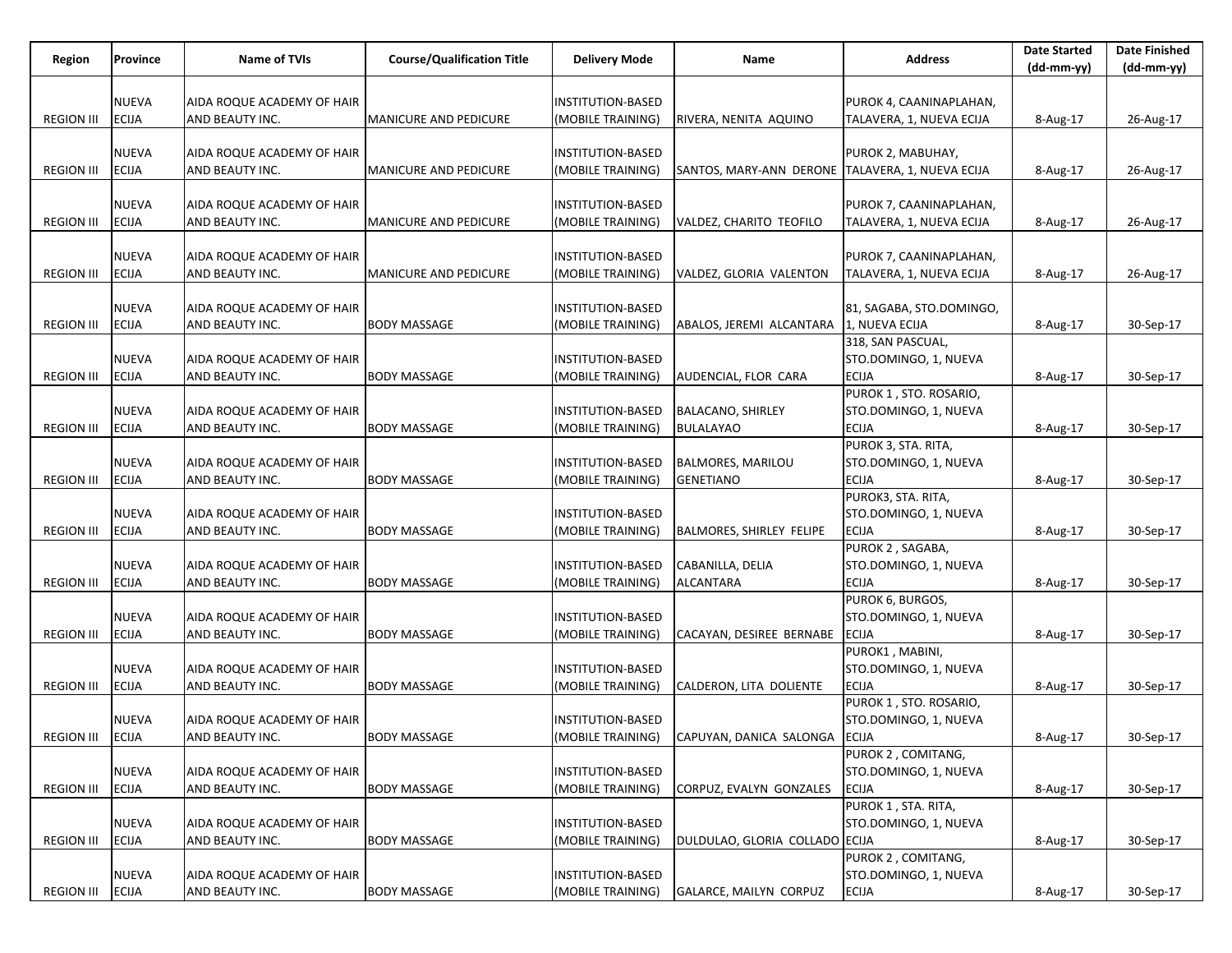| Region | Province | Name of TVIs | Course/Qualification Title | Delivery Mode | Name | Address | Date Started (dd-mm-yy) | Date Finished (dd-mm-yy) |
|---|---|---|---|---|---|---|---|---|
| REGION III | NUEVA ECIJA | AIDA ROQUE ACADEMY OF HAIR AND BEAUTY INC. | MANICURE AND PEDICURE | INSTITUTION-BASED (MOBILE TRAINING) | RIVERA, NENITA AQUINO | PUROK 4, CAANINAPLAHAN, TALAVERA, 1, NUEVA ECIJA | 8-Aug-17 | 26-Aug-17 |
| REGION III | NUEVA ECIJA | AIDA ROQUE ACADEMY OF HAIR AND BEAUTY INC. | MANICURE AND PEDICURE | INSTITUTION-BASED (MOBILE TRAINING) | SANTOS, MARY-ANN DERONE | PUROK 2, MABUHAY, TALAVERA, 1, NUEVA ECIJA | 8-Aug-17 | 26-Aug-17 |
| REGION III | NUEVA ECIJA | AIDA ROQUE ACADEMY OF HAIR AND BEAUTY INC. | MANICURE AND PEDICURE | INSTITUTION-BASED (MOBILE TRAINING) | VALDEZ, CHARITO TEOFILO | PUROK 7, CAANINAPLAHAN, TALAVERA, 1, NUEVA ECIJA | 8-Aug-17 | 26-Aug-17 |
| REGION III | NUEVA ECIJA | AIDA ROQUE ACADEMY OF HAIR AND BEAUTY INC. | MANICURE AND PEDICURE | INSTITUTION-BASED (MOBILE TRAINING) | VALDEZ, GLORIA VALENTON | PUROK 7, CAANINAPLAHAN, TALAVERA, 1, NUEVA ECIJA | 8-Aug-17 | 26-Aug-17 |
| REGION III | NUEVA ECIJA | AIDA ROQUE ACADEMY OF HAIR AND BEAUTY INC. | BODY MASSAGE | INSTITUTION-BASED (MOBILE TRAINING) | ABALOS, JEREMI ALCANTARA | 81, SAGABA, STO.DOMINGO, 1, NUEVA ECIJA | 8-Aug-17 | 30-Sep-17 |
| REGION III | NUEVA ECIJA | AIDA ROQUE ACADEMY OF HAIR AND BEAUTY INC. | BODY MASSAGE | INSTITUTION-BASED (MOBILE TRAINING) | AUDENCIAL, FLOR CARA | 318, SAN PASCUAL, STO.DOMINGO, 1, NUEVA ECIJA | 8-Aug-17 | 30-Sep-17 |
| REGION III | NUEVA ECIJA | AIDA ROQUE ACADEMY OF HAIR AND BEAUTY INC. | BODY MASSAGE | INSTITUTION-BASED (MOBILE TRAINING) | BALACANO, SHIRLEY BULALAYAO | PUROK 1 , STO. ROSARIO, STO.DOMINGO, 1, NUEVA ECIJA | 8-Aug-17 | 30-Sep-17 |
| REGION III | NUEVA ECIJA | AIDA ROQUE ACADEMY OF HAIR AND BEAUTY INC. | BODY MASSAGE | INSTITUTION-BASED (MOBILE TRAINING) | BALMORES, MARILOU GENETIANO | PUROK 3, STA. RITA, STO.DOMINGO, 1, NUEVA ECIJA | 8-Aug-17 | 30-Sep-17 |
| REGION III | NUEVA ECIJA | AIDA ROQUE ACADEMY OF HAIR AND BEAUTY INC. | BODY MASSAGE | INSTITUTION-BASED (MOBILE TRAINING) | BALMORES, SHIRLEY FELIPE | PUROK3, STA. RITA, STO.DOMINGO, 1, NUEVA ECIJA | 8-Aug-17 | 30-Sep-17 |
| REGION III | NUEVA ECIJA | AIDA ROQUE ACADEMY OF HAIR AND BEAUTY INC. | BODY MASSAGE | INSTITUTION-BASED (MOBILE TRAINING) | CABANILLA, DELIA ALCANTARA | PUROK 2 , SAGABA, STO.DOMINGO, 1, NUEVA ECIJA | 8-Aug-17 | 30-Sep-17 |
| REGION III | NUEVA ECIJA | AIDA ROQUE ACADEMY OF HAIR AND BEAUTY INC. | BODY MASSAGE | INSTITUTION-BASED (MOBILE TRAINING) | CACAYAN, DESIREE BERNABE | PUROK 6, BURGOS, STO.DOMINGO, 1, NUEVA ECIJA | 8-Aug-17 | 30-Sep-17 |
| REGION III | NUEVA ECIJA | AIDA ROQUE ACADEMY OF HAIR AND BEAUTY INC. | BODY MASSAGE | INSTITUTION-BASED (MOBILE TRAINING) | CALDERON, LITA DOLIENTE | PUROK1 , MABINI, STO.DOMINGO, 1, NUEVA ECIJA | 8-Aug-17 | 30-Sep-17 |
| REGION III | NUEVA ECIJA | AIDA ROQUE ACADEMY OF HAIR AND BEAUTY INC. | BODY MASSAGE | INSTITUTION-BASED (MOBILE TRAINING) | CAPUYAN, DANICA SALONGA | PUROK 1 , STO. ROSARIO, STO.DOMINGO, 1, NUEVA ECIJA | 8-Aug-17 | 30-Sep-17 |
| REGION III | NUEVA ECIJA | AIDA ROQUE ACADEMY OF HAIR AND BEAUTY INC. | BODY MASSAGE | INSTITUTION-BASED (MOBILE TRAINING) | CORPUZ, EVALYN GONZALES | PUROK 2 , COMITANG, STO.DOMINGO, 1, NUEVA ECIJA | 8-Aug-17 | 30-Sep-17 |
| REGION III | NUEVA ECIJA | AIDA ROQUE ACADEMY OF HAIR AND BEAUTY INC. | BODY MASSAGE | INSTITUTION-BASED (MOBILE TRAINING) | DULDULAO, GLORIA COLLADO | PUROK 1 , STA. RITA, STO.DOMINGO, 1, NUEVA ECIJA | 8-Aug-17 | 30-Sep-17 |
| REGION III | NUEVA ECIJA | AIDA ROQUE ACADEMY OF HAIR AND BEAUTY INC. | BODY MASSAGE | INSTITUTION-BASED (MOBILE TRAINING) | GALARCE, MAILYN CORPUZ | PUROK 2 , COMITANG, STO.DOMINGO, 1, NUEVA ECIJA | 8-Aug-17 | 30-Sep-17 |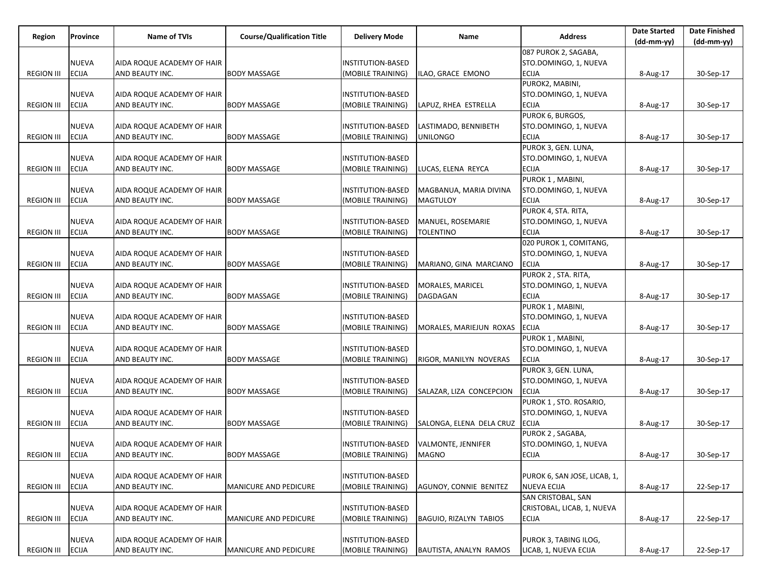| Region | Province | Name of TVIs | Course/Qualification Title | Delivery Mode | Name | Address | Date Started (dd-mm-yy) | Date Finished (dd-mm-yy) |
|---|---|---|---|---|---|---|---|---|
| REGION III | NUEVA ECIJA | AIDA ROQUE ACADEMY OF HAIR AND BEAUTY INC. | BODY MASSAGE | INSTITUTION-BASED (MOBILE TRAINING) | ILAO, GRACE EMONO | 087 PUROK 2, SAGABA, STO.DOMINGO, 1, NUEVA ECIJA | 8-Aug-17 | 30-Sep-17 |
| REGION III | NUEVA ECIJA | AIDA ROQUE ACADEMY OF HAIR AND BEAUTY INC. | BODY MASSAGE | INSTITUTION-BASED (MOBILE TRAINING) | LAPUZ, RHEA ESTRELLA | PUROK2, MABINI, STO.DOMINGO, 1, NUEVA ECIJA | 8-Aug-17 | 30-Sep-17 |
| REGION III | NUEVA ECIJA | AIDA ROQUE ACADEMY OF HAIR AND BEAUTY INC. | BODY MASSAGE | INSTITUTION-BASED (MOBILE TRAINING) | LASTIMADO, BENNIBETH UNILONGO | PUROK 6, BURGOS, STO.DOMINGO, 1, NUEVA ECIJA | 8-Aug-17 | 30-Sep-17 |
| REGION III | NUEVA ECIJA | AIDA ROQUE ACADEMY OF HAIR AND BEAUTY INC. | BODY MASSAGE | INSTITUTION-BASED (MOBILE TRAINING) | LUCAS, ELENA REYCA | PUROK 3, GEN. LUNA, STO.DOMINGO, 1, NUEVA ECIJA | 8-Aug-17 | 30-Sep-17 |
| REGION III | NUEVA ECIJA | AIDA ROQUE ACADEMY OF HAIR AND BEAUTY INC. | BODY MASSAGE | INSTITUTION-BASED (MOBILE TRAINING) | MAGBANUA, MARIA DIVINA MAGTULOY | PUROK 1 , MABINI, STO.DOMINGO, 1, NUEVA ECIJA | 8-Aug-17 | 30-Sep-17 |
| REGION III | NUEVA ECIJA | AIDA ROQUE ACADEMY OF HAIR AND BEAUTY INC. | BODY MASSAGE | INSTITUTION-BASED (MOBILE TRAINING) | MANUEL, ROSEMARIE TOLENTINO | PUROK 4, STA. RITA, STO.DOMINGO, 1, NUEVA ECIJA | 8-Aug-17 | 30-Sep-17 |
| REGION III | NUEVA ECIJA | AIDA ROQUE ACADEMY OF HAIR AND BEAUTY INC. | BODY MASSAGE | INSTITUTION-BASED (MOBILE TRAINING) | MARIANO, GINA MARCIANO | 020 PUROK 1, COMITANG, STO.DOMINGO, 1, NUEVA ECIJA | 8-Aug-17 | 30-Sep-17 |
| REGION III | NUEVA ECIJA | AIDA ROQUE ACADEMY OF HAIR AND BEAUTY INC. | BODY MASSAGE | INSTITUTION-BASED (MOBILE TRAINING) | MORALES, MARICEL DAGDAGAN | PUROK 2 , STA. RITA, STO.DOMINGO, 1, NUEVA ECIJA | 8-Aug-17 | 30-Sep-17 |
| REGION III | NUEVA ECIJA | AIDA ROQUE ACADEMY OF HAIR AND BEAUTY INC. | BODY MASSAGE | INSTITUTION-BASED (MOBILE TRAINING) | MORALES, MARIEJUN ROXAS | PUROK 1 , MABINI, STO.DOMINGO, 1, NUEVA ECIJA | 8-Aug-17 | 30-Sep-17 |
| REGION III | NUEVA ECIJA | AIDA ROQUE ACADEMY OF HAIR AND BEAUTY INC. | BODY MASSAGE | INSTITUTION-BASED (MOBILE TRAINING) | RIGOR, MANILYN NOVERAS | PUROK 1 , MABINI, STO.DOMINGO, 1, NUEVA ECIJA | 8-Aug-17 | 30-Sep-17 |
| REGION III | NUEVA ECIJA | AIDA ROQUE ACADEMY OF HAIR AND BEAUTY INC. | BODY MASSAGE | INSTITUTION-BASED (MOBILE TRAINING) | SALAZAR, LIZA CONCEPCION | PUROK 3, GEN. LUNA, STO.DOMINGO, 1, NUEVA ECIJA | 8-Aug-17 | 30-Sep-17 |
| REGION III | NUEVA ECIJA | AIDA ROQUE ACADEMY OF HAIR AND BEAUTY INC. | BODY MASSAGE | INSTITUTION-BASED (MOBILE TRAINING) | SALONGA, ELENA DELA CRUZ | PUROK 1 , STO. ROSARIO, STO.DOMINGO, 1, NUEVA ECIJA | 8-Aug-17 | 30-Sep-17 |
| REGION III | NUEVA ECIJA | AIDA ROQUE ACADEMY OF HAIR AND BEAUTY INC. | BODY MASSAGE | INSTITUTION-BASED (MOBILE TRAINING) | VALMONTE, JENNIFER MAGNO | PUROK 2 , SAGABA, STO.DOMINGO, 1, NUEVA ECIJA | 8-Aug-17 | 30-Sep-17 |
| REGION III | NUEVA ECIJA | AIDA ROQUE ACADEMY OF HAIR AND BEAUTY INC. | MANICURE AND PEDICURE | INSTITUTION-BASED (MOBILE TRAINING) | AGUNOY, CONNIE BENITEZ | PUROK 6, SAN JOSE, LICAB, 1, NUEVA ECIJA | 8-Aug-17 | 22-Sep-17 |
| REGION III | NUEVA ECIJA | AIDA ROQUE ACADEMY OF HAIR AND BEAUTY INC. | MANICURE AND PEDICURE | INSTITUTION-BASED (MOBILE TRAINING) | BAGUIO, RIZALYN TABIOS | SAN CRISTOBAL, SAN CRISTOBAL, LICAB, 1, NUEVA ECIJA | 8-Aug-17 | 22-Sep-17 |
| REGION III | NUEVA ECIJA | AIDA ROQUE ACADEMY OF HAIR AND BEAUTY INC. | MANICURE AND PEDICURE | INSTITUTION-BASED (MOBILE TRAINING) | BAUTISTA, ANALYN RAMOS | PUROK 3, TABING ILOG, LICAB, 1, NUEVA ECIJA | 8-Aug-17 | 22-Sep-17 |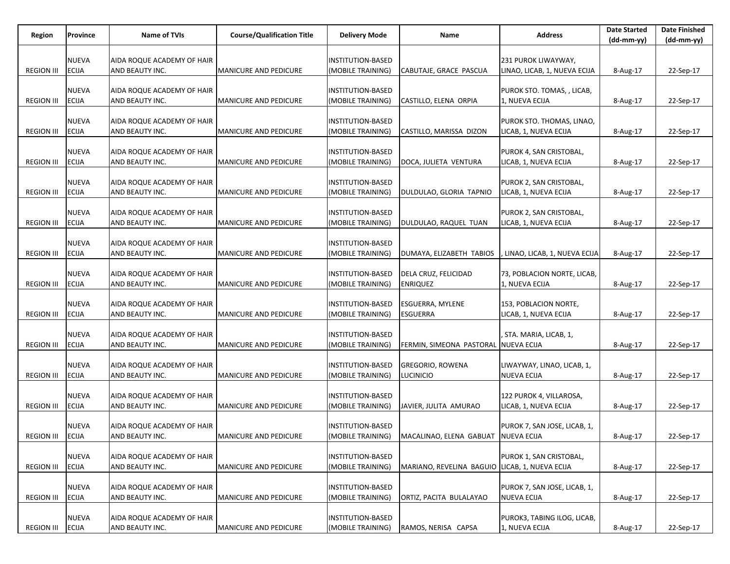| Region | Province | Name of TVIs | Course/Qualification Title | Delivery Mode | Name | Address | Date Started (dd-mm-yy) | Date Finished (dd-mm-yy) |
|---|---|---|---|---|---|---|---|---|
| REGION III | NUEVA ECIJA | AIDA ROQUE ACADEMY OF HAIR AND BEAUTY INC. | MANICURE AND PEDICURE | INSTITUTION-BASED (MOBILE TRAINING) | CABUTAJE, GRACE PASCUA | 231 PUROK LIWAYWAY, LINAO, LICAB, 1, NUEVA ECIJA | 8-Aug-17 | 22-Sep-17 |
| REGION III | NUEVA ECIJA | AIDA ROQUE ACADEMY OF HAIR AND BEAUTY INC. | MANICURE AND PEDICURE | INSTITUTION-BASED (MOBILE TRAINING) | CASTILLO, ELENA ORPIA | PUROK STO. TOMAS, , LICAB, 1, NUEVA ECIJA | 8-Aug-17 | 22-Sep-17 |
| REGION III | NUEVA ECIJA | AIDA ROQUE ACADEMY OF HAIR AND BEAUTY INC. | MANICURE AND PEDICURE | INSTITUTION-BASED (MOBILE TRAINING) | CASTILLO, MARISSA DIZON | PUROK STO. THOMAS, LINAO, LICAB, 1, NUEVA ECIJA | 8-Aug-17 | 22-Sep-17 |
| REGION III | NUEVA ECIJA | AIDA ROQUE ACADEMY OF HAIR AND BEAUTY INC. | MANICURE AND PEDICURE | INSTITUTION-BASED (MOBILE TRAINING) | DOCA, JULIETA VENTURA | PUROK 4, SAN CRISTOBAL, LICAB, 1, NUEVA ECIJA | 8-Aug-17 | 22-Sep-17 |
| REGION III | NUEVA ECIJA | AIDA ROQUE ACADEMY OF HAIR AND BEAUTY INC. | MANICURE AND PEDICURE | INSTITUTION-BASED (MOBILE TRAINING) | DULDULAO, GLORIA TAPNIO | PUROK 2, SAN CRISTOBAL, LICAB, 1, NUEVA ECIJA | 8-Aug-17 | 22-Sep-17 |
| REGION III | NUEVA ECIJA | AIDA ROQUE ACADEMY OF HAIR AND BEAUTY INC. | MANICURE AND PEDICURE | INSTITUTION-BASED (MOBILE TRAINING) | DULDULAO, RAQUEL TUAN | PUROK 2, SAN CRISTOBAL, LICAB, 1, NUEVA ECIJA | 8-Aug-17 | 22-Sep-17 |
| REGION III | NUEVA ECIJA | AIDA ROQUE ACADEMY OF HAIR AND BEAUTY INC. | MANICURE AND PEDICURE | INSTITUTION-BASED (MOBILE TRAINING) | DUMAYA, ELIZABETH TABIOS | , LINAO, LICAB, 1, NUEVA ECIJA | 8-Aug-17 | 22-Sep-17 |
| REGION III | NUEVA ECIJA | AIDA ROQUE ACADEMY OF HAIR AND BEAUTY INC. | MANICURE AND PEDICURE | INSTITUTION-BASED (MOBILE TRAINING) | DELA CRUZ, FELICIDAD ENRIQUEZ | 73, POBLACION NORTE, LICAB, 1, NUEVA ECIJA | 8-Aug-17 | 22-Sep-17 |
| REGION III | NUEVA ECIJA | AIDA ROQUE ACADEMY OF HAIR AND BEAUTY INC. | MANICURE AND PEDICURE | INSTITUTION-BASED (MOBILE TRAINING) | ESGUERRA, MYLENE ESGUERRA | 153, POBLACION NORTE, LICAB, 1, NUEVA ECIJA | 8-Aug-17 | 22-Sep-17 |
| REGION III | NUEVA ECIJA | AIDA ROQUE ACADEMY OF HAIR AND BEAUTY INC. | MANICURE AND PEDICURE | INSTITUTION-BASED (MOBILE TRAINING) | FERMIN, SIMEONA PASTORAL | , STA. MARIA, LICAB, 1, NUEVA ECIJA | 8-Aug-17 | 22-Sep-17 |
| REGION III | NUEVA ECIJA | AIDA ROQUE ACADEMY OF HAIR AND BEAUTY INC. | MANICURE AND PEDICURE | INSTITUTION-BASED (MOBILE TRAINING) | GREGORIO, ROWENA LUCINICIO | LIWAYWAY, LINAO, LICAB, 1, NUEVA ECIJA | 8-Aug-17 | 22-Sep-17 |
| REGION III | NUEVA ECIJA | AIDA ROQUE ACADEMY OF HAIR AND BEAUTY INC. | MANICURE AND PEDICURE | INSTITUTION-BASED (MOBILE TRAINING) | JAVIER, JULITA AMURAO | 122 PUROK 4, VILLAROSA, LICAB, 1, NUEVA ECIJA | 8-Aug-17 | 22-Sep-17 |
| REGION III | NUEVA ECIJA | AIDA ROQUE ACADEMY OF HAIR AND BEAUTY INC. | MANICURE AND PEDICURE | INSTITUTION-BASED (MOBILE TRAINING) | MACALINAO, ELENA GABUAT | PUROK 7, SAN JOSE, LICAB, 1, NUEVA ECIJA | 8-Aug-17 | 22-Sep-17 |
| REGION III | NUEVA ECIJA | AIDA ROQUE ACADEMY OF HAIR AND BEAUTY INC. | MANICURE AND PEDICURE | INSTITUTION-BASED (MOBILE TRAINING) | MARIANO, REVELINA BAGUIO | PUROK 1, SAN CRISTOBAL, LICAB, 1, NUEVA ECIJA | 8-Aug-17 | 22-Sep-17 |
| REGION III | NUEVA ECIJA | AIDA ROQUE ACADEMY OF HAIR AND BEAUTY INC. | MANICURE AND PEDICURE | INSTITUTION-BASED (MOBILE TRAINING) | ORTIZ, PACITA BULALAYAO | PUROK 7, SAN JOSE, LICAB, 1, NUEVA ECIJA | 8-Aug-17 | 22-Sep-17 |
| REGION III | NUEVA ECIJA | AIDA ROQUE ACADEMY OF HAIR AND BEAUTY INC. | MANICURE AND PEDICURE | INSTITUTION-BASED (MOBILE TRAINING) | RAMOS, NERISA CAPSA | PUROK3, TABING ILOG, LICAB, 1, NUEVA ECIJA | 8-Aug-17 | 22-Sep-17 |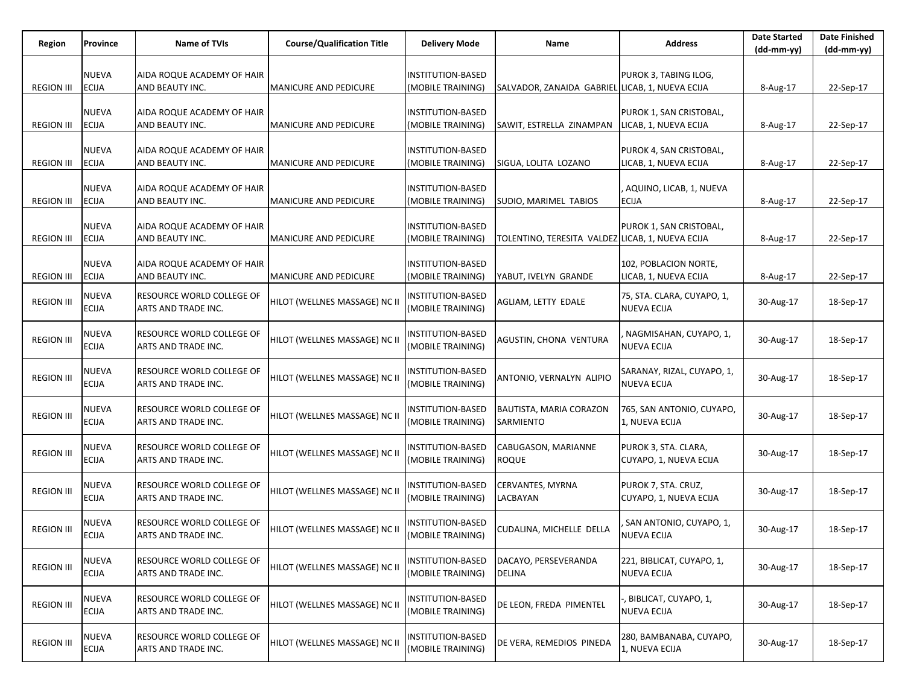| Region | Province | Name of TVIs | Course/Qualification Title | Delivery Mode | Name | Address | Date Started (dd-mm-yy) | Date Finished (dd-mm-yy) |
|---|---|---|---|---|---|---|---|---|
| REGION III | NUEVA ECIJA | AIDA ROQUE ACADEMY OF HAIR AND BEAUTY INC. | MANICURE AND PEDICURE | INSTITUTION-BASED (MOBILE TRAINING) | SALVADOR, ZANAIDA GABRIEL | PUROK 3, TABING ILOG, LICAB, 1, NUEVA ECIJA | 8-Aug-17 | 22-Sep-17 |
| REGION III | NUEVA ECIJA | AIDA ROQUE ACADEMY OF HAIR AND BEAUTY INC. | MANICURE AND PEDICURE | INSTITUTION-BASED (MOBILE TRAINING) | SAWIT, ESTRELLA ZINAMPAN | PUROK 1, SAN CRISTOBAL, LICAB, 1, NUEVA ECIJA | 8-Aug-17 | 22-Sep-17 |
| REGION III | NUEVA ECIJA | AIDA ROQUE ACADEMY OF HAIR AND BEAUTY INC. | MANICURE AND PEDICURE | INSTITUTION-BASED (MOBILE TRAINING) | SIGUA, LOLITA LOZANO | PUROK 4, SAN CRISTOBAL, LICAB, 1, NUEVA ECIJA | 8-Aug-17 | 22-Sep-17 |
| REGION III | NUEVA ECIJA | AIDA ROQUE ACADEMY OF HAIR AND BEAUTY INC. | MANICURE AND PEDICURE | INSTITUTION-BASED (MOBILE TRAINING) | SUDIO, MARIMEL TABIOS | , AQUINO, LICAB, 1, NUEVA ECIJA | 8-Aug-17 | 22-Sep-17 |
| REGION III | NUEVA ECIJA | AIDA ROQUE ACADEMY OF HAIR AND BEAUTY INC. | MANICURE AND PEDICURE | INSTITUTION-BASED (MOBILE TRAINING) | TOLENTINO, TERESITA VALDEZ | PUROK 1, SAN CRISTOBAL, LICAB, 1, NUEVA ECIJA | 8-Aug-17 | 22-Sep-17 |
| REGION III | NUEVA ECIJA | AIDA ROQUE ACADEMY OF HAIR AND BEAUTY INC. | MANICURE AND PEDICURE | INSTITUTION-BASED (MOBILE TRAINING) | YABUT, IVELYN GRANDE | 102, POBLACION NORTE, LICAB, 1, NUEVA ECIJA | 8-Aug-17 | 22-Sep-17 |
| REGION III | NUEVA ECIJA | RESOURCE WORLD COLLEGE OF ARTS AND TRADE INC. | HILOT (WELLNES MASSAGE) NC II | INSTITUTION-BASED (MOBILE TRAINING) | AGLIAM, LETTY EDALE | 75, STA. CLARA, CUYAPO, 1, NUEVA ECIJA | 30-Aug-17 | 18-Sep-17 |
| REGION III | NUEVA ECIJA | RESOURCE WORLD COLLEGE OF ARTS AND TRADE INC. | HILOT (WELLNES MASSAGE) NC II | INSTITUTION-BASED (MOBILE TRAINING) | AGUSTIN, CHONA VENTURA | , NAGMISAHAN, CUYAPO, 1, NUEVA ECIJA | 30-Aug-17 | 18-Sep-17 |
| REGION III | NUEVA ECIJA | RESOURCE WORLD COLLEGE OF ARTS AND TRADE INC. | HILOT (WELLNES MASSAGE) NC II | INSTITUTION-BASED (MOBILE TRAINING) | ANTONIO, VERNALYN ALIPIO | SARANAY, RIZAL, CUYAPO, 1, NUEVA ECIJA | 30-Aug-17 | 18-Sep-17 |
| REGION III | NUEVA ECIJA | RESOURCE WORLD COLLEGE OF ARTS AND TRADE INC. | HILOT (WELLNES MASSAGE) NC II | INSTITUTION-BASED (MOBILE TRAINING) | BAUTISTA, MARIA CORAZON SARMIENTO | 765, SAN ANTONIO, CUYAPO, 1, NUEVA ECIJA | 30-Aug-17 | 18-Sep-17 |
| REGION III | NUEVA ECIJA | RESOURCE WORLD COLLEGE OF ARTS AND TRADE INC. | HILOT (WELLNES MASSAGE) NC II | INSTITUTION-BASED (MOBILE TRAINING) | CABUGASON, MARIANNE ROQUE | PUROK 3, STA. CLARA, CUYAPO, 1, NUEVA ECIJA | 30-Aug-17 | 18-Sep-17 |
| REGION III | NUEVA ECIJA | RESOURCE WORLD COLLEGE OF ARTS AND TRADE INC. | HILOT (WELLNES MASSAGE) NC II | INSTITUTION-BASED (MOBILE TRAINING) | CERVANTES, MYRNA LACBAYAN | PUROK 7, STA. CRUZ, CUYAPO, 1, NUEVA ECIJA | 30-Aug-17 | 18-Sep-17 |
| REGION III | NUEVA ECIJA | RESOURCE WORLD COLLEGE OF ARTS AND TRADE INC. | HILOT (WELLNES MASSAGE) NC II | INSTITUTION-BASED (MOBILE TRAINING) | CUDALINA, MICHELLE DELLA | , SAN ANTONIO, CUYAPO, 1, NUEVA ECIJA | 30-Aug-17 | 18-Sep-17 |
| REGION III | NUEVA ECIJA | RESOURCE WORLD COLLEGE OF ARTS AND TRADE INC. | HILOT (WELLNES MASSAGE) NC II | INSTITUTION-BASED (MOBILE TRAINING) | DACAYO, PERSEVERANDA DELINA | 221, BIBLICAT, CUYAPO, 1, NUEVA ECIJA | 30-Aug-17 | 18-Sep-17 |
| REGION III | NUEVA ECIJA | RESOURCE WORLD COLLEGE OF ARTS AND TRADE INC. | HILOT (WELLNES MASSAGE) NC II | INSTITUTION-BASED (MOBILE TRAINING) | DE LEON, FREDA PIMENTEL | -, BIBLICAT, CUYAPO, 1, NUEVA ECIJA | 30-Aug-17 | 18-Sep-17 |
| REGION III | NUEVA ECIJA | RESOURCE WORLD COLLEGE OF ARTS AND TRADE INC. | HILOT (WELLNES MASSAGE) NC II | INSTITUTION-BASED (MOBILE TRAINING) | DE VERA, REMEDIOS PINEDA | 280, BAMBANABA, CUYAPO, 1, NUEVA ECIJA | 30-Aug-17 | 18-Sep-17 |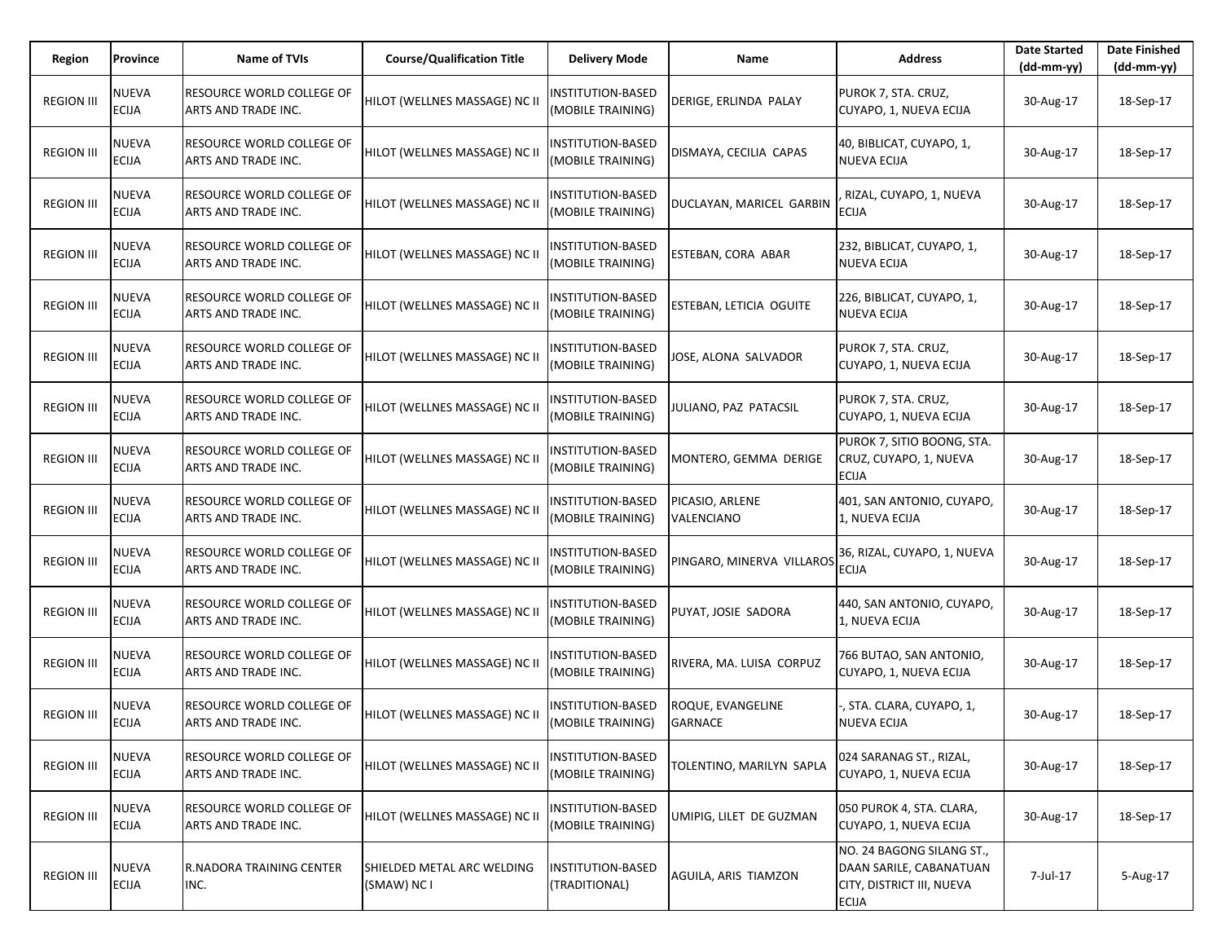| Region | Province | Name of TVIs | Course/Qualification Title | Delivery Mode | Name | Address | Date Started (dd-mm-yy) | Date Finished (dd-mm-yy) |
|---|---|---|---|---|---|---|---|---|
| REGION III | NUEVA ECIJA | RESOURCE WORLD COLLEGE OF ARTS AND TRADE INC. | HILOT (WELLNES MASSAGE) NC II | INSTITUTION-BASED (MOBILE TRAINING) | DERIGE, ERLINDA PALAY | PUROK 7, STA. CRUZ, CUYAPO, 1, NUEVA ECIJA | 30-Aug-17 | 18-Sep-17 |
| REGION III | NUEVA ECIJA | RESOURCE WORLD COLLEGE OF ARTS AND TRADE INC. | HILOT (WELLNES MASSAGE) NC II | INSTITUTION-BASED (MOBILE TRAINING) | DISMAYA, CECILIA CAPAS | 40, BIBLICAT, CUYAPO, 1, NUEVA ECIJA | 30-Aug-17 | 18-Sep-17 |
| REGION III | NUEVA ECIJA | RESOURCE WORLD COLLEGE OF ARTS AND TRADE INC. | HILOT (WELLNES MASSAGE) NC II | INSTITUTION-BASED (MOBILE TRAINING) | DUCLAYAN, MARICEL GARBIN | , RIZAL, CUYAPO, 1, NUEVA ECIJA | 30-Aug-17 | 18-Sep-17 |
| REGION III | NUEVA ECIJA | RESOURCE WORLD COLLEGE OF ARTS AND TRADE INC. | HILOT (WELLNES MASSAGE) NC II | INSTITUTION-BASED (MOBILE TRAINING) | ESTEBAN, CORA ABAR | 232, BIBLICAT, CUYAPO, 1, NUEVA ECIJA | 30-Aug-17 | 18-Sep-17 |
| REGION III | NUEVA ECIJA | RESOURCE WORLD COLLEGE OF ARTS AND TRADE INC. | HILOT (WELLNES MASSAGE) NC II | INSTITUTION-BASED (MOBILE TRAINING) | ESTEBAN, LETICIA OGUITE | 226, BIBLICAT, CUYAPO, 1, NUEVA ECIJA | 30-Aug-17 | 18-Sep-17 |
| REGION III | NUEVA ECIJA | RESOURCE WORLD COLLEGE OF ARTS AND TRADE INC. | HILOT (WELLNES MASSAGE) NC II | INSTITUTION-BASED (MOBILE TRAINING) | JOSE, ALONA SALVADOR | PUROK 7, STA. CRUZ, CUYAPO, 1, NUEVA ECIJA | 30-Aug-17 | 18-Sep-17 |
| REGION III | NUEVA ECIJA | RESOURCE WORLD COLLEGE OF ARTS AND TRADE INC. | HILOT (WELLNES MASSAGE) NC II | INSTITUTION-BASED (MOBILE TRAINING) | JULIANO, PAZ PATACSIL | PUROK 7, STA. CRUZ, CUYAPO, 1, NUEVA ECIJA | 30-Aug-17 | 18-Sep-17 |
| REGION III | NUEVA ECIJA | RESOURCE WORLD COLLEGE OF ARTS AND TRADE INC. | HILOT (WELLNES MASSAGE) NC II | INSTITUTION-BASED (MOBILE TRAINING) | MONTERO, GEMMA DERIGE | PUROK 7, SITIO BOONG, STA. CRUZ, CUYAPO, 1, NUEVA ECIJA | 30-Aug-17 | 18-Sep-17 |
| REGION III | NUEVA ECIJA | RESOURCE WORLD COLLEGE OF ARTS AND TRADE INC. | HILOT (WELLNES MASSAGE) NC II | INSTITUTION-BASED (MOBILE TRAINING) | PICASIO, ARLENE VALENCIANO | 401, SAN ANTONIO, CUYAPO, 1, NUEVA ECIJA | 30-Aug-17 | 18-Sep-17 |
| REGION III | NUEVA ECIJA | RESOURCE WORLD COLLEGE OF ARTS AND TRADE INC. | HILOT (WELLNES MASSAGE) NC II | INSTITUTION-BASED (MOBILE TRAINING) | PINGARO, MINERVA VILLAROS | 36, RIZAL, CUYAPO, 1, NUEVA ECIJA | 30-Aug-17 | 18-Sep-17 |
| REGION III | NUEVA ECIJA | RESOURCE WORLD COLLEGE OF ARTS AND TRADE INC. | HILOT (WELLNES MASSAGE) NC II | INSTITUTION-BASED (MOBILE TRAINING) | PUYAT, JOSIE SADORA | 440, SAN ANTONIO, CUYAPO, 1, NUEVA ECIJA | 30-Aug-17 | 18-Sep-17 |
| REGION III | NUEVA ECIJA | RESOURCE WORLD COLLEGE OF ARTS AND TRADE INC. | HILOT (WELLNES MASSAGE) NC II | INSTITUTION-BASED (MOBILE TRAINING) | RIVERA, MA. LUISA CORPUZ | 766 BUTAO, SAN ANTONIO, CUYAPO, 1, NUEVA ECIJA | 30-Aug-17 | 18-Sep-17 |
| REGION III | NUEVA ECIJA | RESOURCE WORLD COLLEGE OF ARTS AND TRADE INC. | HILOT (WELLNES MASSAGE) NC II | INSTITUTION-BASED (MOBILE TRAINING) | ROQUE, EVANGELINE GARNACE | -, STA. CLARA, CUYAPO, 1, NUEVA ECIJA | 30-Aug-17 | 18-Sep-17 |
| REGION III | NUEVA ECIJA | RESOURCE WORLD COLLEGE OF ARTS AND TRADE INC. | HILOT (WELLNES MASSAGE) NC II | INSTITUTION-BASED (MOBILE TRAINING) | TOLENTINO, MARILYN SAPLA | 024 SARANAG ST., RIZAL, CUYAPO, 1, NUEVA ECIJA | 30-Aug-17 | 18-Sep-17 |
| REGION III | NUEVA ECIJA | RESOURCE WORLD COLLEGE OF ARTS AND TRADE INC. | HILOT (WELLNES MASSAGE) NC II | INSTITUTION-BASED (MOBILE TRAINING) | UMIPIG, LILET DE GUZMAN | 050 PUROK 4, STA. CLARA, CUYAPO, 1, NUEVA ECIJA | 30-Aug-17 | 18-Sep-17 |
| REGION III | NUEVA ECIJA | R.NADORA TRAINING CENTER INC. | SHIELDED METAL ARC WELDING (SMAW) NC I | INSTITUTION-BASED (TRADITIONAL) | AGUILA, ARIS TIAMZON | NO. 24 BAGONG SILANG ST., DAAN SARILE, CABANATUAN CITY, DISTRICT III, NUEVA ECIJA | 7-Jul-17 | 5-Aug-17 |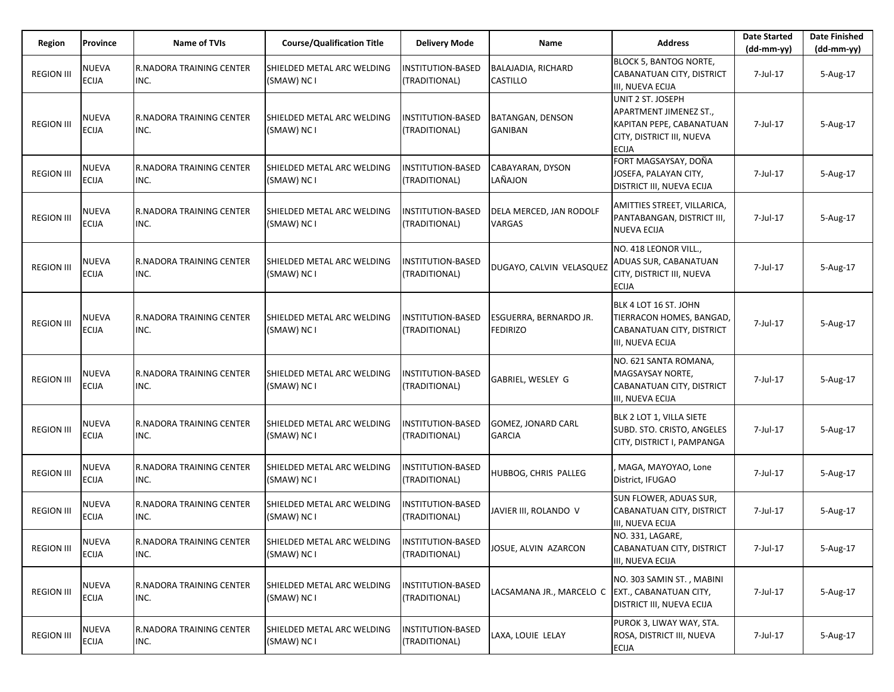| Region | Province | Name of TVIs | Course/Qualification Title | Delivery Mode | Name | Address | Date Started (dd-mm-yy) | Date Finished (dd-mm-yy) |
|---|---|---|---|---|---|---|---|---|
| REGION III | NUEVA ECIJA | R.NADORA TRAINING CENTER INC. | SHIELDED METAL ARC WELDING (SMAW) NC I | INSTITUTION-BASED (TRADITIONAL) | BALAJADIA, RICHARD CASTILLO | BLOCK 5, BANTOG NORTE, CABANATUAN CITY, DISTRICT III, NUEVA ECIJA | 7-Jul-17 | 5-Aug-17 |
| REGION III | NUEVA ECIJA | R.NADORA TRAINING CENTER INC. | SHIELDED METAL ARC WELDING (SMAW) NC I | INSTITUTION-BASED (TRADITIONAL) | BATANGAN, DENSON GANIBAN | UNIT 2 ST. JOSEPH APARTMENT JIMENEZ ST., KAPITAN PEPE, CABANATUAN CITY, DISTRICT III, NUEVA ECIJA | 7-Jul-17 | 5-Aug-17 |
| REGION III | NUEVA ECIJA | R.NADORA TRAINING CENTER INC. | SHIELDED METAL ARC WELDING (SMAW) NC I | INSTITUTION-BASED (TRADITIONAL) | CABAYARAN, DYSON LAÑAJON | FORT MAGSAYSAY, DOÑA JOSEFA, PALAYAN CITY, DISTRICT III, NUEVA ECIJA | 7-Jul-17 | 5-Aug-17 |
| REGION III | NUEVA ECIJA | R.NADORA TRAINING CENTER INC. | SHIELDED METAL ARC WELDING (SMAW) NC I | INSTITUTION-BASED (TRADITIONAL) | DELA MERCED, JAN RODOLF VARGAS | AMITTIES STREET, VILLARICA, PANTABANGAN, DISTRICT III, NUEVA ECIJA | 7-Jul-17 | 5-Aug-17 |
| REGION III | NUEVA ECIJA | R.NADORA TRAINING CENTER INC. | SHIELDED METAL ARC WELDING (SMAW) NC I | INSTITUTION-BASED (TRADITIONAL) | DUGAYO, CALVIN VELASQUEZ | NO. 418 LEONOR VILL., ADUAS SUR, CABANATUAN CITY, DISTRICT III, NUEVA ECIJA | 7-Jul-17 | 5-Aug-17 |
| REGION III | NUEVA ECIJA | R.NADORA TRAINING CENTER INC. | SHIELDED METAL ARC WELDING (SMAW) NC I | INSTITUTION-BASED (TRADITIONAL) | ESGUERRA, BERNARDO JR. FEDIRIZO | BLK 4 LOT 16 ST. JOHN TIERRACON HOMES, BANGAD, CABANATUAN CITY, DISTRICT III, NUEVA ECIJA | 7-Jul-17 | 5-Aug-17 |
| REGION III | NUEVA ECIJA | R.NADORA TRAINING CENTER INC. | SHIELDED METAL ARC WELDING (SMAW) NC I | INSTITUTION-BASED (TRADITIONAL) | GABRIEL, WESLEY G | NO. 621 SANTA ROMANA, MAGSAYSAY NORTE, CABANATUAN CITY, DISTRICT III, NUEVA ECIJA | 7-Jul-17 | 5-Aug-17 |
| REGION III | NUEVA ECIJA | R.NADORA TRAINING CENTER INC. | SHIELDED METAL ARC WELDING (SMAW) NC I | INSTITUTION-BASED (TRADITIONAL) | GOMEZ, JONARD CARL GARCIA | BLK 2 LOT 1, VILLA SIETE SUBD. STO. CRISTO, ANGELES CITY, DISTRICT I, PAMPANGA | 7-Jul-17 | 5-Aug-17 |
| REGION III | NUEVA ECIJA | R.NADORA TRAINING CENTER INC. | SHIELDED METAL ARC WELDING (SMAW) NC I | INSTITUTION-BASED (TRADITIONAL) | HUBBOG, CHRIS PALLEG | , MAGA, MAYOYAO, Lone District, IFUGAO | 7-Jul-17 | 5-Aug-17 |
| REGION III | NUEVA ECIJA | R.NADORA TRAINING CENTER INC. | SHIELDED METAL ARC WELDING (SMAW) NC I | INSTITUTION-BASED (TRADITIONAL) | JAVIER III, ROLANDO V | SUN FLOWER, ADUAS SUR, CABANATUAN CITY, DISTRICT III, NUEVA ECIJA | 7-Jul-17 | 5-Aug-17 |
| REGION III | NUEVA ECIJA | R.NADORA TRAINING CENTER INC. | SHIELDED METAL ARC WELDING (SMAW) NC I | INSTITUTION-BASED (TRADITIONAL) | JOSUE, ALVIN AZARCON | NO. 331, LAGARE, CABANATUAN CITY, DISTRICT III, NUEVA ECIJA | 7-Jul-17 | 5-Aug-17 |
| REGION III | NUEVA ECIJA | R.NADORA TRAINING CENTER INC. | SHIELDED METAL ARC WELDING (SMAW) NC I | INSTITUTION-BASED (TRADITIONAL) | LACSAMANA JR., MARCELO C | NO. 303 SAMIN ST. , MABINI EXT., CABANATUAN CITY, DISTRICT III, NUEVA ECIJA | 7-Jul-17 | 5-Aug-17 |
| REGION III | NUEVA ECIJA | R.NADORA TRAINING CENTER INC. | SHIELDED METAL ARC WELDING (SMAW) NC I | INSTITUTION-BASED (TRADITIONAL) | LAXA, LOUIE LELAY | PUROK 3, LIWAY WAY, STA. ROSA, DISTRICT III, NUEVA ECIJA | 7-Jul-17 | 5-Aug-17 |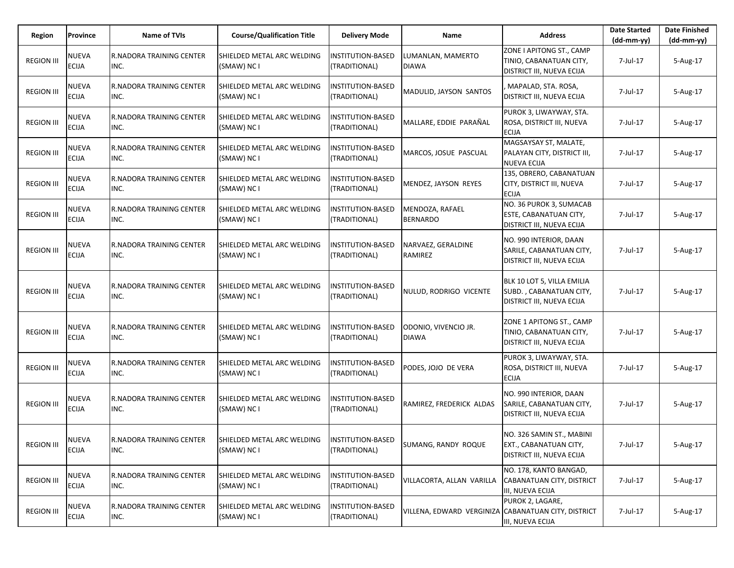| Region | Province | Name of TVIs | Course/Qualification Title | Delivery Mode | Name | Address | Date Started (dd-mm-yy) | Date Finished (dd-mm-yy) |
|---|---|---|---|---|---|---|---|---|
| REGION III | NUEVA ECIJA | R.NADORA TRAINING CENTER INC. | SHIELDED METAL ARC WELDING (SMAW) NC I | INSTITUTION-BASED (TRADITIONAL) | LUMANLAN, MAMERTO DIAWA | ZONE I APITONG ST., CAMP TINIO, CABANATUAN CITY, DISTRICT III, NUEVA ECIJA | 7-Jul-17 | 5-Aug-17 |
| REGION III | NUEVA ECIJA | R.NADORA TRAINING CENTER INC. | SHIELDED METAL ARC WELDING (SMAW) NC I | INSTITUTION-BASED (TRADITIONAL) | MADULID, JAYSON SANTOS | , MAPALAD, STA. ROSA, DISTRICT III, NUEVA ECIJA | 7-Jul-17 | 5-Aug-17 |
| REGION III | NUEVA ECIJA | R.NADORA TRAINING CENTER INC. | SHIELDED METAL ARC WELDING (SMAW) NC I | INSTITUTION-BASED (TRADITIONAL) | MALLARE, EDDIE PARAÑAL | PUROK 3, LIWAYWAY, STA. ROSA, DISTRICT III, NUEVA ECIJA | 7-Jul-17 | 5-Aug-17 |
| REGION III | NUEVA ECIJA | R.NADORA TRAINING CENTER INC. | SHIELDED METAL ARC WELDING (SMAW) NC I | INSTITUTION-BASED (TRADITIONAL) | MARCOS, JOSUE PASCUAL | MAGSAYSAY ST, MALATE, PALAYAN CITY, DISTRICT III, NUEVA ECIJA | 7-Jul-17 | 5-Aug-17 |
| REGION III | NUEVA ECIJA | R.NADORA TRAINING CENTER INC. | SHIELDED METAL ARC WELDING (SMAW) NC I | INSTITUTION-BASED (TRADITIONAL) | MENDEZ, JAYSON REYES | 135, OBRERO, CABANATUAN CITY, DISTRICT III, NUEVA ECIJA | 7-Jul-17 | 5-Aug-17 |
| REGION III | NUEVA ECIJA | R.NADORA TRAINING CENTER INC. | SHIELDED METAL ARC WELDING (SMAW) NC I | INSTITUTION-BASED (TRADITIONAL) | MENDOZA, RAFAEL BERNARDO | NO. 36 PUROK 3, SUMACAB ESTE, CABANATUAN CITY, DISTRICT III, NUEVA ECIJA | 7-Jul-17 | 5-Aug-17 |
| REGION III | NUEVA ECIJA | R.NADORA TRAINING CENTER INC. | SHIELDED METAL ARC WELDING (SMAW) NC I | INSTITUTION-BASED (TRADITIONAL) | NARVAEZ, GERALDINE RAMIREZ | NO. 990 INTERIOR, DAAN SARILE, CABANATUAN CITY, DISTRICT III, NUEVA ECIJA | 7-Jul-17 | 5-Aug-17 |
| REGION III | NUEVA ECIJA | R.NADORA TRAINING CENTER INC. | SHIELDED METAL ARC WELDING (SMAW) NC I | INSTITUTION-BASED (TRADITIONAL) | NULUD, RODRIGO VICENTE | BLK 10 LOT 5, VILLA EMILIA SUBD. , CABANATUAN CITY, DISTRICT III, NUEVA ECIJA | 7-Jul-17 | 5-Aug-17 |
| REGION III | NUEVA ECIJA | R.NADORA TRAINING CENTER INC. | SHIELDED METAL ARC WELDING (SMAW) NC I | INSTITUTION-BASED (TRADITIONAL) | ODONIO, VIVENCIO JR. DIAWA | ZONE 1 APITONG ST., CAMP TINIO, CABANATUAN CITY, DISTRICT III, NUEVA ECIJA | 7-Jul-17 | 5-Aug-17 |
| REGION III | NUEVA ECIJA | R.NADORA TRAINING CENTER INC. | SHIELDED METAL ARC WELDING (SMAW) NC I | INSTITUTION-BASED (TRADITIONAL) | PODES, JOJO DE VERA | PUROK 3, LIWAYWAY, STA. ROSA, DISTRICT III, NUEVA ECIJA | 7-Jul-17 | 5-Aug-17 |
| REGION III | NUEVA ECIJA | R.NADORA TRAINING CENTER INC. | SHIELDED METAL ARC WELDING (SMAW) NC I | INSTITUTION-BASED (TRADITIONAL) | RAMIREZ, FREDERICK ALDAS | NO. 990 INTERIOR, DAAN SARILE, CABANATUAN CITY, DISTRICT III, NUEVA ECIJA | 7-Jul-17 | 5-Aug-17 |
| REGION III | NUEVA ECIJA | R.NADORA TRAINING CENTER INC. | SHIELDED METAL ARC WELDING (SMAW) NC I | INSTITUTION-BASED (TRADITIONAL) | SUMANG, RANDY ROQUE | NO. 326 SAMIN ST., MABINI EXT., CABANATUAN CITY, DISTRICT III, NUEVA ECIJA | 7-Jul-17 | 5-Aug-17 |
| REGION III | NUEVA ECIJA | R.NADORA TRAINING CENTER INC. | SHIELDED METAL ARC WELDING (SMAW) NC I | INSTITUTION-BASED (TRADITIONAL) | VILLACORTA, ALLAN VARILLA | NO. 178, KANTO BANGAD, CABANATUAN CITY, DISTRICT III, NUEVA ECIJA | 7-Jul-17 | 5-Aug-17 |
| REGION III | NUEVA ECIJA | R.NADORA TRAINING CENTER INC. | SHIELDED METAL ARC WELDING (SMAW) NC I | INSTITUTION-BASED (TRADITIONAL) | VILLENA, EDWARD VERGINIZA | PUROK 2, LAGARE, CABANATUAN CITY, DISTRICT III, NUEVA ECIJA | 7-Jul-17 | 5-Aug-17 |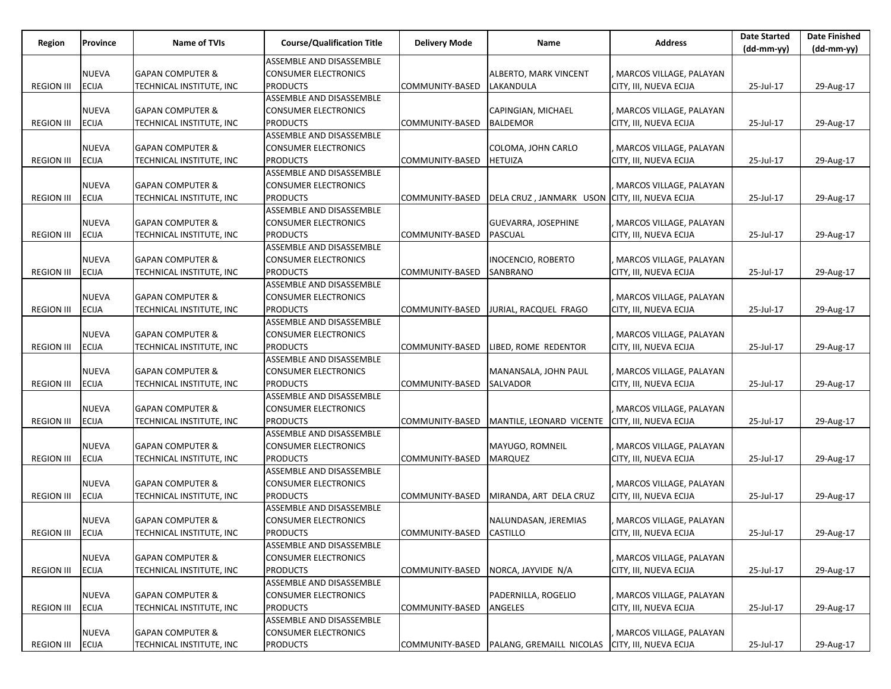| Region | Province | Name of TVIs | Course/Qualification Title | Delivery Mode | Name | Address | Date Started (dd-mm-yy) | Date Finished (dd-mm-yy) |
|---|---|---|---|---|---|---|---|---|
| REGION III | NUEVA ECIJA | GAPAN COMPUTER & TECHNICAL INSTITUTE, INC | ASSEMBLE AND DISASSEMBLE CONSUMER ELECTRONICS PRODUCTS | COMMUNITY-BASED | ALBERTO, MARK VINCENT LAKANDULA | , MARCOS VILLAGE, PALAYAN CITY, III, NUEVA ECIJA | 25-Jul-17 | 29-Aug-17 |
| REGION III | NUEVA ECIJA | GAPAN COMPUTER & TECHNICAL INSTITUTE, INC | ASSEMBLE AND DISASSEMBLE CONSUMER ELECTRONICS PRODUCTS | COMMUNITY-BASED | CAPINGIAN, MICHAEL BALDEMOR | , MARCOS VILLAGE, PALAYAN CITY, III, NUEVA ECIJA | 25-Jul-17 | 29-Aug-17 |
| REGION III | NUEVA ECIJA | GAPAN COMPUTER & TECHNICAL INSTITUTE, INC | ASSEMBLE AND DISASSEMBLE CONSUMER ELECTRONICS PRODUCTS | COMMUNITY-BASED | COLOMA, JOHN CARLO HETUIZA | , MARCOS VILLAGE, PALAYAN CITY, III, NUEVA ECIJA | 25-Jul-17 | 29-Aug-17 |
| REGION III | NUEVA ECIJA | GAPAN COMPUTER & TECHNICAL INSTITUTE, INC | ASSEMBLE AND DISASSEMBLE CONSUMER ELECTRONICS PRODUCTS | COMMUNITY-BASED | DELA CRUZ , JANMARK USON | , MARCOS VILLAGE, PALAYAN CITY, III, NUEVA ECIJA | 25-Jul-17 | 29-Aug-17 |
| REGION III | NUEVA ECIJA | GAPAN COMPUTER & TECHNICAL INSTITUTE, INC | ASSEMBLE AND DISASSEMBLE CONSUMER ELECTRONICS PRODUCTS | COMMUNITY-BASED | GUEVARRA, JOSEPHINE PASCUAL | , MARCOS VILLAGE, PALAYAN CITY, III, NUEVA ECIJA | 25-Jul-17 | 29-Aug-17 |
| REGION III | NUEVA ECIJA | GAPAN COMPUTER & TECHNICAL INSTITUTE, INC | ASSEMBLE AND DISASSEMBLE CONSUMER ELECTRONICS PRODUCTS | COMMUNITY-BASED | INOCENCIO, ROBERTO SANBRANO | , MARCOS VILLAGE, PALAYAN CITY, III, NUEVA ECIJA | 25-Jul-17 | 29-Aug-17 |
| REGION III | NUEVA ECIJA | GAPAN COMPUTER & TECHNICAL INSTITUTE, INC | ASSEMBLE AND DISASSEMBLE CONSUMER ELECTRONICS PRODUCTS | COMMUNITY-BASED | JURIAL, RACQUEL FRAGO | , MARCOS VILLAGE, PALAYAN CITY, III, NUEVA ECIJA | 25-Jul-17 | 29-Aug-17 |
| REGION III | NUEVA ECIJA | GAPAN COMPUTER & TECHNICAL INSTITUTE, INC | ASSEMBLE AND DISASSEMBLE CONSUMER ELECTRONICS PRODUCTS | COMMUNITY-BASED | LIBED, ROME REDENTOR | , MARCOS VILLAGE, PALAYAN CITY, III, NUEVA ECIJA | 25-Jul-17 | 29-Aug-17 |
| REGION III | NUEVA ECIJA | GAPAN COMPUTER & TECHNICAL INSTITUTE, INC | ASSEMBLE AND DISASSEMBLE CONSUMER ELECTRONICS PRODUCTS | COMMUNITY-BASED | MANANSALA, JOHN PAUL SALVADOR | , MARCOS VILLAGE, PALAYAN CITY, III, NUEVA ECIJA | 25-Jul-17 | 29-Aug-17 |
| REGION III | NUEVA ECIJA | GAPAN COMPUTER & TECHNICAL INSTITUTE, INC | ASSEMBLE AND DISASSEMBLE CONSUMER ELECTRONICS PRODUCTS | COMMUNITY-BASED | MANTILE, LEONARD VICENTE | , MARCOS VILLAGE, PALAYAN CITY, III, NUEVA ECIJA | 25-Jul-17 | 29-Aug-17 |
| REGION III | NUEVA ECIJA | GAPAN COMPUTER & TECHNICAL INSTITUTE, INC | ASSEMBLE AND DISASSEMBLE CONSUMER ELECTRONICS PRODUCTS | COMMUNITY-BASED | MAYUGO, ROMNEIL MARQUEZ | , MARCOS VILLAGE, PALAYAN CITY, III, NUEVA ECIJA | 25-Jul-17 | 29-Aug-17 |
| REGION III | NUEVA ECIJA | GAPAN COMPUTER & TECHNICAL INSTITUTE, INC | ASSEMBLE AND DISASSEMBLE CONSUMER ELECTRONICS PRODUCTS | COMMUNITY-BASED | MIRANDA, ART DELA CRUZ | , MARCOS VILLAGE, PALAYAN CITY, III, NUEVA ECIJA | 25-Jul-17 | 29-Aug-17 |
| REGION III | NUEVA ECIJA | GAPAN COMPUTER & TECHNICAL INSTITUTE, INC | ASSEMBLE AND DISASSEMBLE CONSUMER ELECTRONICS PRODUCTS | COMMUNITY-BASED | NALUNDASAN, JEREMIAS CASTILLO | , MARCOS VILLAGE, PALAYAN CITY, III, NUEVA ECIJA | 25-Jul-17 | 29-Aug-17 |
| REGION III | NUEVA ECIJA | GAPAN COMPUTER & TECHNICAL INSTITUTE, INC | ASSEMBLE AND DISASSEMBLE CONSUMER ELECTRONICS PRODUCTS | COMMUNITY-BASED | NORCA, JAYVIDE N/A | , MARCOS VILLAGE, PALAYAN CITY, III, NUEVA ECIJA | 25-Jul-17 | 29-Aug-17 |
| REGION III | NUEVA ECIJA | GAPAN COMPUTER & TECHNICAL INSTITUTE, INC | ASSEMBLE AND DISASSEMBLE CONSUMER ELECTRONICS PRODUCTS | COMMUNITY-BASED | PADERNILLA, ROGELIO ANGELES | , MARCOS VILLAGE, PALAYAN CITY, III, NUEVA ECIJA | 25-Jul-17 | 29-Aug-17 |
| REGION III | NUEVA ECIJA | GAPAN COMPUTER & TECHNICAL INSTITUTE, INC | ASSEMBLE AND DISASSEMBLE CONSUMER ELECTRONICS PRODUCTS | COMMUNITY-BASED | PALANG, GREMAILL NICOLAS | , MARCOS VILLAGE, PALAYAN CITY, III, NUEVA ECIJA | 25-Jul-17 | 29-Aug-17 |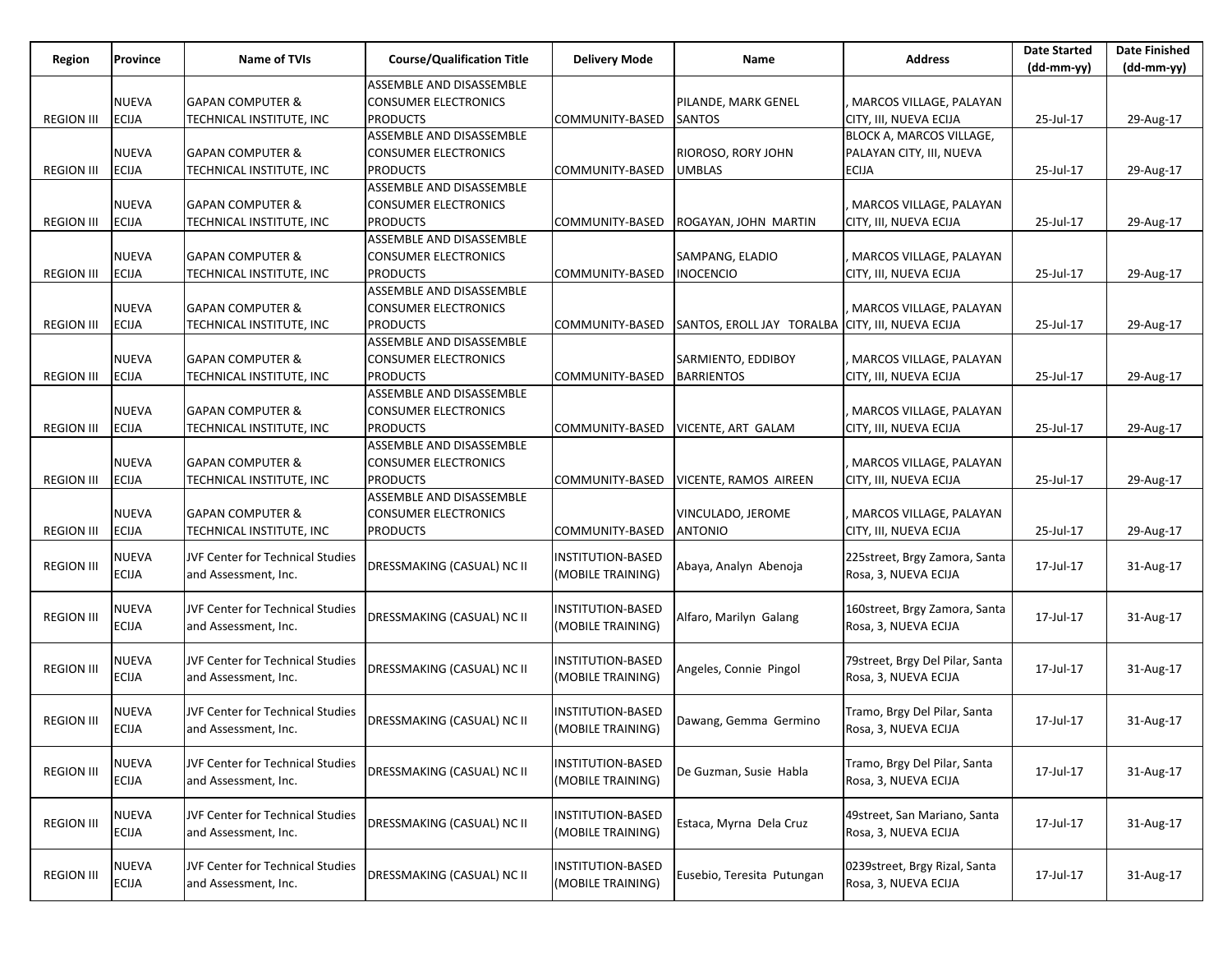| Region | Province | Name of TVIs | Course/Qualification Title | Delivery Mode | Name | Address | Date Started (dd-mm-yy) | Date Finished (dd-mm-yy) |
|---|---|---|---|---|---|---|---|---|
| REGION III | NUEVA ECIJA | GAPAN COMPUTER & TECHNICAL INSTITUTE, INC | ASSEMBLE AND DISASSEMBLE CONSUMER ELECTRONICS PRODUCTS | COMMUNITY-BASED | PILANDE, MARK GENEL SANTOS | , MARCOS VILLAGE, PALAYAN CITY, III, NUEVA ECIJA | 25-Jul-17 | 29-Aug-17 |
| REGION III | NUEVA ECIJA | GAPAN COMPUTER & TECHNICAL INSTITUTE, INC | ASSEMBLE AND DISASSEMBLE CONSUMER ELECTRONICS PRODUCTS | COMMUNITY-BASED | RIOROSO, RORY JOHN UMBLAS | BLOCK A, MARCOS VILLAGE, PALAYAN CITY, III, NUEVA ECIJA | 25-Jul-17 | 29-Aug-17 |
| REGION III | NUEVA ECIJA | GAPAN COMPUTER & TECHNICAL INSTITUTE, INC | ASSEMBLE AND DISASSEMBLE CONSUMER ELECTRONICS PRODUCTS | COMMUNITY-BASED | ROGAYAN, JOHN MARTIN | , MARCOS VILLAGE, PALAYAN CITY, III, NUEVA ECIJA | 25-Jul-17 | 29-Aug-17 |
| REGION III | NUEVA ECIJA | GAPAN COMPUTER & TECHNICAL INSTITUTE, INC | ASSEMBLE AND DISASSEMBLE CONSUMER ELECTRONICS PRODUCTS | COMMUNITY-BASED | SAMPANG, ELADIO INOCENCIO | , MARCOS VILLAGE, PALAYAN CITY, III, NUEVA ECIJA | 25-Jul-17 | 29-Aug-17 |
| REGION III | NUEVA ECIJA | GAPAN COMPUTER & TECHNICAL INSTITUTE, INC | ASSEMBLE AND DISASSEMBLE CONSUMER ELECTRONICS PRODUCTS | COMMUNITY-BASED | SANTOS, EROLL JAY TORALBA | , MARCOS VILLAGE, PALAYAN CITY, III, NUEVA ECIJA | 25-Jul-17 | 29-Aug-17 |
| REGION III | NUEVA ECIJA | GAPAN COMPUTER & TECHNICAL INSTITUTE, INC | ASSEMBLE AND DISASSEMBLE CONSUMER ELECTRONICS PRODUCTS | COMMUNITY-BASED | SARMIENTO, EDDIBOY BARRIENTOS | , MARCOS VILLAGE, PALAYAN CITY, III, NUEVA ECIJA | 25-Jul-17 | 29-Aug-17 |
| REGION III | NUEVA ECIJA | GAPAN COMPUTER & TECHNICAL INSTITUTE, INC | ASSEMBLE AND DISASSEMBLE CONSUMER ELECTRONICS PRODUCTS | COMMUNITY-BASED | VICENTE, ART GALAM | , MARCOS VILLAGE, PALAYAN CITY, III, NUEVA ECIJA | 25-Jul-17 | 29-Aug-17 |
| REGION III | NUEVA ECIJA | GAPAN COMPUTER & TECHNICAL INSTITUTE, INC | ASSEMBLE AND DISASSEMBLE CONSUMER ELECTRONICS PRODUCTS | COMMUNITY-BASED | VICENTE, RAMOS AIREEN | , MARCOS VILLAGE, PALAYAN CITY, III, NUEVA ECIJA | 25-Jul-17 | 29-Aug-17 |
| REGION III | NUEVA ECIJA | GAPAN COMPUTER & TECHNICAL INSTITUTE, INC | ASSEMBLE AND DISASSEMBLE CONSUMER ELECTRONICS PRODUCTS | COMMUNITY-BASED | VINCULADO, JEROME ANTONIO | , MARCOS VILLAGE, PALAYAN CITY, III, NUEVA ECIJA | 25-Jul-17 | 29-Aug-17 |
| REGION III | NUEVA ECIJA | JVF Center for Technical Studies and Assessment, Inc. | DRESSMAKING (CASUAL) NC II | INSTITUTION-BASED (MOBILE TRAINING) | Abaya, Analyn Abenoja | 225street, Brgy Zamora, Santa Rosa, 3, NUEVA ECIJA | 17-Jul-17 | 31-Aug-17 |
| REGION III | NUEVA ECIJA | JVF Center for Technical Studies and Assessment, Inc. | DRESSMAKING (CASUAL) NC II | INSTITUTION-BASED (MOBILE TRAINING) | Alfaro, Marilyn Galang | 160street, Brgy Zamora, Santa Rosa, 3, NUEVA ECIJA | 17-Jul-17 | 31-Aug-17 |
| REGION III | NUEVA ECIJA | JVF Center for Technical Studies and Assessment, Inc. | DRESSMAKING (CASUAL) NC II | INSTITUTION-BASED (MOBILE TRAINING) | Angeles, Connie Pingol | 79street, Brgy Del Pilar, Santa Rosa, 3, NUEVA ECIJA | 17-Jul-17 | 31-Aug-17 |
| REGION III | NUEVA ECIJA | JVF Center for Technical Studies and Assessment, Inc. | DRESSMAKING (CASUAL) NC II | INSTITUTION-BASED (MOBILE TRAINING) | Dawang, Gemma Germino | Tramo, Brgy Del Pilar, Santa Rosa, 3, NUEVA ECIJA | 17-Jul-17 | 31-Aug-17 |
| REGION III | NUEVA ECIJA | JVF Center for Technical Studies and Assessment, Inc. | DRESSMAKING (CASUAL) NC II | INSTITUTION-BASED (MOBILE TRAINING) | De Guzman, Susie Habla | Tramo, Brgy Del Pilar, Santa Rosa, 3, NUEVA ECIJA | 17-Jul-17 | 31-Aug-17 |
| REGION III | NUEVA ECIJA | JVF Center for Technical Studies and Assessment, Inc. | DRESSMAKING (CASUAL) NC II | INSTITUTION-BASED (MOBILE TRAINING) | Estaca, Myrna Dela Cruz | 49street, San Mariano, Santa Rosa, 3, NUEVA ECIJA | 17-Jul-17 | 31-Aug-17 |
| REGION III | NUEVA ECIJA | JVF Center for Technical Studies and Assessment, Inc. | DRESSMAKING (CASUAL) NC II | INSTITUTION-BASED (MOBILE TRAINING) | Eusebio, Teresita Putungan | 0239street, Brgy Rizal, Santa Rosa, 3, NUEVA ECIJA | 17-Jul-17 | 31-Aug-17 |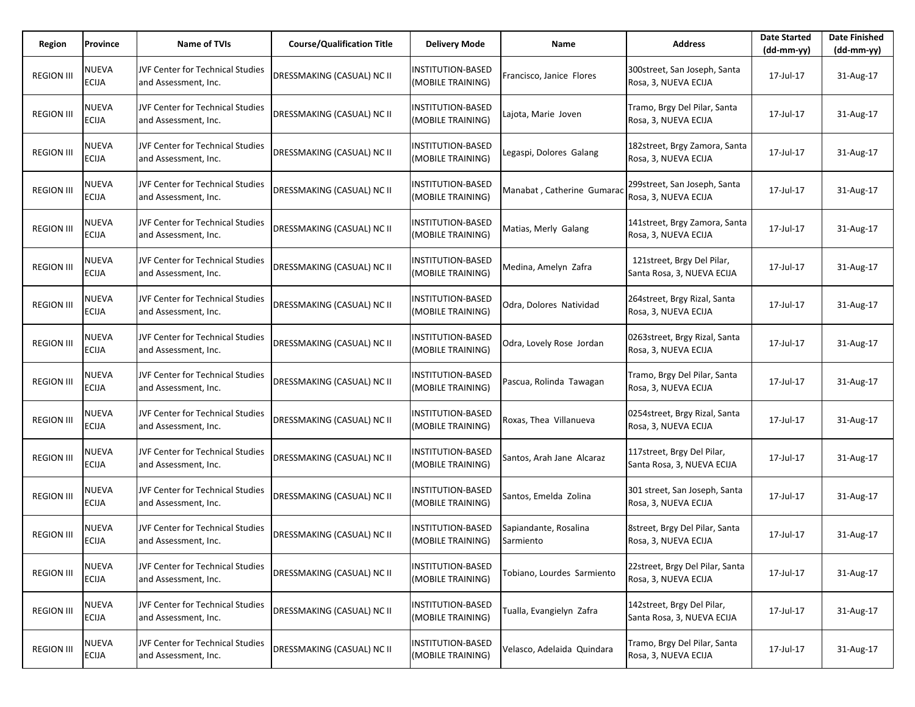| Region | Province | Name of TVIs | Course/Qualification Title | Delivery Mode | Name | Address | Date Started (dd-mm-yy) | Date Finished (dd-mm-yy) |
|---|---|---|---|---|---|---|---|---|
| REGION III | NUEVA ECIJA | JVF Center for Technical Studies and Assessment, Inc. | DRESSMAKING (CASUAL) NC II | INSTITUTION-BASED (MOBILE TRAINING) | Francisco, Janice Flores | 300street, San Joseph, Santa Rosa, 3, NUEVA ECIJA | 17-Jul-17 | 31-Aug-17 |
| REGION III | NUEVA ECIJA | JVF Center for Technical Studies and Assessment, Inc. | DRESSMAKING (CASUAL) NC II | INSTITUTION-BASED (MOBILE TRAINING) | Lajota, Marie Joven | Tramo, Brgy Del Pilar, Santa Rosa, 3, NUEVA ECIJA | 17-Jul-17 | 31-Aug-17 |
| REGION III | NUEVA ECIJA | JVF Center for Technical Studies and Assessment, Inc. | DRESSMAKING (CASUAL) NC II | INSTITUTION-BASED (MOBILE TRAINING) | Legaspi, Dolores Galang | 182street, Brgy Zamora, Santa Rosa, 3, NUEVA ECIJA | 17-Jul-17 | 31-Aug-17 |
| REGION III | NUEVA ECIJA | JVF Center for Technical Studies and Assessment, Inc. | DRESSMAKING (CASUAL) NC II | INSTITUTION-BASED (MOBILE TRAINING) | Manabat , Catherine Gumarac | 299street, San Joseph, Santa Rosa, 3, NUEVA ECIJA | 17-Jul-17 | 31-Aug-17 |
| REGION III | NUEVA ECIJA | JVF Center for Technical Studies and Assessment, Inc. | DRESSMAKING (CASUAL) NC II | INSTITUTION-BASED (MOBILE TRAINING) | Matias, Merly Galang | 141street, Brgy Zamora, Santa Rosa, 3, NUEVA ECIJA | 17-Jul-17 | 31-Aug-17 |
| REGION III | NUEVA ECIJA | JVF Center for Technical Studies and Assessment, Inc. | DRESSMAKING (CASUAL) NC II | INSTITUTION-BASED (MOBILE TRAINING) | Medina, Amelyn Zafra | 121street, Brgy Del Pilar, Santa Rosa, 3, NUEVA ECIJA | 17-Jul-17 | 31-Aug-17 |
| REGION III | NUEVA ECIJA | JVF Center for Technical Studies and Assessment, Inc. | DRESSMAKING (CASUAL) NC II | INSTITUTION-BASED (MOBILE TRAINING) | Odra, Dolores Natividad | 264street, Brgy Rizal, Santa Rosa, 3, NUEVA ECIJA | 17-Jul-17 | 31-Aug-17 |
| REGION III | NUEVA ECIJA | JVF Center for Technical Studies and Assessment, Inc. | DRESSMAKING (CASUAL) NC II | INSTITUTION-BASED (MOBILE TRAINING) | Odra, Lovely Rose Jordan | 0263street, Brgy Rizal, Santa Rosa, 3, NUEVA ECIJA | 17-Jul-17 | 31-Aug-17 |
| REGION III | NUEVA ECIJA | JVF Center for Technical Studies and Assessment, Inc. | DRESSMAKING (CASUAL) NC II | INSTITUTION-BASED (MOBILE TRAINING) | Pascua, Rolinda Tawagan | Tramo, Brgy Del Pilar, Santa Rosa, 3, NUEVA ECIJA | 17-Jul-17 | 31-Aug-17 |
| REGION III | NUEVA ECIJA | JVF Center for Technical Studies and Assessment, Inc. | DRESSMAKING (CASUAL) NC II | INSTITUTION-BASED (MOBILE TRAINING) | Roxas, Thea Villanueva | 0254street, Brgy Rizal, Santa Rosa, 3, NUEVA ECIJA | 17-Jul-17 | 31-Aug-17 |
| REGION III | NUEVA ECIJA | JVF Center for Technical Studies and Assessment, Inc. | DRESSMAKING (CASUAL) NC II | INSTITUTION-BASED (MOBILE TRAINING) | Santos, Arah Jane Alcaraz | 117street, Brgy Del Pilar, Santa Rosa, 3, NUEVA ECIJA | 17-Jul-17 | 31-Aug-17 |
| REGION III | NUEVA ECIJA | JVF Center for Technical Studies and Assessment, Inc. | DRESSMAKING (CASUAL) NC II | INSTITUTION-BASED (MOBILE TRAINING) | Santos, Emelda Zolina | 301 street, San Joseph, Santa Rosa, 3, NUEVA ECIJA | 17-Jul-17 | 31-Aug-17 |
| REGION III | NUEVA ECIJA | JVF Center for Technical Studies and Assessment, Inc. | DRESSMAKING (CASUAL) NC II | INSTITUTION-BASED (MOBILE TRAINING) | Sapiandante, Rosalina Sarmiento | 8street, Brgy Del Pilar, Santa Rosa, 3, NUEVA ECIJA | 17-Jul-17 | 31-Aug-17 |
| REGION III | NUEVA ECIJA | JVF Center for Technical Studies and Assessment, Inc. | DRESSMAKING (CASUAL) NC II | INSTITUTION-BASED (MOBILE TRAINING) | Tobiano, Lourdes Sarmiento | 22street, Brgy Del Pilar, Santa Rosa, 3, NUEVA ECIJA | 17-Jul-17 | 31-Aug-17 |
| REGION III | NUEVA ECIJA | JVF Center for Technical Studies and Assessment, Inc. | DRESSMAKING (CASUAL) NC II | INSTITUTION-BASED (MOBILE TRAINING) | Tualla, Evangielyn Zafra | 142street, Brgy Del Pilar, Santa Rosa, 3, NUEVA ECIJA | 17-Jul-17 | 31-Aug-17 |
| REGION III | NUEVA ECIJA | JVF Center for Technical Studies and Assessment, Inc. | DRESSMAKING (CASUAL) NC II | INSTITUTION-BASED (MOBILE TRAINING) | Velasco, Adelaida Quindara | Tramo, Brgy Del Pilar, Santa Rosa, 3, NUEVA ECIJA | 17-Jul-17 | 31-Aug-17 |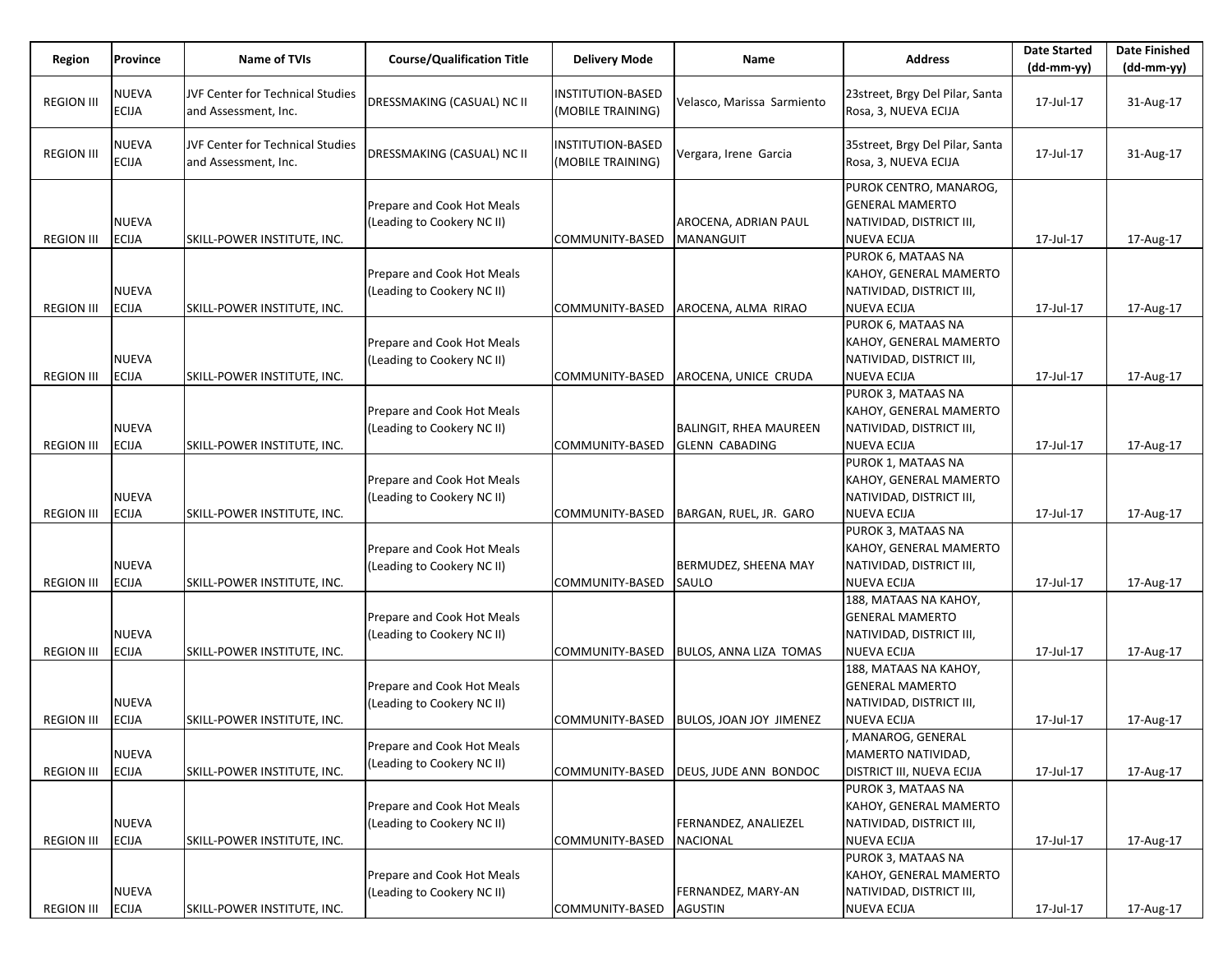| Region | Province | Name of TVIs | Course/Qualification Title | Delivery Mode | Name | Address | Date Started (dd-mm-yy) | Date Finished (dd-mm-yy) |
|---|---|---|---|---|---|---|---|---|
| REGION III | NUEVA ECIJA | JVF Center for Technical Studies and Assessment, Inc. | DRESSMAKING (CASUAL) NC II | INSTITUTION-BASED (MOBILE TRAINING) | Velasco, Marissa Sarmiento | 23street, Brgy Del Pilar, Santa Rosa, 3, NUEVA ECIJA | 17-Jul-17 | 31-Aug-17 |
| REGION III | NUEVA ECIJA | JVF Center for Technical Studies and Assessment, Inc. | DRESSMAKING (CASUAL) NC II | INSTITUTION-BASED (MOBILE TRAINING) | Vergara, Irene Garcia | 35street, Brgy Del Pilar, Santa Rosa, 3, NUEVA ECIJA | 17-Jul-17 | 31-Aug-17 |
| REGION III | NUEVA ECIJA | SKILL-POWER INSTITUTE, INC. | Prepare and Cook Hot Meals (Leading to Cookery NC II) | COMMUNITY-BASED | AROCENA, ADRIAN PAUL MANANGUIT | PUROK CENTRO, MANAROG, GENERAL MAMERTO NATIVIDAD, DISTRICT III, NUEVA ECIJA | 17-Jul-17 | 17-Aug-17 |
| REGION III | NUEVA ECIJA | SKILL-POWER INSTITUTE, INC. | Prepare and Cook Hot Meals (Leading to Cookery NC II) | COMMUNITY-BASED | AROCENA, ALMA RIRAO | PUROK 6, MATAAS NA KAHOY, GENERAL MAMERTO NATIVIDAD, DISTRICT III, NUEVA ECIJA | 17-Jul-17 | 17-Aug-17 |
| REGION III | NUEVA ECIJA | SKILL-POWER INSTITUTE, INC. | Prepare and Cook Hot Meals (Leading to Cookery NC II) | COMMUNITY-BASED | AROCENA, UNICE CRUDA | PUROK 6, MATAAS NA KAHOY, GENERAL MAMERTO NATIVIDAD, DISTRICT III, NUEVA ECIJA | 17-Jul-17 | 17-Aug-17 |
| REGION III | NUEVA ECIJA | SKILL-POWER INSTITUTE, INC. | Prepare and Cook Hot Meals (Leading to Cookery NC II) | COMMUNITY-BASED | BALINGIT, RHEA MAUREEN GLENN CABADING | PUROK 3, MATAAS NA KAHOY, GENERAL MAMERTO NATIVIDAD, DISTRICT III, NUEVA ECIJA | 17-Jul-17 | 17-Aug-17 |
| REGION III | NUEVA ECIJA | SKILL-POWER INSTITUTE, INC. | Prepare and Cook Hot Meals (Leading to Cookery NC II) | COMMUNITY-BASED | BARGAN, RUEL, JR. GARO | PUROK 1, MATAAS NA KAHOY, GENERAL MAMERTO NATIVIDAD, DISTRICT III, NUEVA ECIJA | 17-Jul-17 | 17-Aug-17 |
| REGION III | NUEVA ECIJA | SKILL-POWER INSTITUTE, INC. | Prepare and Cook Hot Meals (Leading to Cookery NC II) | COMMUNITY-BASED | BERMUDEZ, SHEENA MAY SAULO | PUROK 3, MATAAS NA KAHOY, GENERAL MAMERTO NATIVIDAD, DISTRICT III, NUEVA ECIJA | 17-Jul-17 | 17-Aug-17 |
| REGION III | NUEVA ECIJA | SKILL-POWER INSTITUTE, INC. | Prepare and Cook Hot Meals (Leading to Cookery NC II) | COMMUNITY-BASED | BULOS, ANNA LIZA TOMAS | 188, MATAAS NA KAHOY, GENERAL MAMERTO NATIVIDAD, DISTRICT III, NUEVA ECIJA | 17-Jul-17 | 17-Aug-17 |
| REGION III | NUEVA ECIJA | SKILL-POWER INSTITUTE, INC. | Prepare and Cook Hot Meals (Leading to Cookery NC II) | COMMUNITY-BASED | BULOS, JOAN JOY JIMENEZ | 188, MATAAS NA KAHOY, GENERAL MAMERTO NATIVIDAD, DISTRICT III, NUEVA ECIJA | 17-Jul-17 | 17-Aug-17 |
| REGION III | NUEVA ECIJA | SKILL-POWER INSTITUTE, INC. | Prepare and Cook Hot Meals (Leading to Cookery NC II) | COMMUNITY-BASED | DEUS, JUDE ANN BONDOC | , MANAROG, GENERAL MAMERTO NATIVIDAD, DISTRICT III, NUEVA ECIJA | 17-Jul-17 | 17-Aug-17 |
| REGION III | NUEVA ECIJA | SKILL-POWER INSTITUTE, INC. | Prepare and Cook Hot Meals (Leading to Cookery NC II) | COMMUNITY-BASED | FERNANDEZ, ANALIEZEL NACIONAL | PUROK 3, MATAAS NA KAHOY, GENERAL MAMERTO NATIVIDAD, DISTRICT III, NUEVA ECIJA | 17-Jul-17 | 17-Aug-17 |
| REGION III | NUEVA ECIJA | SKILL-POWER INSTITUTE, INC. | Prepare and Cook Hot Meals (Leading to Cookery NC II) | COMMUNITY-BASED | FERNANDEZ, MARY-AN AGUSTIN | PUROK 3, MATAAS NA KAHOY, GENERAL MAMERTO NATIVIDAD, DISTRICT III, NUEVA ECIJA | 17-Jul-17 | 17-Aug-17 |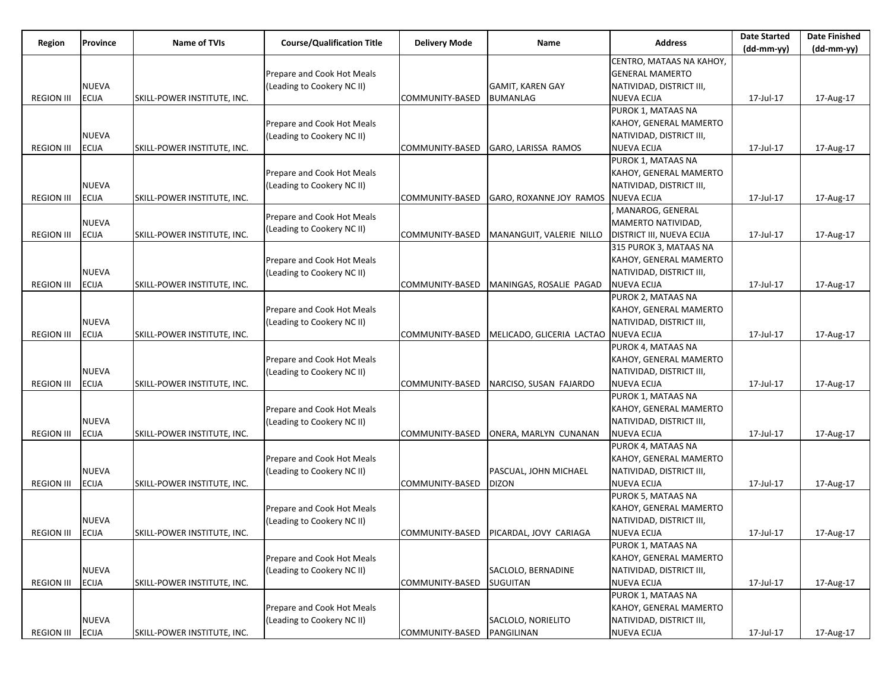| Region | Province | Name of TVIs | Course/Qualification Title | Delivery Mode | Name | Address | Date Started (dd-mm-yy) | Date Finished (dd-mm-yy) |
|---|---|---|---|---|---|---|---|---|
| REGION III | NUEVA ECIJA | SKILL-POWER INSTITUTE, INC. | Prepare and Cook Hot Meals (Leading to Cookery NC II) | COMMUNITY-BASED | GAMIT, KAREN GAY BUMANLAG | CENTRO, MATAAS NA KAHOY, GENERAL MAMERTO NATIVIDAD, DISTRICT III, NUEVA ECIJA | 17-Jul-17 | 17-Aug-17 |
| REGION III | NUEVA ECIJA | SKILL-POWER INSTITUTE, INC. | Prepare and Cook Hot Meals (Leading to Cookery NC II) | COMMUNITY-BASED | GARO, LARISSA RAMOS | PUROK 1, MATAAS NA KAHOY, GENERAL MAMERTO NATIVIDAD, DISTRICT III, NUEVA ECIJA | 17-Jul-17 | 17-Aug-17 |
| REGION III | NUEVA ECIJA | SKILL-POWER INSTITUTE, INC. | Prepare and Cook Hot Meals (Leading to Cookery NC II) | COMMUNITY-BASED | GARO, ROXANNE JOY RAMOS | PUROK 1, MATAAS NA KAHOY, GENERAL MAMERTO NATIVIDAD, DISTRICT III, NUEVA ECIJA | 17-Jul-17 | 17-Aug-17 |
| REGION III | NUEVA ECIJA | SKILL-POWER INSTITUTE, INC. | Prepare and Cook Hot Meals (Leading to Cookery NC II) | COMMUNITY-BASED | MANANGUIT, VALERIE NILLO | , MANAROG, GENERAL MAMERTO NATIVIDAD, DISTRICT III, NUEVA ECIJA | 17-Jul-17 | 17-Aug-17 |
| REGION III | NUEVA ECIJA | SKILL-POWER INSTITUTE, INC. | Prepare and Cook Hot Meals (Leading to Cookery NC II) | COMMUNITY-BASED | MANINGAS, ROSALIE PAGAD | 315 PUROK 3, MATAAS NA KAHOY, GENERAL MAMERTO NATIVIDAD, DISTRICT III, NUEVA ECIJA | 17-Jul-17 | 17-Aug-17 |
| REGION III | NUEVA ECIJA | SKILL-POWER INSTITUTE, INC. | Prepare and Cook Hot Meals (Leading to Cookery NC II) | COMMUNITY-BASED | MELICADO, GLICERIA LACTAO | PUROK 2, MATAAS NA KAHOY, GENERAL MAMERTO NATIVIDAD, DISTRICT III, NUEVA ECIJA | 17-Jul-17 | 17-Aug-17 |
| REGION III | NUEVA ECIJA | SKILL-POWER INSTITUTE, INC. | Prepare and Cook Hot Meals (Leading to Cookery NC II) | COMMUNITY-BASED | NARCISO, SUSAN FAJARDO | PUROK 4, MATAAS NA KAHOY, GENERAL MAMERTO NATIVIDAD, DISTRICT III, NUEVA ECIJA | 17-Jul-17 | 17-Aug-17 |
| REGION III | NUEVA ECIJA | SKILL-POWER INSTITUTE, INC. | Prepare and Cook Hot Meals (Leading to Cookery NC II) | COMMUNITY-BASED | ONERA, MARLYN CUNANAN | PUROK 1, MATAAS NA KAHOY, GENERAL MAMERTO NATIVIDAD, DISTRICT III, NUEVA ECIJA | 17-Jul-17 | 17-Aug-17 |
| REGION III | NUEVA ECIJA | SKILL-POWER INSTITUTE, INC. | Prepare and Cook Hot Meals (Leading to Cookery NC II) | COMMUNITY-BASED | PASCUAL, JOHN MICHAEL DIZON | PUROK 4, MATAAS NA KAHOY, GENERAL MAMERTO NATIVIDAD, DISTRICT III, NUEVA ECIJA | 17-Jul-17 | 17-Aug-17 |
| REGION III | NUEVA ECIJA | SKILL-POWER INSTITUTE, INC. | Prepare and Cook Hot Meals (Leading to Cookery NC II) | COMMUNITY-BASED | PICARDAL, JOVY CARIAGA | PUROK 5, MATAAS NA KAHOY, GENERAL MAMERTO NATIVIDAD, DISTRICT III, NUEVA ECIJA | 17-Jul-17 | 17-Aug-17 |
| REGION III | NUEVA ECIJA | SKILL-POWER INSTITUTE, INC. | Prepare and Cook Hot Meals (Leading to Cookery NC II) | COMMUNITY-BASED | SACLOLO, BERNADINE SUGUITAN | PUROK 1, MATAAS NA KAHOY, GENERAL MAMERTO NATIVIDAD, DISTRICT III, NUEVA ECIJA | 17-Jul-17 | 17-Aug-17 |
| REGION III | NUEVA ECIJA | SKILL-POWER INSTITUTE, INC. | Prepare and Cook Hot Meals (Leading to Cookery NC II) | COMMUNITY-BASED | SACLOLO, NORIELITO PANGILINAN | PUROK 1, MATAAS NA KAHOY, GENERAL MAMERTO NATIVIDAD, DISTRICT III, NUEVA ECIJA | 17-Jul-17 | 17-Aug-17 |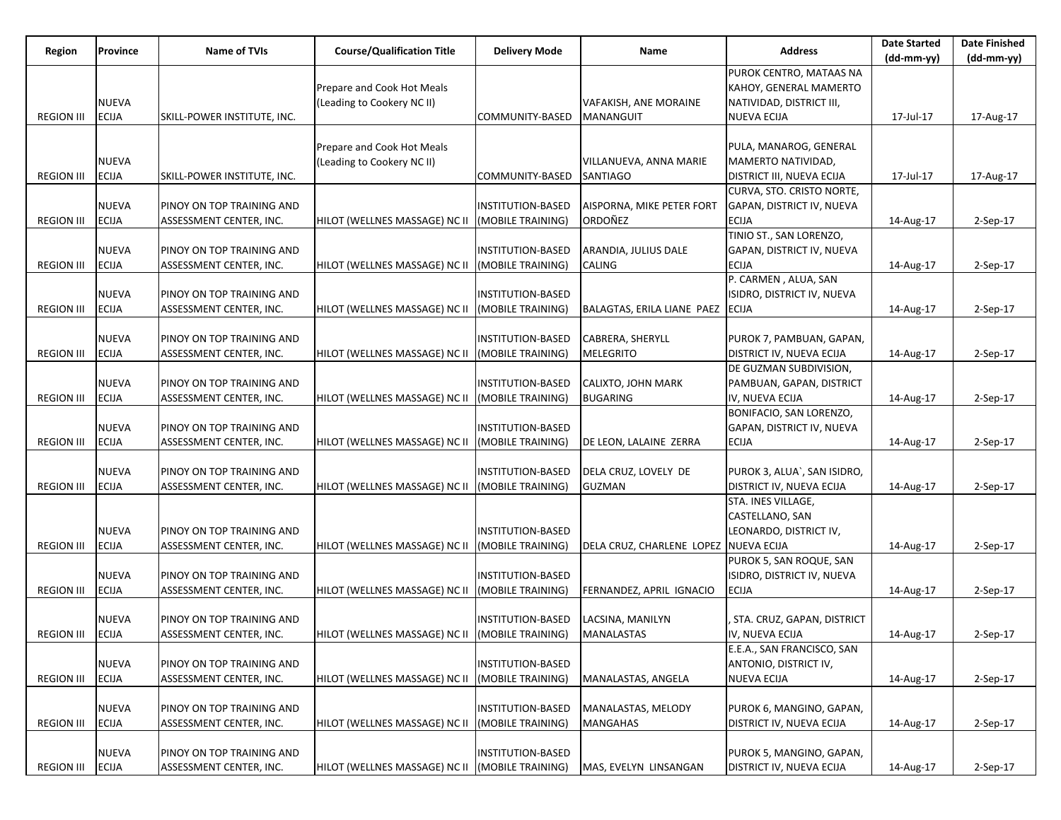| Region | Province | Name of TVIs | Course/Qualification Title | Delivery Mode | Name | Address | Date Started (dd-mm-yy) | Date Finished (dd-mm-yy) |
|---|---|---|---|---|---|---|---|---|
| REGION III | NUEVA ECIJA | SKILL-POWER INSTITUTE, INC. | Prepare and Cook Hot Meals (Leading to Cookery NC II) | COMMUNITY-BASED | VAFAKISH, ANE MORAINE MANANGUIT | PUROK CENTRO, MATAAS NA KAHOY, GENERAL MAMERTO NATIVIDAD, DISTRICT III, NUEVA ECIJA | 17-Jul-17 | 17-Aug-17 |
| REGION III | NUEVA ECIJA | SKILL-POWER INSTITUTE, INC. | Prepare and Cook Hot Meals (Leading to Cookery NC II) | COMMUNITY-BASED | VILLANUEVA, ANNA MARIE SANTIAGO | PULA, MANAROG, GENERAL MAMERTO NATIVIDAD, DISTRICT III, NUEVA ECIJA | 17-Jul-17 | 17-Aug-17 |
| REGION III | NUEVA ECIJA | PINOY ON TOP TRAINING AND ASSESSMENT CENTER, INC. | HILOT (WELLNES MASSAGE) NC II | INSTITUTION-BASED (MOBILE TRAINING) | AISPORNA, MIKE PETER FORT ORDOÑEZ | CURVA, STO. CRISTO NORTE, GAPAN, DISTRICT IV, NUEVA ECIJA | 14-Aug-17 | 2-Sep-17 |
| REGION III | NUEVA ECIJA | PINOY ON TOP TRAINING AND ASSESSMENT CENTER, INC. | HILOT (WELLNES MASSAGE) NC II | INSTITUTION-BASED (MOBILE TRAINING) | ARANDIA, JULIUS DALE CALING | TINIO ST., SAN LORENZO, GAPAN, DISTRICT IV, NUEVA ECIJA | 14-Aug-17 | 2-Sep-17 |
| REGION III | NUEVA ECIJA | PINOY ON TOP TRAINING AND ASSESSMENT CENTER, INC. | HILOT (WELLNES MASSAGE) NC II | INSTITUTION-BASED (MOBILE TRAINING) | BALAGTAS, ERILA LIANE PAEZ | P. CARMEN , ALUA, SAN ISIDRO, DISTRICT IV, NUEVA ECIJA | 14-Aug-17 | 2-Sep-17 |
| REGION III | NUEVA ECIJA | PINOY ON TOP TRAINING AND ASSESSMENT CENTER, INC. | HILOT (WELLNES MASSAGE) NC II | INSTITUTION-BASED (MOBILE TRAINING) | CABRERA, SHERYLL MELEGRITO | PUROK 7, PAMBUAN, GAPAN, DISTRICT IV, NUEVA ECIJA | 14-Aug-17 | 2-Sep-17 |
| REGION III | NUEVA ECIJA | PINOY ON TOP TRAINING AND ASSESSMENT CENTER, INC. | HILOT (WELLNES MASSAGE) NC II | INSTITUTION-BASED (MOBILE TRAINING) | CALIXTO, JOHN MARK BUGARING | DE GUZMAN SUBDIVISION, PAMBUAN, GAPAN, DISTRICT IV, NUEVA ECIJA | 14-Aug-17 | 2-Sep-17 |
| REGION III | NUEVA ECIJA | PINOY ON TOP TRAINING AND ASSESSMENT CENTER, INC. | HILOT (WELLNES MASSAGE) NC II | INSTITUTION-BASED (MOBILE TRAINING) | DE LEON, LALAINE ZERRA | BONIFACIO, SAN LORENZO, GAPAN, DISTRICT IV, NUEVA ECIJA | 14-Aug-17 | 2-Sep-17 |
| REGION III | NUEVA ECIJA | PINOY ON TOP TRAINING AND ASSESSMENT CENTER, INC. | HILOT (WELLNES MASSAGE) NC II | INSTITUTION-BASED (MOBILE TRAINING) | DELA CRUZ, LOVELY DE GUZMAN | PUROK 3, ALUA`, SAN ISIDRO, DISTRICT IV, NUEVA ECIJA | 14-Aug-17 | 2-Sep-17 |
| REGION III | NUEVA ECIJA | PINOY ON TOP TRAINING AND ASSESSMENT CENTER, INC. | HILOT (WELLNES MASSAGE) NC II | INSTITUTION-BASED (MOBILE TRAINING) | DELA CRUZ, CHARLENE LOPEZ | STA. INES VILLAGE, CASTELLANO, SAN LEONARDO, DISTRICT IV, NUEVA ECIJA | 14-Aug-17 | 2-Sep-17 |
| REGION III | NUEVA ECIJA | PINOY ON TOP TRAINING AND ASSESSMENT CENTER, INC. | HILOT (WELLNES MASSAGE) NC II | INSTITUTION-BASED (MOBILE TRAINING) | FERNANDEZ, APRIL IGNACIO | PUROK 5, SAN ROQUE, SAN ISIDRO, DISTRICT IV, NUEVA ECIJA | 14-Aug-17 | 2-Sep-17 |
| REGION III | NUEVA ECIJA | PINOY ON TOP TRAINING AND ASSESSMENT CENTER, INC. | HILOT (WELLNES MASSAGE) NC II | INSTITUTION-BASED (MOBILE TRAINING) | LACSINA, MANILYN MANALASTAS | , STA. CRUZ, GAPAN, DISTRICT IV, NUEVA ECIJA | 14-Aug-17 | 2-Sep-17 |
| REGION III | NUEVA ECIJA | PINOY ON TOP TRAINING AND ASSESSMENT CENTER, INC. | HILOT (WELLNES MASSAGE) NC II | INSTITUTION-BASED (MOBILE TRAINING) | MANALASTAS, ANGELA | E.E.A., SAN FRANCISCO, SAN ANTONIO, DISTRICT IV, NUEVA ECIJA | 14-Aug-17 | 2-Sep-17 |
| REGION III | NUEVA ECIJA | PINOY ON TOP TRAINING AND ASSESSMENT CENTER, INC. | HILOT (WELLNES MASSAGE) NC II | INSTITUTION-BASED (MOBILE TRAINING) | MANALASTAS, MELODY MANGAHAS | PUROK 6, MANGINO, GAPAN, DISTRICT IV, NUEVA ECIJA | 14-Aug-17 | 2-Sep-17 |
| REGION III | NUEVA ECIJA | PINOY ON TOP TRAINING AND ASSESSMENT CENTER, INC. | HILOT (WELLNES MASSAGE) NC II | INSTITUTION-BASED (MOBILE TRAINING) | MAS, EVELYN LINSANGAN | PUROK 5, MANGINO, GAPAN, DISTRICT IV, NUEVA ECIJA | 14-Aug-17 | 2-Sep-17 |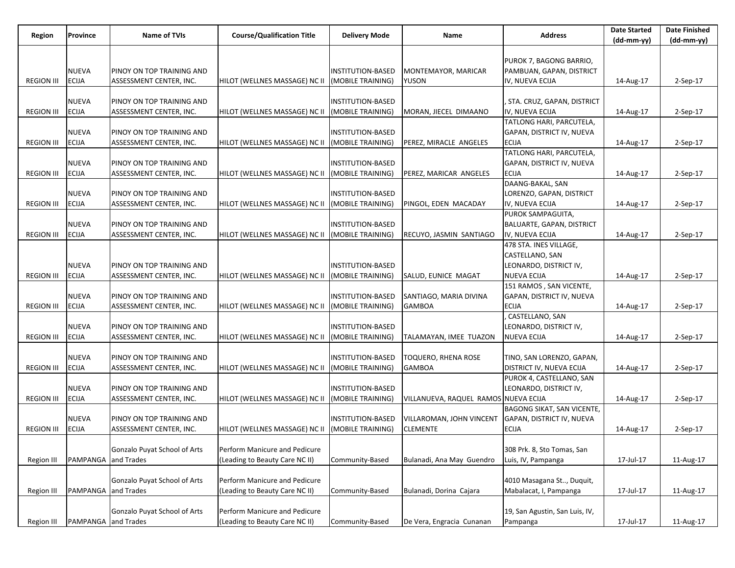| Region | Province | Name of TVIs | Course/Qualification Title | Delivery Mode | Name | Address | Date Started (dd-mm-yy) | Date Finished (dd-mm-yy) |
|---|---|---|---|---|---|---|---|---|
| REGION III | NUEVA ECIJA | PINOY ON TOP TRAINING AND ASSESSMENT CENTER, INC. | HILOT (WELLNES MASSAGE) NC II | INSTITUTION-BASED (MOBILE TRAINING) | MONTEMAYOR, MARICAR YUSON | PUROK 7, BAGONG BARRIO, PAMBUAN, GAPAN, DISTRICT IV, NUEVA ECIJA | 14-Aug-17 | 2-Sep-17 |
| REGION III | NUEVA ECIJA | PINOY ON TOP TRAINING AND ASSESSMENT CENTER, INC. | HILOT (WELLNES MASSAGE) NC II | INSTITUTION-BASED (MOBILE TRAINING) | MORAN, JIECEL DIMAANO | , STA. CRUZ, GAPAN, DISTRICT IV, NUEVA ECIJA | 14-Aug-17 | 2-Sep-17 |
| REGION III | NUEVA ECIJA | PINOY ON TOP TRAINING AND ASSESSMENT CENTER, INC. | HILOT (WELLNES MASSAGE) NC II | INSTITUTION-BASED (MOBILE TRAINING) | PEREZ, MIRACLE ANGELES | TATLONG HARI, PARCUTELA, GAPAN, DISTRICT IV, NUEVA ECIJA | 14-Aug-17 | 2-Sep-17 |
| REGION III | NUEVA ECIJA | PINOY ON TOP TRAINING AND ASSESSMENT CENTER, INC. | HILOT (WELLNES MASSAGE) NC II | INSTITUTION-BASED (MOBILE TRAINING) | PEREZ, MARICAR ANGELES | TATLONG HARI, PARCUTELA, GAPAN, DISTRICT IV, NUEVA ECIJA | 14-Aug-17 | 2-Sep-17 |
| REGION III | NUEVA ECIJA | PINOY ON TOP TRAINING AND ASSESSMENT CENTER, INC. | HILOT (WELLNES MASSAGE) NC II | INSTITUTION-BASED (MOBILE TRAINING) | PINGOL, EDEN MACADAY | DAANG-BAKAL, SAN LORENZO, GAPAN, DISTRICT IV, NUEVA ECIJA | 14-Aug-17 | 2-Sep-17 |
| REGION III | NUEVA ECIJA | PINOY ON TOP TRAINING AND ASSESSMENT CENTER, INC. | HILOT (WELLNES MASSAGE) NC II | INSTITUTION-BASED (MOBILE TRAINING) | RECUYO, JASMIN SANTIAGO | PUROK SAMPAGUITA, BALUARTE, GAPAN, DISTRICT IV, NUEVA ECIJA | 14-Aug-17 | 2-Sep-17 |
| REGION III | NUEVA ECIJA | PINOY ON TOP TRAINING AND ASSESSMENT CENTER, INC. | HILOT (WELLNES MASSAGE) NC II | INSTITUTION-BASED (MOBILE TRAINING) | SALUD, EUNICE MAGAT | 478 STA. INES VILLAGE, CASTELLANO, SAN LEONARDO, DISTRICT IV, NUEVA ECIJA | 14-Aug-17 | 2-Sep-17 |
| REGION III | NUEVA ECIJA | PINOY ON TOP TRAINING AND ASSESSMENT CENTER, INC. | HILOT (WELLNES MASSAGE) NC II | INSTITUTION-BASED (MOBILE TRAINING) | SANTIAGO, MARIA DIVINA GAMBOA | 151 RAMOS , SAN VICENTE, GAPAN, DISTRICT IV, NUEVA ECIJA | 14-Aug-17 | 2-Sep-17 |
| REGION III | NUEVA ECIJA | PINOY ON TOP TRAINING AND ASSESSMENT CENTER, INC. | HILOT (WELLNES MASSAGE) NC II | INSTITUTION-BASED (MOBILE TRAINING) | TALAMAYAN, IMEE TUAZON | , CASTELLANO, SAN LEONARDO, DISTRICT IV, NUEVA ECIJA | 14-Aug-17 | 2-Sep-17 |
| REGION III | NUEVA ECIJA | PINOY ON TOP TRAINING AND ASSESSMENT CENTER, INC. | HILOT (WELLNES MASSAGE) NC II | INSTITUTION-BASED (MOBILE TRAINING) | TOQUERO, RHENA ROSE GAMBOA | TINO, SAN LORENZO, GAPAN, DISTRICT IV, NUEVA ECIJA | 14-Aug-17 | 2-Sep-17 |
| REGION III | NUEVA ECIJA | PINOY ON TOP TRAINING AND ASSESSMENT CENTER, INC. | HILOT (WELLNES MASSAGE) NC II | INSTITUTION-BASED (MOBILE TRAINING) | VILLANUEVA, RAQUEL RAMOS | PUROK 4, CASTELLANO, SAN LEONARDO, DISTRICT IV, NUEVA ECIJA | 14-Aug-17 | 2-Sep-17 |
| REGION III | NUEVA ECIJA | PINOY ON TOP TRAINING AND ASSESSMENT CENTER, INC. | HILOT (WELLNES MASSAGE) NC II | INSTITUTION-BASED (MOBILE TRAINING) | VILLAROMAN, JOHN VINCENT CLEMENTE | BAGONG SIKAT, SAN VICENTE, GAPAN, DISTRICT IV, NUEVA ECIJA | 14-Aug-17 | 2-Sep-17 |
| Region III | PAMPANGA | Gonzalo Puyat School of Arts and Trades | Perform Manicure and Pedicure (Leading to Beauty Care NC II) | Community-Based | Bulanadi, Ana May Guendro | 308 Prk. 8, Sto Tomas, San Luis, IV, Pampanga | 17-Jul-17 | 11-Aug-17 |
| Region III | PAMPANGA | Gonzalo Puyat School of Arts and Trades | Perform Manicure and Pedicure (Leading to Beauty Care NC II) | Community-Based | Bulanadi, Dorina Cajara | 4010 Masagana St.., Duquit, Mabalacat, I, Pampanga | 17-Jul-17 | 11-Aug-17 |
| Region III | PAMPANGA | Gonzalo Puyat School of Arts and Trades | Perform Manicure and Pedicure (Leading to Beauty Care NC II) | Community-Based | De Vera, Engracia Cunanan | 19, San Agustin, San Luis, IV, Pampanga | 17-Jul-17 | 11-Aug-17 |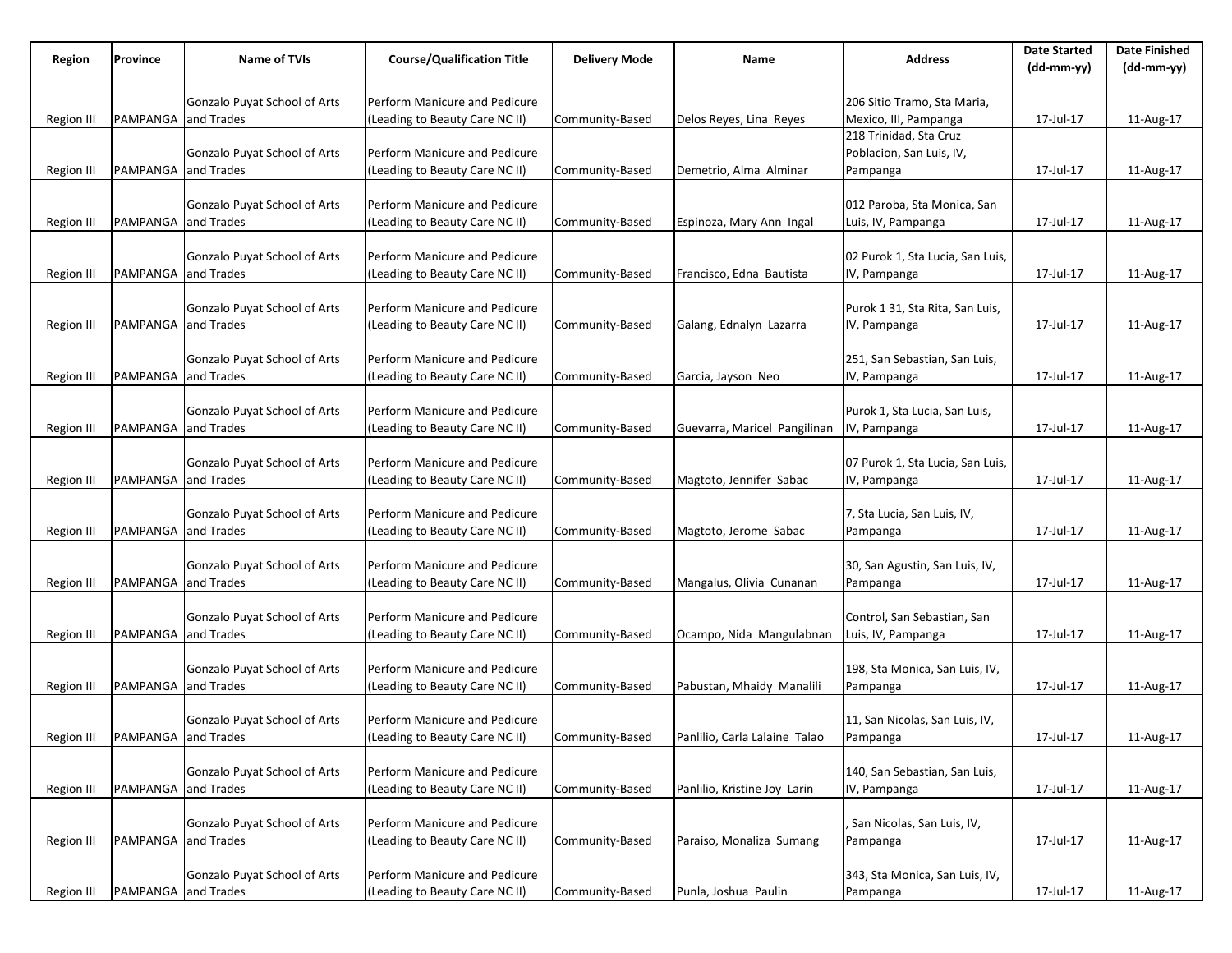| Region | Province | Name of TVIs | Course/Qualification Title | Delivery Mode | Name | Address | Date Started (dd-mm-yy) | Date Finished (dd-mm-yy) |
|---|---|---|---|---|---|---|---|---|
| Region III | PAMPANGA | Gonzalo Puyat School of Arts and Trades | Perform Manicure and Pedicure (Leading to Beauty Care NC II) | Community-Based | Delos Reyes, Lina Reyes | 206 Sitio Tramo, Sta Maria, Mexico, III, Pampanga | 17-Jul-17 | 11-Aug-17 |
| Region III | PAMPANGA | Gonzalo Puyat School of Arts and Trades | Perform Manicure and Pedicure (Leading to Beauty Care NC II) | Community-Based | Demetrio, Alma Alminar | 218 Trinidad, Sta Cruz Poblacion, San Luis, IV, Pampanga | 17-Jul-17 | 11-Aug-17 |
| Region III | PAMPANGA | Gonzalo Puyat School of Arts and Trades | Perform Manicure and Pedicure (Leading to Beauty Care NC II) | Community-Based | Espinoza, Mary Ann Ingal | 012 Paroba, Sta Monica, San Luis, IV, Pampanga | 17-Jul-17 | 11-Aug-17 |
| Region III | PAMPANGA | Gonzalo Puyat School of Arts and Trades | Perform Manicure and Pedicure (Leading to Beauty Care NC II) | Community-Based | Francisco, Edna Bautista | 02 Purok 1, Sta Lucia, San Luis, IV, Pampanga | 17-Jul-17 | 11-Aug-17 |
| Region III | PAMPANGA | Gonzalo Puyat School of Arts and Trades | Perform Manicure and Pedicure (Leading to Beauty Care NC II) | Community-Based | Galang, Ednalyn Lazarra | Purok 1 31, Sta Rita, San Luis, IV, Pampanga | 17-Jul-17 | 11-Aug-17 |
| Region III | PAMPANGA | Gonzalo Puyat School of Arts and Trades | Perform Manicure and Pedicure (Leading to Beauty Care NC II) | Community-Based | Garcia, Jayson Neo | 251, San Sebastian, San Luis, IV, Pampanga | 17-Jul-17 | 11-Aug-17 |
| Region III | PAMPANGA | Gonzalo Puyat School of Arts and Trades | Perform Manicure and Pedicure (Leading to Beauty Care NC II) | Community-Based | Guevarra, Maricel Pangilinan | Purok 1, Sta Lucia, San Luis, IV, Pampanga | 17-Jul-17 | 11-Aug-17 |
| Region III | PAMPANGA | Gonzalo Puyat School of Arts and Trades | Perform Manicure and Pedicure (Leading to Beauty Care NC II) | Community-Based | Magtoto, Jennifer Sabac | 07 Purok 1, Sta Lucia, San Luis, IV, Pampanga | 17-Jul-17 | 11-Aug-17 |
| Region III | PAMPANGA | Gonzalo Puyat School of Arts and Trades | Perform Manicure and Pedicure (Leading to Beauty Care NC II) | Community-Based | Magtoto, Jerome Sabac | 7, Sta Lucia, San Luis, IV, Pampanga | 17-Jul-17 | 11-Aug-17 |
| Region III | PAMPANGA | Gonzalo Puyat School of Arts and Trades | Perform Manicure and Pedicure (Leading to Beauty Care NC II) | Community-Based | Mangalus, Olivia Cunanan | 30, San Agustin, San Luis, IV, Pampanga | 17-Jul-17 | 11-Aug-17 |
| Region III | PAMPANGA | Gonzalo Puyat School of Arts and Trades | Perform Manicure and Pedicure (Leading to Beauty Care NC II) | Community-Based | Ocampo, Nida Mangulabnan | Control, San Sebastian, San Luis, IV, Pampanga | 17-Jul-17 | 11-Aug-17 |
| Region III | PAMPANGA | Gonzalo Puyat School of Arts and Trades | Perform Manicure and Pedicure (Leading to Beauty Care NC II) | Community-Based | Pabustan, Mhaidy Manalili | 198, Sta Monica, San Luis, IV, Pampanga | 17-Jul-17 | 11-Aug-17 |
| Region III | PAMPANGA | Gonzalo Puyat School of Arts and Trades | Perform Manicure and Pedicure (Leading to Beauty Care NC II) | Community-Based | Panlilio, Carla Lalaine Talao | 11, San Nicolas, San Luis, IV, Pampanga | 17-Jul-17 | 11-Aug-17 |
| Region III | PAMPANGA | Gonzalo Puyat School of Arts and Trades | Perform Manicure and Pedicure (Leading to Beauty Care NC II) | Community-Based | Panlilio, Kristine Joy Larin | 140, San Sebastian, San Luis, IV, Pampanga | 17-Jul-17 | 11-Aug-17 |
| Region III | PAMPANGA | Gonzalo Puyat School of Arts and Trades | Perform Manicure and Pedicure (Leading to Beauty Care NC II) | Community-Based | Paraiso, Monaliza Sumang | , San Nicolas, San Luis, IV, Pampanga | 17-Jul-17 | 11-Aug-17 |
| Region III | PAMPANGA | Gonzalo Puyat School of Arts and Trades | Perform Manicure and Pedicure (Leading to Beauty Care NC II) | Community-Based | Punla, Joshua Paulin | 343, Sta Monica, San Luis, IV, Pampanga | 17-Jul-17 | 11-Aug-17 |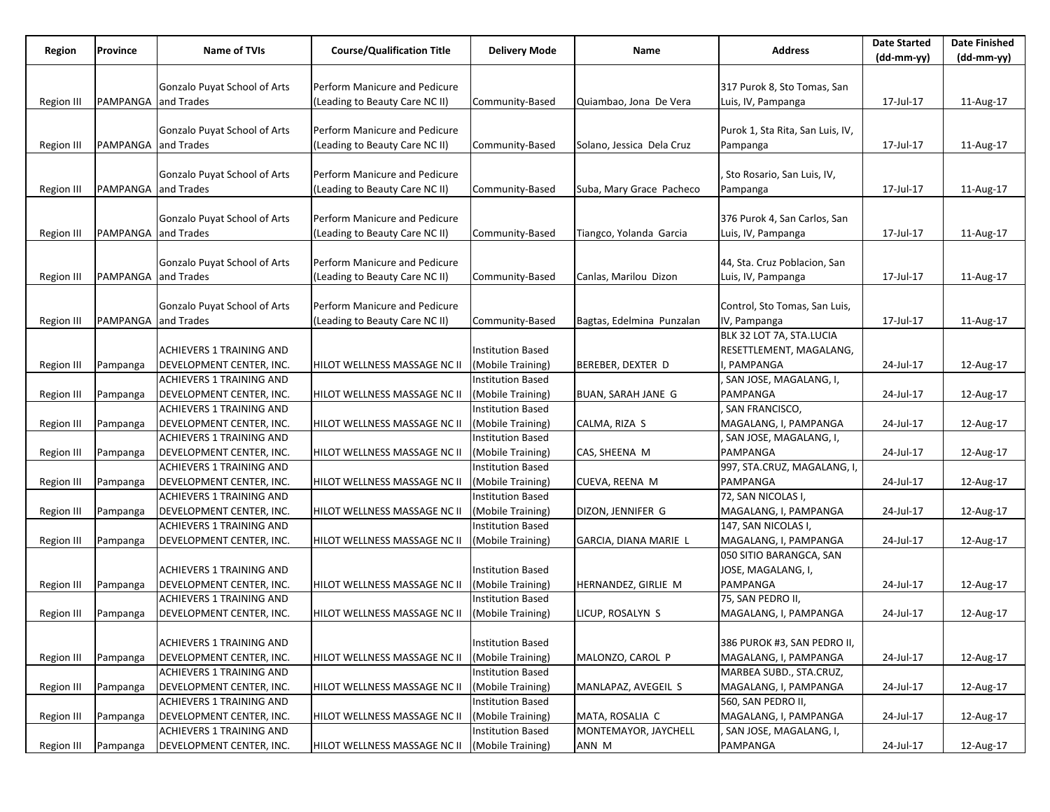| Region | Province | Name of TVIs | Course/Qualification Title | Delivery Mode | Name | Address | Date Started (dd-mm-yy) | Date Finished (dd-mm-yy) |
|---|---|---|---|---|---|---|---|---|
| Region III | PAMPANGA | Gonzalo Puyat School of Arts and Trades | Perform Manicure and Pedicure (Leading to Beauty Care NC II) | Community-Based | Quiambao, Jona De Vera | 317 Purok 8, Sto Tomas, San Luis, IV, Pampanga | 17-Jul-17 | 11-Aug-17 |
| Region III | PAMPANGA | Gonzalo Puyat School of Arts and Trades | Perform Manicure and Pedicure (Leading to Beauty Care NC II) | Community-Based | Solano, Jessica Dela Cruz | Purok 1, Sta Rita, San Luis, IV, Pampanga | 17-Jul-17 | 11-Aug-17 |
| Region III | PAMPANGA | Gonzalo Puyat School of Arts and Trades | Perform Manicure and Pedicure (Leading to Beauty Care NC II) | Community-Based | Suba, Mary Grace Pacheco | , Sto Rosario, San Luis, IV, Pampanga | 17-Jul-17 | 11-Aug-17 |
| Region III | PAMPANGA | Gonzalo Puyat School of Arts and Trades | Perform Manicure and Pedicure (Leading to Beauty Care NC II) | Community-Based | Tiangco, Yolanda Garcia | 376 Purok 4, San Carlos, San Luis, IV, Pampanga | 17-Jul-17 | 11-Aug-17 |
| Region III | PAMPANGA | Gonzalo Puyat School of Arts and Trades | Perform Manicure and Pedicure (Leading to Beauty Care NC II) | Community-Based | Canlas, Marilou Dizon | 44, Sta. Cruz Poblacion, San Luis, IV, Pampanga | 17-Jul-17 | 11-Aug-17 |
| Region III | PAMPANGA | Gonzalo Puyat School of Arts and Trades | Perform Manicure and Pedicure (Leading to Beauty Care NC II) | Community-Based | Bagtas, Edelmina Punzalan | Control, Sto Tomas, San Luis, IV, Pampanga | 17-Jul-17 | 11-Aug-17 |
| Region III | Pampanga | ACHIEVERS 1 TRAINING AND DEVELOPMENT CENTER, INC. | HILOT WELLNESS MASSAGE NC II | Institution Based (Mobile Training) | BEREBER, DEXTER D | BLK 32 LOT 7A, STA.LUCIA RESETTLEMENT, MAGALANG, I, PAMPANGA | 24-Jul-17 | 12-Aug-17 |
| Region III | Pampanga | ACHIEVERS 1 TRAINING AND DEVELOPMENT CENTER, INC. | HILOT WELLNESS MASSAGE NC II | Institution Based (Mobile Training) | BUAN, SARAH JANE G | , SAN JOSE, MAGALANG, I, PAMPANGA | 24-Jul-17 | 12-Aug-17 |
| Region III | Pampanga | ACHIEVERS 1 TRAINING AND DEVELOPMENT CENTER, INC. | HILOT WELLNESS MASSAGE NC II | Institution Based (Mobile Training) | CALMA, RIZA S | , SAN FRANCISCO, MAGALANG, I, PAMPANGA | 24-Jul-17 | 12-Aug-17 |
| Region III | Pampanga | ACHIEVERS 1 TRAINING AND DEVELOPMENT CENTER, INC. | HILOT WELLNESS MASSAGE NC II | Institution Based (Mobile Training) | CAS, SHEENA M | , SAN JOSE, MAGALANG, I, PAMPANGA | 24-Jul-17 | 12-Aug-17 |
| Region III | Pampanga | ACHIEVERS 1 TRAINING AND DEVELOPMENT CENTER, INC. | HILOT WELLNESS MASSAGE NC II | Institution Based (Mobile Training) | CUEVA, REENA M | 997, STA.CRUZ, MAGALANG, I, PAMPANGA | 24-Jul-17 | 12-Aug-17 |
| Region III | Pampanga | ACHIEVERS 1 TRAINING AND DEVELOPMENT CENTER, INC. | HILOT WELLNESS MASSAGE NC II | Institution Based (Mobile Training) | DIZON, JENNIFER G | 72, SAN NICOLAS I, MAGALANG, I, PAMPANGA | 24-Jul-17 | 12-Aug-17 |
| Region III | Pampanga | ACHIEVERS 1 TRAINING AND DEVELOPMENT CENTER, INC. | HILOT WELLNESS MASSAGE NC II | Institution Based (Mobile Training) | GARCIA, DIANA MARIE L | 147, SAN NICOLAS I, MAGALANG, I, PAMPANGA | 24-Jul-17 | 12-Aug-17 |
| Region III | Pampanga | ACHIEVERS 1 TRAINING AND DEVELOPMENT CENTER, INC. | HILOT WELLNESS MASSAGE NC II | Institution Based (Mobile Training) | HERNANDEZ, GIRLIE M | 050 SITIO BARANGCA, SAN JOSE, MAGALANG, I, PAMPANGA | 24-Jul-17 | 12-Aug-17 |
| Region III | Pampanga | ACHIEVERS 1 TRAINING AND DEVELOPMENT CENTER, INC. | HILOT WELLNESS MASSAGE NC II | Institution Based (Mobile Training) | LICUP, ROSALYN S | 75, SAN PEDRO II, MAGALANG, I, PAMPANGA | 24-Jul-17 | 12-Aug-17 |
| Region III | Pampanga | ACHIEVERS 1 TRAINING AND DEVELOPMENT CENTER, INC. | HILOT WELLNESS MASSAGE NC II | Institution Based (Mobile Training) | MALONZO, CAROL P | 386 PUROK #3, SAN PEDRO II, MAGALANG, I, PAMPANGA | 24-Jul-17 | 12-Aug-17 |
| Region III | Pampanga | ACHIEVERS 1 TRAINING AND DEVELOPMENT CENTER, INC. | HILOT WELLNESS MASSAGE NC II | Institution Based (Mobile Training) | MANLAPAZ, AVEGEIL S | MARBEA SUBD., STA.CRUZ, MAGALANG, I, PAMPANGA | 24-Jul-17 | 12-Aug-17 |
| Region III | Pampanga | ACHIEVERS 1 TRAINING AND DEVELOPMENT CENTER, INC. | HILOT WELLNESS MASSAGE NC II | Institution Based (Mobile Training) | MATA, ROSALIA C | 560, SAN PEDRO II, MAGALANG, I, PAMPANGA | 24-Jul-17 | 12-Aug-17 |
| Region III | Pampanga | ACHIEVERS 1 TRAINING AND DEVELOPMENT CENTER, INC. | HILOT WELLNESS MASSAGE NC II | Institution Based (Mobile Training) | MONTEMAYOR, JAYCHELL ANN M | , SAN JOSE, MAGALANG, I, PAMPANGA | 24-Jul-17 | 12-Aug-17 |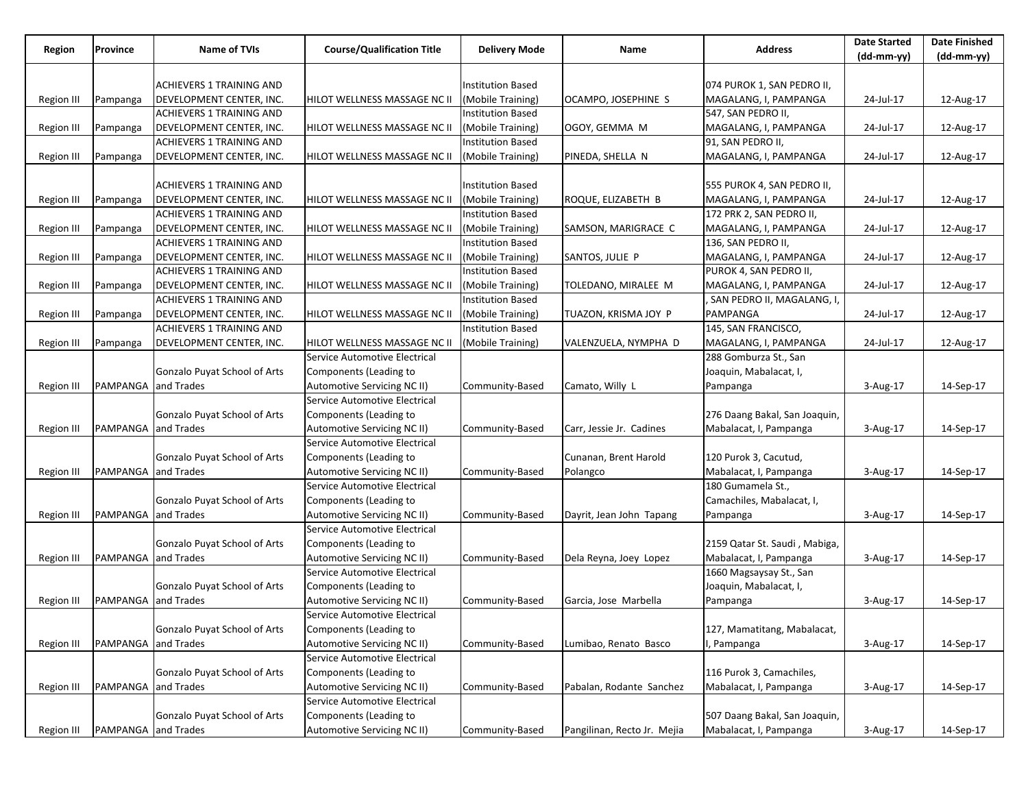| Region | Province | Name of TVIs | Course/Qualification Title | Delivery Mode | Name | Address | Date Started (dd-mm-yy) | Date Finished (dd-mm-yy) |
|---|---|---|---|---|---|---|---|---|
| Region III | Pampanga | ACHIEVERS 1 TRAINING AND DEVELOPMENT CENTER, INC. | HILOT WELLNESS MASSAGE NC II | Institution Based (Mobile Training) | OCAMPO, JOSEPHINE S | 074 PUROK 1, SAN PEDRO II, MAGALANG, I, PAMPANGA | 24-Jul-17 | 12-Aug-17 |
| Region III | Pampanga | ACHIEVERS 1 TRAINING AND DEVELOPMENT CENTER, INC. | HILOT WELLNESS MASSAGE NC II | Institution Based (Mobile Training) | OGOY, GEMMA M | 547, SAN PEDRO II, MAGALANG, I, PAMPANGA | 24-Jul-17 | 12-Aug-17 |
| Region III | Pampanga | ACHIEVERS 1 TRAINING AND DEVELOPMENT CENTER, INC. | HILOT WELLNESS MASSAGE NC II | Institution Based (Mobile Training) | PINEDA, SHELLA N | 91, SAN PEDRO II, MAGALANG, I, PAMPANGA | 24-Jul-17 | 12-Aug-17 |
| Region III | Pampanga | ACHIEVERS 1 TRAINING AND DEVELOPMENT CENTER, INC. | HILOT WELLNESS MASSAGE NC II | Institution Based (Mobile Training) | ROQUE, ELIZABETH B | 555 PUROK 4, SAN PEDRO II, MAGALANG, I, PAMPANGA | 24-Jul-17 | 12-Aug-17 |
| Region III | Pampanga | ACHIEVERS 1 TRAINING AND DEVELOPMENT CENTER, INC. | HILOT WELLNESS MASSAGE NC II | Institution Based (Mobile Training) | SAMSON, MARIGRACE C | 172 PRK 2, SAN PEDRO II, MAGALANG, I, PAMPANGA | 24-Jul-17 | 12-Aug-17 |
| Region III | Pampanga | ACHIEVERS 1 TRAINING AND DEVELOPMENT CENTER, INC. | HILOT WELLNESS MASSAGE NC II | Institution Based (Mobile Training) | SANTOS, JULIE P | 136, SAN PEDRO II, MAGALANG, I, PAMPANGA | 24-Jul-17 | 12-Aug-17 |
| Region III | Pampanga | ACHIEVERS 1 TRAINING AND DEVELOPMENT CENTER, INC. | HILOT WELLNESS MASSAGE NC II | Institution Based (Mobile Training) | TOLEDANO, MIRALEE M | PUROK 4, SAN PEDRO II, MAGALANG, I, PAMPANGA | 24-Jul-17 | 12-Aug-17 |
| Region III | Pampanga | ACHIEVERS 1 TRAINING AND DEVELOPMENT CENTER, INC. | HILOT WELLNESS MASSAGE NC II | Institution Based (Mobile Training) | TUAZON, KRISMA JOY P | , SAN PEDRO II, MAGALANG, I, PAMPANGA | 24-Jul-17 | 12-Aug-17 |
| Region III | Pampanga | ACHIEVERS 1 TRAINING AND DEVELOPMENT CENTER, INC. | HILOT WELLNESS MASSAGE NC II | Institution Based (Mobile Training) | VALENZUELA, NYMPHA D | 145, SAN FRANCISCO, MAGALANG, I, PAMPANGA | 24-Jul-17 | 12-Aug-17 |
| Region III | PAMPANGA | Gonzalo Puyat School of Arts and Trades | Service Automotive Electrical Components (Leading to Automotive Servicing NC II) | Community-Based | Camato, Willy L | 288 Gomburza St., San Joaquin, Mabalacat, I, Pampanga | 3-Aug-17 | 14-Sep-17 |
| Region III | PAMPANGA | Gonzalo Puyat School of Arts and Trades | Service Automotive Electrical Components (Leading to Automotive Servicing NC II) | Community-Based | Carr, Jessie Jr. Cadines | 276 Daang Bakal, San Joaquin, Mabalacat, I, Pampanga | 3-Aug-17 | 14-Sep-17 |
| Region III | PAMPANGA | Gonzalo Puyat School of Arts and Trades | Service Automotive Electrical Components (Leading to Automotive Servicing NC II) | Community-Based | Cunanan, Brent Harold Polangco | 120 Purok 3, Cacutud, Mabalacat, I, Pampanga | 3-Aug-17 | 14-Sep-17 |
| Region III | PAMPANGA | Gonzalo Puyat School of Arts and Trades | Service Automotive Electrical Components (Leading to Automotive Servicing NC II) | Community-Based | Dayrit, Jean John Tapang | 180 Gumamela St., Camachiles, Mabalacat, I, Pampanga | 3-Aug-17 | 14-Sep-17 |
| Region III | PAMPANGA | Gonzalo Puyat School of Arts and Trades | Service Automotive Electrical Components (Leading to Automotive Servicing NC II) | Community-Based | Dela Reyna, Joey Lopez | 2159 Qatar St. Saudi , Mabiga, Mabalacat, I, Pampanga | 3-Aug-17 | 14-Sep-17 |
| Region III | PAMPANGA | Gonzalo Puyat School of Arts and Trades | Service Automotive Electrical Components (Leading to Automotive Servicing NC II) | Community-Based | Garcia, Jose Marbella | 1660 Magsaysay St., San Joaquin, Mabalacat, I, Pampanga | 3-Aug-17 | 14-Sep-17 |
| Region III | PAMPANGA | Gonzalo Puyat School of Arts and Trades | Service Automotive Electrical Components (Leading to Automotive Servicing NC II) | Community-Based | Lumibao, Renato Basco | 127, Mamatitang, Mabalacat, I, Pampanga | 3-Aug-17 | 14-Sep-17 |
| Region III | PAMPANGA | Gonzalo Puyat School of Arts and Trades | Service Automotive Electrical Components (Leading to Automotive Servicing NC II) | Community-Based | Pabalan, Rodante Sanchez | 116 Purok 3, Camachiles, Mabalacat, I, Pampanga | 3-Aug-17 | 14-Sep-17 |
| Region III | PAMPANGA | Gonzalo Puyat School of Arts and Trades | Service Automotive Electrical Components (Leading to Automotive Servicing NC II) | Community-Based | Pangilinan, Recto Jr. Mejia | 507 Daang Bakal, San Joaquin, Mabalacat, I, Pampanga | 3-Aug-17 | 14-Sep-17 |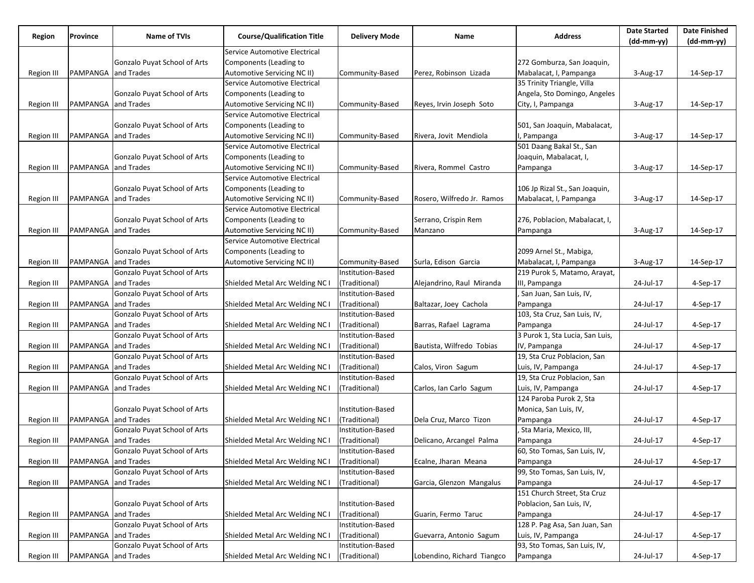| Region | Province | Name of TVIs | Course/Qualification Title | Delivery Mode | Name | Address | Date Started (dd-mm-yy) | Date Finished (dd-mm-yy) |
|---|---|---|---|---|---|---|---|---|
| Region III | PAMPANGA | Gonzalo Puyat School of Arts and Trades | Service Automotive Electrical Components (Leading to Automotive Servicing NC II) | Community-Based | Perez, Robinson Lizada | 272 Gomburza, San Joaquin, Mabalacat, I, Pampanga | 3-Aug-17 | 14-Sep-17 |
| Region III | PAMPANGA | Gonzalo Puyat School of Arts and Trades | Service Automotive Electrical Components (Leading to Automotive Servicing NC II) | Community-Based | Reyes, Irvin Joseph Soto | 35 Trinity Triangle, Villa Angela, Sto Domingo, Angeles City, I, Pampanga | 3-Aug-17 | 14-Sep-17 |
| Region III | PAMPANGA | Gonzalo Puyat School of Arts and Trades | Service Automotive Electrical Components (Leading to Automotive Servicing NC II) | Community-Based | Rivera, Jovit Mendiola | 501, San Joaquin, Mabalacat, I, Pampanga | 3-Aug-17 | 14-Sep-17 |
| Region III | PAMPANGA | Gonzalo Puyat School of Arts and Trades | Service Automotive Electrical Components (Leading to Automotive Servicing NC II) | Community-Based | Rivera, Rommel Castro | 501 Daang Bakal St., San Joaquin, Mabalacat, I, Pampanga | 3-Aug-17 | 14-Sep-17 |
| Region III | PAMPANGA | Gonzalo Puyat School of Arts and Trades | Service Automotive Electrical Components (Leading to Automotive Servicing NC II) | Community-Based | Rosero, Wilfredo Jr. Ramos | 106 Jp Rizal St., San Joaquin, Mabalacat, I, Pampanga | 3-Aug-17 | 14-Sep-17 |
| Region III | PAMPANGA | Gonzalo Puyat School of Arts and Trades | Service Automotive Electrical Components (Leading to Automotive Servicing NC II) | Community-Based | Serrano, Crispin Rem Manzano | 276, Poblacion, Mabalacat, I, Pampanga | 3-Aug-17 | 14-Sep-17 |
| Region III | PAMPANGA | Gonzalo Puyat School of Arts and Trades | Service Automotive Electrical Components (Leading to Automotive Servicing NC II) | Community-Based | Surla, Edison Garcia | 2099 Arnel St., Mabiga, Mabalacat, I, Pampanga | 3-Aug-17 | 14-Sep-17 |
| Region III | PAMPANGA | Gonzalo Puyat School of Arts and Trades | Shielded Metal Arc Welding NC I | Institution-Based (Traditional) | Alejandrino, Raul Miranda | 219 Purok 5, Matamo, Arayat, III, Pampanga | 24-Jul-17 | 4-Sep-17 |
| Region III | PAMPANGA | Gonzalo Puyat School of Arts and Trades | Shielded Metal Arc Welding NC I | Institution-Based (Traditional) | Baltazar, Joey Cachola | , San Juan, San Luis, IV, Pampanga | 24-Jul-17 | 4-Sep-17 |
| Region III | PAMPANGA | Gonzalo Puyat School of Arts and Trades | Shielded Metal Arc Welding NC I | Institution-Based (Traditional) | Barras, Rafael Lagrama | 103, Sta Cruz, San Luis, IV, Pampanga | 24-Jul-17 | 4-Sep-17 |
| Region III | PAMPANGA | Gonzalo Puyat School of Arts and Trades | Shielded Metal Arc Welding NC I | Institution-Based (Traditional) | Bautista, Wilfredo Tobias | 3 Purok 1, Sta Lucia, San Luis, IV, Pampanga | 24-Jul-17 | 4-Sep-17 |
| Region III | PAMPANGA | Gonzalo Puyat School of Arts and Trades | Shielded Metal Arc Welding NC I | Institution-Based (Traditional) | Calos, Viron Sagum | 19, Sta Cruz Poblacion, San Luis, IV, Pampanga | 24-Jul-17 | 4-Sep-17 |
| Region III | PAMPANGA | Gonzalo Puyat School of Arts and Trades | Shielded Metal Arc Welding NC I | Institution-Based (Traditional) | Carlos, Ian Carlo Sagum | 19, Sta Cruz Poblacion, San Luis, IV, Pampanga | 24-Jul-17 | 4-Sep-17 |
| Region III | PAMPANGA | Gonzalo Puyat School of Arts and Trades | Shielded Metal Arc Welding NC I | Institution-Based (Traditional) | Dela Cruz, Marco Tizon | 124 Paroba Purok 2, Sta Monica, San Luis, IV, Pampanga | 24-Jul-17 | 4-Sep-17 |
| Region III | PAMPANGA | Gonzalo Puyat School of Arts and Trades | Shielded Metal Arc Welding NC I | Institution-Based (Traditional) | Delicano, Arcangel Palma | , Sta Maria, Mexico, III, Pampanga | 24-Jul-17 | 4-Sep-17 |
| Region III | PAMPANGA | Gonzalo Puyat School of Arts and Trades | Shielded Metal Arc Welding NC I | Institution-Based (Traditional) | Ecalne, Jharan Meana | 60, Sto Tomas, San Luis, IV, Pampanga | 24-Jul-17 | 4-Sep-17 |
| Region III | PAMPANGA | Gonzalo Puyat School of Arts and Trades | Shielded Metal Arc Welding NC I | Institution-Based (Traditional) | Garcia, Glenzon Mangalus | 99, Sto Tomas, San Luis, IV, Pampanga | 24-Jul-17 | 4-Sep-17 |
| Region III | PAMPANGA | Gonzalo Puyat School of Arts and Trades | Shielded Metal Arc Welding NC I | Institution-Based (Traditional) | Guarin, Fermo Taruc | 151 Church Street, Sta Cruz Poblacion, San Luis, IV, Pampanga | 24-Jul-17 | 4-Sep-17 |
| Region III | PAMPANGA | Gonzalo Puyat School of Arts and Trades | Shielded Metal Arc Welding NC I | Institution-Based (Traditional) | Guevarra, Antonio Sagum | 128 P. Pag Asa, San Juan, San Luis, IV, Pampanga | 24-Jul-17 | 4-Sep-17 |
| Region III | PAMPANGA | Gonzalo Puyat School of Arts and Trades | Shielded Metal Arc Welding NC I | Institution-Based (Traditional) | Lobendino, Richard Tiangco | 93, Sto Tomas, San Luis, IV, Pampanga | 24-Jul-17 | 4-Sep-17 |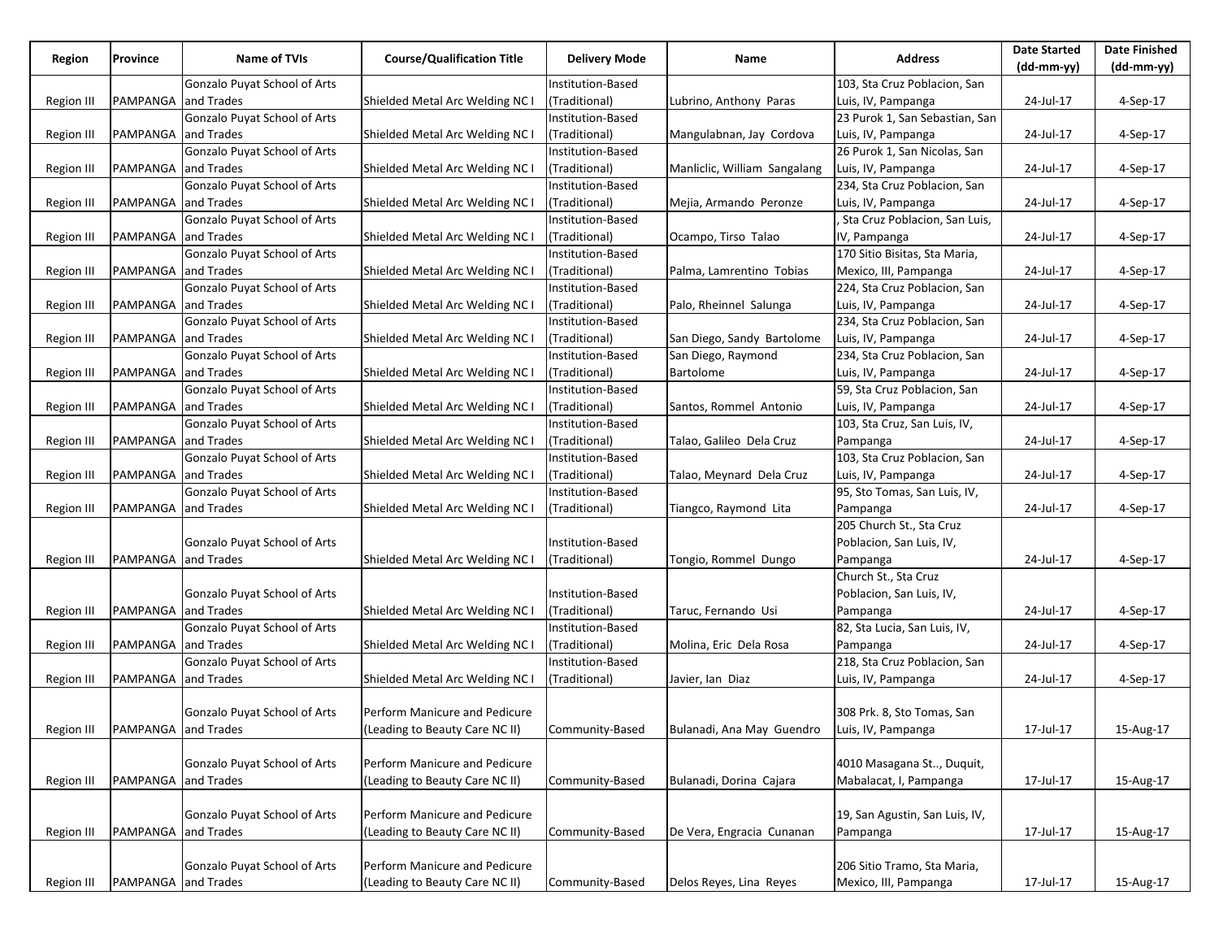| Region | Province | Name of TVIs | Course/Qualification Title | Delivery Mode | Name | Address | Date Started (dd-mm-yy) | Date Finished (dd-mm-yy) |
|---|---|---|---|---|---|---|---|---|
| Region III | PAMPANGA | Gonzalo Puyat School of Arts and Trades | Shielded Metal Arc Welding NC I | Institution-Based (Traditional) | Lubrino, Anthony Paras | 103, Sta Cruz Poblacion, San Luis, IV, Pampanga | 24-Jul-17 | 4-Sep-17 |
| Region III | PAMPANGA | Gonzalo Puyat School of Arts and Trades | Shielded Metal Arc Welding NC I | Institution-Based (Traditional) | Mangulabnan, Jay Cordova | 23 Purok 1, San Sebastian, San Luis, IV, Pampanga | 24-Jul-17 | 4-Sep-17 |
| Region III | PAMPANGA | Gonzalo Puyat School of Arts and Trades | Shielded Metal Arc Welding NC I | Institution-Based (Traditional) | Manliclic, William Sangalang | 26 Purok 1, San Nicolas, San Luis, IV, Pampanga | 24-Jul-17 | 4-Sep-17 |
| Region III | PAMPANGA | Gonzalo Puyat School of Arts and Trades | Shielded Metal Arc Welding NC I | Institution-Based (Traditional) | Mejia, Armando Peronze | 234, Sta Cruz Poblacion, San Luis, IV, Pampanga | 24-Jul-17 | 4-Sep-17 |
| Region III | PAMPANGA | Gonzalo Puyat School of Arts and Trades | Shielded Metal Arc Welding NC I | Institution-Based (Traditional) | Ocampo, Tirso Talao | , Sta Cruz Poblacion, San Luis, IV, Pampanga | 24-Jul-17 | 4-Sep-17 |
| Region III | PAMPANGA | Gonzalo Puyat School of Arts and Trades | Shielded Metal Arc Welding NC I | Institution-Based (Traditional) | Palma, Lamrentino Tobias | 170 Sitio Bisitas, Sta Maria, Mexico, III, Pampanga | 24-Jul-17 | 4-Sep-17 |
| Region III | PAMPANGA | Gonzalo Puyat School of Arts and Trades | Shielded Metal Arc Welding NC I | Institution-Based (Traditional) | Palo, Rheinnel Salunga | 224, Sta Cruz Poblacion, San Luis, IV, Pampanga | 24-Jul-17 | 4-Sep-17 |
| Region III | PAMPANGA | Gonzalo Puyat School of Arts and Trades | Shielded Metal Arc Welding NC I | Institution-Based (Traditional) | San Diego, Sandy Bartolome | 234, Sta Cruz Poblacion, San Luis, IV, Pampanga | 24-Jul-17 | 4-Sep-17 |
| Region III | PAMPANGA | Gonzalo Puyat School of Arts and Trades | Shielded Metal Arc Welding NC I | Institution-Based (Traditional) | San Diego, Raymond Bartolome | 234, Sta Cruz Poblacion, San Luis, IV, Pampanga | 24-Jul-17 | 4-Sep-17 |
| Region III | PAMPANGA | Gonzalo Puyat School of Arts and Trades | Shielded Metal Arc Welding NC I | Institution-Based (Traditional) | Santos, Rommel Antonio | 59, Sta Cruz Poblacion, San Luis, IV, Pampanga | 24-Jul-17 | 4-Sep-17 |
| Region III | PAMPANGA | Gonzalo Puyat School of Arts and Trades | Shielded Metal Arc Welding NC I | Institution-Based (Traditional) | Talao, Galileo Dela Cruz | 103, Sta Cruz, San Luis, IV, Pampanga | 24-Jul-17 | 4-Sep-17 |
| Region III | PAMPANGA | Gonzalo Puyat School of Arts and Trades | Shielded Metal Arc Welding NC I | Institution-Based (Traditional) | Talao, Meynard Dela Cruz | 103, Sta Cruz Poblacion, San Luis, IV, Pampanga | 24-Jul-17 | 4-Sep-17 |
| Region III | PAMPANGA | Gonzalo Puyat School of Arts and Trades | Shielded Metal Arc Welding NC I | Institution-Based (Traditional) | Tiangco, Raymond Lita | 95, Sto Tomas, San Luis, IV, Pampanga | 24-Jul-17 | 4-Sep-17 |
| Region III | PAMPANGA | Gonzalo Puyat School of Arts and Trades | Shielded Metal Arc Welding NC I | Institution-Based (Traditional) | Tongio, Rommel Dungo | 205 Church St., Sta Cruz Poblacion, San Luis, IV, Pampanga | 24-Jul-17 | 4-Sep-17 |
| Region III | PAMPANGA | Gonzalo Puyat School of Arts and Trades | Shielded Metal Arc Welding NC I | Institution-Based (Traditional) | Taruc, Fernando Usi | Church St., Sta Cruz Poblacion, San Luis, IV, Pampanga | 24-Jul-17 | 4-Sep-17 |
| Region III | PAMPANGA | Gonzalo Puyat School of Arts and Trades | Shielded Metal Arc Welding NC I | Institution-Based (Traditional) | Molina, Eric Dela Rosa | 82, Sta Lucia, San Luis, IV, Pampanga | 24-Jul-17 | 4-Sep-17 |
| Region III | PAMPANGA | Gonzalo Puyat School of Arts and Trades | Shielded Metal Arc Welding NC I | Institution-Based (Traditional) | Javier, Ian Diaz | 218, Sta Cruz Poblacion, San Luis, IV, Pampanga | 24-Jul-17 | 4-Sep-17 |
| Region III | PAMPANGA | Gonzalo Puyat School of Arts and Trades | Perform Manicure and Pedicure (Leading to Beauty Care NC II) | Community-Based | Bulanadi, Ana May Guendro | 308 Prk. 8, Sto Tomas, San Luis, IV, Pampanga | 17-Jul-17 | 15-Aug-17 |
| Region III | PAMPANGA | Gonzalo Puyat School of Arts and Trades | Perform Manicure and Pedicure (Leading to Beauty Care NC II) | Community-Based | Bulanadi, Dorina Cajara | 4010 Masagana St.., Duquit, Mabalacat, I, Pampanga | 17-Jul-17 | 15-Aug-17 |
| Region III | PAMPANGA | Gonzalo Puyat School of Arts and Trades | Perform Manicure and Pedicure (Leading to Beauty Care NC II) | Community-Based | De Vera, Engracia Cunanan | 19, San Agustin, San Luis, IV, Pampanga | 17-Jul-17 | 15-Aug-17 |
| Region III | PAMPANGA | Gonzalo Puyat School of Arts and Trades | Perform Manicure and Pedicure (Leading to Beauty Care NC II) | Community-Based | Delos Reyes, Lina Reyes | 206 Sitio Tramo, Sta Maria, Mexico, III, Pampanga | 17-Jul-17 | 15-Aug-17 |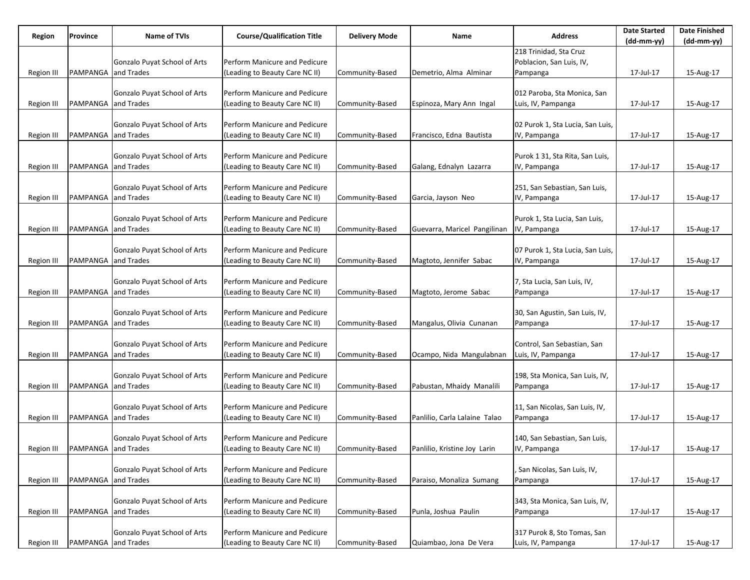| Region | Province | Name of TVIs | Course/Qualification Title | Delivery Mode | Name | Address | Date Started (dd-mm-yy) | Date Finished (dd-mm-yy) |
|---|---|---|---|---|---|---|---|---|
| Region III | PAMPANGA | Gonzalo Puyat School of Arts and Trades | Perform Manicure and Pedicure (Leading to Beauty Care NC II) | Community-Based | Demetrio, Alma Alminar | 218 Trinidad, Sta Cruz Poblacion, San Luis, IV, Pampanga | 17-Jul-17 | 15-Aug-17 |
| Region III | PAMPANGA | Gonzalo Puyat School of Arts and Trades | Perform Manicure and Pedicure (Leading to Beauty Care NC II) | Community-Based | Espinoza, Mary Ann Ingal | 012 Paroba, Sta Monica, San Luis, IV, Pampanga | 17-Jul-17 | 15-Aug-17 |
| Region III | PAMPANGA | Gonzalo Puyat School of Arts and Trades | Perform Manicure and Pedicure (Leading to Beauty Care NC II) | Community-Based | Francisco, Edna Bautista | 02 Purok 1, Sta Lucia, San Luis, IV, Pampanga | 17-Jul-17 | 15-Aug-17 |
| Region III | PAMPANGA | Gonzalo Puyat School of Arts and Trades | Perform Manicure and Pedicure (Leading to Beauty Care NC II) | Community-Based | Galang, Ednalyn Lazarra | Purok 1 31, Sta Rita, San Luis, IV, Pampanga | 17-Jul-17 | 15-Aug-17 |
| Region III | PAMPANGA | Gonzalo Puyat School of Arts and Trades | Perform Manicure and Pedicure (Leading to Beauty Care NC II) | Community-Based | Garcia, Jayson Neo | 251, San Sebastian, San Luis, IV, Pampanga | 17-Jul-17 | 15-Aug-17 |
| Region III | PAMPANGA | Gonzalo Puyat School of Arts and Trades | Perform Manicure and Pedicure (Leading to Beauty Care NC II) | Community-Based | Guevarra, Maricel Pangilinan | Purok 1, Sta Lucia, San Luis, IV, Pampanga | 17-Jul-17 | 15-Aug-17 |
| Region III | PAMPANGA | Gonzalo Puyat School of Arts and Trades | Perform Manicure and Pedicure (Leading to Beauty Care NC II) | Community-Based | Magtoto, Jennifer Sabac | 07 Purok 1, Sta Lucia, San Luis, IV, Pampanga | 17-Jul-17 | 15-Aug-17 |
| Region III | PAMPANGA | Gonzalo Puyat School of Arts and Trades | Perform Manicure and Pedicure (Leading to Beauty Care NC II) | Community-Based | Magtoto, Jerome Sabac | 7, Sta Lucia, San Luis, IV, Pampanga | 17-Jul-17 | 15-Aug-17 |
| Region III | PAMPANGA | Gonzalo Puyat School of Arts and Trades | Perform Manicure and Pedicure (Leading to Beauty Care NC II) | Community-Based | Mangalus, Olivia Cunanan | 30, San Agustin, San Luis, IV, Pampanga | 17-Jul-17 | 15-Aug-17 |
| Region III | PAMPANGA | Gonzalo Puyat School of Arts and Trades | Perform Manicure and Pedicure (Leading to Beauty Care NC II) | Community-Based | Ocampo, Nida Mangulabnan | Control, San Sebastian, San Luis, IV, Pampanga | 17-Jul-17 | 15-Aug-17 |
| Region III | PAMPANGA | Gonzalo Puyat School of Arts and Trades | Perform Manicure and Pedicure (Leading to Beauty Care NC II) | Community-Based | Pabustan, Mhaidy Manalili | 198, Sta Monica, San Luis, IV, Pampanga | 17-Jul-17 | 15-Aug-17 |
| Region III | PAMPANGA | Gonzalo Puyat School of Arts and Trades | Perform Manicure and Pedicure (Leading to Beauty Care NC II) | Community-Based | Panlilio, Carla Lalaine Talao | 11, San Nicolas, San Luis, IV, Pampanga | 17-Jul-17 | 15-Aug-17 |
| Region III | PAMPANGA | Gonzalo Puyat School of Arts and Trades | Perform Manicure and Pedicure (Leading to Beauty Care NC II) | Community-Based | Panlilio, Kristine Joy Larin | 140, San Sebastian, San Luis, IV, Pampanga | 17-Jul-17 | 15-Aug-17 |
| Region III | PAMPANGA | Gonzalo Puyat School of Arts and Trades | Perform Manicure and Pedicure (Leading to Beauty Care NC II) | Community-Based | Paraiso, Monaliza Sumang | , San Nicolas, San Luis, IV, Pampanga | 17-Jul-17 | 15-Aug-17 |
| Region III | PAMPANGA | Gonzalo Puyat School of Arts and Trades | Perform Manicure and Pedicure (Leading to Beauty Care NC II) | Community-Based | Punla, Joshua Paulin | 343, Sta Monica, San Luis, IV, Pampanga | 17-Jul-17 | 15-Aug-17 |
| Region III | PAMPANGA | Gonzalo Puyat School of Arts and Trades | Perform Manicure and Pedicure (Leading to Beauty Care NC II) | Community-Based | Quiambao, Jona De Vera | 317 Purok 8, Sto Tomas, San Luis, IV, Pampanga | 17-Jul-17 | 15-Aug-17 |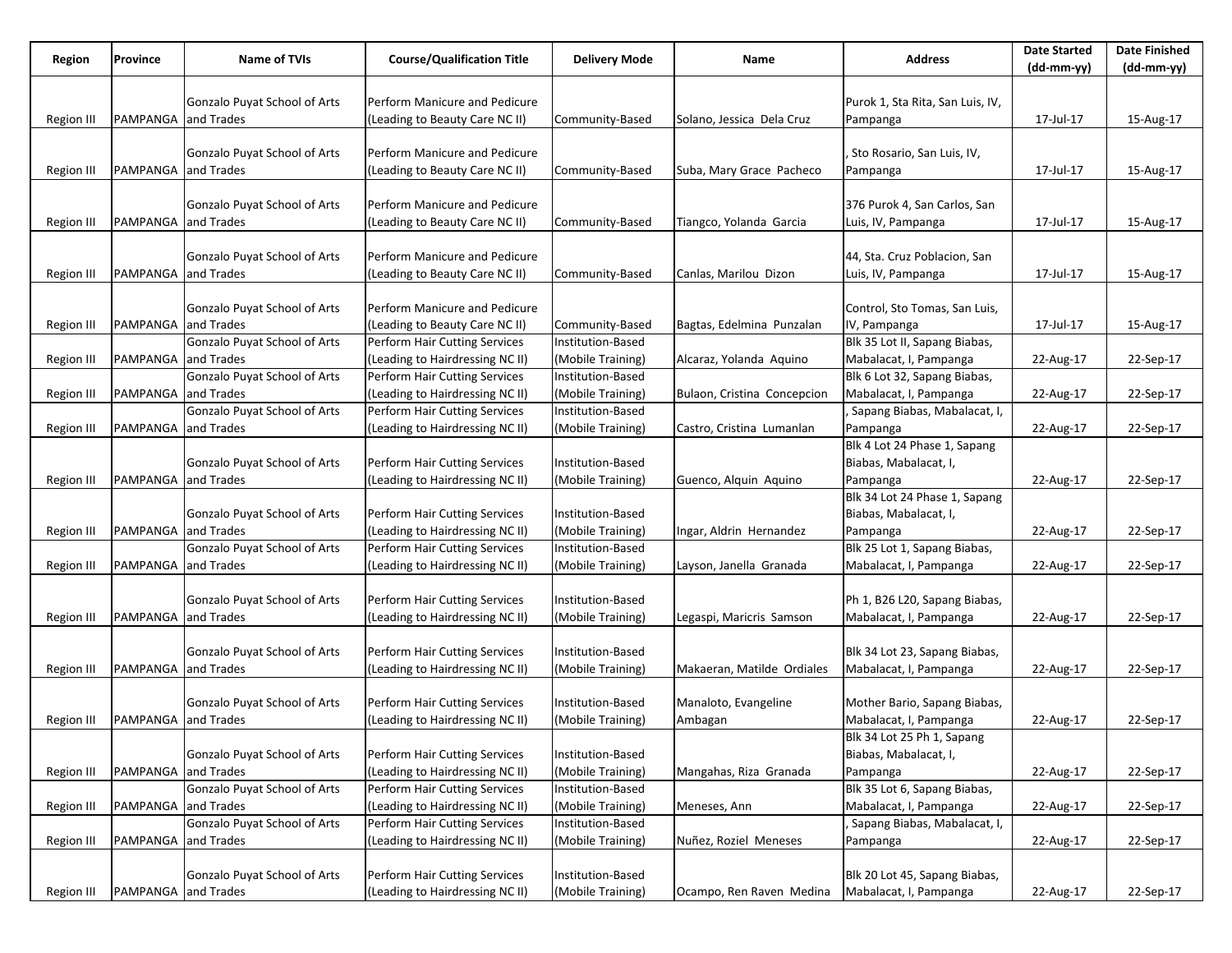| Region | Province | Name of TVIs | Course/Qualification Title | Delivery Mode | Name | Address | Date Started (dd-mm-yy) | Date Finished (dd-mm-yy) |
|---|---|---|---|---|---|---|---|---|
| Region III | PAMPANGA | Gonzalo Puyat School of Arts and Trades | Perform Manicure and Pedicure (Leading to Beauty Care NC II) | Community-Based | Solano, Jessica Dela Cruz | Purok 1, Sta Rita, San Luis, IV, Pampanga | 17-Jul-17 | 15-Aug-17 |
| Region III | PAMPANGA | Gonzalo Puyat School of Arts and Trades | Perform Manicure and Pedicure (Leading to Beauty Care NC II) | Community-Based | Suba, Mary Grace Pacheco | , Sto Rosario, San Luis, IV, Pampanga | 17-Jul-17 | 15-Aug-17 |
| Region III | PAMPANGA | Gonzalo Puyat School of Arts and Trades | Perform Manicure and Pedicure (Leading to Beauty Care NC II) | Community-Based | Tiangco, Yolanda Garcia | 376 Purok 4, San Carlos, San Luis, IV, Pampanga | 17-Jul-17 | 15-Aug-17 |
| Region III | PAMPANGA | Gonzalo Puyat School of Arts and Trades | Perform Manicure and Pedicure (Leading to Beauty Care NC II) | Community-Based | Canlas, Marilou Dizon | 44, Sta. Cruz Poblacion, San Luis, IV, Pampanga | 17-Jul-17 | 15-Aug-17 |
| Region III | PAMPANGA | Gonzalo Puyat School of Arts and Trades | Perform Manicure and Pedicure (Leading to Beauty Care NC II) | Community-Based | Bagtas, Edelmina Punzalan | Control, Sto Tomas, San Luis, IV, Pampanga | 17-Jul-17 | 15-Aug-17 |
| Region III | PAMPANGA | Gonzalo Puyat School of Arts and Trades | Perform Hair Cutting Services (Leading to Hairdressing NC II) | Institution-Based (Mobile Training) | Alcaraz, Yolanda Aquino | Blk 35 Lot II, Sapang Biabas, Mabalacat, I, Pampanga | 22-Aug-17 | 22-Sep-17 |
| Region III | PAMPANGA | Gonzalo Puyat School of Arts and Trades | Perform Hair Cutting Services (Leading to Hairdressing NC II) | Institution-Based (Mobile Training) | Bulaon, Cristina Concepcion | Blk 6 Lot 32, Sapang Biabas, Mabalacat, I, Pampanga | 22-Aug-17 | 22-Sep-17 |
| Region III | PAMPANGA | Gonzalo Puyat School of Arts and Trades | Perform Hair Cutting Services (Leading to Hairdressing NC II) | Institution-Based (Mobile Training) | Castro, Cristina Lumanlan | , Sapang Biabas, Mabalacat, I, Pampanga | 22-Aug-17 | 22-Sep-17 |
| Region III | PAMPANGA | Gonzalo Puyat School of Arts and Trades | Perform Hair Cutting Services (Leading to Hairdressing NC II) | Institution-Based (Mobile Training) | Guenco, Alquin Aquino | Blk 4 Lot 24 Phase 1, Sapang Biabas, Mabalacat, I, Pampanga | 22-Aug-17 | 22-Sep-17 |
| Region III | PAMPANGA | Gonzalo Puyat School of Arts and Trades | Perform Hair Cutting Services (Leading to Hairdressing NC II) | Institution-Based (Mobile Training) | Ingar, Aldrin Hernandez | Blk 34 Lot 24 Phase 1, Sapang Biabas, Mabalacat, I, Pampanga | 22-Aug-17 | 22-Sep-17 |
| Region III | PAMPANGA | Gonzalo Puyat School of Arts and Trades | Perform Hair Cutting Services (Leading to Hairdressing NC II) | Institution-Based (Mobile Training) | Layson, Janella Granada | Blk 25 Lot 1, Sapang Biabas, Mabalacat, I, Pampanga | 22-Aug-17 | 22-Sep-17 |
| Region III | PAMPANGA | Gonzalo Puyat School of Arts and Trades | Perform Hair Cutting Services (Leading to Hairdressing NC II) | Institution-Based (Mobile Training) | Legaspi, Maricris Samson | Ph 1, B26 L20, Sapang Biabas, Mabalacat, I, Pampanga | 22-Aug-17 | 22-Sep-17 |
| Region III | PAMPANGA | Gonzalo Puyat School of Arts and Trades | Perform Hair Cutting Services (Leading to Hairdressing NC II) | Institution-Based (Mobile Training) | Makaeran, Matilde Ordiales | Blk 34 Lot 23, Sapang Biabas, Mabalacat, I, Pampanga | 22-Aug-17 | 22-Sep-17 |
| Region III | PAMPANGA | Gonzalo Puyat School of Arts and Trades | Perform Hair Cutting Services (Leading to Hairdressing NC II) | Institution-Based (Mobile Training) | Manaloto, Evangeline Ambagan | Mother Bario, Sapang Biabas, Mabalacat, I, Pampanga | 22-Aug-17 | 22-Sep-17 |
| Region III | PAMPANGA | Gonzalo Puyat School of Arts and Trades | Perform Hair Cutting Services (Leading to Hairdressing NC II) | Institution-Based (Mobile Training) | Mangahas, Riza Granada | Blk 34 Lot 25 Ph 1, Sapang Biabas, Mabalacat, I, Pampanga | 22-Aug-17 | 22-Sep-17 |
| Region III | PAMPANGA | Gonzalo Puyat School of Arts and Trades | Perform Hair Cutting Services (Leading to Hairdressing NC II) | Institution-Based (Mobile Training) | Meneses, Ann | Blk 35 Lot 6, Sapang Biabas, Mabalacat, I, Pampanga | 22-Aug-17 | 22-Sep-17 |
| Region III | PAMPANGA | Gonzalo Puyat School of Arts and Trades | Perform Hair Cutting Services (Leading to Hairdressing NC II) | Institution-Based (Mobile Training) | Nuñez, Roziel Meneses | , Sapang Biabas, Mabalacat, I, Pampanga | 22-Aug-17 | 22-Sep-17 |
| Region III | PAMPANGA | Gonzalo Puyat School of Arts and Trades | Perform Hair Cutting Services (Leading to Hairdressing NC II) | Institution-Based (Mobile Training) | Ocampo, Ren Raven Medina | Blk 20 Lot 45, Sapang Biabas, Mabalacat, I, Pampanga | 22-Aug-17 | 22-Sep-17 |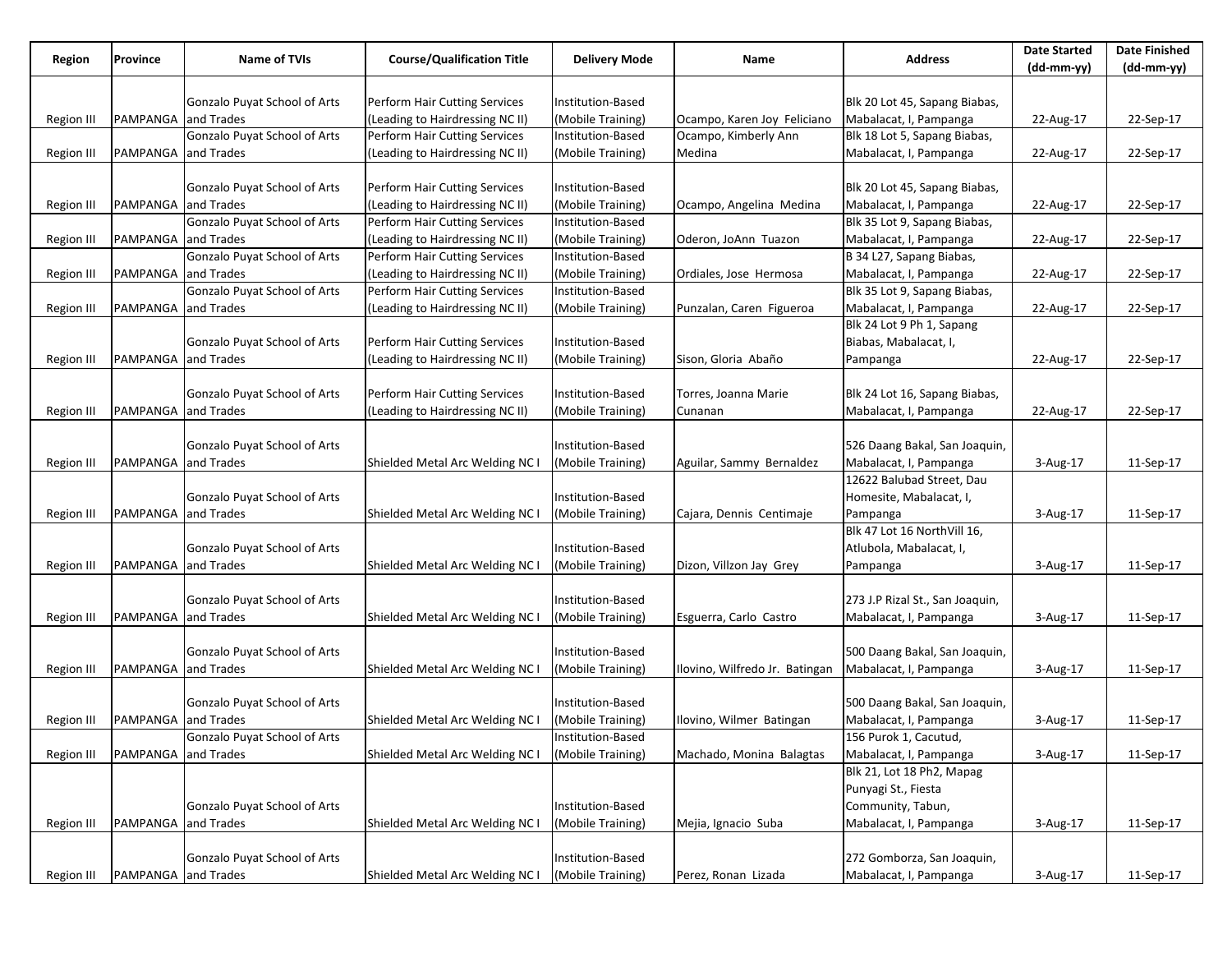| Region | Province | Name of TVIs | Course/Qualification Title | Delivery Mode | Name | Address | Date Started (dd-mm-yy) | Date Finished (dd-mm-yy) |
|---|---|---|---|---|---|---|---|---|
| Region III | PAMPANGA | Gonzalo Puyat School of Arts and Trades | Perform Hair Cutting Services (Leading to Hairdressing NC II) | Institution-Based (Mobile Training) | Ocampo, Karen Joy Feliciano | Blk 20 Lot 45, Sapang Biabas, Mabalacat, I, Pampanga | 22-Aug-17 | 22-Sep-17 |
| Region III | PAMPANGA | Gonzalo Puyat School of Arts and Trades | Perform Hair Cutting Services (Leading to Hairdressing NC II) | Institution-Based (Mobile Training) | Ocampo, Kimberly Ann Medina | Blk 18 Lot 5, Sapang Biabas, Mabalacat, I, Pampanga | 22-Aug-17 | 22-Sep-17 |
| Region III | PAMPANGA | Gonzalo Puyat School of Arts and Trades | Perform Hair Cutting Services (Leading to Hairdressing NC II) | Institution-Based (Mobile Training) | Ocampo, Angelina Medina | Blk 20 Lot 45, Sapang Biabas, Mabalacat, I, Pampanga | 22-Aug-17 | 22-Sep-17 |
| Region III | PAMPANGA | Gonzalo Puyat School of Arts and Trades | Perform Hair Cutting Services (Leading to Hairdressing NC II) | Institution-Based (Mobile Training) | Oderon, JoAnn Tuazon | Blk 35 Lot 9, Sapang Biabas, Mabalacat, I, Pampanga | 22-Aug-17 | 22-Sep-17 |
| Region III | PAMPANGA | Gonzalo Puyat School of Arts and Trades | Perform Hair Cutting Services (Leading to Hairdressing NC II) | Institution-Based (Mobile Training) | Ordiales, Jose Hermosa | B 34 L27, Sapang Biabas, Mabalacat, I, Pampanga | 22-Aug-17 | 22-Sep-17 |
| Region III | PAMPANGA | Gonzalo Puyat School of Arts and Trades | Perform Hair Cutting Services (Leading to Hairdressing NC II) | Institution-Based (Mobile Training) | Punzalan, Caren Figueroa | Blk 35 Lot 9, Sapang Biabas, Mabalacat, I, Pampanga | 22-Aug-17 | 22-Sep-17 |
| Region III | PAMPANGA | Gonzalo Puyat School of Arts and Trades | Perform Hair Cutting Services (Leading to Hairdressing NC II) | Institution-Based (Mobile Training) | Sison, Gloria Abaño | Blk 24 Lot 9 Ph 1, Sapang Biabas, Mabalacat, I, Pampanga | 22-Aug-17 | 22-Sep-17 |
| Region III | PAMPANGA | Gonzalo Puyat School of Arts and Trades | Perform Hair Cutting Services (Leading to Hairdressing NC II) | Institution-Based (Mobile Training) | Torres, Joanna Marie Cunanan | Blk 24 Lot 16, Sapang Biabas, Mabalacat, I, Pampanga | 22-Aug-17 | 22-Sep-17 |
| Region III | PAMPANGA | Gonzalo Puyat School of Arts and Trades | Shielded Metal Arc Welding NC I | Institution-Based (Mobile Training) | Aguilar, Sammy Bernaldez | 526 Daang Bakal, San Joaquin, Mabalacat, I, Pampanga | 3-Aug-17 | 11-Sep-17 |
| Region III | PAMPANGA | Gonzalo Puyat School of Arts and Trades | Shielded Metal Arc Welding NC I | Institution-Based (Mobile Training) | Cajara, Dennis Centimaje | 12622 Balubad Street, Dau Homesite, Mabalacat, I, Pampanga | 3-Aug-17 | 11-Sep-17 |
| Region III | PAMPANGA | Gonzalo Puyat School of Arts and Trades | Shielded Metal Arc Welding NC I | Institution-Based (Mobile Training) | Dizon, Villzon Jay Grey | Blk 47 Lot 16 NorthVill 16, Atlubola, Mabalacat, I, Pampanga | 3-Aug-17 | 11-Sep-17 |
| Region III | PAMPANGA | Gonzalo Puyat School of Arts and Trades | Shielded Metal Arc Welding NC I | Institution-Based (Mobile Training) | Esguerra, Carlo Castro | 273 J.P Rizal St., San Joaquin, Mabalacat, I, Pampanga | 3-Aug-17 | 11-Sep-17 |
| Region III | PAMPANGA | Gonzalo Puyat School of Arts and Trades | Shielded Metal Arc Welding NC I | Institution-Based (Mobile Training) | Ilovino, Wilfredo Jr. Batingan | 500 Daang Bakal, San Joaquin, Mabalacat, I, Pampanga | 3-Aug-17 | 11-Sep-17 |
| Region III | PAMPANGA | Gonzalo Puyat School of Arts and Trades | Shielded Metal Arc Welding NC I | Institution-Based (Mobile Training) | Ilovino, Wilmer Batingan | 500 Daang Bakal, San Joaquin, Mabalacat, I, Pampanga | 3-Aug-17 | 11-Sep-17 |
| Region III | PAMPANGA | Gonzalo Puyat School of Arts and Trades | Shielded Metal Arc Welding NC I | Institution-Based (Mobile Training) | Machado, Monina Balagtas | 156 Purok 1, Cacutud, Mabalacat, I, Pampanga | 3-Aug-17 | 11-Sep-17 |
| Region III | PAMPANGA | Gonzalo Puyat School of Arts and Trades | Shielded Metal Arc Welding NC I | Institution-Based (Mobile Training) | Mejia, Ignacio Suba | Blk 21, Lot 18 Ph2, Mapag Punyagi St., Fiesta Community, Tabun, Mabalacat, I, Pampanga | 3-Aug-17 | 11-Sep-17 |
| Region III | PAMPANGA | Gonzalo Puyat School of Arts and Trades | Shielded Metal Arc Welding NC I | Institution-Based (Mobile Training) | Perez, Ronan Lizada | 272 Gomborza, San Joaquin, Mabalacat, I, Pampanga | 3-Aug-17 | 11-Sep-17 |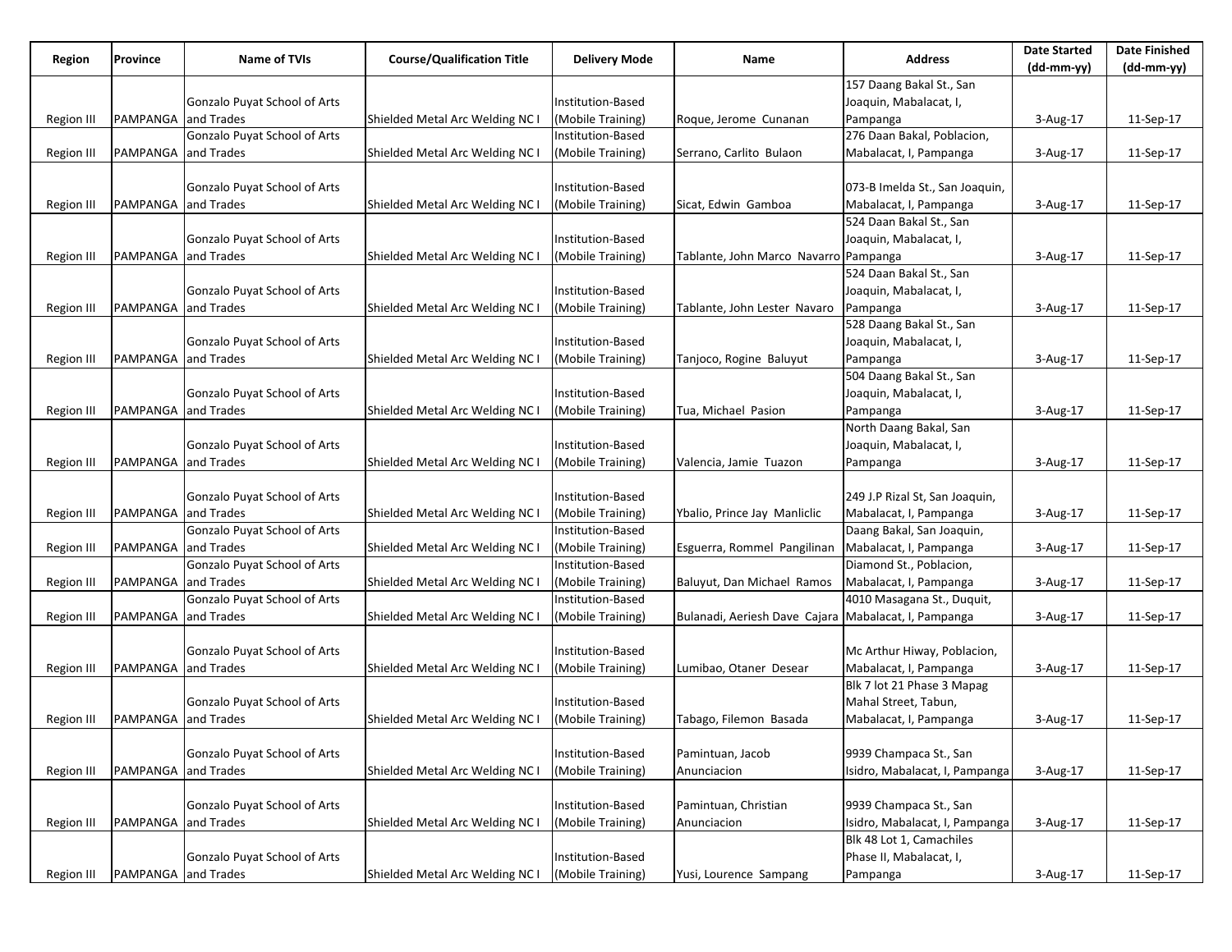| Region | Province | Name of TVIs | Course/Qualification Title | Delivery Mode | Name | Address | Date Started (dd-mm-yy) | Date Finished (dd-mm-yy) |
|---|---|---|---|---|---|---|---|---|
| Region III | PAMPANGA | Gonzalo Puyat School of Arts and Trades | Shielded Metal Arc Welding NC I | Institution-Based (Mobile Training) | Roque, Jerome Cunanan | 157 Daang Bakal St., San Joaquin, Mabalacat, I, Pampanga | 3-Aug-17 | 11-Sep-17 |
| Region III | PAMPANGA | Gonzalo Puyat School of Arts and Trades | Shielded Metal Arc Welding NC I | Institution-Based (Mobile Training) | Serrano, Carlito Bulaon | 276 Daan Bakal, Poblacion, Mabalacat, I, Pampanga | 3-Aug-17 | 11-Sep-17 |
| Region III | PAMPANGA | Gonzalo Puyat School of Arts and Trades | Shielded Metal Arc Welding NC I | Institution-Based (Mobile Training) | Sicat, Edwin Gamboa | 073-B Imelda St., San Joaquin, Mabalacat, I, Pampanga | 3-Aug-17 | 11-Sep-17 |
| Region III | PAMPANGA | Gonzalo Puyat School of Arts and Trades | Shielded Metal Arc Welding NC I | Institution-Based (Mobile Training) | Tablante, John Marco Navarro | 524 Daan Bakal St., San Joaquin, Mabalacat, I, Pampanga | 3-Aug-17 | 11-Sep-17 |
| Region III | PAMPANGA | Gonzalo Puyat School of Arts and Trades | Shielded Metal Arc Welding NC I | Institution-Based (Mobile Training) | Tablante, John Lester Navaro | 524 Daan Bakal St., San Joaquin, Mabalacat, I, Pampanga | 3-Aug-17 | 11-Sep-17 |
| Region III | PAMPANGA | Gonzalo Puyat School of Arts and Trades | Shielded Metal Arc Welding NC I | Institution-Based (Mobile Training) | Tanjoco, Rogine Baluyut | 528 Daang Bakal St., San Joaquin, Mabalacat, I, Pampanga | 3-Aug-17 | 11-Sep-17 |
| Region III | PAMPANGA | Gonzalo Puyat School of Arts and Trades | Shielded Metal Arc Welding NC I | Institution-Based (Mobile Training) | Tua, Michael Pasion | 504 Daang Bakal St., San Joaquin, Mabalacat, I, Pampanga | 3-Aug-17 | 11-Sep-17 |
| Region III | PAMPANGA | Gonzalo Puyat School of Arts and Trades | Shielded Metal Arc Welding NC I | Institution-Based (Mobile Training) | Valencia, Jamie Tuazon | North Daang Bakal, San Joaquin, Mabalacat, I, Pampanga | 3-Aug-17 | 11-Sep-17 |
| Region III | PAMPANGA | Gonzalo Puyat School of Arts and Trades | Shielded Metal Arc Welding NC I | Institution-Based (Mobile Training) | Ybalio, Prince Jay Manliclic | 249 J.P Rizal St, San Joaquin, Mabalacat, I, Pampanga | 3-Aug-17 | 11-Sep-17 |
| Region III | PAMPANGA | Gonzalo Puyat School of Arts and Trades | Shielded Metal Arc Welding NC I | Institution-Based (Mobile Training) | Esguerra, Rommel Pangilinan | Daang Bakal, San Joaquin, Mabalacat, I, Pampanga | 3-Aug-17 | 11-Sep-17 |
| Region III | PAMPANGA | Gonzalo Puyat School of Arts and Trades | Shielded Metal Arc Welding NC I | Institution-Based (Mobile Training) | Baluyut, Dan Michael Ramos | Diamond St., Poblacion, Mabalacat, I, Pampanga | 3-Aug-17 | 11-Sep-17 |
| Region III | PAMPANGA | Gonzalo Puyat School of Arts and Trades | Shielded Metal Arc Welding NC I | Institution-Based (Mobile Training) | Bulanadi, Aeriesh Dave Cajara | 4010 Masagana St., Duquit, Mabalacat, I, Pampanga | 3-Aug-17 | 11-Sep-17 |
| Region III | PAMPANGA | Gonzalo Puyat School of Arts and Trades | Shielded Metal Arc Welding NC I | Institution-Based (Mobile Training) | Lumibao, Otaner Desear | Mc Arthur Hiway, Poblacion, Mabalacat, I, Pampanga | 3-Aug-17 | 11-Sep-17 |
| Region III | PAMPANGA | Gonzalo Puyat School of Arts and Trades | Shielded Metal Arc Welding NC I | Institution-Based (Mobile Training) | Tabago, Filemon Basada | Blk 7 lot 21 Phase 3 Mapag Mahal Street, Tabun, Mabalacat, I, Pampanga | 3-Aug-17 | 11-Sep-17 |
| Region III | PAMPANGA | Gonzalo Puyat School of Arts and Trades | Shielded Metal Arc Welding NC I | Institution-Based (Mobile Training) | Pamintuan, Jacob Anunciacion | 9939 Champaca St., San Isidro, Mabalacat, I, Pampanga | 3-Aug-17 | 11-Sep-17 |
| Region III | PAMPANGA | Gonzalo Puyat School of Arts and Trades | Shielded Metal Arc Welding NC I | Institution-Based (Mobile Training) | Pamintuan, Christian Anunciacion | 9939 Champaca St., San Isidro, Mabalacat, I, Pampanga | 3-Aug-17 | 11-Sep-17 |
| Region III | PAMPANGA | Gonzalo Puyat School of Arts and Trades | Shielded Metal Arc Welding NC I | Institution-Based (Mobile Training) | Yusi, Lourence Sampang | Blk 48 Lot 1, Camachiles Phase II, Mabalacat, I, Pampanga | 3-Aug-17 | 11-Sep-17 |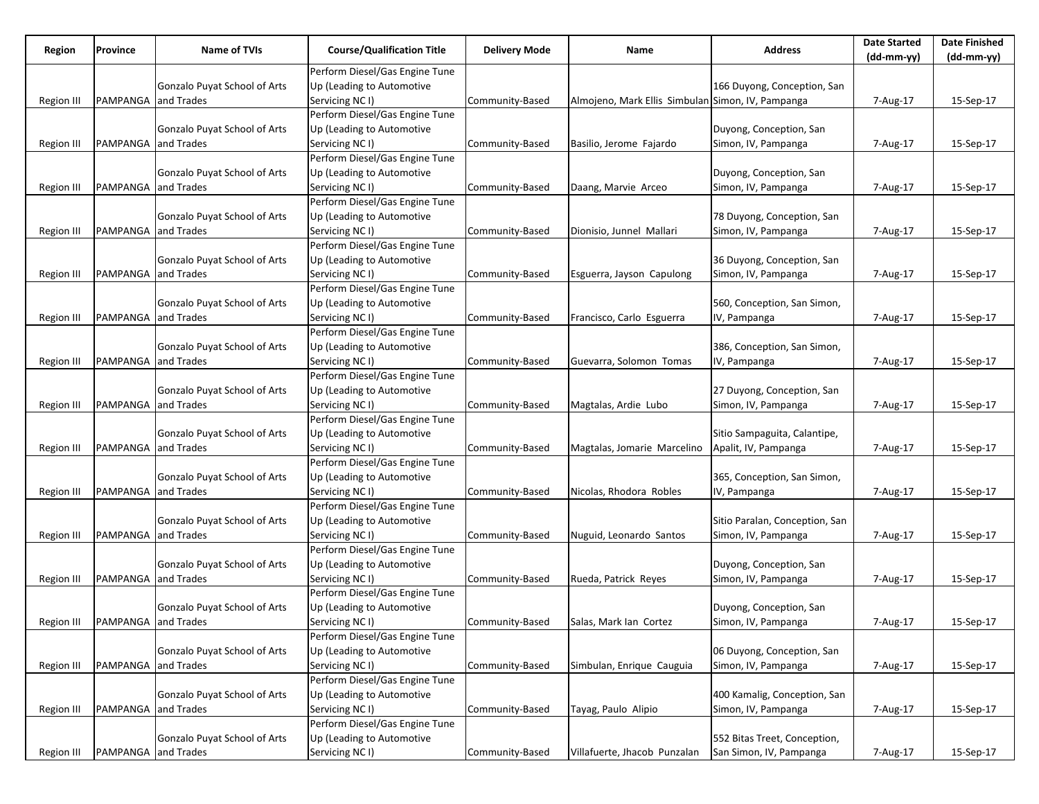| Region | Province | Name of TVIs | Course/Qualification Title | Delivery Mode | Name | Address | Date Started (dd-mm-yy) | Date Finished (dd-mm-yy) |
|---|---|---|---|---|---|---|---|---|
| Region III | PAMPANGA | Gonzalo Puyat School of Arts and Trades | Perform Diesel/Gas Engine Tune Up (Leading to Automotive Servicing NC I) | Community-Based | Almojeno, Mark Ellis Simbulan | 166 Duyong, Conception, San Simon, IV, Pampanga | 7-Aug-17 | 15-Sep-17 |
| Region III | PAMPANGA | Gonzalo Puyat School of Arts and Trades | Perform Diesel/Gas Engine Tune Up (Leading to Automotive Servicing NC I) | Community-Based | Basilio, Jerome Fajardo | Duyong, Conception, San Simon, IV, Pampanga | 7-Aug-17 | 15-Sep-17 |
| Region III | PAMPANGA | Gonzalo Puyat School of Arts and Trades | Perform Diesel/Gas Engine Tune Up (Leading to Automotive Servicing NC I) | Community-Based | Daang, Marvie Arceo | Duyong, Conception, San Simon, IV, Pampanga | 7-Aug-17 | 15-Sep-17 |
| Region III | PAMPANGA | Gonzalo Puyat School of Arts and Trades | Perform Diesel/Gas Engine Tune Up (Leading to Automotive Servicing NC I) | Community-Based | Dionisio, Junnel Mallari | 78 Duyong, Conception, San Simon, IV, Pampanga | 7-Aug-17 | 15-Sep-17 |
| Region III | PAMPANGA | Gonzalo Puyat School of Arts and Trades | Perform Diesel/Gas Engine Tune Up (Leading to Automotive Servicing NC I) | Community-Based | Esguerra, Jayson Capulong | 36 Duyong, Conception, San Simon, IV, Pampanga | 7-Aug-17 | 15-Sep-17 |
| Region III | PAMPANGA | Gonzalo Puyat School of Arts and Trades | Perform Diesel/Gas Engine Tune Up (Leading to Automotive Servicing NC I) | Community-Based | Francisco, Carlo Esguerra | 560, Conception, San Simon, IV, Pampanga | 7-Aug-17 | 15-Sep-17 |
| Region III | PAMPANGA | Gonzalo Puyat School of Arts and Trades | Perform Diesel/Gas Engine Tune Up (Leading to Automotive Servicing NC I) | Community-Based | Guevarra, Solomon Tomas | 386, Conception, San Simon, IV, Pampanga | 7-Aug-17 | 15-Sep-17 |
| Region III | PAMPANGA | Gonzalo Puyat School of Arts and Trades | Perform Diesel/Gas Engine Tune Up (Leading to Automotive Servicing NC I) | Community-Based | Magtalas, Ardie Lubo | 27 Duyong, Conception, San Simon, IV, Pampanga | 7-Aug-17 | 15-Sep-17 |
| Region III | PAMPANGA | Gonzalo Puyat School of Arts and Trades | Perform Diesel/Gas Engine Tune Up (Leading to Automotive Servicing NC I) | Community-Based | Magtalas, Jomarie Marcelino | Sitio Sampaguita, Calantipe, Apalit, IV, Pampanga | 7-Aug-17 | 15-Sep-17 |
| Region III | PAMPANGA | Gonzalo Puyat School of Arts and Trades | Perform Diesel/Gas Engine Tune Up (Leading to Automotive Servicing NC I) | Community-Based | Nicolas, Rhodora Robles | 365, Conception, San Simon, IV, Pampanga | 7-Aug-17 | 15-Sep-17 |
| Region III | PAMPANGA | Gonzalo Puyat School of Arts and Trades | Perform Diesel/Gas Engine Tune Up (Leading to Automotive Servicing NC I) | Community-Based | Nuguid, Leonardo Santos | Sitio Paralan, Conception, San Simon, IV, Pampanga | 7-Aug-17 | 15-Sep-17 |
| Region III | PAMPANGA | Gonzalo Puyat School of Arts and Trades | Perform Diesel/Gas Engine Tune Up (Leading to Automotive Servicing NC I) | Community-Based | Rueda, Patrick Reyes | Duyong, Conception, San Simon, IV, Pampanga | 7-Aug-17 | 15-Sep-17 |
| Region III | PAMPANGA | Gonzalo Puyat School of Arts and Trades | Perform Diesel/Gas Engine Tune Up (Leading to Automotive Servicing NC I) | Community-Based | Salas, Mark Ian Cortez | Duyong, Conception, San Simon, IV, Pampanga | 7-Aug-17 | 15-Sep-17 |
| Region III | PAMPANGA | Gonzalo Puyat School of Arts and Trades | Perform Diesel/Gas Engine Tune Up (Leading to Automotive Servicing NC I) | Community-Based | Simbulan, Enrique Cauguia | 06 Duyong, Conception, San Simon, IV, Pampanga | 7-Aug-17 | 15-Sep-17 |
| Region III | PAMPANGA | Gonzalo Puyat School of Arts and Trades | Perform Diesel/Gas Engine Tune Up (Leading to Automotive Servicing NC I) | Community-Based | Tayag, Paulo Alipio | 400 Kamalig, Conception, San Simon, IV, Pampanga | 7-Aug-17 | 15-Sep-17 |
| Region III | PAMPANGA | Gonzalo Puyat School of Arts and Trades | Perform Diesel/Gas Engine Tune Up (Leading to Automotive Servicing NC I) | Community-Based | Villafuerte, Jhacob Punzalan | 552 Bitas Treet, Conception, San Simon, IV, Pampanga | 7-Aug-17 | 15-Sep-17 |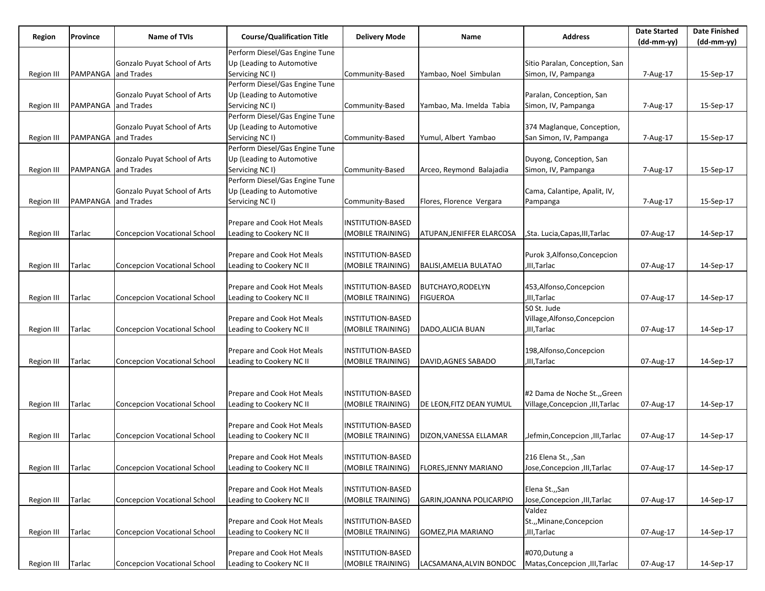| Region | Province | Name of TVIs | Course/Qualification Title | Delivery Mode | Name | Address | Date Started (dd-mm-yy) | Date Finished (dd-mm-yy) |
|---|---|---|---|---|---|---|---|---|
| Region III | PAMPANGA | Gonzalo Puyat School of Arts and Trades | Perform Diesel/Gas Engine Tune Up (Leading to Automotive Servicing NC I) | Community-Based | Yambao, Noel Simbulan | Sitio Paralan, Conception, San Simon, IV, Pampanga | 7-Aug-17 | 15-Sep-17 |
| Region III | PAMPANGA | Gonzalo Puyat School of Arts and Trades | Perform Diesel/Gas Engine Tune Up (Leading to Automotive Servicing NC I) | Community-Based | Yambao, Ma. Imelda Tabia | Paralan, Conception, San Simon, IV, Pampanga | 7-Aug-17 | 15-Sep-17 |
| Region III | PAMPANGA | Gonzalo Puyat School of Arts and Trades | Perform Diesel/Gas Engine Tune Up (Leading to Automotive Servicing NC I) | Community-Based | Yumul, Albert Yambao | 374 Maglanque, Conception, San Simon, IV, Pampanga | 7-Aug-17 | 15-Sep-17 |
| Region III | PAMPANGA | Gonzalo Puyat School of Arts and Trades | Perform Diesel/Gas Engine Tune Up (Leading to Automotive Servicing NC I) | Community-Based | Arceo, Reymond Balajadia | Duyong, Conception, San Simon, IV, Pampanga | 7-Aug-17 | 15-Sep-17 |
| Region III | PAMPANGA | Gonzalo Puyat School of Arts and Trades | Perform Diesel/Gas Engine Tune Up (Leading to Automotive Servicing NC I) | Community-Based | Flores, Florence Vergara | Cama, Calantipe, Apalit, IV, Pampanga | 7-Aug-17 | 15-Sep-17 |
| Region III | Tarlac | Concepcion Vocational School | Prepare and Cook Hot Meals Leading to Cookery NC II | INSTITUTION-BASED (MOBILE TRAINING) | ATUPAN,JENIFFER ELARCOSA | ,Sta. Lucia,Capas,III,Tarlac | 07-Aug-17 | 14-Sep-17 |
| Region III | Tarlac | Concepcion Vocational School | Prepare and Cook Hot Meals Leading to Cookery NC II | INSTITUTION-BASED (MOBILE TRAINING) | BALISI,AMELIA BULATAO | Purok 3,Alfonso,Concepcion ,III,Tarlac | 07-Aug-17 | 14-Sep-17 |
| Region III | Tarlac | Concepcion Vocational School | Prepare and Cook Hot Meals Leading to Cookery NC II | INSTITUTION-BASED (MOBILE TRAINING) | BUTCHAYO,RODELYN FIGUEROA | 453,Alfonso,Concepcion ,III,Tarlac | 07-Aug-17 | 14-Sep-17 |
| Region III | Tarlac | Concepcion Vocational School | Prepare and Cook Hot Meals Leading to Cookery NC II | INSTITUTION-BASED (MOBILE TRAINING) | DADO,ALICIA BUAN | 50 St. Jude Village,Alfonso,Concepcion ,III,Tarlac | 07-Aug-17 | 14-Sep-17 |
| Region III | Tarlac | Concepcion Vocational School | Prepare and Cook Hot Meals Leading to Cookery NC II | INSTITUTION-BASED (MOBILE TRAINING) | DAVID,AGNES SABADO | 198,Alfonso,Concepcion ,III,Tarlac | 07-Aug-17 | 14-Sep-17 |
| Region III | Tarlac | Concepcion Vocational School | Prepare and Cook Hot Meals Leading to Cookery NC II | INSTITUTION-BASED (MOBILE TRAINING) | DE LEON,FITZ DEAN YUMUL | #2 Dama de Noche St.,,Green Village,Concepcion ,III,Tarlac | 07-Aug-17 | 14-Sep-17 |
| Region III | Tarlac | Concepcion Vocational School | Prepare and Cook Hot Meals Leading to Cookery NC II | INSTITUTION-BASED (MOBILE TRAINING) | DIZON,VANESSA ELLAMAR | ,Jefmin,Concepcion ,III,Tarlac | 07-Aug-17 | 14-Sep-17 |
| Region III | Tarlac | Concepcion Vocational School | Prepare and Cook Hot Meals Leading to Cookery NC II | INSTITUTION-BASED (MOBILE TRAINING) | FLORES,JENNY MARIANO | 216 Elena St., ,San Jose,Concepcion ,III,Tarlac | 07-Aug-17 | 14-Sep-17 |
| Region III | Tarlac | Concepcion Vocational School | Prepare and Cook Hot Meals Leading to Cookery NC II | INSTITUTION-BASED (MOBILE TRAINING) | GARIN,JOANNA POLICARPIO | Elena St.,,San Jose,Concepcion ,III,Tarlac | 07-Aug-17 | 14-Sep-17 |
| Region III | Tarlac | Concepcion Vocational School | Prepare and Cook Hot Meals Leading to Cookery NC II | INSTITUTION-BASED (MOBILE TRAINING) | GOMEZ,PIA MARIANO | Valdez St.,,Minane,Concepcion ,III,Tarlac | 07-Aug-17 | 14-Sep-17 |
| Region III | Tarlac | Concepcion Vocational School | Prepare and Cook Hot Meals Leading to Cookery NC II | INSTITUTION-BASED (MOBILE TRAINING) | LACSAMANA,ALVIN BONDOC | #070,Dutung a Matas,Concepcion ,III,Tarlac | 07-Aug-17 | 14-Sep-17 |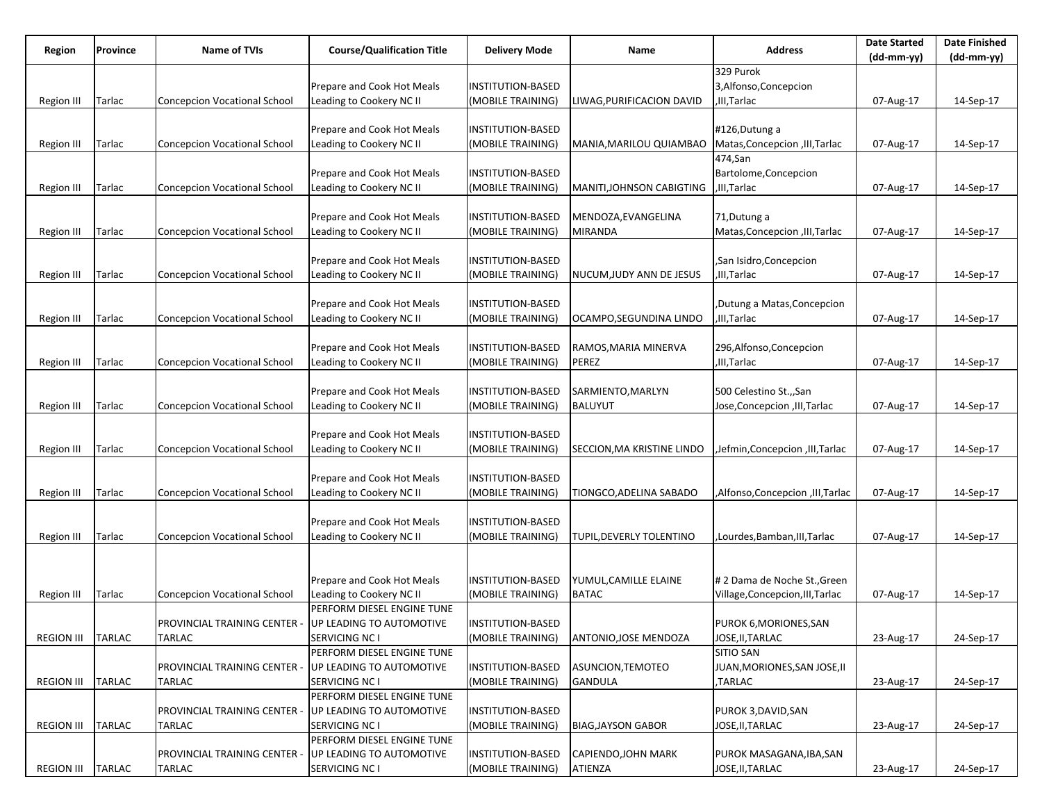| Region | Province | Name of TVIs | Course/Qualification Title | Delivery Mode | Name | Address | Date Started (dd-mm-yy) | Date Finished (dd-mm-yy) |
|---|---|---|---|---|---|---|---|---|
| Region III | Tarlac | Concepcion Vocational School | Prepare and Cook Hot Meals Leading to Cookery NC II | INSTITUTION-BASED (MOBILE TRAINING) | LIWAG,PURIFICACION DAVID | 329 Purok 3,Alfonso,Concepcion ,III,Tarlac | 07-Aug-17 | 14-Sep-17 |
| Region III | Tarlac | Concepcion Vocational School | Prepare and Cook Hot Meals Leading to Cookery NC II | INSTITUTION-BASED (MOBILE TRAINING) | MANIA,MARILOU QUIAMBAO | #126,Dutung a Matas,Concepcion ,III,Tarlac | 07-Aug-17 | 14-Sep-17 |
| Region III | Tarlac | Concepcion Vocational School | Prepare and Cook Hot Meals Leading to Cookery NC II | INSTITUTION-BASED (MOBILE TRAINING) | MANITI,JOHNSON CABIGTING | 474,San Bartolome,Concepcion ,III,Tarlac | 07-Aug-17 | 14-Sep-17 |
| Region III | Tarlac | Concepcion Vocational School | Prepare and Cook Hot Meals Leading to Cookery NC II | INSTITUTION-BASED (MOBILE TRAINING) | MENDOZA,EVANGELINA MIRANDA | 71,Dutung a Matas,Concepcion ,III,Tarlac | 07-Aug-17 | 14-Sep-17 |
| Region III | Tarlac | Concepcion Vocational School | Prepare and Cook Hot Meals Leading to Cookery NC II | INSTITUTION-BASED (MOBILE TRAINING) | NUCUM,JUDY ANN DE JESUS | ,San Isidro,Concepcion ,III,Tarlac | 07-Aug-17 | 14-Sep-17 |
| Region III | Tarlac | Concepcion Vocational School | Prepare and Cook Hot Meals Leading to Cookery NC II | INSTITUTION-BASED (MOBILE TRAINING) | OCAMPO,SEGUNDINA LINDO | ,Dutung a Matas,Concepcion ,III,Tarlac | 07-Aug-17 | 14-Sep-17 |
| Region III | Tarlac | Concepcion Vocational School | Prepare and Cook Hot Meals Leading to Cookery NC II | INSTITUTION-BASED (MOBILE TRAINING) | RAMOS,MARIA MINERVA PEREZ | 296,Alfonso,Concepcion ,III,Tarlac | 07-Aug-17 | 14-Sep-17 |
| Region III | Tarlac | Concepcion Vocational School | Prepare and Cook Hot Meals Leading to Cookery NC II | INSTITUTION-BASED (MOBILE TRAINING) | SARMIENTO,MARLYN BALUYUT | 500 Celestino St.,,San Jose,Concepcion ,III,Tarlac | 07-Aug-17 | 14-Sep-17 |
| Region III | Tarlac | Concepcion Vocational School | Prepare and Cook Hot Meals Leading to Cookery NC II | INSTITUTION-BASED (MOBILE TRAINING) | SECCION,MA KRISTINE LINDO | ,Jefmin,Concepcion ,III,Tarlac | 07-Aug-17 | 14-Sep-17 |
| Region III | Tarlac | Concepcion Vocational School | Prepare and Cook Hot Meals Leading to Cookery NC II | INSTITUTION-BASED (MOBILE TRAINING) | TIONGCO,ADELINA SABADO | ,Alfonso,Concepcion ,III,Tarlac | 07-Aug-17 | 14-Sep-17 |
| Region III | Tarlac | Concepcion Vocational School | Prepare and Cook Hot Meals Leading to Cookery NC II | INSTITUTION-BASED (MOBILE TRAINING) | TUPIL,DEVERLY TOLENTINO | ,Lourdes,Bamban,III,Tarlac | 07-Aug-17 | 14-Sep-17 |
| Region III | Tarlac | Concepcion Vocational School | Prepare and Cook Hot Meals Leading to Cookery NC II | INSTITUTION-BASED (MOBILE TRAINING) | YUMUL,CAMILLE ELAINE BATAC | # 2 Dama de Noche St.,Green Village,Concepcion,III,Tarlac | 07-Aug-17 | 14-Sep-17 |
| REGION III | TARLAC | PROVINCIAL TRAINING CENTER - TARLAC | PERFORM DIESEL ENGINE TUNE UP LEADING TO AUTOMOTIVE SERVICING NC I | INSTITUTION-BASED (MOBILE TRAINING) | ANTONIO,JOSE MENDOZA | PUROK 6,MORIONES,SAN JOSE,II,TARLAC | 23-Aug-17 | 24-Sep-17 |
| REGION III | TARLAC | PROVINCIAL TRAINING CENTER - TARLAC | PERFORM DIESEL ENGINE TUNE UP LEADING TO AUTOMOTIVE SERVICING NC I | INSTITUTION-BASED (MOBILE TRAINING) | ASUNCION,TEMOTEO GANDULA | SITIO SAN JUAN,MORIONES,SAN JOSE,II ,TARLAC | 23-Aug-17 | 24-Sep-17 |
| REGION III | TARLAC | PROVINCIAL TRAINING CENTER - TARLAC | PERFORM DIESEL ENGINE TUNE UP LEADING TO AUTOMOTIVE SERVICING NC I | INSTITUTION-BASED (MOBILE TRAINING) | BIAG,JAYSON GABOR | PUROK 3,DAVID,SAN JOSE,II,TARLAC | 23-Aug-17 | 24-Sep-17 |
| REGION III | TARLAC | PROVINCIAL TRAINING CENTER - TARLAC | PERFORM DIESEL ENGINE TUNE UP LEADING TO AUTOMOTIVE SERVICING NC I | INSTITUTION-BASED (MOBILE TRAINING) | CAPIENDO,JOHN MARK ATIENZA | PUROK MASAGANA,IBA,SAN JOSE,II,TARLAC | 23-Aug-17 | 24-Sep-17 |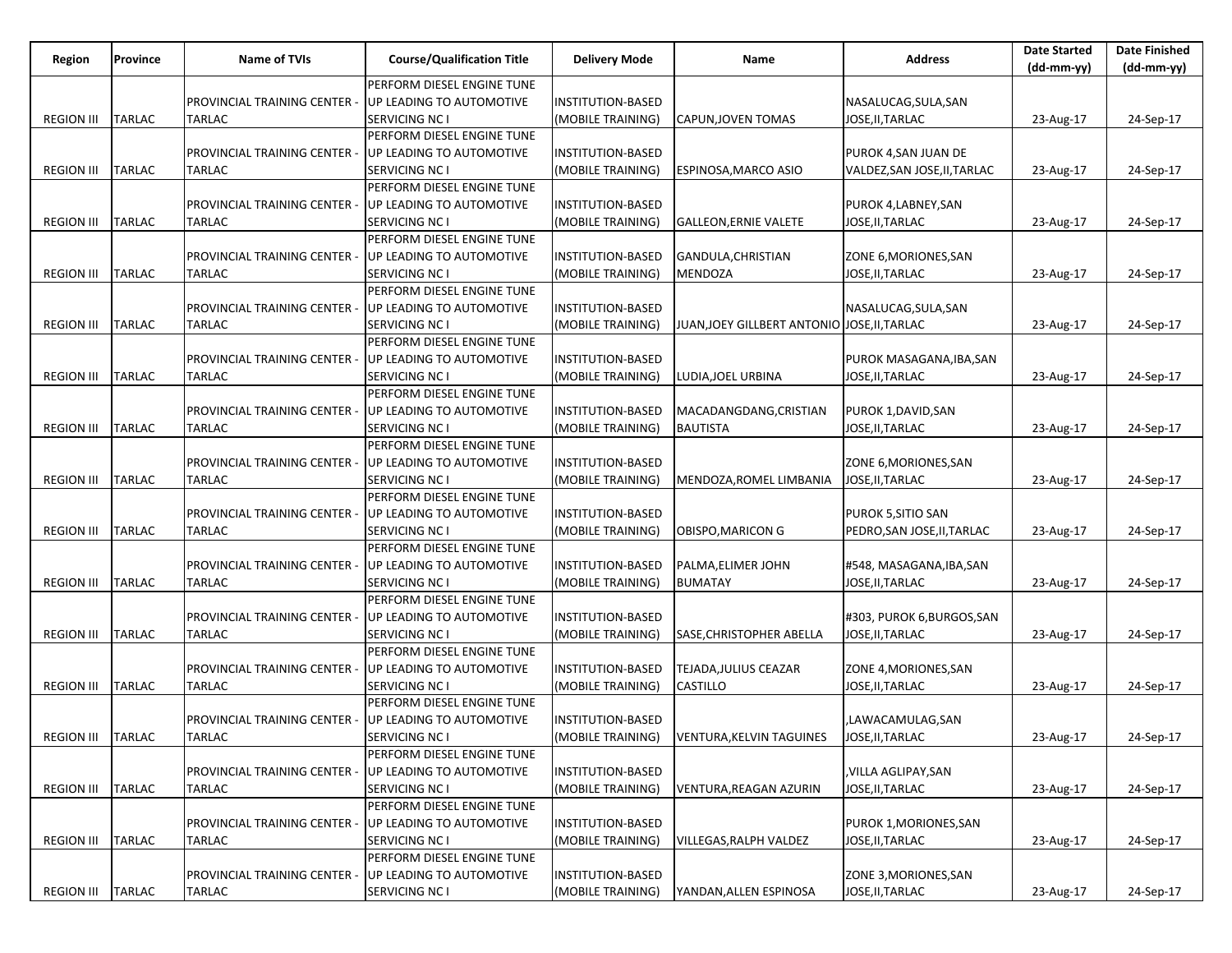| Region | Province | Name of TVIs | Course/Qualification Title | Delivery Mode | Name | Address | Date Started (dd-mm-yy) | Date Finished (dd-mm-yy) |
|---|---|---|---|---|---|---|---|---|
| REGION III | TARLAC | PROVINCIAL TRAINING CENTER - TARLAC | PERFORM DIESEL ENGINE TUNE UP LEADING TO AUTOMOTIVE SERVICING NC I | INSTITUTION-BASED (MOBILE TRAINING) | CAPUN,JOVEN TOMAS | NASALUCAG,SULA,SAN JOSE,II,TARLAC | 23-Aug-17 | 24-Sep-17 |
| REGION III | TARLAC | PROVINCIAL TRAINING CENTER - TARLAC | PERFORM DIESEL ENGINE TUNE UP LEADING TO AUTOMOTIVE SERVICING NC I | INSTITUTION-BASED (MOBILE TRAINING) | ESPINOSA,MARCO ASIO | PUROK 4,SAN JUAN DE VALDEZ,SAN JOSE,II,TARLAC | 23-Aug-17 | 24-Sep-17 |
| REGION III | TARLAC | PROVINCIAL TRAINING CENTER - TARLAC | PERFORM DIESEL ENGINE TUNE UP LEADING TO AUTOMOTIVE SERVICING NC I | INSTITUTION-BASED (MOBILE TRAINING) | GALLEON,ERNIE VALETE | PUROK 4,LABNEY,SAN JOSE,II,TARLAC | 23-Aug-17 | 24-Sep-17 |
| REGION III | TARLAC | PROVINCIAL TRAINING CENTER - TARLAC | PERFORM DIESEL ENGINE TUNE UP LEADING TO AUTOMOTIVE SERVICING NC I | INSTITUTION-BASED (MOBILE TRAINING) | GANDULA,CHRISTIAN MENDOZA | ZONE 6,MORIONES,SAN JOSE,II,TARLAC | 23-Aug-17 | 24-Sep-17 |
| REGION III | TARLAC | PROVINCIAL TRAINING CENTER - TARLAC | PERFORM DIESEL ENGINE TUNE UP LEADING TO AUTOMOTIVE SERVICING NC I | INSTITUTION-BASED (MOBILE TRAINING) | JUAN,JOEY GILLBERT ANTONIO | NASALUCAG,SULA,SAN JOSE,II,TARLAC | 23-Aug-17 | 24-Sep-17 |
| REGION III | TARLAC | PROVINCIAL TRAINING CENTER - TARLAC | PERFORM DIESEL ENGINE TUNE UP LEADING TO AUTOMOTIVE SERVICING NC I | INSTITUTION-BASED (MOBILE TRAINING) | LUDIA,JOEL URBINA | PUROK MASAGANA,IBA,SAN JOSE,II,TARLAC | 23-Aug-17 | 24-Sep-17 |
| REGION III | TARLAC | PROVINCIAL TRAINING CENTER - TARLAC | PERFORM DIESEL ENGINE TUNE UP LEADING TO AUTOMOTIVE SERVICING NC I | INSTITUTION-BASED (MOBILE TRAINING) | MACADANGDANG,CRISTIAN BAUTISTA | PUROK 1,DAVID,SAN JOSE,II,TARLAC | 23-Aug-17 | 24-Sep-17 |
| REGION III | TARLAC | PROVINCIAL TRAINING CENTER - TARLAC | PERFORM DIESEL ENGINE TUNE UP LEADING TO AUTOMOTIVE SERVICING NC I | INSTITUTION-BASED (MOBILE TRAINING) | MENDOZA,ROMEL LIMBANIA | ZONE 6,MORIONES,SAN JOSE,II,TARLAC | 23-Aug-17 | 24-Sep-17 |
| REGION III | TARLAC | PROVINCIAL TRAINING CENTER - TARLAC | PERFORM DIESEL ENGINE TUNE UP LEADING TO AUTOMOTIVE SERVICING NC I | INSTITUTION-BASED (MOBILE TRAINING) | OBISPO,MARICON G | PUROK 5,SITIO SAN PEDRO,SAN JOSE,II,TARLAC | 23-Aug-17 | 24-Sep-17 |
| REGION III | TARLAC | PROVINCIAL TRAINING CENTER - TARLAC | PERFORM DIESEL ENGINE TUNE UP LEADING TO AUTOMOTIVE SERVICING NC I | INSTITUTION-BASED (MOBILE TRAINING) | PALMA,ELIMER JOHN BUMATAY | #548, MASAGANA,IBA,SAN JOSE,II,TARLAC | 23-Aug-17 | 24-Sep-17 |
| REGION III | TARLAC | PROVINCIAL TRAINING CENTER - TARLAC | PERFORM DIESEL ENGINE TUNE UP LEADING TO AUTOMOTIVE SERVICING NC I | INSTITUTION-BASED (MOBILE TRAINING) | SASE,CHRISTOPHER ABELLA | #303, PUROK 6,BURGOS,SAN JOSE,II,TARLAC | 23-Aug-17 | 24-Sep-17 |
| REGION III | TARLAC | PROVINCIAL TRAINING CENTER - TARLAC | PERFORM DIESEL ENGINE TUNE UP LEADING TO AUTOMOTIVE SERVICING NC I | INSTITUTION-BASED (MOBILE TRAINING) | TEJADA,JULIUS CEAZAR CASTILLO | ZONE 4,MORIONES,SAN JOSE,II,TARLAC | 23-Aug-17 | 24-Sep-17 |
| REGION III | TARLAC | PROVINCIAL TRAINING CENTER - TARLAC | PERFORM DIESEL ENGINE TUNE UP LEADING TO AUTOMOTIVE SERVICING NC I | INSTITUTION-BASED (MOBILE TRAINING) | VENTURA,KELVIN TAGUINES | ,LAWACAMULAG,SAN JOSE,II,TARLAC | 23-Aug-17 | 24-Sep-17 |
| REGION III | TARLAC | PROVINCIAL TRAINING CENTER - TARLAC | PERFORM DIESEL ENGINE TUNE UP LEADING TO AUTOMOTIVE SERVICING NC I | INSTITUTION-BASED (MOBILE TRAINING) | VENTURA,REAGAN AZURIN | ,VILLA AGLIPAY,SAN JOSE,II,TARLAC | 23-Aug-17 | 24-Sep-17 |
| REGION III | TARLAC | PROVINCIAL TRAINING CENTER - TARLAC | PERFORM DIESEL ENGINE TUNE UP LEADING TO AUTOMOTIVE SERVICING NC I | INSTITUTION-BASED (MOBILE TRAINING) | VILLEGAS,RALPH VALDEZ | PUROK 1,MORIONES,SAN JOSE,II,TARLAC | 23-Aug-17 | 24-Sep-17 |
| REGION III | TARLAC | PROVINCIAL TRAINING CENTER - TARLAC | PERFORM DIESEL ENGINE TUNE UP LEADING TO AUTOMOTIVE SERVICING NC I | INSTITUTION-BASED (MOBILE TRAINING) | YANDAN,ALLEN ESPINOSA | ZONE 3,MORIONES,SAN JOSE,II,TARLAC | 23-Aug-17 | 24-Sep-17 |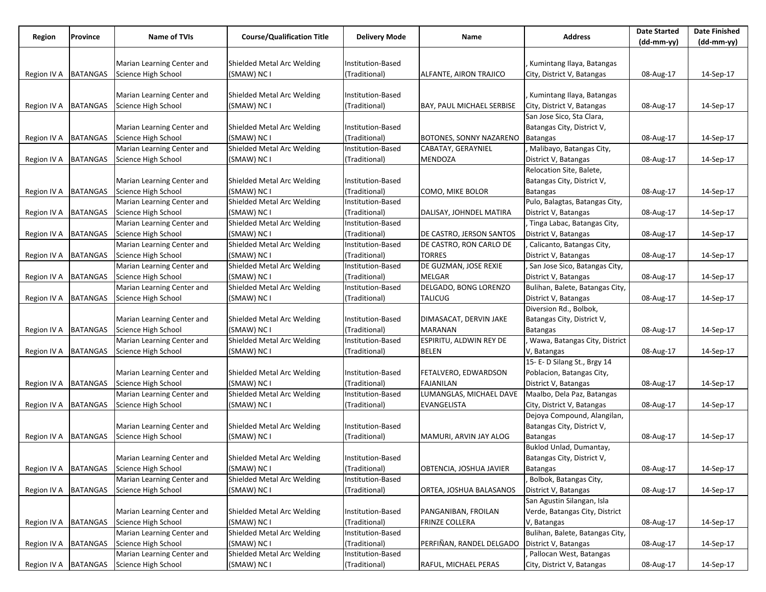| Region | Province | Name of TVIs | Course/Qualification Title | Delivery Mode | Name | Address | Date Started (dd-mm-yy) | Date Finished (dd-mm-yy) |
|---|---|---|---|---|---|---|---|---|
| Region IV A | BATANGAS | Marian Learning Center and Science High School | Shielded Metal Arc Welding (SMAW) NC I | Institution-Based (Traditional) | ALFANTE, AIRON TRAJICO | , Kumintang Ilaya, Batangas City, District V, Batangas | 08-Aug-17 | 14-Sep-17 |
| Region IV A | BATANGAS | Marian Learning Center and Science High School | Shielded Metal Arc Welding (SMAW) NC I | Institution-Based (Traditional) | BAY, PAUL MICHAEL SERBISE | , Kumintang Ilaya, Batangas City, District V, Batangas | 08-Aug-17 | 14-Sep-17 |
| Region IV A | BATANGAS | Marian Learning Center and Science High School | Shielded Metal Arc Welding (SMAW) NC I | Institution-Based (Traditional) | BOTONES, SONNY NAZARENO | San Jose Sico, Sta Clara, Batangas City, District V, Batangas | 08-Aug-17 | 14-Sep-17 |
| Region IV A | BATANGAS | Marian Learning Center and Science High School | Shielded Metal Arc Welding (SMAW) NC I | Institution-Based (Traditional) | CABATAY, GERAYNIEL MENDOZA | , Malibayo, Batangas City, District V, Batangas | 08-Aug-17 | 14-Sep-17 |
| Region IV A | BATANGAS | Marian Learning Center and Science High School | Shielded Metal Arc Welding (SMAW) NC I | Institution-Based (Traditional) | COMO, MIKE BOLOR | Relocation Site, Balete, Batangas City, District V, Batangas | 08-Aug-17 | 14-Sep-17 |
| Region IV A | BATANGAS | Marian Learning Center and Science High School | Shielded Metal Arc Welding (SMAW) NC I | Institution-Based (Traditional) | DALISAY, JOHNDEL MATIRA | Pulo, Balagtas, Batangas City, District V, Batangas | 08-Aug-17 | 14-Sep-17 |
| Region IV A | BATANGAS | Marian Learning Center and Science High School | Shielded Metal Arc Welding (SMAW) NC I | Institution-Based (Traditional) | DE CASTRO, JERSON SANTOS | , Tinga Labac, Batangas City, District V, Batangas | 08-Aug-17 | 14-Sep-17 |
| Region IV A | BATANGAS | Marian Learning Center and Science High School | Shielded Metal Arc Welding (SMAW) NC I | Institution-Based (Traditional) | DE CASTRO, RON CARLO DE TORRES | , Calicanto, Batangas City, District V, Batangas | 08-Aug-17 | 14-Sep-17 |
| Region IV A | BATANGAS | Marian Learning Center and Science High School | Shielded Metal Arc Welding (SMAW) NC I | Institution-Based (Traditional) | DE GUZMAN, JOSE REXIE MELGAR | , San Jose Sico, Batangas City, District V, Batangas | 08-Aug-17 | 14-Sep-17 |
| Region IV A | BATANGAS | Marian Learning Center and Science High School | Shielded Metal Arc Welding (SMAW) NC I | Institution-Based (Traditional) | DELGADO, BONG LORENZO TALICUG | Bulihan, Balete, Batangas City, District V, Batangas | 08-Aug-17 | 14-Sep-17 |
| Region IV A | BATANGAS | Marian Learning Center and Science High School | Shielded Metal Arc Welding (SMAW) NC I | Institution-Based (Traditional) | DIMASACAT, DERVIN JAKE MARANAN | Diversion Rd., Bolbok, Batangas City, District V, Batangas | 08-Aug-17 | 14-Sep-17 |
| Region IV A | BATANGAS | Marian Learning Center and Science High School | Shielded Metal Arc Welding (SMAW) NC I | Institution-Based (Traditional) | ESPIRITU, ALDWIN REY DE BELEN | , Wawa, Batangas City, District V, Batangas | 08-Aug-17 | 14-Sep-17 |
| Region IV A | BATANGAS | Marian Learning Center and Science High School | Shielded Metal Arc Welding (SMAW) NC I | Institution-Based (Traditional) | FETALVERO, EDWARDSON FAJANILAN | 15- E- D Silang St., Brgy 14 Poblacion, Batangas City, District V, Batangas | 08-Aug-17 | 14-Sep-17 |
| Region IV A | BATANGAS | Marian Learning Center and Science High School | Shielded Metal Arc Welding (SMAW) NC I | Institution-Based (Traditional) | LUMANGLAS, MICHAEL DAVE EVANGELISTA | Maalbo, Dela Paz, Batangas City, District V, Batangas | 08-Aug-17 | 14-Sep-17 |
| Region IV A | BATANGAS | Marian Learning Center and Science High School | Shielded Metal Arc Welding (SMAW) NC I | Institution-Based (Traditional) | MAMURI, ARVIN JAY ALOG | Dejoya Compound, Alangilan, Batangas City, District V, Batangas | 08-Aug-17 | 14-Sep-17 |
| Region IV A | BATANGAS | Marian Learning Center and Science High School | Shielded Metal Arc Welding (SMAW) NC I | Institution-Based (Traditional) | OBTENCIA, JOSHUA JAVIER | Buklod Unlad, Dumantay, Batangas City, District V, Batangas | 08-Aug-17 | 14-Sep-17 |
| Region IV A | BATANGAS | Marian Learning Center and Science High School | Shielded Metal Arc Welding (SMAW) NC I | Institution-Based (Traditional) | ORTEA, JOSHUA BALASANOS | , Bolbok, Batangas City, District V, Batangas | 08-Aug-17 | 14-Sep-17 |
| Region IV A | BATANGAS | Marian Learning Center and Science High School | Shielded Metal Arc Welding (SMAW) NC I | Institution-Based (Traditional) | PANGANIBAN, FROILAN FRINZE COLLERA | San Agustin Silangan, Isla Verde, Batangas City, District V, Batangas | 08-Aug-17 | 14-Sep-17 |
| Region IV A | BATANGAS | Marian Learning Center and Science High School | Shielded Metal Arc Welding (SMAW) NC I | Institution-Based (Traditional) | PERFIÑAN, RANDEL DELGADO | Bulihan, Balete, Batangas City, District V, Batangas | 08-Aug-17 | 14-Sep-17 |
| Region IV A | BATANGAS | Marian Learning Center and Science High School | Shielded Metal Arc Welding (SMAW) NC I | Institution-Based (Traditional) | RAFUL, MICHAEL PERAS | , Pallocan West, Batangas City, District V, Batangas | 08-Aug-17 | 14-Sep-17 |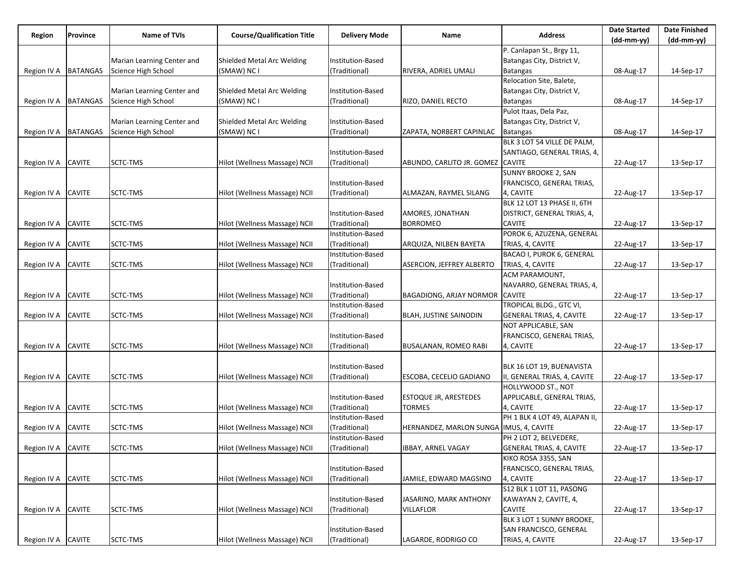| Region | Province | Name of TVIs | Course/Qualification Title | Delivery Mode | Name | Address | Date Started (dd-mm-yy) | Date Finished (dd-mm-yy) |
|---|---|---|---|---|---|---|---|---|
| Region IV A | BATANGAS | Marian Learning Center and Science High School | Shielded Metal Arc Welding (SMAW) NC I | Institution-Based (Traditional) | RIVERA, ADRIEL UMALI | P. Canlapan St., Brgy 11, Batangas City, District V, Batangas | 08-Aug-17 | 14-Sep-17 |
| Region IV A | BATANGAS | Marian Learning Center and Science High School | Shielded Metal Arc Welding (SMAW) NC I | Institution-Based (Traditional) | RIZO, DANIEL RECTO | Relocation Site, Balete, Batangas City, District V, Batangas | 08-Aug-17 | 14-Sep-17 |
| Region IV A | BATANGAS | Marian Learning Center and Science High School | Shielded Metal Arc Welding (SMAW) NC I | Institution-Based (Traditional) | ZAPATA, NORBERT CAPINLAC | Pulot Itaas, Dela Paz, Batangas City, District V, Batangas | 08-Aug-17 | 14-Sep-17 |
| Region IV A | CAVITE | SCTC-TMS | Hilot (Wellness Massage) NCII | Institution-Based (Traditional) | ABUNDO, CARLITO JR. GOMEZ | BLK 3 LOT 54 VILLE DE PALM, SANTIAGO, GENERAL TRIAS, 4, CAVITE | 22-Aug-17 | 13-Sep-17 |
| Region IV A | CAVITE | SCTC-TMS | Hilot (Wellness Massage) NCII | Institution-Based (Traditional) | ALMAZAN, RAYMEL SILANG | SUNNY BROOKE 2, SAN FRANCISCO, GENERAL TRIAS, 4, CAVITE | 22-Aug-17 | 13-Sep-17 |
| Region IV A | CAVITE | SCTC-TMS | Hilot (Wellness Massage) NCII | Institution-Based (Traditional) | AMORES, JONATHAN BORROMEO | BLK 12 LOT 13 PHASE II, 6TH DISTRICT, GENERAL TRIAS, 4, CAVITE | 22-Aug-17 | 13-Sep-17 |
| Region IV A | CAVITE | SCTC-TMS | Hilot (Wellness Massage) NCII | Institution-Based (Traditional) | ARQUIZA, NILBEN BAYETA | POROK 6, AZUZENA, GENERAL TRIAS, 4, CAVITE | 22-Aug-17 | 13-Sep-17 |
| Region IV A | CAVITE | SCTC-TMS | Hilot (Wellness Massage) NCII | Institution-Based (Traditional) | ASERCION, JEFFREY ALBERTO | BACAO I, PUROK 6, GENERAL TRIAS, 4, CAVITE | 22-Aug-17 | 13-Sep-17 |
| Region IV A | CAVITE | SCTC-TMS | Hilot (Wellness Massage) NCII | Institution-Based (Traditional) | BAGADIONG, ARJAY NORMOR | ACM PARAMOUNT, NAVARRO, GENERAL TRIAS, 4, CAVITE | 22-Aug-17 | 13-Sep-17 |
| Region IV A | CAVITE | SCTC-TMS | Hilot (Wellness Massage) NCII | Institution-Based (Traditional) | BLAH, JUSTINE SAINODIN | TROPICAL BLDG., GTC VI, GENERAL TRIAS, 4, CAVITE | 22-Aug-17 | 13-Sep-17 |
| Region IV A | CAVITE | SCTC-TMS | Hilot (Wellness Massage) NCII | Institution-Based (Traditional) | BUSALANAN, ROMEO RABI | NOT APPLICABLE, SAN FRANCISCO, GENERAL TRIAS, 4, CAVITE | 22-Aug-17 | 13-Sep-17 |
| Region IV A | CAVITE | SCTC-TMS | Hilot (Wellness Massage) NCII | Institution-Based (Traditional) | ESCOBA, CECELIO GADIANO | BLK 16 LOT 19, BUENAVISTA II, GENERAL TRIAS, 4, CAVITE | 22-Aug-17 | 13-Sep-17 |
| Region IV A | CAVITE | SCTC-TMS | Hilot (Wellness Massage) NCII | Institution-Based (Traditional) | ESTOQUE JR, ARESTEDES TORMES | HOLLYWOOD ST., NOT APPLICABLE, GENERAL TRIAS, 4, CAVITE | 22-Aug-17 | 13-Sep-17 |
| Region IV A | CAVITE | SCTC-TMS | Hilot (Wellness Massage) NCII | Institution-Based (Traditional) | HERNANDEZ, MARLON SUNGA | PH 1 BLK 4 LOT 49, ALAPAN II, IMUS, 4, CAVITE | 22-Aug-17 | 13-Sep-17 |
| Region IV A | CAVITE | SCTC-TMS | Hilot (Wellness Massage) NCII | Institution-Based (Traditional) | IBBAY, ARNEL VAGAY | PH 2 LOT 2, BELVEDERE, GENERAL TRIAS, 4, CAVITE | 22-Aug-17 | 13-Sep-17 |
| Region IV A | CAVITE | SCTC-TMS | Hilot (Wellness Massage) NCII | Institution-Based (Traditional) | JAMILE, EDWARD MAGSINO | KIKO ROSA 3355, SAN FRANCISCO, GENERAL TRIAS, 4, CAVITE | 22-Aug-17 | 13-Sep-17 |
| Region IV A | CAVITE | SCTC-TMS | Hilot (Wellness Massage) NCII | Institution-Based (Traditional) | JASARINO, MARK ANTHONY VILLAFLOR | S12 BLK 1 LOT 11, PASONG KAWAYAN 2, CAVITE, 4, CAVITE | 22-Aug-17 | 13-Sep-17 |
| Region IV A | CAVITE | SCTC-TMS | Hilot (Wellness Massage) NCII | Institution-Based (Traditional) | LAGARDE, RODRIGO CO | BLK 3 LOT 1 SUNNY BROOKE, SAN FRANCISCO, GENERAL TRIAS, 4, CAVITE | 22-Aug-17 | 13-Sep-17 |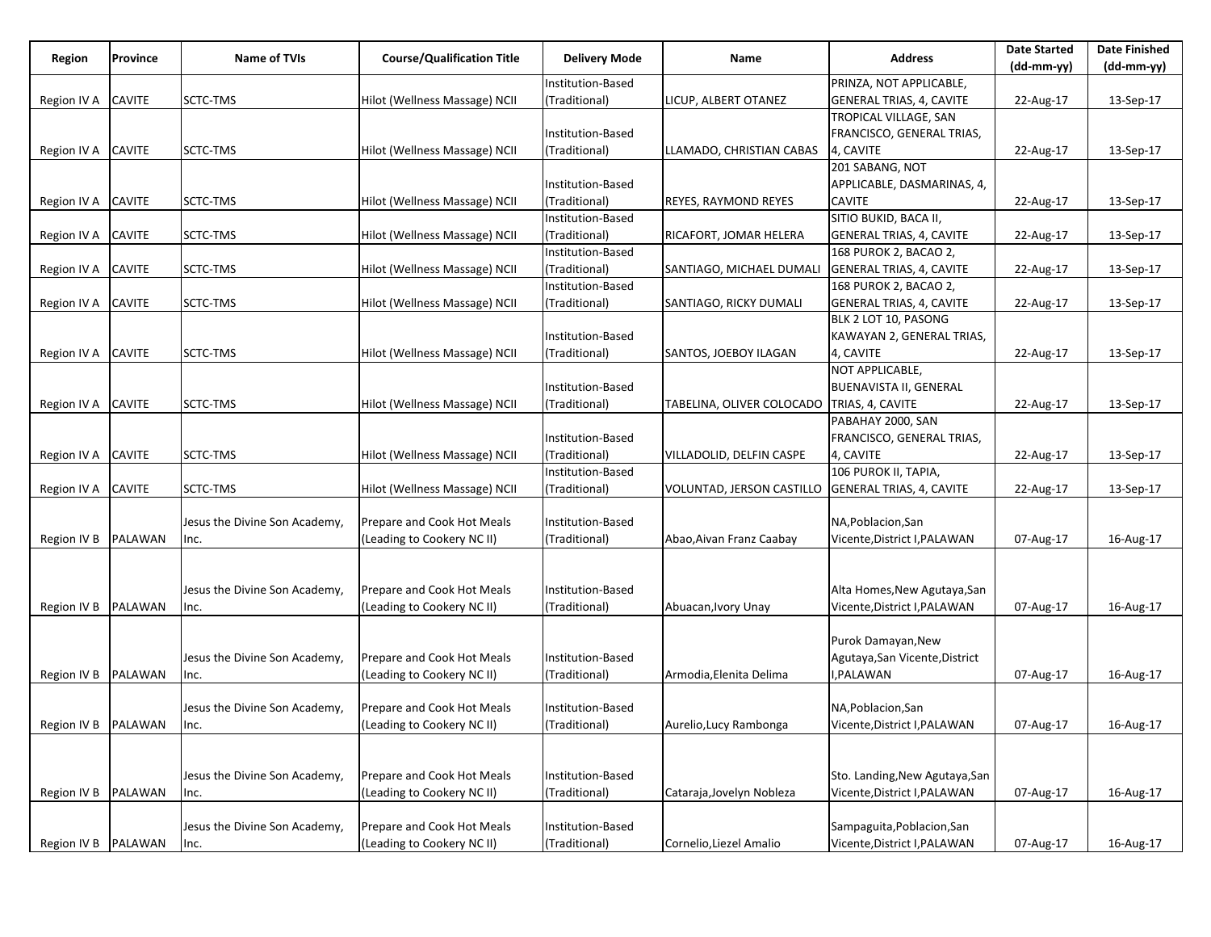| Region | Province | Name of TVIs | Course/Qualification Title | Delivery Mode | Name | Address | Date Started (dd-mm-yy) | Date Finished (dd-mm-yy) |
|---|---|---|---|---|---|---|---|---|
| Region IV A | CAVITE | SCTC-TMS | Hilot (Wellness Massage) NCII | Institution-Based (Traditional) | LICUP, ALBERT OTANEZ | PRINZA, NOT APPLICABLE, GENERAL TRIAS, 4, CAVITE | 22-Aug-17 | 13-Sep-17 |
| Region IV A | CAVITE | SCTC-TMS | Hilot (Wellness Massage) NCII | Institution-Based (Traditional) | LLAMADO, CHRISTIAN CABAS | TROPICAL VILLAGE, SAN FRANCISCO, GENERAL TRIAS, 4, CAVITE | 22-Aug-17 | 13-Sep-17 |
| Region IV A | CAVITE | SCTC-TMS | Hilot (Wellness Massage) NCII | Institution-Based (Traditional) | REYES, RAYMOND REYES | 201 SABANG, NOT APPLICABLE, DASMARINAS, 4, CAVITE | 22-Aug-17 | 13-Sep-17 |
| Region IV A | CAVITE | SCTC-TMS | Hilot (Wellness Massage) NCII | Institution-Based (Traditional) | RICAFORT, JOMAR HELERA | SITIO BUKID, BACA II, GENERAL TRIAS, 4, CAVITE | 22-Aug-17 | 13-Sep-17 |
| Region IV A | CAVITE | SCTC-TMS | Hilot (Wellness Massage) NCII | Institution-Based (Traditional) | SANTIAGO, MICHAEL DUMALI | 168 PUROK 2, BACAO 2, GENERAL TRIAS, 4, CAVITE | 22-Aug-17 | 13-Sep-17 |
| Region IV A | CAVITE | SCTC-TMS | Hilot (Wellness Massage) NCII | Institution-Based (Traditional) | SANTIAGO, RICKY DUMALI | 168 PUROK 2, BACAO 2, GENERAL TRIAS, 4, CAVITE | 22-Aug-17 | 13-Sep-17 |
| Region IV A | CAVITE | SCTC-TMS | Hilot (Wellness Massage) NCII | Institution-Based (Traditional) | SANTOS, JOEBOY ILAGAN | BLK 2 LOT 10, PASONG KAWAYAN 2, GENERAL TRIAS, 4, CAVITE | 22-Aug-17 | 13-Sep-17 |
| Region IV A | CAVITE | SCTC-TMS | Hilot (Wellness Massage) NCII | Institution-Based (Traditional) | TABELINA, OLIVER COLOCADO | NOT APPLICABLE, BUENAVISTA II, GENERAL TRIAS, 4, CAVITE | 22-Aug-17 | 13-Sep-17 |
| Region IV A | CAVITE | SCTC-TMS | Hilot (Wellness Massage) NCII | Institution-Based (Traditional) | VILLADOLID, DELFIN CASPE | PABAHAY 2000, SAN FRANCISCO, GENERAL TRIAS, 4, CAVITE | 22-Aug-17 | 13-Sep-17 |
| Region IV A | CAVITE | SCTC-TMS | Hilot (Wellness Massage) NCII | Institution-Based (Traditional) | VOLUNTAD, JERSON CASTILLO | 106 PUROK II, TAPIA, GENERAL TRIAS, 4, CAVITE | 22-Aug-17 | 13-Sep-17 |
| Region IV B | PALAWAN | Jesus the Divine Son Academy, Inc. | Prepare and Cook Hot Meals (Leading to Cookery NC II) | Institution-Based (Traditional) | Abao,Aivan Franz Caabay | NA,Poblacion,San Vicente,District I,PALAWAN | 07-Aug-17 | 16-Aug-17 |
| Region IV B | PALAWAN | Jesus the Divine Son Academy, Inc. | Prepare and Cook Hot Meals (Leading to Cookery NC II) | Institution-Based (Traditional) | Abuacan,Ivory Unay | Alta Homes,New Agutaya,San Vicente,District I,PALAWAN | 07-Aug-17 | 16-Aug-17 |
| Region IV B | PALAWAN | Jesus the Divine Son Academy, Inc. | Prepare and Cook Hot Meals (Leading to Cookery NC II) | Institution-Based (Traditional) | Armodia,Elenita Delima | Purok Damayan,New Agutaya,San Vicente,District I,PALAWAN | 07-Aug-17 | 16-Aug-17 |
| Region IV B | PALAWAN | Jesus the Divine Son Academy, Inc. | Prepare and Cook Hot Meals (Leading to Cookery NC II) | Institution-Based (Traditional) | Aurelio,Lucy Rambonga | NA,Poblacion,San Vicente,District I,PALAWAN | 07-Aug-17 | 16-Aug-17 |
| Region IV B | PALAWAN | Jesus the Divine Son Academy, Inc. | Prepare and Cook Hot Meals (Leading to Cookery NC II) | Institution-Based (Traditional) | Cataraja,Jovelyn Nobleza | Sto. Landing,New Agutaya,San Vicente,District I,PALAWAN | 07-Aug-17 | 16-Aug-17 |
| Region IV B | PALAWAN | Jesus the Divine Son Academy, Inc. | Prepare and Cook Hot Meals (Leading to Cookery NC II) | Institution-Based (Traditional) | Cornelio,Liezel Amalio | Sampaguita,Poblacion,San Vicente,District I,PALAWAN | 07-Aug-17 | 16-Aug-17 |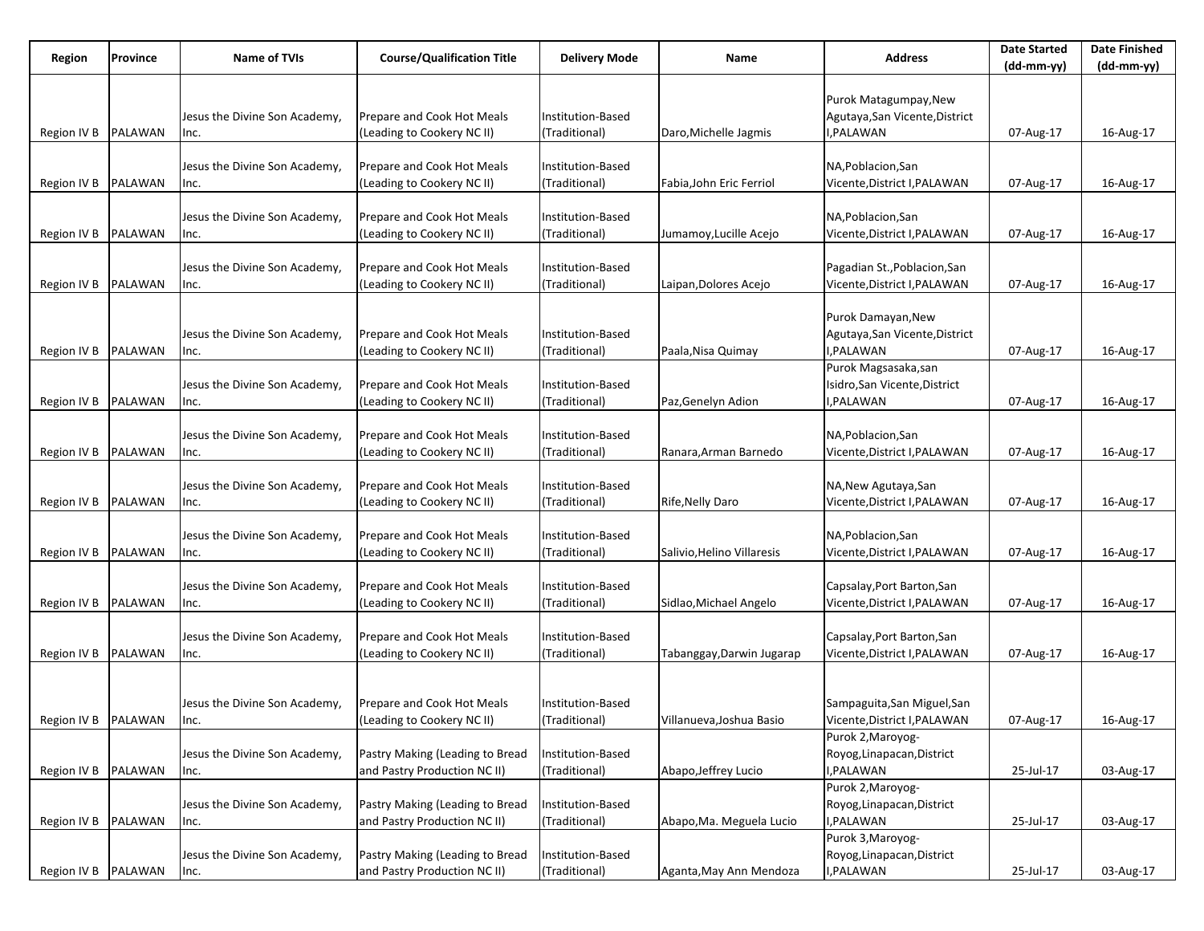| Region | Province | Name of TVIs | Course/Qualification Title | Delivery Mode | Name | Address | Date Started (dd-mm-yy) | Date Finished (dd-mm-yy) |
|---|---|---|---|---|---|---|---|---|
| Region IV B | PALAWAN | Jesus the Divine Son Academy, Inc. | Prepare and Cook Hot Meals (Leading to Cookery NC II) | Institution-Based (Traditional) | Daro,Michelle Jagmis | Purok Matagumpay,New Agutaya,San Vicente,District I,PALAWAN | 07-Aug-17 | 16-Aug-17 |
| Region IV B | PALAWAN | Jesus the Divine Son Academy, Inc. | Prepare and Cook Hot Meals (Leading to Cookery NC II) | Institution-Based (Traditional) | Fabia,John Eric Ferriol | NA,Poblacion,San Vicente,District I,PALAWAN | 07-Aug-17 | 16-Aug-17 |
| Region IV B | PALAWAN | Jesus the Divine Son Academy, Inc. | Prepare and Cook Hot Meals (Leading to Cookery NC II) | Institution-Based (Traditional) | Jumamoy,Lucille Acejo | NA,Poblacion,San Vicente,District I,PALAWAN | 07-Aug-17 | 16-Aug-17 |
| Region IV B | PALAWAN | Jesus the Divine Son Academy, Inc. | Prepare and Cook Hot Meals (Leading to Cookery NC II) | Institution-Based (Traditional) | Laipan,Dolores Acejo | Pagadian St.,Poblacion,San Vicente,District I,PALAWAN | 07-Aug-17 | 16-Aug-17 |
| Region IV B | PALAWAN | Jesus the Divine Son Academy, Inc. | Prepare and Cook Hot Meals (Leading to Cookery NC II) | Institution-Based (Traditional) | Paala,Nisa Quimay | Purok Damayan,New Agutaya,San Vicente,District I,PALAWAN | 07-Aug-17 | 16-Aug-17 |
| Region IV B | PALAWAN | Jesus the Divine Son Academy, Inc. | Prepare and Cook Hot Meals (Leading to Cookery NC II) | Institution-Based (Traditional) | Paz,Genelyn Adion | Purok Magsasaka,san Isidro,San Vicente,District I,PALAWAN | 07-Aug-17 | 16-Aug-17 |
| Region IV B | PALAWAN | Jesus the Divine Son Academy, Inc. | Prepare and Cook Hot Meals (Leading to Cookery NC II) | Institution-Based (Traditional) | Ranara,Arman Barnedo | NA,Poblacion,San Vicente,District I,PALAWAN | 07-Aug-17 | 16-Aug-17 |
| Region IV B | PALAWAN | Jesus the Divine Son Academy, Inc. | Prepare and Cook Hot Meals (Leading to Cookery NC II) | Institution-Based (Traditional) | Rife,Nelly Daro | NA,New Agutaya,San Vicente,District I,PALAWAN | 07-Aug-17 | 16-Aug-17 |
| Region IV B | PALAWAN | Jesus the Divine Son Academy, Inc. | Prepare and Cook Hot Meals (Leading to Cookery NC II) | Institution-Based (Traditional) | Salivio,Helino Villaresis | NA,Poblacion,San Vicente,District I,PALAWAN | 07-Aug-17 | 16-Aug-17 |
| Region IV B | PALAWAN | Jesus the Divine Son Academy, Inc. | Prepare and Cook Hot Meals (Leading to Cookery NC II) | Institution-Based (Traditional) | Sidlao,Michael Angelo | Capsalay,Port Barton,San Vicente,District I,PALAWAN | 07-Aug-17 | 16-Aug-17 |
| Region IV B | PALAWAN | Jesus the Divine Son Academy, Inc. | Prepare and Cook Hot Meals (Leading to Cookery NC II) | Institution-Based (Traditional) | Tabanggay,Darwin Jugarap | Capsalay,Port Barton,San Vicente,District I,PALAWAN | 07-Aug-17 | 16-Aug-17 |
| Region IV B | PALAWAN | Jesus the Divine Son Academy, Inc. | Prepare and Cook Hot Meals (Leading to Cookery NC II) | Institution-Based (Traditional) | Villanueva,Joshua Basio | Sampaguita,San Miguel,San Vicente,District I,PALAWAN | 07-Aug-17 | 16-Aug-17 |
| Region IV B | PALAWAN | Jesus the Divine Son Academy, Inc. | Pastry Making (Leading to Bread and Pastry Production NC II) | Institution-Based (Traditional) | Abapo,Jeffrey Lucio | Purok 2,Maroyog-Royog,Linapacan,District I,PALAWAN | 25-Jul-17 | 03-Aug-17 |
| Region IV B | PALAWAN | Jesus the Divine Son Academy, Inc. | Pastry Making (Leading to Bread and Pastry Production NC II) | Institution-Based (Traditional) | Abapo,Ma. Meguela Lucio | Purok 2,Maroyog-Royog,Linapacan,District I,PALAWAN | 25-Jul-17 | 03-Aug-17 |
| Region IV B | PALAWAN | Jesus the Divine Son Academy, Inc. | Pastry Making (Leading to Bread and Pastry Production NC II) | Institution-Based (Traditional) | Aganta,May Ann Mendoza | Purok 3,Maroyog-Royog,Linapacan,District I,PALAWAN | 25-Jul-17 | 03-Aug-17 |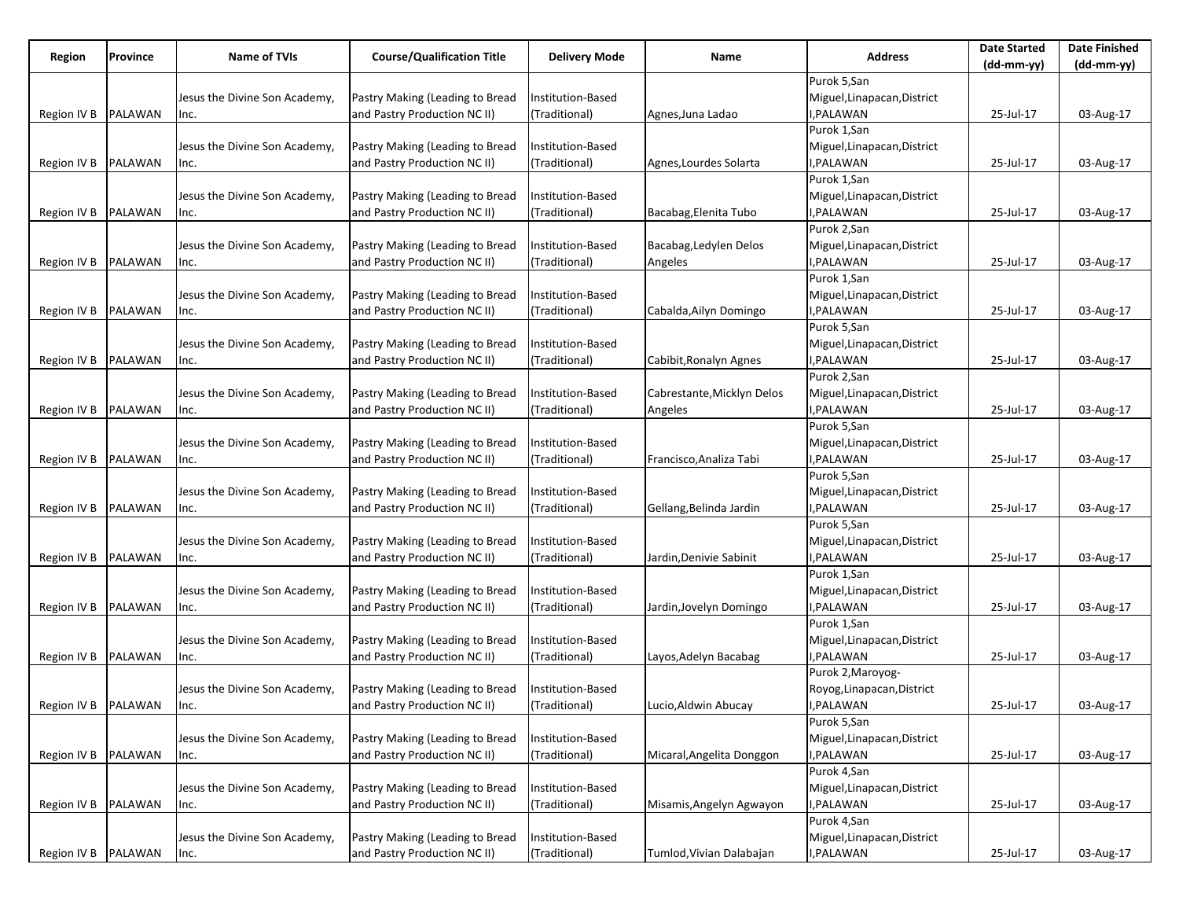| Region | Province | Name of TVIs | Course/Qualification Title | Delivery Mode | Name | Address | Date Started (dd-mm-yy) | Date Finished (dd-mm-yy) |
|---|---|---|---|---|---|---|---|---|
| Region IV B | PALAWAN | Jesus the Divine Son Academy, Inc. | Pastry Making (Leading to Bread and Pastry Production NC II) | Institution-Based (Traditional) | Agnes,Juna Ladao | Purok 5,San Miguel,Linapacan,District I,PALAWAN | 25-Jul-17 | 03-Aug-17 |
| Region IV B | PALAWAN | Jesus the Divine Son Academy, Inc. | Pastry Making (Leading to Bread and Pastry Production NC II) | Institution-Based (Traditional) | Agnes,Lourdes Solarta | Purok 1,San Miguel,Linapacan,District I,PALAWAN | 25-Jul-17 | 03-Aug-17 |
| Region IV B | PALAWAN | Jesus the Divine Son Academy, Inc. | Pastry Making (Leading to Bread and Pastry Production NC II) | Institution-Based (Traditional) | Bacabag,Elenita Tubo | Purok 1,San Miguel,Linapacan,District I,PALAWAN | 25-Jul-17 | 03-Aug-17 |
| Region IV B | PALAWAN | Jesus the Divine Son Academy, Inc. | Pastry Making (Leading to Bread and Pastry Production NC II) | Institution-Based (Traditional) | Bacabag,Ledylen Delos Angeles | Purok 2,San Miguel,Linapacan,District I,PALAWAN | 25-Jul-17 | 03-Aug-17 |
| Region IV B | PALAWAN | Jesus the Divine Son Academy, Inc. | Pastry Making (Leading to Bread and Pastry Production NC II) | Institution-Based (Traditional) | Cabalda,Ailyn Domingo | Purok 1,San Miguel,Linapacan,District I,PALAWAN | 25-Jul-17 | 03-Aug-17 |
| Region IV B | PALAWAN | Jesus the Divine Son Academy, Inc. | Pastry Making (Leading to Bread and Pastry Production NC II) | Institution-Based (Traditional) | Cabibit,Ronalyn Agnes | Purok 5,San Miguel,Linapacan,District I,PALAWAN | 25-Jul-17 | 03-Aug-17 |
| Region IV B | PALAWAN | Jesus the Divine Son Academy, Inc. | Pastry Making (Leading to Bread and Pastry Production NC II) | Institution-Based (Traditional) | Cabrestante,Micklyn Delos Angeles | Purok 2,San Miguel,Linapacan,District I,PALAWAN | 25-Jul-17 | 03-Aug-17 |
| Region IV B | PALAWAN | Jesus the Divine Son Academy, Inc. | Pastry Making (Leading to Bread and Pastry Production NC II) | Institution-Based (Traditional) | Francisco,Analiza Tabi | Purok 5,San Miguel,Linapacan,District I,PALAWAN | 25-Jul-17 | 03-Aug-17 |
| Region IV B | PALAWAN | Jesus the Divine Son Academy, Inc. | Pastry Making (Leading to Bread and Pastry Production NC II) | Institution-Based (Traditional) | Gellang,Belinda Jardin | Purok 5,San Miguel,Linapacan,District I,PALAWAN | 25-Jul-17 | 03-Aug-17 |
| Region IV B | PALAWAN | Jesus the Divine Son Academy, Inc. | Pastry Making (Leading to Bread and Pastry Production NC II) | Institution-Based (Traditional) | Jardin,Denivie Sabinit | Purok 5,San Miguel,Linapacan,District I,PALAWAN | 25-Jul-17 | 03-Aug-17 |
| Region IV B | PALAWAN | Jesus the Divine Son Academy, Inc. | Pastry Making (Leading to Bread and Pastry Production NC II) | Institution-Based (Traditional) | Jardin,Jovelyn Domingo | Purok 1,San Miguel,Linapacan,District I,PALAWAN | 25-Jul-17 | 03-Aug-17 |
| Region IV B | PALAWAN | Jesus the Divine Son Academy, Inc. | Pastry Making (Leading to Bread and Pastry Production NC II) | Institution-Based (Traditional) | Layos,Adelyn Bacabag | Purok 1,San Miguel,Linapacan,District I,PALAWAN | 25-Jul-17 | 03-Aug-17 |
| Region IV B | PALAWAN | Jesus the Divine Son Academy, Inc. | Pastry Making (Leading to Bread and Pastry Production NC II) | Institution-Based (Traditional) | Lucio,Aldwin Abucay | Purok 2,Maroyog-Royog,Linapacan,District I,PALAWAN | 25-Jul-17 | 03-Aug-17 |
| Region IV B | PALAWAN | Jesus the Divine Son Academy, Inc. | Pastry Making (Leading to Bread and Pastry Production NC II) | Institution-Based (Traditional) | Micaral,Angelita Donggon | Purok 5,San Miguel,Linapacan,District I,PALAWAN | 25-Jul-17 | 03-Aug-17 |
| Region IV B | PALAWAN | Jesus the Divine Son Academy, Inc. | Pastry Making (Leading to Bread and Pastry Production NC II) | Institution-Based (Traditional) | Misamis,Angelyn Agwayon | Purok 4,San Miguel,Linapacan,District I,PALAWAN | 25-Jul-17 | 03-Aug-17 |
| Region IV B | PALAWAN | Jesus the Divine Son Academy, Inc. | Pastry Making (Leading to Bread and Pastry Production NC II) | Institution-Based (Traditional) | Tumlod,Vivian Dalabajan | Purok 4,San Miguel,Linapacan,District I,PALAWAN | 25-Jul-17 | 03-Aug-17 |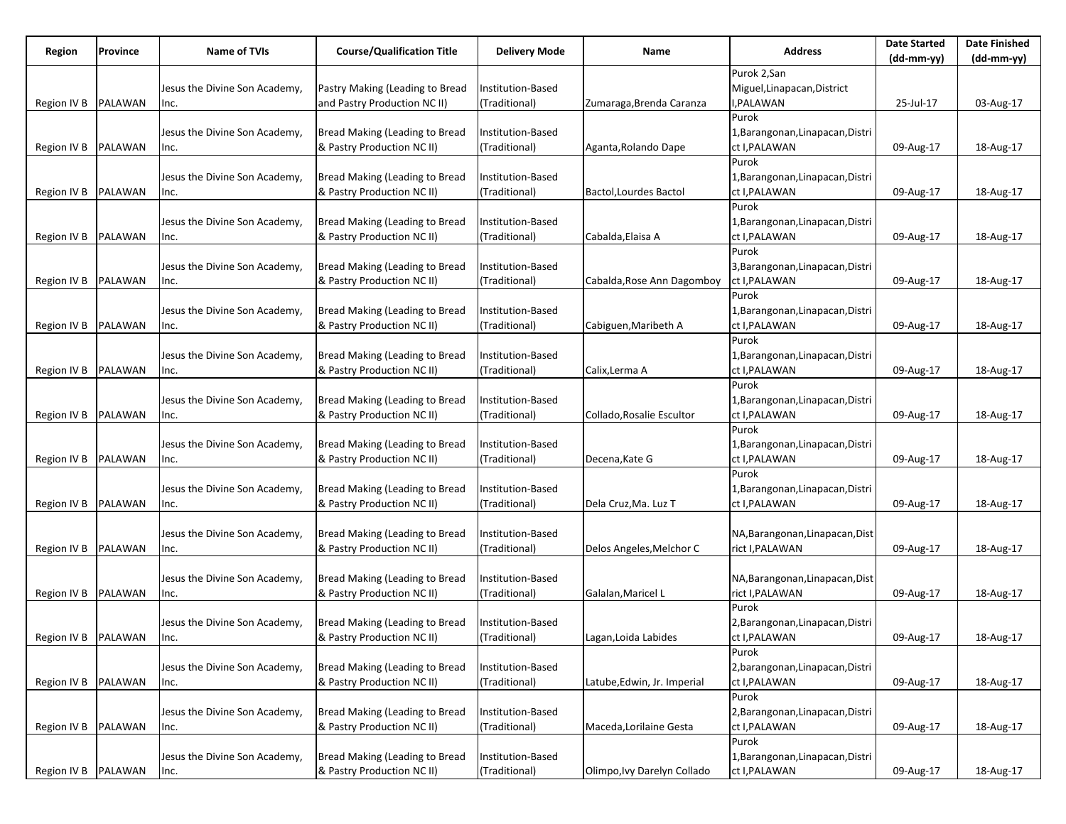| Region | Province | Name of TVIs | Course/Qualification Title | Delivery Mode | Name | Address | Date Started (dd-mm-yy) | Date Finished (dd-mm-yy) |
|---|---|---|---|---|---|---|---|---|
| Region IV B | PALAWAN | Jesus the Divine Son Academy, Inc. | Pastry Making (Leading to Bread and Pastry Production NC II) | Institution-Based (Traditional) | Zumaraga,Brenda Caranza | Purok 2,San Miguel,Linapacan,District I,PALAWAN | 25-Jul-17 | 03-Aug-17 |
| Region IV B | PALAWAN | Jesus the Divine Son Academy, Inc. | Bread Making (Leading to Bread & Pastry Production NC II) | Institution-Based (Traditional) | Aganta,Rolando Dape | Purok 1,Barangonan,Linapacan,District I,PALAWAN | 09-Aug-17 | 18-Aug-17 |
| Region IV B | PALAWAN | Jesus the Divine Son Academy, Inc. | Bread Making (Leading to Bread & Pastry Production NC II) | Institution-Based (Traditional) | Bactol,Lourdes Bactol | Purok 1,Barangonan,Linapacan,District I,PALAWAN | 09-Aug-17 | 18-Aug-17 |
| Region IV B | PALAWAN | Jesus the Divine Son Academy, Inc. | Bread Making (Leading to Bread & Pastry Production NC II) | Institution-Based (Traditional) | Cabalda,Elaisa A | Purok 1,Barangonan,Linapacan,District I,PALAWAN | 09-Aug-17 | 18-Aug-17 |
| Region IV B | PALAWAN | Jesus the Divine Son Academy, Inc. | Bread Making (Leading to Bread & Pastry Production NC II) | Institution-Based (Traditional) | Cabalda,Rose Ann Dagomboy | Purok 3,Barangonan,Linapacan,District I,PALAWAN | 09-Aug-17 | 18-Aug-17 |
| Region IV B | PALAWAN | Jesus the Divine Son Academy, Inc. | Bread Making (Leading to Bread & Pastry Production NC II) | Institution-Based (Traditional) | Cabiguen,Maribeth A | Purok 1,Barangonan,Linapacan,District I,PALAWAN | 09-Aug-17 | 18-Aug-17 |
| Region IV B | PALAWAN | Jesus the Divine Son Academy, Inc. | Bread Making (Leading to Bread & Pastry Production NC II) | Institution-Based (Traditional) | Calix,Lerma A | Purok 1,Barangonan,Linapacan,District I,PALAWAN | 09-Aug-17 | 18-Aug-17 |
| Region IV B | PALAWAN | Jesus the Divine Son Academy, Inc. | Bread Making (Leading to Bread & Pastry Production NC II) | Institution-Based (Traditional) | Collado,Rosalie Escultor | Purok 1,Barangonan,Linapacan,District I,PALAWAN | 09-Aug-17 | 18-Aug-17 |
| Region IV B | PALAWAN | Jesus the Divine Son Academy, Inc. | Bread Making (Leading to Bread & Pastry Production NC II) | Institution-Based (Traditional) | Decena,Kate G | Purok 1,Barangonan,Linapacan,District I,PALAWAN | 09-Aug-17 | 18-Aug-17 |
| Region IV B | PALAWAN | Jesus the Divine Son Academy, Inc. | Bread Making (Leading to Bread & Pastry Production NC II) | Institution-Based (Traditional) | Dela Cruz,Ma. Luz T | Purok 1,Barangonan,Linapacan,District I,PALAWAN | 09-Aug-17 | 18-Aug-17 |
| Region IV B | PALAWAN | Jesus the Divine Son Academy, Inc. | Bread Making (Leading to Bread & Pastry Production NC II) | Institution-Based (Traditional) | Delos Angeles,Melchor C | NA,Barangonan,Linapacan,District I,PALAWAN | 09-Aug-17 | 18-Aug-17 |
| Region IV B | PALAWAN | Jesus the Divine Son Academy, Inc. | Bread Making (Leading to Bread & Pastry Production NC II) | Institution-Based (Traditional) | Galalan,Maricel L | NA,Barangonan,Linapacan,District I,PALAWAN | 09-Aug-17 | 18-Aug-17 |
| Region IV B | PALAWAN | Jesus the Divine Son Academy, Inc. | Bread Making (Leading to Bread & Pastry Production NC II) | Institution-Based (Traditional) | Lagan,Loida Labides | Purok 2,Barangonan,Linapacan,District I,PALAWAN | 09-Aug-17 | 18-Aug-17 |
| Region IV B | PALAWAN | Jesus the Divine Son Academy, Inc. | Bread Making (Leading to Bread & Pastry Production NC II) | Institution-Based (Traditional) | Latube,Edwin, Jr. Imperial | Purok 2,barangonan,Linapacan,District I,PALAWAN | 09-Aug-17 | 18-Aug-17 |
| Region IV B | PALAWAN | Jesus the Divine Son Academy, Inc. | Bread Making (Leading to Bread & Pastry Production NC II) | Institution-Based (Traditional) | Maceda,Lorilaine Gesta | Purok 2,Barangonan,Linapacan,District I,PALAWAN | 09-Aug-17 | 18-Aug-17 |
| Region IV B | PALAWAN | Jesus the Divine Son Academy, Inc. | Bread Making (Leading to Bread & Pastry Production NC II) | Institution-Based (Traditional) | Olimpo,Ivy Darelyn Collado | Purok 1,Barangonan,Linapacan,District I,PALAWAN | 09-Aug-17 | 18-Aug-17 |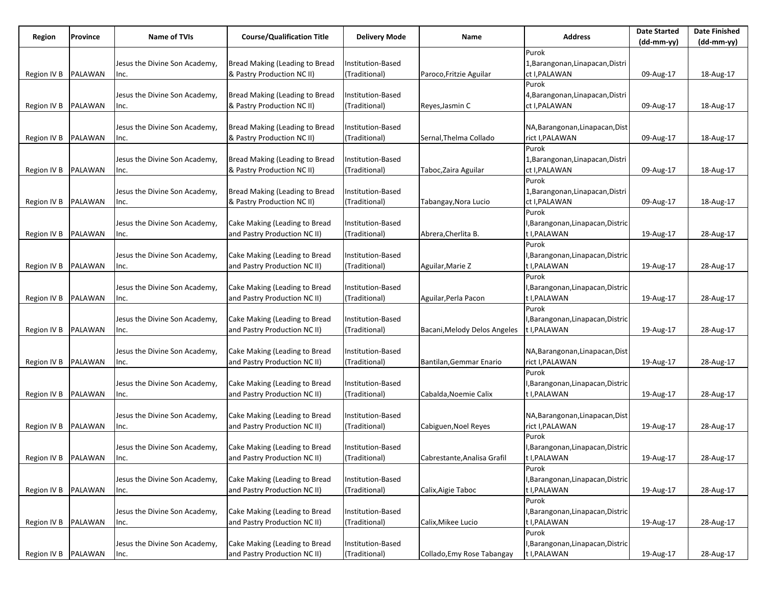| Region | Province | Name of TVIs | Course/Qualification Title | Delivery Mode | Name | Address | Date Started (dd-mm-yy) | Date Finished (dd-mm-yy) |
|---|---|---|---|---|---|---|---|---|
| Region IV B | PALAWAN | Jesus the Divine Son Academy, Inc. | Bread Making (Leading to Bread & Pastry Production NC II) | Institution-Based (Traditional) | Paroco,Fritzie Aguilar | Purok 1,Barangonan,Linapacan,District I,PALAWAN | 09-Aug-17 | 18-Aug-17 |
| Region IV B | PALAWAN | Jesus the Divine Son Academy, Inc. | Bread Making (Leading to Bread & Pastry Production NC II) | Institution-Based (Traditional) | Reyes,Jasmin C | Purok 4,Barangonan,Linapacan,District I,PALAWAN | 09-Aug-17 | 18-Aug-17 |
| Region IV B | PALAWAN | Jesus the Divine Son Academy, Inc. | Bread Making (Leading to Bread & Pastry Production NC II) | Institution-Based (Traditional) | Sernal,Thelma Collado | NA,Barangonan,Linapacan,District I,PALAWAN | 09-Aug-17 | 18-Aug-17 |
| Region IV B | PALAWAN | Jesus the Divine Son Academy, Inc. | Bread Making (Leading to Bread & Pastry Production NC II) | Institution-Based (Traditional) | Taboc,Zaira Aguilar | Purok 1,Barangonan,Linapacan,District I,PALAWAN | 09-Aug-17 | 18-Aug-17 |
| Region IV B | PALAWAN | Jesus the Divine Son Academy, Inc. | Bread Making (Leading to Bread & Pastry Production NC II) | Institution-Based (Traditional) | Tabangay,Nora Lucio | Purok 1,Barangonan,Linapacan,District I,PALAWAN | 09-Aug-17 | 18-Aug-17 |
| Region IV B | PALAWAN | Jesus the Divine Son Academy, Inc. | Cake Making (Leading to Bread and Pastry Production NC II) | Institution-Based (Traditional) | Abrera,Cherlita B. | Purok I,Barangonan,Linapacan,District I,PALAWAN | 19-Aug-17 | 28-Aug-17 |
| Region IV B | PALAWAN | Jesus the Divine Son Academy, Inc. | Cake Making (Leading to Bread and Pastry Production NC II) | Institution-Based (Traditional) | Aguilar,Marie Z | Purok I,Barangonan,Linapacan,District I,PALAWAN | 19-Aug-17 | 28-Aug-17 |
| Region IV B | PALAWAN | Jesus the Divine Son Academy, Inc. | Cake Making (Leading to Bread and Pastry Production NC II) | Institution-Based (Traditional) | Aguilar,Perla Pacon | Purok I,Barangonan,Linapacan,District I,PALAWAN | 19-Aug-17 | 28-Aug-17 |
| Region IV B | PALAWAN | Jesus the Divine Son Academy, Inc. | Cake Making (Leading to Bread and Pastry Production NC II) | Institution-Based (Traditional) | Bacani,Melody Delos Angeles | Purok I,Barangonan,Linapacan,District I,PALAWAN | 19-Aug-17 | 28-Aug-17 |
| Region IV B | PALAWAN | Jesus the Divine Son Academy, Inc. | Cake Making (Leading to Bread and Pastry Production NC II) | Institution-Based (Traditional) | Bantilan,Gemmar Enario | NA,Barangonan,Linapacan,District I,PALAWAN | 19-Aug-17 | 28-Aug-17 |
| Region IV B | PALAWAN | Jesus the Divine Son Academy, Inc. | Cake Making (Leading to Bread and Pastry Production NC II) | Institution-Based (Traditional) | Cabalda,Noemie Calix | Purok I,Barangonan,Linapacan,District I,PALAWAN | 19-Aug-17 | 28-Aug-17 |
| Region IV B | PALAWAN | Jesus the Divine Son Academy, Inc. | Cake Making (Leading to Bread and Pastry Production NC II) | Institution-Based (Traditional) | Cabiguen,Noel Reyes | NA,Barangonan,Linapacan,District I,PALAWAN | 19-Aug-17 | 28-Aug-17 |
| Region IV B | PALAWAN | Jesus the Divine Son Academy, Inc. | Cake Making (Leading to Bread and Pastry Production NC II) | Institution-Based (Traditional) | Cabrestante,Analisa Grafil | Purok I,Barangonan,Linapacan,District I,PALAWAN | 19-Aug-17 | 28-Aug-17 |
| Region IV B | PALAWAN | Jesus the Divine Son Academy, Inc. | Cake Making (Leading to Bread and Pastry Production NC II) | Institution-Based (Traditional) | Calix,Aigie Taboc | Purok I,Barangonan,Linapacan,District I,PALAWAN | 19-Aug-17 | 28-Aug-17 |
| Region IV B | PALAWAN | Jesus the Divine Son Academy, Inc. | Cake Making (Leading to Bread and Pastry Production NC II) | Institution-Based (Traditional) | Calix,Mikee Lucio | Purok I,Barangonan,Linapacan,District I,PALAWAN | 19-Aug-17 | 28-Aug-17 |
| Region IV B | PALAWAN | Jesus the Divine Son Academy, Inc. | Cake Making (Leading to Bread and Pastry Production NC II) | Institution-Based (Traditional) | Collado,Emy Rose Tabangay | Purok I,Barangonan,Linapacan,District I,PALAWAN | 19-Aug-17 | 28-Aug-17 |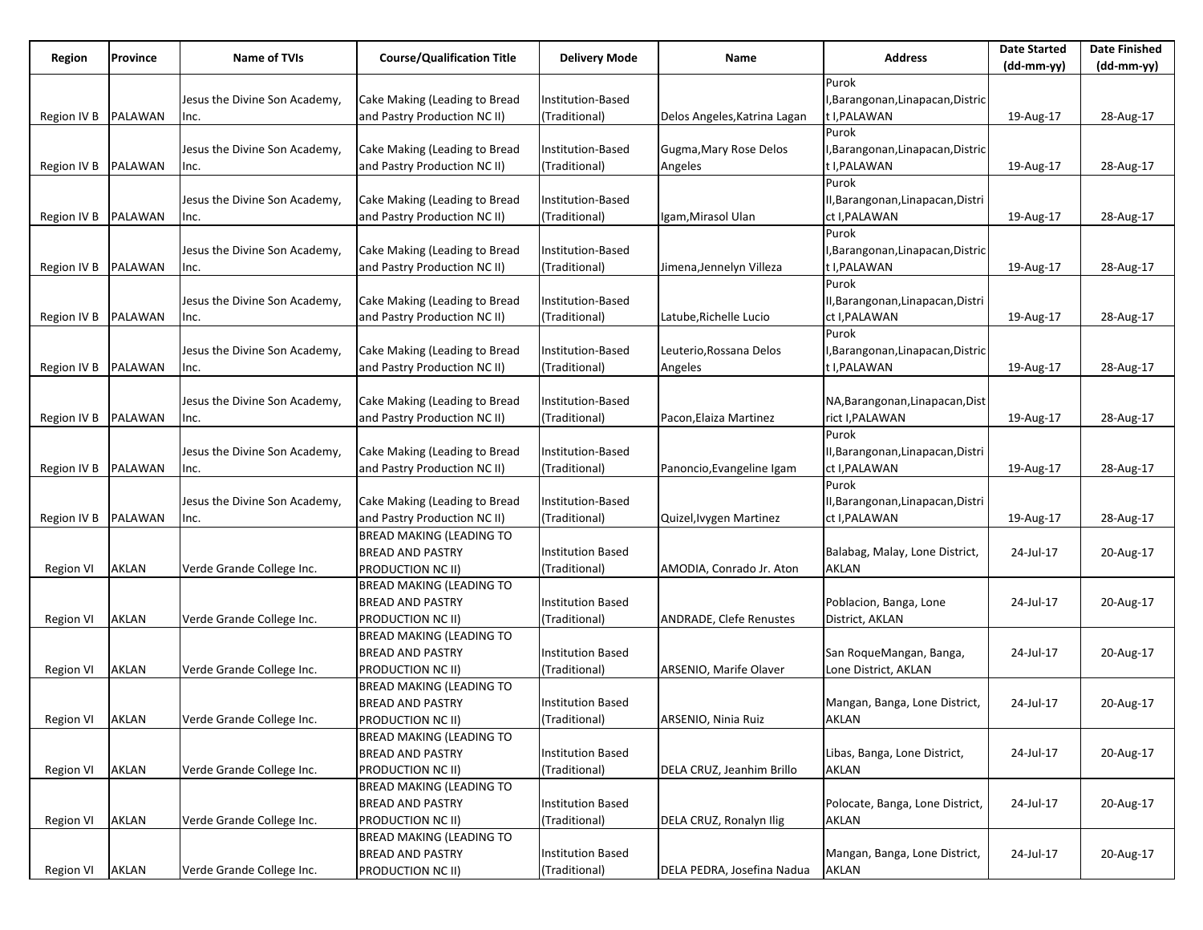| Region | Province | Name of TVIs | Course/Qualification Title | Delivery Mode | Name | Address | Date Started (dd-mm-yy) | Date Finished (dd-mm-yy) |
|---|---|---|---|---|---|---|---|---|
| Region IV B | PALAWAN | Jesus the Divine Son Academy, Inc. | Cake Making (Leading to Bread and Pastry Production NC II) | Institution-Based (Traditional) | Delos Angeles,Katrina Lagan | Purok I,Barangonan,Linapacan,District I,PALAWAN | 19-Aug-17 | 28-Aug-17 |
| Region IV B | PALAWAN | Jesus the Divine Son Academy, Inc. | Cake Making (Leading to Bread and Pastry Production NC II) | Institution-Based (Traditional) | Gugma,Mary Rose Delos Angeles | Purok I,Barangonan,Linapacan,District I,PALAWAN | 19-Aug-17 | 28-Aug-17 |
| Region IV B | PALAWAN | Jesus the Divine Son Academy, Inc. | Cake Making (Leading to Bread and Pastry Production NC II) | Institution-Based (Traditional) | Igam,Mirasol Ulan | Purok II,Barangonan,Linapacan,District I,PALAWAN | 19-Aug-17 | 28-Aug-17 |
| Region IV B | PALAWAN | Jesus the Divine Son Academy, Inc. | Cake Making (Leading to Bread and Pastry Production NC II) | Institution-Based (Traditional) | Jimena,Jennelyn Villeza | Purok I,Barangonan,Linapacan,District I,PALAWAN | 19-Aug-17 | 28-Aug-17 |
| Region IV B | PALAWAN | Jesus the Divine Son Academy, Inc. | Cake Making (Leading to Bread and Pastry Production NC II) | Institution-Based (Traditional) | Latube,Richelle Lucio | Purok II,Barangonan,Linapacan,District I,PALAWAN | 19-Aug-17 | 28-Aug-17 |
| Region IV B | PALAWAN | Jesus the Divine Son Academy, Inc. | Cake Making (Leading to Bread and Pastry Production NC II) | Institution-Based (Traditional) | Leuterio,Rossana Delos Angeles | Purok I,Barangonan,Linapacan,District I,PALAWAN | 19-Aug-17 | 28-Aug-17 |
| Region IV B | PALAWAN | Jesus the Divine Son Academy, Inc. | Cake Making (Leading to Bread and Pastry Production NC II) | Institution-Based (Traditional) | Pacon,Elaiza Martinez | NA,Barangonan,Linapacan,District I,PALAWAN | 19-Aug-17 | 28-Aug-17 |
| Region IV B | PALAWAN | Jesus the Divine Son Academy, Inc. | Cake Making (Leading to Bread and Pastry Production NC II) | Institution-Based (Traditional) | Panoncio,Evangeline Igam | Purok II,Barangonan,Linapacan,District I,PALAWAN | 19-Aug-17 | 28-Aug-17 |
| Region IV B | PALAWAN | Jesus the Divine Son Academy, Inc. | Cake Making (Leading to Bread and Pastry Production NC II) | Institution-Based (Traditional) | Quizel,Ivygen Martinez | Purok II,Barangonan,Linapacan,District I,PALAWAN | 19-Aug-17 | 28-Aug-17 |
| Region VI | AKLAN | Verde Grande College Inc. | BREAD MAKING (LEADING TO BREAD AND PASTRY PRODUCTION NC II) | Institution Based (Traditional) | AMODIA, Conrado Jr. Aton | Balabag, Malay, Lone District, AKLAN | 24-Jul-17 | 20-Aug-17 |
| Region VI | AKLAN | Verde Grande College Inc. | BREAD MAKING (LEADING TO BREAD AND PASTRY PRODUCTION NC II) | Institution Based (Traditional) | ANDRADE, Clefe Renustes | Poblacion, Banga, Lone District, AKLAN | 24-Jul-17 | 20-Aug-17 |
| Region VI | AKLAN | Verde Grande College Inc. | BREAD MAKING (LEADING TO BREAD AND PASTRY PRODUCTION NC II) | Institution Based (Traditional) | ARSENIO, Marife Olaver | San RoqueMangan, Banga, Lone District, AKLAN | 24-Jul-17 | 20-Aug-17 |
| Region VI | AKLAN | Verde Grande College Inc. | BREAD MAKING (LEADING TO BREAD AND PASTRY PRODUCTION NC II) | Institution Based (Traditional) | ARSENIO, Ninia Ruiz | Mangan, Banga, Lone District, AKLAN | 24-Jul-17 | 20-Aug-17 |
| Region VI | AKLAN | Verde Grande College Inc. | BREAD MAKING (LEADING TO BREAD AND PASTRY PRODUCTION NC II) | Institution Based (Traditional) | DELA CRUZ, Jeanhim Brillo | Libas, Banga, Lone District, AKLAN | 24-Jul-17 | 20-Aug-17 |
| Region VI | AKLAN | Verde Grande College Inc. | BREAD MAKING (LEADING TO BREAD AND PASTRY PRODUCTION NC II) | Institution Based (Traditional) | DELA CRUZ, Ronalyn Ilig | Polocate, Banga, Lone District, AKLAN | 24-Jul-17 | 20-Aug-17 |
| Region VI | AKLAN | Verde Grande College Inc. | BREAD MAKING (LEADING TO BREAD AND PASTRY PRODUCTION NC II) | Institution Based (Traditional) | DELA PEDRA, Josefina Nadua | Mangan, Banga, Lone District, AKLAN | 24-Jul-17 | 20-Aug-17 |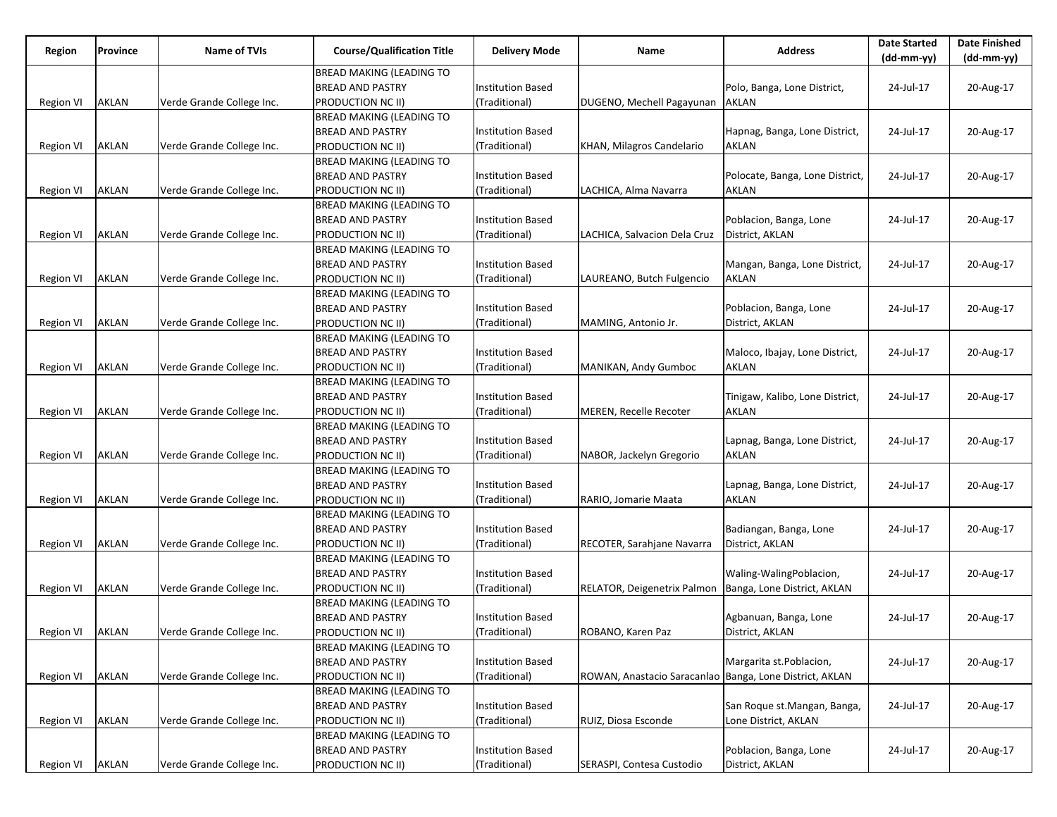| Region | Province | Name of TVIs | Course/Qualification Title | Delivery Mode | Name | Address | Date Started (dd-mm-yy) | Date Finished (dd-mm-yy) |
|---|---|---|---|---|---|---|---|---|
| Region VI | AKLAN | Verde Grande College Inc. | BREAD MAKING (LEADING TO BREAD AND PASTRY PRODUCTION NC II) | Institution Based (Traditional) | DUGENO, Mechell Pagayunan | Polo, Banga, Lone District, AKLAN | 24-Jul-17 | 20-Aug-17 |
| Region VI | AKLAN | Verde Grande College Inc. | BREAD MAKING (LEADING TO BREAD AND PASTRY PRODUCTION NC II) | Institution Based (Traditional) | KHAN, Milagros Candelario | Hapnag, Banga, Lone District, AKLAN | 24-Jul-17 | 20-Aug-17 |
| Region VI | AKLAN | Verde Grande College Inc. | BREAD MAKING (LEADING TO BREAD AND PASTRY PRODUCTION NC II) | Institution Based (Traditional) | LACHICA, Alma Navarra | Polocate, Banga, Lone District, AKLAN | 24-Jul-17 | 20-Aug-17 |
| Region VI | AKLAN | Verde Grande College Inc. | BREAD MAKING (LEADING TO BREAD AND PASTRY PRODUCTION NC II) | Institution Based (Traditional) | LACHICA, Salvacion Dela Cruz | Poblacion, Banga, Lone District, AKLAN | 24-Jul-17 | 20-Aug-17 |
| Region VI | AKLAN | Verde Grande College Inc. | BREAD MAKING (LEADING TO BREAD AND PASTRY PRODUCTION NC II) | Institution Based (Traditional) | LAUREANO, Butch Fulgencio | Mangan, Banga, Lone District, AKLAN | 24-Jul-17 | 20-Aug-17 |
| Region VI | AKLAN | Verde Grande College Inc. | BREAD MAKING (LEADING TO BREAD AND PASTRY PRODUCTION NC II) | Institution Based (Traditional) | MAMING, Antonio Jr. | Poblacion, Banga, Lone District, AKLAN | 24-Jul-17 | 20-Aug-17 |
| Region VI | AKLAN | Verde Grande College Inc. | BREAD MAKING (LEADING TO BREAD AND PASTRY PRODUCTION NC II) | Institution Based (Traditional) | MANIKAN, Andy Gumboc | Maloco, Ibajay, Lone District, AKLAN | 24-Jul-17 | 20-Aug-17 |
| Region VI | AKLAN | Verde Grande College Inc. | BREAD MAKING (LEADING TO BREAD AND PASTRY PRODUCTION NC II) | Institution Based (Traditional) | MEREN, Recelle Recoter | Tinigaw, Kalibo, Lone District, AKLAN | 24-Jul-17 | 20-Aug-17 |
| Region VI | AKLAN | Verde Grande College Inc. | BREAD MAKING (LEADING TO BREAD AND PASTRY PRODUCTION NC II) | Institution Based (Traditional) | NABOR, Jackelyn Gregorio | Lapnag, Banga, Lone District, AKLAN | 24-Jul-17 | 20-Aug-17 |
| Region VI | AKLAN | Verde Grande College Inc. | BREAD MAKING (LEADING TO BREAD AND PASTRY PRODUCTION NC II) | Institution Based (Traditional) | RARIO, Jomarie Maata | Lapnag, Banga, Lone District, AKLAN | 24-Jul-17 | 20-Aug-17 |
| Region VI | AKLAN | Verde Grande College Inc. | BREAD MAKING (LEADING TO BREAD AND PASTRY PRODUCTION NC II) | Institution Based (Traditional) | RECOTER, Sarahjane Navarra | Badiangan, Banga, Lone District, AKLAN | 24-Jul-17 | 20-Aug-17 |
| Region VI | AKLAN | Verde Grande College Inc. | BREAD MAKING (LEADING TO BREAD AND PASTRY PRODUCTION NC II) | Institution Based (Traditional) | RELATOR, Deigenetrix Palmon | Waling-WalingPoblacion, Banga, Lone District, AKLAN | 24-Jul-17 | 20-Aug-17 |
| Region VI | AKLAN | Verde Grande College Inc. | BREAD MAKING (LEADING TO BREAD AND PASTRY PRODUCTION NC II) | Institution Based (Traditional) | ROBANO, Karen Paz | Agbanuan, Banga, Lone District, AKLAN | 24-Jul-17 | 20-Aug-17 |
| Region VI | AKLAN | Verde Grande College Inc. | BREAD MAKING (LEADING TO BREAD AND PASTRY PRODUCTION NC II) | Institution Based (Traditional) | ROWAN, Anastacio Saracanlao | Margarita st.Poblacion, Banga, Lone District, AKLAN | 24-Jul-17 | 20-Aug-17 |
| Region VI | AKLAN | Verde Grande College Inc. | BREAD MAKING (LEADING TO BREAD AND PASTRY PRODUCTION NC II) | Institution Based (Traditional) | RUIZ, Diosa Esconde | San Roque st.Mangan, Banga, Lone District, AKLAN | 24-Jul-17 | 20-Aug-17 |
| Region VI | AKLAN | Verde Grande College Inc. | BREAD MAKING (LEADING TO BREAD AND PASTRY PRODUCTION NC II) | Institution Based (Traditional) | SERASPI, Contesa Custodio | Poblacion, Banga, Lone District, AKLAN | 24-Jul-17 | 20-Aug-17 |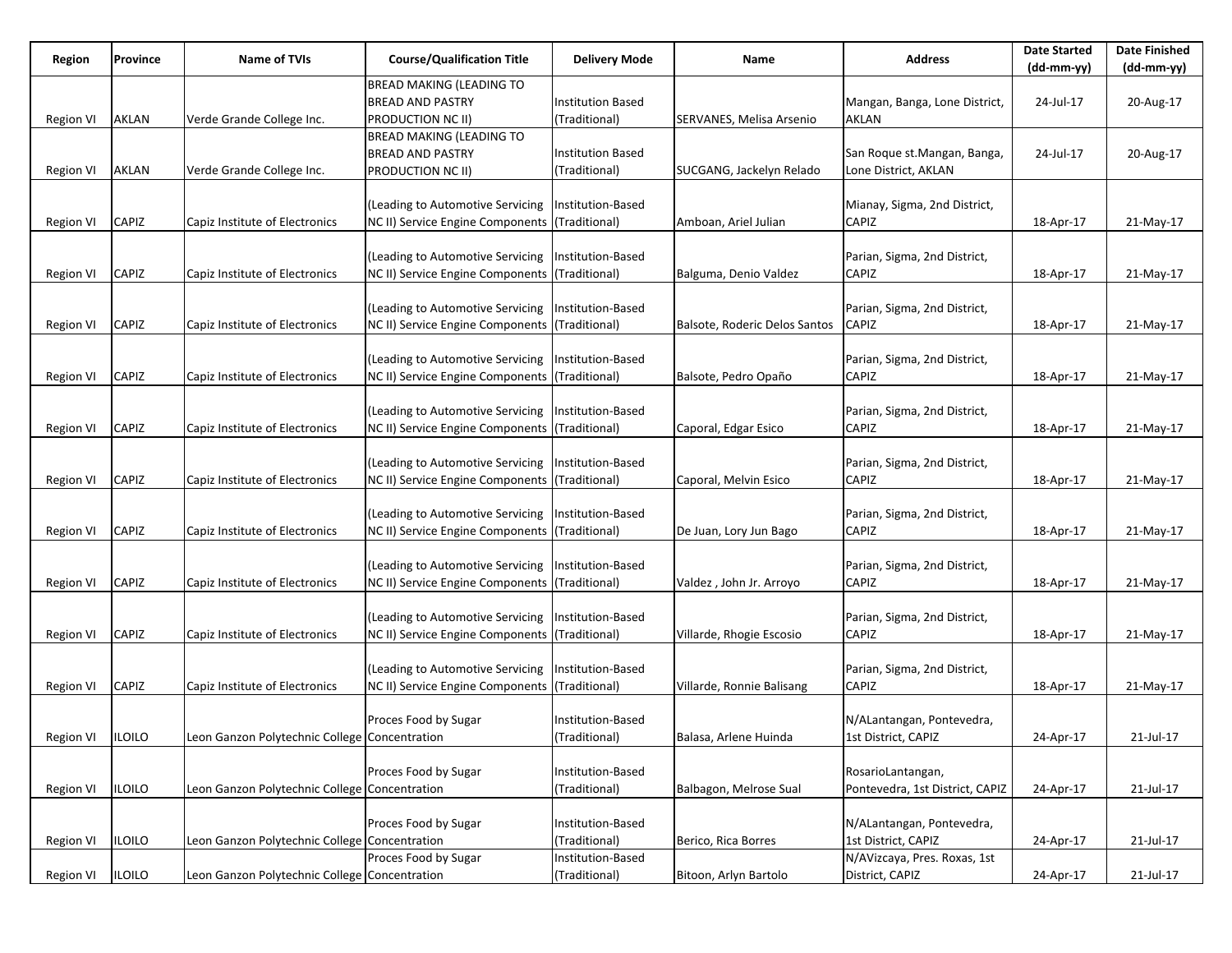| Region | Province | Name of TVIs | Course/Qualification Title | Delivery Mode | Name | Address | Date Started (dd-mm-yy) | Date Finished (dd-mm-yy) |
|---|---|---|---|---|---|---|---|---|
| Region VI | AKLAN | Verde Grande College Inc. | BREAD MAKING (LEADING TO BREAD AND PASTRY PRODUCTION NC II) | Institution Based (Traditional) | SERVANES, Melisa Arsenio | Mangan, Banga, Lone District, AKLAN | 24-Jul-17 | 20-Aug-17 |
| Region VI | AKLAN | Verde Grande College Inc. | BREAD MAKING (LEADING TO BREAD AND PASTRY PRODUCTION NC II) | Institution Based (Traditional) | SUCGANG, Jackelyn Relado | San Roque st.Mangan, Banga, Lone District, AKLAN | 24-Jul-17 | 20-Aug-17 |
| Region VI | CAPIZ | Capiz Institute of Electronics | (Leading to Automotive Servicing NC II) Service Engine Components | Institution-Based (Traditional) | Amboan, Ariel Julian | Mianay, Sigma, 2nd District, CAPIZ | 18-Apr-17 | 21-May-17 |
| Region VI | CAPIZ | Capiz Institute of Electronics | (Leading to Automotive Servicing NC II) Service Engine Components | Institution-Based (Traditional) | Balguma, Denio Valdez | Parian, Sigma, 2nd District, CAPIZ | 18-Apr-17 | 21-May-17 |
| Region VI | CAPIZ | Capiz Institute of Electronics | (Leading to Automotive Servicing NC II) Service Engine Components | Institution-Based (Traditional) | Balsote, Roderic Delos Santos | Parian, Sigma, 2nd District, CAPIZ | 18-Apr-17 | 21-May-17 |
| Region VI | CAPIZ | Capiz Institute of Electronics | (Leading to Automotive Servicing NC II) Service Engine Components | Institution-Based (Traditional) | Balsote, Pedro Opaño | Parian, Sigma, 2nd District, CAPIZ | 18-Apr-17 | 21-May-17 |
| Region VI | CAPIZ | Capiz Institute of Electronics | (Leading to Automotive Servicing NC II) Service Engine Components | Institution-Based (Traditional) | Caporal, Edgar Esico | Parian, Sigma, 2nd District, CAPIZ | 18-Apr-17 | 21-May-17 |
| Region VI | CAPIZ | Capiz Institute of Electronics | (Leading to Automotive Servicing NC II) Service Engine Components | Institution-Based (Traditional) | Caporal, Melvin Esico | Parian, Sigma, 2nd District, CAPIZ | 18-Apr-17 | 21-May-17 |
| Region VI | CAPIZ | Capiz Institute of Electronics | (Leading to Automotive Servicing NC II) Service Engine Components | Institution-Based (Traditional) | De Juan, Lory Jun Bago | Parian, Sigma, 2nd District, CAPIZ | 18-Apr-17 | 21-May-17 |
| Region VI | CAPIZ | Capiz Institute of Electronics | (Leading to Automotive Servicing NC II) Service Engine Components | Institution-Based (Traditional) | Valdez , John Jr. Arroyo | Parian, Sigma, 2nd District, CAPIZ | 18-Apr-17 | 21-May-17 |
| Region VI | CAPIZ | Capiz Institute of Electronics | (Leading to Automotive Servicing NC II) Service Engine Components | Institution-Based (Traditional) | Villarde, Rhogie Escosio | Parian, Sigma, 2nd District, CAPIZ | 18-Apr-17 | 21-May-17 |
| Region VI | CAPIZ | Capiz Institute of Electronics | (Leading to Automotive Servicing NC II) Service Engine Components | Institution-Based (Traditional) | Villarde, Ronnie Balisang | Parian, Sigma, 2nd District, CAPIZ | 18-Apr-17 | 21-May-17 |
| Region VI | ILOILO | Leon Ganzon Polytechnic College | Proces Food by Sugar Concentration | Institution-Based (Traditional) | Balasa, Arlene Huinda | N/ALantangan, Pontevedra, 1st District, CAPIZ | 24-Apr-17 | 21-Jul-17 |
| Region VI | ILOILO | Leon Ganzon Polytechnic College | Proces Food by Sugar Concentration | Institution-Based (Traditional) | Balbagon, Melrose Sual | RosarioLantangan, Pontevedra, 1st District, CAPIZ | 24-Apr-17 | 21-Jul-17 |
| Region VI | ILOILO | Leon Ganzon Polytechnic College | Proces Food by Sugar Concentration | Institution-Based (Traditional) | Berico, Rica Borres | N/ALantangan, Pontevedra, 1st District, CAPIZ | 24-Apr-17 | 21-Jul-17 |
| Region VI | ILOILO | Leon Ganzon Polytechnic College | Proces Food by Sugar Concentration | Institution-Based (Traditional) | Bitoon, Arlyn Bartolo | N/AVizcaya, Pres. Roxas, 1st District, CAPIZ | 24-Apr-17 | 21-Jul-17 |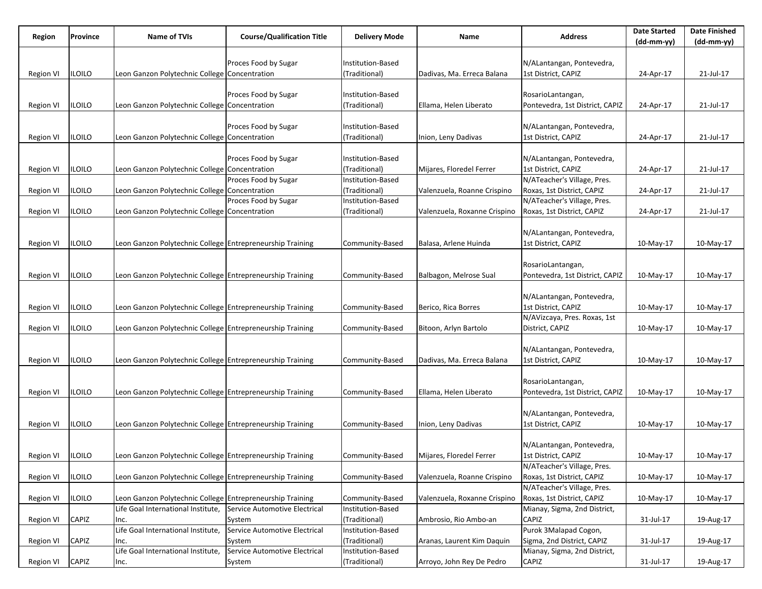| Region | Province | Name of TVIs | Course/Qualification Title | Delivery Mode | Name | Address | Date Started (dd-mm-yy) | Date Finished (dd-mm-yy) |
|---|---|---|---|---|---|---|---|---|
| Region VI | ILOILO | Leon Ganzon Polytechnic College | Proces Food by Sugar Concentration | Institution-Based (Traditional) | Dadivas, Ma. Erreca Balana | N/ALantangan, Pontevedra, 1st District, CAPIZ | 24-Apr-17 | 21-Jul-17 |
| Region VI | ILOILO | Leon Ganzon Polytechnic College | Proces Food by Sugar Concentration | Institution-Based (Traditional) | Ellama, Helen Liberato | RosarioLantangan, Pontevedra, 1st District, CAPIZ | 24-Apr-17 | 21-Jul-17 |
| Region VI | ILOILO | Leon Ganzon Polytechnic College | Proces Food by Sugar Concentration | Institution-Based (Traditional) | Inion, Leny Dadivas | N/ALantangan, Pontevedra, 1st District, CAPIZ | 24-Apr-17 | 21-Jul-17 |
| Region VI | ILOILO | Leon Ganzon Polytechnic College | Proces Food by Sugar Concentration | Institution-Based (Traditional) | Mijares, Floredel Ferrer | N/ALantangan, Pontevedra, 1st District, CAPIZ | 24-Apr-17 | 21-Jul-17 |
| Region VI | ILOILO | Leon Ganzon Polytechnic College | Proces Food by Sugar Concentration | Institution-Based (Traditional) | Valenzuela, Roanne Crispino | N/ATeacher's Village, Pres. Roxas, 1st District, CAPIZ | 24-Apr-17 | 21-Jul-17 |
| Region VI | ILOILO | Leon Ganzon Polytechnic College | Proces Food by Sugar Concentration | Institution-Based (Traditional) | Valenzuela, Roxanne Crispino | N/ATeacher's Village, Pres. Roxas, 1st District, CAPIZ | 24-Apr-17 | 21-Jul-17 |
| Region VI | ILOILO | Leon Ganzon Polytechnic College | Entrepreneurship Training | Community-Based | Balasa, Arlene Huinda | N/ALantangan, Pontevedra, 1st District, CAPIZ | 10-May-17 | 10-May-17 |
| Region VI | ILOILO | Leon Ganzon Polytechnic College | Entrepreneurship Training | Community-Based | Balbagon, Melrose Sual | RosarioLantangan, Pontevedra, 1st District, CAPIZ | 10-May-17 | 10-May-17 |
| Region VI | ILOILO | Leon Ganzon Polytechnic College | Entrepreneurship Training | Community-Based | Berico, Rica Borres | N/ALantangan, Pontevedra, 1st District, CAPIZ | 10-May-17 | 10-May-17 |
| Region VI | ILOILO | Leon Ganzon Polytechnic College | Entrepreneurship Training | Community-Based | Bitoon, Arlyn Bartolo | N/AVizcaya, Pres. Roxas, 1st District, CAPIZ | 10-May-17 | 10-May-17 |
| Region VI | ILOILO | Leon Ganzon Polytechnic College | Entrepreneurship Training | Community-Based | Dadivas, Ma. Erreca Balana | N/ALantangan, Pontevedra, 1st District, CAPIZ | 10-May-17 | 10-May-17 |
| Region VI | ILOILO | Leon Ganzon Polytechnic College | Entrepreneurship Training | Community-Based | Ellama, Helen Liberato | RosarioLantangan, Pontevedra, 1st District, CAPIZ | 10-May-17 | 10-May-17 |
| Region VI | ILOILO | Leon Ganzon Polytechnic College | Entrepreneurship Training | Community-Based | Inion, Leny Dadivas | N/ALantangan, Pontevedra, 1st District, CAPIZ | 10-May-17 | 10-May-17 |
| Region VI | ILOILO | Leon Ganzon Polytechnic College | Entrepreneurship Training | Community-Based | Mijares, Floredel Ferrer | N/ALantangan, Pontevedra, 1st District, CAPIZ | 10-May-17 | 10-May-17 |
| Region VI | ILOILO | Leon Ganzon Polytechnic College | Entrepreneurship Training | Community-Based | Valenzuela, Roanne Crispino | N/ATeacher's Village, Pres. Roxas, 1st District, CAPIZ | 10-May-17 | 10-May-17 |
| Region VI | ILOILO | Leon Ganzon Polytechnic College | Entrepreneurship Training | Community-Based | Valenzuela, Roxanne Crispino | N/ATeacher's Village, Pres. Roxas, 1st District, CAPIZ | 10-May-17 | 10-May-17 |
| Region VI | CAPIZ | Life Goal International Institute, Inc. | Service Automotive Electrical System | Institution-Based (Traditional) | Ambrosio, Rio Ambo-an | Mianay, Sigma, 2nd District, CAPIZ | 31-Jul-17 | 19-Aug-17 |
| Region VI | CAPIZ | Life Goal International Institute, Inc. | Service Automotive Electrical System | Institution-Based (Traditional) | Aranas, Laurent Kim Daquin | Purok 3Malapad Cogon, Sigma, 2nd District, CAPIZ | 31-Jul-17 | 19-Aug-17 |
| Region VI | CAPIZ | Life Goal International Institute, Inc. | Service Automotive Electrical System | Institution-Based (Traditional) | Arroyo, John Rey De Pedro | Mianay, Sigma, 2nd District, CAPIZ | 31-Jul-17 | 19-Aug-17 |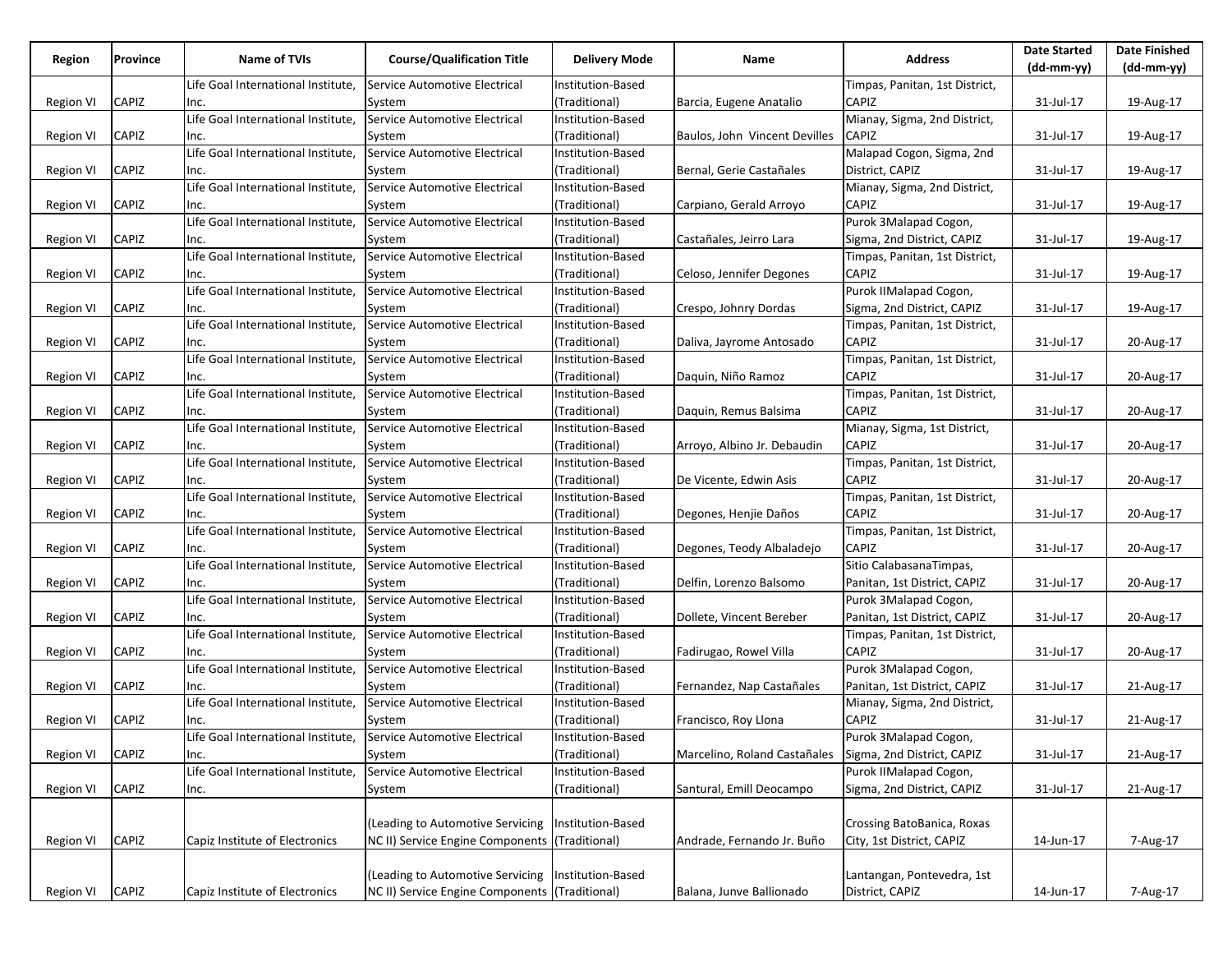| Region | Province | Name of TVIs | Course/Qualification Title | Delivery Mode | Name | Address | Date Started (dd-mm-yy) | Date Finished (dd-mm-yy) |
|---|---|---|---|---|---|---|---|---|
| Region VI | CAPIZ | Life Goal International Institute, Inc. | Service Automotive Electrical System | Institution-Based (Traditional) | Barcia, Eugene Anatalio | Timpas, Panitan, 1st District, CAPIZ | 31-Jul-17 | 19-Aug-17 |
| Region VI | CAPIZ | Life Goal International Institute, Inc. | Service Automotive Electrical System | Institution-Based (Traditional) | Baulos, John Vincent Devilles | Mianay, Sigma, 2nd District, CAPIZ | 31-Jul-17 | 19-Aug-17 |
| Region VI | CAPIZ | Life Goal International Institute, Inc. | Service Automotive Electrical System | Institution-Based (Traditional) | Bernal, Gerie Castañales | Malapad Cogon, Sigma, 2nd District, CAPIZ | 31-Jul-17 | 19-Aug-17 |
| Region VI | CAPIZ | Life Goal International Institute, Inc. | Service Automotive Electrical System | Institution-Based (Traditional) | Carpiano, Gerald Arroyo | Mianay, Sigma, 2nd District, CAPIZ | 31-Jul-17 | 19-Aug-17 |
| Region VI | CAPIZ | Life Goal International Institute, Inc. | Service Automotive Electrical System | Institution-Based (Traditional) | Castañales, Jeirro Lara | Purok 3Malapad Cogon, Sigma, 2nd District, CAPIZ | 31-Jul-17 | 19-Aug-17 |
| Region VI | CAPIZ | Life Goal International Institute, Inc. | Service Automotive Electrical System | Institution-Based (Traditional) | Celoso, Jennifer Degones | Timpas, Panitan, 1st District, CAPIZ | 31-Jul-17 | 19-Aug-17 |
| Region VI | CAPIZ | Life Goal International Institute, Inc. | Service Automotive Electrical System | Institution-Based (Traditional) | Crespo, Johnry Dordas | Purok IIMalapad Cogon, Sigma, 2nd District, CAPIZ | 31-Jul-17 | 19-Aug-17 |
| Region VI | CAPIZ | Life Goal International Institute, Inc. | Service Automotive Electrical System | Institution-Based (Traditional) | Daliva, Jayrome Antosado | Timpas, Panitan, 1st District, CAPIZ | 31-Jul-17 | 20-Aug-17 |
| Region VI | CAPIZ | Life Goal International Institute, Inc. | Service Automotive Electrical System | Institution-Based (Traditional) | Daquin, Niño Ramoz | Timpas, Panitan, 1st District, CAPIZ | 31-Jul-17 | 20-Aug-17 |
| Region VI | CAPIZ | Life Goal International Institute, Inc. | Service Automotive Electrical System | Institution-Based (Traditional) | Daquin, Remus Balsima | Timpas, Panitan, 1st District, CAPIZ | 31-Jul-17 | 20-Aug-17 |
| Region VI | CAPIZ | Life Goal International Institute, Inc. | Service Automotive Electrical System | Institution-Based (Traditional) | Arroyo, Albino Jr. Debaudin | Mianay, Sigma, 1st District, CAPIZ | 31-Jul-17 | 20-Aug-17 |
| Region VI | CAPIZ | Life Goal International Institute, Inc. | Service Automotive Electrical System | Institution-Based (Traditional) | De Vicente, Edwin Asis | Timpas, Panitan, 1st District, CAPIZ | 31-Jul-17 | 20-Aug-17 |
| Region VI | CAPIZ | Life Goal International Institute, Inc. | Service Automotive Electrical System | Institution-Based (Traditional) | Degones, Henjie Daños | Timpas, Panitan, 1st District, CAPIZ | 31-Jul-17 | 20-Aug-17 |
| Region VI | CAPIZ | Life Goal International Institute, Inc. | Service Automotive Electrical System | Institution-Based (Traditional) | Degones, Teody Albaladejo | Timpas, Panitan, 1st District, CAPIZ | 31-Jul-17 | 20-Aug-17 |
| Region VI | CAPIZ | Life Goal International Institute, Inc. | Service Automotive Electrical System | Institution-Based (Traditional) | Delfin, Lorenzo Balsomo | Sitio CalabasanaTimpas, Panitan, 1st District, CAPIZ | 31-Jul-17 | 20-Aug-17 |
| Region VI | CAPIZ | Life Goal International Institute, Inc. | Service Automotive Electrical System | Institution-Based (Traditional) | Dollete, Vincent Bereber | Purok 3Malapad Cogon, Panitan, 1st District, CAPIZ | 31-Jul-17 | 20-Aug-17 |
| Region VI | CAPIZ | Life Goal International Institute, Inc. | Service Automotive Electrical System | Institution-Based (Traditional) | Fadirugao, Rowel Villa | Timpas, Panitan, 1st District, CAPIZ | 31-Jul-17 | 20-Aug-17 |
| Region VI | CAPIZ | Life Goal International Institute, Inc. | Service Automotive Electrical System | Institution-Based (Traditional) | Fernandez, Nap Castañales | Purok 3Malapad Cogon, Panitan, 1st District, CAPIZ | 31-Jul-17 | 21-Aug-17 |
| Region VI | CAPIZ | Life Goal International Institute, Inc. | Service Automotive Electrical System | Institution-Based (Traditional) | Francisco, Roy Llona | Mianay, Sigma, 2nd District, CAPIZ | 31-Jul-17 | 21-Aug-17 |
| Region VI | CAPIZ | Life Goal International Institute, Inc. | Service Automotive Electrical System | Institution-Based (Traditional) | Marcelino, Roland Castañales | Purok 3Malapad Cogon, Sigma, 2nd District, CAPIZ | 31-Jul-17 | 21-Aug-17 |
| Region VI | CAPIZ | Life Goal International Institute, Inc. | Service Automotive Electrical System | Institution-Based (Traditional) | Santural, Emill Deocampo | Purok IIMalapad Cogon, Sigma, 2nd District, CAPIZ | 31-Jul-17 | 21-Aug-17 |
| Region VI | CAPIZ | Capiz Institute of Electronics | (Leading to Automotive Servicing NC II) Service Engine Components | Institution-Based (Traditional) | Andrade, Fernando Jr. Buño | Crossing BatoBanica, Roxas City, 1st District, CAPIZ | 14-Jun-17 | 7-Aug-17 |
| Region VI | CAPIZ | Capiz Institute of Electronics | (Leading to Automotive Servicing NC II) Service Engine Components | Institution-Based (Traditional) | Balana, Junve Ballionado | Lantangan, Pontevedra, 1st District, CAPIZ | 14-Jun-17 | 7-Aug-17 |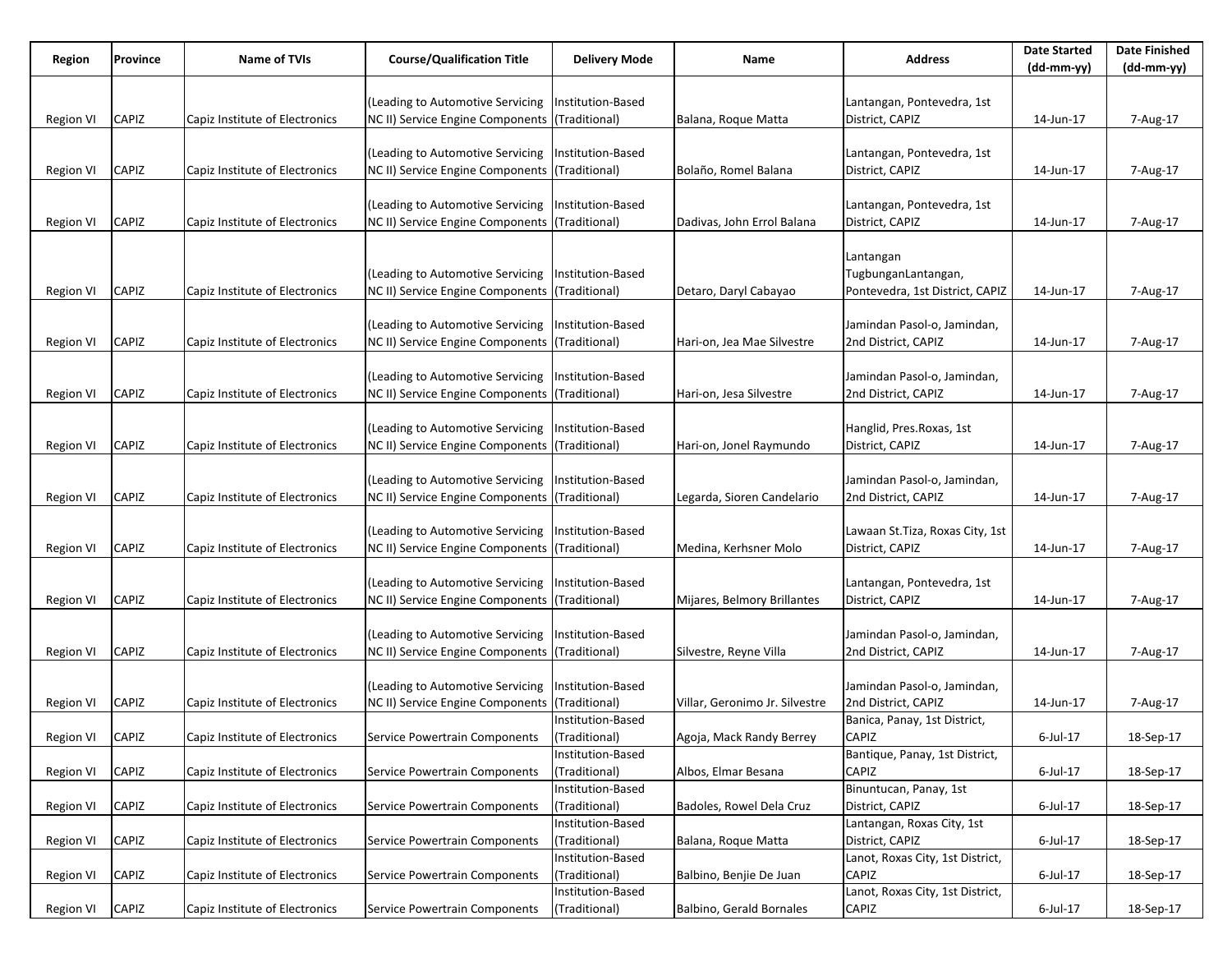| Region | Province | Name of TVIs | Course/Qualification Title | Delivery Mode | Name | Address | Date Started (dd-mm-yy) | Date Finished (dd-mm-yy) |
|---|---|---|---|---|---|---|---|---|
| Region VI | CAPIZ | Capiz Institute of Electronics | (Leading to Automotive Servicing NC II) Service Engine Components | Institution-Based (Traditional) | Balana, Roque Matta | Lantangan, Pontevedra, 1st District, CAPIZ | 14-Jun-17 | 7-Aug-17 |
| Region VI | CAPIZ | Capiz Institute of Electronics | (Leading to Automotive Servicing NC II) Service Engine Components | Institution-Based (Traditional) | Bolaño, Romel Balana | Lantangan, Pontevedra, 1st District, CAPIZ | 14-Jun-17 | 7-Aug-17 |
| Region VI | CAPIZ | Capiz Institute of Electronics | (Leading to Automotive Servicing NC II) Service Engine Components | Institution-Based (Traditional) | Dadivas, John Errol Balana | Lantangan, Pontevedra, 1st District, CAPIZ | 14-Jun-17 | 7-Aug-17 |
| Region VI | CAPIZ | Capiz Institute of Electronics | (Leading to Automotive Servicing NC II) Service Engine Components | Institution-Based (Traditional) | Detaro, Daryl Cabayao | Lantangan TugbunganLantangan, Pontevedra, 1st District, CAPIZ | 14-Jun-17 | 7-Aug-17 |
| Region VI | CAPIZ | Capiz Institute of Electronics | (Leading to Automotive Servicing NC II) Service Engine Components | Institution-Based (Traditional) | Hari-on, Jea Mae Silvestre | Jamindan Pasol-o, Jamindan, 2nd District, CAPIZ | 14-Jun-17 | 7-Aug-17 |
| Region VI | CAPIZ | Capiz Institute of Electronics | (Leading to Automotive Servicing NC II) Service Engine Components | Institution-Based (Traditional) | Hari-on, Jesa Silvestre | Jamindan Pasol-o, Jamindan, 2nd District, CAPIZ | 14-Jun-17 | 7-Aug-17 |
| Region VI | CAPIZ | Capiz Institute of Electronics | (Leading to Automotive Servicing NC II) Service Engine Components | Institution-Based (Traditional) | Hari-on, Jonel Raymundo | Hanglid, Pres.Roxas, 1st District, CAPIZ | 14-Jun-17 | 7-Aug-17 |
| Region VI | CAPIZ | Capiz Institute of Electronics | (Leading to Automotive Servicing NC II) Service Engine Components | Institution-Based (Traditional) | Legarda, Sioren Candelario | Jamindan Pasol-o, Jamindan, 2nd District, CAPIZ | 14-Jun-17 | 7-Aug-17 |
| Region VI | CAPIZ | Capiz Institute of Electronics | (Leading to Automotive Servicing NC II) Service Engine Components | Institution-Based (Traditional) | Medina, Kerhsner Molo | Lawaan St.Tiza, Roxas City, 1st District, CAPIZ | 14-Jun-17 | 7-Aug-17 |
| Region VI | CAPIZ | Capiz Institute of Electronics | (Leading to Automotive Servicing NC II) Service Engine Components | Institution-Based (Traditional) | Mijares, Belmory Brillantes | Lantangan, Pontevedra, 1st District, CAPIZ | 14-Jun-17 | 7-Aug-17 |
| Region VI | CAPIZ | Capiz Institute of Electronics | (Leading to Automotive Servicing NC II) Service Engine Components | Institution-Based (Traditional) | Silvestre, Reyne Villa | Jamindan Pasol-o, Jamindan, 2nd District, CAPIZ | 14-Jun-17 | 7-Aug-17 |
| Region VI | CAPIZ | Capiz Institute of Electronics | (Leading to Automotive Servicing NC II) Service Engine Components | Institution-Based (Traditional) | Villar, Geronimo Jr. Silvestre | Jamindan Pasol-o, Jamindan, 2nd District, CAPIZ | 14-Jun-17 | 7-Aug-17 |
| Region VI | CAPIZ | Capiz Institute of Electronics | Service Powertrain Components | Institution-Based (Traditional) | Agoja, Mack Randy Berrey | Banica, Panay, 1st District, CAPIZ | 6-Jul-17 | 18-Sep-17 |
| Region VI | CAPIZ | Capiz Institute of Electronics | Service Powertrain Components | Institution-Based (Traditional) | Albos, Elmar Besana | Bantique, Panay, 1st District, CAPIZ | 6-Jul-17 | 18-Sep-17 |
| Region VI | CAPIZ | Capiz Institute of Electronics | Service Powertrain Components | Institution-Based (Traditional) | Badoles, Rowel Dela Cruz | Binuntucan, Panay, 1st District, CAPIZ | 6-Jul-17 | 18-Sep-17 |
| Region VI | CAPIZ | Capiz Institute of Electronics | Service Powertrain Components | Institution-Based (Traditional) | Balana, Roque Matta | Lantangan, Roxas City, 1st District, CAPIZ | 6-Jul-17 | 18-Sep-17 |
| Region VI | CAPIZ | Capiz Institute of Electronics | Service Powertrain Components | Institution-Based (Traditional) | Balbino, Benjie De Juan | Lanot, Roxas City, 1st District, CAPIZ | 6-Jul-17 | 18-Sep-17 |
| Region VI | CAPIZ | Capiz Institute of Electronics | Service Powertrain Components | Institution-Based (Traditional) | Balbino, Gerald Bornales | Lanot, Roxas City, 1st District, CAPIZ | 6-Jul-17 | 18-Sep-17 |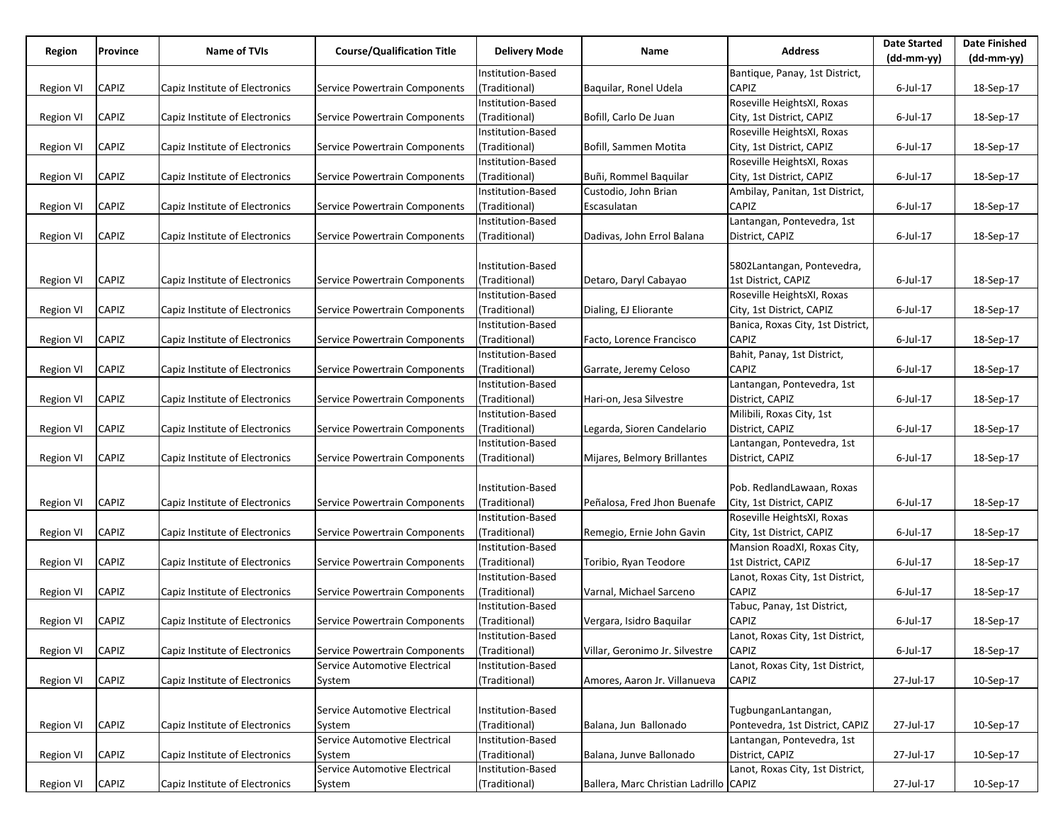| Region | Province | Name of TVIs | Course/Qualification Title | Delivery Mode | Name | Address | Date Started (dd-mm-yy) | Date Finished (dd-mm-yy) |
|---|---|---|---|---|---|---|---|---|
| Region VI | CAPIZ | Capiz Institute of Electronics | Service Powertrain Components | Institution-Based (Traditional) | Baquilar, Ronel Udela | Bantique, Panay, 1st District, CAPIZ | 6-Jul-17 | 18-Sep-17 |
| Region VI | CAPIZ | Capiz Institute of Electronics | Service Powertrain Components | Institution-Based (Traditional) | Bofill, Carlo De Juan | Roseville HeightsXI, Roxas City, 1st District, CAPIZ | 6-Jul-17 | 18-Sep-17 |
| Region VI | CAPIZ | Capiz Institute of Electronics | Service Powertrain Components | Institution-Based (Traditional) | Bofill, Sammen Motita | Roseville HeightsXI, Roxas City, 1st District, CAPIZ | 6-Jul-17 | 18-Sep-17 |
| Region VI | CAPIZ | Capiz Institute of Electronics | Service Powertrain Components | Institution-Based (Traditional) | Buñi, Rommel Baquilar | Roseville HeightsXI, Roxas City, 1st District, CAPIZ | 6-Jul-17 | 18-Sep-17 |
| Region VI | CAPIZ | Capiz Institute of Electronics | Service Powertrain Components | Institution-Based (Traditional) | Custodio, John Brian Escasulatan | Ambilay, Panitan, 1st District, CAPIZ | 6-Jul-17 | 18-Sep-17 |
| Region VI | CAPIZ | Capiz Institute of Electronics | Service Powertrain Components | Institution-Based (Traditional) | Dadivas, John Errol Balana | Lantangan, Pontevedra, 1st District, CAPIZ | 6-Jul-17 | 18-Sep-17 |
| Region VI | CAPIZ | Capiz Institute of Electronics | Service Powertrain Components | Institution-Based (Traditional) | Detaro, Daryl Cabayao | 5802Lantangan, Pontevedra, 1st District, CAPIZ | 6-Jul-17 | 18-Sep-17 |
| Region VI | CAPIZ | Capiz Institute of Electronics | Service Powertrain Components | Institution-Based (Traditional) | Dialing, EJ Eliorante | Roseville HeightsXI, Roxas City, 1st District, CAPIZ | 6-Jul-17 | 18-Sep-17 |
| Region VI | CAPIZ | Capiz Institute of Electronics | Service Powertrain Components | Institution-Based (Traditional) | Facto, Lorence Francisco | Banica, Roxas City, 1st District, CAPIZ | 6-Jul-17 | 18-Sep-17 |
| Region VI | CAPIZ | Capiz Institute of Electronics | Service Powertrain Components | Institution-Based (Traditional) | Garrate, Jeremy Celoso | Bahit, Panay, 1st District, CAPIZ | 6-Jul-17 | 18-Sep-17 |
| Region VI | CAPIZ | Capiz Institute of Electronics | Service Powertrain Components | Institution-Based (Traditional) | Hari-on, Jesa Silvestre | Lantangan, Pontevedra, 1st District, CAPIZ | 6-Jul-17 | 18-Sep-17 |
| Region VI | CAPIZ | Capiz Institute of Electronics | Service Powertrain Components | Institution-Based (Traditional) | Legarda, Sioren Candelario | Milibili, Roxas City, 1st District, CAPIZ | 6-Jul-17 | 18-Sep-17 |
| Region VI | CAPIZ | Capiz Institute of Electronics | Service Powertrain Components | Institution-Based (Traditional) | Mijares, Belmory Brillantes | Lantangan, Pontevedra, 1st District, CAPIZ | 6-Jul-17 | 18-Sep-17 |
| Region VI | CAPIZ | Capiz Institute of Electronics | Service Powertrain Components | Institution-Based (Traditional) | Peñalosa, Fred Jhon Buenafe | Pob. RedlandLawaan, Roxas City, 1st District, CAPIZ | 6-Jul-17 | 18-Sep-17 |
| Region VI | CAPIZ | Capiz Institute of Electronics | Service Powertrain Components | Institution-Based (Traditional) | Remegio, Ernie John Gavin | Roseville HeightsXI, Roxas City, 1st District, CAPIZ | 6-Jul-17 | 18-Sep-17 |
| Region VI | CAPIZ | Capiz Institute of Electronics | Service Powertrain Components | Institution-Based (Traditional) | Toribio, Ryan Teodore | Mansion RoadXI, Roxas City, 1st District, CAPIZ | 6-Jul-17 | 18-Sep-17 |
| Region VI | CAPIZ | Capiz Institute of Electronics | Service Powertrain Components | Institution-Based (Traditional) | Varnal, Michael Sarceno | Lanot, Roxas City, 1st District, CAPIZ | 6-Jul-17 | 18-Sep-17 |
| Region VI | CAPIZ | Capiz Institute of Electronics | Service Powertrain Components | Institution-Based (Traditional) | Vergara, Isidro Baquilar | Tabuc, Panay, 1st District, CAPIZ | 6-Jul-17 | 18-Sep-17 |
| Region VI | CAPIZ | Capiz Institute of Electronics | Service Powertrain Components | Institution-Based (Traditional) | Villar, Geronimo Jr. Silvestre | Lanot, Roxas City, 1st District, CAPIZ | 6-Jul-17 | 18-Sep-17 |
| Region VI | CAPIZ | Capiz Institute of Electronics | Service Automotive Electrical System | Institution-Based (Traditional) | Amores, Aaron Jr. Villanueva | Lanot, Roxas City, 1st District, CAPIZ | 27-Jul-17 | 10-Sep-17 |
| Region VI | CAPIZ | Capiz Institute of Electronics | Service Automotive Electrical System | Institution-Based (Traditional) | Balana, Jun Ballonado | TugbunganLantangan, Pontevedra, 1st District, CAPIZ | 27-Jul-17 | 10-Sep-17 |
| Region VI | CAPIZ | Capiz Institute of Electronics | Service Automotive Electrical System | Institution-Based (Traditional) | Balana, Junve Ballonado | Lantangan, Pontevedra, 1st District, CAPIZ | 27-Jul-17 | 10-Sep-17 |
| Region VI | CAPIZ | Capiz Institute of Electronics | Service Automotive Electrical System | Institution-Based (Traditional) | Ballera, Marc Christian Ladrillo | Lanot, Roxas City, 1st District, CAPIZ | 27-Jul-17 | 10-Sep-17 |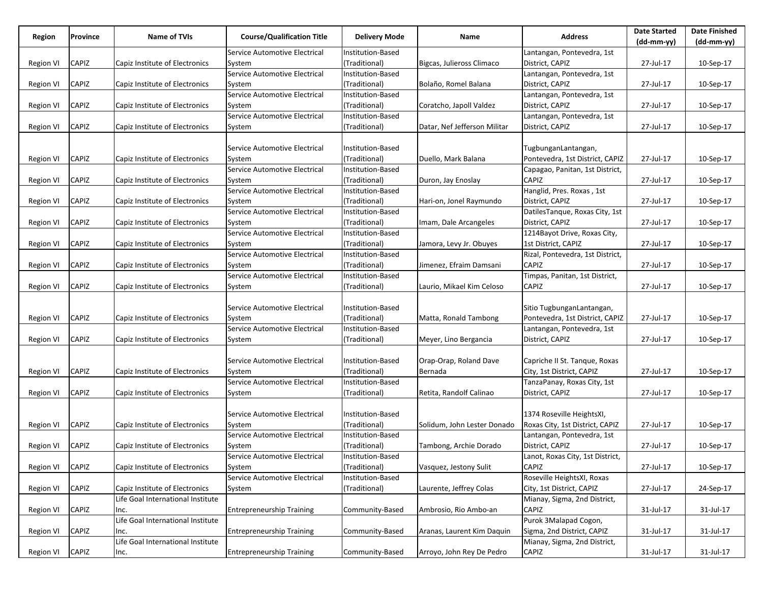| Region | Province | Name of TVIs | Course/Qualification Title | Delivery Mode | Name | Address | Date Started (dd-mm-yy) | Date Finished (dd-mm-yy) |
|---|---|---|---|---|---|---|---|---|
| Region VI | CAPIZ | Capiz Institute of Electronics | Service Automotive Electrical System | Institution-Based (Traditional) | Bigcas, Julieross Climaco | Lantangan, Pontevedra, 1st District, CAPIZ | 27-Jul-17 | 10-Sep-17 |
| Region VI | CAPIZ | Capiz Institute of Electronics | Service Automotive Electrical System | Institution-Based (Traditional) | Bolaño, Romel Balana | Lantangan, Pontevedra, 1st District, CAPIZ | 27-Jul-17 | 10-Sep-17 |
| Region VI | CAPIZ | Capiz Institute of Electronics | Service Automotive Electrical System | Institution-Based (Traditional) | Coratcho, Japoll Valdez | Lantangan, Pontevedra, 1st District, CAPIZ | 27-Jul-17 | 10-Sep-17 |
| Region VI | CAPIZ | Capiz Institute of Electronics | Service Automotive Electrical System | Institution-Based (Traditional) | Datar, Nef Jefferson Militar | Lantangan, Pontevedra, 1st District, CAPIZ | 27-Jul-17 | 10-Sep-17 |
| Region VI | CAPIZ | Capiz Institute of Electronics | Service Automotive Electrical System | Institution-Based (Traditional) | Duello, Mark Balana | TugbunganLantangan, Pontevedra, 1st District, CAPIZ | 27-Jul-17 | 10-Sep-17 |
| Region VI | CAPIZ | Capiz Institute of Electronics | Service Automotive Electrical System | Institution-Based (Traditional) | Duron, Jay Enoslay | Capagao, Panitan, 1st District, CAPIZ | 27-Jul-17 | 10-Sep-17 |
| Region VI | CAPIZ | Capiz Institute of Electronics | Service Automotive Electrical System | Institution-Based (Traditional) | Hari-on, Jonel Raymundo | Hanglid, Pres. Roxas , 1st District, CAPIZ | 27-Jul-17 | 10-Sep-17 |
| Region VI | CAPIZ | Capiz Institute of Electronics | Service Automotive Electrical System | Institution-Based (Traditional) | Imam, Dale Arcangeles | DatilesTanque, Roxas City, 1st District, CAPIZ | 27-Jul-17 | 10-Sep-17 |
| Region VI | CAPIZ | Capiz Institute of Electronics | Service Automotive Electrical System | Institution-Based (Traditional) | Jamora, Levy Jr. Obuyes | 1214Bayot Drive, Roxas City, 1st District, CAPIZ | 27-Jul-17 | 10-Sep-17 |
| Region VI | CAPIZ | Capiz Institute of Electronics | Service Automotive Electrical System | Institution-Based (Traditional) | Jimenez, Efraim Damsani | Rizal, Pontevedra, 1st District, CAPIZ | 27-Jul-17 | 10-Sep-17 |
| Region VI | CAPIZ | Capiz Institute of Electronics | Service Automotive Electrical System | Institution-Based (Traditional) | Laurio, Mikael Kim Celoso | Timpas, Panitan, 1st District, CAPIZ | 27-Jul-17 | 10-Sep-17 |
| Region VI | CAPIZ | Capiz Institute of Electronics | Service Automotive Electrical System | Institution-Based (Traditional) | Matta, Ronald Tambong | Sitio TugbunganLantangan, Pontevedra, 1st District, CAPIZ | 27-Jul-17 | 10-Sep-17 |
| Region VI | CAPIZ | Capiz Institute of Electronics | Service Automotive Electrical System | Institution-Based (Traditional) | Meyer, Lino Bergancia | Lantangan, Pontevedra, 1st District, CAPIZ | 27-Jul-17 | 10-Sep-17 |
| Region VI | CAPIZ | Capiz Institute of Electronics | Service Automotive Electrical System | Institution-Based (Traditional) | Orap-Orap, Roland Dave Bernada | Capriche II St. Tanque, Roxas City, 1st District, CAPIZ | 27-Jul-17 | 10-Sep-17 |
| Region VI | CAPIZ | Capiz Institute of Electronics | Service Automotive Electrical System | Institution-Based (Traditional) | Retita, Randolf Calinao | TanzaPanay, Roxas City, 1st District, CAPIZ | 27-Jul-17 | 10-Sep-17 |
| Region VI | CAPIZ | Capiz Institute of Electronics | Service Automotive Electrical System | Institution-Based (Traditional) | Solidum, John Lester Donado | 1374 Roseville HeightsXI, Roxas City, 1st District, CAPIZ | 27-Jul-17 | 10-Sep-17 |
| Region VI | CAPIZ | Capiz Institute of Electronics | Service Automotive Electrical System | Institution-Based (Traditional) | Tambong, Archie Dorado | Lantangan, Pontevedra, 1st District, CAPIZ | 27-Jul-17 | 10-Sep-17 |
| Region VI | CAPIZ | Capiz Institute of Electronics | Service Automotive Electrical System | Institution-Based (Traditional) | Vasquez, Jestony Sulit | Lanot, Roxas City, 1st District, CAPIZ | 27-Jul-17 | 10-Sep-17 |
| Region VI | CAPIZ | Capiz Institute of Electronics | Service Automotive Electrical System | Institution-Based (Traditional) | Laurente, Jeffrey Colas | Roseville HeightsXI, Roxas City, 1st District, CAPIZ | 27-Jul-17 | 24-Sep-17 |
| Region VI | CAPIZ | Life Goal International Institute Inc. | Entrepreneurship Training | Community-Based | Ambrosio, Rio Ambo-an | Mianay, Sigma, 2nd District, CAPIZ | 31-Jul-17 | 31-Jul-17 |
| Region VI | CAPIZ | Life Goal International Institute Inc. | Entrepreneurship Training | Community-Based | Aranas, Laurent Kim Daquin | Purok 3Malapad Cogon, Sigma, 2nd District, CAPIZ | 31-Jul-17 | 31-Jul-17 |
| Region VI | CAPIZ | Life Goal International Institute Inc. | Entrepreneurship Training | Community-Based | Arroyo, John Rey De Pedro | Mianay, Sigma, 2nd District, CAPIZ | 31-Jul-17 | 31-Jul-17 |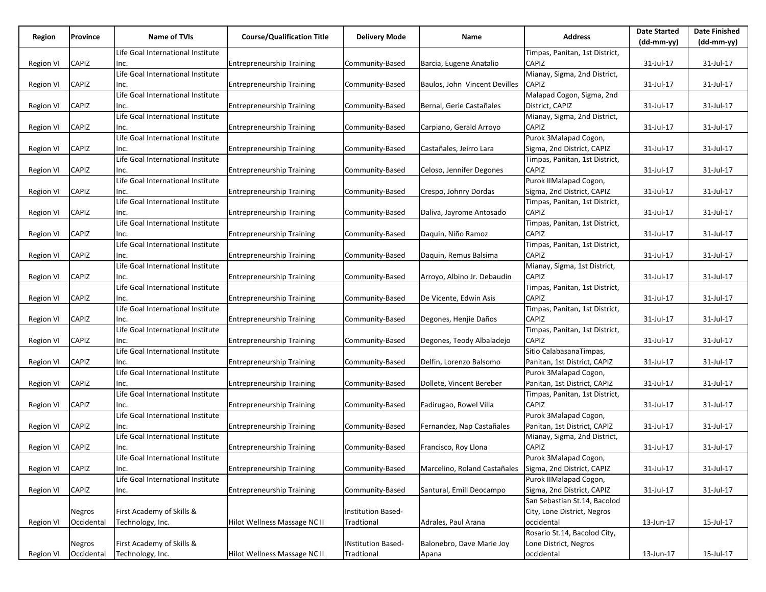| Region | Province | Name of TVIs | Course/Qualification Title | Delivery Mode | Name | Address | Date Started (dd-mm-yy) | Date Finished (dd-mm-yy) |
|---|---|---|---|---|---|---|---|---|
| Region VI | CAPIZ | Life Goal International Institute Inc. | Entrepreneurship Training | Community-Based | Barcia, Eugene Anatalio | Timpas, Panitan, 1st District, CAPIZ | 31-Jul-17 | 31-Jul-17 |
| Region VI | CAPIZ | Life Goal International Institute Inc. | Entrepreneurship Training | Community-Based | Baulos, John Vincent Devilles | Mianay, Sigma, 2nd District, CAPIZ | 31-Jul-17 | 31-Jul-17 |
| Region VI | CAPIZ | Life Goal International Institute Inc. | Entrepreneurship Training | Community-Based | Bernal, Gerie Castañales | Malapad Cogon, Sigma, 2nd District, CAPIZ | 31-Jul-17 | 31-Jul-17 |
| Region VI | CAPIZ | Life Goal International Institute Inc. | Entrepreneurship Training | Community-Based | Carpiano, Gerald Arroyo | Mianay, Sigma, 2nd District, CAPIZ | 31-Jul-17 | 31-Jul-17 |
| Region VI | CAPIZ | Life Goal International Institute Inc. | Entrepreneurship Training | Community-Based | Castañales, Jeirro Lara | Purok 3Malapad Cogon, Sigma, 2nd District, CAPIZ | 31-Jul-17 | 31-Jul-17 |
| Region VI | CAPIZ | Life Goal International Institute Inc. | Entrepreneurship Training | Community-Based | Celoso, Jennifer Degones | Timpas, Panitan, 1st District, CAPIZ | 31-Jul-17 | 31-Jul-17 |
| Region VI | CAPIZ | Life Goal International Institute Inc. | Entrepreneurship Training | Community-Based | Crespo, Johnry Dordas | Purok IIMalapad Cogon, Sigma, 2nd District, CAPIZ | 31-Jul-17 | 31-Jul-17 |
| Region VI | CAPIZ | Life Goal International Institute Inc. | Entrepreneurship Training | Community-Based | Daliva, Jayrome Antosado | Timpas, Panitan, 1st District, CAPIZ | 31-Jul-17 | 31-Jul-17 |
| Region VI | CAPIZ | Life Goal International Institute Inc. | Entrepreneurship Training | Community-Based | Daquin, Niño Ramoz | Timpas, Panitan, 1st District, CAPIZ | 31-Jul-17 | 31-Jul-17 |
| Region VI | CAPIZ | Life Goal International Institute Inc. | Entrepreneurship Training | Community-Based | Daquin, Remus Balsima | Timpas, Panitan, 1st District, CAPIZ | 31-Jul-17 | 31-Jul-17 |
| Region VI | CAPIZ | Life Goal International Institute Inc. | Entrepreneurship Training | Community-Based | Arroyo, Albino Jr. Debaudin | Mianay, Sigma, 1st District, CAPIZ | 31-Jul-17 | 31-Jul-17 |
| Region VI | CAPIZ | Life Goal International Institute Inc. | Entrepreneurship Training | Community-Based | De Vicente, Edwin Asis | Timpas, Panitan, 1st District, CAPIZ | 31-Jul-17 | 31-Jul-17 |
| Region VI | CAPIZ | Life Goal International Institute Inc. | Entrepreneurship Training | Community-Based | Degones, Henjie Daños | Timpas, Panitan, 1st District, CAPIZ | 31-Jul-17 | 31-Jul-17 |
| Region VI | CAPIZ | Life Goal International Institute Inc. | Entrepreneurship Training | Community-Based | Degones, Teody Albaladejo | Timpas, Panitan, 1st District, CAPIZ | 31-Jul-17 | 31-Jul-17 |
| Region VI | CAPIZ | Life Goal International Institute Inc. | Entrepreneurship Training | Community-Based | Delfin, Lorenzo Balsomo | Sitio CalabasanaTimpas, Panitan, 1st District, CAPIZ | 31-Jul-17 | 31-Jul-17 |
| Region VI | CAPIZ | Life Goal International Institute Inc. | Entrepreneurship Training | Community-Based | Dollete, Vincent Bereber | Purok 3Malapad Cogon, Panitan, 1st District, CAPIZ | 31-Jul-17 | 31-Jul-17 |
| Region VI | CAPIZ | Life Goal International Institute Inc. | Entrepreneurship Training | Community-Based | Fadirugao, Rowel Villa | Timpas, Panitan, 1st District, CAPIZ | 31-Jul-17 | 31-Jul-17 |
| Region VI | CAPIZ | Life Goal International Institute Inc. | Entrepreneurship Training | Community-Based | Fernandez, Nap Castañales | Purok 3Malapad Cogon, Panitan, 1st District, CAPIZ | 31-Jul-17 | 31-Jul-17 |
| Region VI | CAPIZ | Life Goal International Institute Inc. | Entrepreneurship Training | Community-Based | Francisco, Roy Llona | Mianay, Sigma, 2nd District, CAPIZ | 31-Jul-17 | 31-Jul-17 |
| Region VI | CAPIZ | Life Goal International Institute Inc. | Entrepreneurship Training | Community-Based | Marcelino, Roland Castañales | Purok 3Malapad Cogon, Sigma, 2nd District, CAPIZ | 31-Jul-17 | 31-Jul-17 |
| Region VI | CAPIZ | Life Goal International Institute Inc. | Entrepreneurship Training | Community-Based | Santural, Emill Deocampo | Purok IIMalapad Cogon, Sigma, 2nd District, CAPIZ | 31-Jul-17 | 31-Jul-17 |
| Region VI | Negros Occidental | First Academy of Skills & Technology, Inc. | Hilot Wellness Massage NC II | Institution Based-Tradtional | Adrales, Paul Arana | San Sebastian St.14, Bacolod City, Lone District, Negros occidental | 13-Jun-17 | 15-Jul-17 |
| Region VI | Negros Occidental | First Academy of Skills & Technology, Inc. | Hilot Wellness Massage NC II | INstitution Based-Tradtional | Balonebro, Dave Marie Joy Apana | Rosario St.14, Bacolod City, Lone District, Negros occidental | 13-Jun-17 | 15-Jul-17 |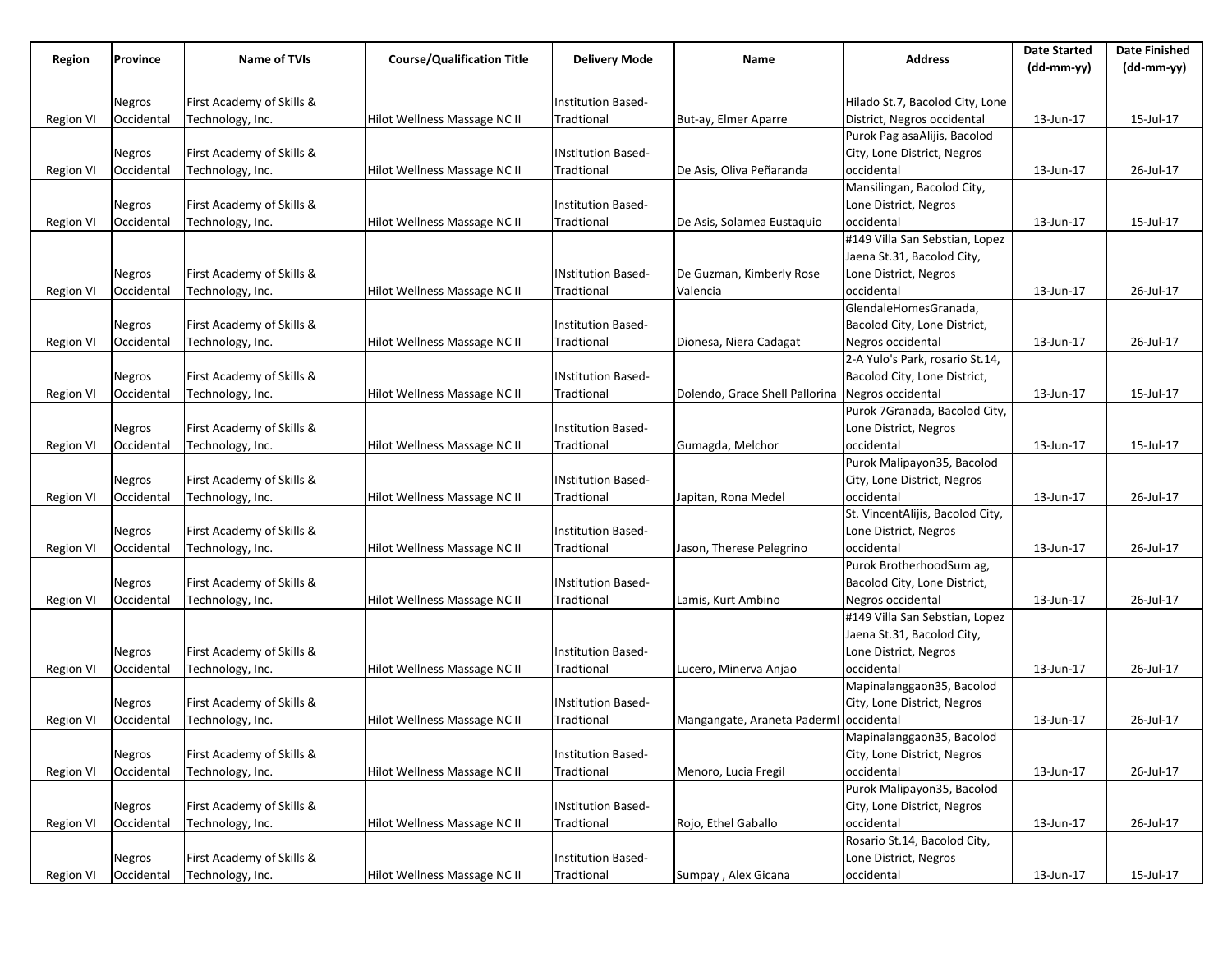| Region | Province | Name of TVIs | Course/Qualification Title | Delivery Mode | Name | Address | Date Started (dd-mm-yy) | Date Finished (dd-mm-yy) |
|---|---|---|---|---|---|---|---|---|
| Region VI | Negros Occidental | First Academy of Skills & Technology, Inc. | Hilot Wellness Massage NC II | Institution Based-Tradtional | But-ay, Elmer Aparre | Hilado St.7, Bacolod City, Lone District, Negros occidental | 13-Jun-17 | 15-Jul-17 |
| Region VI | Negros Occidental | First Academy of Skills & Technology, Inc. | Hilot Wellness Massage NC II | INstitution Based-Tradtional | De Asis, Oliva Peñaranda | Purok Pag asaAlijis, Bacolod City, Lone District, Negros occidental | 13-Jun-17 | 26-Jul-17 |
| Region VI | Negros Occidental | First Academy of Skills & Technology, Inc. | Hilot Wellness Massage NC II | Institution Based-Tradtional | De Asis, Solamea Eustaquio | Mansilingan, Bacolod City, Lone District, Negros occidental | 13-Jun-17 | 15-Jul-17 |
| Region VI | Negros Occidental | First Academy of Skills & Technology, Inc. | Hilot Wellness Massage NC II | INstitution Based-Tradtional | De Guzman, Kimberly Rose Valencia | #149 Villa San Sebstian, Lopez Jaena St.31, Bacolod City, Lone District, Negros occidental | 13-Jun-17 | 26-Jul-17 |
| Region VI | Negros Occidental | First Academy of Skills & Technology, Inc. | Hilot Wellness Massage NC II | Institution Based-Tradtional | Dionesa, Niera Cadagat | GlendaleHomesGranada, Bacolod City, Lone District, Negros occidental | 13-Jun-17 | 26-Jul-17 |
| Region VI | Negros Occidental | First Academy of Skills & Technology, Inc. | Hilot Wellness Massage NC II | INstitution Based-Tradtional | Dolendo, Grace Shell Pallorina | 2-A Yulo's Park, rosario St.14, Bacolod City, Lone District, Negros occidental | 13-Jun-17 | 15-Jul-17 |
| Region VI | Negros Occidental | First Academy of Skills & Technology, Inc. | Hilot Wellness Massage NC II | Institution Based-Tradtional | Gumagda, Melchor | Purok 7Granada, Bacolod City, Lone District, Negros occidental | 13-Jun-17 | 15-Jul-17 |
| Region VI | Negros Occidental | First Academy of Skills & Technology, Inc. | Hilot Wellness Massage NC II | INstitution Based-Tradtional | Japitan, Rona Medel | Purok Malipayon35, Bacolod City, Lone District, Negros occidental | 13-Jun-17 | 26-Jul-17 |
| Region VI | Negros Occidental | First Academy of Skills & Technology, Inc. | Hilot Wellness Massage NC II | Institution Based-Tradtional | Jason, Therese Pelegrino | St. VincentAlijis, Bacolod City, Lone District, Negros occidental | 13-Jun-17 | 26-Jul-17 |
| Region VI | Negros Occidental | First Academy of Skills & Technology, Inc. | Hilot Wellness Massage NC II | INstitution Based-Tradtional | Lamis, Kurt Ambino | Purok BrotherhoodSum ag, Bacolod City, Lone District, Negros occidental | 13-Jun-17 | 26-Jul-17 |
| Region VI | Negros Occidental | First Academy of Skills & Technology, Inc. | Hilot Wellness Massage NC II | Institution Based-Tradtional | Lucero, Minerva Anjao | #149 Villa San Sebstian, Lopez Jaena St.31, Bacolod City, Lone District, Negros occidental | 13-Jun-17 | 26-Jul-17 |
| Region VI | Negros Occidental | First Academy of Skills & Technology, Inc. | Hilot Wellness Massage NC II | INstitution Based-Tradtional | Mangangate, Araneta Paderml | Mapinalanggaon35, Bacolod City, Lone District, Negros occidental | 13-Jun-17 | 26-Jul-17 |
| Region VI | Negros Occidental | First Academy of Skills & Technology, Inc. | Hilot Wellness Massage NC II | Institution Based-Tradtional | Menoro, Lucia Fregil | Mapinalanggaon35, Bacolod City, Lone District, Negros occidental | 13-Jun-17 | 26-Jul-17 |
| Region VI | Negros Occidental | First Academy of Skills & Technology, Inc. | Hilot Wellness Massage NC II | INstitution Based-Tradtional | Rojo, Ethel Gaballo | Purok Malipayon35, Bacolod City, Lone District, Negros occidental | 13-Jun-17 | 26-Jul-17 |
| Region VI | Negros Occidental | First Academy of Skills & Technology, Inc. | Hilot Wellness Massage NC II | Institution Based-Tradtional | Sumpay , Alex Gicana | Rosario St.14, Bacolod City, Lone District, Negros occidental | 13-Jun-17 | 15-Jul-17 |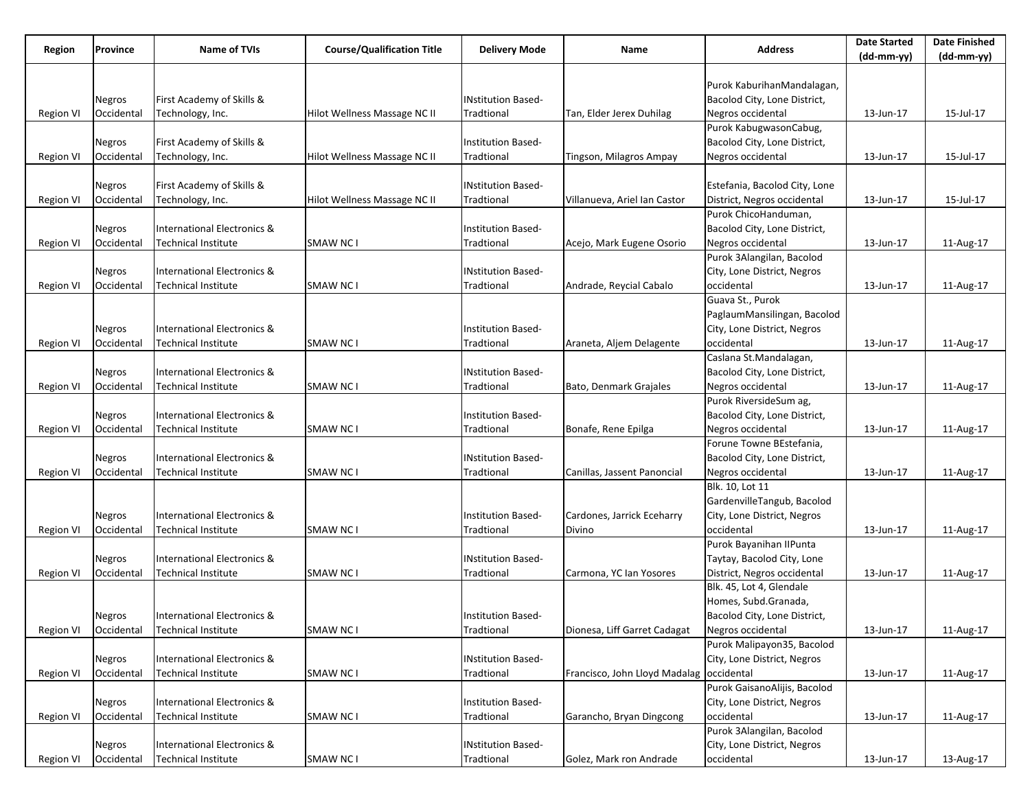| Region | Province | Name of TVIs | Course/Qualification Title | Delivery Mode | Name | Address | Date Started (dd-mm-yy) | Date Finished (dd-mm-yy) |
|---|---|---|---|---|---|---|---|---|
| Region VI | Negros Occidental | First Academy of Skills & Technology, Inc. | Hilot Wellness Massage NC II | INstitution Based-Tradtional | Tan, Elder Jerex Duhilag | Purok KaburihanMandalagan, Bacolod City, Lone District, Negros occidental | 13-Jun-17 | 15-Jul-17 |
| Region VI | Negros Occidental | First Academy of Skills & Technology, Inc. | Hilot Wellness Massage NC II | Institution Based-Tradtional | Tingson, Milagros Ampay | Purok KabugwasonCabug, Bacolod City, Lone District, Negros occidental | 13-Jun-17 | 15-Jul-17 |
| Region VI | Negros Occidental | First Academy of Skills & Technology, Inc. | Hilot Wellness Massage NC II | INstitution Based-Tradtional | Villanueva, Ariel Ian Castor | Estefania, Bacolod City, Lone District, Negros occidental | 13-Jun-17 | 15-Jul-17 |
| Region VI | Negros Occidental | International Electronics & Technical Institute | SMAW NC I | Institution Based-Tradtional | Acejo, Mark Eugene Osorio | Purok ChicoHanduman, Bacolod City, Lone District, Negros occidental | 13-Jun-17 | 11-Aug-17 |
| Region VI | Negros Occidental | International Electronics & Technical Institute | SMAW NC I | INstitution Based-Tradtional | Andrade, Reycial Cabalo | Purok 3Alangilan, Bacolod City, Lone District, Negros occidental | 13-Jun-17 | 11-Aug-17 |
| Region VI | Negros Occidental | International Electronics & Technical Institute | SMAW NC I | Institution Based-Tradtional | Araneta, Aljem Delagente | Guava St., Purok PaglaumMansilingan, Bacolod City, Lone District, Negros occidental | 13-Jun-17 | 11-Aug-17 |
| Region VI | Negros Occidental | International Electronics & Technical Institute | SMAW NC I | INstitution Based-Tradtional | Bato, Denmark Grajales | Caslana St.Mandalagan, Bacolod City, Lone District, Negros occidental | 13-Jun-17 | 11-Aug-17 |
| Region VI | Negros Occidental | International Electronics & Technical Institute | SMAW NC I | Institution Based-Tradtional | Bonafe, Rene Epilga | Purok RiversideSum ag, Bacolod City, Lone District, Negros occidental | 13-Jun-17 | 11-Aug-17 |
| Region VI | Negros Occidental | International Electronics & Technical Institute | SMAW NC I | INstitution Based-Tradtional | Canillas, Jassent Panoncial | Forune Towne BEstefania, Bacolod City, Lone District, Negros occidental | 13-Jun-17 | 11-Aug-17 |
| Region VI | Negros Occidental | International Electronics & Technical Institute | SMAW NC I | Institution Based-Tradtional | Cardones, Jarrick Eceharry Divino | Blk. 10, Lot 11 GardenvilleTangub, Bacolod City, Lone District, Negros occidental | 13-Jun-17 | 11-Aug-17 |
| Region VI | Negros Occidental | International Electronics & Technical Institute | SMAW NC I | INstitution Based-Tradtional | Carmona, YC Ian Yosores | Purok Bayanihan IIPunta Taytay, Bacolod City, Lone District, Negros occidental | 13-Jun-17 | 11-Aug-17 |
| Region VI | Negros Occidental | International Electronics & Technical Institute | SMAW NC I | Institution Based-Tradtional | Dionesa, Liff Garret Cadagat | Blk. 45, Lot 4, Glendale Homes, Subd.Granada, Bacolod City, Lone District, Negros occidental | 13-Jun-17 | 11-Aug-17 |
| Region VI | Negros Occidental | International Electronics & Technical Institute | SMAW NC I | INstitution Based-Tradtional | Francisco, John Lloyd Madalag | Purok Malipayon35, Bacolod City, Lone District, Negros occidental | 13-Jun-17 | 11-Aug-17 |
| Region VI | Negros Occidental | International Electronics & Technical Institute | SMAW NC I | Institution Based-Tradtional | Garancho, Bryan Dingcong | Purok GaisanoAlijis, Bacolod City, Lone District, Negros occidental | 13-Jun-17 | 11-Aug-17 |
| Region VI | Negros Occidental | International Electronics & Technical Institute | SMAW NC I | INstitution Based-Tradtional | Golez, Mark ron Andrade | Purok 3Alangilan, Bacolod City, Lone District, Negros occidental | 13-Jun-17 | 13-Aug-17 |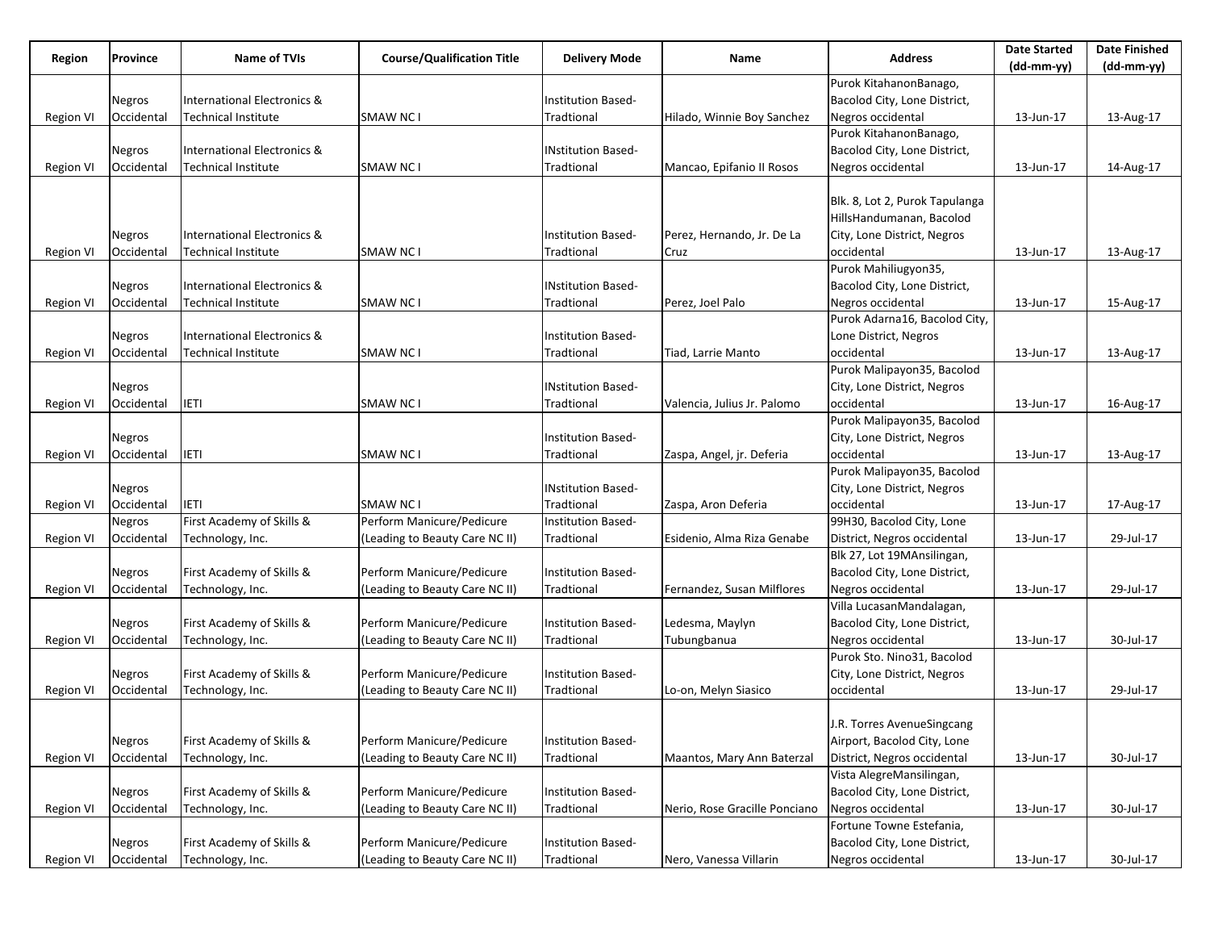| Region | Province | Name of TVIs | Course/Qualification Title | Delivery Mode | Name | Address | Date Started (dd-mm-yy) | Date Finished (dd-mm-yy) |
|---|---|---|---|---|---|---|---|---|
| Region VI | Negros Occidental | International Electronics & Technical Institute | SMAW NC I | Institution Based-Tradtional | Hilado, Winnie Boy Sanchez | Purok KitahanonBanago, Bacolod City, Lone District, Negros occidental | 13-Jun-17 | 13-Aug-17 |
| Region VI | Negros Occidental | International Electronics & Technical Institute | SMAW NC I | INstitution Based-Tradtional | Mancao, Epifanio II Rosos | Purok KitahanonBanago, Bacolod City, Lone District, Negros occidental | 13-Jun-17 | 14-Aug-17 |
| Region VI | Negros Occidental | International Electronics & Technical Institute | SMAW NC I | Institution Based-Tradtional | Perez, Hernando, Jr. De La Cruz | Blk. 8, Lot 2, Purok Tapulanga HillsHandumanan, Bacolod City, Lone District, Negros occidental | 13-Jun-17 | 13-Aug-17 |
| Region VI | Negros Occidental | International Electronics & Technical Institute | SMAW NC I | INstitution Based-Tradtional | Perez, Joel Palo | Purok Mahiliugyon35, Bacolod City, Lone District, Negros occidental | 13-Jun-17 | 15-Aug-17 |
| Region VI | Negros Occidental | International Electronics & Technical Institute | SMAW NC I | Institution Based-Tradtional | Tiad, Larrie Manto | Purok Adarna16, Bacolod City, Lone District, Negros occidental | 13-Jun-17 | 13-Aug-17 |
| Region VI | Negros Occidental | IETI | SMAW NC I | INstitution Based-Tradtional | Valencia, Julius Jr. Palomo | Purok Malipayon35, Bacolod City, Lone District, Negros occidental | 13-Jun-17 | 16-Aug-17 |
| Region VI | Negros Occidental | IETI | SMAW NC I | Institution Based-Tradtional | Zaspa, Angel, jr. Deferia | Purok Malipayon35, Bacolod City, Lone District, Negros occidental | 13-Jun-17 | 13-Aug-17 |
| Region VI | Negros Occidental | IETI | SMAW NC I | INstitution Based-Tradtional | Zaspa, Aron Deferia | Purok Malipayon35, Bacolod City, Lone District, Negros occidental | 13-Jun-17 | 17-Aug-17 |
| Region VI | Negros Occidental | First Academy of Skills & Technology, Inc. | Perform Manicure/Pedicure (Leading to Beauty Care NC II) | Institution Based-Tradtional | Esidenio, Alma Riza Genabe | 99H30, Bacolod City, Lone District, Negros occidental | 13-Jun-17 | 29-Jul-17 |
| Region VI | Negros Occidental | First Academy of Skills & Technology, Inc. | Perform Manicure/Pedicure (Leading to Beauty Care NC II) | Institution Based-Tradtional | Fernandez, Susan Milflores | Blk 27, Lot 19MAnsilingan, Bacolod City, Lone District, Negros occidental | 13-Jun-17 | 29-Jul-17 |
| Region VI | Negros Occidental | First Academy of Skills & Technology, Inc. | Perform Manicure/Pedicure (Leading to Beauty Care NC II) | Institution Based-Tradtional | Ledesma, Maylyn Tubungbanua | Villa LucasanMandalagan, Bacolod City, Lone District, Negros occidental | 13-Jun-17 | 30-Jul-17 |
| Region VI | Negros Occidental | First Academy of Skills & Technology, Inc. | Perform Manicure/Pedicure (Leading to Beauty Care NC II) | Institution Based-Tradtional | Lo-on, Melyn Siasico | Purok Sto. Nino31, Bacolod City, Lone District, Negros occidental | 13-Jun-17 | 29-Jul-17 |
| Region VI | Negros Occidental | First Academy of Skills & Technology, Inc. | Perform Manicure/Pedicure (Leading to Beauty Care NC II) | Institution Based-Tradtional | Maantos, Mary Ann Baterzal | J.R. Torres AvenueSingcang Airport, Bacolod City, Lone District, Negros occidental | 13-Jun-17 | 30-Jul-17 |
| Region VI | Negros Occidental | First Academy of Skills & Technology, Inc. | Perform Manicure/Pedicure (Leading to Beauty Care NC II) | Institution Based-Tradtional | Nerio, Rose Gracille Ponciano | Vista AlegreMansilingan, Bacolod City, Lone District, Negros occidental | 13-Jun-17 | 30-Jul-17 |
| Region VI | Negros Occidental | First Academy of Skills & Technology, Inc. | Perform Manicure/Pedicure (Leading to Beauty Care NC II) | Institution Based-Tradtional | Nero, Vanessa Villarin | Fortune Towne Estefania, Bacolod City, Lone District, Negros occidental | 13-Jun-17 | 30-Jul-17 |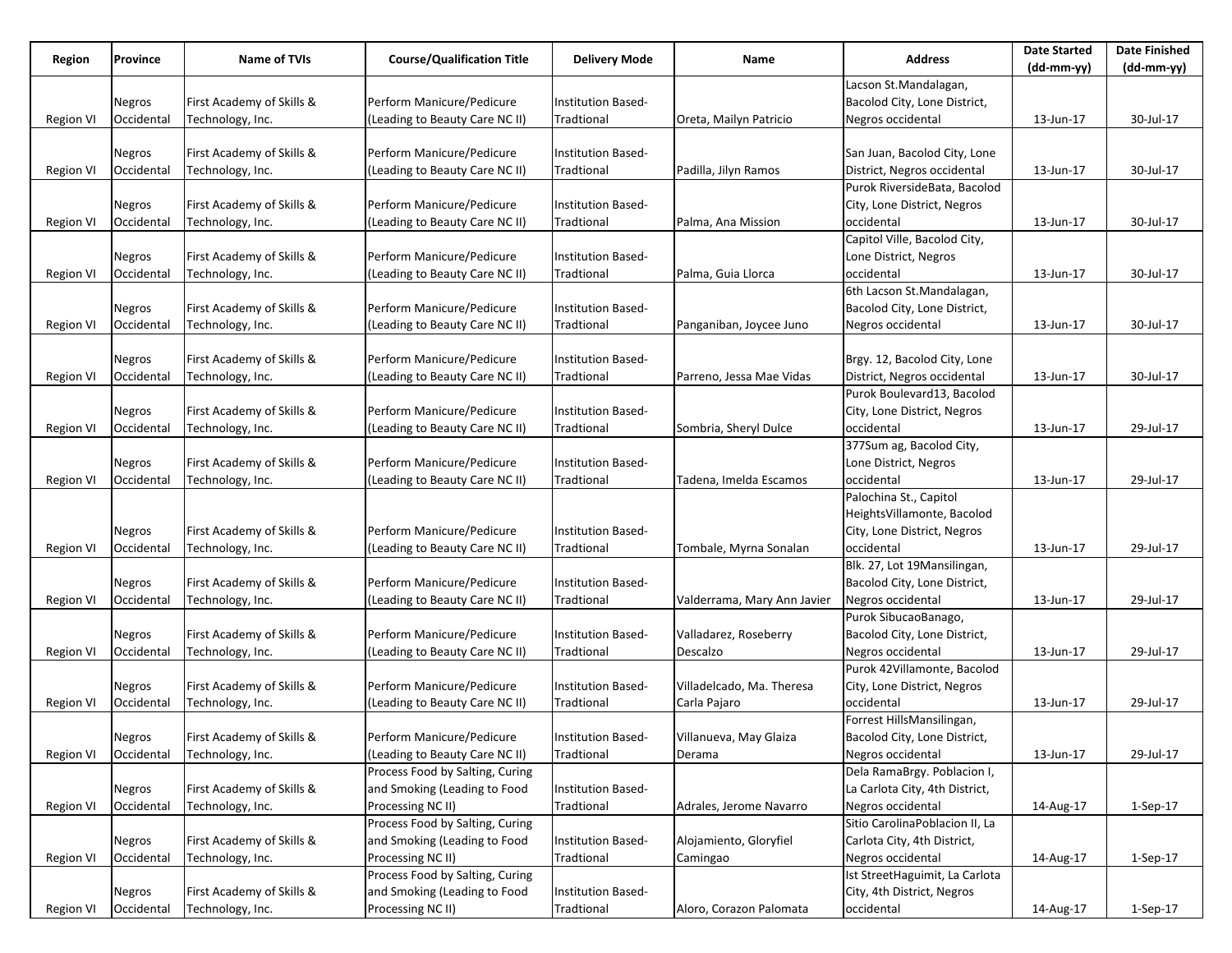| Region | Province | Name of TVIs | Course/Qualification Title | Delivery Mode | Name | Address | Date Started (dd-mm-yy) | Date Finished (dd-mm-yy) |
|---|---|---|---|---|---|---|---|---|
| Region VI | Negros Occidental | First Academy of Skills & Technology, Inc. | Perform Manicure/Pedicure (Leading to Beauty Care NC II) | Institution Based-Tradtional | Oreta, Mailyn Patricio | Lacson St.Mandalagan, Bacolod City, Lone District, Negros occidental | 13-Jun-17 | 30-Jul-17 |
| Region VI | Negros Occidental | First Academy of Skills & Technology, Inc. | Perform Manicure/Pedicure (Leading to Beauty Care NC II) | Institution Based-Tradtional | Padilla, Jilyn Ramos | San Juan, Bacolod City, Lone District, Negros occidental | 13-Jun-17 | 30-Jul-17 |
| Region VI | Negros Occidental | First Academy of Skills & Technology, Inc. | Perform Manicure/Pedicure (Leading to Beauty Care NC II) | Institution Based-Tradtional | Palma, Ana Mission | Purok RiversideBata, Bacolod City, Lone District, Negros occidental | 13-Jun-17 | 30-Jul-17 |
| Region VI | Negros Occidental | First Academy of Skills & Technology, Inc. | Perform Manicure/Pedicure (Leading to Beauty Care NC II) | Institution Based-Tradtional | Palma, Guia Llorca | Capitol Ville, Bacolod City, Lone District, Negros occidental | 13-Jun-17 | 30-Jul-17 |
| Region VI | Negros Occidental | First Academy of Skills & Technology, Inc. | Perform Manicure/Pedicure (Leading to Beauty Care NC II) | Institution Based-Tradtional | Panganiban, Joycee Juno | 6th Lacson St.Mandalagan, Bacolod City, Lone District, Negros occidental | 13-Jun-17 | 30-Jul-17 |
| Region VI | Negros Occidental | First Academy of Skills & Technology, Inc. | Perform Manicure/Pedicure (Leading to Beauty Care NC II) | Institution Based-Tradtional | Parreno, Jessa Mae Vidas | Brgy. 12, Bacolod City, Lone District, Negros occidental | 13-Jun-17 | 30-Jul-17 |
| Region VI | Negros Occidental | First Academy of Skills & Technology, Inc. | Perform Manicure/Pedicure (Leading to Beauty Care NC II) | Institution Based-Tradtional | Sombria, Sheryl Dulce | Purok Boulevard13, Bacolod City, Lone District, Negros occidental | 13-Jun-17 | 29-Jul-17 |
| Region VI | Negros Occidental | First Academy of Skills & Technology, Inc. | Perform Manicure/Pedicure (Leading to Beauty Care NC II) | Institution Based-Tradtional | Tadena, Imelda Escamos | 377Sum ag, Bacolod City, Lone District, Negros occidental | 13-Jun-17 | 29-Jul-17 |
| Region VI | Negros Occidental | First Academy of Skills & Technology, Inc. | Perform Manicure/Pedicure (Leading to Beauty Care NC II) | Institution Based-Tradtional | Tombale, Myrna Sonalan | Palochina St., Capitol HeightsVillamonte, Bacolod City, Lone District, Negros occidental | 13-Jun-17 | 29-Jul-17 |
| Region VI | Negros Occidental | First Academy of Skills & Technology, Inc. | Perform Manicure/Pedicure (Leading to Beauty Care NC II) | Institution Based-Tradtional | Valderrama, Mary Ann Javier | Blk. 27, Lot 19Mansilingan, Bacolod City, Lone District, Negros occidental | 13-Jun-17 | 29-Jul-17 |
| Region VI | Negros Occidental | First Academy of Skills & Technology, Inc. | Perform Manicure/Pedicure (Leading to Beauty Care NC II) | Institution Based-Tradtional | Valladarez, Roseberry Descalzo | Purok SibucaoBanago, Bacolod City, Lone District, Negros occidental | 13-Jun-17 | 29-Jul-17 |
| Region VI | Negros Occidental | First Academy of Skills & Technology, Inc. | Perform Manicure/Pedicure (Leading to Beauty Care NC II) | Institution Based-Tradtional | Villadelcado, Ma. Theresa Carla Pajaro | Purok 42Villamonte, Bacolod City, Lone District, Negros occidental | 13-Jun-17 | 29-Jul-17 |
| Region VI | Negros Occidental | First Academy of Skills & Technology, Inc. | Perform Manicure/Pedicure (Leading to Beauty Care NC II) | Institution Based-Tradtional | Villanueva, May Glaiza Derama | Forrest HillsMansilingan, Bacolod City, Lone District, Negros occidental | 13-Jun-17 | 29-Jul-17 |
| Region VI | Negros Occidental | First Academy of Skills & Technology, Inc. | Process Food by Salting, Curing and Smoking (Leading to Food Processing NC II) | Institution Based-Tradtional | Adrales, Jerome Navarro | Dela RamaBrgy. Poblacion I, La Carlota City, 4th District, Negros occidental | 14-Aug-17 | 1-Sep-17 |
| Region VI | Negros Occidental | First Academy of Skills & Technology, Inc. | Process Food by Salting, Curing and Smoking (Leading to Food Processing NC II) | Institution Based-Tradtional | Alojamiento, Gloryfiel Camingao | Sitio CarolinaPoblacion II, La Carlota City, 4th District, Negros occidental | 14-Aug-17 | 1-Sep-17 |
| Region VI | Negros Occidental | First Academy of Skills & Technology, Inc. | Process Food by Salting, Curing and Smoking (Leading to Food Processing NC II) | Institution Based-Tradtional | Aloro, Corazon Palomata | Ist StreetHaguimit, La Carlota City, 4th District, Negros occidental | 14-Aug-17 | 1-Sep-17 |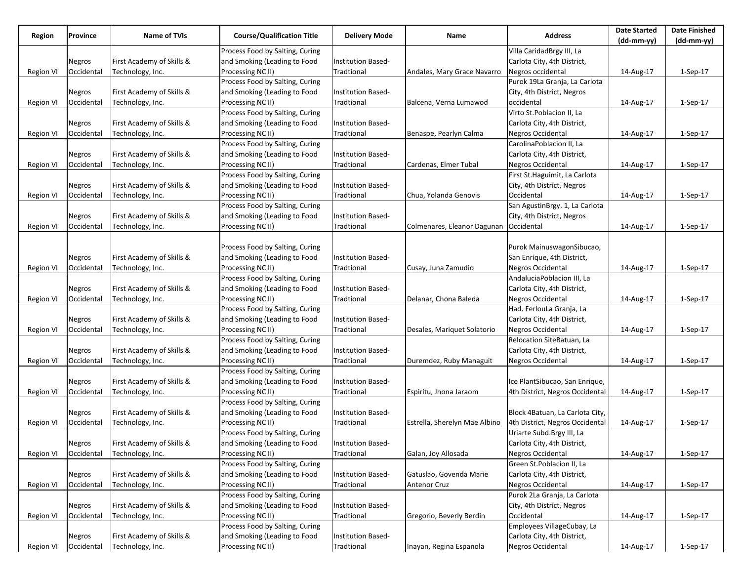| Region | Province | Name of TVIs | Course/Qualification Title | Delivery Mode | Name | Address | Date Started (dd-mm-yy) | Date Finished (dd-mm-yy) |
|---|---|---|---|---|---|---|---|---|
| Region VI | Negros Occidental | First Academy of Skills & Technology, Inc. | Process Food by Salting, Curing and Smoking (Leading to Food Processing NC II) | Institution Based-Tradtional | Andales, Mary Grace Navarro | Villa CaridadBrgy III, La Carlota City, 4th District, Negros occidental | 14-Aug-17 | 1-Sep-17 |
| Region VI | Negros Occidental | First Academy of Skills & Technology, Inc. | Process Food by Salting, Curing and Smoking (Leading to Food Processing NC II) | Institution Based-Tradtional | Balcena, Verna Lumawod | Purok 19La Granja, La Carlota City, 4th District, Negros occidental | 14-Aug-17 | 1-Sep-17 |
| Region VI | Negros Occidental | First Academy of Skills & Technology, Inc. | Process Food by Salting, Curing and Smoking (Leading to Food Processing NC II) | Institution Based-Tradtional | Benaspe, Pearlyn Calma | Virto St.Poblacion II, La Carlota City, 4th District, Negros Occidental | 14-Aug-17 | 1-Sep-17 |
| Region VI | Negros Occidental | First Academy of Skills & Technology, Inc. | Process Food by Salting, Curing and Smoking (Leading to Food Processing NC II) | Institution Based-Tradtional | Cardenas, Elmer Tubal | CarolinaPoblacion II, La Carlota City, 4th District, Negros Occidental | 14-Aug-17 | 1-Sep-17 |
| Region VI | Negros Occidental | First Academy of Skills & Technology, Inc. | Process Food by Salting, Curing and Smoking (Leading to Food Processing NC II) | Institution Based-Tradtional | Chua, Yolanda Genovis | First St.Haguimit, La Carlota City, 4th District, Negros Occidental | 14-Aug-17 | 1-Sep-17 |
| Region VI | Negros Occidental | First Academy of Skills & Technology, Inc. | Process Food by Salting, Curing and Smoking (Leading to Food Processing NC II) | Institution Based-Tradtional | Colmenares, Eleanor Dagunan | San AgustinBrgy. 1, La Carlota City, 4th District, Negros Occidental | 14-Aug-17 | 1-Sep-17 |
| Region VI | Negros Occidental | First Academy of Skills & Technology, Inc. | Process Food by Salting, Curing and Smoking (Leading to Food Processing NC II) | Institution Based-Tradtional | Cusay, Juna Zamudio | Purok MainuswagonSibucao, San Enrique, 4th District, Negros Occidental | 14-Aug-17 | 1-Sep-17 |
| Region VI | Negros Occidental | First Academy of Skills & Technology, Inc. | Process Food by Salting, Curing and Smoking (Leading to Food Processing NC II) | Institution Based-Tradtional | Delanar, Chona Baleda | AndaluciaPoblacion III, La Carlota City, 4th District, Negros Occidental | 14-Aug-17 | 1-Sep-17 |
| Region VI | Negros Occidental | First Academy of Skills & Technology, Inc. | Process Food by Salting, Curing and Smoking (Leading to Food Processing NC II) | Institution Based-Tradtional | Desales, Mariquet Solatorio | Had. FerlouLa Granja, La Carlota City, 4th District, Negros Occidental | 14-Aug-17 | 1-Sep-17 |
| Region VI | Negros Occidental | First Academy of Skills & Technology, Inc. | Process Food by Salting, Curing and Smoking (Leading to Food Processing NC II) | Institution Based-Tradtional | Duremdez, Ruby Managuit | Relocation SiteBatuan, La Carlota City, 4th District, Negros Occidental | 14-Aug-17 | 1-Sep-17 |
| Region VI | Negros Occidental | First Academy of Skills & Technology, Inc. | Process Food by Salting, Curing and Smoking (Leading to Food Processing NC II) | Institution Based-Tradtional | Espiritu, Jhona Jaraom | Ice PlantSibucao, San Enrique, 4th District, Negros Occidental | 14-Aug-17 | 1-Sep-17 |
| Region VI | Negros Occidental | First Academy of Skills & Technology, Inc. | Process Food by Salting, Curing and Smoking (Leading to Food Processing NC II) | Institution Based-Tradtional | Estrella, Sherelyn Mae Albino | Block 4Batuan, La Carlota City, 4th District, Negros Occidental | 14-Aug-17 | 1-Sep-17 |
| Region VI | Negros Occidental | First Academy of Skills & Technology, Inc. | Process Food by Salting, Curing and Smoking (Leading to Food Processing NC II) | Institution Based-Tradtional | Galan, Joy Allosada | Uriarte Subd.Brgy III, La Carlota City, 4th District, Negros Occidental | 14-Aug-17 | 1-Sep-17 |
| Region VI | Negros Occidental | First Academy of Skills & Technology, Inc. | Process Food by Salting, Curing and Smoking (Leading to Food Processing NC II) | Institution Based-Tradtional | Gatuslao, Govenda Marie Antenor Cruz | Green St.Poblacion II, La Carlota City, 4th District, Negros Occidental | 14-Aug-17 | 1-Sep-17 |
| Region VI | Negros Occidental | First Academy of Skills & Technology, Inc. | Process Food by Salting, Curing and Smoking (Leading to Food Processing NC II) | Institution Based-Tradtional | Gregorio, Beverly Berdin | Purok 2La Granja, La Carlota City, 4th District, Negros Occidental | 14-Aug-17 | 1-Sep-17 |
| Region VI | Negros Occidental | First Academy of Skills & Technology, Inc. | Process Food by Salting, Curing and Smoking (Leading to Food Processing NC II) | Institution Based-Tradtional | Inayan, Regina Espanola | Employees VillageCubay, La Carlota City, 4th District, Negros Occidental | 14-Aug-17 | 1-Sep-17 |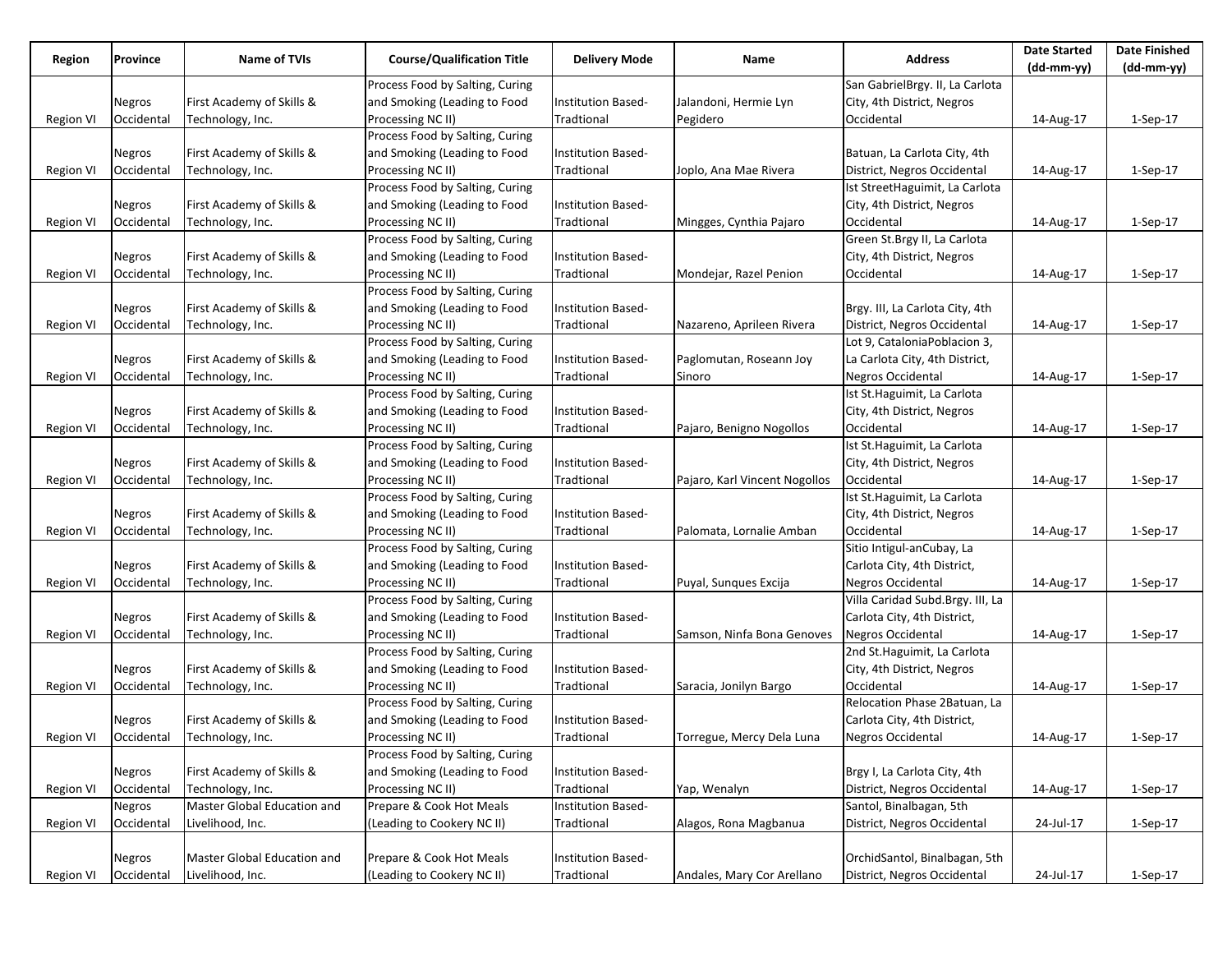| Region | Province | Name of TVIs | Course/Qualification Title | Delivery Mode | Name | Address | Date Started (dd-mm-yy) | Date Finished (dd-mm-yy) |
|---|---|---|---|---|---|---|---|---|
| Region VI | Negros Occidental | First Academy of Skills & Technology, Inc. | Process Food by Salting, Curing and Smoking (Leading to Food Processing NC II) | Institution Based-Tradtional | Jalandoni, Hermie Lyn Pegidero | San GabrielBrgy. II, La Carlota City, 4th District, Negros Occidental | 14-Aug-17 | 1-Sep-17 |
| Region VI | Negros Occidental | First Academy of Skills & Technology, Inc. | Process Food by Salting, Curing and Smoking (Leading to Food Processing NC II) | Institution Based-Tradtional | Joplo, Ana Mae Rivera | Batuan, La Carlota City, 4th District, Negros Occidental | 14-Aug-17 | 1-Sep-17 |
| Region VI | Negros Occidental | First Academy of Skills & Technology, Inc. | Process Food by Salting, Curing and Smoking (Leading to Food Processing NC II) | Institution Based-Tradtional | Mingges, Cynthia Pajaro | Ist StreetHaguimit, La Carlota City, 4th District, Negros Occidental | 14-Aug-17 | 1-Sep-17 |
| Region VI | Negros Occidental | First Academy of Skills & Technology, Inc. | Process Food by Salting, Curing and Smoking (Leading to Food Processing NC II) | Institution Based-Tradtional | Mondejar, Razel Penion | Green St.Brgy II, La Carlota City, 4th District, Negros Occidental | 14-Aug-17 | 1-Sep-17 |
| Region VI | Negros Occidental | First Academy of Skills & Technology, Inc. | Process Food by Salting, Curing and Smoking (Leading to Food Processing NC II) | Institution Based-Tradtional | Nazareno, Aprileen Rivera | Brgy. III, La Carlota City, 4th District, Negros Occidental | 14-Aug-17 | 1-Sep-17 |
| Region VI | Negros Occidental | First Academy of Skills & Technology, Inc. | Process Food by Salting, Curing and Smoking (Leading to Food Processing NC II) | Institution Based-Tradtional | Paglomutan, Roseann Joy Sinoro | Lot 9, CataloniaPoblacion 3, La Carlota City, 4th District, Negros Occidental | 14-Aug-17 | 1-Sep-17 |
| Region VI | Negros Occidental | First Academy of Skills & Technology, Inc. | Process Food by Salting, Curing and Smoking (Leading to Food Processing NC II) | Institution Based-Tradtional | Pajaro, Benigno Nogollos | Ist St.Haguimit, La Carlota City, 4th District, Negros Occidental | 14-Aug-17 | 1-Sep-17 |
| Region VI | Negros Occidental | First Academy of Skills & Technology, Inc. | Process Food by Salting, Curing and Smoking (Leading to Food Processing NC II) | Institution Based-Tradtional | Pajaro, Karl Vincent Nogollos | Ist St.Haguimit, La Carlota City, 4th District, Negros Occidental | 14-Aug-17 | 1-Sep-17 |
| Region VI | Negros Occidental | First Academy of Skills & Technology, Inc. | Process Food by Salting, Curing and Smoking (Leading to Food Processing NC II) | Institution Based-Tradtional | Palomata, Lornalie Amban | Ist St.Haguimit, La Carlota City, 4th District, Negros Occidental | 14-Aug-17 | 1-Sep-17 |
| Region VI | Negros Occidental | First Academy of Skills & Technology, Inc. | Process Food by Salting, Curing and Smoking (Leading to Food Processing NC II) | Institution Based-Tradtional | Puyal, Sunques Excija | Sitio Intigul-anCubay, La Carlota City, 4th District, Negros Occidental | 14-Aug-17 | 1-Sep-17 |
| Region VI | Negros Occidental | First Academy of Skills & Technology, Inc. | Process Food by Salting, Curing and Smoking (Leading to Food Processing NC II) | Institution Based-Tradtional | Samson, Ninfa Bona Genoves | Villa Caridad Subd.Brgy. III, La Carlota City, 4th District, Negros Occidental | 14-Aug-17 | 1-Sep-17 |
| Region VI | Negros Occidental | First Academy of Skills & Technology, Inc. | Process Food by Salting, Curing and Smoking (Leading to Food Processing NC II) | Institution Based-Tradtional | Saracia, Jonilyn Bargo | 2nd St.Haguimit, La Carlota City, 4th District, Negros Occidental | 14-Aug-17 | 1-Sep-17 |
| Region VI | Negros Occidental | First Academy of Skills & Technology, Inc. | Process Food by Salting, Curing and Smoking (Leading to Food Processing NC II) | Institution Based-Tradtional | Torregue, Mercy Dela Luna | Relocation Phase 2Batuan, La Carlota City, 4th District, Negros Occidental | 14-Aug-17 | 1-Sep-17 |
| Region VI | Negros Occidental | First Academy of Skills & Technology, Inc. | Process Food by Salting, Curing and Smoking (Leading to Food Processing NC II) | Institution Based-Tradtional | Yap, Wenalyn | Brgy I, La Carlota City, 4th District, Negros Occidental | 14-Aug-17 | 1-Sep-17 |
| Region VI | Negros Occidental | Master Global Education and Livelihood, Inc. | Prepare & Cook Hot Meals (Leading to Cookery NC II) | Institution Based-Tradtional | Alagos, Rona Magbanua | Santol, Binalbagan, 5th District, Negros Occidental | 24-Jul-17 | 1-Sep-17 |
| Region VI | Negros Occidental | Master Global Education and Livelihood, Inc. | Prepare & Cook Hot Meals (Leading to Cookery NC II) | Institution Based-Tradtional | Andales, Mary Cor Arellano | OrchidSantol, Binalbagan, 5th District, Negros Occidental | 24-Jul-17 | 1-Sep-17 |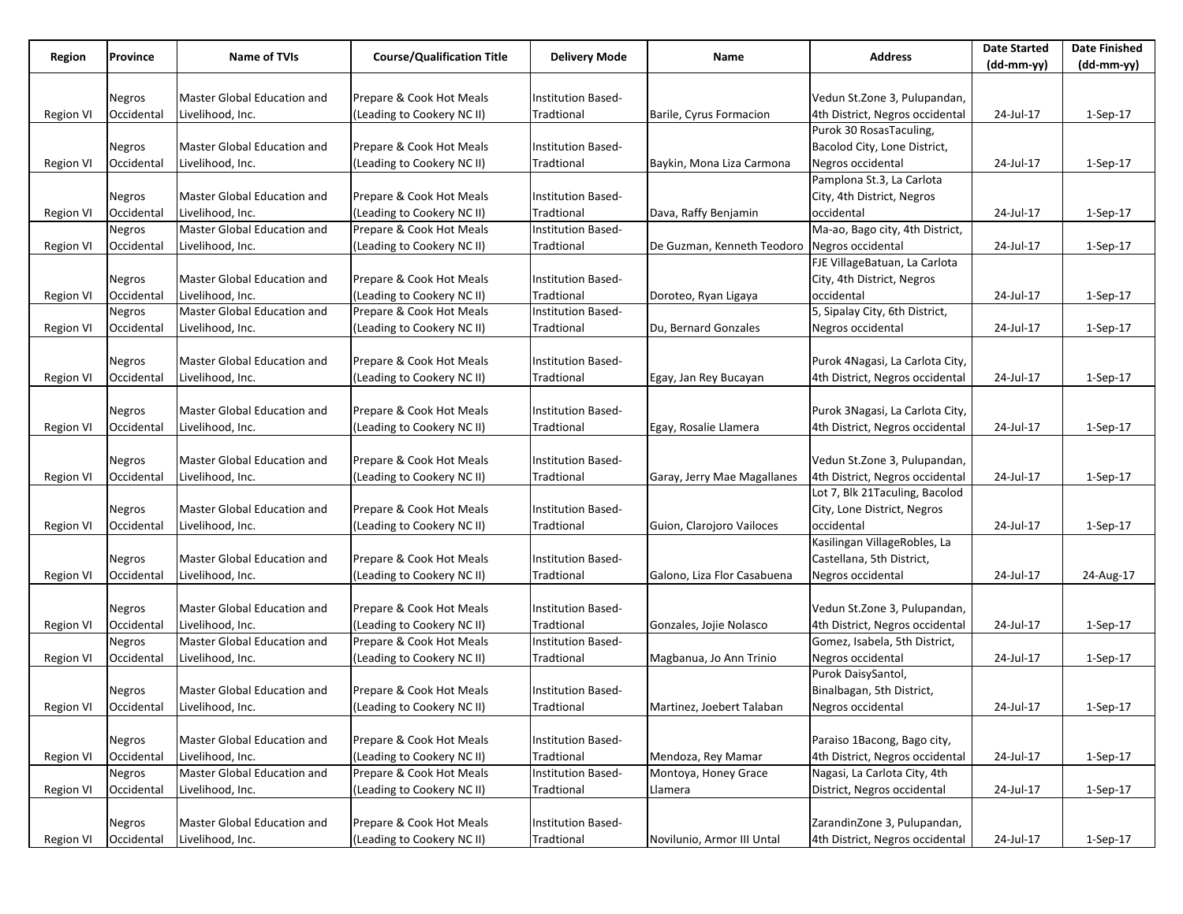| Region | Province | Name of TVIs | Course/Qualification Title | Delivery Mode | Name | Address | Date Started (dd-mm-yy) | Date Finished (dd-mm-yy) |
|---|---|---|---|---|---|---|---|---|
| Region VI | Negros Occidental | Master Global Education and Livelihood, Inc. | Prepare & Cook Hot Meals (Leading to Cookery NC II) | Institution Based-Tradtional | Barile, Cyrus Formacion | Vedun St.Zone 3, Pulupandan, 4th District, Negros occidental | 24-Jul-17 | 1-Sep-17 |
| Region VI | Negros Occidental | Master Global Education and Livelihood, Inc. | Prepare & Cook Hot Meals (Leading to Cookery NC II) | Institution Based-Tradtional | Baykin, Mona Liza Carmona | Purok 30 RosasTaculing, Bacolod City, Lone District, Negros occidental | 24-Jul-17 | 1-Sep-17 |
| Region VI | Negros Occidental | Master Global Education and Livelihood, Inc. | Prepare & Cook Hot Meals (Leading to Cookery NC II) | Institution Based-Tradtional | Dava, Raffy Benjamin | Pamplona St.3, La Carlota City, 4th District, Negros occidental | 24-Jul-17 | 1-Sep-17 |
| Region VI | Negros Occidental | Master Global Education and Livelihood, Inc. | Prepare & Cook Hot Meals (Leading to Cookery NC II) | Institution Based-Tradtional | De Guzman, Kenneth Teodoro | Ma-ao, Bago city, 4th District, Negros occidental | 24-Jul-17 | 1-Sep-17 |
| Region VI | Negros Occidental | Master Global Education and Livelihood, Inc. | Prepare & Cook Hot Meals (Leading to Cookery NC II) | Institution Based-Tradtional | Doroteo, Ryan Ligaya | FJE VillageBatuan, La Carlota City, 4th District, Negros occidental | 24-Jul-17 | 1-Sep-17 |
| Region VI | Negros Occidental | Master Global Education and Livelihood, Inc. | Prepare & Cook Hot Meals (Leading to Cookery NC II) | Institution Based-Tradtional | Du, Bernard Gonzales | 5, Sipalay City, 6th District, Negros occidental | 24-Jul-17 | 1-Sep-17 |
| Region VI | Negros Occidental | Master Global Education and Livelihood, Inc. | Prepare & Cook Hot Meals (Leading to Cookery NC II) | Institution Based-Tradtional | Egay, Jan Rey Bucayan | Purok 4Nagasi, La Carlota City, 4th District, Negros occidental | 24-Jul-17 | 1-Sep-17 |
| Region VI | Negros Occidental | Master Global Education and Livelihood, Inc. | Prepare & Cook Hot Meals (Leading to Cookery NC II) | Institution Based-Tradtional | Egay, Rosalie Llamera | Purok 3Nagasi, La Carlota City, 4th District, Negros occidental | 24-Jul-17 | 1-Sep-17 |
| Region VI | Negros Occidental | Master Global Education and Livelihood, Inc. | Prepare & Cook Hot Meals (Leading to Cookery NC II) | Institution Based-Tradtional | Garay, Jerry Mae Magallanes | Vedun St.Zone 3, Pulupandan, 4th District, Negros occidental | 24-Jul-17 | 1-Sep-17 |
| Region VI | Negros Occidental | Master Global Education and Livelihood, Inc. | Prepare & Cook Hot Meals (Leading to Cookery NC II) | Institution Based-Tradtional | Guion, Clarojoro Vailoces | Lot 7, Blk 21Taculing, Bacolod City, Lone District, Negros occidental | 24-Jul-17 | 1-Sep-17 |
| Region VI | Negros Occidental | Master Global Education and Livelihood, Inc. | Prepare & Cook Hot Meals (Leading to Cookery NC II) | Institution Based-Tradtional | Galono, Liza Flor Casabuena | Kasilingan VillageRobles, La Castellana, 5th District, Negros occidental | 24-Jul-17 | 24-Aug-17 |
| Region VI | Negros Occidental | Master Global Education and Livelihood, Inc. | Prepare & Cook Hot Meals (Leading to Cookery NC II) | Institution Based-Tradtional | Gonzales, Jojie Nolasco | Vedun St.Zone 3, Pulupandan, 4th District, Negros occidental | 24-Jul-17 | 1-Sep-17 |
| Region VI | Negros Occidental | Master Global Education and Livelihood, Inc. | Prepare & Cook Hot Meals (Leading to Cookery NC II) | Institution Based-Tradtional | Magbanua, Jo Ann Trinio | Gomez, Isabela, 5th District, Negros occidental | 24-Jul-17 | 1-Sep-17 |
| Region VI | Negros Occidental | Master Global Education and Livelihood, Inc. | Prepare & Cook Hot Meals (Leading to Cookery NC II) | Institution Based-Tradtional | Martinez, Joebert Talaban | Purok DaisySantol, Binalbagan, 5th District, Negros occidental | 24-Jul-17 | 1-Sep-17 |
| Region VI | Negros Occidental | Master Global Education and Livelihood, Inc. | Prepare & Cook Hot Meals (Leading to Cookery NC II) | Institution Based-Tradtional | Mendoza, Rey Mamar | Paraiso 1Bacong, Bago city, 4th District, Negros occidental | 24-Jul-17 | 1-Sep-17 |
| Region VI | Negros Occidental | Master Global Education and Livelihood, Inc. | Prepare & Cook Hot Meals (Leading to Cookery NC II) | Institution Based-Tradtional | Montoya, Honey Grace Llamera | Nagasi, La Carlota City, 4th District, Negros occidental | 24-Jul-17 | 1-Sep-17 |
| Region VI | Negros Occidental | Master Global Education and Livelihood, Inc. | Prepare & Cook Hot Meals (Leading to Cookery NC II) | Institution Based-Tradtional | Novilunio, Armor III Untal | ZarandinZone 3, Pulupandan, 4th District, Negros occidental | 24-Jul-17 | 1-Sep-17 |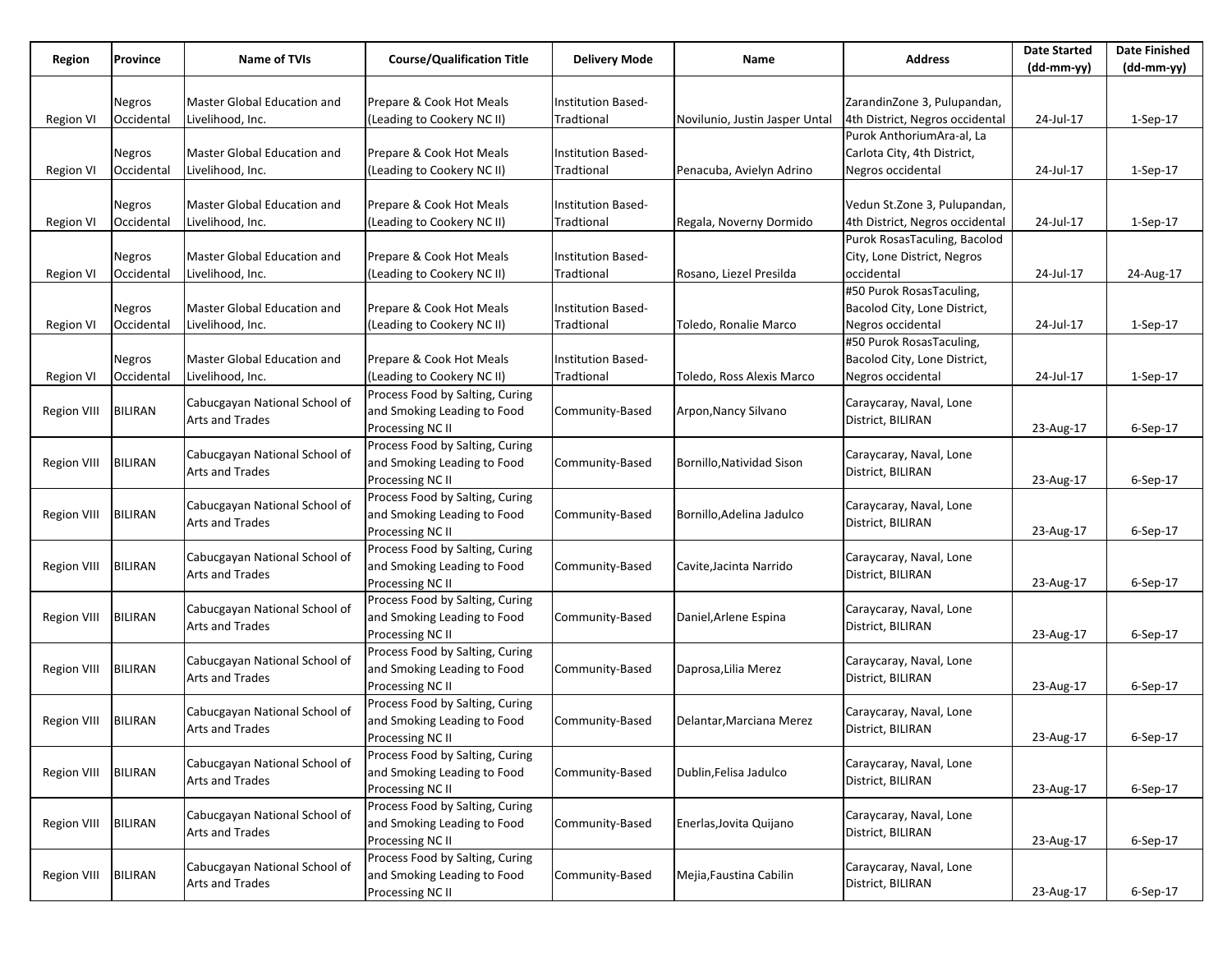| Region | Province | Name of TVIs | Course/Qualification Title | Delivery Mode | Name | Address | Date Started (dd-mm-yy) | Date Finished (dd-mm-yy) |
|---|---|---|---|---|---|---|---|---|
| Region VI | Negros Occidental | Master Global Education and Livelihood, Inc. | Prepare & Cook Hot Meals (Leading to Cookery NC II) | Institution Based-Tradtional | Novilunio, Justin Jasper Untal | ZarandinZone 3, Pulupandan, 4th District, Negros occidental | 24-Jul-17 | 1-Sep-17 |
| Region VI | Negros Occidental | Master Global Education and Livelihood, Inc. | Prepare & Cook Hot Meals (Leading to Cookery NC II) | Institution Based-Tradtional | Penacuba, Avielyn Adrino | Purok AnthoriumAra-al, La Carlota City, 4th District, Negros occidental | 24-Jul-17 | 1-Sep-17 |
| Region VI | Negros Occidental | Master Global Education and Livelihood, Inc. | Prepare & Cook Hot Meals (Leading to Cookery NC II) | Institution Based-Tradtional | Regala, Noverny Dormido | Vedun St.Zone 3, Pulupandan, 4th District, Negros occidental | 24-Jul-17 | 1-Sep-17 |
| Region VI | Negros Occidental | Master Global Education and Livelihood, Inc. | Prepare & Cook Hot Meals (Leading to Cookery NC II) | Institution Based-Tradtional | Rosano, Liezel Presilda | Purok RosasTaculing, Bacolod City, Lone District, Negros occidental | 24-Jul-17 | 24-Aug-17 |
| Region VI | Negros Occidental | Master Global Education and Livelihood, Inc. | Prepare & Cook Hot Meals (Leading to Cookery NC II) | Institution Based-Tradtional | Toledo, Ronalie Marco | #50 Purok RosasTaculing, Bacolod City, Lone District, Negros occidental | 24-Jul-17 | 1-Sep-17 |
| Region VI | Negros Occidental | Master Global Education and Livelihood, Inc. | Prepare & Cook Hot Meals (Leading to Cookery NC II) | Institution Based-Tradtional | Toledo, Ross Alexis Marco | #50 Purok RosasTaculing, Bacolod City, Lone District, Negros occidental | 24-Jul-17 | 1-Sep-17 |
| Region VIII | BILIRAN | Cabucgayan National School of Arts and Trades | Process Food by Salting, Curing and Smoking Leading to Food Processing NC II | Community-Based | Arpon,Nancy Silvano | Caraycaray, Naval, Lone District, BILIRAN | 23-Aug-17 | 6-Sep-17 |
| Region VIII | BILIRAN | Cabucgayan National School of Arts and Trades | Process Food by Salting, Curing and Smoking Leading to Food Processing NC II | Community-Based | Bornillo,Natividad Sison | Caraycaray, Naval, Lone District, BILIRAN | 23-Aug-17 | 6-Sep-17 |
| Region VIII | BILIRAN | Cabucgayan National School of Arts and Trades | Process Food by Salting, Curing and Smoking Leading to Food Processing NC II | Community-Based | Bornillo,Adelina Jadulco | Caraycaray, Naval, Lone District, BILIRAN | 23-Aug-17 | 6-Sep-17 |
| Region VIII | BILIRAN | Cabucgayan National School of Arts and Trades | Process Food by Salting, Curing and Smoking Leading to Food Processing NC II | Community-Based | Cavite,Jacinta Narrido | Caraycaray, Naval, Lone District, BILIRAN | 23-Aug-17 | 6-Sep-17 |
| Region VIII | BILIRAN | Cabucgayan National School of Arts and Trades | Process Food by Salting, Curing and Smoking Leading to Food Processing NC II | Community-Based | Daniel,Arlene Espina | Caraycaray, Naval, Lone District, BILIRAN | 23-Aug-17 | 6-Sep-17 |
| Region VIII | BILIRAN | Cabucgayan National School of Arts and Trades | Process Food by Salting, Curing and Smoking Leading to Food Processing NC II | Community-Based | Daprosa,Lilia Merez | Caraycaray, Naval, Lone District, BILIRAN | 23-Aug-17 | 6-Sep-17 |
| Region VIII | BILIRAN | Cabucgayan National School of Arts and Trades | Process Food by Salting, Curing and Smoking Leading to Food Processing NC II | Community-Based | Delantar,Marciana Merez | Caraycaray, Naval, Lone District, BILIRAN | 23-Aug-17 | 6-Sep-17 |
| Region VIII | BILIRAN | Cabucgayan National School of Arts and Trades | Process Food by Salting, Curing and Smoking Leading to Food Processing NC II | Community-Based | Dublin,Felisa Jadulco | Caraycaray, Naval, Lone District, BILIRAN | 23-Aug-17 | 6-Sep-17 |
| Region VIII | BILIRAN | Cabucgayan National School of Arts and Trades | Process Food by Salting, Curing and Smoking Leading to Food Processing NC II | Community-Based | Enerlas,Jovita Quijano | Caraycaray, Naval, Lone District, BILIRAN | 23-Aug-17 | 6-Sep-17 |
| Region VIII | BILIRAN | Cabucgayan National School of Arts and Trades | Process Food by Salting, Curing and Smoking Leading to Food Processing NC II | Community-Based | Mejia,Faustina Cabilin | Caraycaray, Naval, Lone District, BILIRAN | 23-Aug-17 | 6-Sep-17 |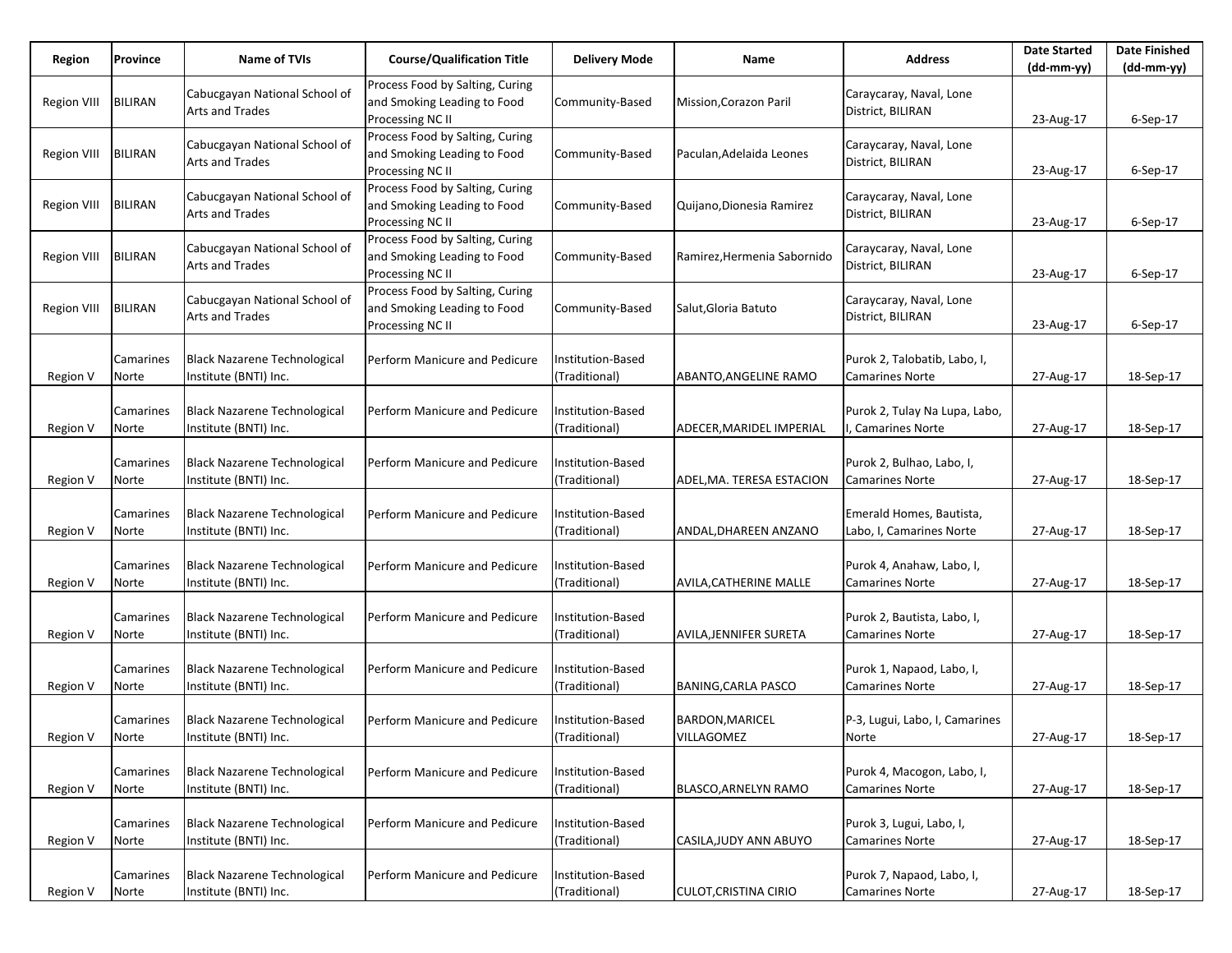| Region | Province | Name of TVIs | Course/Qualification Title | Delivery Mode | Name | Address | Date Started (dd-mm-yy) | Date Finished (dd-mm-yy) |
|---|---|---|---|---|---|---|---|---|
| Region VIII | BILIRAN | Cabucgayan National School of Arts and Trades | Process Food by Salting, Curing and Smoking Leading to Food Processing NC II | Community-Based | Mission,Corazon Paril | Caraycaray, Naval, Lone District, BILIRAN | 23-Aug-17 | 6-Sep-17 |
| Region VIII | BILIRAN | Cabucgayan National School of Arts and Trades | Process Food by Salting, Curing and Smoking Leading to Food Processing NC II | Community-Based | Paculan,Adelaida Leones | Caraycaray, Naval, Lone District, BILIRAN | 23-Aug-17 | 6-Sep-17 |
| Region VIII | BILIRAN | Cabucgayan National School of Arts and Trades | Process Food by Salting, Curing and Smoking Leading to Food Processing NC II | Community-Based | Quijano,Dionesia Ramirez | Caraycaray, Naval, Lone District, BILIRAN | 23-Aug-17 | 6-Sep-17 |
| Region VIII | BILIRAN | Cabucgayan National School of Arts and Trades | Process Food by Salting, Curing and Smoking Leading to Food Processing NC II | Community-Based | Ramirez,Hermenia Sabornido | Caraycaray, Naval, Lone District, BILIRAN | 23-Aug-17 | 6-Sep-17 |
| Region VIII | BILIRAN | Cabucgayan National School of Arts and Trades | Process Food by Salting, Curing and Smoking Leading to Food Processing NC II | Community-Based | Salut,Gloria Batuto | Caraycaray, Naval, Lone District, BILIRAN | 23-Aug-17 | 6-Sep-17 |
| Region V | Camarines Norte | Black Nazarene Technological Institute (BNTI) Inc. | Perform Manicure and Pedicure | Institution-Based (Traditional) | ABANTO,ANGELINE RAMO | Purok 2, Talobatib, Labo, I, Camarines Norte | 27-Aug-17 | 18-Sep-17 |
| Region V | Camarines Norte | Black Nazarene Technological Institute (BNTI) Inc. | Perform Manicure and Pedicure | Institution-Based (Traditional) | ADECER,MARIDEL IMPERIAL | Purok 2, Tulay Na Lupa, Labo, I, Camarines Norte | 27-Aug-17 | 18-Sep-17 |
| Region V | Camarines Norte | Black Nazarene Technological Institute (BNTI) Inc. | Perform Manicure and Pedicure | Institution-Based (Traditional) | ADEL,MA. TERESA ESTACION | Purok 2, Bulhao, Labo, I, Camarines Norte | 27-Aug-17 | 18-Sep-17 |
| Region V | Camarines Norte | Black Nazarene Technological Institute (BNTI) Inc. | Perform Manicure and Pedicure | Institution-Based (Traditional) | ANDAL,DHAREEN ANZANO | Emerald Homes, Bautista, Labo, I, Camarines Norte | 27-Aug-17 | 18-Sep-17 |
| Region V | Camarines Norte | Black Nazarene Technological Institute (BNTI) Inc. | Perform Manicure and Pedicure | Institution-Based (Traditional) | AVILA,CATHERINE MALLE | Purok 4, Anahaw, Labo, I, Camarines Norte | 27-Aug-17 | 18-Sep-17 |
| Region V | Camarines Norte | Black Nazarene Technological Institute (BNTI) Inc. | Perform Manicure and Pedicure | Institution-Based (Traditional) | AVILA,JENNIFER SURETA | Purok 2, Bautista, Labo, I, Camarines Norte | 27-Aug-17 | 18-Sep-17 |
| Region V | Camarines Norte | Black Nazarene Technological Institute (BNTI) Inc. | Perform Manicure and Pedicure | Institution-Based (Traditional) | BANING,CARLA PASCO | Purok 1, Napaod, Labo, I, Camarines Norte | 27-Aug-17 | 18-Sep-17 |
| Region V | Camarines Norte | Black Nazarene Technological Institute (BNTI) Inc. | Perform Manicure and Pedicure | Institution-Based (Traditional) | BARDON,MARICEL VILLAGOMEZ | P-3, Lugui, Labo, I, Camarines Norte | 27-Aug-17 | 18-Sep-17 |
| Region V | Camarines Norte | Black Nazarene Technological Institute (BNTI) Inc. | Perform Manicure and Pedicure | Institution-Based (Traditional) | BLASCO,ARNELYN RAMO | Purok 4, Macogon, Labo, I, Camarines Norte | 27-Aug-17 | 18-Sep-17 |
| Region V | Camarines Norte | Black Nazarene Technological Institute (BNTI) Inc. | Perform Manicure and Pedicure | Institution-Based (Traditional) | CASILA,JUDY ANN ABUYO | Purok 3, Lugui, Labo, I, Camarines Norte | 27-Aug-17 | 18-Sep-17 |
| Region V | Camarines Norte | Black Nazarene Technological Institute (BNTI) Inc. | Perform Manicure and Pedicure | Institution-Based (Traditional) | CULOT,CRISTINA CIRIO | Purok 7, Napaod, Labo, I, Camarines Norte | 27-Aug-17 | 18-Sep-17 |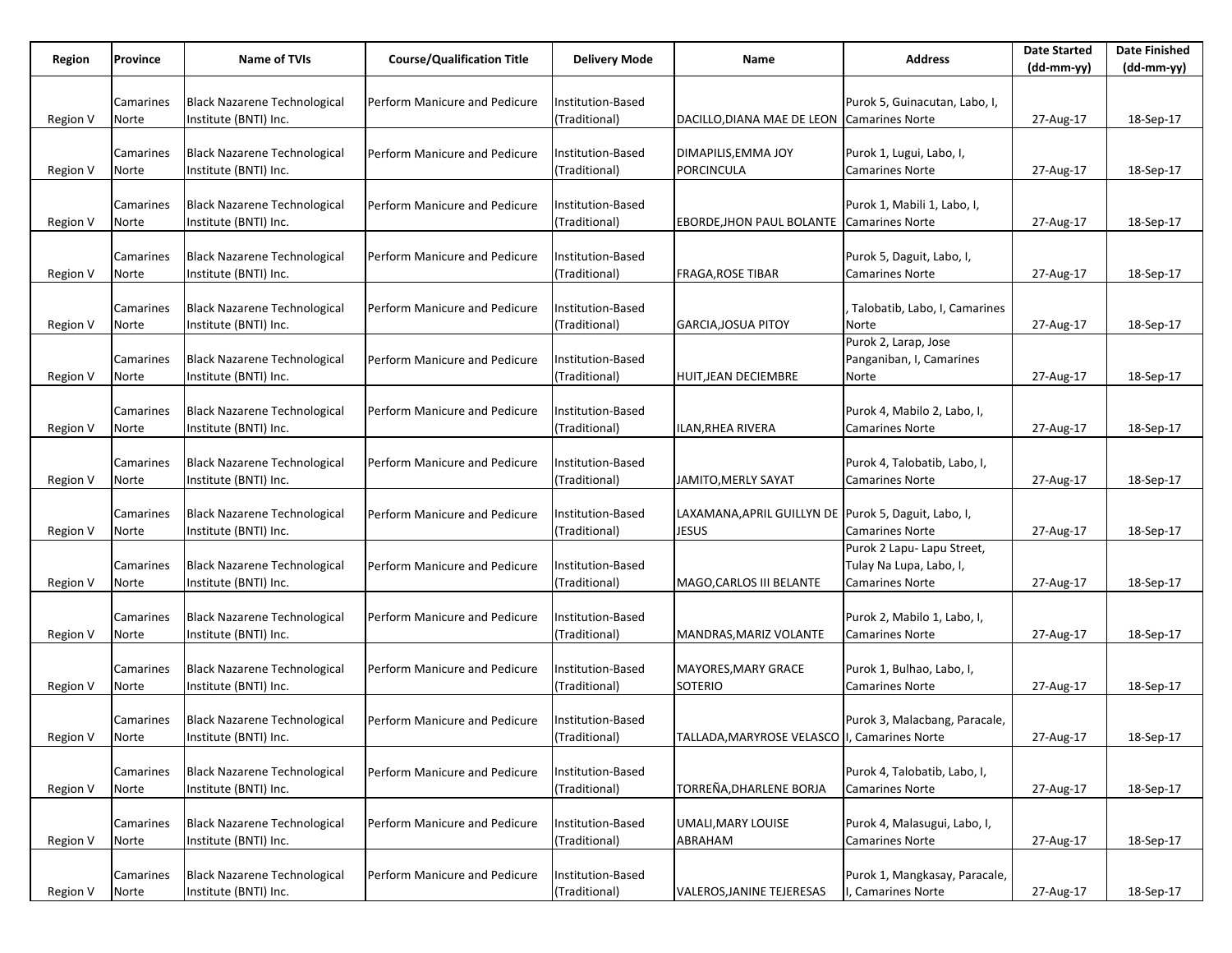| Region | Province | Name of TVIs | Course/Qualification Title | Delivery Mode | Name | Address | Date Started (dd-mm-yy) | Date Finished (dd-mm-yy) |
|---|---|---|---|---|---|---|---|---|
| Region V | Camarines Norte | Black Nazarene Technological Institute (BNTI) Inc. | Perform Manicure and Pedicure | Institution-Based (Traditional) | DACILLO,DIANA MAE DE LEON | Purok 5, Guinacutan, Labo, I, Camarines Norte | 27-Aug-17 | 18-Sep-17 |
| Region V | Camarines Norte | Black Nazarene Technological Institute (BNTI) Inc. | Perform Manicure and Pedicure | Institution-Based (Traditional) | DIMAPILIS,EMMA JOY PORCINCULA | Purok 1, Lugui, Labo, I, Camarines Norte | 27-Aug-17 | 18-Sep-17 |
| Region V | Camarines Norte | Black Nazarene Technological Institute (BNTI) Inc. | Perform Manicure and Pedicure | Institution-Based (Traditional) | EBORDE,JHON PAUL BOLANTE | Purok 1, Mabili 1, Labo, I, Camarines Norte | 27-Aug-17 | 18-Sep-17 |
| Region V | Camarines Norte | Black Nazarene Technological Institute (BNTI) Inc. | Perform Manicure and Pedicure | Institution-Based (Traditional) | FRAGA,ROSE TIBAR | Purok 5, Daguit, Labo, I, Camarines Norte | 27-Aug-17 | 18-Sep-17 |
| Region V | Camarines Norte | Black Nazarene Technological Institute (BNTI) Inc. | Perform Manicure and Pedicure | Institution-Based (Traditional) | GARCIA,JOSUA PITOY | , Talobatib, Labo, I, Camarines Norte | 27-Aug-17 | 18-Sep-17 |
| Region V | Camarines Norte | Black Nazarene Technological Institute (BNTI) Inc. | Perform Manicure and Pedicure | Institution-Based (Traditional) | HUIT,JEAN DECIEMBRE | Purok 2, Larap, Jose Panganiban, I, Camarines Norte | 27-Aug-17 | 18-Sep-17 |
| Region V | Camarines Norte | Black Nazarene Technological Institute (BNTI) Inc. | Perform Manicure and Pedicure | Institution-Based (Traditional) | ILAN,RHEA RIVERA | Purok 4, Mabilo 2, Labo, I, Camarines Norte | 27-Aug-17 | 18-Sep-17 |
| Region V | Camarines Norte | Black Nazarene Technological Institute (BNTI) Inc. | Perform Manicure and Pedicure | Institution-Based (Traditional) | JAMITO,MERLY SAYAT | Purok 4, Talobatib, Labo, I, Camarines Norte | 27-Aug-17 | 18-Sep-17 |
| Region V | Camarines Norte | Black Nazarene Technological Institute (BNTI) Inc. | Perform Manicure and Pedicure | Institution-Based (Traditional) | LAXAMANA,APRIL GUILLYN DE JESUS | Purok 5, Daguit, Labo, I, Camarines Norte | 27-Aug-17 | 18-Sep-17 |
| Region V | Camarines Norte | Black Nazarene Technological Institute (BNTI) Inc. | Perform Manicure and Pedicure | Institution-Based (Traditional) | MAGO,CARLOS III BELANTE | Purok 2 Lapu- Lapu Street, Tulay Na Lupa, Labo, I, Camarines Norte | 27-Aug-17 | 18-Sep-17 |
| Region V | Camarines Norte | Black Nazarene Technological Institute (BNTI) Inc. | Perform Manicure and Pedicure | Institution-Based (Traditional) | MANDRAS,MARIZ VOLANTE | Purok 2, Mabilo 1, Labo, I, Camarines Norte | 27-Aug-17 | 18-Sep-17 |
| Region V | Camarines Norte | Black Nazarene Technological Institute (BNTI) Inc. | Perform Manicure and Pedicure | Institution-Based (Traditional) | MAYORES,MARY GRACE SOTERIO | Purok 1, Bulhao, Labo, I, Camarines Norte | 27-Aug-17 | 18-Sep-17 |
| Region V | Camarines Norte | Black Nazarene Technological Institute (BNTI) Inc. | Perform Manicure and Pedicure | Institution-Based (Traditional) | TALLADA,MARYROSE VELASCO | Purok 3, Malacbang, Paracale, I, Camarines Norte | 27-Aug-17 | 18-Sep-17 |
| Region V | Camarines Norte | Black Nazarene Technological Institute (BNTI) Inc. | Perform Manicure and Pedicure | Institution-Based (Traditional) | TORREÑA,DHARLENE BORJA | Purok 4, Talobatib, Labo, I, Camarines Norte | 27-Aug-17 | 18-Sep-17 |
| Region V | Camarines Norte | Black Nazarene Technological Institute (BNTI) Inc. | Perform Manicure and Pedicure | Institution-Based (Traditional) | UMALI,MARY LOUISE ABRAHAM | Purok 4, Malasugui, Labo, I, Camarines Norte | 27-Aug-17 | 18-Sep-17 |
| Region V | Camarines Norte | Black Nazarene Technological Institute (BNTI) Inc. | Perform Manicure and Pedicure | Institution-Based (Traditional) | VALEROS,JANINE TEJERESAS | Purok 1, Mangkasay, Paracale, I, Camarines Norte | 27-Aug-17 | 18-Sep-17 |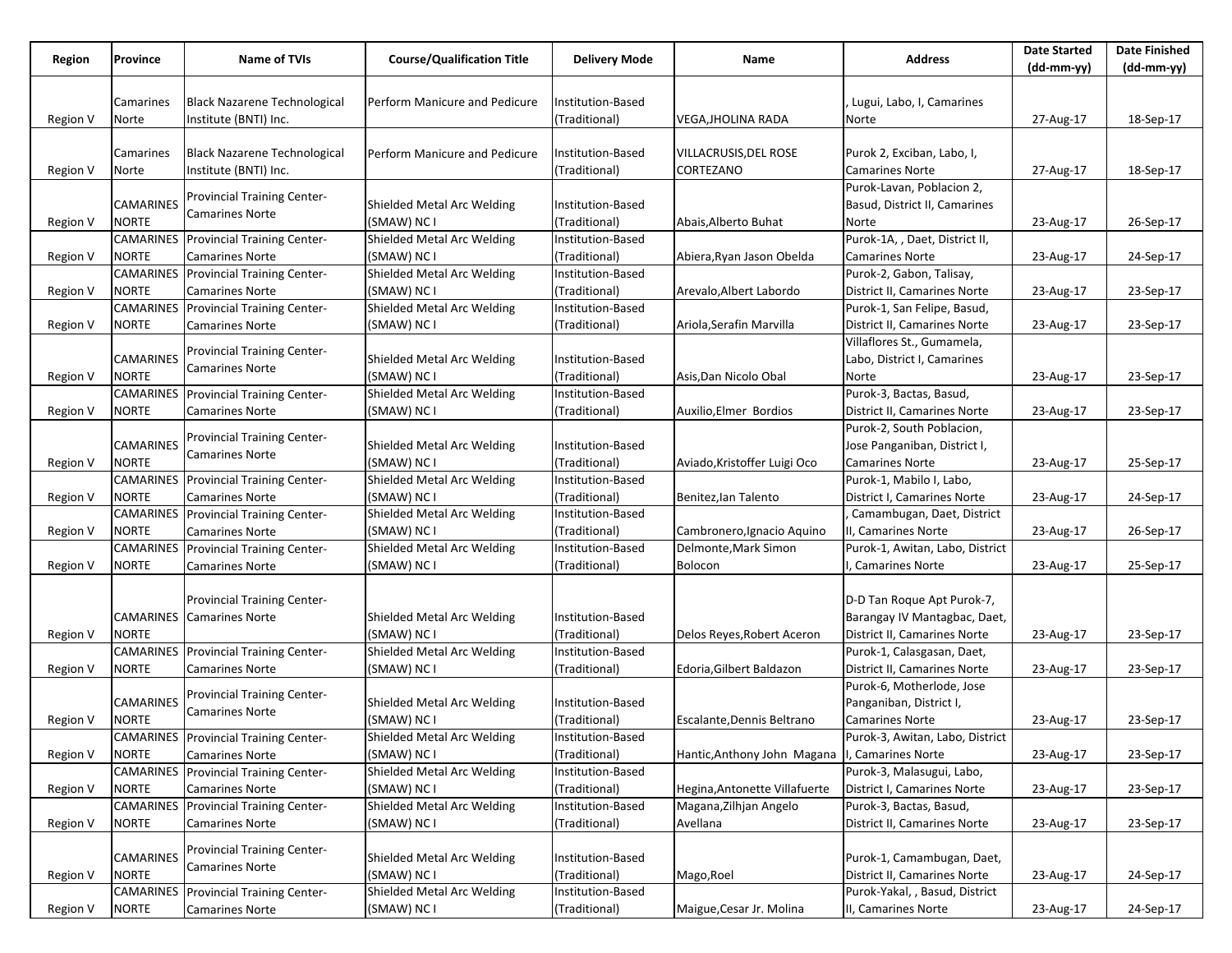| Region | Province | Name of TVIs | Course/Qualification Title | Delivery Mode | Name | Address | Date Started (dd-mm-yy) | Date Finished (dd-mm-yy) |
|---|---|---|---|---|---|---|---|---|
| Region V | Camarines Norte | Black Nazarene Technological Institute (BNTI) Inc. | Perform Manicure and Pedicure | Institution-Based (Traditional) | VEGA,JHOLINA RADA | , Lugui, Labo, I, Camarines Norte | 27-Aug-17 | 18-Sep-17 |
| Region V | Camarines Norte | Black Nazarene Technological Institute (BNTI) Inc. | Perform Manicure and Pedicure | Institution-Based (Traditional) | VILLACRUSIS,DEL ROSE CORTEZANO | Purok 2, Exciban, Labo, I, Camarines Norte | 27-Aug-17 | 18-Sep-17 |
| Region V | CAMARINES NORTE | Provincial Training Center-Camarines Norte | Shielded Metal Arc Welding (SMAW) NC I | Institution-Based (Traditional) | Abais,Alberto Buhat | Purok-Lavan, Poblacion 2, Basud, District II, Camarines Norte | 23-Aug-17 | 26-Sep-17 |
| Region V | CAMARINES NORTE | Provincial Training Center-Camarines Norte | Shielded Metal Arc Welding (SMAW) NC I | Institution-Based (Traditional) | Abiera,Ryan Jason Obelda | Purok-1A, , Daet, District II, Camarines Norte | 23-Aug-17 | 24-Sep-17 |
| Region V | CAMARINES NORTE | Provincial Training Center-Camarines Norte | Shielded Metal Arc Welding (SMAW) NC I | Institution-Based (Traditional) | Arevalo,Albert Labordo | Purok-2, Gabon, Talisay, District II, Camarines Norte | 23-Aug-17 | 23-Sep-17 |
| Region V | CAMARINES NORTE | Provincial Training Center-Camarines Norte | Shielded Metal Arc Welding (SMAW) NC I | Institution-Based (Traditional) | Ariola,Serafin Marvilla | Purok-1, San Felipe, Basud, District II, Camarines Norte | 23-Aug-17 | 23-Sep-17 |
| Region V | CAMARINES NORTE | Provincial Training Center-Camarines Norte | Shielded Metal Arc Welding (SMAW) NC I | Institution-Based (Traditional) | Asis,Dan Nicolo Obal | Villaflores St., Gumamela, Labo, District I, Camarines Norte | 23-Aug-17 | 23-Sep-17 |
| Region V | CAMARINES NORTE | Provincial Training Center-Camarines Norte | Shielded Metal Arc Welding (SMAW) NC I | Institution-Based (Traditional) | Auxilio,Elmer Bordios | Purok-3, Bactas, Basud, District II, Camarines Norte | 23-Aug-17 | 23-Sep-17 |
| Region V | CAMARINES NORTE | Provincial Training Center-Camarines Norte | Shielded Metal Arc Welding (SMAW) NC I | Institution-Based (Traditional) | Aviado,Kristoffer Luigi Oco | Purok-2, South Poblacion, Jose Panganiban, District I, Camarines Norte | 23-Aug-17 | 25-Sep-17 |
| Region V | CAMARINES NORTE | Provincial Training Center-Camarines Norte | Shielded Metal Arc Welding (SMAW) NC I | Institution-Based (Traditional) | Benitez,Ian Talento | Purok-1, Mabilo I, Labo, District I, Camarines Norte | 23-Aug-17 | 24-Sep-17 |
| Region V | CAMARINES NORTE | Provincial Training Center-Camarines Norte | Shielded Metal Arc Welding (SMAW) NC I | Institution-Based (Traditional) | Cambronero,Ignacio Aquino | , Camambugan, Daet, District II, Camarines Norte | 23-Aug-17 | 26-Sep-17 |
| Region V | CAMARINES NORTE | Provincial Training Center-Camarines Norte | Shielded Metal Arc Welding (SMAW) NC I | Institution-Based (Traditional) | Delmonte,Mark Simon Bolocon | Purok-1, Awitan, Labo, District I, Camarines Norte | 23-Aug-17 | 25-Sep-17 |
| Region V | CAMARINES NORTE | Provincial Training Center-Camarines Norte | Shielded Metal Arc Welding (SMAW) NC I | Institution-Based (Traditional) | Delos Reyes,Robert Aceron | D-D Tan Roque Apt Purok-7, Barangay IV Mantagbac, Daet, District II, Camarines Norte | 23-Aug-17 | 23-Sep-17 |
| Region V | CAMARINES NORTE | Provincial Training Center-Camarines Norte | Shielded Metal Arc Welding (SMAW) NC I | Institution-Based (Traditional) | Edoria,Gilbert Baldazon | Purok-1, Calasgasan, Daet, District II, Camarines Norte | 23-Aug-17 | 23-Sep-17 |
| Region V | CAMARINES NORTE | Provincial Training Center-Camarines Norte | Shielded Metal Arc Welding (SMAW) NC I | Institution-Based (Traditional) | Escalante,Dennis Beltrano | Purok-6, Motherlode, Jose Panganiban, District I, Camarines Norte | 23-Aug-17 | 23-Sep-17 |
| Region V | CAMARINES NORTE | Provincial Training Center-Camarines Norte | Shielded Metal Arc Welding (SMAW) NC I | Institution-Based (Traditional) | Hantic,Anthony John Magana | Purok-3, Awitan, Labo, District I, Camarines Norte | 23-Aug-17 | 23-Sep-17 |
| Region V | CAMARINES NORTE | Provincial Training Center-Camarines Norte | Shielded Metal Arc Welding (SMAW) NC I | Institution-Based (Traditional) | Hegina,Antonette Villafuerte | Purok-3, Malasugui, Labo, District I, Camarines Norte | 23-Aug-17 | 23-Sep-17 |
| Region V | CAMARINES NORTE | Provincial Training Center-Camarines Norte | Shielded Metal Arc Welding (SMAW) NC I | Institution-Based (Traditional) | Magana,Zilhjan Angelo Avellana | Purok-3, Bactas, Basud, District II, Camarines Norte | 23-Aug-17 | 23-Sep-17 |
| Region V | CAMARINES NORTE | Provincial Training Center-Camarines Norte | Shielded Metal Arc Welding (SMAW) NC I | Institution-Based (Traditional) | Mago,Roel | Purok-1, Camambugan, Daet, District II, Camarines Norte | 23-Aug-17 | 24-Sep-17 |
| Region V | CAMARINES NORTE | Provincial Training Center-Camarines Norte | Shielded Metal Arc Welding (SMAW) NC I | Institution-Based (Traditional) | Maigue,Cesar Jr. Molina | Purok-Yakal, , Basud, District II, Camarines Norte | 23-Aug-17 | 24-Sep-17 |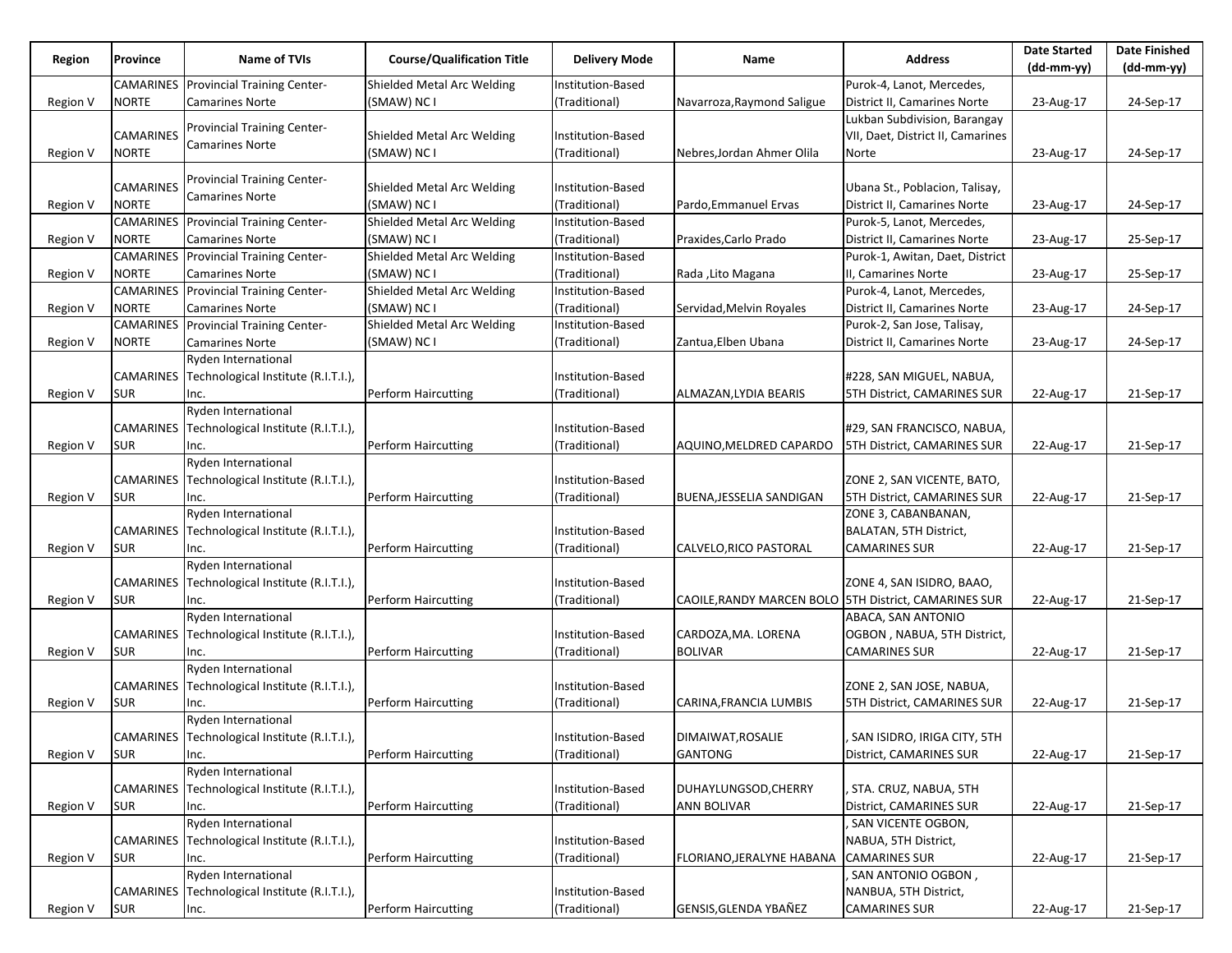| Region | Province | Name of TVIs | Course/Qualification Title | Delivery Mode | Name | Address | Date Started (dd-mm-yy) | Date Finished (dd-mm-yy) |
|---|---|---|---|---|---|---|---|---|
| Region V | CAMARINES NORTE | Provincial Training Center-Camarines Norte | Shielded Metal Arc Welding (SMAW) NC I | Institution-Based (Traditional) | Navarroza,Raymond Saligue | Purok-4, Lanot, Mercedes, District II, Camarines Norte | 23-Aug-17 | 24-Sep-17 |
| Region V | CAMARINES NORTE | Provincial Training Center-Camarines Norte | Shielded Metal Arc Welding (SMAW) NC I | Institution-Based (Traditional) | Nebres,Jordan Ahmer Olila | Lukban Subdivision, Barangay VII, Daet, District II, Camarines Norte | 23-Aug-17 | 24-Sep-17 |
| Region V | CAMARINES NORTE | Provincial Training Center-Camarines Norte | Shielded Metal Arc Welding (SMAW) NC I | Institution-Based (Traditional) | Pardo,Emmanuel Ervas | Ubana St., Poblacion, Talisay, District II, Camarines Norte | 23-Aug-17 | 24-Sep-17 |
| Region V | CAMARINES NORTE | Provincial Training Center-Camarines Norte | Shielded Metal Arc Welding (SMAW) NC I | Institution-Based (Traditional) | Praxides,Carlo Prado | Purok-5, Lanot, Mercedes, District II, Camarines Norte | 23-Aug-17 | 25-Sep-17 |
| Region V | CAMARINES NORTE | Provincial Training Center-Camarines Norte | Shielded Metal Arc Welding (SMAW) NC I | Institution-Based (Traditional) | Rada ,Lito Magana | Purok-1, Awitan, Daet, District II, Camarines Norte | 23-Aug-17 | 25-Sep-17 |
| Region V | CAMARINES NORTE | Provincial Training Center-Camarines Norte | Shielded Metal Arc Welding (SMAW) NC I | Institution-Based (Traditional) | Servidad,Melvin Royales | Purok-4, Lanot, Mercedes, District II, Camarines Norte | 23-Aug-17 | 24-Sep-17 |
| Region V | CAMARINES NORTE | Provincial Training Center-Camarines Norte | Shielded Metal Arc Welding (SMAW) NC I | Institution-Based (Traditional) | Zantua,Elben Ubana | Purok-2, San Jose, Talisay, District II, Camarines Norte | 23-Aug-17 | 24-Sep-17 |
| Region V | CAMARINES SUR | Ryden International Technological Institute (R.I.T.I.), Inc. | Perform Haircutting | Institution-Based (Traditional) | ALMAZAN,LYDIA BEARIS | #228, SAN MIGUEL, NABUA, 5TH District, CAMARINES SUR | 22-Aug-17 | 21-Sep-17 |
| Region V | CAMARINES SUR | Ryden International Technological Institute (R.I.T.I.), Inc. | Perform Haircutting | Institution-Based (Traditional) | AQUINO,MELDRED CAPARDO | #29, SAN FRANCISCO, NABUA, 5TH District, CAMARINES SUR | 22-Aug-17 | 21-Sep-17 |
| Region V | CAMARINES SUR | Ryden International Technological Institute (R.I.T.I.), Inc. | Perform Haircutting | Institution-Based (Traditional) | BUENA,JESSELIA SANDIGAN | ZONE 2, SAN VICENTE, BATO, 5TH District, CAMARINES SUR | 22-Aug-17 | 21-Sep-17 |
| Region V | CAMARINES SUR | Ryden International Technological Institute (R.I.T.I.), Inc. | Perform Haircutting | Institution-Based (Traditional) | CALVELO,RICO PASTORAL | ZONE 3, CABANBANAN, BALATAN, 5TH District, CAMARINES SUR | 22-Aug-17 | 21-Sep-17 |
| Region V | CAMARINES SUR | Ryden International Technological Institute (R.I.T.I.), Inc. | Perform Haircutting | Institution-Based (Traditional) | CAOILE,RANDY MARCEN BOLO | ZONE 4, SAN ISIDRO, BAAO, 5TH District, CAMARINES SUR | 22-Aug-17 | 21-Sep-17 |
| Region V | CAMARINES SUR | Ryden International Technological Institute (R.I.T.I.), Inc. | Perform Haircutting | Institution-Based (Traditional) | CARDOZA,MA. LORENA BOLIVAR | ABACA, SAN ANTONIO OGBON , NABUA, 5TH District, CAMARINES SUR | 22-Aug-17 | 21-Sep-17 |
| Region V | CAMARINES SUR | Ryden International Technological Institute (R.I.T.I.), Inc. | Perform Haircutting | Institution-Based (Traditional) | CARINA,FRANCIA LUMBIS | ZONE 2, SAN JOSE, NABUA, 5TH District, CAMARINES SUR | 22-Aug-17 | 21-Sep-17 |
| Region V | CAMARINES SUR | Ryden International Technological Institute (R.I.T.I.), Inc. | Perform Haircutting | Institution-Based (Traditional) | DIMAIWAT,ROSALIE GANTONG | , SAN ISIDRO, IRIGA CITY, 5TH District, CAMARINES SUR | 22-Aug-17 | 21-Sep-17 |
| Region V | CAMARINES SUR | Ryden International Technological Institute (R.I.T.I.), Inc. | Perform Haircutting | Institution-Based (Traditional) | DUHAYLUNGSOD,CHERRY ANN BOLIVAR | , STA. CRUZ, NABUA, 5TH District, CAMARINES SUR | 22-Aug-17 | 21-Sep-17 |
| Region V | CAMARINES SUR | Ryden International Technological Institute (R.I.T.I.), Inc. | Perform Haircutting | Institution-Based (Traditional) | FLORIANO,JERALYNE HABANA | , SAN VICENTE OGBON, NABUA, 5TH District, CAMARINES SUR | 22-Aug-17 | 21-Sep-17 |
| Region V | CAMARINES SUR | Ryden International Technological Institute (R.I.T.I.), Inc. | Perform Haircutting | Institution-Based (Traditional) | GENSIS,GLENDA YBAÑEZ | , SAN ANTONIO OGBON , NANBUA, 5TH District, CAMARINES SUR | 22-Aug-17 | 21-Sep-17 |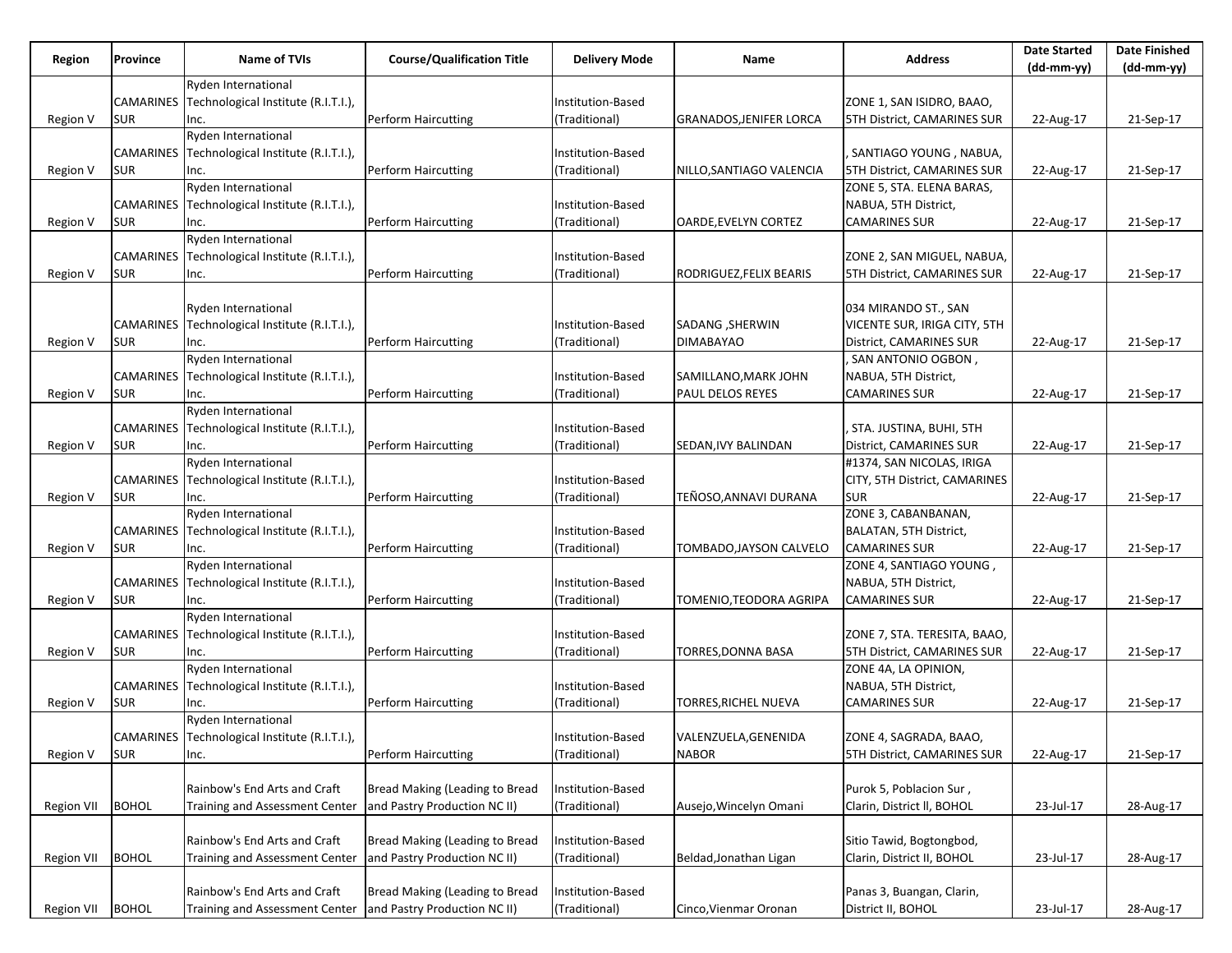| Region | Province | Name of TVIs | Course/Qualification Title | Delivery Mode | Name | Address | Date Started (dd-mm-yy) | Date Finished (dd-mm-yy) |
|---|---|---|---|---|---|---|---|---|
| Region V | CAMARINES SUR | Ryden International Technological Institute (R.I.T.I.), Inc. | Perform Haircutting | Institution-Based (Traditional) | GRANADOS,JENIFER LORCA | ZONE 1, SAN ISIDRO, BAAO, 5TH District, CAMARINES SUR | 22-Aug-17 | 21-Sep-17 |
| Region V | CAMARINES SUR | Ryden International Technological Institute (R.I.T.I.), Inc. | Perform Haircutting | Institution-Based (Traditional) | NILLO,SANTIAGO VALENCIA | , SANTIAGO YOUNG , NABUA, 5TH District, CAMARINES SUR | 22-Aug-17 | 21-Sep-17 |
| Region V | CAMARINES SUR | Ryden International Technological Institute (R.I.T.I.), Inc. | Perform Haircutting | Institution-Based (Traditional) | OARDE,EVELYN CORTEZ | ZONE 5, STA. ELENA BARAS, NABUA, 5TH District, CAMARINES SUR | 22-Aug-17 | 21-Sep-17 |
| Region V | CAMARINES SUR | Ryden International Technological Institute (R.I.T.I.), Inc. | Perform Haircutting | Institution-Based (Traditional) | RODRIGUEZ,FELIX BEARIS | ZONE 2, SAN MIGUEL, NABUA, 5TH District, CAMARINES SUR | 22-Aug-17 | 21-Sep-17 |
| Region V | CAMARINES SUR | Ryden International Technological Institute (R.I.T.I.), Inc. | Perform Haircutting | Institution-Based (Traditional) | SADANG ,SHERWIN DIMABAYAO | 034 MIRANDO ST., SAN VICENTE SUR, IRIGA CITY, 5TH District, CAMARINES SUR | 22-Aug-17 | 21-Sep-17 |
| Region V | CAMARINES SUR | Ryden International Technological Institute (R.I.T.I.), Inc. | Perform Haircutting | Institution-Based (Traditional) | SAMILLANO,MARK JOHN PAUL DELOS REYES | , SAN ANTONIO OGBON , NABUA, 5TH District, CAMARINES SUR | 22-Aug-17 | 21-Sep-17 |
| Region V | CAMARINES SUR | Ryden International Technological Institute (R.I.T.I.), Inc. | Perform Haircutting | Institution-Based (Traditional) | SEDAN,IVY BALINDAN | , STA. JUSTINA, BUHI, 5TH District, CAMARINES SUR | 22-Aug-17 | 21-Sep-17 |
| Region V | CAMARINES SUR | Ryden International Technological Institute (R.I.T.I.), Inc. | Perform Haircutting | Institution-Based (Traditional) | TEÑOSO,ANNAVI DURANA | #1374, SAN NICOLAS, IRIGA CITY, 5TH District, CAMARINES SUR | 22-Aug-17 | 21-Sep-17 |
| Region V | CAMARINES SUR | Ryden International Technological Institute (R.I.T.I.), Inc. | Perform Haircutting | Institution-Based (Traditional) | TOMBADO,JAYSON CALVELO | ZONE 3, CABANBANAN, BALATAN, 5TH District, CAMARINES SUR | 22-Aug-17 | 21-Sep-17 |
| Region V | CAMARINES SUR | Ryden International Technological Institute (R.I.T.I.), Inc. | Perform Haircutting | Institution-Based (Traditional) | TOMENIO,TEODORA AGRIPA | ZONE 4, SANTIAGO YOUNG , NABUA, 5TH District, CAMARINES SUR | 22-Aug-17 | 21-Sep-17 |
| Region V | CAMARINES SUR | Ryden International Technological Institute (R.I.T.I.), Inc. | Perform Haircutting | Institution-Based (Traditional) | TORRES,DONNA BASA | ZONE 7, STA. TERESITA, BAAO, 5TH District, CAMARINES SUR | 22-Aug-17 | 21-Sep-17 |
| Region V | CAMARINES SUR | Ryden International Technological Institute (R.I.T.I.), Inc. | Perform Haircutting | Institution-Based (Traditional) | TORRES,RICHEL NUEVA | ZONE 4A, LA OPINION, NABUA, 5TH District, CAMARINES SUR | 22-Aug-17 | 21-Sep-17 |
| Region V | CAMARINES SUR | Ryden International Technological Institute (R.I.T.I.), Inc. | Perform Haircutting | Institution-Based (Traditional) | VALENZUELA,GENENIDA NABOR | ZONE 4, SAGRADA, BAAO, 5TH District, CAMARINES SUR | 22-Aug-17 | 21-Sep-17 |
| Region VII | BOHOL | Rainbow's End Arts and Craft Training and Assessment Center | Bread Making (Leading to Bread and Pastry Production NC II) | Institution-Based (Traditional) | Ausejo,Wincelyn Omani | Purok 5, Poblacion Sur , Clarin, District ll, BOHOL | 23-Jul-17 | 28-Aug-17 |
| Region VII | BOHOL | Rainbow's End Arts and Craft Training and Assessment Center | Bread Making (Leading to Bread and Pastry Production NC II) | Institution-Based (Traditional) | Beldad,Jonathan Ligan | Sitio Tawid, Bogtongbod, Clarin, District II, BOHOL | 23-Jul-17 | 28-Aug-17 |
| Region VII | BOHOL | Rainbow's End Arts and Craft Training and Assessment Center | Bread Making (Leading to Bread and Pastry Production NC II) | Institution-Based (Traditional) | Cinco,Vienmar Oronan | Panas 3, Buangan, Clarin, District II, BOHOL | 23-Jul-17 | 28-Aug-17 |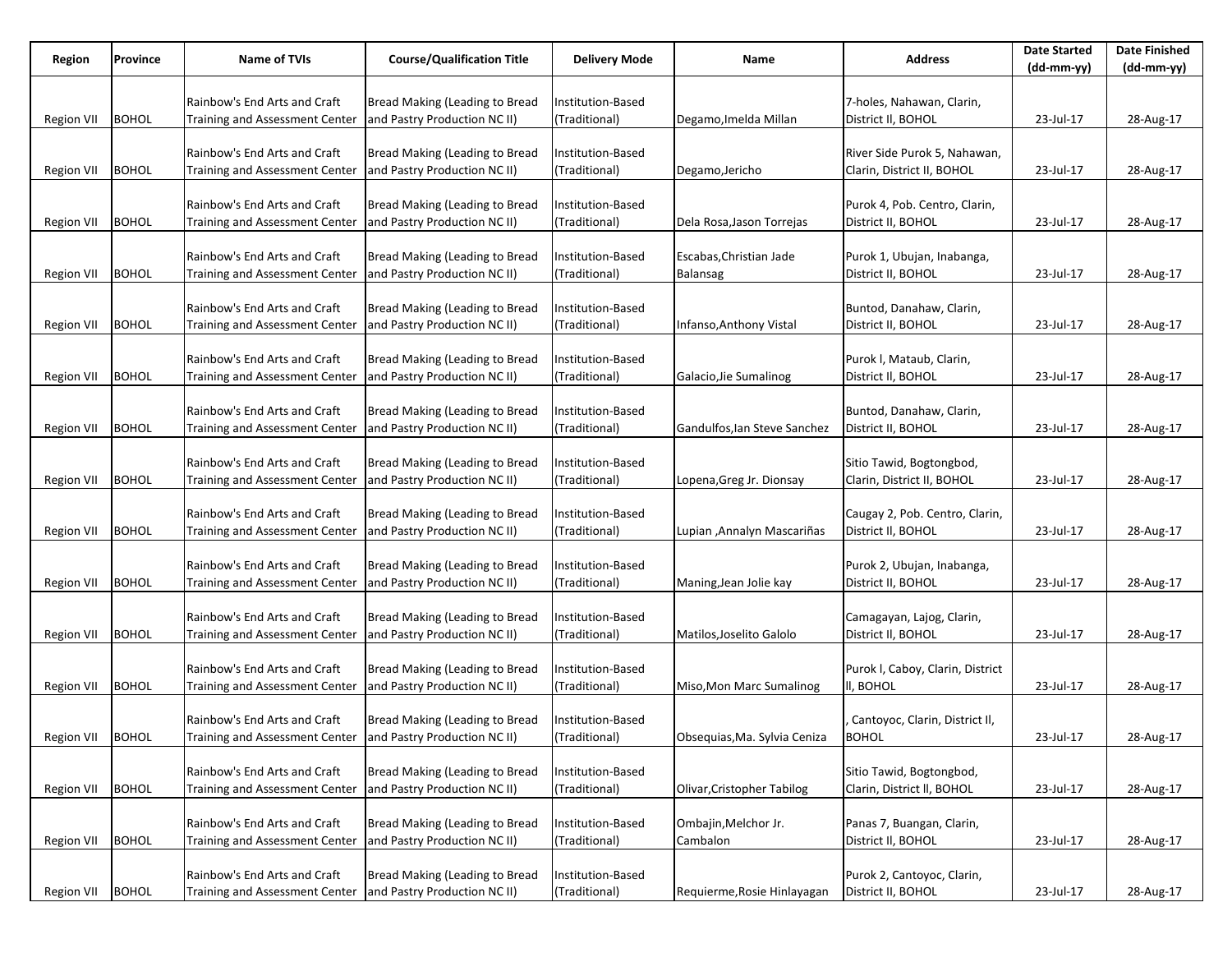| Region | Province | Name of TVIs | Course/Qualification Title | Delivery Mode | Name | Address | Date Started (dd-mm-yy) | Date Finished (dd-mm-yy) |
|---|---|---|---|---|---|---|---|---|
| Region VII | BOHOL | Rainbow's End Arts and Craft Training and Assessment Center | Bread Making (Leading to Bread and Pastry Production NC II) | Institution-Based (Traditional) | Degamo,Imelda Millan | 7-holes, Nahawan, Clarin, District II, BOHOL | 23-Jul-17 | 28-Aug-17 |
| Region VII | BOHOL | Rainbow's End Arts and Craft Training and Assessment Center | Bread Making (Leading to Bread and Pastry Production NC II) | Institution-Based (Traditional) | Degamo,Jericho | River Side Purok 5, Nahawan, Clarin, District II, BOHOL | 23-Jul-17 | 28-Aug-17 |
| Region VII | BOHOL | Rainbow's End Arts and Craft Training and Assessment Center | Bread Making (Leading to Bread and Pastry Production NC II) | Institution-Based (Traditional) | Dela Rosa,Jason Torrejas | Purok 4, Pob. Centro, Clarin, District II, BOHOL | 23-Jul-17 | 28-Aug-17 |
| Region VII | BOHOL | Rainbow's End Arts and Craft Training and Assessment Center | Bread Making (Leading to Bread and Pastry Production NC II) | Institution-Based (Traditional) | Escabas,Christian Jade Balansag | Purok 1, Ubujan, Inabanga, District II, BOHOL | 23-Jul-17 | 28-Aug-17 |
| Region VII | BOHOL | Rainbow's End Arts and Craft Training and Assessment Center | Bread Making (Leading to Bread and Pastry Production NC II) | Institution-Based (Traditional) | Infanso,Anthony Vistal | Buntod, Danahaw, Clarin, District II, BOHOL | 23-Jul-17 | 28-Aug-17 |
| Region VII | BOHOL | Rainbow's End Arts and Craft Training and Assessment Center | Bread Making (Leading to Bread and Pastry Production NC II) | Institution-Based (Traditional) | Galacio,Jie Sumalinog | Purok I, Mataub, Clarin, District II, BOHOL | 23-Jul-17 | 28-Aug-17 |
| Region VII | BOHOL | Rainbow's End Arts and Craft Training and Assessment Center | Bread Making (Leading to Bread and Pastry Production NC II) | Institution-Based (Traditional) | Gandulfos,Ian Steve Sanchez | Buntod, Danahaw, Clarin, District II, BOHOL | 23-Jul-17 | 28-Aug-17 |
| Region VII | BOHOL | Rainbow's End Arts and Craft Training and Assessment Center | Bread Making (Leading to Bread and Pastry Production NC II) | Institution-Based (Traditional) | Lopena,Greg Jr. Dionsay | Sitio Tawid, Bogtongbod, Clarin, District II, BOHOL | 23-Jul-17 | 28-Aug-17 |
| Region VII | BOHOL | Rainbow's End Arts and Craft Training and Assessment Center | Bread Making (Leading to Bread and Pastry Production NC II) | Institution-Based (Traditional) | Lupian ,Annalyn Mascariñas | Caugay 2, Pob. Centro, Clarin, District II, BOHOL | 23-Jul-17 | 28-Aug-17 |
| Region VII | BOHOL | Rainbow's End Arts and Craft Training and Assessment Center | Bread Making (Leading to Bread and Pastry Production NC II) | Institution-Based (Traditional) | Maning,Jean Jolie kay | Purok 2, Ubujan, Inabanga, District II, BOHOL | 23-Jul-17 | 28-Aug-17 |
| Region VII | BOHOL | Rainbow's End Arts and Craft Training and Assessment Center | Bread Making (Leading to Bread and Pastry Production NC II) | Institution-Based (Traditional) | Matilos,Joselito Galolo | Camagayan, Lajog, Clarin, District II, BOHOL | 23-Jul-17 | 28-Aug-17 |
| Region VII | BOHOL | Rainbow's End Arts and Craft Training and Assessment Center | Bread Making (Leading to Bread and Pastry Production NC II) | Institution-Based (Traditional) | Miso,Mon Marc Sumalinog | Purok I, Caboy, Clarin, District II, BOHOL | 23-Jul-17 | 28-Aug-17 |
| Region VII | BOHOL | Rainbow's End Arts and Craft Training and Assessment Center | Bread Making (Leading to Bread and Pastry Production NC II) | Institution-Based (Traditional) | Obsequias,Ma. Sylvia Ceniza | , Cantoyoc, Clarin, District II, BOHOL | 23-Jul-17 | 28-Aug-17 |
| Region VII | BOHOL | Rainbow's End Arts and Craft Training and Assessment Center | Bread Making (Leading to Bread and Pastry Production NC II) | Institution-Based (Traditional) | Olivar,Cristopher Tabilog | Sitio Tawid, Bogtongbod, Clarin, District ll, BOHOL | 23-Jul-17 | 28-Aug-17 |
| Region VII | BOHOL | Rainbow's End Arts and Craft Training and Assessment Center | Bread Making (Leading to Bread and Pastry Production NC II) | Institution-Based (Traditional) | Ombajin,Melchor Jr. Cambalon | Panas 7, Buangan, Clarin, District II, BOHOL | 23-Jul-17 | 28-Aug-17 |
| Region VII | BOHOL | Rainbow's End Arts and Craft Training and Assessment Center | Bread Making (Leading to Bread and Pastry Production NC II) | Institution-Based (Traditional) | Requierme,Rosie Hinlayagan | Purok 2, Cantoyoc, Clarin, District II, BOHOL | 23-Jul-17 | 28-Aug-17 |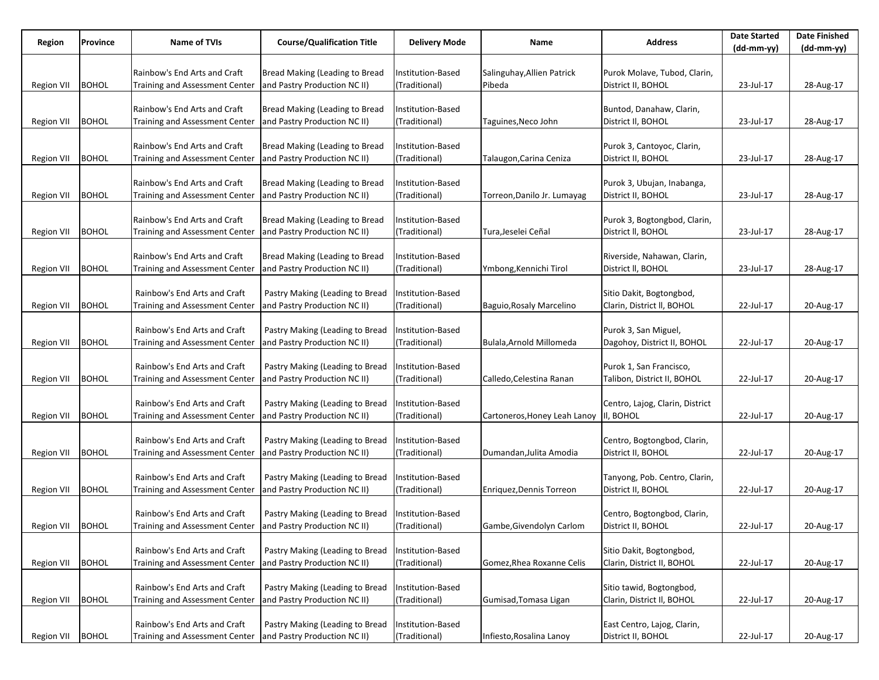| Region | Province | Name of TVIs | Course/Qualification Title | Delivery Mode | Name | Address | Date Started (dd-mm-yy) | Date Finished (dd-mm-yy) |
|---|---|---|---|---|---|---|---|---|
| Region VII | BOHOL | Rainbow's End Arts and Craft Training and Assessment Center | Bread Making (Leading to Bread and Pastry Production NC II) | Institution-Based (Traditional) | Salinguhay,Allien Patrick Pibeda | Purok Molave, Tubod, Clarin, District II, BOHOL | 23-Jul-17 | 28-Aug-17 |
| Region VII | BOHOL | Rainbow's End Arts and Craft Training and Assessment Center | Bread Making (Leading to Bread and Pastry Production NC II) | Institution-Based (Traditional) | Taguines,Neco John | Buntod, Danahaw, Clarin, District Il, BOHOL | 23-Jul-17 | 28-Aug-17 |
| Region VII | BOHOL | Rainbow's End Arts and Craft Training and Assessment Center | Bread Making (Leading to Bread and Pastry Production NC II) | Institution-Based (Traditional) | Talaugon,Carina Ceniza | Purok 3, Cantoyoc, Clarin, District II, BOHOL | 23-Jul-17 | 28-Aug-17 |
| Region VII | BOHOL | Rainbow's End Arts and Craft Training and Assessment Center | Bread Making (Leading to Bread and Pastry Production NC II) | Institution-Based (Traditional) | Torreon,Danilo Jr. Lumayag | Purok 3, Ubujan, Inabanga, District II, BOHOL | 23-Jul-17 | 28-Aug-17 |
| Region VII | BOHOL | Rainbow's End Arts and Craft Training and Assessment Center | Bread Making (Leading to Bread and Pastry Production NC II) | Institution-Based (Traditional) | Tura,Jeselei Ceñal | Purok 3, Bogtongbod, Clarin, District ll, BOHOL | 23-Jul-17 | 28-Aug-17 |
| Region VII | BOHOL | Rainbow's End Arts and Craft Training and Assessment Center | Bread Making (Leading to Bread and Pastry Production NC II) | Institution-Based (Traditional) | Ymbong,Kennichi Tirol | Riverside, Nahawan, Clarin, District ll, BOHOL | 23-Jul-17 | 28-Aug-17 |
| Region VII | BOHOL | Rainbow's End Arts and Craft Training and Assessment Center | Pastry Making (Leading to Bread and Pastry Production NC II) | Institution-Based (Traditional) | Baguio,Rosaly Marcelino | Sitio Dakit, Bogtongbod, Clarin, District ll, BOHOL | 22-Jul-17 | 20-Aug-17 |
| Region VII | BOHOL | Rainbow's End Arts and Craft Training and Assessment Center | Pastry Making (Leading to Bread and Pastry Production NC II) | Institution-Based (Traditional) | Bulala,Arnold Millomeda | Purok 3, San Miguel, Dagohoy, District II, BOHOL | 22-Jul-17 | 20-Aug-17 |
| Region VII | BOHOL | Rainbow's End Arts and Craft Training and Assessment Center | Pastry Making (Leading to Bread and Pastry Production NC II) | Institution-Based (Traditional) | Calledo,Celestina Ranan | Purok 1, San Francisco, Talibon, District II, BOHOL | 22-Jul-17 | 20-Aug-17 |
| Region VII | BOHOL | Rainbow's End Arts and Craft Training and Assessment Center | Pastry Making (Leading to Bread and Pastry Production NC II) | Institution-Based (Traditional) | Cartoneros,Honey Leah Lanoy | Centro, Lajog, Clarin, District Il, BOHOL | 22-Jul-17 | 20-Aug-17 |
| Region VII | BOHOL | Rainbow's End Arts and Craft Training and Assessment Center | Pastry Making (Leading to Bread and Pastry Production NC II) | Institution-Based (Traditional) | Dumandan,Julita Amodia | Centro, Bogtongbod, Clarin, District II, BOHOL | 22-Jul-17 | 20-Aug-17 |
| Region VII | BOHOL | Rainbow's End Arts and Craft Training and Assessment Center | Pastry Making (Leading to Bread and Pastry Production NC II) | Institution-Based (Traditional) | Enriquez,Dennis Torreon | Tanyong, Pob. Centro, Clarin, District II, BOHOL | 22-Jul-17 | 20-Aug-17 |
| Region VII | BOHOL | Rainbow's End Arts and Craft Training and Assessment Center | Pastry Making (Leading to Bread and Pastry Production NC II) | Institution-Based (Traditional) | Gambe,Givendolyn Carlom | Centro, Bogtongbod, Clarin, District II, BOHOL | 22-Jul-17 | 20-Aug-17 |
| Region VII | BOHOL | Rainbow's End Arts and Craft Training and Assessment Center | Pastry Making (Leading to Bread and Pastry Production NC II) | Institution-Based (Traditional) | Gomez,Rhea Roxanne Celis | Sitio Dakit, Bogtongbod, Clarin, District II, BOHOL | 22-Jul-17 | 20-Aug-17 |
| Region VII | BOHOL | Rainbow's End Arts and Craft Training and Assessment Center | Pastry Making (Leading to Bread and Pastry Production NC II) | Institution-Based (Traditional) | Gumisad,Tomasa Ligan | Sitio tawid, Bogtongbod, Clarin, District Il, BOHOL | 22-Jul-17 | 20-Aug-17 |
| Region VII | BOHOL | Rainbow's End Arts and Craft Training and Assessment Center | Pastry Making (Leading to Bread and Pastry Production NC II) | Institution-Based (Traditional) | Infiesto,Rosalina Lanoy | East Centro, Lajog, Clarin, District II, BOHOL | 22-Jul-17 | 20-Aug-17 |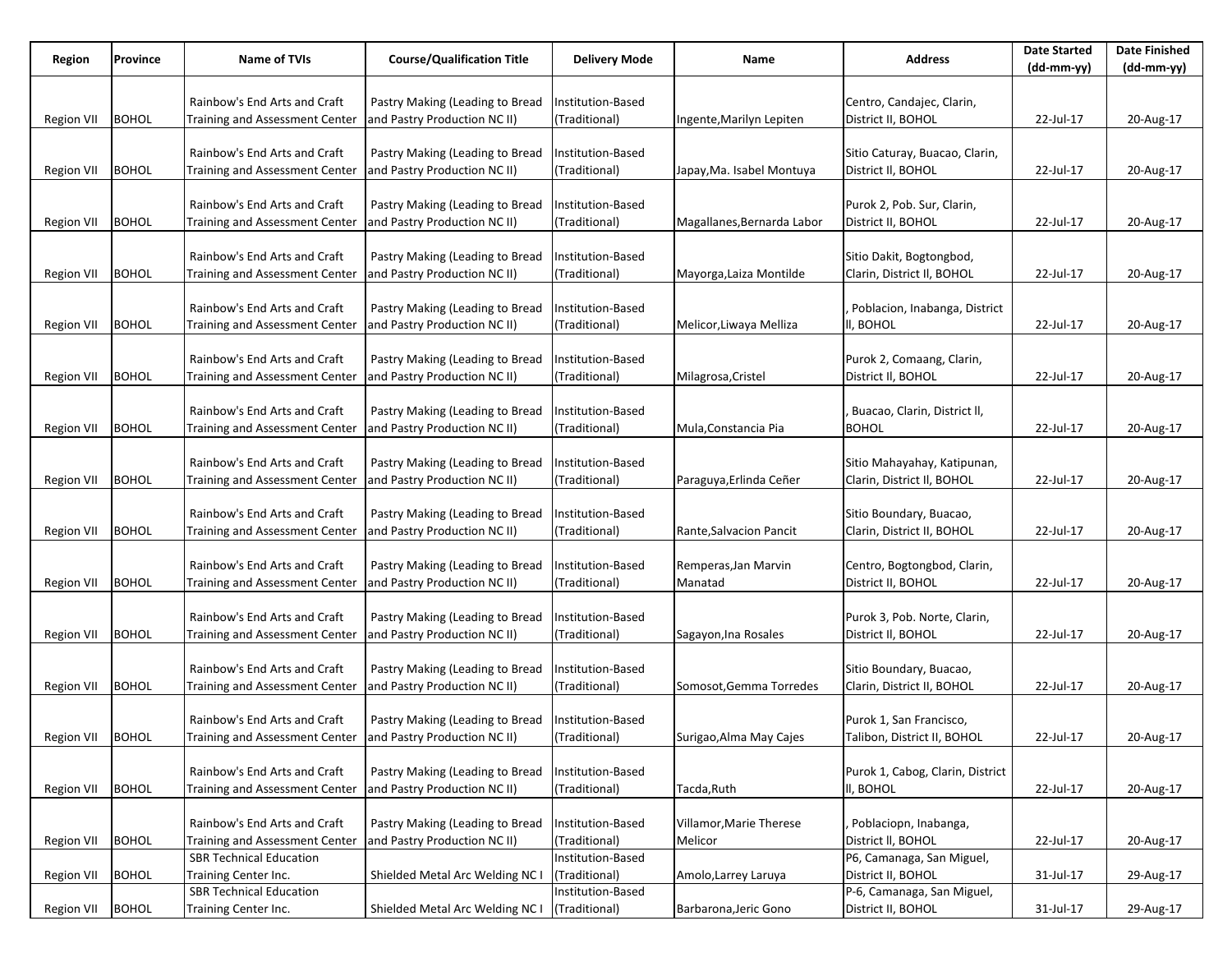| Region | Province | Name of TVIs | Course/Qualification Title | Delivery Mode | Name | Address | Date Started (dd-mm-yy) | Date Finished (dd-mm-yy) |
|---|---|---|---|---|---|---|---|---|
| Region VII | BOHOL | Rainbow's End Arts and Craft Training and Assessment Center | Pastry Making (Leading to Bread and Pastry Production NC II) | Institution-Based (Traditional) | Ingente,Marilyn Lepiten | Centro, Candajec, Clarin, District II, BOHOL | 22-Jul-17 | 20-Aug-17 |
| Region VII | BOHOL | Rainbow's End Arts and Craft Training and Assessment Center | Pastry Making (Leading to Bread and Pastry Production NC II) | Institution-Based (Traditional) | Japay,Ma. Isabel Montuya | Sitio Caturay, Buacao, Clarin, District II, BOHOL | 22-Jul-17 | 20-Aug-17 |
| Region VII | BOHOL | Rainbow's End Arts and Craft Training and Assessment Center | Pastry Making (Leading to Bread and Pastry Production NC II) | Institution-Based (Traditional) | Magallanes,Bernarda Labor | Purok 2, Pob. Sur, Clarin, District II, BOHOL | 22-Jul-17 | 20-Aug-17 |
| Region VII | BOHOL | Rainbow's End Arts and Craft Training and Assessment Center | Pastry Making (Leading to Bread and Pastry Production NC II) | Institution-Based (Traditional) | Mayorga,Laiza Montilde | Sitio Dakit, Bogtongbod, Clarin, District II, BOHOL | 22-Jul-17 | 20-Aug-17 |
| Region VII | BOHOL | Rainbow's End Arts and Craft Training and Assessment Center | Pastry Making (Leading to Bread and Pastry Production NC II) | Institution-Based (Traditional) | Melicor,Liwaya Melliza | , Poblacion, Inabanga, District II, BOHOL | 22-Jul-17 | 20-Aug-17 |
| Region VII | BOHOL | Rainbow's End Arts and Craft Training and Assessment Center | Pastry Making (Leading to Bread and Pastry Production NC II) | Institution-Based (Traditional) | Milagrosa,Cristel | Purok 2, Comaang, Clarin, District II, BOHOL | 22-Jul-17 | 20-Aug-17 |
| Region VII | BOHOL | Rainbow's End Arts and Craft Training and Assessment Center | Pastry Making (Leading to Bread and Pastry Production NC II) | Institution-Based (Traditional) | Mula,Constancia Pia | , Buacao, Clarin, District ll, BOHOL | 22-Jul-17 | 20-Aug-17 |
| Region VII | BOHOL | Rainbow's End Arts and Craft Training and Assessment Center | Pastry Making (Leading to Bread and Pastry Production NC II) | Institution-Based (Traditional) | Paraguya,Erlinda Ceñer | Sitio Mahayahay, Katipunan, Clarin, District II, BOHOL | 22-Jul-17 | 20-Aug-17 |
| Region VII | BOHOL | Rainbow's End Arts and Craft Training and Assessment Center | Pastry Making (Leading to Bread and Pastry Production NC II) | Institution-Based (Traditional) | Rante,Salvacion Pancit | Sitio Boundary, Buacao, Clarin, District II, BOHOL | 22-Jul-17 | 20-Aug-17 |
| Region VII | BOHOL | Rainbow's End Arts and Craft Training and Assessment Center | Pastry Making (Leading to Bread and Pastry Production NC II) | Institution-Based (Traditional) | Remperas,Jan Marvin Manatad | Centro, Bogtongbod, Clarin, District II, BOHOL | 22-Jul-17 | 20-Aug-17 |
| Region VII | BOHOL | Rainbow's End Arts and Craft Training and Assessment Center | Pastry Making (Leading to Bread and Pastry Production NC II) | Institution-Based (Traditional) | Sagayon,Ina Rosales | Purok 3, Pob. Norte, Clarin, District II, BOHOL | 22-Jul-17 | 20-Aug-17 |
| Region VII | BOHOL | Rainbow's End Arts and Craft Training and Assessment Center | Pastry Making (Leading to Bread and Pastry Production NC II) | Institution-Based (Traditional) | Somosot,Gemma Torredes | Sitio Boundary, Buacao, Clarin, District II, BOHOL | 22-Jul-17 | 20-Aug-17 |
| Region VII | BOHOL | Rainbow's End Arts and Craft Training and Assessment Center | Pastry Making (Leading to Bread and Pastry Production NC II) | Institution-Based (Traditional) | Surigao,Alma May Cajes | Purok 1, San Francisco, Talibon, District II, BOHOL | 22-Jul-17 | 20-Aug-17 |
| Region VII | BOHOL | Rainbow's End Arts and Craft Training and Assessment Center | Pastry Making (Leading to Bread and Pastry Production NC II) | Institution-Based (Traditional) | Tacda,Ruth | Purok 1, Cabog, Clarin, District ll, BOHOL | 22-Jul-17 | 20-Aug-17 |
| Region VII | BOHOL | Rainbow's End Arts and Craft Training and Assessment Center | Pastry Making (Leading to Bread and Pastry Production NC II) | Institution-Based (Traditional) | Villamor,Marie Therese Melicor | , Poblaciopn, Inabanga, District ll, BOHOL | 22-Jul-17 | 20-Aug-17 |
| Region VII | BOHOL | SBR Technical Education Training Center Inc. | Shielded Metal Arc Welding NC I | Institution-Based (Traditional) | Amolo,Larrey Laruya | P6, Camanaga, San Miguel, District II, BOHOL | 31-Jul-17 | 29-Aug-17 |
| Region VII | BOHOL | SBR Technical Education Training Center Inc. | Shielded Metal Arc Welding NC I | Institution-Based (Traditional) | Barbarona,Jeric Gono | P-6, Camanaga, San Miguel, District II, BOHOL | 31-Jul-17 | 29-Aug-17 |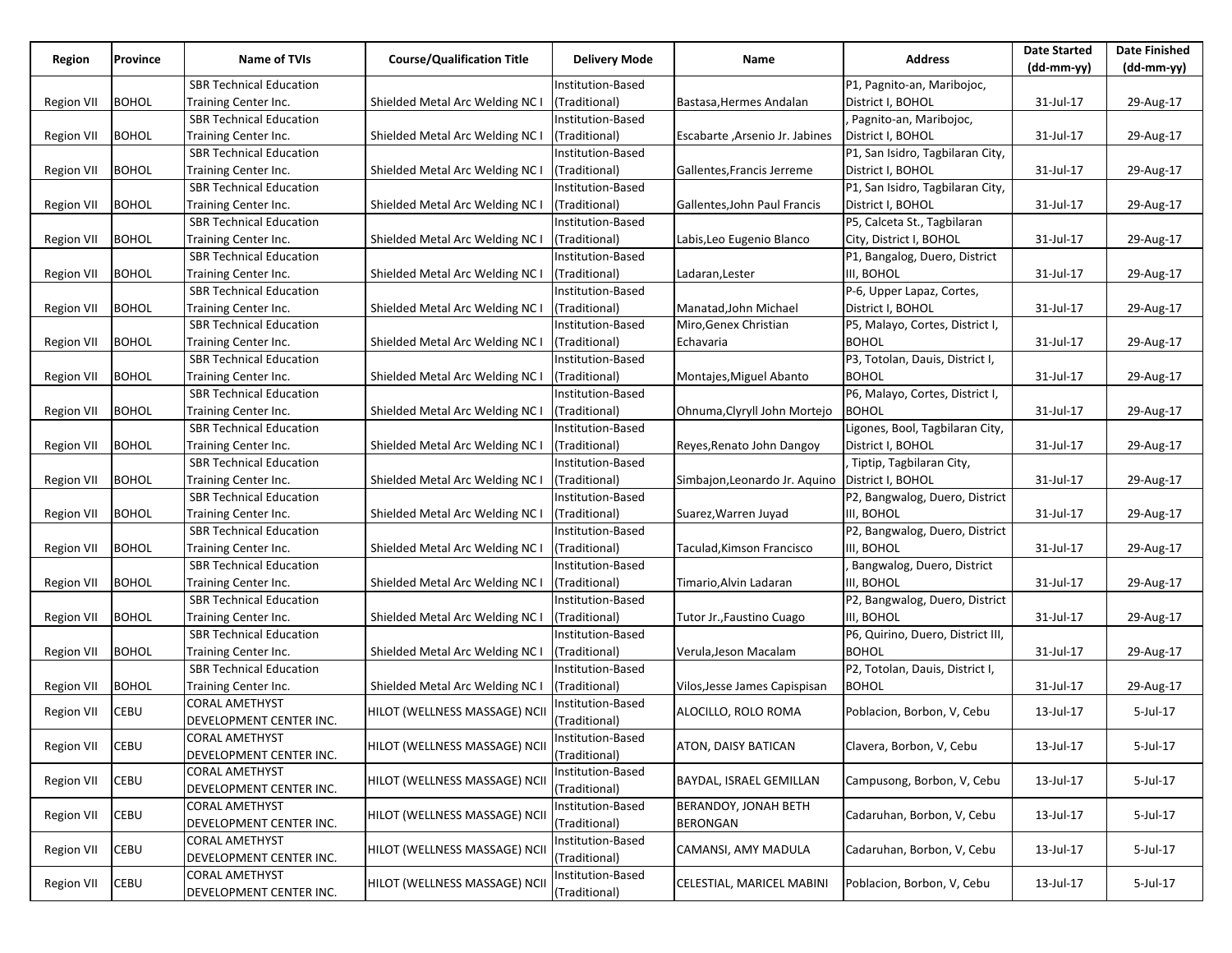| Region | Province | Name of TVIs | Course/Qualification Title | Delivery Mode | Name | Address | Date Started (dd-mm-yy) | Date Finished (dd-mm-yy) |
|---|---|---|---|---|---|---|---|---|
| Region VII | BOHOL | SBR Technical Education Training Center Inc. | Shielded Metal Arc Welding NC I | Institution-Based (Traditional) | Bastasa,Hermes Andalan | P1, Pagnito-an, Maribojoc, District I, BOHOL | 31-Jul-17 | 29-Aug-17 |
| Region VII | BOHOL | SBR Technical Education Training Center Inc. | Shielded Metal Arc Welding NC I | Institution-Based (Traditional) | Escabarte ,Arsenio Jr. Jabines | , Pagnito-an, Maribojoc, District I, BOHOL | 31-Jul-17 | 29-Aug-17 |
| Region VII | BOHOL | SBR Technical Education Training Center Inc. | Shielded Metal Arc Welding NC I | Institution-Based (Traditional) | Gallentes,Francis Jerreme | P1, San Isidro, Tagbilaran City, District I, BOHOL | 31-Jul-17 | 29-Aug-17 |
| Region VII | BOHOL | SBR Technical Education Training Center Inc. | Shielded Metal Arc Welding NC I | Institution-Based (Traditional) | Gallentes,John Paul Francis | P1, San Isidro, Tagbilaran City, District I, BOHOL | 31-Jul-17 | 29-Aug-17 |
| Region VII | BOHOL | SBR Technical Education Training Center Inc. | Shielded Metal Arc Welding NC I | Institution-Based (Traditional) | Labis,Leo Eugenio Blanco | P5, Calceta St., Tagbilaran City, District I, BOHOL | 31-Jul-17 | 29-Aug-17 |
| Region VII | BOHOL | SBR Technical Education Training Center Inc. | Shielded Metal Arc Welding NC I | Institution-Based (Traditional) | Ladaran,Lester | P1, Bangalog, Duero, District III, BOHOL | 31-Jul-17 | 29-Aug-17 |
| Region VII | BOHOL | SBR Technical Education Training Center Inc. | Shielded Metal Arc Welding NC I | Institution-Based (Traditional) | Manatad,John Michael | P-6, Upper Lapaz, Cortes, District I, BOHOL | 31-Jul-17 | 29-Aug-17 |
| Region VII | BOHOL | SBR Technical Education Training Center Inc. | Shielded Metal Arc Welding NC I | Institution-Based (Traditional) | Miro,Genex Christian Echavaria | P5, Malayo, Cortes, District I, BOHOL | 31-Jul-17 | 29-Aug-17 |
| Region VII | BOHOL | SBR Technical Education Training Center Inc. | Shielded Metal Arc Welding NC I | Institution-Based (Traditional) | Montajes,Miguel Abanto | P3, Totolan, Dauis, District I, BOHOL | 31-Jul-17 | 29-Aug-17 |
| Region VII | BOHOL | SBR Technical Education Training Center Inc. | Shielded Metal Arc Welding NC I | Institution-Based (Traditional) | Ohnuma,Clyryll John Mortejo | P6, Malayo, Cortes, District I, BOHOL | 31-Jul-17 | 29-Aug-17 |
| Region VII | BOHOL | SBR Technical Education Training Center Inc. | Shielded Metal Arc Welding NC I | Institution-Based (Traditional) | Reyes,Renato John Dangoy | Ligones, Bool, Tagbilaran City, District I, BOHOL | 31-Jul-17 | 29-Aug-17 |
| Region VII | BOHOL | SBR Technical Education Training Center Inc. | Shielded Metal Arc Welding NC I | Institution-Based (Traditional) | Simbajon,Leonardo Jr. Aquino | , Tiptip, Tagbilaran City, District I, BOHOL | 31-Jul-17 | 29-Aug-17 |
| Region VII | BOHOL | SBR Technical Education Training Center Inc. | Shielded Metal Arc Welding NC I | Institution-Based (Traditional) | Suarez,Warren Juyad | P2, Bangwalog, Duero, District III, BOHOL | 31-Jul-17 | 29-Aug-17 |
| Region VII | BOHOL | SBR Technical Education Training Center Inc. | Shielded Metal Arc Welding NC I | Institution-Based (Traditional) | Taculad,Kimson Francisco | P2, Bangwalog, Duero, District III, BOHOL | 31-Jul-17 | 29-Aug-17 |
| Region VII | BOHOL | SBR Technical Education Training Center Inc. | Shielded Metal Arc Welding NC I | Institution-Based (Traditional) | Timario,Alvin Ladaran | , Bangwalog, Duero, District III, BOHOL | 31-Jul-17 | 29-Aug-17 |
| Region VII | BOHOL | SBR Technical Education Training Center Inc. | Shielded Metal Arc Welding NC I | Institution-Based (Traditional) | Tutor Jr.,Faustino Cuago | P2, Bangwalog, Duero, District III, BOHOL | 31-Jul-17 | 29-Aug-17 |
| Region VII | BOHOL | SBR Technical Education Training Center Inc. | Shielded Metal Arc Welding NC I | Institution-Based (Traditional) | Verula,Jeson Macalam | P6, Quirino, Duero, District III, BOHOL | 31-Jul-17 | 29-Aug-17 |
| Region VII | BOHOL | SBR Technical Education Training Center Inc. | Shielded Metal Arc Welding NC I | Institution-Based (Traditional) | Vilos,Jesse James Capispisan | P2, Totolan, Dauis, District I, BOHOL | 31-Jul-17 | 29-Aug-17 |
| Region VII | CEBU | CORAL AMETHYST DEVELOPMENT CENTER INC. | HILOT (WELLNESS MASSAGE) NCII | Institution-Based (Traditional) | ALOCILLO, ROLO ROMA | Poblacion, Borbon, V, Cebu | 13-Jul-17 | 5-Jul-17 |
| Region VII | CEBU | CORAL AMETHYST DEVELOPMENT CENTER INC. | HILOT (WELLNESS MASSAGE) NCII | Institution-Based (Traditional) | ATON, DAISY BATICAN | Clavera, Borbon, V, Cebu | 13-Jul-17 | 5-Jul-17 |
| Region VII | CEBU | CORAL AMETHYST DEVELOPMENT CENTER INC. | HILOT (WELLNESS MASSAGE) NCII | Institution-Based (Traditional) | BAYDAL, ISRAEL GEMILLAN | Campusong, Borbon, V, Cebu | 13-Jul-17 | 5-Jul-17 |
| Region VII | CEBU | CORAL AMETHYST DEVELOPMENT CENTER INC. | HILOT (WELLNESS MASSAGE) NCII | Institution-Based (Traditional) | BERANDOY, JONAH BETH BERONGAN | Cadaruhan, Borbon, V, Cebu | 13-Jul-17 | 5-Jul-17 |
| Region VII | CEBU | CORAL AMETHYST DEVELOPMENT CENTER INC. | HILOT (WELLNESS MASSAGE) NCII | Institution-Based (Traditional) | CAMANSI, AMY MADULA | Cadaruhan, Borbon, V, Cebu | 13-Jul-17 | 5-Jul-17 |
| Region VII | CEBU | CORAL AMETHYST DEVELOPMENT CENTER INC. | HILOT (WELLNESS MASSAGE) NCII | Institution-Based (Traditional) | CELESTIAL, MARICEL MABINI | Poblacion, Borbon, V, Cebu | 13-Jul-17 | 5-Jul-17 |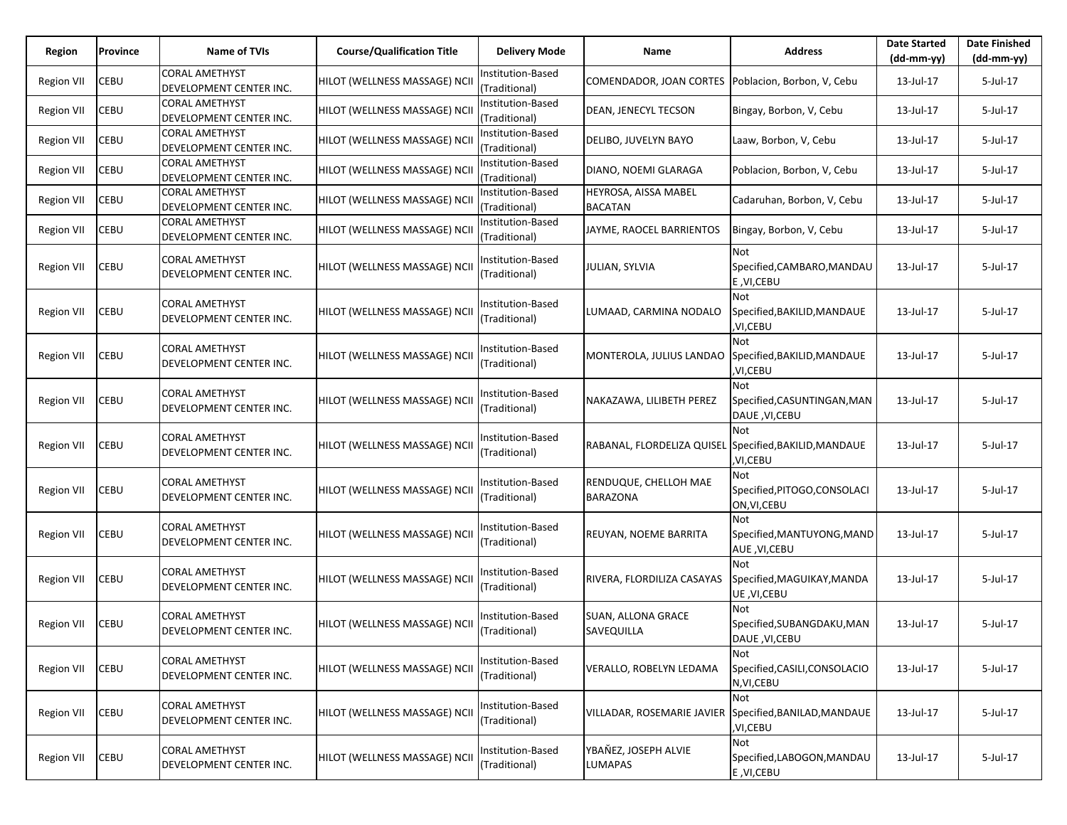| Region | Province | Name of TVIs | Course/Qualification Title | Delivery Mode | Name | Address | Date Started (dd-mm-yy) | Date Finished (dd-mm-yy) |
|---|---|---|---|---|---|---|---|---|
| Region VII | CEBU | CORAL AMETHYST DEVELOPMENT CENTER INC. | HILOT (WELLNESS MASSAGE) NCII | Institution-Based (Traditional) | COMENDADOR, JOAN CORTES | Poblacion, Borbon, V, Cebu | 13-Jul-17 | 5-Jul-17 |
| Region VII | CEBU | CORAL AMETHYST DEVELOPMENT CENTER INC. | HILOT (WELLNESS MASSAGE) NCII | Institution-Based (Traditional) | DEAN, JENECYL TECSON | Bingay, Borbon, V, Cebu | 13-Jul-17 | 5-Jul-17 |
| Region VII | CEBU | CORAL AMETHYST DEVELOPMENT CENTER INC. | HILOT (WELLNESS MASSAGE) NCII | Institution-Based (Traditional) | DELIBO, JUVELYN BAYO | Laaw, Borbon, V, Cebu | 13-Jul-17 | 5-Jul-17 |
| Region VII | CEBU | CORAL AMETHYST DEVELOPMENT CENTER INC. | HILOT (WELLNESS MASSAGE) NCII | Institution-Based (Traditional) | DIANO, NOEMI GLARAGA | Poblacion, Borbon, V, Cebu | 13-Jul-17 | 5-Jul-17 |
| Region VII | CEBU | CORAL AMETHYST DEVELOPMENT CENTER INC. | HILOT (WELLNESS MASSAGE) NCII | Institution-Based (Traditional) | HEYROSA, AISSA MABEL BACATAN | Cadaruhan, Borbon, V, Cebu | 13-Jul-17 | 5-Jul-17 |
| Region VII | CEBU | CORAL AMETHYST DEVELOPMENT CENTER INC. | HILOT (WELLNESS MASSAGE) NCII | Institution-Based (Traditional) | JAYME, RAOCEL BARRIENTOS | Bingay, Borbon, V, Cebu | 13-Jul-17 | 5-Jul-17 |
| Region VII | CEBU | CORAL AMETHYST DEVELOPMENT CENTER INC. | HILOT (WELLNESS MASSAGE) NCII | Institution-Based (Traditional) | JULIAN, SYLVIA | Not Specified,CAMBARO,MANDAUE ,VI,CEBU | 13-Jul-17 | 5-Jul-17 |
| Region VII | CEBU | CORAL AMETHYST DEVELOPMENT CENTER INC. | HILOT (WELLNESS MASSAGE) NCII | Institution-Based (Traditional) | LUMAAD, CARMINA NODALO | Not Specified,BAKILID,MANDAUE ,VI,CEBU | 13-Jul-17 | 5-Jul-17 |
| Region VII | CEBU | CORAL AMETHYST DEVELOPMENT CENTER INC. | HILOT (WELLNESS MASSAGE) NCII | Institution-Based (Traditional) | MONTEROLA, JULIUS LANDAO | Not Specified,BAKILID,MANDAUE ,VI,CEBU | 13-Jul-17 | 5-Jul-17 |
| Region VII | CEBU | CORAL AMETHYST DEVELOPMENT CENTER INC. | HILOT (WELLNESS MASSAGE) NCII | Institution-Based (Traditional) | NAKAZAWA, LILIBETH PEREZ | Not Specified,CASUNTINGAN,MANDAUE ,VI,CEBU | 13-Jul-17 | 5-Jul-17 |
| Region VII | CEBU | CORAL AMETHYST DEVELOPMENT CENTER INC. | HILOT (WELLNESS MASSAGE) NCII | Institution-Based (Traditional) | RABANAL, FLORDELIZA QUISEL | Not Specified,BAKILID,MANDAUE ,VI,CEBU | 13-Jul-17 | 5-Jul-17 |
| Region VII | CEBU | CORAL AMETHYST DEVELOPMENT CENTER INC. | HILOT (WELLNESS MASSAGE) NCII | Institution-Based (Traditional) | RENDUQUE, CHELLOH MAE BARAZONA | Not Specified,PITOGO,CONSOLACION,VI,CEBU | 13-Jul-17 | 5-Jul-17 |
| Region VII | CEBU | CORAL AMETHYST DEVELOPMENT CENTER INC. | HILOT (WELLNESS MASSAGE) NCII | Institution-Based (Traditional) | REUYAN, NOEME BARRITA | Not Specified,MANTUYONG,MANDAUE ,VI,CEBU | 13-Jul-17 | 5-Jul-17 |
| Region VII | CEBU | CORAL AMETHYST DEVELOPMENT CENTER INC. | HILOT (WELLNESS MASSAGE) NCII | Institution-Based (Traditional) | RIVERA, FLORDILIZA CASAYAS | Not Specified,MAGUIKAY,MANDAUE ,VI,CEBU | 13-Jul-17 | 5-Jul-17 |
| Region VII | CEBU | CORAL AMETHYST DEVELOPMENT CENTER INC. | HILOT (WELLNESS MASSAGE) NCII | Institution-Based (Traditional) | SUAN, ALLONA GRACE SAVEQUILLA | Not Specified,SUBANGDAKU,MANDAUE ,VI,CEBU | 13-Jul-17 | 5-Jul-17 |
| Region VII | CEBU | CORAL AMETHYST DEVELOPMENT CENTER INC. | HILOT (WELLNESS MASSAGE) NCII | Institution-Based (Traditional) | VERALLO, ROBELYN LEDAMA | Not Specified,CASILI,CONSOLACION,VI,CEBU | 13-Jul-17 | 5-Jul-17 |
| Region VII | CEBU | CORAL AMETHYST DEVELOPMENT CENTER INC. | HILOT (WELLNESS MASSAGE) NCII | Institution-Based (Traditional) | VILLADAR, ROSEMARIE JAVIER | Not Specified,BANILAD,MANDAUE ,VI,CEBU | 13-Jul-17 | 5-Jul-17 |
| Region VII | CEBU | CORAL AMETHYST DEVELOPMENT CENTER INC. | HILOT (WELLNESS MASSAGE) NCII | Institution-Based (Traditional) | YBAŇEZ, JOSEPH ALVIE LUMAPAS | Not Specified,LABOGON,MANDAUE ,VI,CEBU | 13-Jul-17 | 5-Jul-17 |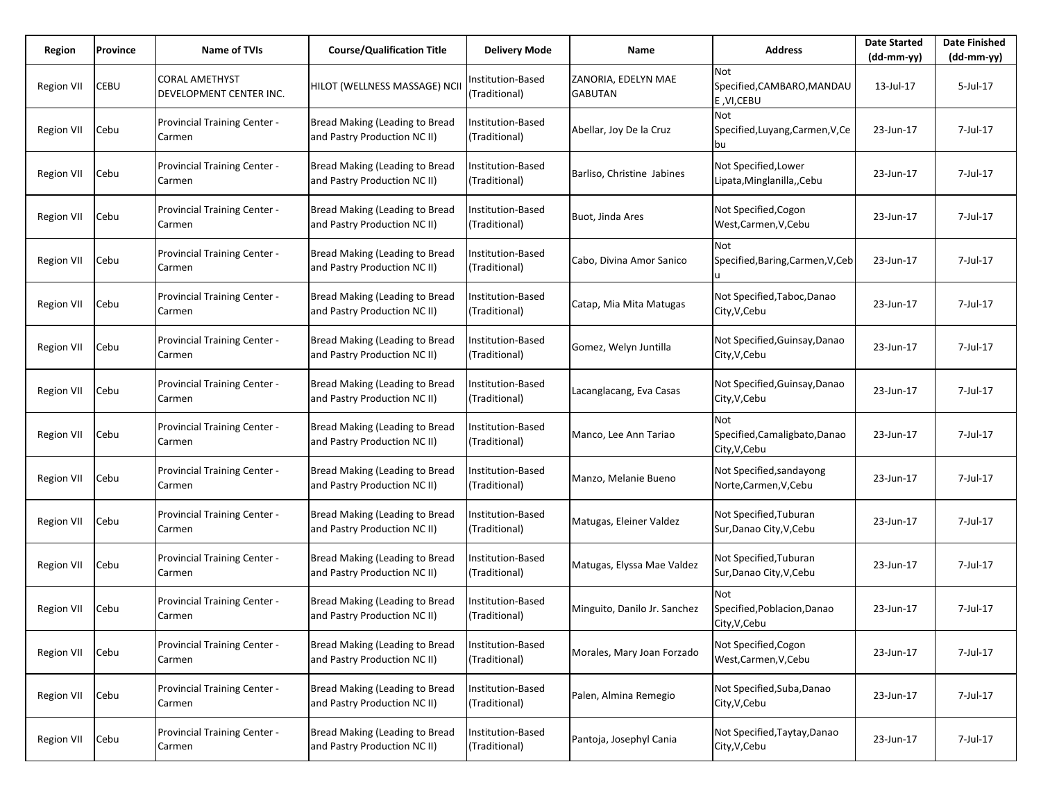| Region | Province | Name of TVIs | Course/Qualification Title | Delivery Mode | Name | Address | Date Started (dd-mm-yy) | Date Finished (dd-mm-yy) |
|---|---|---|---|---|---|---|---|---|
| Region VII | CEBU | CORAL AMETHYST DEVELOPMENT CENTER INC. | HILOT (WELLNESS MASSAGE) NCII | Institution-Based (Traditional) | ZANORIA, EDELYN MAE GABUTAN | Not Specified,CAMBARO,MANDAUE ,VI,CEBU | 13-Jul-17 | 5-Jul-17 |
| Region VII | Cebu | Provincial Training Center - Carmen | Bread Making (Leading to Bread and Pastry Production NC II) | Institution-Based (Traditional) | Abellar, Joy De la Cruz | Not Specified,Luyang,Carmen,V,Cebu | 23-Jun-17 | 7-Jul-17 |
| Region VII | Cebu | Provincial Training Center - Carmen | Bread Making (Leading to Bread and Pastry Production NC II) | Institution-Based (Traditional) | Barliso, Christine Jabines | Not Specified,Lower Lipata,Minglanilla,,Cebu | 23-Jun-17 | 7-Jul-17 |
| Region VII | Cebu | Provincial Training Center - Carmen | Bread Making (Leading to Bread and Pastry Production NC II) | Institution-Based (Traditional) | Buot, Jinda Ares | Not Specified,Cogon West,Carmen,V,Cebu | 23-Jun-17 | 7-Jul-17 |
| Region VII | Cebu | Provincial Training Center - Carmen | Bread Making (Leading to Bread and Pastry Production NC II) | Institution-Based (Traditional) | Cabo, Divina Amor Sanico | Not Specified,Baring,Carmen,V,Cebu | 23-Jun-17 | 7-Jul-17 |
| Region VII | Cebu | Provincial Training Center - Carmen | Bread Making (Leading to Bread and Pastry Production NC II) | Institution-Based (Traditional) | Catap, Mia Mita Matugas | Not Specified,Taboc,Danao City,V,Cebu | 23-Jun-17 | 7-Jul-17 |
| Region VII | Cebu | Provincial Training Center - Carmen | Bread Making (Leading to Bread and Pastry Production NC II) | Institution-Based (Traditional) | Gomez, Welyn Juntilla | Not Specified,Guinsay,Danao City,V,Cebu | 23-Jun-17 | 7-Jul-17 |
| Region VII | Cebu | Provincial Training Center - Carmen | Bread Making (Leading to Bread and Pastry Production NC II) | Institution-Based (Traditional) | Lacanglacang, Eva Casas | Not Specified,Guinsay,Danao City,V,Cebu | 23-Jun-17 | 7-Jul-17 |
| Region VII | Cebu | Provincial Training Center - Carmen | Bread Making (Leading to Bread and Pastry Production NC II) | Institution-Based (Traditional) | Manco, Lee Ann Tariao | Not Specified,Camaligbato,Danao City,V,Cebu | 23-Jun-17 | 7-Jul-17 |
| Region VII | Cebu | Provincial Training Center - Carmen | Bread Making (Leading to Bread and Pastry Production NC II) | Institution-Based (Traditional) | Manzo, Melanie Bueno | Not Specified,sandayong Norte,Carmen,V,Cebu | 23-Jun-17 | 7-Jul-17 |
| Region VII | Cebu | Provincial Training Center - Carmen | Bread Making (Leading to Bread and Pastry Production NC II) | Institution-Based (Traditional) | Matugas, Eleiner Valdez | Not Specified,Tuburan Sur,Danao City,V,Cebu | 23-Jun-17 | 7-Jul-17 |
| Region VII | Cebu | Provincial Training Center - Carmen | Bread Making (Leading to Bread and Pastry Production NC II) | Institution-Based (Traditional) | Matugas, Elyssa Mae Valdez | Not Specified,Tuburan Sur,Danao City,V,Cebu | 23-Jun-17 | 7-Jul-17 |
| Region VII | Cebu | Provincial Training Center - Carmen | Bread Making (Leading to Bread and Pastry Production NC II) | Institution-Based (Traditional) | Minguito, Danilo Jr. Sanchez | Not Specified,Poblacion,Danao City,V,Cebu | 23-Jun-17 | 7-Jul-17 |
| Region VII | Cebu | Provincial Training Center - Carmen | Bread Making (Leading to Bread and Pastry Production NC II) | Institution-Based (Traditional) | Morales, Mary Joan Forzado | Not Specified,Cogon West,Carmen,V,Cebu | 23-Jun-17 | 7-Jul-17 |
| Region VII | Cebu | Provincial Training Center - Carmen | Bread Making (Leading to Bread and Pastry Production NC II) | Institution-Based (Traditional) | Palen, Almina Remegio | Not Specified,Suba,Danao City,V,Cebu | 23-Jun-17 | 7-Jul-17 |
| Region VII | Cebu | Provincial Training Center - Carmen | Bread Making (Leading to Bread and Pastry Production NC II) | Institution-Based (Traditional) | Pantoja, Josephyl Cania | Not Specified,Taytay,Danao City,V,Cebu | 23-Jun-17 | 7-Jul-17 |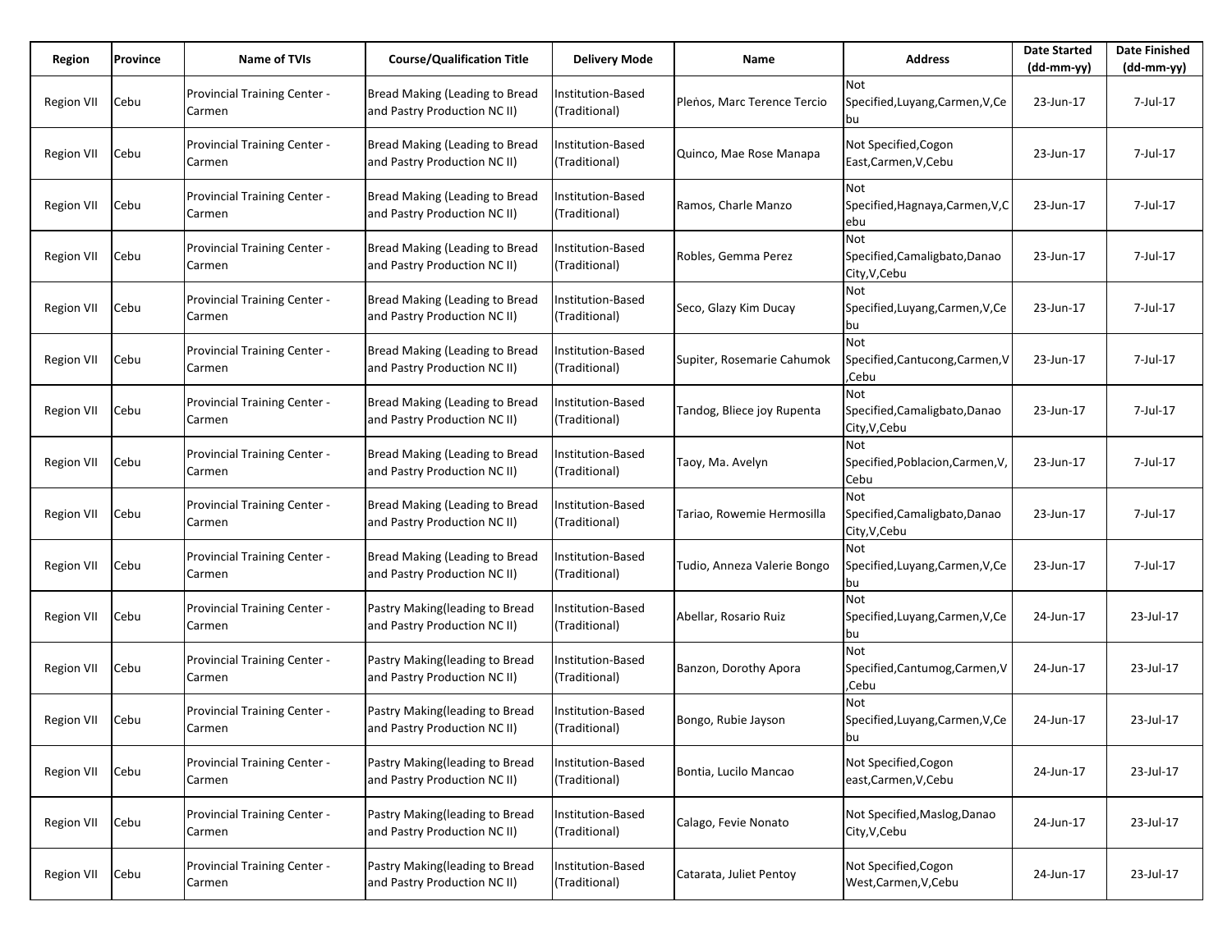| Region | Province | Name of TVIs | Course/Qualification Title | Delivery Mode | Name | Address | Date Started (dd-mm-yy) | Date Finished (dd-mm-yy) |
|---|---|---|---|---|---|---|---|---|
| Region VII | Cebu | Provincial Training Center - Carmen | Bread Making (Leading to Bread and Pastry Production NC II) | Institution-Based (Traditional) | Pleňos, Marc Terence Tercio | Not Specified,Luyang,Carmen,V,Cebu | 23-Jun-17 | 7-Jul-17 |
| Region VII | Cebu | Provincial Training Center - Carmen | Bread Making (Leading to Bread and Pastry Production NC II) | Institution-Based (Traditional) | Quinco, Mae Rose Manapa | Not Specified,Cogon East,Carmen,V,Cebu | 23-Jun-17 | 7-Jul-17 |
| Region VII | Cebu | Provincial Training Center - Carmen | Bread Making (Leading to Bread and Pastry Production NC II) | Institution-Based (Traditional) | Ramos, Charle Manzo | Not Specified,Hagnaya,Carmen,V,Cebu | 23-Jun-17 | 7-Jul-17 |
| Region VII | Cebu | Provincial Training Center - Carmen | Bread Making (Leading to Bread and Pastry Production NC II) | Institution-Based (Traditional) | Robles, Gemma Perez | Not Specified,Camaligbato,Danao City,V,Cebu | 23-Jun-17 | 7-Jul-17 |
| Region VII | Cebu | Provincial Training Center - Carmen | Bread Making (Leading to Bread and Pastry Production NC II) | Institution-Based (Traditional) | Seco, Glazy Kim Ducay | Not Specified,Luyang,Carmen,V,Cebu | 23-Jun-17 | 7-Jul-17 |
| Region VII | Cebu | Provincial Training Center - Carmen | Bread Making (Leading to Bread and Pastry Production NC II) | Institution-Based (Traditional) | Supiter, Rosemarie Cahumok | Not Specified,Cantucong,Carmen,V,Cebu | 23-Jun-17 | 7-Jul-17 |
| Region VII | Cebu | Provincial Training Center - Carmen | Bread Making (Leading to Bread and Pastry Production NC II) | Institution-Based (Traditional) | Tandog, Bliece joy Rupenta | Not Specified,Camaligbato,Danao City,V,Cebu | 23-Jun-17 | 7-Jul-17 |
| Region VII | Cebu | Provincial Training Center - Carmen | Bread Making (Leading to Bread and Pastry Production NC II) | Institution-Based (Traditional) | Taoy, Ma. Avelyn | Not Specified,Poblacion,Carmen,V,Cebu | 23-Jun-17 | 7-Jul-17 |
| Region VII | Cebu | Provincial Training Center - Carmen | Bread Making (Leading to Bread and Pastry Production NC II) | Institution-Based (Traditional) | Tariao, Rowemie Hermosilla | Not Specified,Camaligbato,Danao City,V,Cebu | 23-Jun-17 | 7-Jul-17 |
| Region VII | Cebu | Provincial Training Center - Carmen | Bread Making (Leading to Bread and Pastry Production NC II) | Institution-Based (Traditional) | Tudio, Anneza Valerie Bongo | Not Specified,Luyang,Carmen,V,Cebu | 23-Jun-17 | 7-Jul-17 |
| Region VII | Cebu | Provincial Training Center - Carmen | Pastry Making(leading to Bread and Pastry Production NC II) | Institution-Based (Traditional) | Abellar, Rosario Ruiz | Not Specified,Luyang,Carmen,V,Cebu | 24-Jun-17 | 23-Jul-17 |
| Region VII | Cebu | Provincial Training Center - Carmen | Pastry Making(leading to Bread and Pastry Production NC II) | Institution-Based (Traditional) | Banzon, Dorothy Apora | Not Specified,Cantumog,Carmen,V,Cebu | 24-Jun-17 | 23-Jul-17 |
| Region VII | Cebu | Provincial Training Center - Carmen | Pastry Making(leading to Bread and Pastry Production NC II) | Institution-Based (Traditional) | Bongo, Rubie Jayson | Not Specified,Luyang,Carmen,V,Cebu | 24-Jun-17 | 23-Jul-17 |
| Region VII | Cebu | Provincial Training Center - Carmen | Pastry Making(leading to Bread and Pastry Production NC II) | Institution-Based (Traditional) | Bontia, Lucilo Mancao | Not Specified,Cogon east,Carmen,V,Cebu | 24-Jun-17 | 23-Jul-17 |
| Region VII | Cebu | Provincial Training Center - Carmen | Pastry Making(leading to Bread and Pastry Production NC II) | Institution-Based (Traditional) | Calago, Fevie Nonato | Not Specified,Maslog,Danao City,V,Cebu | 24-Jun-17 | 23-Jul-17 |
| Region VII | Cebu | Provincial Training Center - Carmen | Pastry Making(leading to Bread and Pastry Production NC II) | Institution-Based (Traditional) | Catarata, Juliet Pentoy | Not Specified,Cogon West,Carmen,V,Cebu | 24-Jun-17 | 23-Jul-17 |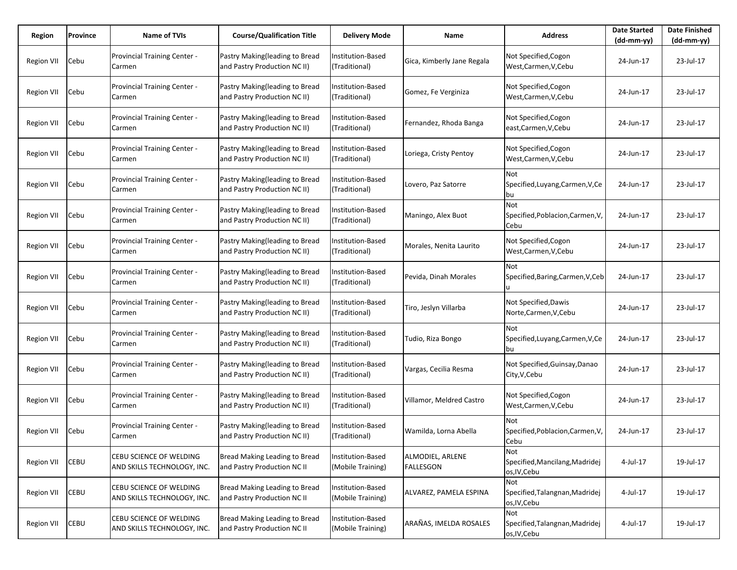| Region | Province | Name of TVIs | Course/Qualification Title | Delivery Mode | Name | Address | Date Started (dd-mm-yy) | Date Finished (dd-mm-yy) |
|---|---|---|---|---|---|---|---|---|
| Region VII | Cebu | Provincial Training Center - Carmen | Pastry Making(leading to Bread and Pastry Production NC II) | Institution-Based (Traditional) | Gica, Kimberly Jane Regala | Not Specified,Cogon West,Carmen,V,Cebu | 24-Jun-17 | 23-Jul-17 |
| Region VII | Cebu | Provincial Training Center - Carmen | Pastry Making(leading to Bread and Pastry Production NC II) | Institution-Based (Traditional) | Gomez, Fe Verginiza | Not Specified,Cogon West,Carmen,V,Cebu | 24-Jun-17 | 23-Jul-17 |
| Region VII | Cebu | Provincial Training Center - Carmen | Pastry Making(leading to Bread and Pastry Production NC II) | Institution-Based (Traditional) | Fernandez, Rhoda Banga | Not Specified,Cogon east,Carmen,V,Cebu | 24-Jun-17 | 23-Jul-17 |
| Region VII | Cebu | Provincial Training Center - Carmen | Pastry Making(leading to Bread and Pastry Production NC II) | Institution-Based (Traditional) | Loriega, Cristy Pentoy | Not Specified,Cogon West,Carmen,V,Cebu | 24-Jun-17 | 23-Jul-17 |
| Region VII | Cebu | Provincial Training Center - Carmen | Pastry Making(leading to Bread and Pastry Production NC II) | Institution-Based (Traditional) | Lovero, Paz Satorre | Not Specified,Luyang,Carmen,V,Cebu | 24-Jun-17 | 23-Jul-17 |
| Region VII | Cebu | Provincial Training Center - Carmen | Pastry Making(leading to Bread and Pastry Production NC II) | Institution-Based (Traditional) | Maningo, Alex Buot | Not Specified,Poblacion,Carmen,V,Cebu | 24-Jun-17 | 23-Jul-17 |
| Region VII | Cebu | Provincial Training Center - Carmen | Pastry Making(leading to Bread and Pastry Production NC II) | Institution-Based (Traditional) | Morales, Nenita Laurito | Not Specified,Cogon West,Carmen,V,Cebu | 24-Jun-17 | 23-Jul-17 |
| Region VII | Cebu | Provincial Training Center - Carmen | Pastry Making(leading to Bread and Pastry Production NC II) | Institution-Based (Traditional) | Pevida, Dinah Morales | Not Specified,Baring,Carmen,V,Cebu | 24-Jun-17 | 23-Jul-17 |
| Region VII | Cebu | Provincial Training Center - Carmen | Pastry Making(leading to Bread and Pastry Production NC II) | Institution-Based (Traditional) | Tiro, Jeslyn Villarba | Not Specified,Dawis Norte,Carmen,V,Cebu | 24-Jun-17 | 23-Jul-17 |
| Region VII | Cebu | Provincial Training Center - Carmen | Pastry Making(leading to Bread and Pastry Production NC II) | Institution-Based (Traditional) | Tudio, Riza Bongo | Not Specified,Luyang,Carmen,V,Cebu | 24-Jun-17 | 23-Jul-17 |
| Region VII | Cebu | Provincial Training Center - Carmen | Pastry Making(leading to Bread and Pastry Production NC II) | Institution-Based (Traditional) | Vargas, Cecilia Resma | Not Specified,Guinsay,Danao City,V,Cebu | 24-Jun-17 | 23-Jul-17 |
| Region VII | Cebu | Provincial Training Center - Carmen | Pastry Making(leading to Bread and Pastry Production NC II) | Institution-Based (Traditional) | Villamor, Meldred Castro | Not Specified,Cogon West,Carmen,V,Cebu | 24-Jun-17 | 23-Jul-17 |
| Region VII | Cebu | Provincial Training Center - Carmen | Pastry Making(leading to Bread and Pastry Production NC II) | Institution-Based (Traditional) | Wamilda, Lorna Abella | Not Specified,Poblacion,Carmen,V,Cebu | 24-Jun-17 | 23-Jul-17 |
| Region VII | CEBU | CEBU SCIENCE OF WELDING AND SKILLS TECHNOLOGY, INC. | Bread Making Leading to Bread and Pastry Production NC II | Institution-Based (Mobile Training) | ALMODIEL, ARLENE FALLESGON | Not Specified,Mancilang,Madridejos,IV,Cebu | 4-Jul-17 | 19-Jul-17 |
| Region VII | CEBU | CEBU SCIENCE OF WELDING AND SKILLS TECHNOLOGY, INC. | Bread Making Leading to Bread and Pastry Production NC II | Institution-Based (Mobile Training) | ALVAREZ, PAMELA ESPINA | Not Specified,Talangnan,Madridejos,IV,Cebu | 4-Jul-17 | 19-Jul-17 |
| Region VII | CEBU | CEBU SCIENCE OF WELDING AND SKILLS TECHNOLOGY, INC. | Bread Making Leading to Bread and Pastry Production NC II | Institution-Based (Mobile Training) | ARAÑAS, IMELDA ROSALES | Not Specified,Talangnan,Madridejos,IV,Cebu | 4-Jul-17 | 19-Jul-17 |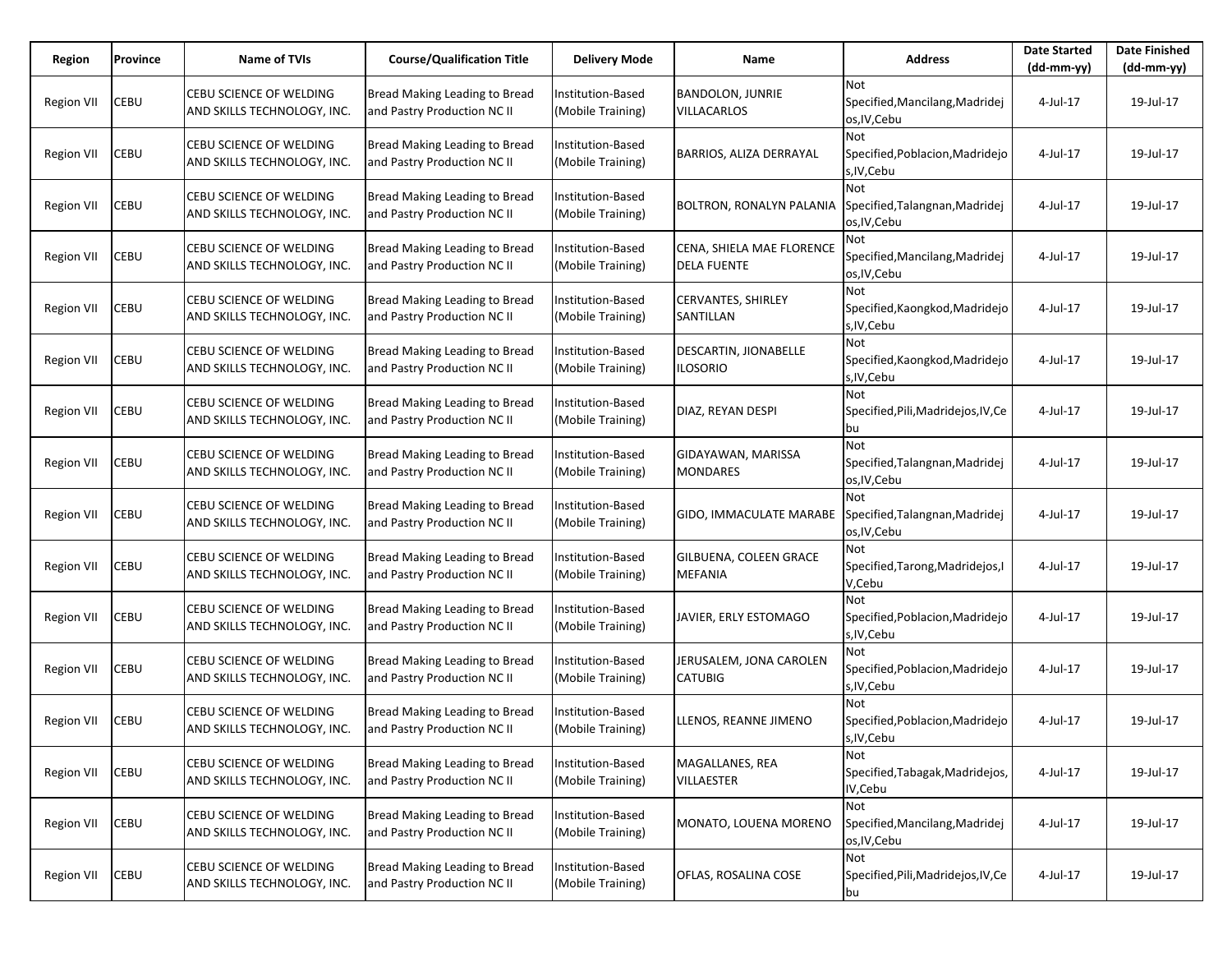| Region | Province | Name of TVIs | Course/Qualification Title | Delivery Mode | Name | Address | Date Started (dd-mm-yy) | Date Finished (dd-mm-yy) |
|---|---|---|---|---|---|---|---|---|
| Region VII | CEBU | CEBU SCIENCE OF WELDING AND SKILLS TECHNOLOGY, INC. | Bread Making Leading to Bread and Pastry Production NC II | Institution-Based (Mobile Training) | BANDOLON, JUNRIE VILLACARLOS | Not Specified,Mancilang,Madridejos,IV,Cebu | 4-Jul-17 | 19-Jul-17 |
| Region VII | CEBU | CEBU SCIENCE OF WELDING AND SKILLS TECHNOLOGY, INC. | Bread Making Leading to Bread and Pastry Production NC II | Institution-Based (Mobile Training) | BARRIOS, ALIZA DERRAYAL | Not Specified,Poblacion,Madridejos,IV,Cebu | 4-Jul-17 | 19-Jul-17 |
| Region VII | CEBU | CEBU SCIENCE OF WELDING AND SKILLS TECHNOLOGY, INC. | Bread Making Leading to Bread and Pastry Production NC II | Institution-Based (Mobile Training) | BOLTRON, RONALYN PALANIA | Not Specified,Talangnan,Madridejos,IV,Cebu | 4-Jul-17 | 19-Jul-17 |
| Region VII | CEBU | CEBU SCIENCE OF WELDING AND SKILLS TECHNOLOGY, INC. | Bread Making Leading to Bread and Pastry Production NC II | Institution-Based (Mobile Training) | CENA, SHIELA MAE FLORENCE DELA FUENTE | Not Specified,Mancilang,Madridejos,IV,Cebu | 4-Jul-17 | 19-Jul-17 |
| Region VII | CEBU | CEBU SCIENCE OF WELDING AND SKILLS TECHNOLOGY, INC. | Bread Making Leading to Bread and Pastry Production NC II | Institution-Based (Mobile Training) | CERVANTES, SHIRLEY SANTILLAN | Not Specified,Kaongkod,Madridejos,IV,Cebu | 4-Jul-17 | 19-Jul-17 |
| Region VII | CEBU | CEBU SCIENCE OF WELDING AND SKILLS TECHNOLOGY, INC. | Bread Making Leading to Bread and Pastry Production NC II | Institution-Based (Mobile Training) | DESCARTIN, JIONABELLE ILOSORIO | Not Specified,Kaongkod,Madridejos,IV,Cebu | 4-Jul-17 | 19-Jul-17 |
| Region VII | CEBU | CEBU SCIENCE OF WELDING AND SKILLS TECHNOLOGY, INC. | Bread Making Leading to Bread and Pastry Production NC II | Institution-Based (Mobile Training) | DIAZ, REYAN DESPI | Not Specified,Pili,Madridejos,IV,Cebu | 4-Jul-17 | 19-Jul-17 |
| Region VII | CEBU | CEBU SCIENCE OF WELDING AND SKILLS TECHNOLOGY, INC. | Bread Making Leading to Bread and Pastry Production NC II | Institution-Based (Mobile Training) | GIDAYAWAN, MARISSA MONDARES | Not Specified,Talangnan,Madridejos,IV,Cebu | 4-Jul-17 | 19-Jul-17 |
| Region VII | CEBU | CEBU SCIENCE OF WELDING AND SKILLS TECHNOLOGY, INC. | Bread Making Leading to Bread and Pastry Production NC II | Institution-Based (Mobile Training) | GIDO, IMMACULATE MARABE | Not Specified,Talangnan,Madridejos,IV,Cebu | 4-Jul-17 | 19-Jul-17 |
| Region VII | CEBU | CEBU SCIENCE OF WELDING AND SKILLS TECHNOLOGY, INC. | Bread Making Leading to Bread and Pastry Production NC II | Institution-Based (Mobile Training) | GILBUENA, COLEEN GRACE MEFANIA | Not Specified,Tarong,Madridejos,IV,Cebu | 4-Jul-17 | 19-Jul-17 |
| Region VII | CEBU | CEBU SCIENCE OF WELDING AND SKILLS TECHNOLOGY, INC. | Bread Making Leading to Bread and Pastry Production NC II | Institution-Based (Mobile Training) | JAVIER, ERLY ESTOMAGO | Not Specified,Poblacion,Madridejos,IV,Cebu | 4-Jul-17 | 19-Jul-17 |
| Region VII | CEBU | CEBU SCIENCE OF WELDING AND SKILLS TECHNOLOGY, INC. | Bread Making Leading to Bread and Pastry Production NC II | Institution-Based (Mobile Training) | JERUSALEM, JONA CAROLEN CATUBIG | Not Specified,Poblacion,Madridejos,IV,Cebu | 4-Jul-17 | 19-Jul-17 |
| Region VII | CEBU | CEBU SCIENCE OF WELDING AND SKILLS TECHNOLOGY, INC. | Bread Making Leading to Bread and Pastry Production NC II | Institution-Based (Mobile Training) | LLENOS, REANNE JIMENO | Not Specified,Poblacion,Madridejos,IV,Cebu | 4-Jul-17 | 19-Jul-17 |
| Region VII | CEBU | CEBU SCIENCE OF WELDING AND SKILLS TECHNOLOGY, INC. | Bread Making Leading to Bread and Pastry Production NC II | Institution-Based (Mobile Training) | MAGALLANES, REA VILLAESTER | Not Specified,Tabagak,Madridejos,IV,Cebu | 4-Jul-17 | 19-Jul-17 |
| Region VII | CEBU | CEBU SCIENCE OF WELDING AND SKILLS TECHNOLOGY, INC. | Bread Making Leading to Bread and Pastry Production NC II | Institution-Based (Mobile Training) | MONATO, LOUENA MORENO | Not Specified,Mancilang,Madridejos,IV,Cebu | 4-Jul-17 | 19-Jul-17 |
| Region VII | CEBU | CEBU SCIENCE OF WELDING AND SKILLS TECHNOLOGY, INC. | Bread Making Leading to Bread and Pastry Production NC II | Institution-Based (Mobile Training) | OFLAS, ROSALINA COSE | Not Specified,Pili,Madridejos,IV,Cebu | 4-Jul-17 | 19-Jul-17 |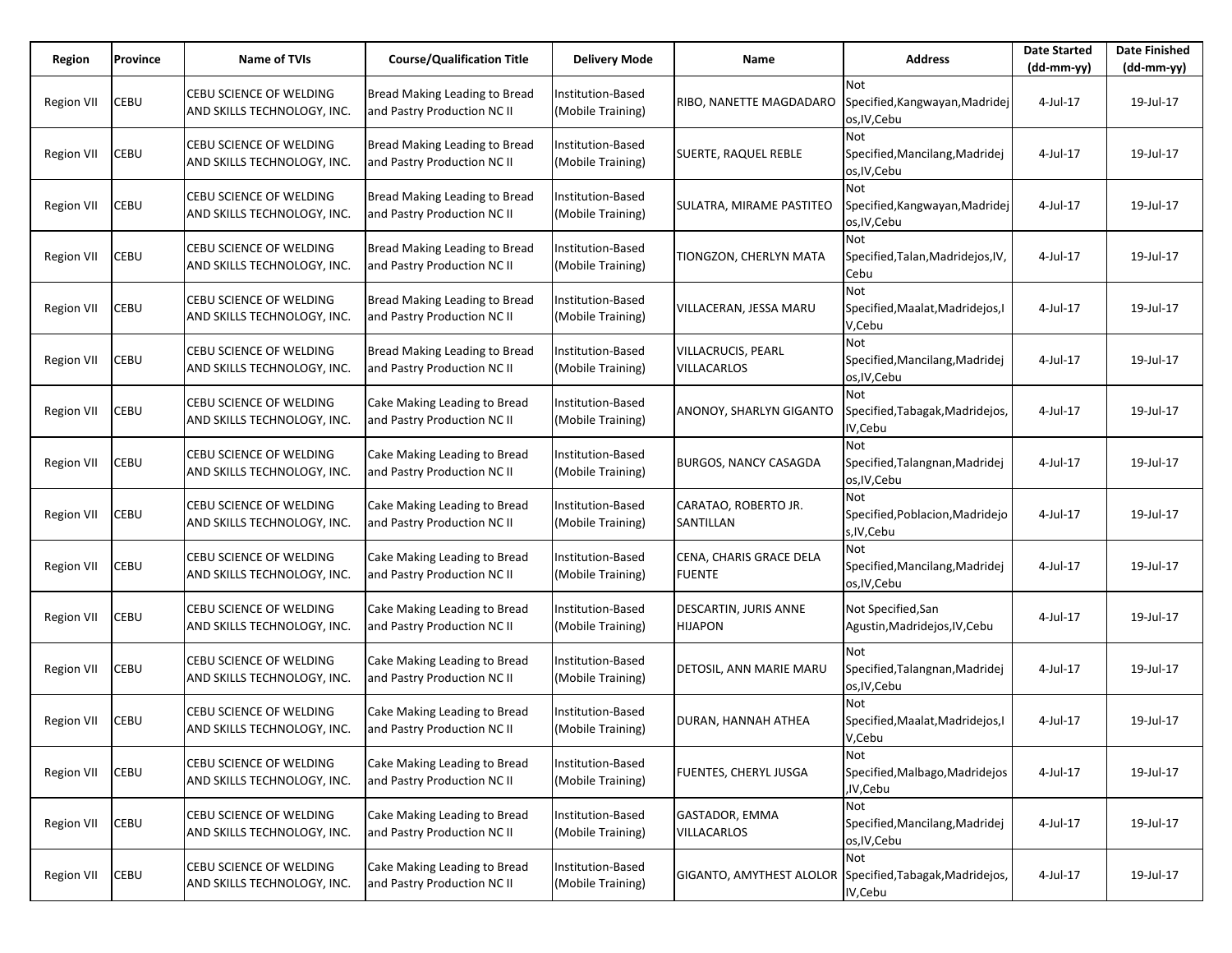| Region | Province | Name of TVIs | Course/Qualification Title | Delivery Mode | Name | Address | Date Started (dd-mm-yy) | Date Finished (dd-mm-yy) |
|---|---|---|---|---|---|---|---|---|
| Region VII | CEBU | CEBU SCIENCE OF WELDING AND SKILLS TECHNOLOGY, INC. | Bread Making Leading to Bread and Pastry Production NC II | Institution-Based (Mobile Training) | RIBO, NANETTE MAGDADARO | Not Specified,Kangwayan,Madridejos,IV,Cebu | 4-Jul-17 | 19-Jul-17 |
| Region VII | CEBU | CEBU SCIENCE OF WELDING AND SKILLS TECHNOLOGY, INC. | Bread Making Leading to Bread and Pastry Production NC II | Institution-Based (Mobile Training) | SUERTE, RAQUEL REBLE | Not Specified,Mancilang,Madridejos,IV,Cebu | 4-Jul-17 | 19-Jul-17 |
| Region VII | CEBU | CEBU SCIENCE OF WELDING AND SKILLS TECHNOLOGY, INC. | Bread Making Leading to Bread and Pastry Production NC II | Institution-Based (Mobile Training) | SULATRA, MIRAME PASTITEO | Not Specified,Kangwayan,Madridejos,IV,Cebu | 4-Jul-17 | 19-Jul-17 |
| Region VII | CEBU | CEBU SCIENCE OF WELDING AND SKILLS TECHNOLOGY, INC. | Bread Making Leading to Bread and Pastry Production NC II | Institution-Based (Mobile Training) | TIONGZON, CHERLYN MATA | Not Specified,Talan,Madridejos,IV,Cebu | 4-Jul-17 | 19-Jul-17 |
| Region VII | CEBU | CEBU SCIENCE OF WELDING AND SKILLS TECHNOLOGY, INC. | Bread Making Leading to Bread and Pastry Production NC II | Institution-Based (Mobile Training) | VILLACERAN, JESSA MARU | Not Specified,Maalat,Madridejos,IV,Cebu | 4-Jul-17 | 19-Jul-17 |
| Region VII | CEBU | CEBU SCIENCE OF WELDING AND SKILLS TECHNOLOGY, INC. | Bread Making Leading to Bread and Pastry Production NC II | Institution-Based (Mobile Training) | VILLACRUCIS, PEARL VILLACARLOS | Not Specified,Mancilang,Madridejos,IV,Cebu | 4-Jul-17 | 19-Jul-17 |
| Region VII | CEBU | CEBU SCIENCE OF WELDING AND SKILLS TECHNOLOGY, INC. | Cake Making Leading to Bread and Pastry Production NC II | Institution-Based (Mobile Training) | ANONOY, SHARLYN GIGANTO | Not Specified,Tabagak,Madridejos,IV,Cebu | 4-Jul-17 | 19-Jul-17 |
| Region VII | CEBU | CEBU SCIENCE OF WELDING AND SKILLS TECHNOLOGY, INC. | Cake Making Leading to Bread and Pastry Production NC II | Institution-Based (Mobile Training) | BURGOS, NANCY CASAGDA | Not Specified,Talangnan,Madridejos,IV,Cebu | 4-Jul-17 | 19-Jul-17 |
| Region VII | CEBU | CEBU SCIENCE OF WELDING AND SKILLS TECHNOLOGY, INC. | Cake Making Leading to Bread and Pastry Production NC II | Institution-Based (Mobile Training) | CARATAO, ROBERTO JR. SANTILLAN | Not Specified,Poblacion,Madridejos,IV,Cebu | 4-Jul-17 | 19-Jul-17 |
| Region VII | CEBU | CEBU SCIENCE OF WELDING AND SKILLS TECHNOLOGY, INC. | Cake Making Leading to Bread and Pastry Production NC II | Institution-Based (Mobile Training) | CENA, CHARIS GRACE DELA FUENTE | Not Specified,Mancilang,Madridejos,IV,Cebu | 4-Jul-17 | 19-Jul-17 |
| Region VII | CEBU | CEBU SCIENCE OF WELDING AND SKILLS TECHNOLOGY, INC. | Cake Making Leading to Bread and Pastry Production NC II | Institution-Based (Mobile Training) | DESCARTIN, JURIS ANNE HIJAPON | Not Specified,San Agustin,Madridejos,IV,Cebu | 4-Jul-17 | 19-Jul-17 |
| Region VII | CEBU | CEBU SCIENCE OF WELDING AND SKILLS TECHNOLOGY, INC. | Cake Making Leading to Bread and Pastry Production NC II | Institution-Based (Mobile Training) | DETOSIL, ANN MARIE MARU | Not Specified,Talangnan,Madridejos,IV,Cebu | 4-Jul-17 | 19-Jul-17 |
| Region VII | CEBU | CEBU SCIENCE OF WELDING AND SKILLS TECHNOLOGY, INC. | Cake Making Leading to Bread and Pastry Production NC II | Institution-Based (Mobile Training) | DURAN, HANNAH ATHEA | Not Specified,Maalat,Madridejos,IV,Cebu | 4-Jul-17 | 19-Jul-17 |
| Region VII | CEBU | CEBU SCIENCE OF WELDING AND SKILLS TECHNOLOGY, INC. | Cake Making Leading to Bread and Pastry Production NC II | Institution-Based (Mobile Training) | FUENTES, CHERYL JUSGA | Not Specified,Malbago,Madridejos,IV,Cebu | 4-Jul-17 | 19-Jul-17 |
| Region VII | CEBU | CEBU SCIENCE OF WELDING AND SKILLS TECHNOLOGY, INC. | Cake Making Leading to Bread and Pastry Production NC II | Institution-Based (Mobile Training) | GASTADOR, EMMA VILLACARLOS | Not Specified,Mancilang,Madridejos,IV,Cebu | 4-Jul-17 | 19-Jul-17 |
| Region VII | CEBU | CEBU SCIENCE OF WELDING AND SKILLS TECHNOLOGY, INC. | Cake Making Leading to Bread and Pastry Production NC II | Institution-Based (Mobile Training) | GIGANTO, AMYTHEST ALOLOR | Not Specified,Tabagak,Madridejos,IV,Cebu | 4-Jul-17 | 19-Jul-17 |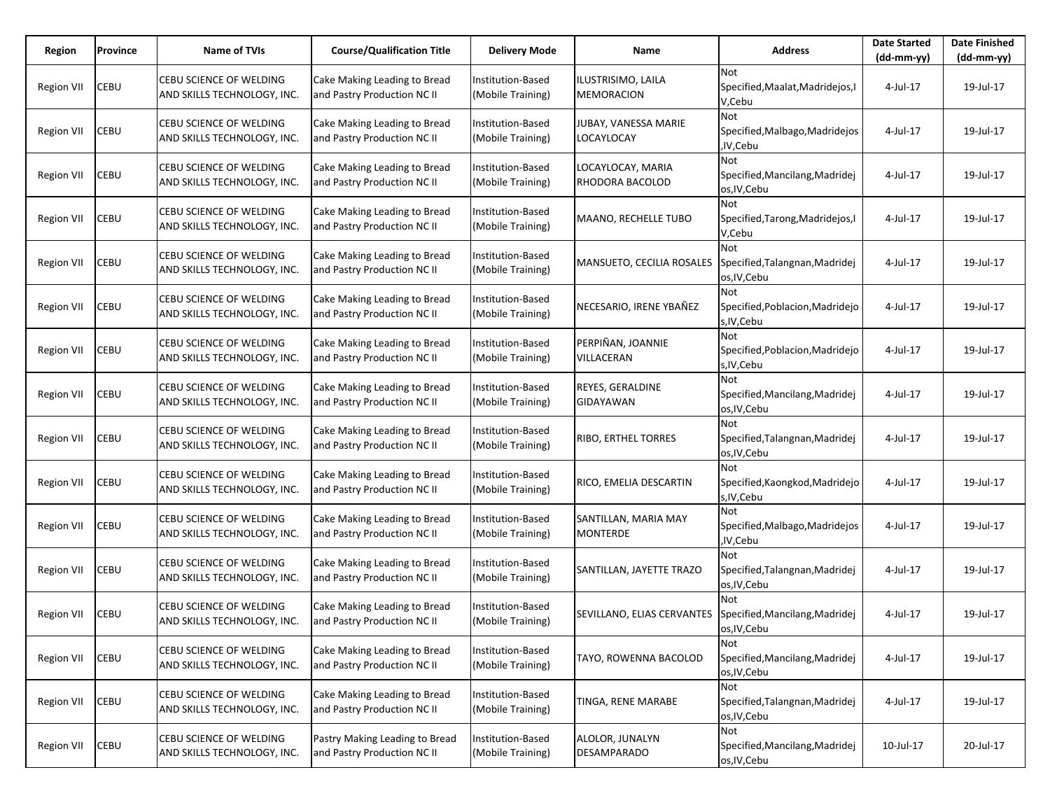| Region | Province | Name of TVIs | Course/Qualification Title | Delivery Mode | Name | Address | Date Started (dd-mm-yy) | Date Finished (dd-mm-yy) |
|---|---|---|---|---|---|---|---|---|
| Region VII | CEBU | CEBU SCIENCE OF WELDING AND SKILLS TECHNOLOGY, INC. | Cake Making Leading to Bread and Pastry Production NC II | Institution-Based (Mobile Training) | ILUSTRISIMO, LAILA MEMORACION | Not Specified,Maalat,Madridejos,IV,Cebu | 4-Jul-17 | 19-Jul-17 |
| Region VII | CEBU | CEBU SCIENCE OF WELDING AND SKILLS TECHNOLOGY, INC. | Cake Making Leading to Bread and Pastry Production NC II | Institution-Based (Mobile Training) | JUBAY, VANESSA MARIE LOCAYLOCAY | Not Specified,Malbago,Madridejos,IV,Cebu | 4-Jul-17 | 19-Jul-17 |
| Region VII | CEBU | CEBU SCIENCE OF WELDING AND SKILLS TECHNOLOGY, INC. | Cake Making Leading to Bread and Pastry Production NC II | Institution-Based (Mobile Training) | LOCAYLOCAY, MARIA RHODORA BACOLOD | Not Specified,Mancilang,Madridejos,IV,Cebu | 4-Jul-17 | 19-Jul-17 |
| Region VII | CEBU | CEBU SCIENCE OF WELDING AND SKILLS TECHNOLOGY, INC. | Cake Making Leading to Bread and Pastry Production NC II | Institution-Based (Mobile Training) | MAANO, RECHELLE TUBO | Not Specified,Tarong,Madridejos,IV,Cebu | 4-Jul-17 | 19-Jul-17 |
| Region VII | CEBU | CEBU SCIENCE OF WELDING AND SKILLS TECHNOLOGY, INC. | Cake Making Leading to Bread and Pastry Production NC II | Institution-Based (Mobile Training) | MANSUETO, CECILIA ROSALES | Not Specified,Talangnan,Madridejos,IV,Cebu | 4-Jul-17 | 19-Jul-17 |
| Region VII | CEBU | CEBU SCIENCE OF WELDING AND SKILLS TECHNOLOGY, INC. | Cake Making Leading to Bread and Pastry Production NC II | Institution-Based (Mobile Training) | NECESARIO, IRENE YBAÑEZ | Not Specified,Poblacion,Madridejos,IV,Cebu | 4-Jul-17 | 19-Jul-17 |
| Region VII | CEBU | CEBU SCIENCE OF WELDING AND SKILLS TECHNOLOGY, INC. | Cake Making Leading to Bread and Pastry Production NC II | Institution-Based (Mobile Training) | PERPIÑAN, JOANNIE VILLACERAN | Not Specified,Poblacion,Madridejos,IV,Cebu | 4-Jul-17 | 19-Jul-17 |
| Region VII | CEBU | CEBU SCIENCE OF WELDING AND SKILLS TECHNOLOGY, INC. | Cake Making Leading to Bread and Pastry Production NC II | Institution-Based (Mobile Training) | REYES, GERALDINE GIDAYAWAN | Not Specified,Mancilang,Madridejos,IV,Cebu | 4-Jul-17 | 19-Jul-17 |
| Region VII | CEBU | CEBU SCIENCE OF WELDING AND SKILLS TECHNOLOGY, INC. | Cake Making Leading to Bread and Pastry Production NC II | Institution-Based (Mobile Training) | RIBO, ERTHEL TORRES | Not Specified,Talangnan,Madridejos,IV,Cebu | 4-Jul-17 | 19-Jul-17 |
| Region VII | CEBU | CEBU SCIENCE OF WELDING AND SKILLS TECHNOLOGY, INC. | Cake Making Leading to Bread and Pastry Production NC II | Institution-Based (Mobile Training) | RICO, EMELIA DESCARTIN | Not Specified,Kaongkod,Madridejos,IV,Cebu | 4-Jul-17 | 19-Jul-17 |
| Region VII | CEBU | CEBU SCIENCE OF WELDING AND SKILLS TECHNOLOGY, INC. | Cake Making Leading to Bread and Pastry Production NC II | Institution-Based (Mobile Training) | SANTILLAN, MARIA MAY MONTERDE | Not Specified,Malbago,Madridejos,IV,Cebu | 4-Jul-17 | 19-Jul-17 |
| Region VII | CEBU | CEBU SCIENCE OF WELDING AND SKILLS TECHNOLOGY, INC. | Cake Making Leading to Bread and Pastry Production NC II | Institution-Based (Mobile Training) | SANTILLAN, JAYETTE TRAZO | Not Specified,Talangnan,Madridejos,IV,Cebu | 4-Jul-17 | 19-Jul-17 |
| Region VII | CEBU | CEBU SCIENCE OF WELDING AND SKILLS TECHNOLOGY, INC. | Cake Making Leading to Bread and Pastry Production NC II | Institution-Based (Mobile Training) | SEVILLANO, ELIAS CERVANTES | Not Specified,Mancilang,Madridejos,IV,Cebu | 4-Jul-17 | 19-Jul-17 |
| Region VII | CEBU | CEBU SCIENCE OF WELDING AND SKILLS TECHNOLOGY, INC. | Cake Making Leading to Bread and Pastry Production NC II | Institution-Based (Mobile Training) | TAYO, ROWENNA BACOLOD | Not Specified,Mancilang,Madridejos,IV,Cebu | 4-Jul-17 | 19-Jul-17 |
| Region VII | CEBU | CEBU SCIENCE OF WELDING AND SKILLS TECHNOLOGY, INC. | Cake Making Leading to Bread and Pastry Production NC II | Institution-Based (Mobile Training) | TINGA, RENE MARABE | Not Specified,Talangnan,Madridejos,IV,Cebu | 4-Jul-17 | 19-Jul-17 |
| Region VII | CEBU | CEBU SCIENCE OF WELDING AND SKILLS TECHNOLOGY, INC. | Pastry Making Leading to Bread and Pastry Production NC II | Institution-Based (Mobile Training) | ALOLOR, JUNALYN DESAMPARADO | Not Specified,Mancilang,Madridejos,IV,Cebu | 10-Jul-17 | 20-Jul-17 |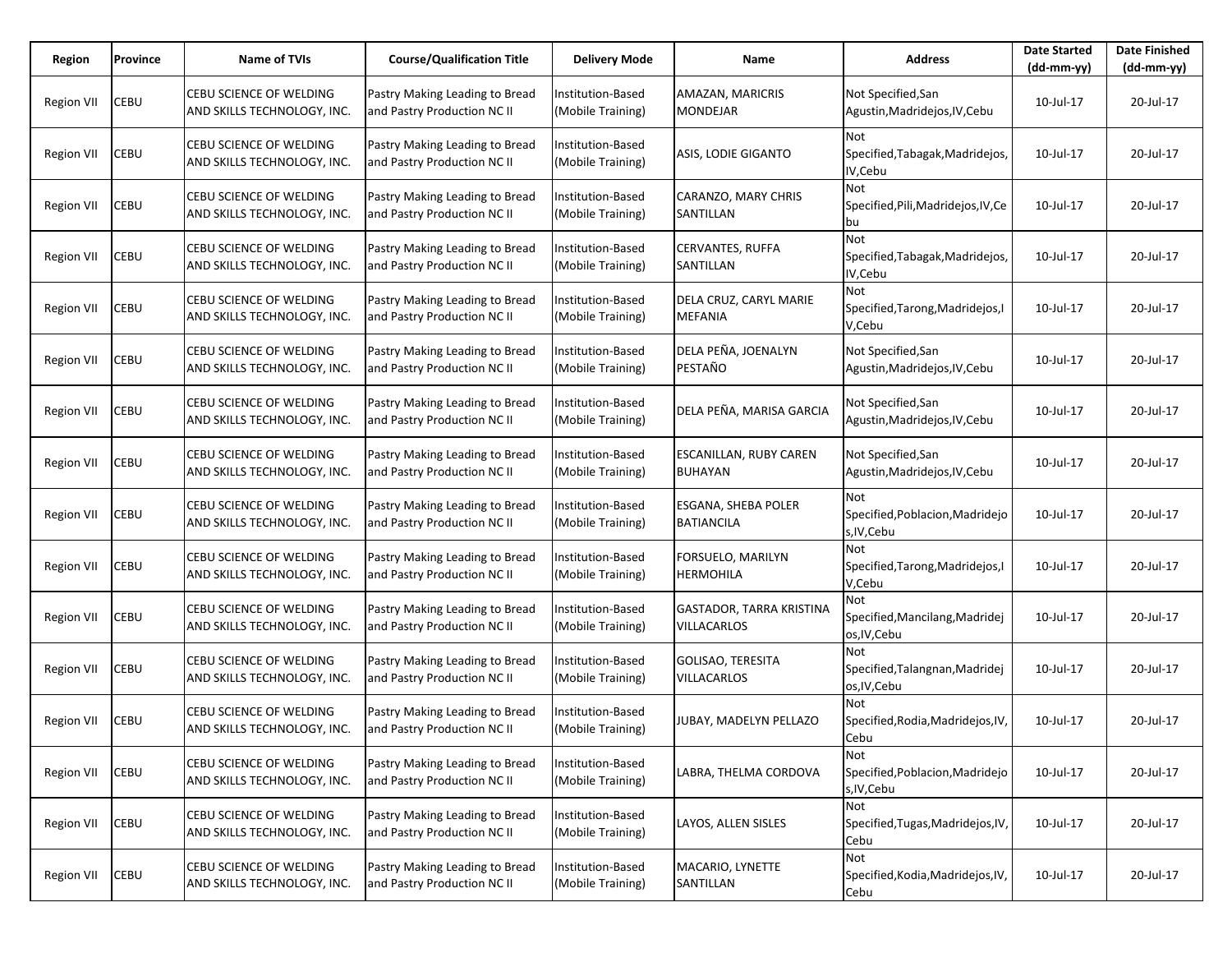| Region | Province | Name of TVIs | Course/Qualification Title | Delivery Mode | Name | Address | Date Started (dd-mm-yy) | Date Finished (dd-mm-yy) |
|---|---|---|---|---|---|---|---|---|
| Region VII | CEBU | CEBU SCIENCE OF WELDING AND SKILLS TECHNOLOGY, INC. | Pastry Making Leading to Bread and Pastry Production NC II | Institution-Based (Mobile Training) | AMAZAN, MARICRIS MONDEJAR | Not Specified,San Agustin,Madridejos,IV,Cebu | 10-Jul-17 | 20-Jul-17 |
| Region VII | CEBU | CEBU SCIENCE OF WELDING AND SKILLS TECHNOLOGY, INC. | Pastry Making Leading to Bread and Pastry Production NC II | Institution-Based (Mobile Training) | ASIS, LODIE GIGANTO | Not Specified,Tabagak,Madridejos,IV,Cebu | 10-Jul-17 | 20-Jul-17 |
| Region VII | CEBU | CEBU SCIENCE OF WELDING AND SKILLS TECHNOLOGY, INC. | Pastry Making Leading to Bread and Pastry Production NC II | Institution-Based (Mobile Training) | CARANZO, MARY CHRIS SANTILLAN | Not Specified,Pili,Madridejos,IV,Cebu | 10-Jul-17 | 20-Jul-17 |
| Region VII | CEBU | CEBU SCIENCE OF WELDING AND SKILLS TECHNOLOGY, INC. | Pastry Making Leading to Bread and Pastry Production NC II | Institution-Based (Mobile Training) | CERVANTES, RUFFA SANTILLAN | Not Specified,Tabagak,Madridejos,IV,Cebu | 10-Jul-17 | 20-Jul-17 |
| Region VII | CEBU | CEBU SCIENCE OF WELDING AND SKILLS TECHNOLOGY, INC. | Pastry Making Leading to Bread and Pastry Production NC II | Institution-Based (Mobile Training) | DELA CRUZ, CARYL MARIE MEFANIA | Not Specified,Tarong,Madridejos,IV,Cebu | 10-Jul-17 | 20-Jul-17 |
| Region VII | CEBU | CEBU SCIENCE OF WELDING AND SKILLS TECHNOLOGY, INC. | Pastry Making Leading to Bread and Pastry Production NC II | Institution-Based (Mobile Training) | DELA PEÑA, JOENALYN PESTAÑO | Not Specified,San Agustin,Madridejos,IV,Cebu | 10-Jul-17 | 20-Jul-17 |
| Region VII | CEBU | CEBU SCIENCE OF WELDING AND SKILLS TECHNOLOGY, INC. | Pastry Making Leading to Bread and Pastry Production NC II | Institution-Based (Mobile Training) | DELA PEÑA, MARISA GARCIA | Not Specified,San Agustin,Madridejos,IV,Cebu | 10-Jul-17 | 20-Jul-17 |
| Region VII | CEBU | CEBU SCIENCE OF WELDING AND SKILLS TECHNOLOGY, INC. | Pastry Making Leading to Bread and Pastry Production NC II | Institution-Based (Mobile Training) | ESCANILLAN, RUBY CAREN BUHAYAN | Not Specified,San Agustin,Madridejos,IV,Cebu | 10-Jul-17 | 20-Jul-17 |
| Region VII | CEBU | CEBU SCIENCE OF WELDING AND SKILLS TECHNOLOGY, INC. | Pastry Making Leading to Bread and Pastry Production NC II | Institution-Based (Mobile Training) | ESGANA, SHEBA POLER BATIANCILA | Not Specified,Poblacion,Madridejos,IV,Cebu | 10-Jul-17 | 20-Jul-17 |
| Region VII | CEBU | CEBU SCIENCE OF WELDING AND SKILLS TECHNOLOGY, INC. | Pastry Making Leading to Bread and Pastry Production NC II | Institution-Based (Mobile Training) | FORSUELO, MARILYN HERMOHILA | Not Specified,Tarong,Madridejos,IV,Cebu | 10-Jul-17 | 20-Jul-17 |
| Region VII | CEBU | CEBU SCIENCE OF WELDING AND SKILLS TECHNOLOGY, INC. | Pastry Making Leading to Bread and Pastry Production NC II | Institution-Based (Mobile Training) | GASTADOR, TARRA KRISTINA VILLACARLOS | Not Specified,Mancilang,Madridejos,IV,Cebu | 10-Jul-17 | 20-Jul-17 |
| Region VII | CEBU | CEBU SCIENCE OF WELDING AND SKILLS TECHNOLOGY, INC. | Pastry Making Leading to Bread and Pastry Production NC II | Institution-Based (Mobile Training) | GOLISAO, TERESITA VILLACARLOS | Not Specified,Talangnan,Madridejos,IV,Cebu | 10-Jul-17 | 20-Jul-17 |
| Region VII | CEBU | CEBU SCIENCE OF WELDING AND SKILLS TECHNOLOGY, INC. | Pastry Making Leading to Bread and Pastry Production NC II | Institution-Based (Mobile Training) | JUBAY, MADELYN PELLAZO | Not Specified,Rodia,Madridejos,IV,Cebu | 10-Jul-17 | 20-Jul-17 |
| Region VII | CEBU | CEBU SCIENCE OF WELDING AND SKILLS TECHNOLOGY, INC. | Pastry Making Leading to Bread and Pastry Production NC II | Institution-Based (Mobile Training) | LABRA, THELMA CORDOVA | Not Specified,Poblacion,Madridejos,IV,Cebu | 10-Jul-17 | 20-Jul-17 |
| Region VII | CEBU | CEBU SCIENCE OF WELDING AND SKILLS TECHNOLOGY, INC. | Pastry Making Leading to Bread and Pastry Production NC II | Institution-Based (Mobile Training) | LAYOS, ALLEN SISLES | Not Specified,Tugas,Madridejos,IV,Cebu | 10-Jul-17 | 20-Jul-17 |
| Region VII | CEBU | CEBU SCIENCE OF WELDING AND SKILLS TECHNOLOGY, INC. | Pastry Making Leading to Bread and Pastry Production NC II | Institution-Based (Mobile Training) | MACARIO, LYNETTE SANTILLAN | Not Specified,Kodia,Madridejos,IV,Cebu | 10-Jul-17 | 20-Jul-17 |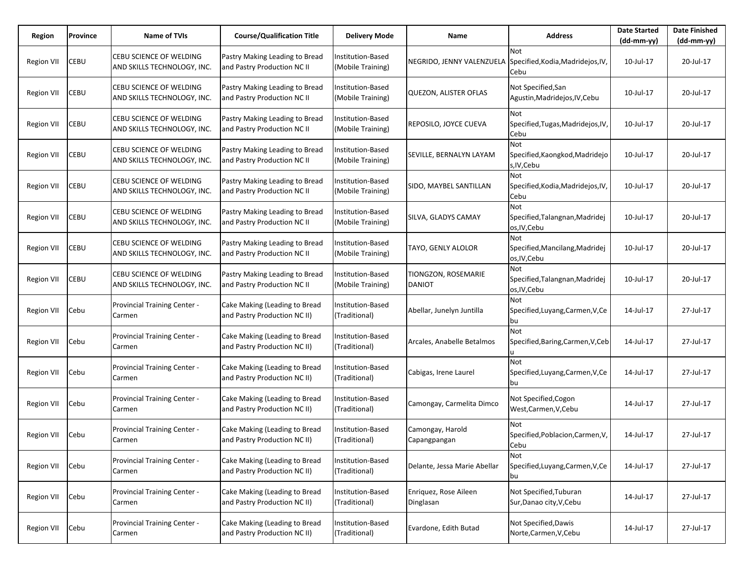| Region | Province | Name of TVIs | Course/Qualification Title | Delivery Mode | Name | Address | Date Started (dd-mm-yy) | Date Finished (dd-mm-yy) |
|---|---|---|---|---|---|---|---|---|
| Region VII | CEBU | CEBU SCIENCE OF WELDING AND SKILLS TECHNOLOGY, INC. | Pastry Making Leading to Bread and Pastry Production NC II | Institution-Based (Mobile Training) | NEGRIDO, JENNY VALENZUELA | Not Specified,Kodia,Madridejos,IV,Cebu | 10-Jul-17 | 20-Jul-17 |
| Region VII | CEBU | CEBU SCIENCE OF WELDING AND SKILLS TECHNOLOGY, INC. | Pastry Making Leading to Bread and Pastry Production NC II | Institution-Based (Mobile Training) | QUEZON, ALISTER OFLAS | Not Specified,San Agustin,Madridejos,IV,Cebu | 10-Jul-17 | 20-Jul-17 |
| Region VII | CEBU | CEBU SCIENCE OF WELDING AND SKILLS TECHNOLOGY, INC. | Pastry Making Leading to Bread and Pastry Production NC II | Institution-Based (Mobile Training) | REPOSILO, JOYCE CUEVA | Not Specified,Tugas,Madridejos,IV,Cebu | 10-Jul-17 | 20-Jul-17 |
| Region VII | CEBU | CEBU SCIENCE OF WELDING AND SKILLS TECHNOLOGY, INC. | Pastry Making Leading to Bread and Pastry Production NC II | Institution-Based (Mobile Training) | SEVILLE, BERNALYN LAYAM | Not Specified,Kaongkod,Madridejos,IV,Cebu | 10-Jul-17 | 20-Jul-17 |
| Region VII | CEBU | CEBU SCIENCE OF WELDING AND SKILLS TECHNOLOGY, INC. | Pastry Making Leading to Bread and Pastry Production NC II | Institution-Based (Mobile Training) | SIDO, MAYBEL SANTILLAN | Not Specified,Kodia,Madridejos,IV,Cebu | 10-Jul-17 | 20-Jul-17 |
| Region VII | CEBU | CEBU SCIENCE OF WELDING AND SKILLS TECHNOLOGY, INC. | Pastry Making Leading to Bread and Pastry Production NC II | Institution-Based (Mobile Training) | SILVA, GLADYS CAMAY | Not Specified,Talangnan,Madridejos,IV,Cebu | 10-Jul-17 | 20-Jul-17 |
| Region VII | CEBU | CEBU SCIENCE OF WELDING AND SKILLS TECHNOLOGY, INC. | Pastry Making Leading to Bread and Pastry Production NC II | Institution-Based (Mobile Training) | TAYO, GENLY ALOLOR | Not Specified,Mancilang,Madridejos,IV,Cebu | 10-Jul-17 | 20-Jul-17 |
| Region VII | CEBU | CEBU SCIENCE OF WELDING AND SKILLS TECHNOLOGY, INC. | Pastry Making Leading to Bread and Pastry Production NC II | Institution-Based (Mobile Training) | TIONGZON, ROSEMARIE DANIOT | Not Specified,Talangnan,Madridejos,IV,Cebu | 10-Jul-17 | 20-Jul-17 |
| Region VII | Cebu | Provincial Training Center - Carmen | Cake Making (Leading to Bread and Pastry Production NC II) | Institution-Based (Traditional) | Abellar, Junelyn Juntilla | Not Specified,Luyang,Carmen,V,Cebu | 14-Jul-17 | 27-Jul-17 |
| Region VII | Cebu | Provincial Training Center - Carmen | Cake Making (Leading to Bread and Pastry Production NC II) | Institution-Based (Traditional) | Arcales, Anabelle Betalmos | Not Specified,Baring,Carmen,V,Cebu | 14-Jul-17 | 27-Jul-17 |
| Region VII | Cebu | Provincial Training Center - Carmen | Cake Making (Leading to Bread and Pastry Production NC II) | Institution-Based (Traditional) | Cabigas, Irene Laurel | Not Specified,Luyang,Carmen,V,Cebu | 14-Jul-17 | 27-Jul-17 |
| Region VII | Cebu | Provincial Training Center - Carmen | Cake Making (Leading to Bread and Pastry Production NC II) | Institution-Based (Traditional) | Camongay, Carmelita Dimco | Not Specified,Cogon West,Carmen,V,Cebu | 14-Jul-17 | 27-Jul-17 |
| Region VII | Cebu | Provincial Training Center - Carmen | Cake Making (Leading to Bread and Pastry Production NC II) | Institution-Based (Traditional) | Camongay, Harold Capangpangan | Not Specified,Poblacion,Carmen,V,Cebu | 14-Jul-17 | 27-Jul-17 |
| Region VII | Cebu | Provincial Training Center - Carmen | Cake Making (Leading to Bread and Pastry Production NC II) | Institution-Based (Traditional) | Delante, Jessa Marie Abellar | Not Specified,Luyang,Carmen,V,Cebu | 14-Jul-17 | 27-Jul-17 |
| Region VII | Cebu | Provincial Training Center - Carmen | Cake Making (Leading to Bread and Pastry Production NC II) | Institution-Based (Traditional) | Enriquez, Rose Aileen Dinglasan | Not Specified,Tuburan Sur,Danao city,V,Cebu | 14-Jul-17 | 27-Jul-17 |
| Region VII | Cebu | Provincial Training Center - Carmen | Cake Making (Leading to Bread and Pastry Production NC II) | Institution-Based (Traditional) | Evardone, Edith Butad | Not Specified,Dawis Norte,Carmen,V,Cebu | 14-Jul-17 | 27-Jul-17 |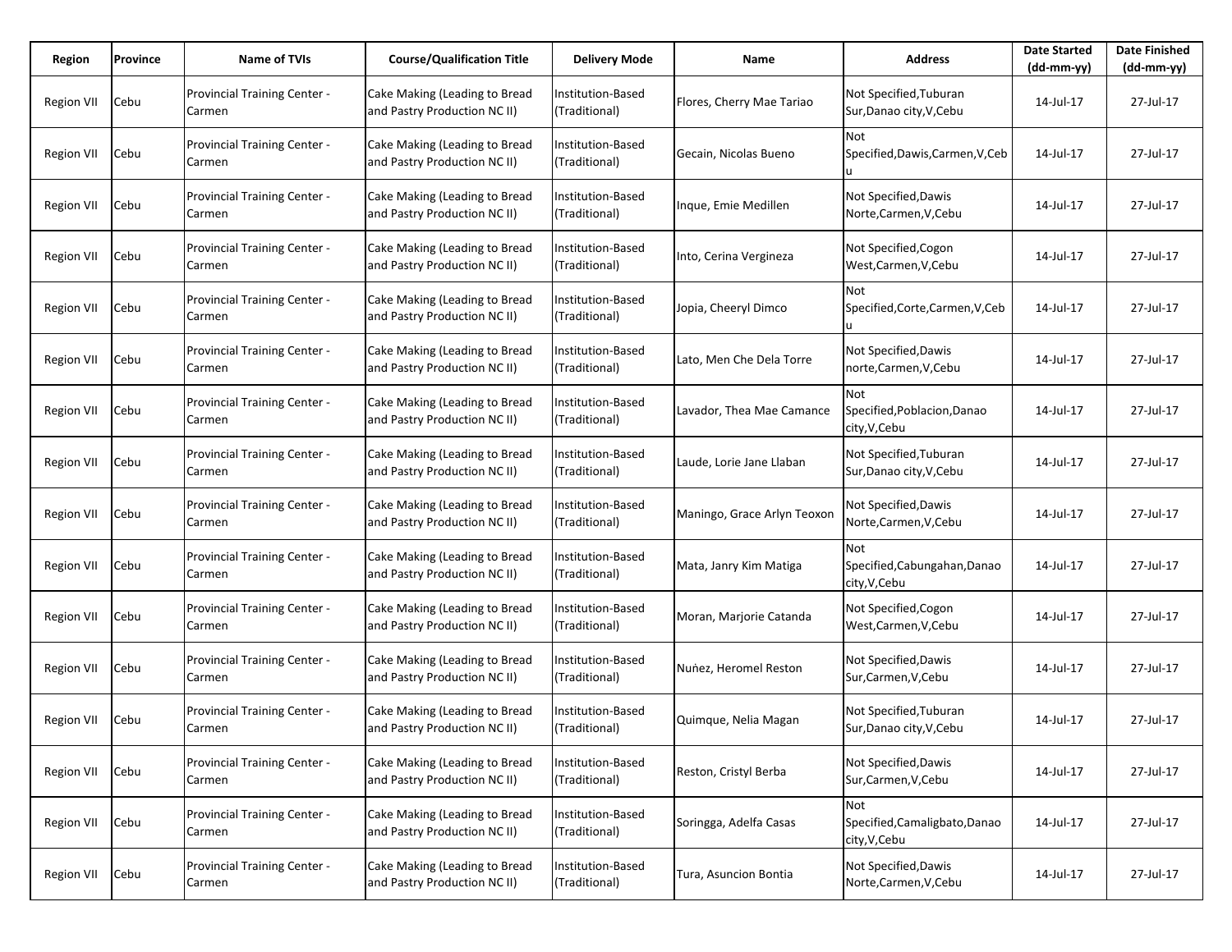| Region | Province | Name of TVIs | Course/Qualification Title | Delivery Mode | Name | Address | Date Started (dd-mm-yy) | Date Finished (dd-mm-yy) |
|---|---|---|---|---|---|---|---|---|
| Region VII | Cebu | Provincial Training Center - Carmen | Cake Making (Leading to Bread and Pastry Production NC II) | Institution-Based (Traditional) | Flores, Cherry Mae Tariao | Not Specified,Tuburan Sur,Danao city,V,Cebu | 14-Jul-17 | 27-Jul-17 |
| Region VII | Cebu | Provincial Training Center - Carmen | Cake Making (Leading to Bread and Pastry Production NC II) | Institution-Based (Traditional) | Gecain, Nicolas Bueno | Not Specified,Dawis,Carmen,V,Cebu | 14-Jul-17 | 27-Jul-17 |
| Region VII | Cebu | Provincial Training Center - Carmen | Cake Making (Leading to Bread and Pastry Production NC II) | Institution-Based (Traditional) | Inque, Emie Medillen | Not Specified,Dawis Norte,Carmen,V,Cebu | 14-Jul-17 | 27-Jul-17 |
| Region VII | Cebu | Provincial Training Center - Carmen | Cake Making (Leading to Bread and Pastry Production NC II) | Institution-Based (Traditional) | Into, Cerina Vergineza | Not Specified,Cogon West,Carmen,V,Cebu | 14-Jul-17 | 27-Jul-17 |
| Region VII | Cebu | Provincial Training Center - Carmen | Cake Making (Leading to Bread and Pastry Production NC II) | Institution-Based (Traditional) | Jopia, Cheeryl Dimco | Not Specified,Corte,Carmen,V,Cebu | 14-Jul-17 | 27-Jul-17 |
| Region VII | Cebu | Provincial Training Center - Carmen | Cake Making (Leading to Bread and Pastry Production NC II) | Institution-Based (Traditional) | Lato, Men Che Dela Torre | Not Specified,Dawis norte,Carmen,V,Cebu | 14-Jul-17 | 27-Jul-17 |
| Region VII | Cebu | Provincial Training Center - Carmen | Cake Making (Leading to Bread and Pastry Production NC II) | Institution-Based (Traditional) | Lavador, Thea Mae Camance | Not Specified,Poblacion,Danao city,V,Cebu | 14-Jul-17 | 27-Jul-17 |
| Region VII | Cebu | Provincial Training Center - Carmen | Cake Making (Leading to Bread and Pastry Production NC II) | Institution-Based (Traditional) | Laude, Lorie Jane Llaban | Not Specified,Tuburan Sur,Danao city,V,Cebu | 14-Jul-17 | 27-Jul-17 |
| Region VII | Cebu | Provincial Training Center - Carmen | Cake Making (Leading to Bread and Pastry Production NC II) | Institution-Based (Traditional) | Maningo, Grace Arlyn Teoxon | Not Specified,Dawis Norte,Carmen,V,Cebu | 14-Jul-17 | 27-Jul-17 |
| Region VII | Cebu | Provincial Training Center - Carmen | Cake Making (Leading to Bread and Pastry Production NC II) | Institution-Based (Traditional) | Mata, Janry Kim Matiga | Not Specified,Cabungahan,Danao city,V,Cebu | 14-Jul-17 | 27-Jul-17 |
| Region VII | Cebu | Provincial Training Center - Carmen | Cake Making (Leading to Bread and Pastry Production NC II) | Institution-Based (Traditional) | Moran, Marjorie Catanda | Not Specified,Cogon West,Carmen,V,Cebu | 14-Jul-17 | 27-Jul-17 |
| Region VII | Cebu | Provincial Training Center - Carmen | Cake Making (Leading to Bread and Pastry Production NC II) | Institution-Based (Traditional) | Nuńez, Heromel Reston | Not Specified,Dawis Sur,Carmen,V,Cebu | 14-Jul-17 | 27-Jul-17 |
| Region VII | Cebu | Provincial Training Center - Carmen | Cake Making (Leading to Bread and Pastry Production NC II) | Institution-Based (Traditional) | Quimque, Nelia Magan | Not Specified,Tuburan Sur,Danao city,V,Cebu | 14-Jul-17 | 27-Jul-17 |
| Region VII | Cebu | Provincial Training Center - Carmen | Cake Making (Leading to Bread and Pastry Production NC II) | Institution-Based (Traditional) | Reston, Cristyl Berba | Not Specified,Dawis Sur,Carmen,V,Cebu | 14-Jul-17 | 27-Jul-17 |
| Region VII | Cebu | Provincial Training Center - Carmen | Cake Making (Leading to Bread and Pastry Production NC II) | Institution-Based (Traditional) | Soringga, Adelfa Casas | Not Specified,Camaligbato,Danao city,V,Cebu | 14-Jul-17 | 27-Jul-17 |
| Region VII | Cebu | Provincial Training Center - Carmen | Cake Making (Leading to Bread and Pastry Production NC II) | Institution-Based (Traditional) | Tura, Asuncion Bontia | Not Specified,Dawis Norte,Carmen,V,Cebu | 14-Jul-17 | 27-Jul-17 |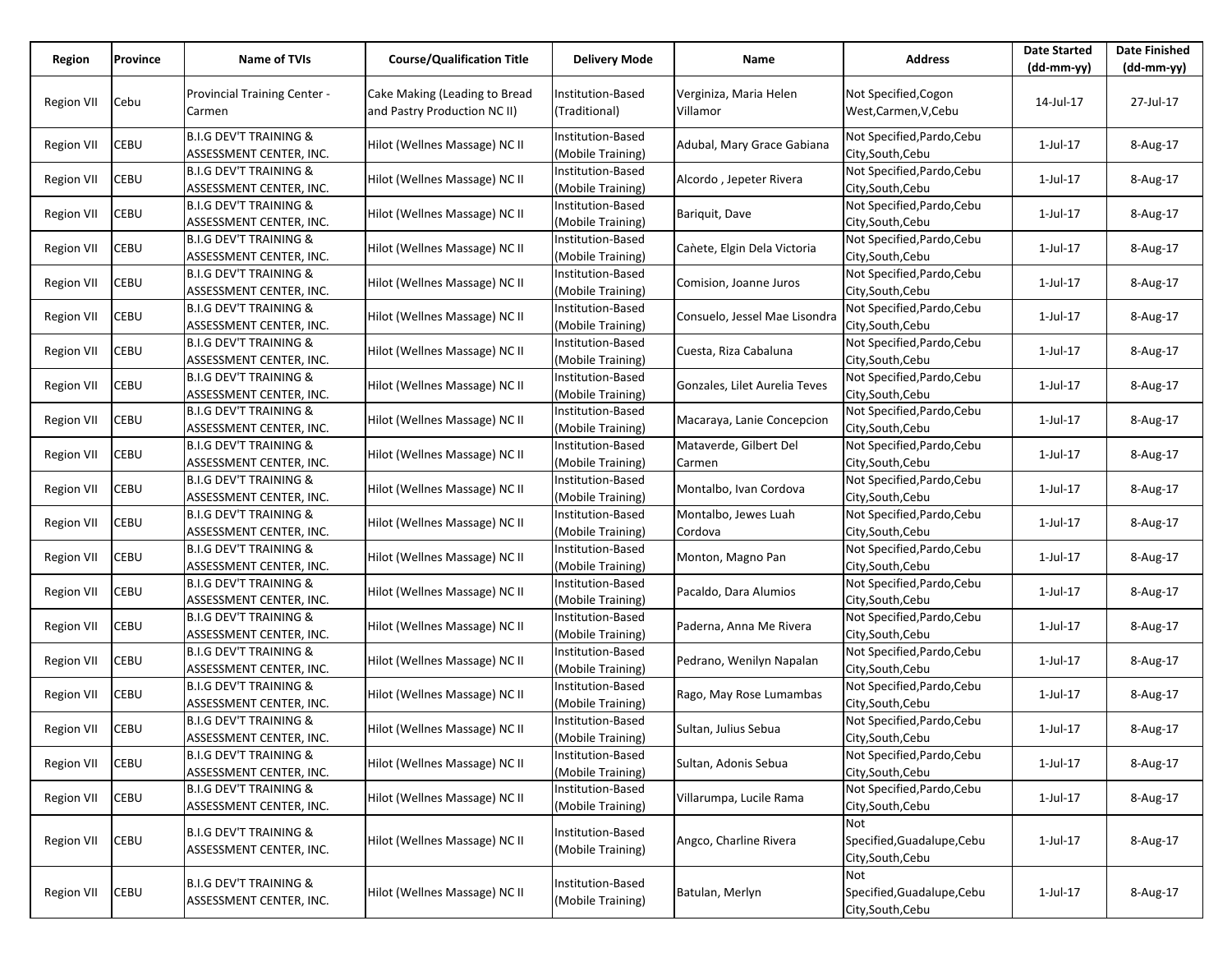| Region | Province | Name of TVIs | Course/Qualification Title | Delivery Mode | Name | Address | Date Started (dd-mm-yy) | Date Finished (dd-mm-yy) |
|---|---|---|---|---|---|---|---|---|
| Region VII | Cebu | Provincial Training Center - Carmen | Cake Making (Leading to Bread and Pastry Production NC II) | Institution-Based (Traditional) | Verginiza, Maria Helen Villamor | Not Specified,Cogon West,Carmen,V,Cebu | 14-Jul-17 | 27-Jul-17 |
| Region VII | CEBU | B.I.G DEV'T TRAINING & ASSESSMENT CENTER, INC. | Hilot (Wellnes Massage) NC II | Institution-Based (Mobile Training) | Adubal, Mary Grace Gabiana | Not Specified,Pardo,Cebu City,South,Cebu | 1-Jul-17 | 8-Aug-17 |
| Region VII | CEBU | B.I.G DEV'T TRAINING & ASSESSMENT CENTER, INC. | Hilot (Wellnes Massage) NC II | Institution-Based (Mobile Training) | Alcordo , Jepeter Rivera | Not Specified,Pardo,Cebu City,South,Cebu | 1-Jul-17 | 8-Aug-17 |
| Region VII | CEBU | B.I.G DEV'T TRAINING & ASSESSMENT CENTER, INC. | Hilot (Wellnes Massage) NC II | Institution-Based (Mobile Training) | Bariquit, Dave | Not Specified,Pardo,Cebu City,South,Cebu | 1-Jul-17 | 8-Aug-17 |
| Region VII | CEBU | B.I.G DEV'T TRAINING & ASSESSMENT CENTER, INC. | Hilot (Wellnes Massage) NC II | Institution-Based (Mobile Training) | Caǹete, Elgin Dela Victoria | Not Specified,Pardo,Cebu City,South,Cebu | 1-Jul-17 | 8-Aug-17 |
| Region VII | CEBU | B.I.G DEV'T TRAINING & ASSESSMENT CENTER, INC. | Hilot (Wellnes Massage) NC II | Institution-Based (Mobile Training) | Comision, Joanne Juros | Not Specified,Pardo,Cebu City,South,Cebu | 1-Jul-17 | 8-Aug-17 |
| Region VII | CEBU | B.I.G DEV'T TRAINING & ASSESSMENT CENTER, INC. | Hilot (Wellnes Massage) NC II | Institution-Based (Mobile Training) | Consuelo, Jessel Mae Lisondra | Not Specified,Pardo,Cebu City,South,Cebu | 1-Jul-17 | 8-Aug-17 |
| Region VII | CEBU | B.I.G DEV'T TRAINING & ASSESSMENT CENTER, INC. | Hilot (Wellnes Massage) NC II | Institution-Based (Mobile Training) | Cuesta, Riza Cabaluna | Not Specified,Pardo,Cebu City,South,Cebu | 1-Jul-17 | 8-Aug-17 |
| Region VII | CEBU | B.I.G DEV'T TRAINING & ASSESSMENT CENTER, INC. | Hilot (Wellnes Massage) NC II | Institution-Based (Mobile Training) | Gonzales, Lilet Aurelia Teves | Not Specified,Pardo,Cebu City,South,Cebu | 1-Jul-17 | 8-Aug-17 |
| Region VII | CEBU | B.I.G DEV'T TRAINING & ASSESSMENT CENTER, INC. | Hilot (Wellnes Massage) NC II | Institution-Based (Mobile Training) | Macaraya, Lanie Concepcion | Not Specified,Pardo,Cebu City,South,Cebu | 1-Jul-17 | 8-Aug-17 |
| Region VII | CEBU | B.I.G DEV'T TRAINING & ASSESSMENT CENTER, INC. | Hilot (Wellnes Massage) NC II | Institution-Based (Mobile Training) | Mataverde, Gilbert Del Carmen | Not Specified,Pardo,Cebu City,South,Cebu | 1-Jul-17 | 8-Aug-17 |
| Region VII | CEBU | B.I.G DEV'T TRAINING & ASSESSMENT CENTER, INC. | Hilot (Wellnes Massage) NC II | Institution-Based (Mobile Training) | Montalbo, Ivan Cordova | Not Specified,Pardo,Cebu City,South,Cebu | 1-Jul-17 | 8-Aug-17 |
| Region VII | CEBU | B.I.G DEV'T TRAINING & ASSESSMENT CENTER, INC. | Hilot (Wellnes Massage) NC II | Institution-Based (Mobile Training) | Montalbo, Jewes Luah Cordova | Not Specified,Pardo,Cebu City,South,Cebu | 1-Jul-17 | 8-Aug-17 |
| Region VII | CEBU | B.I.G DEV'T TRAINING & ASSESSMENT CENTER, INC. | Hilot (Wellnes Massage) NC II | Institution-Based (Mobile Training) | Monton, Magno Pan | Not Specified,Pardo,Cebu City,South,Cebu | 1-Jul-17 | 8-Aug-17 |
| Region VII | CEBU | B.I.G DEV'T TRAINING & ASSESSMENT CENTER, INC. | Hilot (Wellnes Massage) NC II | Institution-Based (Mobile Training) | Pacaldo, Dara Alumios | Not Specified,Pardo,Cebu City,South,Cebu | 1-Jul-17 | 8-Aug-17 |
| Region VII | CEBU | B.I.G DEV'T TRAINING & ASSESSMENT CENTER, INC. | Hilot (Wellnes Massage) NC II | Institution-Based (Mobile Training) | Paderna, Anna Me Rivera | Not Specified,Pardo,Cebu City,South,Cebu | 1-Jul-17 | 8-Aug-17 |
| Region VII | CEBU | B.I.G DEV'T TRAINING & ASSESSMENT CENTER, INC. | Hilot (Wellnes Massage) NC II | Institution-Based (Mobile Training) | Pedrano, Wenilyn Napalan | Not Specified,Pardo,Cebu City,South,Cebu | 1-Jul-17 | 8-Aug-17 |
| Region VII | CEBU | B.I.G DEV'T TRAINING & ASSESSMENT CENTER, INC. | Hilot (Wellnes Massage) NC II | Institution-Based (Mobile Training) | Rago, May Rose Lumambas | Not Specified,Pardo,Cebu City,South,Cebu | 1-Jul-17 | 8-Aug-17 |
| Region VII | CEBU | B.I.G DEV'T TRAINING & ASSESSMENT CENTER, INC. | Hilot (Wellnes Massage) NC II | Institution-Based (Mobile Training) | Sultan, Julius Sebua | Not Specified,Pardo,Cebu City,South,Cebu | 1-Jul-17 | 8-Aug-17 |
| Region VII | CEBU | B.I.G DEV'T TRAINING & ASSESSMENT CENTER, INC. | Hilot (Wellnes Massage) NC II | Institution-Based (Mobile Training) | Sultan, Adonis Sebua | Not Specified,Pardo,Cebu City,South,Cebu | 1-Jul-17 | 8-Aug-17 |
| Region VII | CEBU | B.I.G DEV'T TRAINING & ASSESSMENT CENTER, INC. | Hilot (Wellnes Massage) NC II | Institution-Based (Mobile Training) | Villarumpa, Lucile Rama | Not Specified,Pardo,Cebu City,South,Cebu | 1-Jul-17 | 8-Aug-17 |
| Region VII | CEBU | B.I.G DEV'T TRAINING & ASSESSMENT CENTER, INC. | Hilot (Wellnes Massage) NC II | Institution-Based (Mobile Training) | Angco, Charline Rivera | Not Specified,Guadalupe,Cebu City,South,Cebu | 1-Jul-17 | 8-Aug-17 |
| Region VII | CEBU | B.I.G DEV'T TRAINING & ASSESSMENT CENTER, INC. | Hilot (Wellnes Massage) NC II | Institution-Based (Mobile Training) | Batulan, Merlyn | Not Specified,Guadalupe,Cebu City,South,Cebu | 1-Jul-17 | 8-Aug-17 |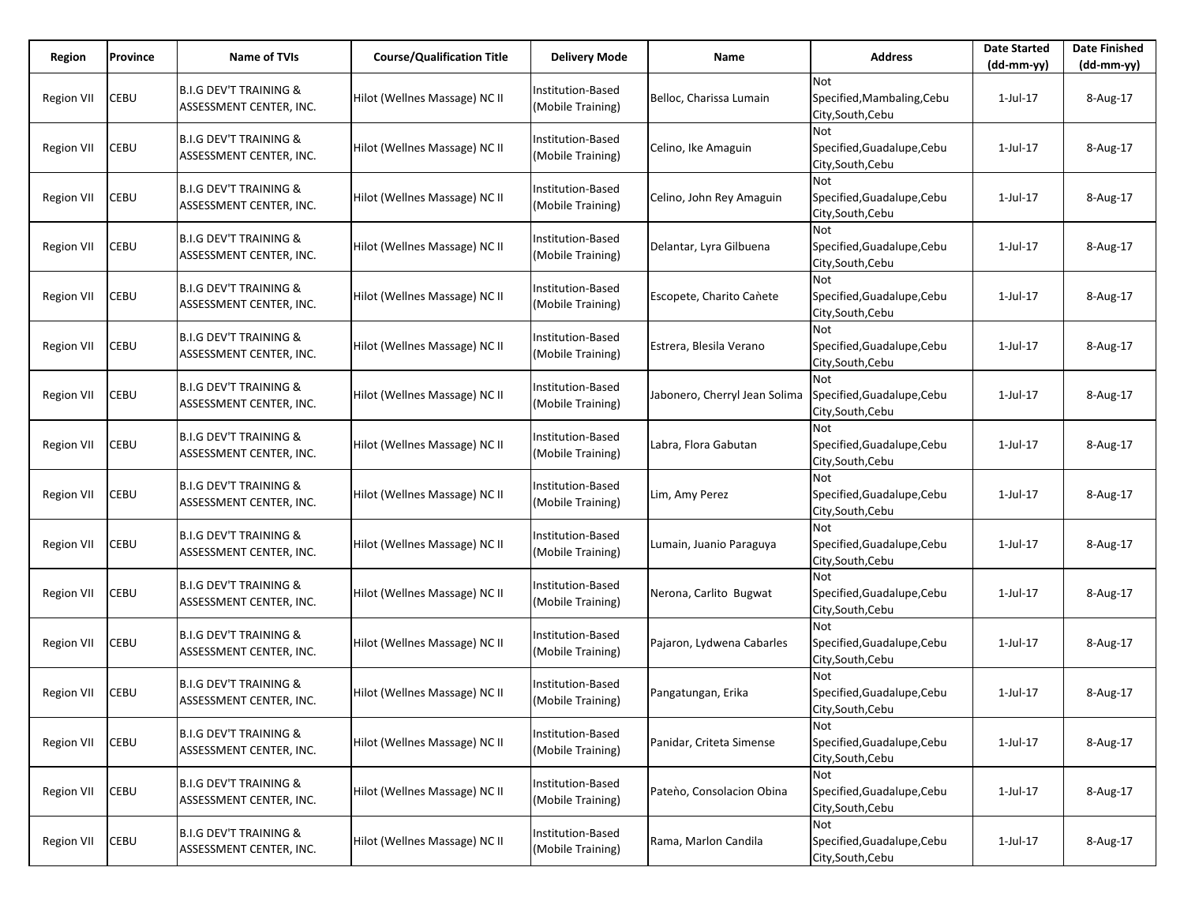| Region | Province | Name of TVIs | Course/Qualification Title | Delivery Mode | Name | Address | Date Started (dd-mm-yy) | Date Finished (dd-mm-yy) |
|---|---|---|---|---|---|---|---|---|
| Region VII | CEBU | B.I.G DEV'T TRAINING & ASSESSMENT CENTER, INC. | Hilot (Wellnes Massage) NC II | Institution-Based (Mobile Training) | Belloc, Charissa Lumain | Not Specified,Mambaling,Cebu City,South,Cebu | 1-Jul-17 | 8-Aug-17 |
| Region VII | CEBU | B.I.G DEV'T TRAINING & ASSESSMENT CENTER, INC. | Hilot (Wellnes Massage) NC II | Institution-Based (Mobile Training) | Celino, Ike Amaguin | Not Specified,Guadalupe,Cebu City,South,Cebu | 1-Jul-17 | 8-Aug-17 |
| Region VII | CEBU | B.I.G DEV'T TRAINING & ASSESSMENT CENTER, INC. | Hilot (Wellnes Massage) NC II | Institution-Based (Mobile Training) | Celino, John Rey Amaguin | Not Specified,Guadalupe,Cebu City,South,Cebu | 1-Jul-17 | 8-Aug-17 |
| Region VII | CEBU | B.I.G DEV'T TRAINING & ASSESSMENT CENTER, INC. | Hilot (Wellnes Massage) NC II | Institution-Based (Mobile Training) | Delantar, Lyra Gilbuena | Not Specified,Guadalupe,Cebu City,South,Cebu | 1-Jul-17 | 8-Aug-17 |
| Region VII | CEBU | B.I.G DEV'T TRAINING & ASSESSMENT CENTER, INC. | Hilot (Wellnes Massage) NC II | Institution-Based (Mobile Training) | Escopete, Charito Caǹete | Not Specified,Guadalupe,Cebu City,South,Cebu | 1-Jul-17 | 8-Aug-17 |
| Region VII | CEBU | B.I.G DEV'T TRAINING & ASSESSMENT CENTER, INC. | Hilot (Wellnes Massage) NC II | Institution-Based (Mobile Training) | Estrera, Blesila Verano | Not Specified,Guadalupe,Cebu City,South,Cebu | 1-Jul-17 | 8-Aug-17 |
| Region VII | CEBU | B.I.G DEV'T TRAINING & ASSESSMENT CENTER, INC. | Hilot (Wellnes Massage) NC II | Institution-Based (Mobile Training) | Jabonero, Cherryl Jean Solima | Not Specified,Guadalupe,Cebu City,South,Cebu | 1-Jul-17 | 8-Aug-17 |
| Region VII | CEBU | B.I.G DEV'T TRAINING & ASSESSMENT CENTER, INC. | Hilot (Wellnes Massage) NC II | Institution-Based (Mobile Training) | Labra, Flora Gabutan | Not Specified,Guadalupe,Cebu City,South,Cebu | 1-Jul-17 | 8-Aug-17 |
| Region VII | CEBU | B.I.G DEV'T TRAINING & ASSESSMENT CENTER, INC. | Hilot (Wellnes Massage) NC II | Institution-Based (Mobile Training) | Lim, Amy Perez | Not Specified,Guadalupe,Cebu City,South,Cebu | 1-Jul-17 | 8-Aug-17 |
| Region VII | CEBU | B.I.G DEV'T TRAINING & ASSESSMENT CENTER, INC. | Hilot (Wellnes Massage) NC II | Institution-Based (Mobile Training) | Lumain, Juanio Paraguya | Not Specified,Guadalupe,Cebu City,South,Cebu | 1-Jul-17 | 8-Aug-17 |
| Region VII | CEBU | B.I.G DEV'T TRAINING & ASSESSMENT CENTER, INC. | Hilot (Wellnes Massage) NC II | Institution-Based (Mobile Training) | Nerona, Carlito Bugwat | Not Specified,Guadalupe,Cebu City,South,Cebu | 1-Jul-17 | 8-Aug-17 |
| Region VII | CEBU | B.I.G DEV'T TRAINING & ASSESSMENT CENTER, INC. | Hilot (Wellnes Massage) NC II | Institution-Based (Mobile Training) | Pajaron, Lydwena Cabarles | Not Specified,Guadalupe,Cebu City,South,Cebu | 1-Jul-17 | 8-Aug-17 |
| Region VII | CEBU | B.I.G DEV'T TRAINING & ASSESSMENT CENTER, INC. | Hilot (Wellnes Massage) NC II | Institution-Based (Mobile Training) | Pangatungan, Erika | Not Specified,Guadalupe,Cebu City,South,Cebu | 1-Jul-17 | 8-Aug-17 |
| Region VII | CEBU | B.I.G DEV'T TRAINING & ASSESSMENT CENTER, INC. | Hilot (Wellnes Massage) NC II | Institution-Based (Mobile Training) | Panidar, Criteta Simense | Not Specified,Guadalupe,Cebu City,South,Cebu | 1-Jul-17 | 8-Aug-17 |
| Region VII | CEBU | B.I.G DEV'T TRAINING & ASSESSMENT CENTER, INC. | Hilot (Wellnes Massage) NC II | Institution-Based (Mobile Training) | Pateǹo, Consolacion Obina | Not Specified,Guadalupe,Cebu City,South,Cebu | 1-Jul-17 | 8-Aug-17 |
| Region VII | CEBU | B.I.G DEV'T TRAINING & ASSESSMENT CENTER, INC. | Hilot (Wellnes Massage) NC II | Institution-Based (Mobile Training) | Rama, Marlon Candila | Not Specified,Guadalupe,Cebu City,South,Cebu | 1-Jul-17 | 8-Aug-17 |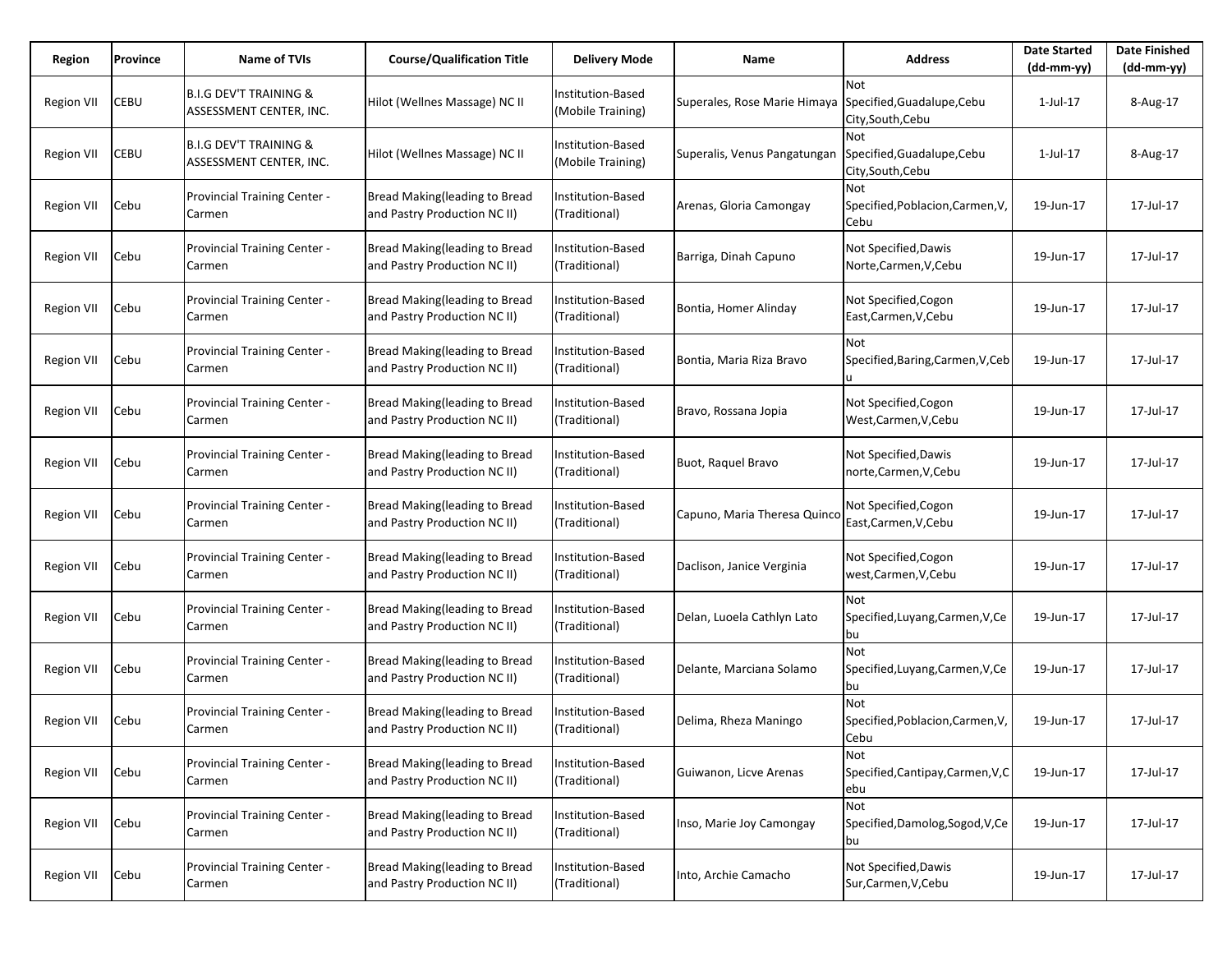| Region | Province | Name of TVIs | Course/Qualification Title | Delivery Mode | Name | Address | Date Started (dd-mm-yy) | Date Finished (dd-mm-yy) |
|---|---|---|---|---|---|---|---|---|
| Region VII | CEBU | B.I.G DEV'T TRAINING & ASSESSMENT CENTER, INC. | Hilot (Wellnes Massage) NC II | Institution-Based (Mobile Training) | Superales, Rose Marie Himaya | Not Specified,Guadalupe,Cebu City,South,Cebu | 1-Jul-17 | 8-Aug-17 |
| Region VII | CEBU | B.I.G DEV'T TRAINING & ASSESSMENT CENTER, INC. | Hilot (Wellnes Massage) NC II | Institution-Based (Mobile Training) | Superalis, Venus Pangatungan | Not Specified,Guadalupe,Cebu City,South,Cebu | 1-Jul-17 | 8-Aug-17 |
| Region VII | Cebu | Provincial Training Center - Carmen | Bread Making(leading to Bread and Pastry Production NC II) | Institution-Based (Traditional) | Arenas, Gloria Camongay | Not Specified,Poblacion,Carmen,V,Cebu | 19-Jun-17 | 17-Jul-17 |
| Region VII | Cebu | Provincial Training Center - Carmen | Bread Making(leading to Bread and Pastry Production NC II) | Institution-Based (Traditional) | Barriga, Dinah Capuno | Not Specified,Dawis Norte,Carmen,V,Cebu | 19-Jun-17 | 17-Jul-17 |
| Region VII | Cebu | Provincial Training Center - Carmen | Bread Making(leading to Bread and Pastry Production NC II) | Institution-Based (Traditional) | Bontia, Homer Alinday | Not Specified,Cogon East,Carmen,V,Cebu | 19-Jun-17 | 17-Jul-17 |
| Region VII | Cebu | Provincial Training Center - Carmen | Bread Making(leading to Bread and Pastry Production NC II) | Institution-Based (Traditional) | Bontia, Maria Riza Bravo | Not Specified,Baring,Carmen,V,Cebu | 19-Jun-17 | 17-Jul-17 |
| Region VII | Cebu | Provincial Training Center - Carmen | Bread Making(leading to Bread and Pastry Production NC II) | Institution-Based (Traditional) | Bravo, Rossana Jopia | Not Specified,Cogon West,Carmen,V,Cebu | 19-Jun-17 | 17-Jul-17 |
| Region VII | Cebu | Provincial Training Center - Carmen | Bread Making(leading to Bread and Pastry Production NC II) | Institution-Based (Traditional) | Buot, Raquel Bravo | Not Specified,Dawis norte,Carmen,V,Cebu | 19-Jun-17 | 17-Jul-17 |
| Region VII | Cebu | Provincial Training Center - Carmen | Bread Making(leading to Bread and Pastry Production NC II) | Institution-Based (Traditional) | Capuno, Maria Theresa Quinco | Not Specified,Cogon East,Carmen,V,Cebu | 19-Jun-17 | 17-Jul-17 |
| Region VII | Cebu | Provincial Training Center - Carmen | Bread Making(leading to Bread and Pastry Production NC II) | Institution-Based (Traditional) | Daclison, Janice Verginia | Not Specified,Cogon west,Carmen,V,Cebu | 19-Jun-17 | 17-Jul-17 |
| Region VII | Cebu | Provincial Training Center - Carmen | Bread Making(leading to Bread and Pastry Production NC II) | Institution-Based (Traditional) | Delan, Luoela Cathlyn Lato | Not Specified,Luyang,Carmen,V,Cebu | 19-Jun-17 | 17-Jul-17 |
| Region VII | Cebu | Provincial Training Center - Carmen | Bread Making(leading to Bread and Pastry Production NC II) | Institution-Based (Traditional) | Delante, Marciana Solamo | Not Specified,Luyang,Carmen,V,Cebu | 19-Jun-17 | 17-Jul-17 |
| Region VII | Cebu | Provincial Training Center - Carmen | Bread Making(leading to Bread and Pastry Production NC II) | Institution-Based (Traditional) | Delima, Rheza Maningo | Not Specified,Poblacion,Carmen,V,Cebu | 19-Jun-17 | 17-Jul-17 |
| Region VII | Cebu | Provincial Training Center - Carmen | Bread Making(leading to Bread and Pastry Production NC II) | Institution-Based (Traditional) | Guiwanon, Licve Arenas | Not Specified,Cantipay,Carmen,V,Cebu | 19-Jun-17 | 17-Jul-17 |
| Region VII | Cebu | Provincial Training Center - Carmen | Bread Making(leading to Bread and Pastry Production NC II) | Institution-Based (Traditional) | Inso, Marie Joy Camongay | Not Specified,Damolog,Sogod,V,Cebu | 19-Jun-17 | 17-Jul-17 |
| Region VII | Cebu | Provincial Training Center - Carmen | Bread Making(leading to Bread and Pastry Production NC II) | Institution-Based (Traditional) | Into, Archie Camacho | Not Specified,Dawis Sur,Carmen,V,Cebu | 19-Jun-17 | 17-Jul-17 |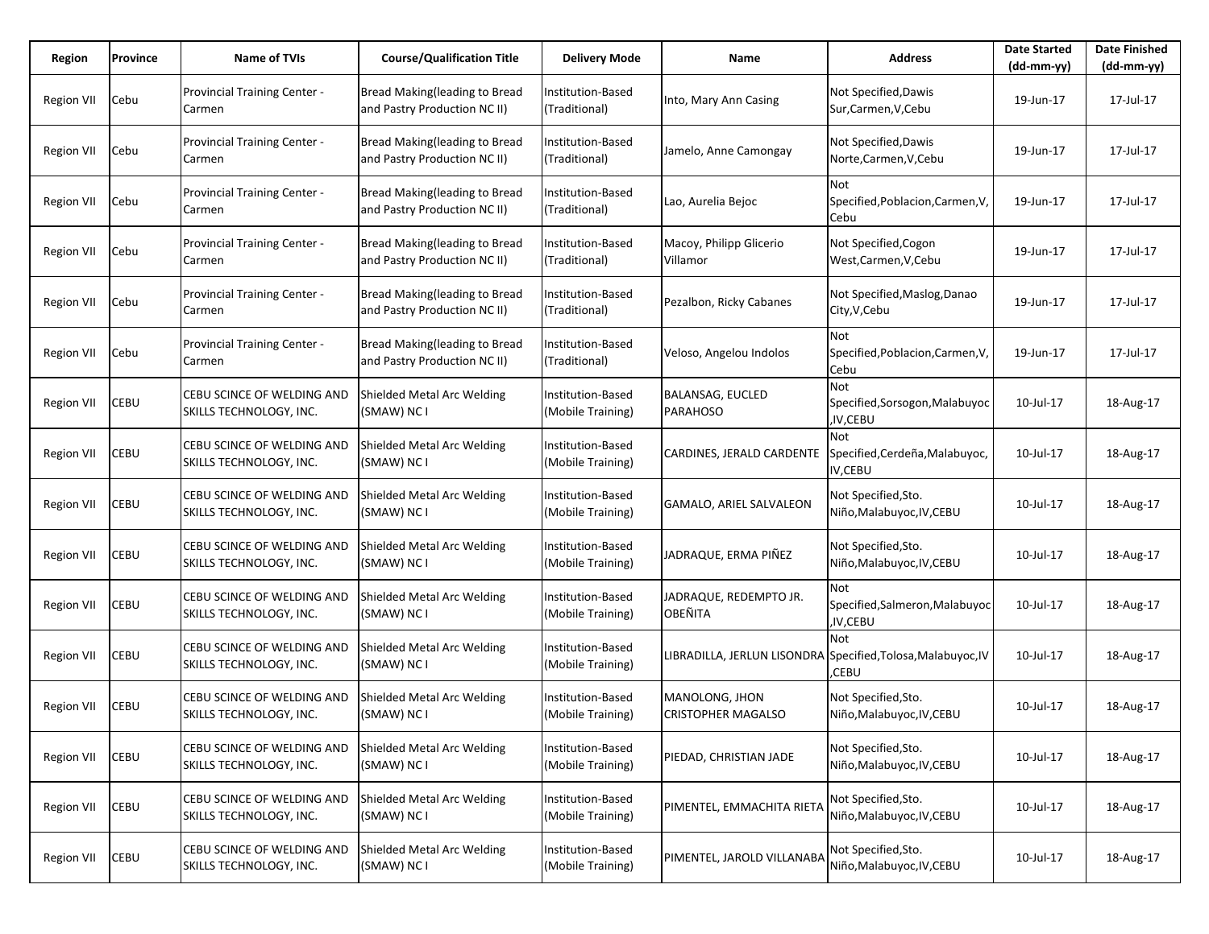| Region | Province | Name of TVIs | Course/Qualification Title | Delivery Mode | Name | Address | Date Started (dd-mm-yy) | Date Finished (dd-mm-yy) |
|---|---|---|---|---|---|---|---|---|
| Region VII | Cebu | Provincial Training Center - Carmen | Bread Making(leading to Bread and Pastry Production NC II) | Institution-Based (Traditional) | Into, Mary Ann Casing | Not Specified,Dawis Sur,Carmen,V,Cebu | 19-Jun-17 | 17-Jul-17 |
| Region VII | Cebu | Provincial Training Center - Carmen | Bread Making(leading to Bread and Pastry Production NC II) | Institution-Based (Traditional) | Jamelo, Anne Camongay | Not Specified,Dawis Norte,Carmen,V,Cebu | 19-Jun-17 | 17-Jul-17 |
| Region VII | Cebu | Provincial Training Center - Carmen | Bread Making(leading to Bread and Pastry Production NC II) | Institution-Based (Traditional) | Lao, Aurelia Bejoc | Not Specified,Poblacion,Carmen,V,Cebu | 19-Jun-17 | 17-Jul-17 |
| Region VII | Cebu | Provincial Training Center - Carmen | Bread Making(leading to Bread and Pastry Production NC II) | Institution-Based (Traditional) | Macoy, Philipp Glicerio Villamor | Not Specified,Cogon West,Carmen,V,Cebu | 19-Jun-17 | 17-Jul-17 |
| Region VII | Cebu | Provincial Training Center - Carmen | Bread Making(leading to Bread and Pastry Production NC II) | Institution-Based (Traditional) | Pezalbon, Ricky Cabanes | Not Specified,Maslog,Danao City,V,Cebu | 19-Jun-17 | 17-Jul-17 |
| Region VII | Cebu | Provincial Training Center - Carmen | Bread Making(leading to Bread and Pastry Production NC II) | Institution-Based (Traditional) | Veloso, Angelou Indolos | Not Specified,Poblacion,Carmen,V,Cebu | 19-Jun-17 | 17-Jul-17 |
| Region VII | CEBU | CEBU SCINCE OF WELDING AND SKILLS TECHNOLOGY, INC. | Shielded Metal Arc Welding (SMAW) NC I | Institution-Based (Mobile Training) | BALANSAG, EUCLED PARAHOSO | Not Specified,Sorsogon,Malabuyoc,IV,CEBU | 10-Jul-17 | 18-Aug-17 |
| Region VII | CEBU | CEBU SCINCE OF WELDING AND SKILLS TECHNOLOGY, INC. | Shielded Metal Arc Welding (SMAW) NC I | Institution-Based (Mobile Training) | CARDINES, JERALD CARDENTE | Not Specified,Cerdeña,Malabuyoc,IV,CEBU | 10-Jul-17 | 18-Aug-17 |
| Region VII | CEBU | CEBU SCINCE OF WELDING AND SKILLS TECHNOLOGY, INC. | Shielded Metal Arc Welding (SMAW) NC I | Institution-Based (Mobile Training) | GAMALO, ARIEL SALVALEON | Not Specified,Sto. Niño,Malabuyoc,IV,CEBU | 10-Jul-17 | 18-Aug-17 |
| Region VII | CEBU | CEBU SCINCE OF WELDING AND SKILLS TECHNOLOGY, INC. | Shielded Metal Arc Welding (SMAW) NC I | Institution-Based (Mobile Training) | JADRAQUE, ERMA PIÑEZ | Not Specified,Sto. Niño,Malabuyoc,IV,CEBU | 10-Jul-17 | 18-Aug-17 |
| Region VII | CEBU | CEBU SCINCE OF WELDING AND SKILLS TECHNOLOGY, INC. | Shielded Metal Arc Welding (SMAW) NC I | Institution-Based (Mobile Training) | JADRAQUE, REDEMPTO JR. OBEÑITA | Not Specified,Salmeron,Malabuyoc,IV,CEBU | 10-Jul-17 | 18-Aug-17 |
| Region VII | CEBU | CEBU SCINCE OF WELDING AND SKILLS TECHNOLOGY, INC. | Shielded Metal Arc Welding (SMAW) NC I | Institution-Based (Mobile Training) | LIBRADILLA, JERLUN LISONDRA | Not Specified,Tolosa,Malabuyoc,IV,CEBU | 10-Jul-17 | 18-Aug-17 |
| Region VII | CEBU | CEBU SCINCE OF WELDING AND SKILLS TECHNOLOGY, INC. | Shielded Metal Arc Welding (SMAW) NC I | Institution-Based (Mobile Training) | MANOLONG, JHON CRISTOPHER MAGALSO | Not Specified,Sto. Niño,Malabuyoc,IV,CEBU | 10-Jul-17 | 18-Aug-17 |
| Region VII | CEBU | CEBU SCINCE OF WELDING AND SKILLS TECHNOLOGY, INC. | Shielded Metal Arc Welding (SMAW) NC I | Institution-Based (Mobile Training) | PIEDAD, CHRISTIAN JADE | Not Specified,Sto. Niño,Malabuyoc,IV,CEBU | 10-Jul-17 | 18-Aug-17 |
| Region VII | CEBU | CEBU SCINCE OF WELDING AND SKILLS TECHNOLOGY, INC. | Shielded Metal Arc Welding (SMAW) NC I | Institution-Based (Mobile Training) | PIMENTEL, EMMACHITA RIETA | Not Specified,Sto. Niño,Malabuyoc,IV,CEBU | 10-Jul-17 | 18-Aug-17 |
| Region VII | CEBU | CEBU SCINCE OF WELDING AND SKILLS TECHNOLOGY, INC. | Shielded Metal Arc Welding (SMAW) NC I | Institution-Based (Mobile Training) | PIMENTEL, JAROLD VILLANABA | Not Specified,Sto. Niño,Malabuyoc,IV,CEBU | 10-Jul-17 | 18-Aug-17 |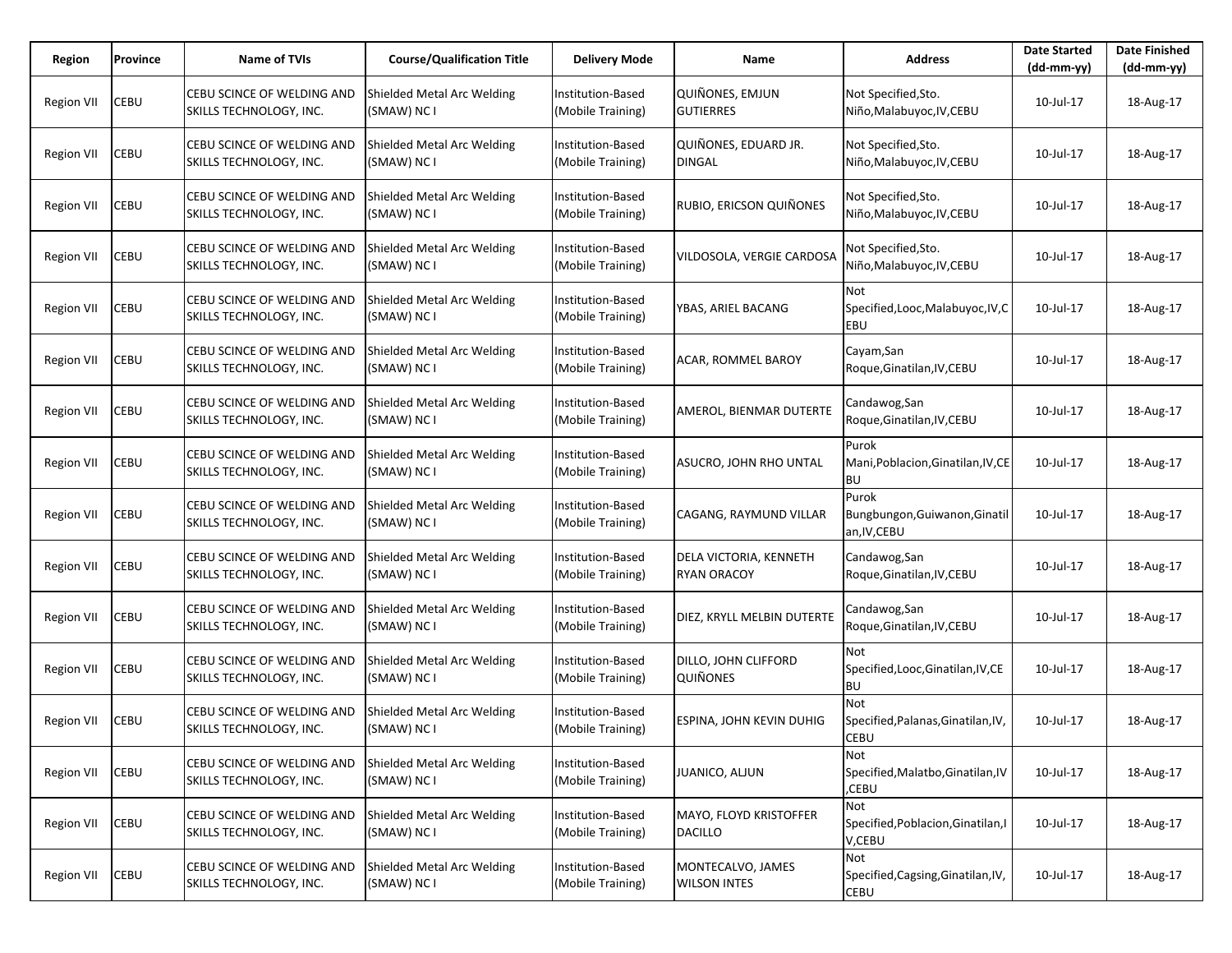| Region | Province | Name of TVIs | Course/Qualification Title | Delivery Mode | Name | Address | Date Started (dd-mm-yy) | Date Finished (dd-mm-yy) |
|---|---|---|---|---|---|---|---|---|
| Region VII | CEBU | CEBU SCINCE OF WELDING AND SKILLS TECHNOLOGY, INC. | Shielded Metal Arc Welding (SMAW) NC I | Institution-Based (Mobile Training) | QUIÑONES, EMJUN GUTIERRES | Not Specified,Sto. Niño,Malabuyoc,IV,CEBU | 10-Jul-17 | 18-Aug-17 |
| Region VII | CEBU | CEBU SCINCE OF WELDING AND SKILLS TECHNOLOGY, INC. | Shielded Metal Arc Welding (SMAW) NC I | Institution-Based (Mobile Training) | QUIÑONES, EDUARD JR. DINGAL | Not Specified,Sto. Niño,Malabuyoc,IV,CEBU | 10-Jul-17 | 18-Aug-17 |
| Region VII | CEBU | CEBU SCINCE OF WELDING AND SKILLS TECHNOLOGY, INC. | Shielded Metal Arc Welding (SMAW) NC I | Institution-Based (Mobile Training) | RUBIO, ERICSON QUIÑONES | Not Specified,Sto. Niño,Malabuyoc,IV,CEBU | 10-Jul-17 | 18-Aug-17 |
| Region VII | CEBU | CEBU SCINCE OF WELDING AND SKILLS TECHNOLOGY, INC. | Shielded Metal Arc Welding (SMAW) NC I | Institution-Based (Mobile Training) | VILDOSOLA, VERGIE CARDOSA | Not Specified,Sto. Niño,Malabuyoc,IV,CEBU | 10-Jul-17 | 18-Aug-17 |
| Region VII | CEBU | CEBU SCINCE OF WELDING AND SKILLS TECHNOLOGY, INC. | Shielded Metal Arc Welding (SMAW) NC I | Institution-Based (Mobile Training) | YBAS, ARIEL BACANG | Not Specified,Looc,Malabuyoc,IV,CEBU | 10-Jul-17 | 18-Aug-17 |
| Region VII | CEBU | CEBU SCINCE OF WELDING AND SKILLS TECHNOLOGY, INC. | Shielded Metal Arc Welding (SMAW) NC I | Institution-Based (Mobile Training) | ACAR, ROMMEL BAROY | Cayam,San Roque,Ginatilan,IV,CEBU | 10-Jul-17 | 18-Aug-17 |
| Region VII | CEBU | CEBU SCINCE OF WELDING AND SKILLS TECHNOLOGY, INC. | Shielded Metal Arc Welding (SMAW) NC I | Institution-Based (Mobile Training) | AMEROL, BIENMAR DUTERTE | Candawog,San Roque,Ginatilan,IV,CEBU | 10-Jul-17 | 18-Aug-17 |
| Region VII | CEBU | CEBU SCINCE OF WELDING AND SKILLS TECHNOLOGY, INC. | Shielded Metal Arc Welding (SMAW) NC I | Institution-Based (Mobile Training) | ASUCRO, JOHN RHO UNTAL | Purok Mani,Poblacion,Ginatilan,IV,CEBU | 10-Jul-17 | 18-Aug-17 |
| Region VII | CEBU | CEBU SCINCE OF WELDING AND SKILLS TECHNOLOGY, INC. | Shielded Metal Arc Welding (SMAW) NC I | Institution-Based (Mobile Training) | CAGANG, RAYMUND VILLAR | Purok Bungbungon,Guiwanon,Ginatilan,IV,CEBU | 10-Jul-17 | 18-Aug-17 |
| Region VII | CEBU | CEBU SCINCE OF WELDING AND SKILLS TECHNOLOGY, INC. | Shielded Metal Arc Welding (SMAW) NC I | Institution-Based (Mobile Training) | DELA VICTORIA, KENNETH RYAN ORACOY | Candawog,San Roque,Ginatilan,IV,CEBU | 10-Jul-17 | 18-Aug-17 |
| Region VII | CEBU | CEBU SCINCE OF WELDING AND SKILLS TECHNOLOGY, INC. | Shielded Metal Arc Welding (SMAW) NC I | Institution-Based (Mobile Training) | DIEZ, KRYLL MELBIN DUTERTE | Candawog,San Roque,Ginatilan,IV,CEBU | 10-Jul-17 | 18-Aug-17 |
| Region VII | CEBU | CEBU SCINCE OF WELDING AND SKILLS TECHNOLOGY, INC. | Shielded Metal Arc Welding (SMAW) NC I | Institution-Based (Mobile Training) | DILLO, JOHN CLIFFORD QUIÑONES | Not Specified,Looc,Ginatilan,IV,CEBU | 10-Jul-17 | 18-Aug-17 |
| Region VII | CEBU | CEBU SCINCE OF WELDING AND SKILLS TECHNOLOGY, INC. | Shielded Metal Arc Welding (SMAW) NC I | Institution-Based (Mobile Training) | ESPINA, JOHN KEVIN DUHIG | Not Specified,Palanas,Ginatilan,IV,CEBU | 10-Jul-17 | 18-Aug-17 |
| Region VII | CEBU | CEBU SCINCE OF WELDING AND SKILLS TECHNOLOGY, INC. | Shielded Metal Arc Welding (SMAW) NC I | Institution-Based (Mobile Training) | JUANICO, ALJUN | Not Specified,Malatbo,Ginatilan,IV,CEBU | 10-Jul-17 | 18-Aug-17 |
| Region VII | CEBU | CEBU SCINCE OF WELDING AND SKILLS TECHNOLOGY, INC. | Shielded Metal Arc Welding (SMAW) NC I | Institution-Based (Mobile Training) | MAYO, FLOYD KRISTOFFER DACILLO | Not Specified,Poblacion,Ginatilan,IV,CEBU | 10-Jul-17 | 18-Aug-17 |
| Region VII | CEBU | CEBU SCINCE OF WELDING AND SKILLS TECHNOLOGY, INC. | Shielded Metal Arc Welding (SMAW) NC I | Institution-Based (Mobile Training) | MONTECALVO, JAMES WILSON INTES | Not Specified,Cagsing,Ginatilan,IV,CEBU | 10-Jul-17 | 18-Aug-17 |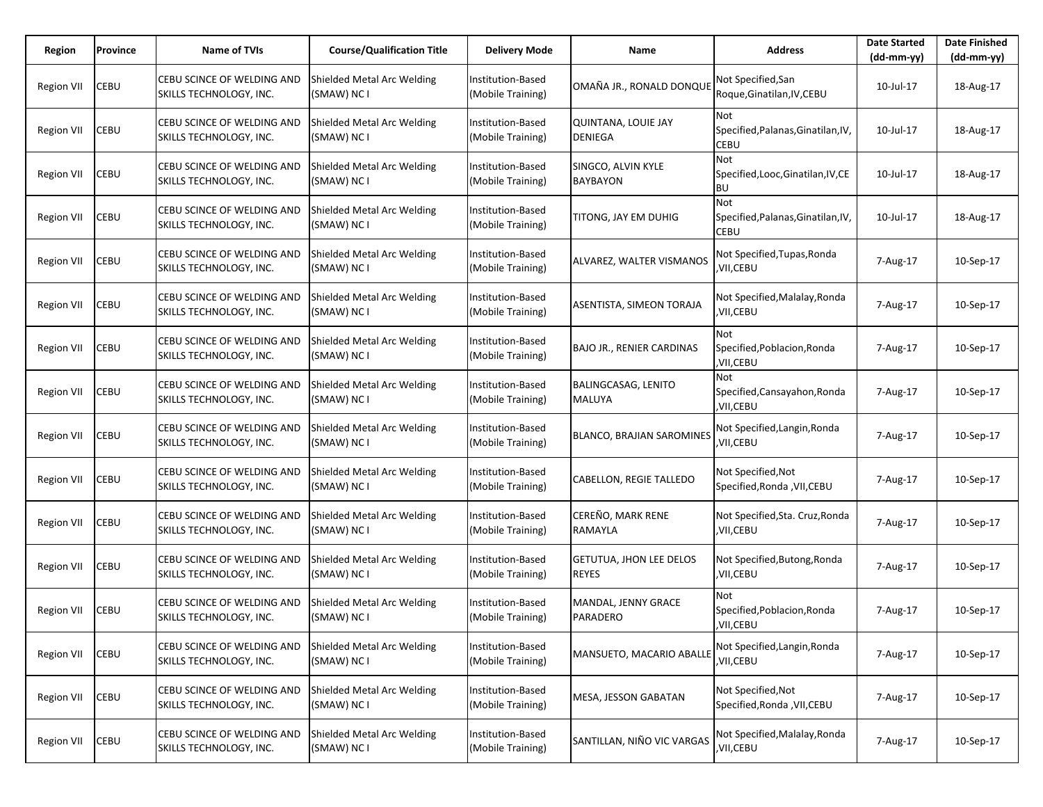| Region | Province | Name of TVIs | Course/Qualification Title | Delivery Mode | Name | Address | Date Started (dd-mm-yy) | Date Finished (dd-mm-yy) |
|---|---|---|---|---|---|---|---|---|
| Region VII | CEBU | CEBU SCINCE OF WELDING AND SKILLS TECHNOLOGY, INC. | Shielded Metal Arc Welding (SMAW) NC I | Institution-Based (Mobile Training) | OMAÑA JR., RONALD DONQUE | Not Specified,San Roque,Ginatilan,IV,CEBU | 10-Jul-17 | 18-Aug-17 |
| Region VII | CEBU | CEBU SCINCE OF WELDING AND SKILLS TECHNOLOGY, INC. | Shielded Metal Arc Welding (SMAW) NC I | Institution-Based (Mobile Training) | QUINTANA, LOUIE JAY DENIEGA | Not Specified,Palanas,Ginatilan,IV,CEBU | 10-Jul-17 | 18-Aug-17 |
| Region VII | CEBU | CEBU SCINCE OF WELDING AND SKILLS TECHNOLOGY, INC. | Shielded Metal Arc Welding (SMAW) NC I | Institution-Based (Mobile Training) | SINGCO, ALVIN KYLE BAYBAYON | Not Specified,Looc,Ginatilan,IV,CEBU | 10-Jul-17 | 18-Aug-17 |
| Region VII | CEBU | CEBU SCINCE OF WELDING AND SKILLS TECHNOLOGY, INC. | Shielded Metal Arc Welding (SMAW) NC I | Institution-Based (Mobile Training) | TITONG, JAY EM DUHIG | Not Specified,Palanas,Ginatilan,IV,CEBU | 10-Jul-17 | 18-Aug-17 |
| Region VII | CEBU | CEBU SCINCE OF WELDING AND SKILLS TECHNOLOGY, INC. | Shielded Metal Arc Welding (SMAW) NC I | Institution-Based (Mobile Training) | ALVAREZ, WALTER VISMANOS | Not Specified,Tupas,Ronda ,VII,CEBU | 7-Aug-17 | 10-Sep-17 |
| Region VII | CEBU | CEBU SCINCE OF WELDING AND SKILLS TECHNOLOGY, INC. | Shielded Metal Arc Welding (SMAW) NC I | Institution-Based (Mobile Training) | ASENTISTA, SIMEON TORAJA | Not Specified,Malalay,Ronda ,VII,CEBU | 7-Aug-17 | 10-Sep-17 |
| Region VII | CEBU | CEBU SCINCE OF WELDING AND SKILLS TECHNOLOGY, INC. | Shielded Metal Arc Welding (SMAW) NC I | Institution-Based (Mobile Training) | BAJO JR., RENIER CARDINAS | Not Specified,Poblacion,Ronda ,VII,CEBU | 7-Aug-17 | 10-Sep-17 |
| Region VII | CEBU | CEBU SCINCE OF WELDING AND SKILLS TECHNOLOGY, INC. | Shielded Metal Arc Welding (SMAW) NC I | Institution-Based (Mobile Training) | BALINGCASAG, LENITO MALUYA | Not Specified,Cansayahon,Ronda ,VII,CEBU | 7-Aug-17 | 10-Sep-17 |
| Region VII | CEBU | CEBU SCINCE OF WELDING AND SKILLS TECHNOLOGY, INC. | Shielded Metal Arc Welding (SMAW) NC I | Institution-Based (Mobile Training) | BLANCO, BRAJIAN SAROMINES | Not Specified,Langin,Ronda ,VII,CEBU | 7-Aug-17 | 10-Sep-17 |
| Region VII | CEBU | CEBU SCINCE OF WELDING AND SKILLS TECHNOLOGY, INC. | Shielded Metal Arc Welding (SMAW) NC I | Institution-Based (Mobile Training) | CABELLON, REGIE TALLEDO | Not Specified,Not Specified,Ronda ,VII,CEBU | 7-Aug-17 | 10-Sep-17 |
| Region VII | CEBU | CEBU SCINCE OF WELDING AND SKILLS TECHNOLOGY, INC. | Shielded Metal Arc Welding (SMAW) NC I | Institution-Based (Mobile Training) | CEREÑO, MARK RENE RAMAYLA | Not Specified,Sta. Cruz,Ronda ,VII,CEBU | 7-Aug-17 | 10-Sep-17 |
| Region VII | CEBU | CEBU SCINCE OF WELDING AND SKILLS TECHNOLOGY, INC. | Shielded Metal Arc Welding (SMAW) NC I | Institution-Based (Mobile Training) | GETUTUA, JHON LEE DELOS REYES | Not Specified,Butong,Ronda ,VII,CEBU | 7-Aug-17 | 10-Sep-17 |
| Region VII | CEBU | CEBU SCINCE OF WELDING AND SKILLS TECHNOLOGY, INC. | Shielded Metal Arc Welding (SMAW) NC I | Institution-Based (Mobile Training) | MANDAL, JENNY GRACE PARADERO | Not Specified,Poblacion,Ronda ,VII,CEBU | 7-Aug-17 | 10-Sep-17 |
| Region VII | CEBU | CEBU SCINCE OF WELDING AND SKILLS TECHNOLOGY, INC. | Shielded Metal Arc Welding (SMAW) NC I | Institution-Based (Mobile Training) | MANSUETO, MACARIO ABALLE | Not Specified,Langin,Ronda ,VII,CEBU | 7-Aug-17 | 10-Sep-17 |
| Region VII | CEBU | CEBU SCINCE OF WELDING AND SKILLS TECHNOLOGY, INC. | Shielded Metal Arc Welding (SMAW) NC I | Institution-Based (Mobile Training) | MESA, JESSON GABATAN | Not Specified,Not Specified,Ronda ,VII,CEBU | 7-Aug-17 | 10-Sep-17 |
| Region VII | CEBU | CEBU SCINCE OF WELDING AND SKILLS TECHNOLOGY, INC. | Shielded Metal Arc Welding (SMAW) NC I | Institution-Based (Mobile Training) | SANTILLAN, NIÑO VIC VARGAS | Not Specified,Malalay,Ronda ,VII,CEBU | 7-Aug-17 | 10-Sep-17 |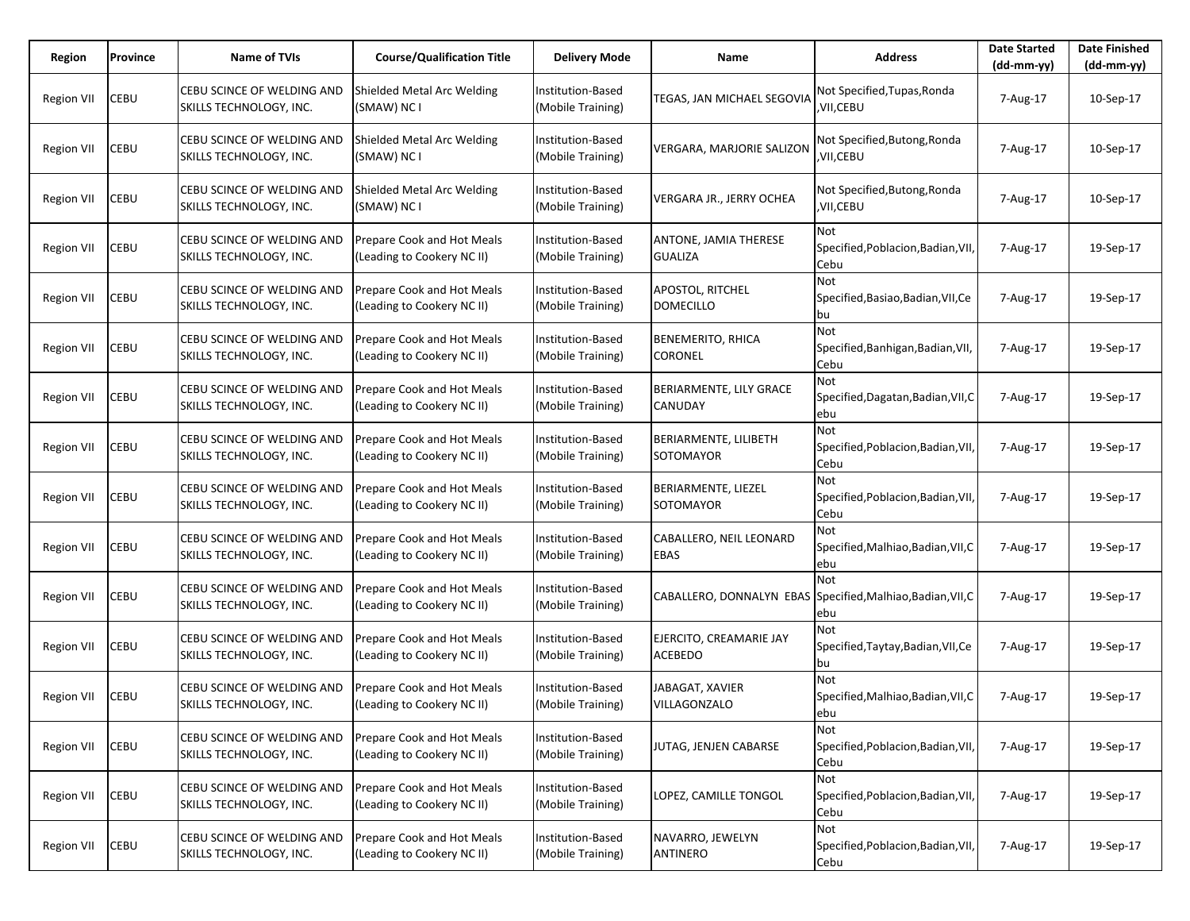| Region | Province | Name of TVIs | Course/Qualification Title | Delivery Mode | Name | Address | Date Started (dd-mm-yy) | Date Finished (dd-mm-yy) |
|---|---|---|---|---|---|---|---|---|
| Region VII | CEBU | CEBU SCINCE OF WELDING AND SKILLS TECHNOLOGY, INC. | Shielded Metal Arc Welding (SMAW) NC I | Institution-Based (Mobile Training) | TEGAS, JAN MICHAEL SEGOVIA | Not Specified,Tupas,Ronda ,VII,CEBU | 7-Aug-17 | 10-Sep-17 |
| Region VII | CEBU | CEBU SCINCE OF WELDING AND SKILLS TECHNOLOGY, INC. | Shielded Metal Arc Welding (SMAW) NC I | Institution-Based (Mobile Training) | VERGARA, MARJORIE SALIZON | Not Specified,Butong,Ronda ,VII,CEBU | 7-Aug-17 | 10-Sep-17 |
| Region VII | CEBU | CEBU SCINCE OF WELDING AND SKILLS TECHNOLOGY, INC. | Shielded Metal Arc Welding (SMAW) NC I | Institution-Based (Mobile Training) | VERGARA JR., JERRY OCHEA | Not Specified,Butong,Ronda ,VII,CEBU | 7-Aug-17 | 10-Sep-17 |
| Region VII | CEBU | CEBU SCINCE OF WELDING AND SKILLS TECHNOLOGY, INC. | Prepare Cook and Hot Meals (Leading to Cookery NC II) | Institution-Based (Mobile Training) | ANTONE, JAMIA THERESE GUALIZA | Not Specified,Poblacion,Badian,VII,Cebu | 7-Aug-17 | 19-Sep-17 |
| Region VII | CEBU | CEBU SCINCE OF WELDING AND SKILLS TECHNOLOGY, INC. | Prepare Cook and Hot Meals (Leading to Cookery NC II) | Institution-Based (Mobile Training) | APOSTOL, RITCHEL DOMECILLO | Not Specified,Basiao,Badian,VII,Cebu | 7-Aug-17 | 19-Sep-17 |
| Region VII | CEBU | CEBU SCINCE OF WELDING AND SKILLS TECHNOLOGY, INC. | Prepare Cook and Hot Meals (Leading to Cookery NC II) | Institution-Based (Mobile Training) | BENEMERITO, RHICA CORONEL | Not Specified,Banhigan,Badian,VII,Cebu | 7-Aug-17 | 19-Sep-17 |
| Region VII | CEBU | CEBU SCINCE OF WELDING AND SKILLS TECHNOLOGY, INC. | Prepare Cook and Hot Meals (Leading to Cookery NC II) | Institution-Based (Mobile Training) | BERIARMENTE, LILY GRACE CANUDAY | Not Specified,Dagatan,Badian,VII,Cebu | 7-Aug-17 | 19-Sep-17 |
| Region VII | CEBU | CEBU SCINCE OF WELDING AND SKILLS TECHNOLOGY, INC. | Prepare Cook and Hot Meals (Leading to Cookery NC II) | Institution-Based (Mobile Training) | BERIARMENTE, LILIBETH SOTOMAYOR | Not Specified,Poblacion,Badian,VII,Cebu | 7-Aug-17 | 19-Sep-17 |
| Region VII | CEBU | CEBU SCINCE OF WELDING AND SKILLS TECHNOLOGY, INC. | Prepare Cook and Hot Meals (Leading to Cookery NC II) | Institution-Based (Mobile Training) | BERIARMENTE, LIEZEL SOTOMAYOR | Not Specified,Poblacion,Badian,VII,Cebu | 7-Aug-17 | 19-Sep-17 |
| Region VII | CEBU | CEBU SCINCE OF WELDING AND SKILLS TECHNOLOGY, INC. | Prepare Cook and Hot Meals (Leading to Cookery NC II) | Institution-Based (Mobile Training) | CABALLERO, NEIL LEONARD EBAS | Not Specified,Malhiao,Badian,VII,Cebu | 7-Aug-17 | 19-Sep-17 |
| Region VII | CEBU | CEBU SCINCE OF WELDING AND SKILLS TECHNOLOGY, INC. | Prepare Cook and Hot Meals (Leading to Cookery NC II) | Institution-Based (Mobile Training) | CABALLERO, DONNALYN EBAS | Not Specified,Malhiao,Badian,VII,Cebu | 7-Aug-17 | 19-Sep-17 |
| Region VII | CEBU | CEBU SCINCE OF WELDING AND SKILLS TECHNOLOGY, INC. | Prepare Cook and Hot Meals (Leading to Cookery NC II) | Institution-Based (Mobile Training) | EJERCITO, CREAMARIE JAY ACEBEDO | Not Specified,Taytay,Badian,VII,Cebu | 7-Aug-17 | 19-Sep-17 |
| Region VII | CEBU | CEBU SCINCE OF WELDING AND SKILLS TECHNOLOGY, INC. | Prepare Cook and Hot Meals (Leading to Cookery NC II) | Institution-Based (Mobile Training) | JABAGAT, XAVIER VILLAGONZALO | Not Specified,Malhiao,Badian,VII,Cebu | 7-Aug-17 | 19-Sep-17 |
| Region VII | CEBU | CEBU SCINCE OF WELDING AND SKILLS TECHNOLOGY, INC. | Prepare Cook and Hot Meals (Leading to Cookery NC II) | Institution-Based (Mobile Training) | JUTAG, JENJEN CABARSE | Not Specified,Poblacion,Badian,VII,Cebu | 7-Aug-17 | 19-Sep-17 |
| Region VII | CEBU | CEBU SCINCE OF WELDING AND SKILLS TECHNOLOGY, INC. | Prepare Cook and Hot Meals (Leading to Cookery NC II) | Institution-Based (Mobile Training) | LOPEZ, CAMILLE TONGOL | Not Specified,Poblacion,Badian,VII,Cebu | 7-Aug-17 | 19-Sep-17 |
| Region VII | CEBU | CEBU SCINCE OF WELDING AND SKILLS TECHNOLOGY, INC. | Prepare Cook and Hot Meals (Leading to Cookery NC II) | Institution-Based (Mobile Training) | NAVARRO, JEWELYN ANTINERO | Not Specified,Poblacion,Badian,VII,Cebu | 7-Aug-17 | 19-Sep-17 |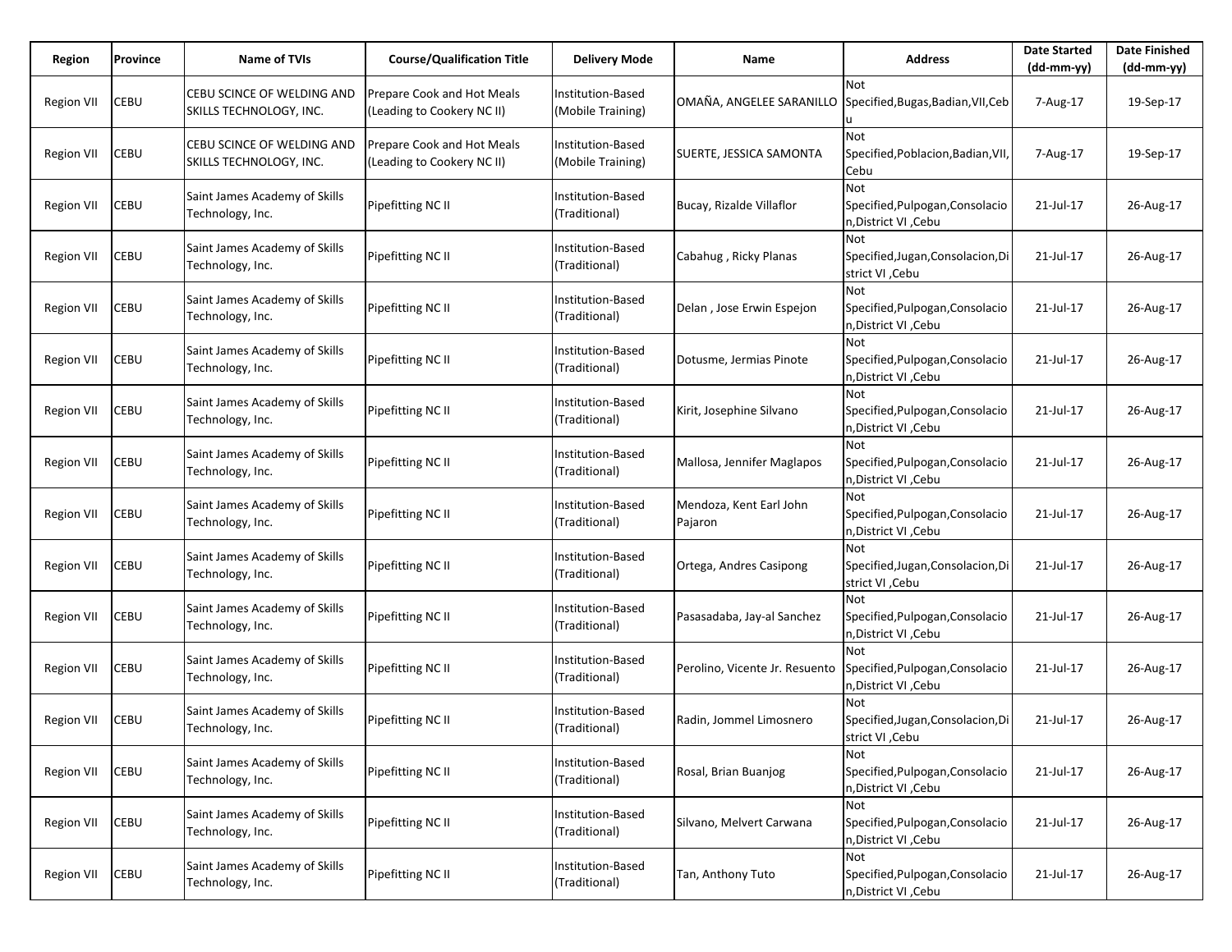| Region | Province | Name of TVIs | Course/Qualification Title | Delivery Mode | Name | Address | Date Started (dd-mm-yy) | Date Finished (dd-mm-yy) |
|---|---|---|---|---|---|---|---|---|
| Region VII | CEBU | CEBU SCINCE OF WELDING AND SKILLS TECHNOLOGY, INC. | Prepare Cook and Hot Meals (Leading to Cookery NC II) | Institution-Based (Mobile Training) | OMAÑA, ANGELEE SARANILLO | Not Specified,Bugas,Badian,VII,Cebu | 7-Aug-17 | 19-Sep-17 |
| Region VII | CEBU | CEBU SCINCE OF WELDING AND SKILLS TECHNOLOGY, INC. | Prepare Cook and Hot Meals (Leading to Cookery NC II) | Institution-Based (Mobile Training) | SUERTE, JESSICA SAMONTA | Not Specified,Poblacion,Badian,VII,Cebu | 7-Aug-17 | 19-Sep-17 |
| Region VII | CEBU | Saint James Academy of Skills Technology, Inc. | Pipefitting NC II | Institution-Based (Traditional) | Bucay, Rizalde Villaflor | Not Specified,Pulpogan,Consolacion,District VI ,Cebu | 21-Jul-17 | 26-Aug-17 |
| Region VII | CEBU | Saint James Academy of Skills Technology, Inc. | Pipefitting NC II | Institution-Based (Traditional) | Cabahug , Ricky Planas | Not Specified,Jugan,Consolacion,District VI ,Cebu | 21-Jul-17 | 26-Aug-17 |
| Region VII | CEBU | Saint James Academy of Skills Technology, Inc. | Pipefitting NC II | Institution-Based (Traditional) | Delan , Jose Erwin Espejon | Not Specified,Pulpogan,Consolacion,District VI ,Cebu | 21-Jul-17 | 26-Aug-17 |
| Region VII | CEBU | Saint James Academy of Skills Technology, Inc. | Pipefitting NC II | Institution-Based (Traditional) | Dotusme, Jermias Pinote | Not Specified,Pulpogan,Consolacion,District VI ,Cebu | 21-Jul-17 | 26-Aug-17 |
| Region VII | CEBU | Saint James Academy of Skills Technology, Inc. | Pipefitting NC II | Institution-Based (Traditional) | Kirit, Josephine Silvano | Not Specified,Pulpogan,Consolacion,District VI ,Cebu | 21-Jul-17 | 26-Aug-17 |
| Region VII | CEBU | Saint James Academy of Skills Technology, Inc. | Pipefitting NC II | Institution-Based (Traditional) | Mallosa, Jennifer Maglapos | Not Specified,Pulpogan,Consolacion,District VI ,Cebu | 21-Jul-17 | 26-Aug-17 |
| Region VII | CEBU | Saint James Academy of Skills Technology, Inc. | Pipefitting NC II | Institution-Based (Traditional) | Mendoza, Kent Earl John Pajaron | Not Specified,Pulpogan,Consolacion,District VI ,Cebu | 21-Jul-17 | 26-Aug-17 |
| Region VII | CEBU | Saint James Academy of Skills Technology, Inc. | Pipefitting NC II | Institution-Based (Traditional) | Ortega, Andres Casipong | Not Specified,Jugan,Consolacion,District VI ,Cebu | 21-Jul-17 | 26-Aug-17 |
| Region VII | CEBU | Saint James Academy of Skills Technology, Inc. | Pipefitting NC II | Institution-Based (Traditional) | Pasasadaba, Jay-al Sanchez | Not Specified,Pulpogan,Consolacion,District VI ,Cebu | 21-Jul-17 | 26-Aug-17 |
| Region VII | CEBU | Saint James Academy of Skills Technology, Inc. | Pipefitting NC II | Institution-Based (Traditional) | Perolino, Vicente Jr. Resuento | Not Specified,Pulpogan,Consolacion,District VI ,Cebu | 21-Jul-17 | 26-Aug-17 |
| Region VII | CEBU | Saint James Academy of Skills Technology, Inc. | Pipefitting NC II | Institution-Based (Traditional) | Radin, Jommel Limosnero | Not Specified,Jugan,Consolacion,District VI ,Cebu | 21-Jul-17 | 26-Aug-17 |
| Region VII | CEBU | Saint James Academy of Skills Technology, Inc. | Pipefitting NC II | Institution-Based (Traditional) | Rosal, Brian Buanjog | Not Specified,Pulpogan,Consolacion,District VI ,Cebu | 21-Jul-17 | 26-Aug-17 |
| Region VII | CEBU | Saint James Academy of Skills Technology, Inc. | Pipefitting NC II | Institution-Based (Traditional) | Silvano, Melvert Carwana | Not Specified,Pulpogan,Consolacion,District VI ,Cebu | 21-Jul-17 | 26-Aug-17 |
| Region VII | CEBU | Saint James Academy of Skills Technology, Inc. | Pipefitting NC II | Institution-Based (Traditional) | Tan, Anthony Tuto | Not Specified,Pulpogan,Consolacion,District VI ,Cebu | 21-Jul-17 | 26-Aug-17 |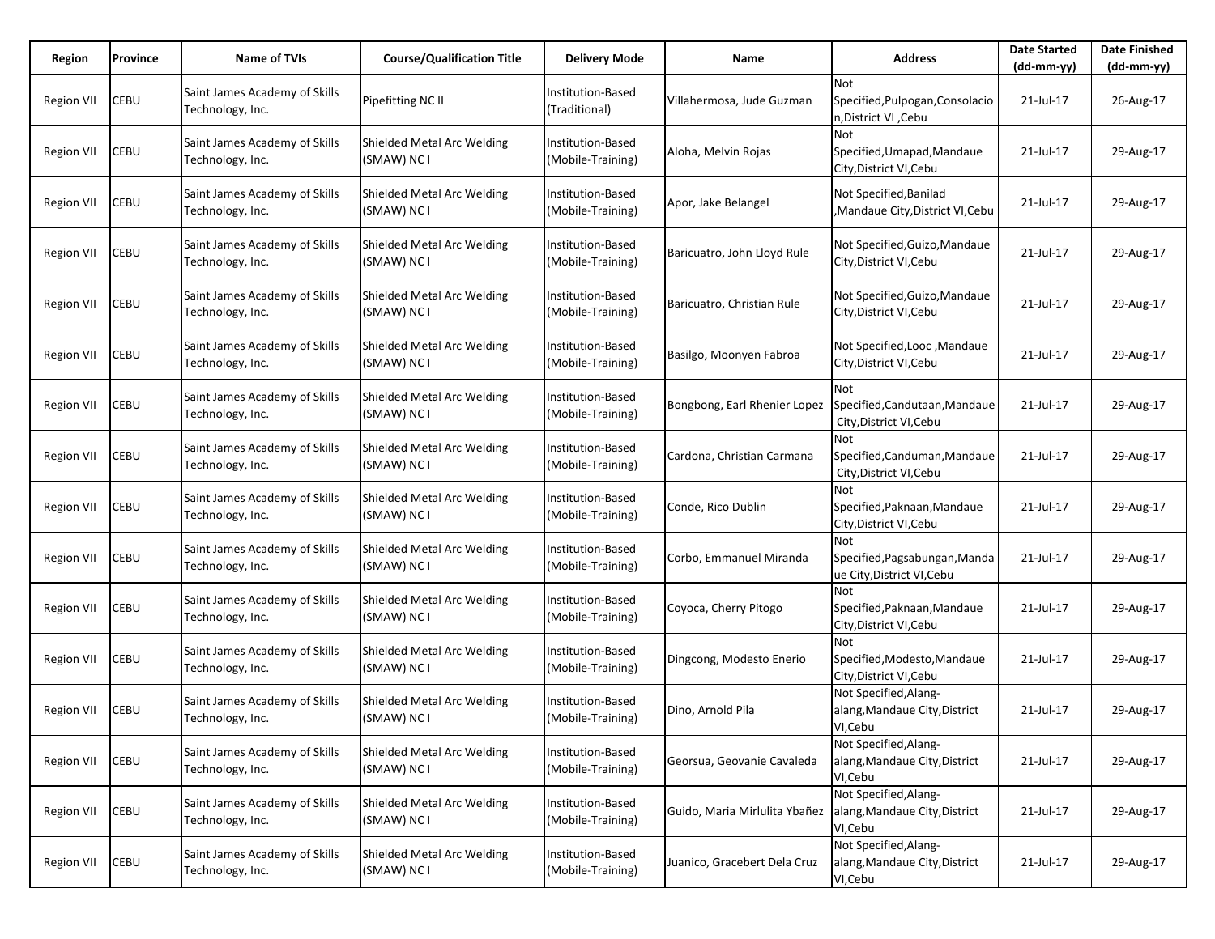| Region | Province | Name of TVIs | Course/Qualification Title | Delivery Mode | Name | Address | Date Started (dd-mm-yy) | Date Finished (dd-mm-yy) |
|---|---|---|---|---|---|---|---|---|
| Region VII | CEBU | Saint James Academy of Skills Technology, Inc. | Pipefitting NC II | Institution-Based (Traditional) | Villahermosa, Jude Guzman | Not Specified,Pulpogan,Consolacion,District VI ,Cebu | 21-Jul-17 | 26-Aug-17 |
| Region VII | CEBU | Saint James Academy of Skills Technology, Inc. | Shielded Metal Arc Welding (SMAW) NC I | Institution-Based (Mobile-Training) | Aloha, Melvin Rojas | Not Specified,Umapad,Mandaue City,District VI,Cebu | 21-Jul-17 | 29-Aug-17 |
| Region VII | CEBU | Saint James Academy of Skills Technology, Inc. | Shielded Metal Arc Welding (SMAW) NC I | Institution-Based (Mobile-Training) | Apor, Jake Belangel | Not Specified,Banilad ,Mandaue City,District VI,Cebu | 21-Jul-17 | 29-Aug-17 |
| Region VII | CEBU | Saint James Academy of Skills Technology, Inc. | Shielded Metal Arc Welding (SMAW) NC I | Institution-Based (Mobile-Training) | Baricuatro, John Lloyd Rule | Not Specified,Guizo,Mandaue City,District VI,Cebu | 21-Jul-17 | 29-Aug-17 |
| Region VII | CEBU | Saint James Academy of Skills Technology, Inc. | Shielded Metal Arc Welding (SMAW) NC I | Institution-Based (Mobile-Training) | Baricuatro, Christian Rule | Not Specified,Guizo,Mandaue City,District VI,Cebu | 21-Jul-17 | 29-Aug-17 |
| Region VII | CEBU | Saint James Academy of Skills Technology, Inc. | Shielded Metal Arc Welding (SMAW) NC I | Institution-Based (Mobile-Training) | Basilgo, Moonyen Fabroa | Not Specified,Looc ,Mandaue City,District VI,Cebu | 21-Jul-17 | 29-Aug-17 |
| Region VII | CEBU | Saint James Academy of Skills Technology, Inc. | Shielded Metal Arc Welding (SMAW) NC I | Institution-Based (Mobile-Training) | Bongbong, Earl Rhenier Lopez | Not Specified,Candutaan,Mandaue City,District VI,Cebu | 21-Jul-17 | 29-Aug-17 |
| Region VII | CEBU | Saint James Academy of Skills Technology, Inc. | Shielded Metal Arc Welding (SMAW) NC I | Institution-Based (Mobile-Training) | Cardona, Christian Carmana | Not Specified,Canduman,Mandaue City,District VI,Cebu | 21-Jul-17 | 29-Aug-17 |
| Region VII | CEBU | Saint James Academy of Skills Technology, Inc. | Shielded Metal Arc Welding (SMAW) NC I | Institution-Based (Mobile-Training) | Conde, Rico Dublin | Not Specified,Paknaan,Mandaue City,District VI,Cebu | 21-Jul-17 | 29-Aug-17 |
| Region VII | CEBU | Saint James Academy of Skills Technology, Inc. | Shielded Metal Arc Welding (SMAW) NC I | Institution-Based (Mobile-Training) | Corbo, Emmanuel Miranda | Not Specified,Pagsabungan,Mandaue City,District VI,Cebu | 21-Jul-17 | 29-Aug-17 |
| Region VII | CEBU | Saint James Academy of Skills Technology, Inc. | Shielded Metal Arc Welding (SMAW) NC I | Institution-Based (Mobile-Training) | Coyoca, Cherry Pitogo | Not Specified,Paknaan,Mandaue City,District VI,Cebu | 21-Jul-17 | 29-Aug-17 |
| Region VII | CEBU | Saint James Academy of Skills Technology, Inc. | Shielded Metal Arc Welding (SMAW) NC I | Institution-Based (Mobile-Training) | Dingcong, Modesto Enerio | Not Specified,Modesto,Mandaue City,District VI,Cebu | 21-Jul-17 | 29-Aug-17 |
| Region VII | CEBU | Saint James Academy of Skills Technology, Inc. | Shielded Metal Arc Welding (SMAW) NC I | Institution-Based (Mobile-Training) | Dino, Arnold Pila | Not Specified,Alang-alang,Mandaue City,District VI,Cebu | 21-Jul-17 | 29-Aug-17 |
| Region VII | CEBU | Saint James Academy of Skills Technology, Inc. | Shielded Metal Arc Welding (SMAW) NC I | Institution-Based (Mobile-Training) | Georsua, Geovanie Cavaleda | Not Specified,Alang-alang,Mandaue City,District VI,Cebu | 21-Jul-17 | 29-Aug-17 |
| Region VII | CEBU | Saint James Academy of Skills Technology, Inc. | Shielded Metal Arc Welding (SMAW) NC I | Institution-Based (Mobile-Training) | Guido, Maria Mirlulita Ybañez | Not Specified,Alang-alang,Mandaue City,District VI,Cebu | 21-Jul-17 | 29-Aug-17 |
| Region VII | CEBU | Saint James Academy of Skills Technology, Inc. | Shielded Metal Arc Welding (SMAW) NC I | Institution-Based (Mobile-Training) | Juanico, Gracebert Dela Cruz | Not Specified,Alang-alang,Mandaue City,District VI,Cebu | 21-Jul-17 | 29-Aug-17 |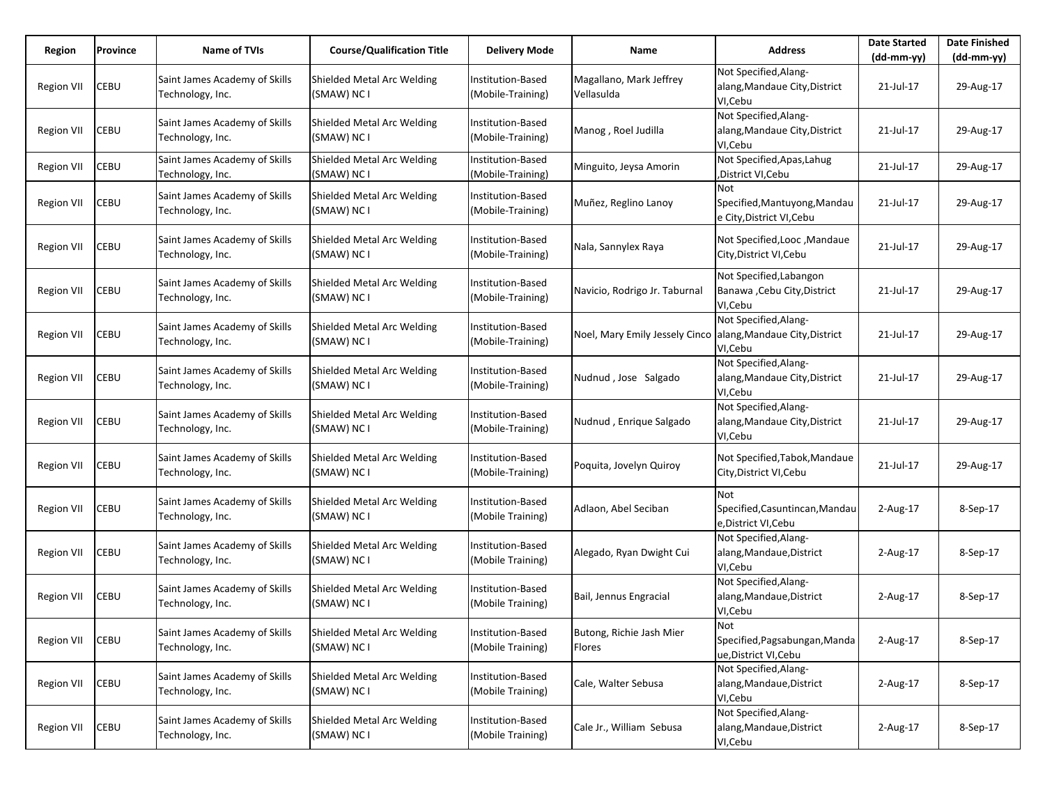| Region | Province | Name of TVIs | Course/Qualification Title | Delivery Mode | Name | Address | Date Started (dd-mm-yy) | Date Finished (dd-mm-yy) |
|---|---|---|---|---|---|---|---|---|
| Region VII | CEBU | Saint James Academy of Skills Technology, Inc. | Shielded Metal Arc Welding (SMAW) NC I | Institution-Based (Mobile-Training) | Magallano, Mark Jeffrey Vellasulda | Not Specified,Alang-alang,Mandaue City,District VI,Cebu | 21-Jul-17 | 29-Aug-17 |
| Region VII | CEBU | Saint James Academy of Skills Technology, Inc. | Shielded Metal Arc Welding (SMAW) NC I | Institution-Based (Mobile-Training) | Manog , Roel Judilla | Not Specified,Alang-alang,Mandaue City,District VI,Cebu | 21-Jul-17 | 29-Aug-17 |
| Region VII | CEBU | Saint James Academy of Skills Technology, Inc. | Shielded Metal Arc Welding (SMAW) NC I | Institution-Based (Mobile-Training) | Minguito, Jeysa Amorin | Not Specified,Apas,Lahug ,District VI,Cebu | 21-Jul-17 | 29-Aug-17 |
| Region VII | CEBU | Saint James Academy of Skills Technology, Inc. | Shielded Metal Arc Welding (SMAW) NC I | Institution-Based (Mobile-Training) | Muñez, Reglino Lanoy | Not Specified,Mantuyong,Mandaue City,District VI,Cebu | 21-Jul-17 | 29-Aug-17 |
| Region VII | CEBU | Saint James Academy of Skills Technology, Inc. | Shielded Metal Arc Welding (SMAW) NC I | Institution-Based (Mobile-Training) | Nala, Sannylex Raya | Not Specified,Looc ,Mandaue City,District VI,Cebu | 21-Jul-17 | 29-Aug-17 |
| Region VII | CEBU | Saint James Academy of Skills Technology, Inc. | Shielded Metal Arc Welding (SMAW) NC I | Institution-Based (Mobile-Training) | Navicio, Rodrigo Jr. Taburnal | Not Specified,Labangon Banawa ,Cebu City,District VI,Cebu | 21-Jul-17 | 29-Aug-17 |
| Region VII | CEBU | Saint James Academy of Skills Technology, Inc. | Shielded Metal Arc Welding (SMAW) NC I | Institution-Based (Mobile-Training) | Noel, Mary Emily Jessely Cinco | Not Specified,Alang-alang,Mandaue City,District VI,Cebu | 21-Jul-17 | 29-Aug-17 |
| Region VII | CEBU | Saint James Academy of Skills Technology, Inc. | Shielded Metal Arc Welding (SMAW) NC I | Institution-Based (Mobile-Training) | Nudnud , Jose Salgado | Not Specified,Alang-alang,Mandaue City,District VI,Cebu | 21-Jul-17 | 29-Aug-17 |
| Region VII | CEBU | Saint James Academy of Skills Technology, Inc. | Shielded Metal Arc Welding (SMAW) NC I | Institution-Based (Mobile-Training) | Nudnud , Enrique Salgado | Not Specified,Alang-alang,Mandaue City,District VI,Cebu | 21-Jul-17 | 29-Aug-17 |
| Region VII | CEBU | Saint James Academy of Skills Technology, Inc. | Shielded Metal Arc Welding (SMAW) NC I | Institution-Based (Mobile-Training) | Poquita, Jovelyn Quiroy | Not Specified,Tabok,Mandaue City,District VI,Cebu | 21-Jul-17 | 29-Aug-17 |
| Region VII | CEBU | Saint James Academy of Skills Technology, Inc. | Shielded Metal Arc Welding (SMAW) NC I | Institution-Based (Mobile Training) | Adlaon, Abel Seciban | Not Specified,Casuntincan,Mandaue,District VI,Cebu | 2-Aug-17 | 8-Sep-17 |
| Region VII | CEBU | Saint James Academy of Skills Technology, Inc. | Shielded Metal Arc Welding (SMAW) NC I | Institution-Based (Mobile Training) | Alegado, Ryan Dwight Cui | Not Specified,Alang-alang,Mandaue,District VI,Cebu | 2-Aug-17 | 8-Sep-17 |
| Region VII | CEBU | Saint James Academy of Skills Technology, Inc. | Shielded Metal Arc Welding (SMAW) NC I | Institution-Based (Mobile Training) | Bail, Jennus Engracial | Not Specified,Alang-alang,Mandaue,District VI,Cebu | 2-Aug-17 | 8-Sep-17 |
| Region VII | CEBU | Saint James Academy of Skills Technology, Inc. | Shielded Metal Arc Welding (SMAW) NC I | Institution-Based (Mobile Training) | Butong, Richie Jash Mier Flores | Not Specified,Pagsabungan,Mandaue,District VI,Cebu | 2-Aug-17 | 8-Sep-17 |
| Region VII | CEBU | Saint James Academy of Skills Technology, Inc. | Shielded Metal Arc Welding (SMAW) NC I | Institution-Based (Mobile Training) | Cale, Walter Sebusa | Not Specified,Alang-alang,Mandaue,District VI,Cebu | 2-Aug-17 | 8-Sep-17 |
| Region VII | CEBU | Saint James Academy of Skills Technology, Inc. | Shielded Metal Arc Welding (SMAW) NC I | Institution-Based (Mobile Training) | Cale Jr., William Sebusa | Not Specified,Alang-alang,Mandaue,District VI,Cebu | 2-Aug-17 | 8-Sep-17 |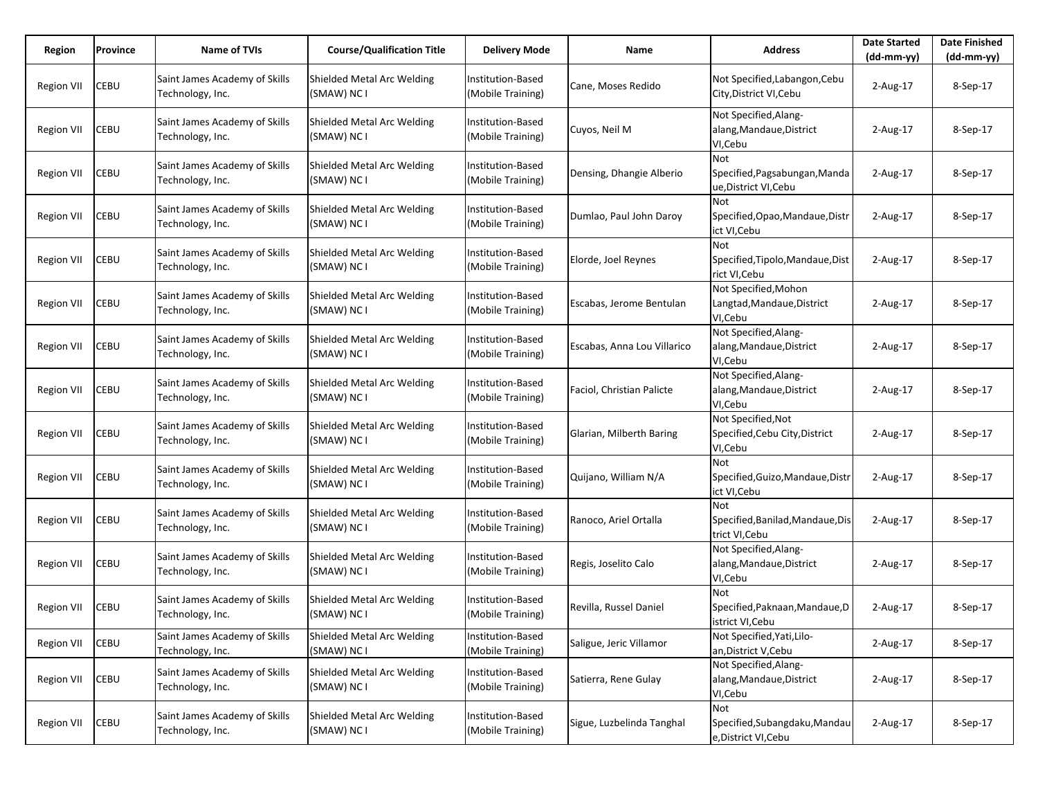| Region | Province | Name of TVIs | Course/Qualification Title | Delivery Mode | Name | Address | Date Started (dd-mm-yy) | Date Finished (dd-mm-yy) |
|---|---|---|---|---|---|---|---|---|
| Region VII | CEBU | Saint James Academy of Skills Technology, Inc. | Shielded Metal Arc Welding (SMAW) NC I | Institution-Based (Mobile Training) | Cane, Moses Redido | Not Specified,Labangon,Cebu City,District VI,Cebu | 2-Aug-17 | 8-Sep-17 |
| Region VII | CEBU | Saint James Academy of Skills Technology, Inc. | Shielded Metal Arc Welding (SMAW) NC I | Institution-Based (Mobile Training) | Cuyos, Neil M | Not Specified,Alang-alang,Mandaue,District VI,Cebu | 2-Aug-17 | 8-Sep-17 |
| Region VII | CEBU | Saint James Academy of Skills Technology, Inc. | Shielded Metal Arc Welding (SMAW) NC I | Institution-Based (Mobile Training) | Densing, Dhangie Alberio | Not Specified,Pagsabungan,Mandaue,District VI,Cebu | 2-Aug-17 | 8-Sep-17 |
| Region VII | CEBU | Saint James Academy of Skills Technology, Inc. | Shielded Metal Arc Welding (SMAW) NC I | Institution-Based (Mobile Training) | Dumlao, Paul John Daroy | Not Specified,Opao,Mandaue,District VI,Cebu | 2-Aug-17 | 8-Sep-17 |
| Region VII | CEBU | Saint James Academy of Skills Technology, Inc. | Shielded Metal Arc Welding (SMAW) NC I | Institution-Based (Mobile Training) | Elorde, Joel Reynes | Not Specified,Tipolo,Mandaue,District VI,Cebu | 2-Aug-17 | 8-Sep-17 |
| Region VII | CEBU | Saint James Academy of Skills Technology, Inc. | Shielded Metal Arc Welding (SMAW) NC I | Institution-Based (Mobile Training) | Escabas, Jerome Bentulan | Not Specified,Mohon Langtad,Mandaue,District VI,Cebu | 2-Aug-17 | 8-Sep-17 |
| Region VII | CEBU | Saint James Academy of Skills Technology, Inc. | Shielded Metal Arc Welding (SMAW) NC I | Institution-Based (Mobile Training) | Escabas, Anna Lou Villarico | Not Specified,Alang-alang,Mandaue,District VI,Cebu | 2-Aug-17 | 8-Sep-17 |
| Region VII | CEBU | Saint James Academy of Skills Technology, Inc. | Shielded Metal Arc Welding (SMAW) NC I | Institution-Based (Mobile Training) | Faciol, Christian Palicte | Not Specified,Alang-alang,Mandaue,District VI,Cebu | 2-Aug-17 | 8-Sep-17 |
| Region VII | CEBU | Saint James Academy of Skills Technology, Inc. | Shielded Metal Arc Welding (SMAW) NC I | Institution-Based (Mobile Training) | Glarian, Milberth Baring | Not Specified,Not Specified,Cebu City,District VI,Cebu | 2-Aug-17 | 8-Sep-17 |
| Region VII | CEBU | Saint James Academy of Skills Technology, Inc. | Shielded Metal Arc Welding (SMAW) NC I | Institution-Based (Mobile Training) | Quijano, William N/A | Not Specified,Guizo,Mandaue,District VI,Cebu | 2-Aug-17 | 8-Sep-17 |
| Region VII | CEBU | Saint James Academy of Skills Technology, Inc. | Shielded Metal Arc Welding (SMAW) NC I | Institution-Based (Mobile Training) | Ranoco, Ariel Ortalla | Not Specified,Banilad,Mandaue,District VI,Cebu | 2-Aug-17 | 8-Sep-17 |
| Region VII | CEBU | Saint James Academy of Skills Technology, Inc. | Shielded Metal Arc Welding (SMAW) NC I | Institution-Based (Mobile Training) | Regis, Joselito Calo | Not Specified,Alang-alang,Mandaue,District VI,Cebu | 2-Aug-17 | 8-Sep-17 |
| Region VII | CEBU | Saint James Academy of Skills Technology, Inc. | Shielded Metal Arc Welding (SMAW) NC I | Institution-Based (Mobile Training) | Revilla, Russel Daniel | Not Specified,Paknaan,Mandaue,District VI,Cebu | 2-Aug-17 | 8-Sep-17 |
| Region VII | CEBU | Saint James Academy of Skills Technology, Inc. | Shielded Metal Arc Welding (SMAW) NC I | Institution-Based (Mobile Training) | Saligue, Jeric Villamor | Not Specified,Yati,Lilo-an,District V,Cebu | 2-Aug-17 | 8-Sep-17 |
| Region VII | CEBU | Saint James Academy of Skills Technology, Inc. | Shielded Metal Arc Welding (SMAW) NC I | Institution-Based (Mobile Training) | Satierra, Rene Gulay | Not Specified,Alang-alang,Mandaue,District VI,Cebu | 2-Aug-17 | 8-Sep-17 |
| Region VII | CEBU | Saint James Academy of Skills Technology, Inc. | Shielded Metal Arc Welding (SMAW) NC I | Institution-Based (Mobile Training) | Sigue, Luzbelinda Tanghal | Not Specified,Subangdaku,Mandaue,District VI,Cebu | 2-Aug-17 | 8-Sep-17 |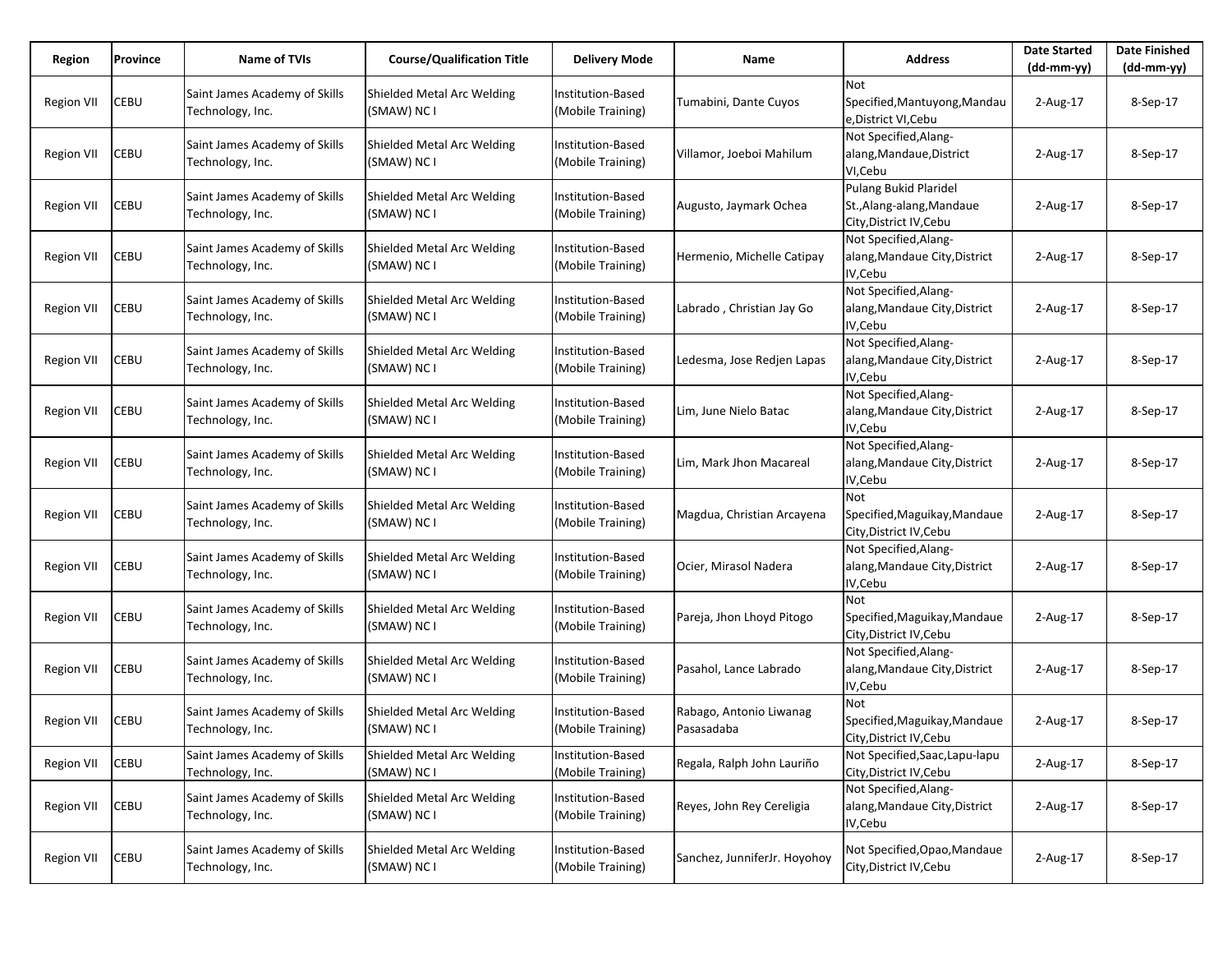| Region | Province | Name of TVIs | Course/Qualification Title | Delivery Mode | Name | Address | Date Started (dd-mm-yy) | Date Finished (dd-mm-yy) |
|---|---|---|---|---|---|---|---|---|
| Region VII | CEBU | Saint James Academy of Skills Technology, Inc. | Shielded Metal Arc Welding (SMAW) NC I | Institution-Based (Mobile Training) | Tumabini, Dante Cuyos | Not Specified,Mantuyong,Mandaue,District VI,Cebu | 2-Aug-17 | 8-Sep-17 |
| Region VII | CEBU | Saint James Academy of Skills Technology, Inc. | Shielded Metal Arc Welding (SMAW) NC I | Institution-Based (Mobile Training) | Villamor, Joeboi Mahilum | Not Specified,Alang-alang,Mandaue,District VI,Cebu | 2-Aug-17 | 8-Sep-17 |
| Region VII | CEBU | Saint James Academy of Skills Technology, Inc. | Shielded Metal Arc Welding (SMAW) NC I | Institution-Based (Mobile Training) | Augusto, Jaymark Ochea | Pulang Bukid Plaridel St.,Alang-alang,Mandaue City,District IV,Cebu | 2-Aug-17 | 8-Sep-17 |
| Region VII | CEBU | Saint James Academy of Skills Technology, Inc. | Shielded Metal Arc Welding (SMAW) NC I | Institution-Based (Mobile Training) | Hermenio, Michelle Catipay | Not Specified,Alang-alang,Mandaue City,District IV,Cebu | 2-Aug-17 | 8-Sep-17 |
| Region VII | CEBU | Saint James Academy of Skills Technology, Inc. | Shielded Metal Arc Welding (SMAW) NC I | Institution-Based (Mobile Training) | Labrado , Christian Jay Go | Not Specified,Alang-alang,Mandaue City,District IV,Cebu | 2-Aug-17 | 8-Sep-17 |
| Region VII | CEBU | Saint James Academy of Skills Technology, Inc. | Shielded Metal Arc Welding (SMAW) NC I | Institution-Based (Mobile Training) | Ledesma, Jose Redjen Lapas | Not Specified,Alang-alang,Mandaue City,District IV,Cebu | 2-Aug-17 | 8-Sep-17 |
| Region VII | CEBU | Saint James Academy of Skills Technology, Inc. | Shielded Metal Arc Welding (SMAW) NC I | Institution-Based (Mobile Training) | Lim, June Nielo Batac | Not Specified,Alang-alang,Mandaue City,District IV,Cebu | 2-Aug-17 | 8-Sep-17 |
| Region VII | CEBU | Saint James Academy of Skills Technology, Inc. | Shielded Metal Arc Welding (SMAW) NC I | Institution-Based (Mobile Training) | Lim, Mark Jhon Macareal | Not Specified,Alang-alang,Mandaue City,District IV,Cebu | 2-Aug-17 | 8-Sep-17 |
| Region VII | CEBU | Saint James Academy of Skills Technology, Inc. | Shielded Metal Arc Welding (SMAW) NC I | Institution-Based (Mobile Training) | Magdua, Christian Arcayena | Not Specified,Maguikay,Mandaue City,District IV,Cebu | 2-Aug-17 | 8-Sep-17 |
| Region VII | CEBU | Saint James Academy of Skills Technology, Inc. | Shielded Metal Arc Welding (SMAW) NC I | Institution-Based (Mobile Training) | Ocier, Mirasol Nadera | Not Specified,Alang-alang,Mandaue City,District IV,Cebu | 2-Aug-17 | 8-Sep-17 |
| Region VII | CEBU | Saint James Academy of Skills Technology, Inc. | Shielded Metal Arc Welding (SMAW) NC I | Institution-Based (Mobile Training) | Pareja, Jhon Lhoyd Pitogo | Not Specified,Maguikay,Mandaue City,District IV,Cebu | 2-Aug-17 | 8-Sep-17 |
| Region VII | CEBU | Saint James Academy of Skills Technology, Inc. | Shielded Metal Arc Welding (SMAW) NC I | Institution-Based (Mobile Training) | Pasahol, Lance Labrado | Not Specified,Alang-alang,Mandaue City,District IV,Cebu | 2-Aug-17 | 8-Sep-17 |
| Region VII | CEBU | Saint James Academy of Skills Technology, Inc. | Shielded Metal Arc Welding (SMAW) NC I | Institution-Based (Mobile Training) | Rabago, Antonio Liwanag Pasasadaba | Not Specified,Maguikay,Mandaue City,District IV,Cebu | 2-Aug-17 | 8-Sep-17 |
| Region VII | CEBU | Saint James Academy of Skills Technology, Inc. | Shielded Metal Arc Welding (SMAW) NC I | Institution-Based (Mobile Training) | Regala, Ralph John Lauriño | Not Specified,Saac,Lapu-lapu City,District IV,Cebu | 2-Aug-17 | 8-Sep-17 |
| Region VII | CEBU | Saint James Academy of Skills Technology, Inc. | Shielded Metal Arc Welding (SMAW) NC I | Institution-Based (Mobile Training) | Reyes, John Rey Cereligia | Not Specified,Alang-alang,Mandaue City,District IV,Cebu | 2-Aug-17 | 8-Sep-17 |
| Region VII | CEBU | Saint James Academy of Skills Technology, Inc. | Shielded Metal Arc Welding (SMAW) NC I | Institution-Based (Mobile Training) | Sanchez, JunniferJr. Hoyohoy | Not Specified,Opao,Mandaue City,District IV,Cebu | 2-Aug-17 | 8-Sep-17 |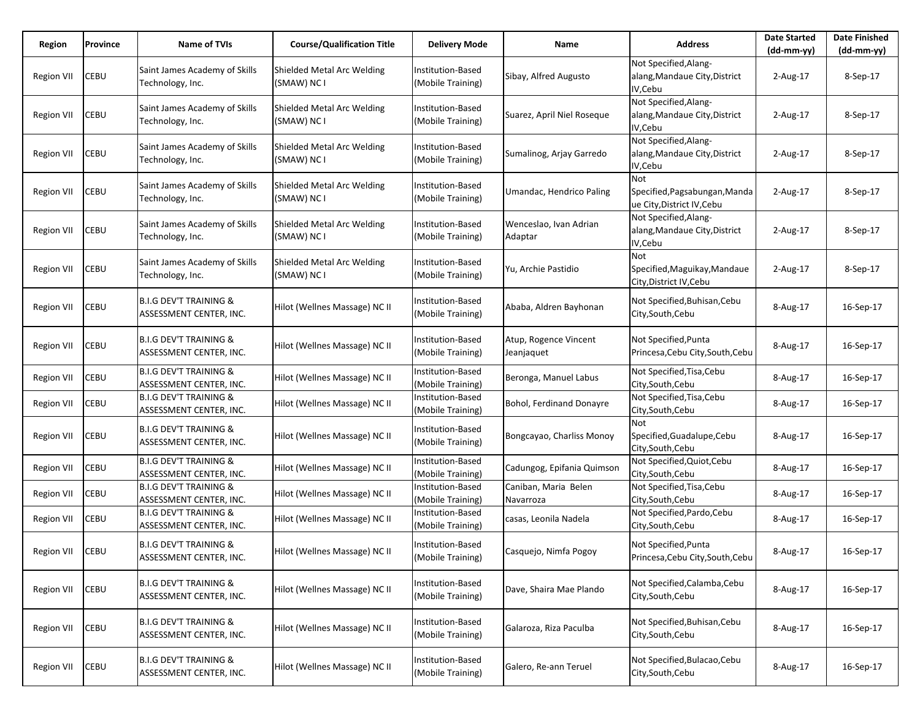| Region | Province | Name of TVIs | Course/Qualification Title | Delivery Mode | Name | Address | Date Started (dd-mm-yy) | Date Finished (dd-mm-yy) |
|---|---|---|---|---|---|---|---|---|
| Region VII | CEBU | Saint James Academy of Skills Technology, Inc. | Shielded Metal Arc Welding (SMAW) NC I | Institution-Based (Mobile Training) | Sibay, Alfred Augusto | Not Specified,Alang-alang,Mandaue City,District IV,Cebu | 2-Aug-17 | 8-Sep-17 |
| Region VII | CEBU | Saint James Academy of Skills Technology, Inc. | Shielded Metal Arc Welding (SMAW) NC I | Institution-Based (Mobile Training) | Suarez, April Niel Roseque | Not Specified,Alang-alang,Mandaue City,District IV,Cebu | 2-Aug-17 | 8-Sep-17 |
| Region VII | CEBU | Saint James Academy of Skills Technology, Inc. | Shielded Metal Arc Welding (SMAW) NC I | Institution-Based (Mobile Training) | Sumalinog, Arjay Garredo | Not Specified,Alang-alang,Mandaue City,District IV,Cebu | 2-Aug-17 | 8-Sep-17 |
| Region VII | CEBU | Saint James Academy of Skills Technology, Inc. | Shielded Metal Arc Welding (SMAW) NC I | Institution-Based (Mobile Training) | Umandac, Hendrico Paling | Not Specified,Pagsabungan,Mandaue City,District IV,Cebu | 2-Aug-17 | 8-Sep-17 |
| Region VII | CEBU | Saint James Academy of Skills Technology, Inc. | Shielded Metal Arc Welding (SMAW) NC I | Institution-Based (Mobile Training) | Wenceslao, Ivan Adrian Adaptar | Not Specified,Alang-alang,Mandaue City,District IV,Cebu | 2-Aug-17 | 8-Sep-17 |
| Region VII | CEBU | Saint James Academy of Skills Technology, Inc. | Shielded Metal Arc Welding (SMAW) NC I | Institution-Based (Mobile Training) | Yu, Archie Pastidio | Not Specified,Maguikay,Mandaue City,District IV,Cebu | 2-Aug-17 | 8-Sep-17 |
| Region VII | CEBU | B.I.G DEV'T TRAINING & ASSESSMENT CENTER, INC. | Hilot (Wellnes Massage) NC II | Institution-Based (Mobile Training) | Ababa, Aldren Bayhonan | Not Specified,Buhisan,Cebu City,South,Cebu | 8-Aug-17 | 16-Sep-17 |
| Region VII | CEBU | B.I.G DEV'T TRAINING & ASSESSMENT CENTER, INC. | Hilot (Wellnes Massage) NC II | Institution-Based (Mobile Training) | Atup, Rogence Vincent Jeanjaquet | Not Specified,Punta Princesa,Cebu City,South,Cebu | 8-Aug-17 | 16-Sep-17 |
| Region VII | CEBU | B.I.G DEV'T TRAINING & ASSESSMENT CENTER, INC. | Hilot (Wellnes Massage) NC II | Institution-Based (Mobile Training) | Beronga, Manuel Labus | Not Specified,Tisa,Cebu City,South,Cebu | 8-Aug-17 | 16-Sep-17 |
| Region VII | CEBU | B.I.G DEV'T TRAINING & ASSESSMENT CENTER, INC. | Hilot (Wellnes Massage) NC II | Institution-Based (Mobile Training) | Bohol, Ferdinand Donayre | Not Specified,Tisa,Cebu City,South,Cebu | 8-Aug-17 | 16-Sep-17 |
| Region VII | CEBU | B.I.G DEV'T TRAINING & ASSESSMENT CENTER, INC. | Hilot (Wellnes Massage) NC II | Institution-Based (Mobile Training) | Bongcayao, Charliss Monoy | Not Specified,Guadalupe,Cebu City,South,Cebu | 8-Aug-17 | 16-Sep-17 |
| Region VII | CEBU | B.I.G DEV'T TRAINING & ASSESSMENT CENTER, INC. | Hilot (Wellnes Massage) NC II | Institution-Based (Mobile Training) | Cadungog, Epifania Quimson | Not Specified,Quiot,Cebu City,South,Cebu | 8-Aug-17 | 16-Sep-17 |
| Region VII | CEBU | B.I.G DEV'T TRAINING & ASSESSMENT CENTER, INC. | Hilot (Wellnes Massage) NC II | Institution-Based (Mobile Training) | Caniban, Maria Belen Navarroza | Not Specified,Tisa,Cebu City,South,Cebu | 8-Aug-17 | 16-Sep-17 |
| Region VII | CEBU | B.I.G DEV'T TRAINING & ASSESSMENT CENTER, INC. | Hilot (Wellnes Massage) NC II | Institution-Based (Mobile Training) | casas, Leonila Nadela | Not Specified,Pardo,Cebu City,South,Cebu | 8-Aug-17 | 16-Sep-17 |
| Region VII | CEBU | B.I.G DEV'T TRAINING & ASSESSMENT CENTER, INC. | Hilot (Wellnes Massage) NC II | Institution-Based (Mobile Training) | Casquejo, Nimfa Pogoy | Not Specified,Punta Princesa,Cebu City,South,Cebu | 8-Aug-17 | 16-Sep-17 |
| Region VII | CEBU | B.I.G DEV'T TRAINING & ASSESSMENT CENTER, INC. | Hilot (Wellnes Massage) NC II | Institution-Based (Mobile Training) | Dave, Shaira Mae Plando | Not Specified,Calamba,Cebu City,South,Cebu | 8-Aug-17 | 16-Sep-17 |
| Region VII | CEBU | B.I.G DEV'T TRAINING & ASSESSMENT CENTER, INC. | Hilot (Wellnes Massage) NC II | Institution-Based (Mobile Training) | Galaroza, Riza Paculba | Not Specified,Buhisan,Cebu City,South,Cebu | 8-Aug-17 | 16-Sep-17 |
| Region VII | CEBU | B.I.G DEV'T TRAINING & ASSESSMENT CENTER, INC. | Hilot (Wellnes Massage) NC II | Institution-Based (Mobile Training) | Galero, Re-ann Teruel | Not Specified,Bulacao,Cebu City,South,Cebu | 8-Aug-17 | 16-Sep-17 |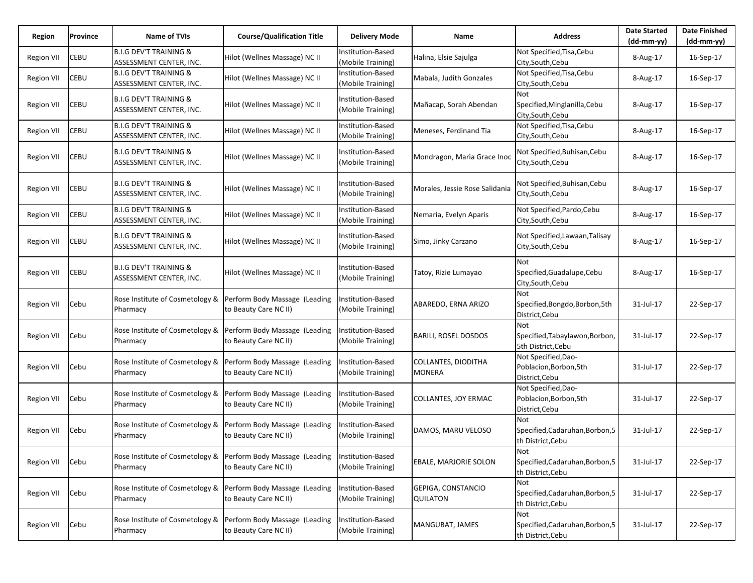| Region | Province | Name of TVIs | Course/Qualification Title | Delivery Mode | Name | Address | Date Started (dd-mm-yy) | Date Finished (dd-mm-yy) |
|---|---|---|---|---|---|---|---|---|
| Region VII | CEBU | B.I.G DEV'T TRAINING & ASSESSMENT CENTER, INC. | Hilot (Wellnes Massage) NC II | Institution-Based (Mobile Training) | Halina, Elsie Sajulga | Not Specified,Tisa,Cebu City,South,Cebu | 8-Aug-17 | 16-Sep-17 |
| Region VII | CEBU | B.I.G DEV'T TRAINING & ASSESSMENT CENTER, INC. | Hilot (Wellnes Massage) NC II | Institution-Based (Mobile Training) | Mabala, Judith Gonzales | Not Specified,Tisa,Cebu City,South,Cebu | 8-Aug-17 | 16-Sep-17 |
| Region VII | CEBU | B.I.G DEV'T TRAINING & ASSESSMENT CENTER, INC. | Hilot (Wellnes Massage) NC II | Institution-Based (Mobile Training) | Mañacap, Sorah Abendan | Not Specified,Minglanilla,Cebu City,South,Cebu | 8-Aug-17 | 16-Sep-17 |
| Region VII | CEBU | B.I.G DEV'T TRAINING & ASSESSMENT CENTER, INC. | Hilot (Wellnes Massage) NC II | Institution-Based (Mobile Training) | Meneses, Ferdinand Tia | Not Specified,Tisa,Cebu City,South,Cebu | 8-Aug-17 | 16-Sep-17 |
| Region VII | CEBU | B.I.G DEV'T TRAINING & ASSESSMENT CENTER, INC. | Hilot (Wellnes Massage) NC II | Institution-Based (Mobile Training) | Mondragon, Maria Grace Inoc | Not Specified,Buhisan,Cebu City,South,Cebu | 8-Aug-17 | 16-Sep-17 |
| Region VII | CEBU | B.I.G DEV'T TRAINING & ASSESSMENT CENTER, INC. | Hilot (Wellnes Massage) NC II | Institution-Based (Mobile Training) | Morales, Jessie Rose Salidania | Not Specified,Buhisan,Cebu City,South,Cebu | 8-Aug-17 | 16-Sep-17 |
| Region VII | CEBU | B.I.G DEV'T TRAINING & ASSESSMENT CENTER, INC. | Hilot (Wellnes Massage) NC II | Institution-Based (Mobile Training) | Nemaria, Evelyn Aparis | Not Specified,Pardo,Cebu City,South,Cebu | 8-Aug-17 | 16-Sep-17 |
| Region VII | CEBU | B.I.G DEV'T TRAINING & ASSESSMENT CENTER, INC. | Hilot (Wellnes Massage) NC II | Institution-Based (Mobile Training) | Simo, Jinky Carzano | Not Specified,Lawaan,Talisay City,South,Cebu | 8-Aug-17 | 16-Sep-17 |
| Region VII | CEBU | B.I.G DEV'T TRAINING & ASSESSMENT CENTER, INC. | Hilot (Wellnes Massage) NC II | Institution-Based (Mobile Training) | Tatoy, Rizie Lumayao | Not Specified,Guadalupe,Cebu City,South,Cebu | 8-Aug-17 | 16-Sep-17 |
| Region VII | Cebu | Rose Institute of Cosmetology & Pharmacy | Perform Body Massage (Leading to Beauty Care NC II) | Institution-Based (Mobile Training) | ABAREDO, ERNA ARIZO | Not Specified,Bongdo,Borbon,5th District,Cebu | 31-Jul-17 | 22-Sep-17 |
| Region VII | Cebu | Rose Institute of Cosmetology & Pharmacy | Perform Body Massage (Leading to Beauty Care NC II) | Institution-Based (Mobile Training) | BARILI, ROSEL DOSDOS | Not Specified,Tabaylawon,Borbon,5th District,Cebu | 31-Jul-17 | 22-Sep-17 |
| Region VII | Cebu | Rose Institute of Cosmetology & Pharmacy | Perform Body Massage (Leading to Beauty Care NC II) | Institution-Based (Mobile Training) | COLLANTES, DIODITHA MONERA | Not Specified,Dao-Poblacion,Borbon,5th District,Cebu | 31-Jul-17 | 22-Sep-17 |
| Region VII | Cebu | Rose Institute of Cosmetology & Pharmacy | Perform Body Massage (Leading to Beauty Care NC II) | Institution-Based (Mobile Training) | COLLANTES, JOY ERMAC | Not Specified,Dao-Poblacion,Borbon,5th District,Cebu | 31-Jul-17 | 22-Sep-17 |
| Region VII | Cebu | Rose Institute of Cosmetology & Pharmacy | Perform Body Massage (Leading to Beauty Care NC II) | Institution-Based (Mobile Training) | DAMOS, MARU VELOSO | Not Specified,Cadaruhan,Borbon,5th District,Cebu | 31-Jul-17 | 22-Sep-17 |
| Region VII | Cebu | Rose Institute of Cosmetology & Pharmacy | Perform Body Massage (Leading to Beauty Care NC II) | Institution-Based (Mobile Training) | EBALE, MARJORIE SOLON | Not Specified,Cadaruhan,Borbon,5th District,Cebu | 31-Jul-17 | 22-Sep-17 |
| Region VII | Cebu | Rose Institute of Cosmetology & Pharmacy | Perform Body Massage (Leading to Beauty Care NC II) | Institution-Based (Mobile Training) | GEPIGA, CONSTANCIO QUILATON | Not Specified,Cadaruhan,Borbon,5th District,Cebu | 31-Jul-17 | 22-Sep-17 |
| Region VII | Cebu | Rose Institute of Cosmetology & Pharmacy | Perform Body Massage (Leading to Beauty Care NC II) | Institution-Based (Mobile Training) | MANGUBAT, JAMES | Not Specified,Cadaruhan,Borbon,5th District,Cebu | 31-Jul-17 | 22-Sep-17 |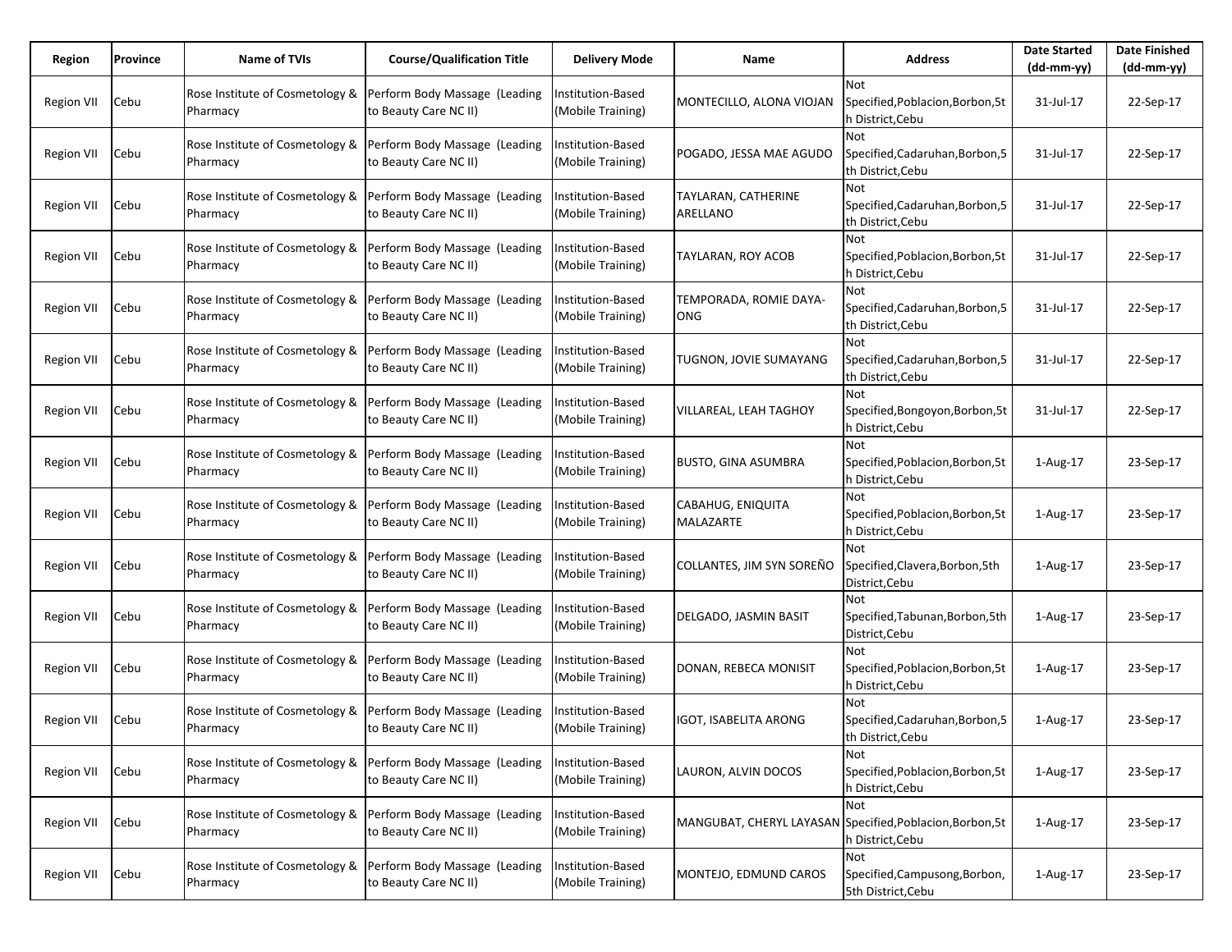| Region | Province | Name of TVIs | Course/Qualification Title | Delivery Mode | Name | Address | Date Started (dd-mm-yy) | Date Finished (dd-mm-yy) |
|---|---|---|---|---|---|---|---|---|
| Region VII | Cebu | Rose Institute of Cosmetology & Pharmacy | Perform Body Massage (Leading to Beauty Care NC II) | Institution-Based (Mobile Training) | MONTECILLO, ALONA VIOJAN | Not Specified,Poblacion,Borbon,5th District,Cebu | 31-Jul-17 | 22-Sep-17 |
| Region VII | Cebu | Rose Institute of Cosmetology & Pharmacy | Perform Body Massage (Leading to Beauty Care NC II) | Institution-Based (Mobile Training) | POGADO, JESSA MAE AGUDO | Not Specified,Cadaruhan,Borbon,5th District,Cebu | 31-Jul-17 | 22-Sep-17 |
| Region VII | Cebu | Rose Institute of Cosmetology & Pharmacy | Perform Body Massage (Leading to Beauty Care NC II) | Institution-Based (Mobile Training) | TAYLARAN, CATHERINE ARELLANO | Not Specified,Cadaruhan,Borbon,5th District,Cebu | 31-Jul-17 | 22-Sep-17 |
| Region VII | Cebu | Rose Institute of Cosmetology & Pharmacy | Perform Body Massage (Leading to Beauty Care NC II) | Institution-Based (Mobile Training) | TAYLARAN, ROY ACOB | Not Specified,Poblacion,Borbon,5th District,Cebu | 31-Jul-17 | 22-Sep-17 |
| Region VII | Cebu | Rose Institute of Cosmetology & Pharmacy | Perform Body Massage (Leading to Beauty Care NC II) | Institution-Based (Mobile Training) | TEMPORADA, ROMIE DAYA-ONG | Not Specified,Cadaruhan,Borbon,5th District,Cebu | 31-Jul-17 | 22-Sep-17 |
| Region VII | Cebu | Rose Institute of Cosmetology & Pharmacy | Perform Body Massage (Leading to Beauty Care NC II) | Institution-Based (Mobile Training) | TUGNON, JOVIE SUMAYANG | Not Specified,Cadaruhan,Borbon,5th District,Cebu | 31-Jul-17 | 22-Sep-17 |
| Region VII | Cebu | Rose Institute of Cosmetology & Pharmacy | Perform Body Massage (Leading to Beauty Care NC II) | Institution-Based (Mobile Training) | VILLAREAL, LEAH TAGHOY | Not Specified,Bongoyon,Borbon,5th District,Cebu | 31-Jul-17 | 22-Sep-17 |
| Region VII | Cebu | Rose Institute of Cosmetology & Pharmacy | Perform Body Massage (Leading to Beauty Care NC II) | Institution-Based (Mobile Training) | BUSTO, GINA ASUMBRA | Not Specified,Poblacion,Borbon,5th District,Cebu | 1-Aug-17 | 23-Sep-17 |
| Region VII | Cebu | Rose Institute of Cosmetology & Pharmacy | Perform Body Massage (Leading to Beauty Care NC II) | Institution-Based (Mobile Training) | CABAHUG, ENIQUITA MALAZARTE | Not Specified,Poblacion,Borbon,5th District,Cebu | 1-Aug-17 | 23-Sep-17 |
| Region VII | Cebu | Rose Institute of Cosmetology & Pharmacy | Perform Body Massage (Leading to Beauty Care NC II) | Institution-Based (Mobile Training) | COLLANTES, JIM SYN SOREÑO | Not Specified,Clavera,Borbon,5th District,Cebu | 1-Aug-17 | 23-Sep-17 |
| Region VII | Cebu | Rose Institute of Cosmetology & Pharmacy | Perform Body Massage (Leading to Beauty Care NC II) | Institution-Based (Mobile Training) | DELGADO, JASMIN BASIT | Not Specified,Tabunan,Borbon,5th District,Cebu | 1-Aug-17 | 23-Sep-17 |
| Region VII | Cebu | Rose Institute of Cosmetology & Pharmacy | Perform Body Massage (Leading to Beauty Care NC II) | Institution-Based (Mobile Training) | DONAN, REBECA MONISIT | Not Specified,Poblacion,Borbon,5th District,Cebu | 1-Aug-17 | 23-Sep-17 |
| Region VII | Cebu | Rose Institute of Cosmetology & Pharmacy | Perform Body Massage (Leading to Beauty Care NC II) | Institution-Based (Mobile Training) | IGOT, ISABELITA ARONG | Not Specified,Cadaruhan,Borbon,5th District,Cebu | 1-Aug-17 | 23-Sep-17 |
| Region VII | Cebu | Rose Institute of Cosmetology & Pharmacy | Perform Body Massage (Leading to Beauty Care NC II) | Institution-Based (Mobile Training) | LAURON, ALVIN DOCOS | Not Specified,Poblacion,Borbon,5th District,Cebu | 1-Aug-17 | 23-Sep-17 |
| Region VII | Cebu | Rose Institute of Cosmetology & Pharmacy | Perform Body Massage (Leading to Beauty Care NC II) | Institution-Based (Mobile Training) | MANGUBAT, CHERYL LAYASAN | Not Specified,Poblacion,Borbon,5th District,Cebu | 1-Aug-17 | 23-Sep-17 |
| Region VII | Cebu | Rose Institute of Cosmetology & Pharmacy | Perform Body Massage (Leading to Beauty Care NC II) | Institution-Based (Mobile Training) | MONTEJO, EDMUND CAROS | Not Specified,Campusong,Borbon,5th District,Cebu | 1-Aug-17 | 23-Sep-17 |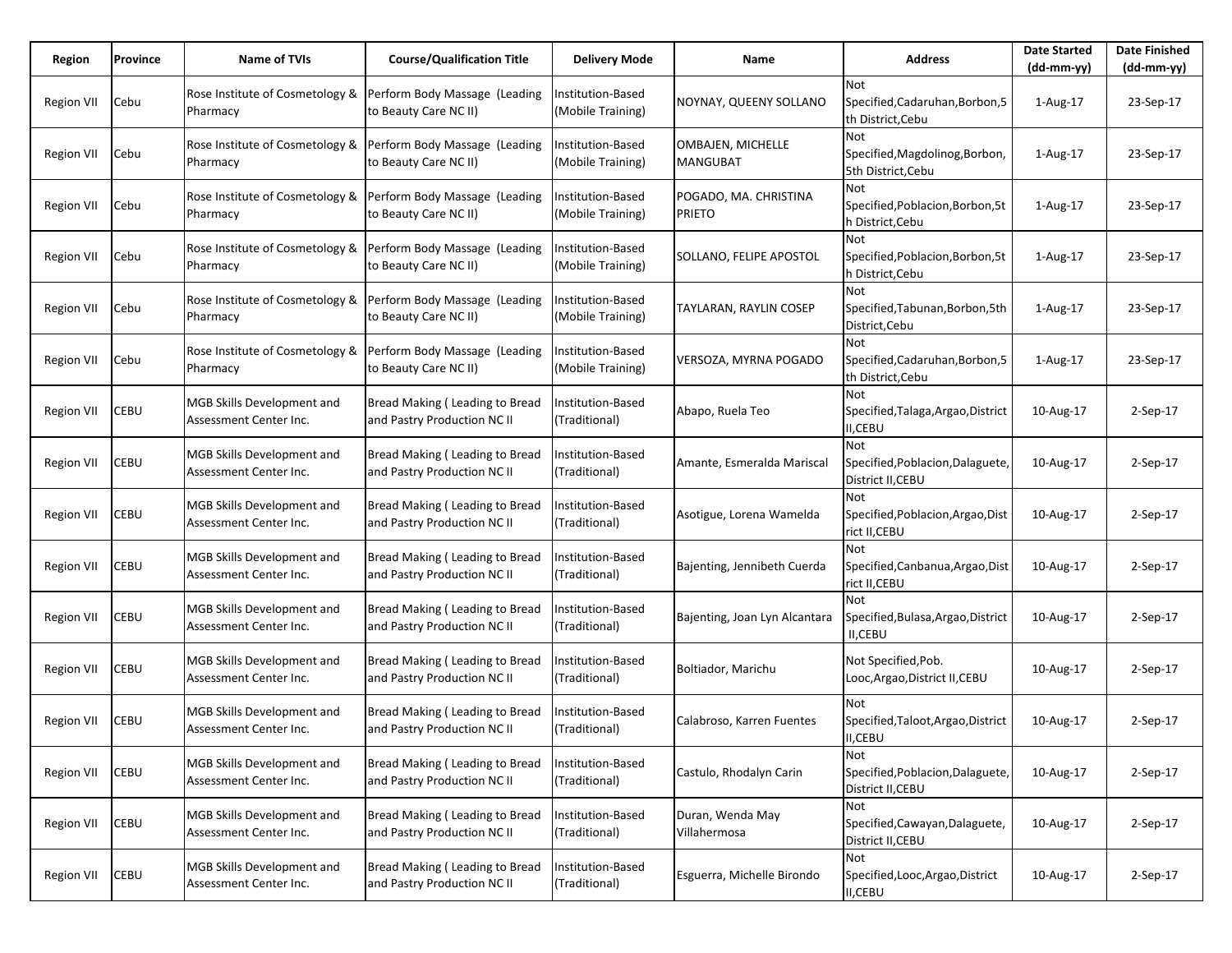| Region | Province | Name of TVIs | Course/Qualification Title | Delivery Mode | Name | Address | Date Started (dd-mm-yy) | Date Finished (dd-mm-yy) |
|---|---|---|---|---|---|---|---|---|
| Region VII | Cebu | Rose Institute of Cosmetology & Pharmacy | Perform Body Massage (Leading to Beauty Care NC II) | Institution-Based (Mobile Training) | NOYNAY, QUEENY SOLLANO | Not Specified,Cadaruhan,Borbon,5th District,Cebu | 1-Aug-17 | 23-Sep-17 |
| Region VII | Cebu | Rose Institute of Cosmetology & Pharmacy | Perform Body Massage (Leading to Beauty Care NC II) | Institution-Based (Mobile Training) | OMBAJEN, MICHELLE MANGUBAT | Not Specified,Magdolinog,Borbon,5th District,Cebu | 1-Aug-17 | 23-Sep-17 |
| Region VII | Cebu | Rose Institute of Cosmetology & Pharmacy | Perform Body Massage (Leading to Beauty Care NC II) | Institution-Based (Mobile Training) | POGADO, MA. CHRISTINA PRIETO | Not Specified,Poblacion,Borbon,5th District,Cebu | 1-Aug-17 | 23-Sep-17 |
| Region VII | Cebu | Rose Institute of Cosmetology & Pharmacy | Perform Body Massage (Leading to Beauty Care NC II) | Institution-Based (Mobile Training) | SOLLANO, FELIPE APOSTOL | Not Specified,Poblacion,Borbon,5th District,Cebu | 1-Aug-17 | 23-Sep-17 |
| Region VII | Cebu | Rose Institute of Cosmetology & Pharmacy | Perform Body Massage (Leading to Beauty Care NC II) | Institution-Based (Mobile Training) | TAYLARAN, RAYLIN COSEP | Not Specified,Tabunan,Borbon,5th District,Cebu | 1-Aug-17 | 23-Sep-17 |
| Region VII | Cebu | Rose Institute of Cosmetology & Pharmacy | Perform Body Massage (Leading to Beauty Care NC II) | Institution-Based (Mobile Training) | VERSOZA, MYRNA POGADO | Not Specified,Cadaruhan,Borbon,5th District,Cebu | 1-Aug-17 | 23-Sep-17 |
| Region VII | CEBU | MGB Skills Development and Assessment Center Inc. | Bread Making ( Leading to Bread and Pastry Production NC II | Institution-Based (Traditional) | Abapo, Ruela Teo | Not Specified,Talaga,Argao,District II,CEBU | 10-Aug-17 | 2-Sep-17 |
| Region VII | CEBU | MGB Skills Development and Assessment Center Inc. | Bread Making ( Leading to Bread and Pastry Production NC II | Institution-Based (Traditional) | Amante, Esmeralda Mariscal | Not Specified,Poblacion,Dalaguete,District II,CEBU | 10-Aug-17 | 2-Sep-17 |
| Region VII | CEBU | MGB Skills Development and Assessment Center Inc. | Bread Making ( Leading to Bread and Pastry Production NC II | Institution-Based (Traditional) | Asotigue, Lorena Wamelda | Not Specified,Poblacion,Argao,District II,CEBU | 10-Aug-17 | 2-Sep-17 |
| Region VII | CEBU | MGB Skills Development and Assessment Center Inc. | Bread Making ( Leading to Bread and Pastry Production NC II | Institution-Based (Traditional) | Bajenting, Jennibeth Cuerda | Not Specified,Canbanua,Argao,District II,CEBU | 10-Aug-17 | 2-Sep-17 |
| Region VII | CEBU | MGB Skills Development and Assessment Center Inc. | Bread Making ( Leading to Bread and Pastry Production NC II | Institution-Based (Traditional) | Bajenting, Joan Lyn Alcantara | Not Specified,Bulasa,Argao,District II,CEBU | 10-Aug-17 | 2-Sep-17 |
| Region VII | CEBU | MGB Skills Development and Assessment Center Inc. | Bread Making ( Leading to Bread and Pastry Production NC II | Institution-Based (Traditional) | Boltiador, Marichu | Not Specified,Pob. Looc,Argao,District II,CEBU | 10-Aug-17 | 2-Sep-17 |
| Region VII | CEBU | MGB Skills Development and Assessment Center Inc. | Bread Making ( Leading to Bread and Pastry Production NC II | Institution-Based (Traditional) | Calabroso, Karren Fuentes | Not Specified,Taloot,Argao,District II,CEBU | 10-Aug-17 | 2-Sep-17 |
| Region VII | CEBU | MGB Skills Development and Assessment Center Inc. | Bread Making ( Leading to Bread and Pastry Production NC II | Institution-Based (Traditional) | Castulo, Rhodalyn Carin | Not Specified,Poblacion,Dalaguete,District II,CEBU | 10-Aug-17 | 2-Sep-17 |
| Region VII | CEBU | MGB Skills Development and Assessment Center Inc. | Bread Making ( Leading to Bread and Pastry Production NC II | Institution-Based (Traditional) | Duran, Wenda May Villahermosa | Not Specified,Cawayan,Dalaguete,District II,CEBU | 10-Aug-17 | 2-Sep-17 |
| Region VII | CEBU | MGB Skills Development and Assessment Center Inc. | Bread Making ( Leading to Bread and Pastry Production NC II | Institution-Based (Traditional) | Esguerra, Michelle Birondo | Not Specified,Looc,Argao,District II,CEBU | 10-Aug-17 | 2-Sep-17 |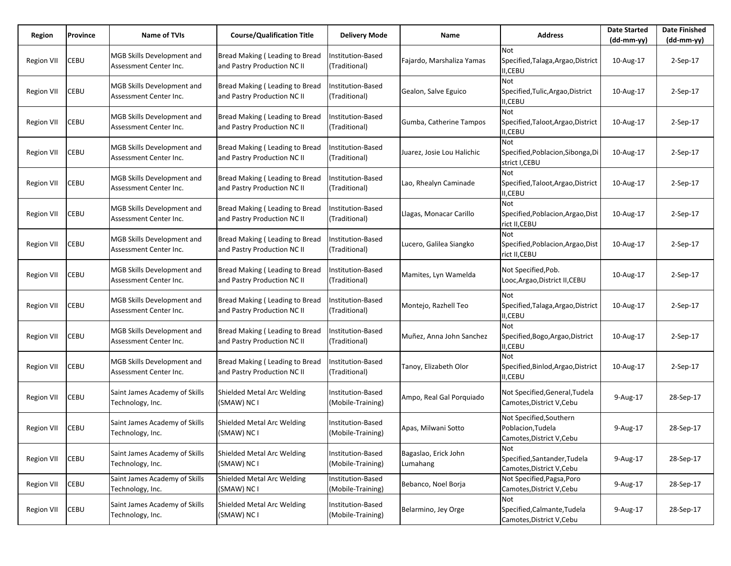| Region | Province | Name of TVIs | Course/Qualification Title | Delivery Mode | Name | Address | Date Started (dd-mm-yy) | Date Finished (dd-mm-yy) |
|---|---|---|---|---|---|---|---|---|
| Region VII | CEBU | MGB Skills Development and Assessment Center Inc. | Bread Making ( Leading to Bread and Pastry Production NC II | Institution-Based (Traditional) | Fajardo, Marshaliza Yamas | Not Specified,Talaga,Argao,District II,CEBU | 10-Aug-17 | 2-Sep-17 |
| Region VII | CEBU | MGB Skills Development and Assessment Center Inc. | Bread Making ( Leading to Bread and Pastry Production NC II | Institution-Based (Traditional) | Gealon, Salve Eguico | Not Specified,Tulic,Argao,District II,CEBU | 10-Aug-17 | 2-Sep-17 |
| Region VII | CEBU | MGB Skills Development and Assessment Center Inc. | Bread Making ( Leading to Bread and Pastry Production NC II | Institution-Based (Traditional) | Gumba, Catherine Tampos | Not Specified,Taloot,Argao,District II,CEBU | 10-Aug-17 | 2-Sep-17 |
| Region VII | CEBU | MGB Skills Development and Assessment Center Inc. | Bread Making ( Leading to Bread and Pastry Production NC II | Institution-Based (Traditional) | Juarez, Josie Lou Halichic | Not Specified,Poblacion,Sibonga,District I,CEBU | 10-Aug-17 | 2-Sep-17 |
| Region VII | CEBU | MGB Skills Development and Assessment Center Inc. | Bread Making ( Leading to Bread and Pastry Production NC II | Institution-Based (Traditional) | Lao, Rhealyn Caminade | Not Specified,Taloot,Argao,District II,CEBU | 10-Aug-17 | 2-Sep-17 |
| Region VII | CEBU | MGB Skills Development and Assessment Center Inc. | Bread Making ( Leading to Bread and Pastry Production NC II | Institution-Based (Traditional) | Llagas, Monacar Carillo | Not Specified,Poblacion,Argao,District II,CEBU | 10-Aug-17 | 2-Sep-17 |
| Region VII | CEBU | MGB Skills Development and Assessment Center Inc. | Bread Making ( Leading to Bread and Pastry Production NC II | Institution-Based (Traditional) | Lucero, Galilea Siangko | Not Specified,Poblacion,Argao,District II,CEBU | 10-Aug-17 | 2-Sep-17 |
| Region VII | CEBU | MGB Skills Development and Assessment Center Inc. | Bread Making ( Leading to Bread and Pastry Production NC II | Institution-Based (Traditional) | Mamites, Lyn Wamelda | Not Specified,Pob. Looc,Argao,District II,CEBU | 10-Aug-17 | 2-Sep-17 |
| Region VII | CEBU | MGB Skills Development and Assessment Center Inc. | Bread Making ( Leading to Bread and Pastry Production NC II | Institution-Based (Traditional) | Montejo, Razhell Teo | Not Specified,Talaga,Argao,District II,CEBU | 10-Aug-17 | 2-Sep-17 |
| Region VII | CEBU | MGB Skills Development and Assessment Center Inc. | Bread Making ( Leading to Bread and Pastry Production NC II | Institution-Based (Traditional) | Muñez, Anna John Sanchez | Not Specified,Bogo,Argao,District II,CEBU | 10-Aug-17 | 2-Sep-17 |
| Region VII | CEBU | MGB Skills Development and Assessment Center Inc. | Bread Making ( Leading to Bread and Pastry Production NC II | Institution-Based (Traditional) | Tanoy, Elizabeth Olor | Not Specified,Binlod,Argao,District II,CEBU | 10-Aug-17 | 2-Sep-17 |
| Region VII | CEBU | Saint James Academy of Skills Technology, Inc. | Shielded Metal Arc Welding (SMAW) NC I | Institution-Based (Mobile-Training) | Ampo, Real Gal Porquiado | Not Specified,General,Tudela Camotes,District V,Cebu | 9-Aug-17 | 28-Sep-17 |
| Region VII | CEBU | Saint James Academy of Skills Technology, Inc. | Shielded Metal Arc Welding (SMAW) NC I | Institution-Based (Mobile-Training) | Apas, Milwani Sotto | Not Specified,Southern Poblacion,Tudela Camotes,District V,Cebu | 9-Aug-17 | 28-Sep-17 |
| Region VII | CEBU | Saint James Academy of Skills Technology, Inc. | Shielded Metal Arc Welding (SMAW) NC I | Institution-Based (Mobile-Training) | Bagaslao, Erick John Lumahang | Not Specified,Santander,Tudela Camotes,District V,Cebu | 9-Aug-17 | 28-Sep-17 |
| Region VII | CEBU | Saint James Academy of Skills Technology, Inc. | Shielded Metal Arc Welding (SMAW) NC I | Institution-Based (Mobile-Training) | Bebanco, Noel Borja | Not Specified,Pagsa,Poro Camotes,District V,Cebu | 9-Aug-17 | 28-Sep-17 |
| Region VII | CEBU | Saint James Academy of Skills Technology, Inc. | Shielded Metal Arc Welding (SMAW) NC I | Institution-Based (Mobile-Training) | Belarmino, Jey Orge | Not Specified,Calmante,Tudela Camotes,District V,Cebu | 9-Aug-17 | 28-Sep-17 |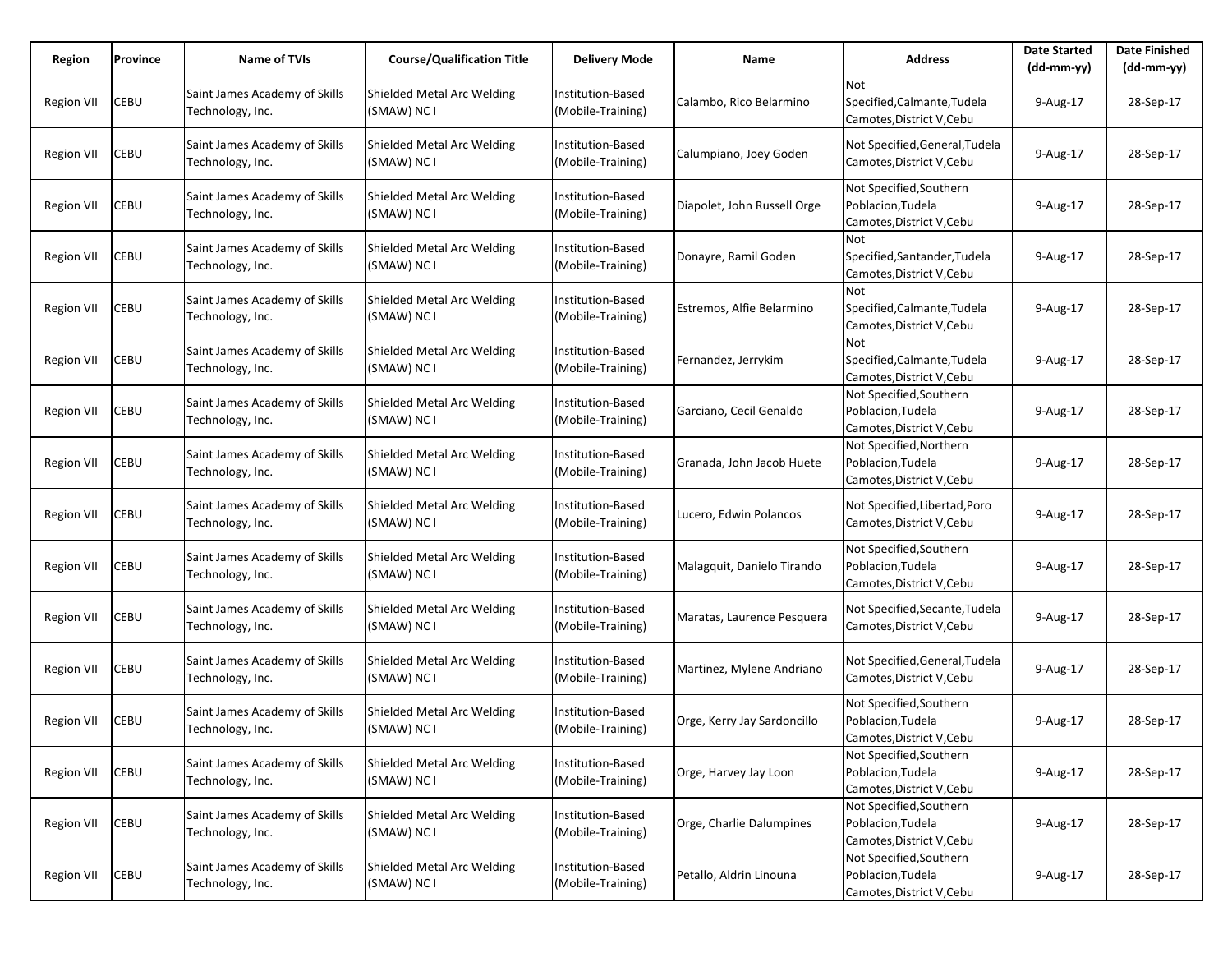| Region | Province | Name of TVIs | Course/Qualification Title | Delivery Mode | Name | Address | Date Started (dd-mm-yy) | Date Finished (dd-mm-yy) |
|---|---|---|---|---|---|---|---|---|
| Region VII | CEBU | Saint James Academy of Skills Technology, Inc. | Shielded Metal Arc Welding (SMAW) NC I | Institution-Based (Mobile-Training) | Calambo, Rico Belarmino | Not Specified,Calmante,Tudela Camotes,District V,Cebu | 9-Aug-17 | 28-Sep-17 |
| Region VII | CEBU | Saint James Academy of Skills Technology, Inc. | Shielded Metal Arc Welding (SMAW) NC I | Institution-Based (Mobile-Training) | Calumpiano, Joey Goden | Not Specified,General,Tudela Camotes,District V,Cebu | 9-Aug-17 | 28-Sep-17 |
| Region VII | CEBU | Saint James Academy of Skills Technology, Inc. | Shielded Metal Arc Welding (SMAW) NC I | Institution-Based (Mobile-Training) | Diapolet, John Russell Orge | Not Specified,Southern Poblacion,Tudela Camotes,District V,Cebu | 9-Aug-17 | 28-Sep-17 |
| Region VII | CEBU | Saint James Academy of Skills Technology, Inc. | Shielded Metal Arc Welding (SMAW) NC I | Institution-Based (Mobile-Training) | Donayre, Ramil Goden | Not Specified,Santander,Tudela Camotes,District V,Cebu | 9-Aug-17 | 28-Sep-17 |
| Region VII | CEBU | Saint James Academy of Skills Technology, Inc. | Shielded Metal Arc Welding (SMAW) NC I | Institution-Based (Mobile-Training) | Estremos, Alfie Belarmino | Not Specified,Calmante,Tudela Camotes,District V,Cebu | 9-Aug-17 | 28-Sep-17 |
| Region VII | CEBU | Saint James Academy of Skills Technology, Inc. | Shielded Metal Arc Welding (SMAW) NC I | Institution-Based (Mobile-Training) | Fernandez, Jerrykim | Not Specified,Calmante,Tudela Camotes,District V,Cebu | 9-Aug-17 | 28-Sep-17 |
| Region VII | CEBU | Saint James Academy of Skills Technology, Inc. | Shielded Metal Arc Welding (SMAW) NC I | Institution-Based (Mobile-Training) | Garciano, Cecil Genaldo | Not Specified,Southern Poblacion,Tudela Camotes,District V,Cebu | 9-Aug-17 | 28-Sep-17 |
| Region VII | CEBU | Saint James Academy of Skills Technology, Inc. | Shielded Metal Arc Welding (SMAW) NC I | Institution-Based (Mobile-Training) | Granada, John Jacob Huete | Not Specified,Northern Poblacion,Tudela Camotes,District V,Cebu | 9-Aug-17 | 28-Sep-17 |
| Region VII | CEBU | Saint James Academy of Skills Technology, Inc. | Shielded Metal Arc Welding (SMAW) NC I | Institution-Based (Mobile-Training) | Lucero, Edwin Polancos | Not Specified,Libertad,Poro Camotes,District V,Cebu | 9-Aug-17 | 28-Sep-17 |
| Region VII | CEBU | Saint James Academy of Skills Technology, Inc. | Shielded Metal Arc Welding (SMAW) NC I | Institution-Based (Mobile-Training) | Malagquit, Danielo Tirando | Not Specified,Southern Poblacion,Tudela Camotes,District V,Cebu | 9-Aug-17 | 28-Sep-17 |
| Region VII | CEBU | Saint James Academy of Skills Technology, Inc. | Shielded Metal Arc Welding (SMAW) NC I | Institution-Based (Mobile-Training) | Maratas, Laurence Pesquera | Not Specified,Secante,Tudela Camotes,District V,Cebu | 9-Aug-17 | 28-Sep-17 |
| Region VII | CEBU | Saint James Academy of Skills Technology, Inc. | Shielded Metal Arc Welding (SMAW) NC I | Institution-Based (Mobile-Training) | Martinez, Mylene Andriano | Not Specified,General,Tudela Camotes,District V,Cebu | 9-Aug-17 | 28-Sep-17 |
| Region VII | CEBU | Saint James Academy of Skills Technology, Inc. | Shielded Metal Arc Welding (SMAW) NC I | Institution-Based (Mobile-Training) | Orge, Kerry Jay Sardoncillo | Not Specified,Southern Poblacion,Tudela Camotes,District V,Cebu | 9-Aug-17 | 28-Sep-17 |
| Region VII | CEBU | Saint James Academy of Skills Technology, Inc. | Shielded Metal Arc Welding (SMAW) NC I | Institution-Based (Mobile-Training) | Orge, Harvey Jay Loon | Not Specified,Southern Poblacion,Tudela Camotes,District V,Cebu | 9-Aug-17 | 28-Sep-17 |
| Region VII | CEBU | Saint James Academy of Skills Technology, Inc. | Shielded Metal Arc Welding (SMAW) NC I | Institution-Based (Mobile-Training) | Orge, Charlie Dalumpines | Not Specified,Southern Poblacion,Tudela Camotes,District V,Cebu | 9-Aug-17 | 28-Sep-17 |
| Region VII | CEBU | Saint James Academy of Skills Technology, Inc. | Shielded Metal Arc Welding (SMAW) NC I | Institution-Based (Mobile-Training) | Petallo, Aldrin Linouna | Not Specified,Southern Poblacion,Tudela Camotes,District V,Cebu | 9-Aug-17 | 28-Sep-17 |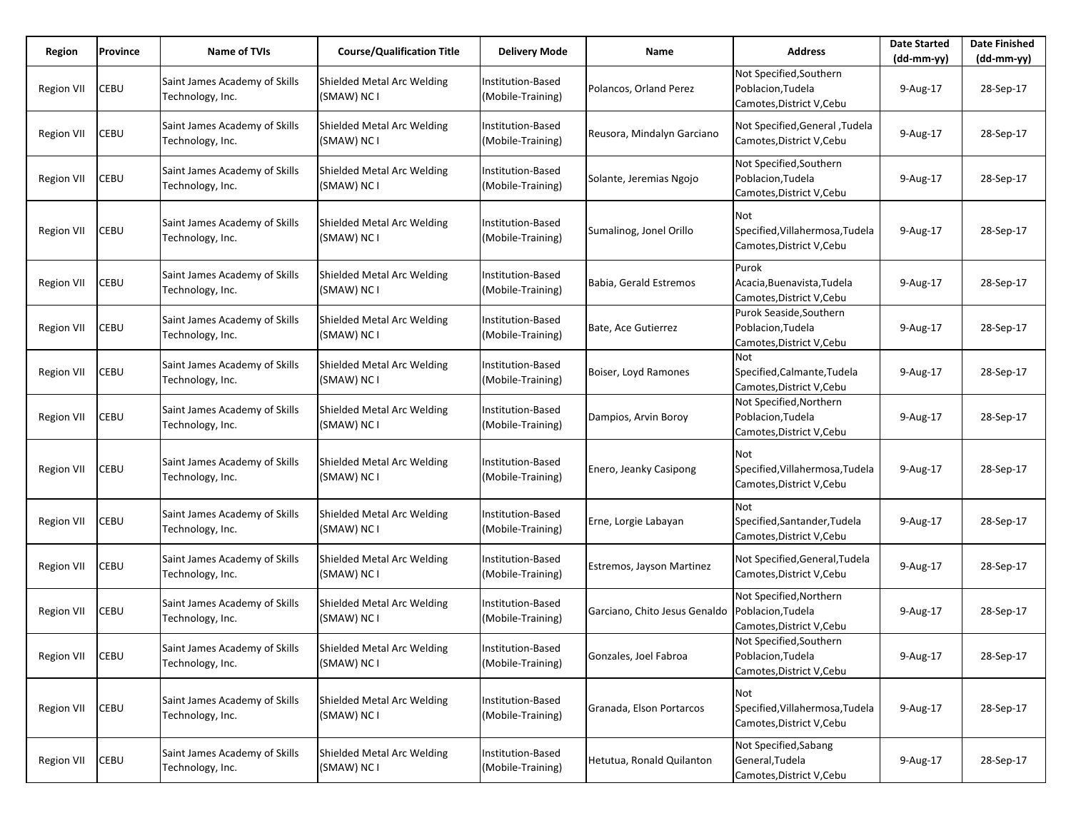| Region | Province | Name of TVIs | Course/Qualification Title | Delivery Mode | Name | Address | Date Started (dd-mm-yy) | Date Finished (dd-mm-yy) |
|---|---|---|---|---|---|---|---|---|
| Region VII | CEBU | Saint James Academy of Skills Technology, Inc. | Shielded Metal Arc Welding (SMAW) NC I | Institution-Based (Mobile-Training) | Polancos, Orland Perez | Not Specified,Southern Poblacion,Tudela Camotes,District V,Cebu | 9-Aug-17 | 28-Sep-17 |
| Region VII | CEBU | Saint James Academy of Skills Technology, Inc. | Shielded Metal Arc Welding (SMAW) NC I | Institution-Based (Mobile-Training) | Reusora, Mindalyn Garciano | Not Specified,General ,Tudela Camotes,District V,Cebu | 9-Aug-17 | 28-Sep-17 |
| Region VII | CEBU | Saint James Academy of Skills Technology, Inc. | Shielded Metal Arc Welding (SMAW) NC I | Institution-Based (Mobile-Training) | Solante, Jeremias Ngojo | Not Specified,Southern Poblacion,Tudela Camotes,District V,Cebu | 9-Aug-17 | 28-Sep-17 |
| Region VII | CEBU | Saint James Academy of Skills Technology, Inc. | Shielded Metal Arc Welding (SMAW) NC I | Institution-Based (Mobile-Training) | Sumalinog, Jonel Orillo | Not Specified,Villahermosa,Tudela Camotes,District V,Cebu | 9-Aug-17 | 28-Sep-17 |
| Region VII | CEBU | Saint James Academy of Skills Technology, Inc. | Shielded Metal Arc Welding (SMAW) NC I | Institution-Based (Mobile-Training) | Babia, Gerald Estremos | Purok Acacia,Buenavista,Tudela Camotes,District V,Cebu | 9-Aug-17 | 28-Sep-17 |
| Region VII | CEBU | Saint James Academy of Skills Technology, Inc. | Shielded Metal Arc Welding (SMAW) NC I | Institution-Based (Mobile-Training) | Bate, Ace Gutierrez | Purok Seaside,Southern Poblacion,Tudela Camotes,District V,Cebu | 9-Aug-17 | 28-Sep-17 |
| Region VII | CEBU | Saint James Academy of Skills Technology, Inc. | Shielded Metal Arc Welding (SMAW) NC I | Institution-Based (Mobile-Training) | Boiser, Loyd Ramones | Not Specified,Calmante,Tudela Camotes,District V,Cebu | 9-Aug-17 | 28-Sep-17 |
| Region VII | CEBU | Saint James Academy of Skills Technology, Inc. | Shielded Metal Arc Welding (SMAW) NC I | Institution-Based (Mobile-Training) | Dampios, Arvin Boroy | Not Specified,Northern Poblacion,Tudela Camotes,District V,Cebu | 9-Aug-17 | 28-Sep-17 |
| Region VII | CEBU | Saint James Academy of Skills Technology, Inc. | Shielded Metal Arc Welding (SMAW) NC I | Institution-Based (Mobile-Training) | Enero, Jeanky Casipong | Not Specified,Villahermosa,Tudela Camotes,District V,Cebu | 9-Aug-17 | 28-Sep-17 |
| Region VII | CEBU | Saint James Academy of Skills Technology, Inc. | Shielded Metal Arc Welding (SMAW) NC I | Institution-Based (Mobile-Training) | Erne, Lorgie Labayan | Not Specified,Santander,Tudela Camotes,District V,Cebu | 9-Aug-17 | 28-Sep-17 |
| Region VII | CEBU | Saint James Academy of Skills Technology, Inc. | Shielded Metal Arc Welding (SMAW) NC I | Institution-Based (Mobile-Training) | Estremos, Jayson Martinez | Not Specified,General,Tudela Camotes,District V,Cebu | 9-Aug-17 | 28-Sep-17 |
| Region VII | CEBU | Saint James Academy of Skills Technology, Inc. | Shielded Metal Arc Welding (SMAW) NC I | Institution-Based (Mobile-Training) | Garciano, Chito Jesus Genaldo | Not Specified,Northern Poblacion,Tudela Camotes,District V,Cebu | 9-Aug-17 | 28-Sep-17 |
| Region VII | CEBU | Saint James Academy of Skills Technology, Inc. | Shielded Metal Arc Welding (SMAW) NC I | Institution-Based (Mobile-Training) | Gonzales, Joel Fabroa | Not Specified,Southern Poblacion,Tudela Camotes,District V,Cebu | 9-Aug-17 | 28-Sep-17 |
| Region VII | CEBU | Saint James Academy of Skills Technology, Inc. | Shielded Metal Arc Welding (SMAW) NC I | Institution-Based (Mobile-Training) | Granada, Elson Portarcos | Not Specified,Villahermosa,Tudela Camotes,District V,Cebu | 9-Aug-17 | 28-Sep-17 |
| Region VII | CEBU | Saint James Academy of Skills Technology, Inc. | Shielded Metal Arc Welding (SMAW) NC I | Institution-Based (Mobile-Training) | Hetutua, Ronald Quilanton | Not Specified,Sabang General,Tudela Camotes,District V,Cebu | 9-Aug-17 | 28-Sep-17 |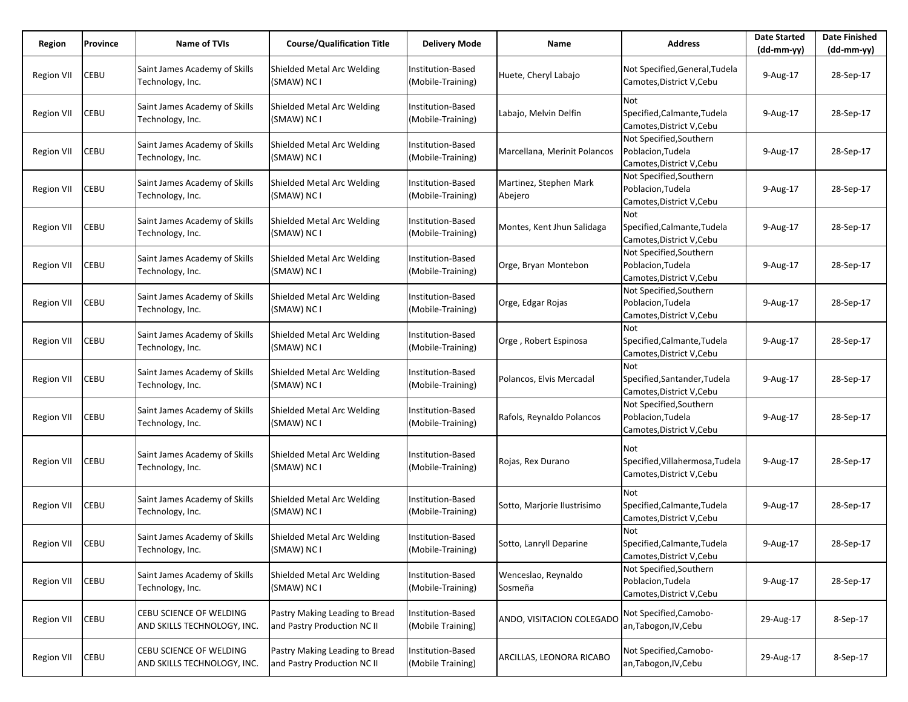| Region | Province | Name of TVIs | Course/Qualification Title | Delivery Mode | Name | Address | Date Started (dd-mm-yy) | Date Finished (dd-mm-yy) |
|---|---|---|---|---|---|---|---|---|
| Region VII | CEBU | Saint James Academy of Skills Technology, Inc. | Shielded Metal Arc Welding (SMAW) NC I | Institution-Based (Mobile-Training) | Huete, Cheryl Labajo | Not Specified,General,Tudela Camotes,District V,Cebu | 9-Aug-17 | 28-Sep-17 |
| Region VII | CEBU | Saint James Academy of Skills Technology, Inc. | Shielded Metal Arc Welding (SMAW) NC I | Institution-Based (Mobile-Training) | Labajo, Melvin Delfin | Not Specified,Calmante,Tudela Camotes,District V,Cebu | 9-Aug-17 | 28-Sep-17 |
| Region VII | CEBU | Saint James Academy of Skills Technology, Inc. | Shielded Metal Arc Welding (SMAW) NC I | Institution-Based (Mobile-Training) | Marcellana, Merinit Polancos | Not Specified,Southern Poblacion,Tudela Camotes,District V,Cebu | 9-Aug-17 | 28-Sep-17 |
| Region VII | CEBU | Saint James Academy of Skills Technology, Inc. | Shielded Metal Arc Welding (SMAW) NC I | Institution-Based (Mobile-Training) | Martinez, Stephen Mark Abejero | Not Specified,Southern Poblacion,Tudela Camotes,District V,Cebu | 9-Aug-17 | 28-Sep-17 |
| Region VII | CEBU | Saint James Academy of Skills Technology, Inc. | Shielded Metal Arc Welding (SMAW) NC I | Institution-Based (Mobile-Training) | Montes, Kent Jhun Salidaga | Not Specified,Calmante,Tudela Camotes,District V,Cebu | 9-Aug-17 | 28-Sep-17 |
| Region VII | CEBU | Saint James Academy of Skills Technology, Inc. | Shielded Metal Arc Welding (SMAW) NC I | Institution-Based (Mobile-Training) | Orge, Bryan Montebon | Not Specified,Southern Poblacion,Tudela Camotes,District V,Cebu | 9-Aug-17 | 28-Sep-17 |
| Region VII | CEBU | Saint James Academy of Skills Technology, Inc. | Shielded Metal Arc Welding (SMAW) NC I | Institution-Based (Mobile-Training) | Orge, Edgar Rojas | Not Specified,Southern Poblacion,Tudela Camotes,District V,Cebu | 9-Aug-17 | 28-Sep-17 |
| Region VII | CEBU | Saint James Academy of Skills Technology, Inc. | Shielded Metal Arc Welding (SMAW) NC I | Institution-Based (Mobile-Training) | Orge , Robert Espinosa | Not Specified,Calmante,Tudela Camotes,District V,Cebu | 9-Aug-17 | 28-Sep-17 |
| Region VII | CEBU | Saint James Academy of Skills Technology, Inc. | Shielded Metal Arc Welding (SMAW) NC I | Institution-Based (Mobile-Training) | Polancos, Elvis Mercadal | Not Specified,Santander,Tudela Camotes,District V,Cebu | 9-Aug-17 | 28-Sep-17 |
| Region VII | CEBU | Saint James Academy of Skills Technology, Inc. | Shielded Metal Arc Welding (SMAW) NC I | Institution-Based (Mobile-Training) | Rafols, Reynaldo Polancos | Not Specified,Southern Poblacion,Tudela Camotes,District V,Cebu | 9-Aug-17 | 28-Sep-17 |
| Region VII | CEBU | Saint James Academy of Skills Technology, Inc. | Shielded Metal Arc Welding (SMAW) NC I | Institution-Based (Mobile-Training) | Rojas, Rex Durano | Not Specified,Villahermosa,Tudela Camotes,District V,Cebu | 9-Aug-17 | 28-Sep-17 |
| Region VII | CEBU | Saint James Academy of Skills Technology, Inc. | Shielded Metal Arc Welding (SMAW) NC I | Institution-Based (Mobile-Training) | Sotto, Marjorie Ilustrisimo | Not Specified,Calmante,Tudela Camotes,District V,Cebu | 9-Aug-17 | 28-Sep-17 |
| Region VII | CEBU | Saint James Academy of Skills Technology, Inc. | Shielded Metal Arc Welding (SMAW) NC I | Institution-Based (Mobile-Training) | Sotto, Lanryll Deparine | Not Specified,Calmante,Tudela Camotes,District V,Cebu | 9-Aug-17 | 28-Sep-17 |
| Region VII | CEBU | Saint James Academy of Skills Technology, Inc. | Shielded Metal Arc Welding (SMAW) NC I | Institution-Based (Mobile-Training) | Wenceslao, Reynaldo Sosmeña | Not Specified,Southern Poblacion,Tudela Camotes,District V,Cebu | 9-Aug-17 | 28-Sep-17 |
| Region VII | CEBU | CEBU SCIENCE OF WELDING AND SKILLS TECHNOLOGY, INC. | Pastry Making Leading to Bread and Pastry Production NC II | Institution-Based (Mobile Training) | ANDO, VISITACION COLEGADO | Not Specified,Camobo-an,Tabogon,IV,Cebu | 29-Aug-17 | 8-Sep-17 |
| Region VII | CEBU | CEBU SCIENCE OF WELDING AND SKILLS TECHNOLOGY, INC. | Pastry Making Leading to Bread and Pastry Production NC II | Institution-Based (Mobile Training) | ARCILLAS, LEONORA RICABO | Not Specified,Camobo-an,Tabogon,IV,Cebu | 29-Aug-17 | 8-Sep-17 |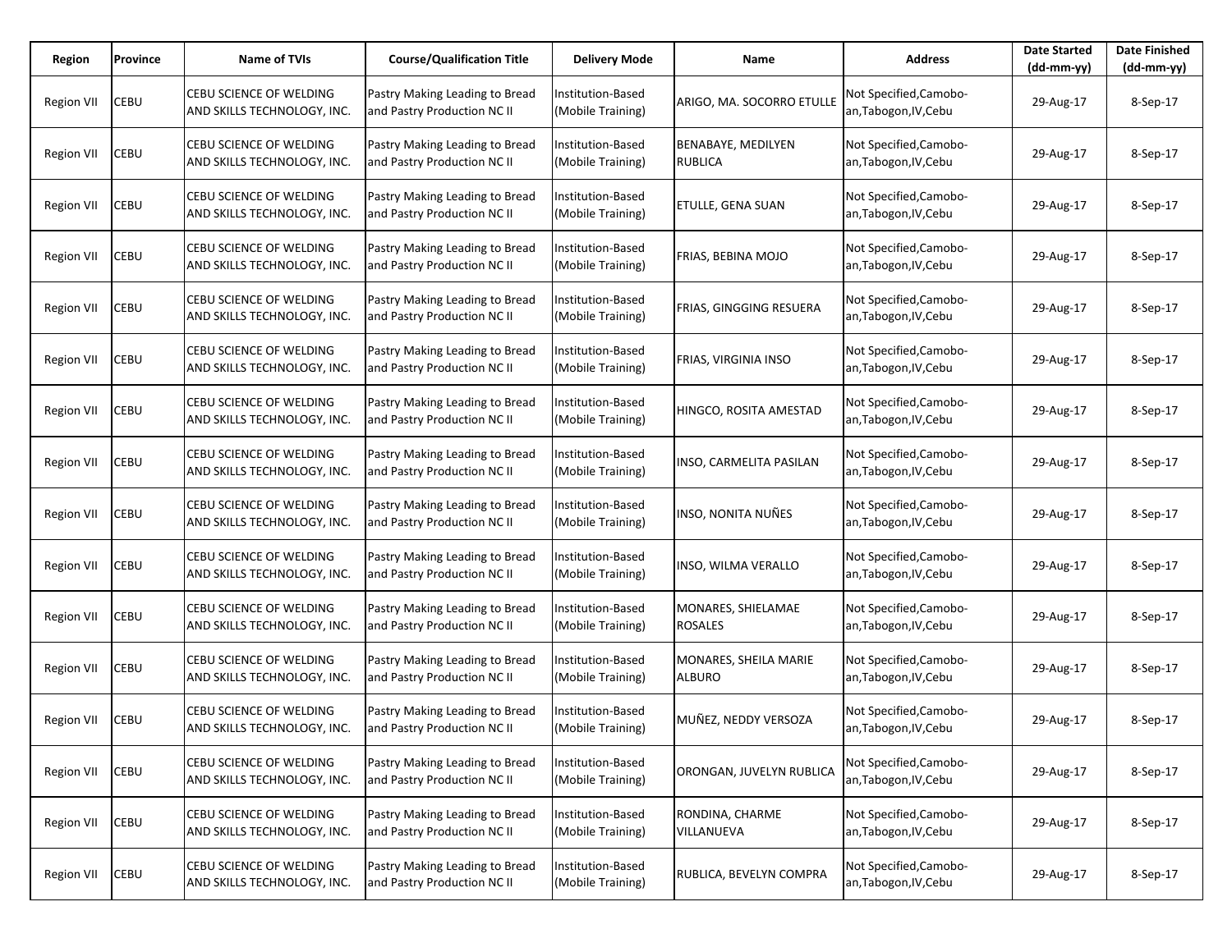| Region | Province | Name of TVIs | Course/Qualification Title | Delivery Mode | Name | Address | Date Started (dd-mm-yy) | Date Finished (dd-mm-yy) |
|---|---|---|---|---|---|---|---|---|
| Region VII | CEBU | CEBU SCIENCE OF WELDING AND SKILLS TECHNOLOGY, INC. | Pastry Making Leading to Bread and Pastry Production NC II | Institution-Based (Mobile Training) | ARIGO, MA. SOCORRO ETULLE | Not Specified,Camobo-an,Tabogon,IV,Cebu | 29-Aug-17 | 8-Sep-17 |
| Region VII | CEBU | CEBU SCIENCE OF WELDING AND SKILLS TECHNOLOGY, INC. | Pastry Making Leading to Bread and Pastry Production NC II | Institution-Based (Mobile Training) | BENABAYE, MEDILYEN RUBLICA | Not Specified,Camobo-an,Tabogon,IV,Cebu | 29-Aug-17 | 8-Sep-17 |
| Region VII | CEBU | CEBU SCIENCE OF WELDING AND SKILLS TECHNOLOGY, INC. | Pastry Making Leading to Bread and Pastry Production NC II | Institution-Based (Mobile Training) | ETULLE, GENA SUAN | Not Specified,Camobo-an,Tabogon,IV,Cebu | 29-Aug-17 | 8-Sep-17 |
| Region VII | CEBU | CEBU SCIENCE OF WELDING AND SKILLS TECHNOLOGY, INC. | Pastry Making Leading to Bread and Pastry Production NC II | Institution-Based (Mobile Training) | FRIAS, BEBINA MOJO | Not Specified,Camobo-an,Tabogon,IV,Cebu | 29-Aug-17 | 8-Sep-17 |
| Region VII | CEBU | CEBU SCIENCE OF WELDING AND SKILLS TECHNOLOGY, INC. | Pastry Making Leading to Bread and Pastry Production NC II | Institution-Based (Mobile Training) | FRIAS, GINGGING RESUERA | Not Specified,Camobo-an,Tabogon,IV,Cebu | 29-Aug-17 | 8-Sep-17 |
| Region VII | CEBU | CEBU SCIENCE OF WELDING AND SKILLS TECHNOLOGY, INC. | Pastry Making Leading to Bread and Pastry Production NC II | Institution-Based (Mobile Training) | FRIAS, VIRGINIA INSO | Not Specified,Camobo-an,Tabogon,IV,Cebu | 29-Aug-17 | 8-Sep-17 |
| Region VII | CEBU | CEBU SCIENCE OF WELDING AND SKILLS TECHNOLOGY, INC. | Pastry Making Leading to Bread and Pastry Production NC II | Institution-Based (Mobile Training) | HINGCO, ROSITA AMESTAD | Not Specified,Camobo-an,Tabogon,IV,Cebu | 29-Aug-17 | 8-Sep-17 |
| Region VII | CEBU | CEBU SCIENCE OF WELDING AND SKILLS TECHNOLOGY, INC. | Pastry Making Leading to Bread and Pastry Production NC II | Institution-Based (Mobile Training) | INSO, CARMELITA PASILAN | Not Specified,Camobo-an,Tabogon,IV,Cebu | 29-Aug-17 | 8-Sep-17 |
| Region VII | CEBU | CEBU SCIENCE OF WELDING AND SKILLS TECHNOLOGY, INC. | Pastry Making Leading to Bread and Pastry Production NC II | Institution-Based (Mobile Training) | INSO, NONITA NUÑES | Not Specified,Camobo-an,Tabogon,IV,Cebu | 29-Aug-17 | 8-Sep-17 |
| Region VII | CEBU | CEBU SCIENCE OF WELDING AND SKILLS TECHNOLOGY, INC. | Pastry Making Leading to Bread and Pastry Production NC II | Institution-Based (Mobile Training) | INSO, WILMA VERALLO | Not Specified,Camobo-an,Tabogon,IV,Cebu | 29-Aug-17 | 8-Sep-17 |
| Region VII | CEBU | CEBU SCIENCE OF WELDING AND SKILLS TECHNOLOGY, INC. | Pastry Making Leading to Bread and Pastry Production NC II | Institution-Based (Mobile Training) | MONARES, SHIELAMAE ROSALES | Not Specified,Camobo-an,Tabogon,IV,Cebu | 29-Aug-17 | 8-Sep-17 |
| Region VII | CEBU | CEBU SCIENCE OF WELDING AND SKILLS TECHNOLOGY, INC. | Pastry Making Leading to Bread and Pastry Production NC II | Institution-Based (Mobile Training) | MONARES, SHEILA MARIE ALBURO | Not Specified,Camobo-an,Tabogon,IV,Cebu | 29-Aug-17 | 8-Sep-17 |
| Region VII | CEBU | CEBU SCIENCE OF WELDING AND SKILLS TECHNOLOGY, INC. | Pastry Making Leading to Bread and Pastry Production NC II | Institution-Based (Mobile Training) | MUÑEZ, NEDDY VERSOZA | Not Specified,Camobo-an,Tabogon,IV,Cebu | 29-Aug-17 | 8-Sep-17 |
| Region VII | CEBU | CEBU SCIENCE OF WELDING AND SKILLS TECHNOLOGY, INC. | Pastry Making Leading to Bread and Pastry Production NC II | Institution-Based (Mobile Training) | ORONGAN, JUVELYN RUBLICA | Not Specified,Camobo-an,Tabogon,IV,Cebu | 29-Aug-17 | 8-Sep-17 |
| Region VII | CEBU | CEBU SCIENCE OF WELDING AND SKILLS TECHNOLOGY, INC. | Pastry Making Leading to Bread and Pastry Production NC II | Institution-Based (Mobile Training) | RONDINA, CHARME VILLANUEVA | Not Specified,Camobo-an,Tabogon,IV,Cebu | 29-Aug-17 | 8-Sep-17 |
| Region VII | CEBU | CEBU SCIENCE OF WELDING AND SKILLS TECHNOLOGY, INC. | Pastry Making Leading to Bread and Pastry Production NC II | Institution-Based (Mobile Training) | RUBLICA, BEVELYN COMPRA | Not Specified,Camobo-an,Tabogon,IV,Cebu | 29-Aug-17 | 8-Sep-17 |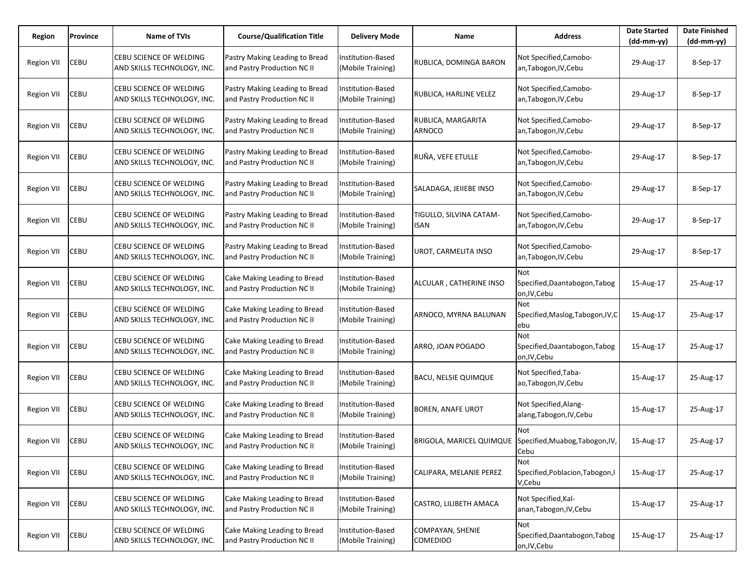| Region | Province | Name of TVIs | Course/Qualification Title | Delivery Mode | Name | Address | Date Started (dd-mm-yy) | Date Finished (dd-mm-yy) |
|---|---|---|---|---|---|---|---|---|
| Region VII | CEBU | CEBU SCIENCE OF WELDING AND SKILLS TECHNOLOGY, INC. | Pastry Making Leading to Bread and Pastry Production NC II | Institution-Based (Mobile Training) | RUBLICA, DOMINGA BARON | Not Specified,Camobo-an,Tabogon,IV,Cebu | 29-Aug-17 | 8-Sep-17 |
| Region VII | CEBU | CEBU SCIENCE OF WELDING AND SKILLS TECHNOLOGY, INC. | Pastry Making Leading to Bread and Pastry Production NC II | Institution-Based (Mobile Training) | RUBLICA, HARLINE VELEZ | Not Specified,Camobo-an,Tabogon,IV,Cebu | 29-Aug-17 | 8-Sep-17 |
| Region VII | CEBU | CEBU SCIENCE OF WELDING AND SKILLS TECHNOLOGY, INC. | Pastry Making Leading to Bread and Pastry Production NC II | Institution-Based (Mobile Training) | RUBLICA, MARGARITA ARNOCO | Not Specified,Camobo-an,Tabogon,IV,Cebu | 29-Aug-17 | 8-Sep-17 |
| Region VII | CEBU | CEBU SCIENCE OF WELDING AND SKILLS TECHNOLOGY, INC. | Pastry Making Leading to Bread and Pastry Production NC II | Institution-Based (Mobile Training) | RUÑA, VEFE ETULLE | Not Specified,Camobo-an,Tabogon,IV,Cebu | 29-Aug-17 | 8-Sep-17 |
| Region VII | CEBU | CEBU SCIENCE OF WELDING AND SKILLS TECHNOLOGY, INC. | Pastry Making Leading to Bread and Pastry Production NC II | Institution-Based (Mobile Training) | SALADAGA, JEIIEBE INSO | Not Specified,Camobo-an,Tabogon,IV,Cebu | 29-Aug-17 | 8-Sep-17 |
| Region VII | CEBU | CEBU SCIENCE OF WELDING AND SKILLS TECHNOLOGY, INC. | Pastry Making Leading to Bread and Pastry Production NC II | Institution-Based (Mobile Training) | TIGULLO, SILVINA CATAM-ISAN | Not Specified,Camobo-an,Tabogon,IV,Cebu | 29-Aug-17 | 8-Sep-17 |
| Region VII | CEBU | CEBU SCIENCE OF WELDING AND SKILLS TECHNOLOGY, INC. | Pastry Making Leading to Bread and Pastry Production NC II | Institution-Based (Mobile Training) | UROT, CARMELITA INSO | Not Specified,Camobo-an,Tabogon,IV,Cebu | 29-Aug-17 | 8-Sep-17 |
| Region VII | CEBU | CEBU SCIENCE OF WELDING AND SKILLS TECHNOLOGY, INC. | Cake Making Leading to Bread and Pastry Production NC II | Institution-Based (Mobile Training) | ALCULAR , CATHERINE INSO | Not Specified,Daantabogon,Tabogon,IV,Cebu | 15-Aug-17 | 25-Aug-17 |
| Region VII | CEBU | CEBU SCIENCE OF WELDING AND SKILLS TECHNOLOGY, INC. | Cake Making Leading to Bread and Pastry Production NC II | Institution-Based (Mobile Training) | ARNOCO, MYRNA BALUNAN | Not Specified,Maslog,Tabogon,IV,Cebu | 15-Aug-17 | 25-Aug-17 |
| Region VII | CEBU | CEBU SCIENCE OF WELDING AND SKILLS TECHNOLOGY, INC. | Cake Making Leading to Bread and Pastry Production NC II | Institution-Based (Mobile Training) | ARRO, JOAN POGADO | Not Specified,Daantabogon,Tabogon,IV,Cebu | 15-Aug-17 | 25-Aug-17 |
| Region VII | CEBU | CEBU SCIENCE OF WELDING AND SKILLS TECHNOLOGY, INC. | Cake Making Leading to Bread and Pastry Production NC II | Institution-Based (Mobile Training) | BACU, NELSIE QUIMQUE | Not Specified,Taba-ao,Tabogon,IV,Cebu | 15-Aug-17 | 25-Aug-17 |
| Region VII | CEBU | CEBU SCIENCE OF WELDING AND SKILLS TECHNOLOGY, INC. | Cake Making Leading to Bread and Pastry Production NC II | Institution-Based (Mobile Training) | BOREN, ANAFE UROT | Not Specified,Alang-alang,Tabogon,IV,Cebu | 15-Aug-17 | 25-Aug-17 |
| Region VII | CEBU | CEBU SCIENCE OF WELDING AND SKILLS TECHNOLOGY, INC. | Cake Making Leading to Bread and Pastry Production NC II | Institution-Based (Mobile Training) | BRIGOLA, MARICEL QUIMQUE | Not Specified,Muabog,Tabogon,IV,Cebu | 15-Aug-17 | 25-Aug-17 |
| Region VII | CEBU | CEBU SCIENCE OF WELDING AND SKILLS TECHNOLOGY, INC. | Cake Making Leading to Bread and Pastry Production NC II | Institution-Based (Mobile Training) | CALIPARA, MELANIE PEREZ | Not Specified,Poblacion,Tabogon,IV,Cebu | 15-Aug-17 | 25-Aug-17 |
| Region VII | CEBU | CEBU SCIENCE OF WELDING AND SKILLS TECHNOLOGY, INC. | Cake Making Leading to Bread and Pastry Production NC II | Institution-Based (Mobile Training) | CASTRO, LILIBETH AMACA | Not Specified,Kal-anan,Tabogon,IV,Cebu | 15-Aug-17 | 25-Aug-17 |
| Region VII | CEBU | CEBU SCIENCE OF WELDING AND SKILLS TECHNOLOGY, INC. | Cake Making Leading to Bread and Pastry Production NC II | Institution-Based (Mobile Training) | COMPAYAN, SHENIE COMEDIDO | Not Specified,Daantabogon,Tabogon,IV,Cebu | 15-Aug-17 | 25-Aug-17 |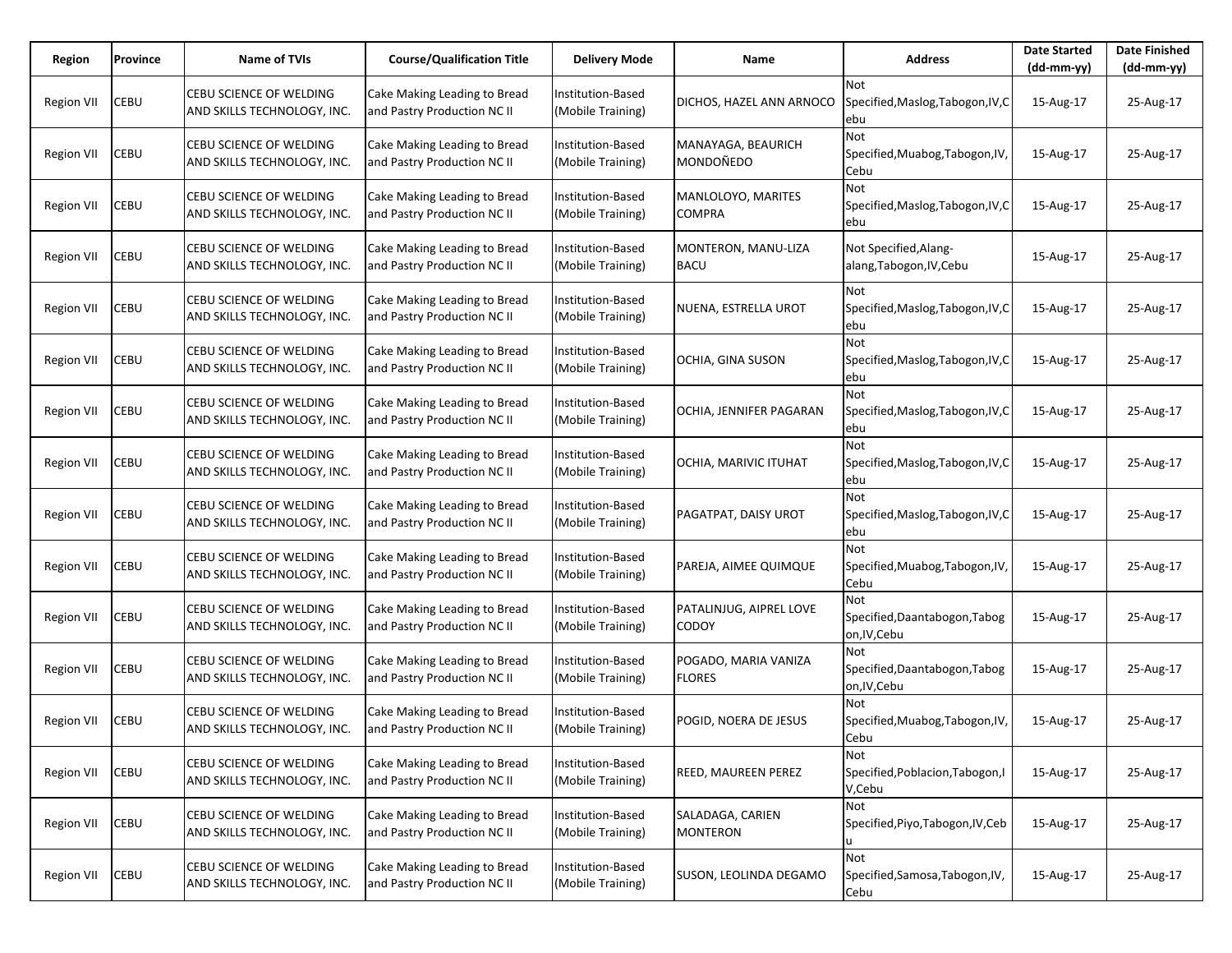| Region | Province | Name of TVIs | Course/Qualification Title | Delivery Mode | Name | Address | Date Started (dd-mm-yy) | Date Finished (dd-mm-yy) |
|---|---|---|---|---|---|---|---|---|
| Region VII | CEBU | CEBU SCIENCE OF WELDING AND SKILLS TECHNOLOGY, INC. | Cake Making Leading to Bread and Pastry Production NC II | Institution-Based (Mobile Training) | DICHOS, HAZEL ANN ARNOCO | Not Specified,Maslog,Tabogon,IV,Cebu | 15-Aug-17 | 25-Aug-17 |
| Region VII | CEBU | CEBU SCIENCE OF WELDING AND SKILLS TECHNOLOGY, INC. | Cake Making Leading to Bread and Pastry Production NC II | Institution-Based (Mobile Training) | MANAYAGA, BEAURICH MONDOÑEDO | Not Specified,Muabog,Tabogon,IV,Cebu | 15-Aug-17 | 25-Aug-17 |
| Region VII | CEBU | CEBU SCIENCE OF WELDING AND SKILLS TECHNOLOGY, INC. | Cake Making Leading to Bread and Pastry Production NC II | Institution-Based (Mobile Training) | MANLOLOYO, MARITES COMPRA | Not Specified,Maslog,Tabogon,IV,Cebu | 15-Aug-17 | 25-Aug-17 |
| Region VII | CEBU | CEBU SCIENCE OF WELDING AND SKILLS TECHNOLOGY, INC. | Cake Making Leading to Bread and Pastry Production NC II | Institution-Based (Mobile Training) | MONTERON, MANU-LIZA BACU | Not Specified,Alang-alang,Tabogon,IV,Cebu | 15-Aug-17 | 25-Aug-17 |
| Region VII | CEBU | CEBU SCIENCE OF WELDING AND SKILLS TECHNOLOGY, INC. | Cake Making Leading to Bread and Pastry Production NC II | Institution-Based (Mobile Training) | NUENA, ESTRELLA UROT | Not Specified,Maslog,Tabogon,IV,Cebu | 15-Aug-17 | 25-Aug-17 |
| Region VII | CEBU | CEBU SCIENCE OF WELDING AND SKILLS TECHNOLOGY, INC. | Cake Making Leading to Bread and Pastry Production NC II | Institution-Based (Mobile Training) | OCHIA, GINA SUSON | Not Specified,Maslog,Tabogon,IV,Cebu | 15-Aug-17 | 25-Aug-17 |
| Region VII | CEBU | CEBU SCIENCE OF WELDING AND SKILLS TECHNOLOGY, INC. | Cake Making Leading to Bread and Pastry Production NC II | Institution-Based (Mobile Training) | OCHIA, JENNIFER PAGARAN | Not Specified,Maslog,Tabogon,IV,Cebu | 15-Aug-17 | 25-Aug-17 |
| Region VII | CEBU | CEBU SCIENCE OF WELDING AND SKILLS TECHNOLOGY, INC. | Cake Making Leading to Bread and Pastry Production NC II | Institution-Based (Mobile Training) | OCHIA, MARIVIC ITUHAT | Not Specified,Maslog,Tabogon,IV,Cebu | 15-Aug-17 | 25-Aug-17 |
| Region VII | CEBU | CEBU SCIENCE OF WELDING AND SKILLS TECHNOLOGY, INC. | Cake Making Leading to Bread and Pastry Production NC II | Institution-Based (Mobile Training) | PAGATPAT, DAISY UROT | Not Specified,Maslog,Tabogon,IV,Cebu | 15-Aug-17 | 25-Aug-17 |
| Region VII | CEBU | CEBU SCIENCE OF WELDING AND SKILLS TECHNOLOGY, INC. | Cake Making Leading to Bread and Pastry Production NC II | Institution-Based (Mobile Training) | PAREJA, AIMEE QUIMQUE | Not Specified,Muabog,Tabogon,IV,Cebu | 15-Aug-17 | 25-Aug-17 |
| Region VII | CEBU | CEBU SCIENCE OF WELDING AND SKILLS TECHNOLOGY, INC. | Cake Making Leading to Bread and Pastry Production NC II | Institution-Based (Mobile Training) | PATALINJUG, AIPREL LOVE CODOY | Not Specified,Daantabogon,Tabogon,IV,Cebu | 15-Aug-17 | 25-Aug-17 |
| Region VII | CEBU | CEBU SCIENCE OF WELDING AND SKILLS TECHNOLOGY, INC. | Cake Making Leading to Bread and Pastry Production NC II | Institution-Based (Mobile Training) | POGADO, MARIA VANIZA FLORES | Not Specified,Daantabogon,Tabogon,IV,Cebu | 15-Aug-17 | 25-Aug-17 |
| Region VII | CEBU | CEBU SCIENCE OF WELDING AND SKILLS TECHNOLOGY, INC. | Cake Making Leading to Bread and Pastry Production NC II | Institution-Based (Mobile Training) | POGID, NOERA DE JESUS | Not Specified,Muabog,Tabogon,IV,Cebu | 15-Aug-17 | 25-Aug-17 |
| Region VII | CEBU | CEBU SCIENCE OF WELDING AND SKILLS TECHNOLOGY, INC. | Cake Making Leading to Bread and Pastry Production NC II | Institution-Based (Mobile Training) | REED, MAUREEN PEREZ | Not Specified,Poblacion,Tabogon,IV,Cebu | 15-Aug-17 | 25-Aug-17 |
| Region VII | CEBU | CEBU SCIENCE OF WELDING AND SKILLS TECHNOLOGY, INC. | Cake Making Leading to Bread and Pastry Production NC II | Institution-Based (Mobile Training) | SALADAGA, CARIEN MONTERON | Not Specified,Piyo,Tabogon,IV,Cebu | 15-Aug-17 | 25-Aug-17 |
| Region VII | CEBU | CEBU SCIENCE OF WELDING AND SKILLS TECHNOLOGY, INC. | Cake Making Leading to Bread and Pastry Production NC II | Institution-Based (Mobile Training) | SUSON, LEOLINDA DEGAMO | Not Specified,Samosa,Tabogon,IV,Cebu | 15-Aug-17 | 25-Aug-17 |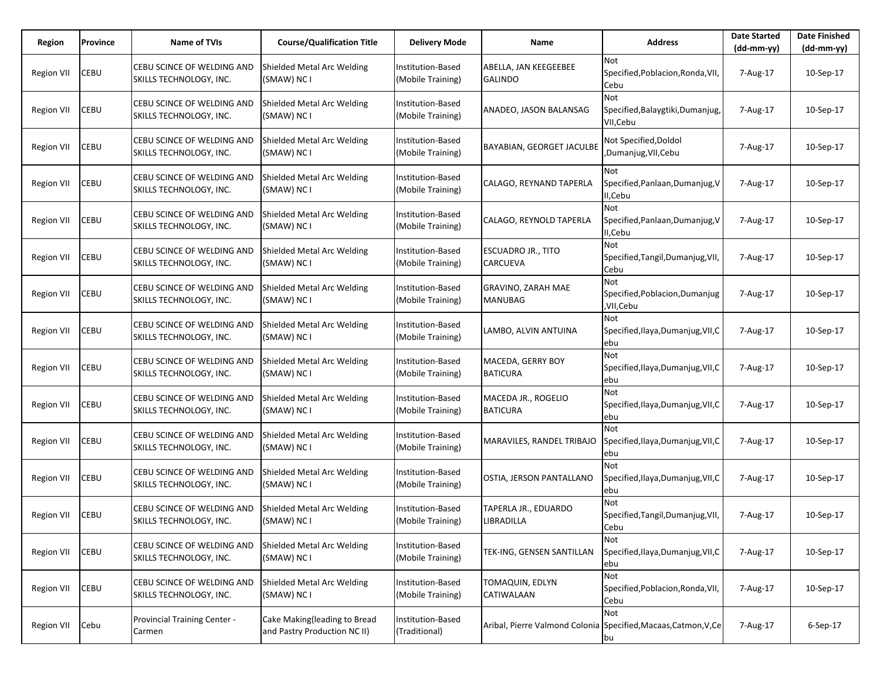| Region | Province | Name of TVIs | Course/Qualification Title | Delivery Mode | Name | Address | Date Started (dd-mm-yy) | Date Finished (dd-mm-yy) |
|---|---|---|---|---|---|---|---|---|
| Region VII | CEBU | CEBU SCINCE OF WELDING AND SKILLS TECHNOLOGY, INC. | Shielded Metal Arc Welding (SMAW) NC I | Institution-Based (Mobile Training) | ABELLA, JAN KEEGEEBEE GALINDO | Not Specified,Poblacion,Ronda,VII,Cebu | 7-Aug-17 | 10-Sep-17 |
| Region VII | CEBU | CEBU SCINCE OF WELDING AND SKILLS TECHNOLOGY, INC. | Shielded Metal Arc Welding (SMAW) NC I | Institution-Based (Mobile Training) | ANADEO, JASON BALANSAG | Not Specified,Balaygtiki,Dumanjug,VII,Cebu | 7-Aug-17 | 10-Sep-17 |
| Region VII | CEBU | CEBU SCINCE OF WELDING AND SKILLS TECHNOLOGY, INC. | Shielded Metal Arc Welding (SMAW) NC I | Institution-Based (Mobile Training) | BAYABIAN, GEORGET JACULBE | Not Specified,Doldol ,Dumanjug,VII,Cebu | 7-Aug-17 | 10-Sep-17 |
| Region VII | CEBU | CEBU SCINCE OF WELDING AND SKILLS TECHNOLOGY, INC. | Shielded Metal Arc Welding (SMAW) NC I | Institution-Based (Mobile Training) | CALAGO, REYNAND TAPERLA | Not Specified,Panlaan,Dumanjug,VII,Cebu | 7-Aug-17 | 10-Sep-17 |
| Region VII | CEBU | CEBU SCINCE OF WELDING AND SKILLS TECHNOLOGY, INC. | Shielded Metal Arc Welding (SMAW) NC I | Institution-Based (Mobile Training) | CALAGO, REYNOLD TAPERLA | Not Specified,Panlaan,Dumanjug,VII,Cebu | 7-Aug-17 | 10-Sep-17 |
| Region VII | CEBU | CEBU SCINCE OF WELDING AND SKILLS TECHNOLOGY, INC. | Shielded Metal Arc Welding (SMAW) NC I | Institution-Based (Mobile Training) | ESCUADRO JR., TITO CARCUEVA | Not Specified,Tangil,Dumanjug,VII,Cebu | 7-Aug-17 | 10-Sep-17 |
| Region VII | CEBU | CEBU SCINCE OF WELDING AND SKILLS TECHNOLOGY, INC. | Shielded Metal Arc Welding (SMAW) NC I | Institution-Based (Mobile Training) | GRAVINO, ZARAH MAE MANUBAG | Not Specified,Poblacion,Dumanjug,VII,Cebu | 7-Aug-17 | 10-Sep-17 |
| Region VII | CEBU | CEBU SCINCE OF WELDING AND SKILLS TECHNOLOGY, INC. | Shielded Metal Arc Welding (SMAW) NC I | Institution-Based (Mobile Training) | LAMBO, ALVIN ANTUINA | Not Specified,Ilaya,Dumanjug,VII,Cebu | 7-Aug-17 | 10-Sep-17 |
| Region VII | CEBU | CEBU SCINCE OF WELDING AND SKILLS TECHNOLOGY, INC. | Shielded Metal Arc Welding (SMAW) NC I | Institution-Based (Mobile Training) | MACEDA, GERRY BOY BATICURA | Not Specified,Ilaya,Dumanjug,VII,Cebu | 7-Aug-17 | 10-Sep-17 |
| Region VII | CEBU | CEBU SCINCE OF WELDING AND SKILLS TECHNOLOGY, INC. | Shielded Metal Arc Welding (SMAW) NC I | Institution-Based (Mobile Training) | MACEDA JR., ROGELIO BATICURA | Not Specified,Ilaya,Dumanjug,VII,Cebu | 7-Aug-17 | 10-Sep-17 |
| Region VII | CEBU | CEBU SCINCE OF WELDING AND SKILLS TECHNOLOGY, INC. | Shielded Metal Arc Welding (SMAW) NC I | Institution-Based (Mobile Training) | MARAVILES, RANDEL TRIBAJO | Not Specified,Ilaya,Dumanjug,VII,Cebu | 7-Aug-17 | 10-Sep-17 |
| Region VII | CEBU | CEBU SCINCE OF WELDING AND SKILLS TECHNOLOGY, INC. | Shielded Metal Arc Welding (SMAW) NC I | Institution-Based (Mobile Training) | OSTIA, JERSON PANTALLANO | Not Specified,Ilaya,Dumanjug,VII,Cebu | 7-Aug-17 | 10-Sep-17 |
| Region VII | CEBU | CEBU SCINCE OF WELDING AND SKILLS TECHNOLOGY, INC. | Shielded Metal Arc Welding (SMAW) NC I | Institution-Based (Mobile Training) | TAPERLA JR., EDUARDO LIBRADILLA | Not Specified,Tangil,Dumanjug,VII,Cebu | 7-Aug-17 | 10-Sep-17 |
| Region VII | CEBU | CEBU SCINCE OF WELDING AND SKILLS TECHNOLOGY, INC. | Shielded Metal Arc Welding (SMAW) NC I | Institution-Based (Mobile Training) | TEK-ING, GENSEN SANTILLAN | Not Specified,Ilaya,Dumanjug,VII,Cebu | 7-Aug-17 | 10-Sep-17 |
| Region VII | CEBU | CEBU SCINCE OF WELDING AND SKILLS TECHNOLOGY, INC. | Shielded Metal Arc Welding (SMAW) NC I | Institution-Based (Mobile Training) | TOMAQUIN, EDLYN CATIWALAAN | Not Specified,Poblacion,Ronda,VII,Cebu | 7-Aug-17 | 10-Sep-17 |
| Region VII | Cebu | Provincial Training Center - Carmen | Cake Making(leading to Bread and Pastry Production NC II) | Institution-Based (Traditional) | Aribal, Pierre Valmond Colonia | Not Specified,Macaas,Catmon,V,Cebu | 7-Aug-17 | 6-Sep-17 |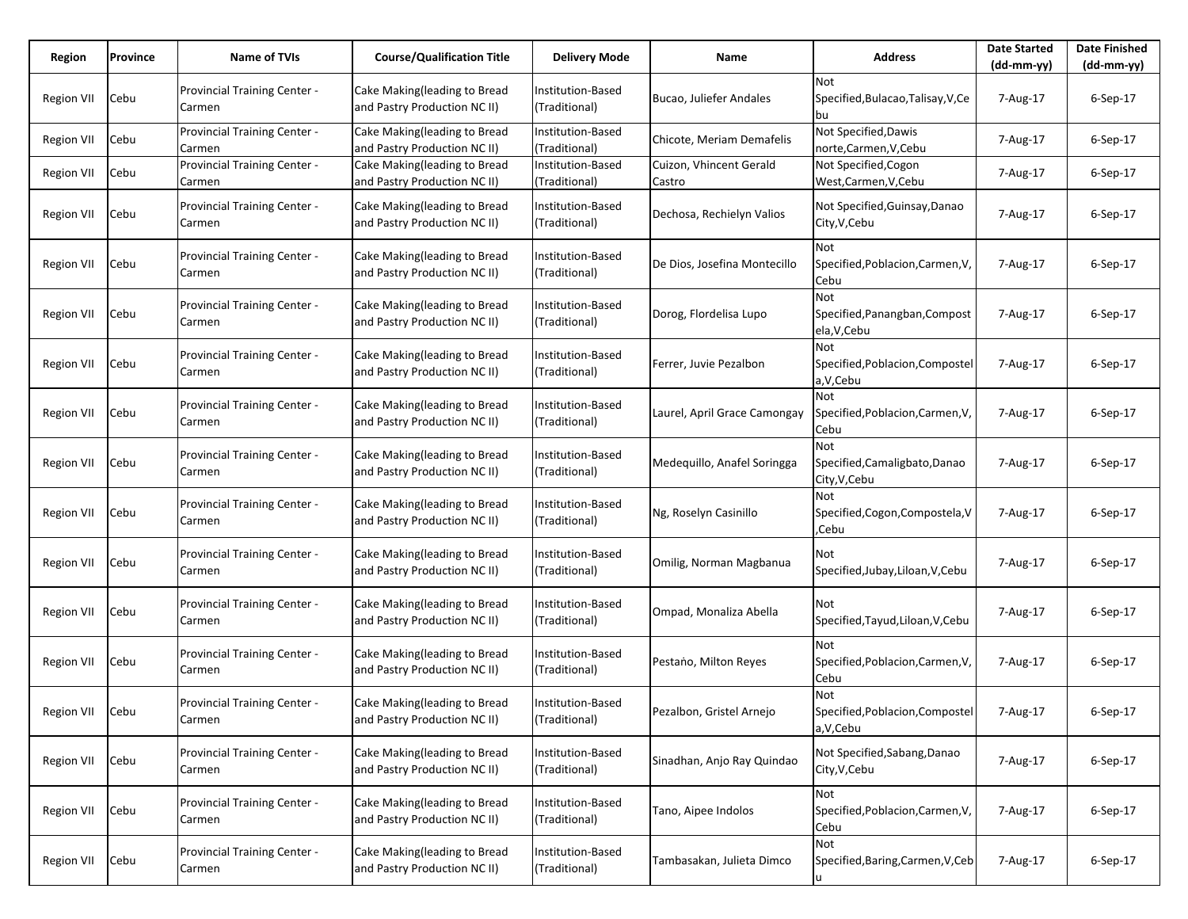| Region | Province | Name of TVIs | Course/Qualification Title | Delivery Mode | Name | Address | Date Started (dd-mm-yy) | Date Finished (dd-mm-yy) |
|---|---|---|---|---|---|---|---|---|
| Region VII | Cebu | Provincial Training Center - Carmen | Cake Making(leading to Bread and Pastry Production NC II) | Institution-Based (Traditional) | Bucao, Juliefer Andales | Not Specified,Bulacao,Talisay,V,Cebu | 7-Aug-17 | 6-Sep-17 |
| Region VII | Cebu | Provincial Training Center - Carmen | Cake Making(leading to Bread and Pastry Production NC II) | Institution-Based (Traditional) | Chicote, Meriam Demafelis | Not Specified,Dawis norte,Carmen,V,Cebu | 7-Aug-17 | 6-Sep-17 |
| Region VII | Cebu | Provincial Training Center - Carmen | Cake Making(leading to Bread and Pastry Production NC II) | Institution-Based (Traditional) | Cuizon, Vhincent Gerald Castro | Not Specified,Cogon West,Carmen,V,Cebu | 7-Aug-17 | 6-Sep-17 |
| Region VII | Cebu | Provincial Training Center - Carmen | Cake Making(leading to Bread and Pastry Production NC II) | Institution-Based (Traditional) | Dechosa, Rechielyn Valios | Not Specified,Guinsay,Danao City,V,Cebu | 7-Aug-17 | 6-Sep-17 |
| Region VII | Cebu | Provincial Training Center - Carmen | Cake Making(leading to Bread and Pastry Production NC II) | Institution-Based (Traditional) | De Dios, Josefina Montecillo | Not Specified,Poblacion,Carmen,V,Cebu | 7-Aug-17 | 6-Sep-17 |
| Region VII | Cebu | Provincial Training Center - Carmen | Cake Making(leading to Bread and Pastry Production NC II) | Institution-Based (Traditional) | Dorog, Flordelisa Lupo | Not Specified,Panangban,Compostela,V,Cebu | 7-Aug-17 | 6-Sep-17 |
| Region VII | Cebu | Provincial Training Center - Carmen | Cake Making(leading to Bread and Pastry Production NC II) | Institution-Based (Traditional) | Ferrer, Juvie Pezalbon | Not Specified,Poblacion,Compostela,V,Cebu | 7-Aug-17 | 6-Sep-17 |
| Region VII | Cebu | Provincial Training Center - Carmen | Cake Making(leading to Bread and Pastry Production NC II) | Institution-Based (Traditional) | Laurel, April Grace Camongay | Not Specified,Poblacion,Carmen,V,Cebu | 7-Aug-17 | 6-Sep-17 |
| Region VII | Cebu | Provincial Training Center - Carmen | Cake Making(leading to Bread and Pastry Production NC II) | Institution-Based (Traditional) | Medequillo, Anafel Soringga | Not Specified,Camaligbato,Danao City,V,Cebu | 7-Aug-17 | 6-Sep-17 |
| Region VII | Cebu | Provincial Training Center - Carmen | Cake Making(leading to Bread and Pastry Production NC II) | Institution-Based (Traditional) | Ng, Roselyn Casinillo | Not Specified,Cogon,Compostela,V,Cebu | 7-Aug-17 | 6-Sep-17 |
| Region VII | Cebu | Provincial Training Center - Carmen | Cake Making(leading to Bread and Pastry Production NC II) | Institution-Based (Traditional) | Omilig, Norman Magbanua | Not Specified,Jubay,Liloan,V,Cebu | 7-Aug-17 | 6-Sep-17 |
| Region VII | Cebu | Provincial Training Center - Carmen | Cake Making(leading to Bread and Pastry Production NC II) | Institution-Based (Traditional) | Ompad, Monaliza Abella | Not Specified,Tayud,Liloan,V,Cebu | 7-Aug-17 | 6-Sep-17 |
| Region VII | Cebu | Provincial Training Center - Carmen | Cake Making(leading to Bread and Pastry Production NC II) | Institution-Based (Traditional) | Pestaño, Milton Reyes | Not Specified,Poblacion,Carmen,V,Cebu | 7-Aug-17 | 6-Sep-17 |
| Region VII | Cebu | Provincial Training Center - Carmen | Cake Making(leading to Bread and Pastry Production NC II) | Institution-Based (Traditional) | Pezalbon, Gristel Arnejo | Not Specified,Poblacion,Compostela,V,Cebu | 7-Aug-17 | 6-Sep-17 |
| Region VII | Cebu | Provincial Training Center - Carmen | Cake Making(leading to Bread and Pastry Production NC II) | Institution-Based (Traditional) | Sinadhan, Anjo Ray Quindao | Not Specified,Sabang,Danao City,V,Cebu | 7-Aug-17 | 6-Sep-17 |
| Region VII | Cebu | Provincial Training Center - Carmen | Cake Making(leading to Bread and Pastry Production NC II) | Institution-Based (Traditional) | Tano, Aipee Indolos | Not Specified,Poblacion,Carmen,V,Cebu | 7-Aug-17 | 6-Sep-17 |
| Region VII | Cebu | Provincial Training Center - Carmen | Cake Making(leading to Bread and Pastry Production NC II) | Institution-Based (Traditional) | Tambasakan, Julieta Dimco | Not Specified,Baring,Carmen,V,Cebu | 7-Aug-17 | 6-Sep-17 |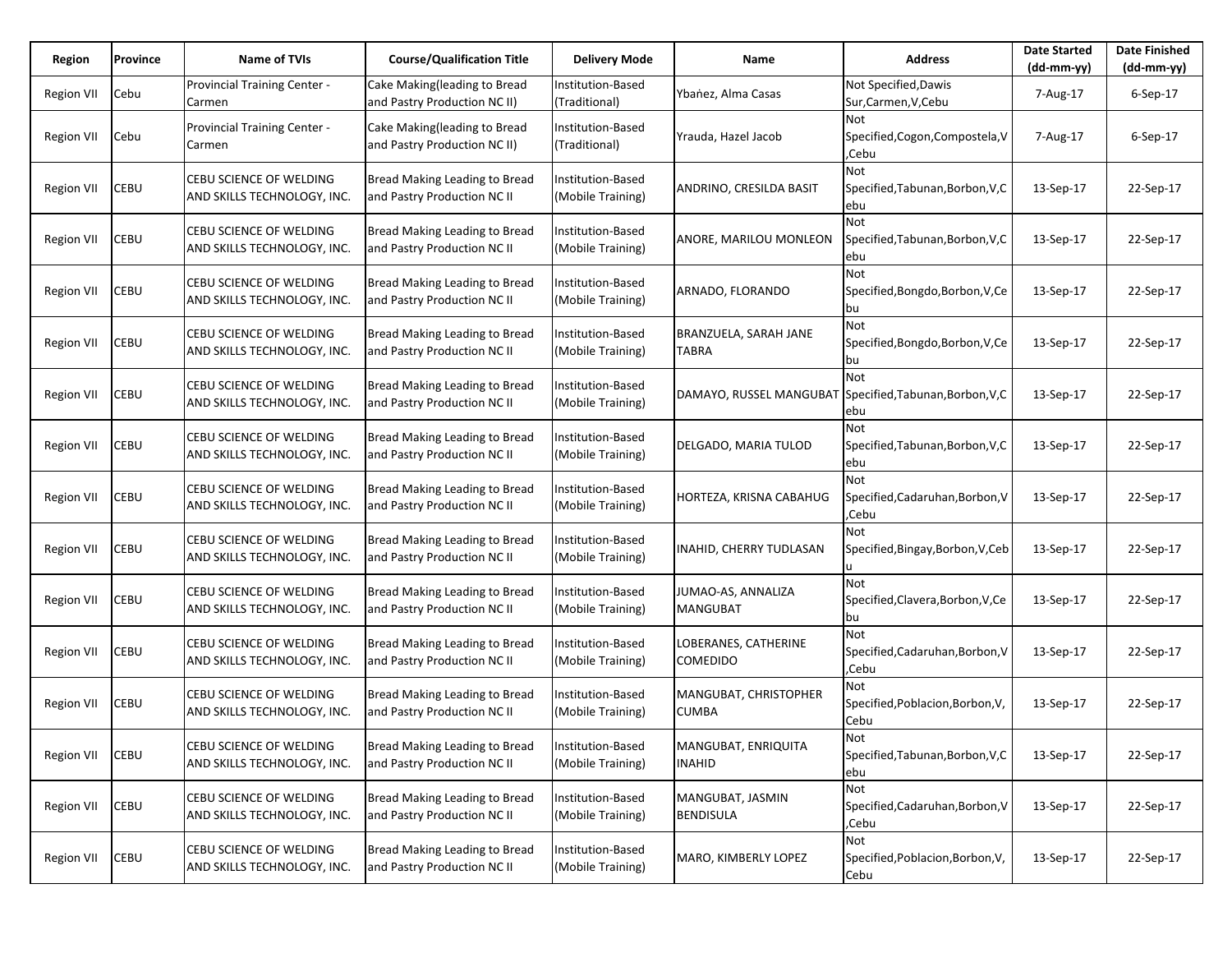| Region | Province | Name of TVIs | Course/Qualification Title | Delivery Mode | Name | Address | Date Started (dd-mm-yy) | Date Finished (dd-mm-yy) |
|---|---|---|---|---|---|---|---|---|
| Region VII | Cebu | Provincial Training Center - Carmen | Cake Making(leading to Bread and Pastry Production NC II) | Institution-Based (Traditional) | Ybańez, Alma Casas | Not Specified,Dawis Sur,Carmen,V,Cebu | 7-Aug-17 | 6-Sep-17 |
| Region VII | Cebu | Provincial Training Center - Carmen | Cake Making(leading to Bread and Pastry Production NC II) | Institution-Based (Traditional) | Yrauda, Hazel Jacob | Not Specified,Cogon,Compostela,V,Cebu | 7-Aug-17 | 6-Sep-17 |
| Region VII | CEBU | CEBU SCIENCE OF WELDING AND SKILLS TECHNOLOGY, INC. | Bread Making Leading to Bread and Pastry Production NC II | Institution-Based (Mobile Training) | ANDRINO, CRESILDA BASIT | Not Specified,Tabunan,Borbon,V,Cebu | 13-Sep-17 | 22-Sep-17 |
| Region VII | CEBU | CEBU SCIENCE OF WELDING AND SKILLS TECHNOLOGY, INC. | Bread Making Leading to Bread and Pastry Production NC II | Institution-Based (Mobile Training) | ANORE, MARILOU MONLEON | Not Specified,Tabunan,Borbon,V,Cebu | 13-Sep-17 | 22-Sep-17 |
| Region VII | CEBU | CEBU SCIENCE OF WELDING AND SKILLS TECHNOLOGY, INC. | Bread Making Leading to Bread and Pastry Production NC II | Institution-Based (Mobile Training) | ARNADO, FLORANDO | Not Specified,Bongdo,Borbon,V,Cebu | 13-Sep-17 | 22-Sep-17 |
| Region VII | CEBU | CEBU SCIENCE OF WELDING AND SKILLS TECHNOLOGY, INC. | Bread Making Leading to Bread and Pastry Production NC II | Institution-Based (Mobile Training) | BRANZUELA, SARAH JANE TABRA | Not Specified,Bongdo,Borbon,V,Cebu | 13-Sep-17 | 22-Sep-17 |
| Region VII | CEBU | CEBU SCIENCE OF WELDING AND SKILLS TECHNOLOGY, INC. | Bread Making Leading to Bread and Pastry Production NC II | Institution-Based (Mobile Training) | DAMAYO, RUSSEL MANGUBAT | Not Specified,Tabunan,Borbon,V,Cebu | 13-Sep-17 | 22-Sep-17 |
| Region VII | CEBU | CEBU SCIENCE OF WELDING AND SKILLS TECHNOLOGY, INC. | Bread Making Leading to Bread and Pastry Production NC II | Institution-Based (Mobile Training) | DELGADO, MARIA TULOD | Not Specified,Tabunan,Borbon,V,Cebu | 13-Sep-17 | 22-Sep-17 |
| Region VII | CEBU | CEBU SCIENCE OF WELDING AND SKILLS TECHNOLOGY, INC. | Bread Making Leading to Bread and Pastry Production NC II | Institution-Based (Mobile Training) | HORTEZA, KRISNA CABAHUG | Not Specified,Cadaruhan,Borbon,V,Cebu | 13-Sep-17 | 22-Sep-17 |
| Region VII | CEBU | CEBU SCIENCE OF WELDING AND SKILLS TECHNOLOGY, INC. | Bread Making Leading to Bread and Pastry Production NC II | Institution-Based (Mobile Training) | INAHID, CHERRY TUDLASAN | Not Specified,Bingay,Borbon,V,Cebu | 13-Sep-17 | 22-Sep-17 |
| Region VII | CEBU | CEBU SCIENCE OF WELDING AND SKILLS TECHNOLOGY, INC. | Bread Making Leading to Bread and Pastry Production NC II | Institution-Based (Mobile Training) | JUMAO-AS, ANNALIZA MANGUBAT | Not Specified,Clavera,Borbon,V,Cebu | 13-Sep-17 | 22-Sep-17 |
| Region VII | CEBU | CEBU SCIENCE OF WELDING AND SKILLS TECHNOLOGY, INC. | Bread Making Leading to Bread and Pastry Production NC II | Institution-Based (Mobile Training) | LOBERANES, CATHERINE COMEDIDO | Not Specified,Cadaruhan,Borbon,V,Cebu | 13-Sep-17 | 22-Sep-17 |
| Region VII | CEBU | CEBU SCIENCE OF WELDING AND SKILLS TECHNOLOGY, INC. | Bread Making Leading to Bread and Pastry Production NC II | Institution-Based (Mobile Training) | MANGUBAT, CHRISTOPHER CUMBA | Not Specified,Poblacion,Borbon,V,Cebu | 13-Sep-17 | 22-Sep-17 |
| Region VII | CEBU | CEBU SCIENCE OF WELDING AND SKILLS TECHNOLOGY, INC. | Bread Making Leading to Bread and Pastry Production NC II | Institution-Based (Mobile Training) | MANGUBAT, ENRIQUITA INAHID | Not Specified,Tabunan,Borbon,V,Cebu | 13-Sep-17 | 22-Sep-17 |
| Region VII | CEBU | CEBU SCIENCE OF WELDING AND SKILLS TECHNOLOGY, INC. | Bread Making Leading to Bread and Pastry Production NC II | Institution-Based (Mobile Training) | MANGUBAT, JASMIN BENDISULA | Not Specified,Cadaruhan,Borbon,V,Cebu | 13-Sep-17 | 22-Sep-17 |
| Region VII | CEBU | CEBU SCIENCE OF WELDING AND SKILLS TECHNOLOGY, INC. | Bread Making Leading to Bread and Pastry Production NC II | Institution-Based (Mobile Training) | MARO, KIMBERLY LOPEZ | Not Specified,Poblacion,Borbon,V,Cebu | 13-Sep-17 | 22-Sep-17 |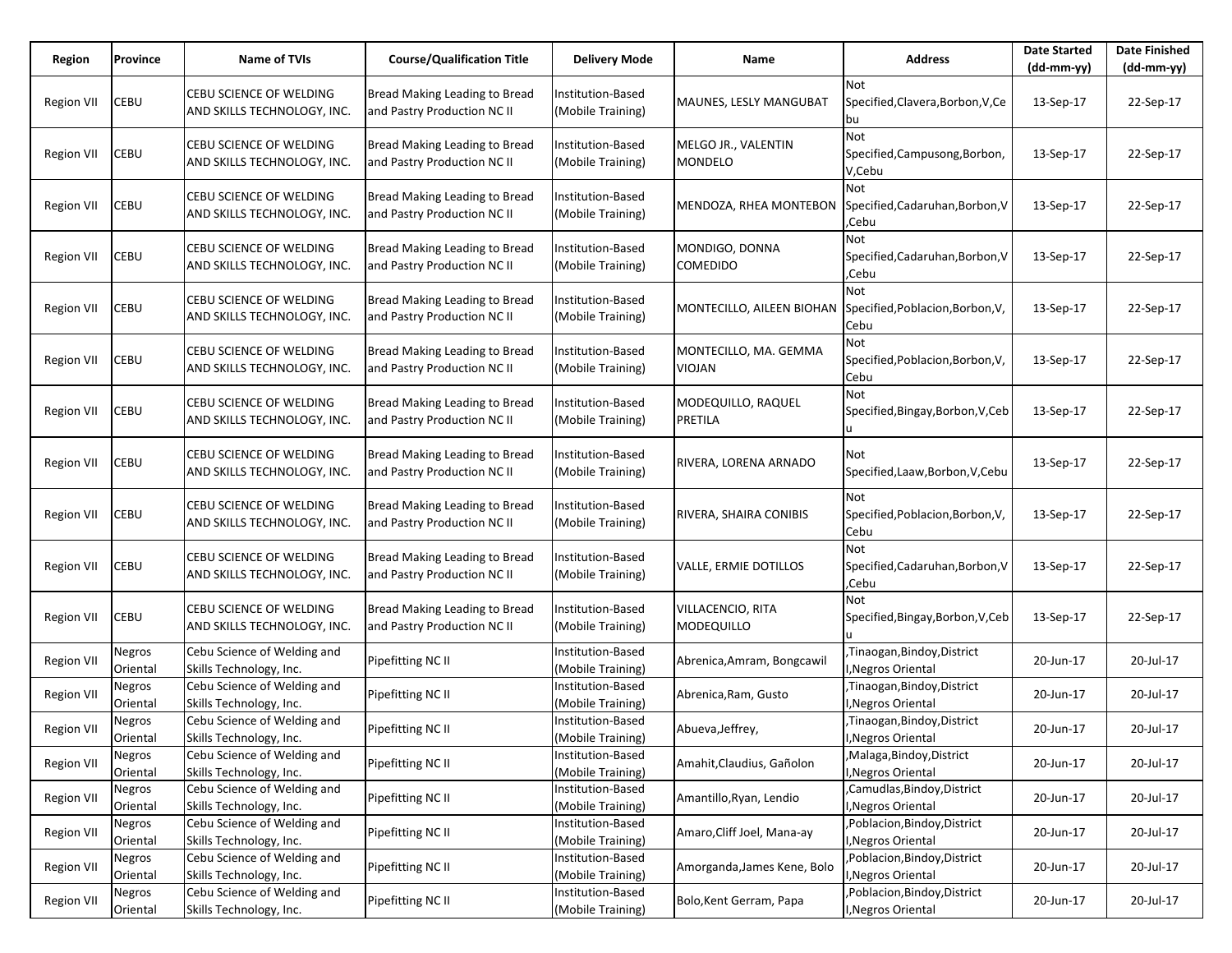| Region | Province | Name of TVIs | Course/Qualification Title | Delivery Mode | Name | Address | Date Started (dd-mm-yy) | Date Finished (dd-mm-yy) |
|---|---|---|---|---|---|---|---|---|
| Region VII | CEBU | CEBU SCIENCE OF WELDING AND SKILLS TECHNOLOGY, INC. | Bread Making Leading to Bread and Pastry Production NC II | Institution-Based (Mobile Training) | MAUNES, LESLY MANGUBAT | Not Specified,Clavera,Borbon,V,Cebu | 13-Sep-17 | 22-Sep-17 |
| Region VII | CEBU | CEBU SCIENCE OF WELDING AND SKILLS TECHNOLOGY, INC. | Bread Making Leading to Bread and Pastry Production NC II | Institution-Based (Mobile Training) | MELGO JR., VALENTIN MONDELO | Not Specified,Campusong,Borbon,V,Cebu | 13-Sep-17 | 22-Sep-17 |
| Region VII | CEBU | CEBU SCIENCE OF WELDING AND SKILLS TECHNOLOGY, INC. | Bread Making Leading to Bread and Pastry Production NC II | Institution-Based (Mobile Training) | MENDOZA, RHEA MONTEBON | Not Specified,Cadaruhan,Borbon,V,Cebu | 13-Sep-17 | 22-Sep-17 |
| Region VII | CEBU | CEBU SCIENCE OF WELDING AND SKILLS TECHNOLOGY, INC. | Bread Making Leading to Bread and Pastry Production NC II | Institution-Based (Mobile Training) | MONDIGO, DONNA COMEDIDO | Not Specified,Cadaruhan,Borbon,V,Cebu | 13-Sep-17 | 22-Sep-17 |
| Region VII | CEBU | CEBU SCIENCE OF WELDING AND SKILLS TECHNOLOGY, INC. | Bread Making Leading to Bread and Pastry Production NC II | Institution-Based (Mobile Training) | MONTECILLO, AILEEN BIOHAN | Not Specified,Poblacion,Borbon,V,Cebu | 13-Sep-17 | 22-Sep-17 |
| Region VII | CEBU | CEBU SCIENCE OF WELDING AND SKILLS TECHNOLOGY, INC. | Bread Making Leading to Bread and Pastry Production NC II | Institution-Based (Mobile Training) | MONTECILLO, MA. GEMMA VIOJAN | Not Specified,Poblacion,Borbon,V,Cebu | 13-Sep-17 | 22-Sep-17 |
| Region VII | CEBU | CEBU SCIENCE OF WELDING AND SKILLS TECHNOLOGY, INC. | Bread Making Leading to Bread and Pastry Production NC II | Institution-Based (Mobile Training) | MODEQUILLO, RAQUEL PRETILA | Not Specified,Bingay,Borbon,V,Cebu | 13-Sep-17 | 22-Sep-17 |
| Region VII | CEBU | CEBU SCIENCE OF WELDING AND SKILLS TECHNOLOGY, INC. | Bread Making Leading to Bread and Pastry Production NC II | Institution-Based (Mobile Training) | RIVERA, LORENA ARNADO | Not Specified,Laaw,Borbon,V,Cebu | 13-Sep-17 | 22-Sep-17 |
| Region VII | CEBU | CEBU SCIENCE OF WELDING AND SKILLS TECHNOLOGY, INC. | Bread Making Leading to Bread and Pastry Production NC II | Institution-Based (Mobile Training) | RIVERA, SHAIRA CONIBIS | Not Specified,Poblacion,Borbon,V,Cebu | 13-Sep-17 | 22-Sep-17 |
| Region VII | CEBU | CEBU SCIENCE OF WELDING AND SKILLS TECHNOLOGY, INC. | Bread Making Leading to Bread and Pastry Production NC II | Institution-Based (Mobile Training) | VALLE, ERMIE DOTILLOS | Not Specified,Cadaruhan,Borbon,V,Cebu | 13-Sep-17 | 22-Sep-17 |
| Region VII | CEBU | CEBU SCIENCE OF WELDING AND SKILLS TECHNOLOGY, INC. | Bread Making Leading to Bread and Pastry Production NC II | Institution-Based (Mobile Training) | VILLACENCIO, RITA MODEQUILLO | Not Specified,Bingay,Borbon,V,Cebu | 13-Sep-17 | 22-Sep-17 |
| Region VII | Negros Oriental | Cebu Science of Welding and Skills Technology, Inc. | Pipefitting NC II | Institution-Based (Mobile Training) | Abrenica,Amram, Bongcawil | ,Tinaogan,Bindoy,District I,Negros Oriental | 20-Jun-17 | 20-Jul-17 |
| Region VII | Negros Oriental | Cebu Science of Welding and Skills Technology, Inc. | Pipefitting NC II | Institution-Based (Mobile Training) | Abrenica,Ram, Gusto | ,Tinaogan,Bindoy,District I,Negros Oriental | 20-Jun-17 | 20-Jul-17 |
| Region VII | Negros Oriental | Cebu Science of Welding and Skills Technology, Inc. | Pipefitting NC II | Institution-Based (Mobile Training) | Abueva,Jeffrey, | ,Tinaogan,Bindoy,District I,Negros Oriental | 20-Jun-17 | 20-Jul-17 |
| Region VII | Negros Oriental | Cebu Science of Welding and Skills Technology, Inc. | Pipefitting NC II | Institution-Based (Mobile Training) | Amahit,Claudius, Gañolon | ,Malaga,Bindoy,District I,Negros Oriental | 20-Jun-17 | 20-Jul-17 |
| Region VII | Negros Oriental | Cebu Science of Welding and Skills Technology, Inc. | Pipefitting NC II | Institution-Based (Mobile Training) | Amantillo,Ryan, Lendio | ,Camudlas,Bindoy,District I,Negros Oriental | 20-Jun-17 | 20-Jul-17 |
| Region VII | Negros Oriental | Cebu Science of Welding and Skills Technology, Inc. | Pipefitting NC II | Institution-Based (Mobile Training) | Amaro,Cliff Joel, Mana-ay | ,Poblacion,Bindoy,District I,Negros Oriental | 20-Jun-17 | 20-Jul-17 |
| Region VII | Negros Oriental | Cebu Science of Welding and Skills Technology, Inc. | Pipefitting NC II | Institution-Based (Mobile Training) | Amorganda,James Kene, Bolo | ,Poblacion,Bindoy,District I,Negros Oriental | 20-Jun-17 | 20-Jul-17 |
| Region VII | Negros Oriental | Cebu Science of Welding and Skills Technology, Inc. | Pipefitting NC II | Institution-Based (Mobile Training) | Bolo,Kent Gerram, Papa | ,Poblacion,Bindoy,District I,Negros Oriental | 20-Jun-17 | 20-Jul-17 |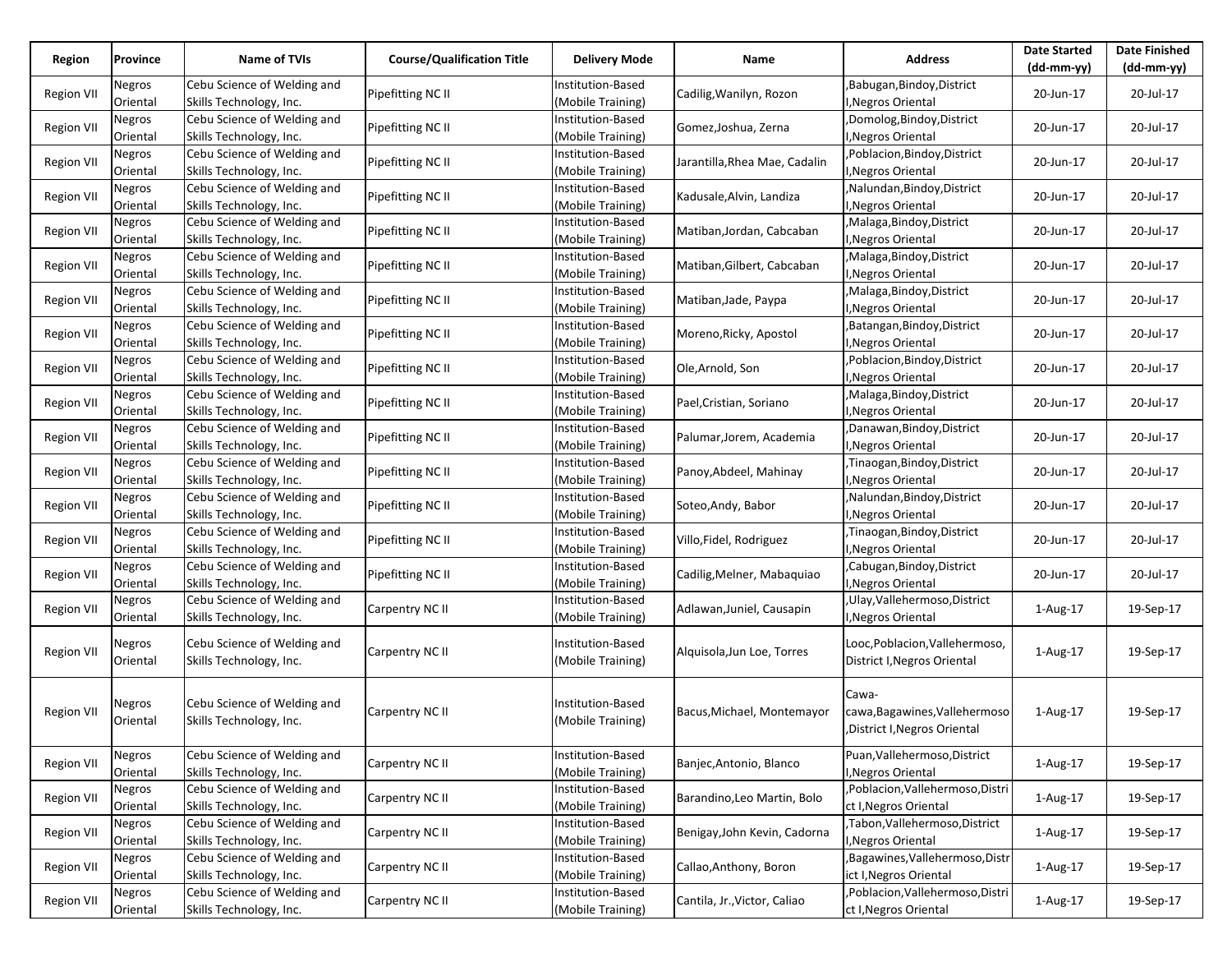| Region | Province | Name of TVIs | Course/Qualification Title | Delivery Mode | Name | Address | Date Started (dd-mm-yy) | Date Finished (dd-mm-yy) |
|---|---|---|---|---|---|---|---|---|
| Region VII | Negros Oriental | Cebu Science of Welding and Skills Technology, Inc. | Pipefitting NC II | Institution-Based (Mobile Training) | Cadilig,Wanilyn, Rozon | ,Babugan,Bindoy,District I,Negros Oriental | 20-Jun-17 | 20-Jul-17 |
| Region VII | Negros Oriental | Cebu Science of Welding and Skills Technology, Inc. | Pipefitting NC II | Institution-Based (Mobile Training) | Gomez,Joshua, Zerna | ,Domolog,Bindoy,District I,Negros Oriental | 20-Jun-17 | 20-Jul-17 |
| Region VII | Negros Oriental | Cebu Science of Welding and Skills Technology, Inc. | Pipefitting NC II | Institution-Based (Mobile Training) | Jarantilla,Rhea Mae, Cadalin | ,Poblacion,Bindoy,District I,Negros Oriental | 20-Jun-17 | 20-Jul-17 |
| Region VII | Negros Oriental | Cebu Science of Welding and Skills Technology, Inc. | Pipefitting NC II | Institution-Based (Mobile Training) | Kadusale,Alvin, Landiza | ,Nalundan,Bindoy,District I,Negros Oriental | 20-Jun-17 | 20-Jul-17 |
| Region VII | Negros Oriental | Cebu Science of Welding and Skills Technology, Inc. | Pipefitting NC II | Institution-Based (Mobile Training) | Matiban,Jordan, Cabcaban | ,Malaga,Bindoy,District I,Negros Oriental | 20-Jun-17 | 20-Jul-17 |
| Region VII | Negros Oriental | Cebu Science of Welding and Skills Technology, Inc. | Pipefitting NC II | Institution-Based (Mobile Training) | Matiban,Gilbert, Cabcaban | ,Malaga,Bindoy,District I,Negros Oriental | 20-Jun-17 | 20-Jul-17 |
| Region VII | Negros Oriental | Cebu Science of Welding and Skills Technology, Inc. | Pipefitting NC II | Institution-Based (Mobile Training) | Matiban,Jade, Paypa | ,Malaga,Bindoy,District I,Negros Oriental | 20-Jun-17 | 20-Jul-17 |
| Region VII | Negros Oriental | Cebu Science of Welding and Skills Technology, Inc. | Pipefitting NC II | Institution-Based (Mobile Training) | Moreno,Ricky, Apostol | ,Batangan,Bindoy,District I,Negros Oriental | 20-Jun-17 | 20-Jul-17 |
| Region VII | Negros Oriental | Cebu Science of Welding and Skills Technology, Inc. | Pipefitting NC II | Institution-Based (Mobile Training) | Ole,Arnold, Son | ,Poblacion,Bindoy,District I,Negros Oriental | 20-Jun-17 | 20-Jul-17 |
| Region VII | Negros Oriental | Cebu Science of Welding and Skills Technology, Inc. | Pipefitting NC II | Institution-Based (Mobile Training) | Pael,Cristian, Soriano | ,Malaga,Bindoy,District I,Negros Oriental | 20-Jun-17 | 20-Jul-17 |
| Region VII | Negros Oriental | Cebu Science of Welding and Skills Technology, Inc. | Pipefitting NC II | Institution-Based (Mobile Training) | Palumar,Jorem, Academia | ,Danawan,Bindoy,District I,Negros Oriental | 20-Jun-17 | 20-Jul-17 |
| Region VII | Negros Oriental | Cebu Science of Welding and Skills Technology, Inc. | Pipefitting NC II | Institution-Based (Mobile Training) | Panoy,Abdeel, Mahinay | ,Tinaogan,Bindoy,District I,Negros Oriental | 20-Jun-17 | 20-Jul-17 |
| Region VII | Negros Oriental | Cebu Science of Welding and Skills Technology, Inc. | Pipefitting NC II | Institution-Based (Mobile Training) | Soteo,Andy, Babor | ,Nalundan,Bindoy,District I,Negros Oriental | 20-Jun-17 | 20-Jul-17 |
| Region VII | Negros Oriental | Cebu Science of Welding and Skills Technology, Inc. | Pipefitting NC II | Institution-Based (Mobile Training) | Villo,Fidel, Rodriguez | ,Tinaogan,Bindoy,District I,Negros Oriental | 20-Jun-17 | 20-Jul-17 |
| Region VII | Negros Oriental | Cebu Science of Welding and Skills Technology, Inc. | Pipefitting NC II | Institution-Based (Mobile Training) | Cadilig,Melner, Mabaquiao | ,Cabugan,Bindoy,District I,Negros Oriental | 20-Jun-17 | 20-Jul-17 |
| Region VII | Negros Oriental | Cebu Science of Welding and Skills Technology, Inc. | Carpentry NC II | Institution-Based (Mobile Training) | Adlawan,Juniel, Causapin | ,Ulay,Vallehermoso,District I,Negros Oriental | 1-Aug-17 | 19-Sep-17 |
| Region VII | Negros Oriental | Cebu Science of Welding and Skills Technology, Inc. | Carpentry NC II | Institution-Based (Mobile Training) | Alquisola,Jun Loe, Torres | Looc,Poblacion,Vallehermoso, District I,Negros Oriental | 1-Aug-17 | 19-Sep-17 |
| Region VII | Negros Oriental | Cebu Science of Welding and Skills Technology, Inc. | Carpentry NC II | Institution-Based (Mobile Training) | Bacus,Michael, Montemayor | Cawa-cawa,Bagawines,Vallehermoso ,District I,Negros Oriental | 1-Aug-17 | 19-Sep-17 |
| Region VII | Negros Oriental | Cebu Science of Welding and Skills Technology, Inc. | Carpentry NC II | Institution-Based (Mobile Training) | Banjec,Antonio, Blanco | Puan,Vallehermoso,District I,Negros Oriental | 1-Aug-17 | 19-Sep-17 |
| Region VII | Negros Oriental | Cebu Science of Welding and Skills Technology, Inc. | Carpentry NC II | Institution-Based (Mobile Training) | Barandino,Leo Martin, Bolo | ,Poblacion,Vallehermoso,District I,Negros Oriental | 1-Aug-17 | 19-Sep-17 |
| Region VII | Negros Oriental | Cebu Science of Welding and Skills Technology, Inc. | Carpentry NC II | Institution-Based (Mobile Training) | Benigay,John Kevin, Cadorna | ,Tabon,Vallehermoso,District I,Negros Oriental | 1-Aug-17 | 19-Sep-17 |
| Region VII | Negros Oriental | Cebu Science of Welding and Skills Technology, Inc. | Carpentry NC II | Institution-Based (Mobile Training) | Callao,Anthony, Boron | ,Bagawines,Vallehermoso,District I,Negros Oriental | 1-Aug-17 | 19-Sep-17 |
| Region VII | Negros Oriental | Cebu Science of Welding and Skills Technology, Inc. | Carpentry NC II | Institution-Based (Mobile Training) | Cantila, Jr.,Victor, Caliao | ,Poblacion,Vallehermoso,District I,Negros Oriental | 1-Aug-17 | 19-Sep-17 |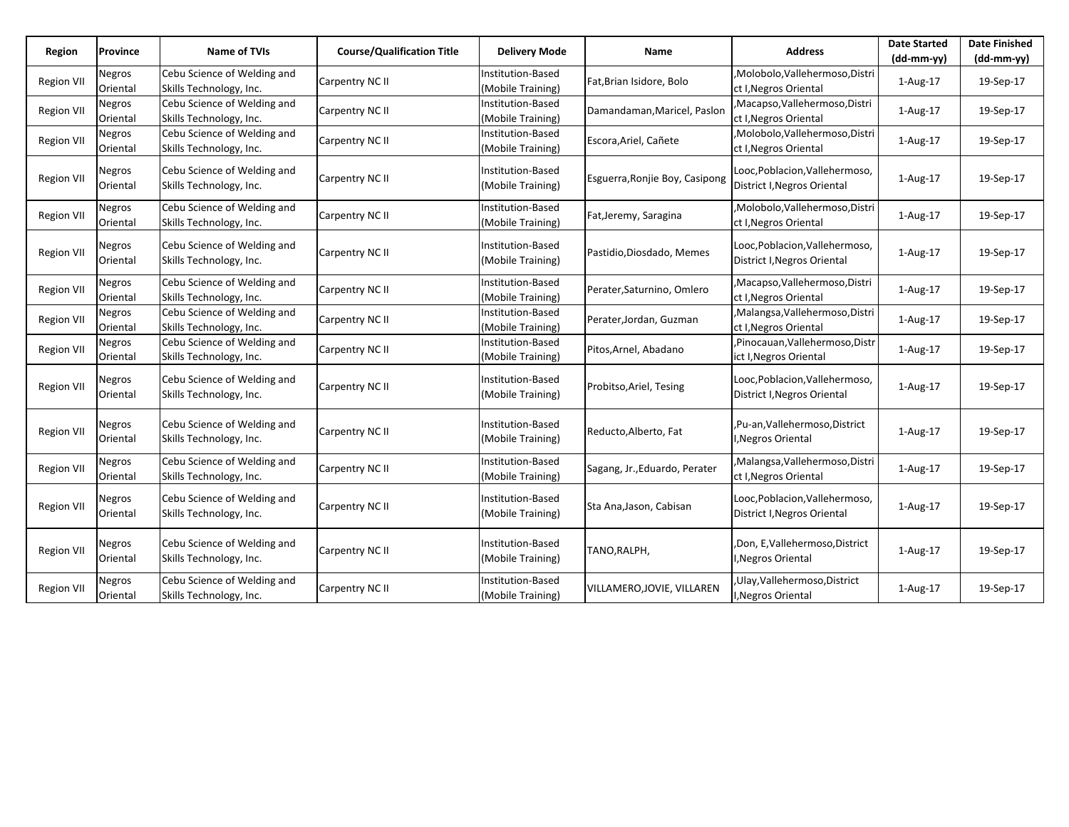| Region | Province | Name of TVIs | Course/Qualification Title | Delivery Mode | Name | Address | Date Started (dd-mm-yy) | Date Finished (dd-mm-yy) |
|---|---|---|---|---|---|---|---|---|
| Region VII | Negros Oriental | Cebu Science of Welding and Skills Technology, Inc. | Carpentry NC II | Institution-Based (Mobile Training) | Fat,Brian Isidore, Bolo | ,Molobolo,Vallehermoso,District I,Negros Oriental | 1-Aug-17 | 19-Sep-17 |
| Region VII | Negros Oriental | Cebu Science of Welding and Skills Technology, Inc. | Carpentry NC II | Institution-Based (Mobile Training) | Damandaman,Maricel, Paslon | ,Macapso,Vallehermoso,District I,Negros Oriental | 1-Aug-17 | 19-Sep-17 |
| Region VII | Negros Oriental | Cebu Science of Welding and Skills Technology, Inc. | Carpentry NC II | Institution-Based (Mobile Training) | Escora,Ariel, Cañete | ,Molobolo,Vallehermoso,District I,Negros Oriental | 1-Aug-17 | 19-Sep-17 |
| Region VII | Negros Oriental | Cebu Science of Welding and Skills Technology, Inc. | Carpentry NC II | Institution-Based (Mobile Training) | Esguerra,Ronjie Boy, Casipong | Looc,Poblacion,Vallehermoso, District I,Negros Oriental | 1-Aug-17 | 19-Sep-17 |
| Region VII | Negros Oriental | Cebu Science of Welding and Skills Technology, Inc. | Carpentry NC II | Institution-Based (Mobile Training) | Fat,Jeremy, Saragina | ,Molobolo,Vallehermoso,District I,Negros Oriental | 1-Aug-17 | 19-Sep-17 |
| Region VII | Negros Oriental | Cebu Science of Welding and Skills Technology, Inc. | Carpentry NC II | Institution-Based (Mobile Training) | Pastidio,Diosdado, Memes | Looc,Poblacion,Vallehermoso, District I,Negros Oriental | 1-Aug-17 | 19-Sep-17 |
| Region VII | Negros Oriental | Cebu Science of Welding and Skills Technology, Inc. | Carpentry NC II | Institution-Based (Mobile Training) | Perater,Saturnino, Omlero | ,Macapso,Vallehermoso,District I,Negros Oriental | 1-Aug-17 | 19-Sep-17 |
| Region VII | Negros Oriental | Cebu Science of Welding and Skills Technology, Inc. | Carpentry NC II | Institution-Based (Mobile Training) | Perater,Jordan, Guzman | ,Malangsa,Vallehermoso,District I,Negros Oriental | 1-Aug-17 | 19-Sep-17 |
| Region VII | Negros Oriental | Cebu Science of Welding and Skills Technology, Inc. | Carpentry NC II | Institution-Based (Mobile Training) | Pitos,Arnel, Abadano | ,Pinocauan,Vallehermoso,District I,Negros Oriental | 1-Aug-17 | 19-Sep-17 |
| Region VII | Negros Oriental | Cebu Science of Welding and Skills Technology, Inc. | Carpentry NC II | Institution-Based (Mobile Training) | Probitso,Ariel, Tesing | Looc,Poblacion,Vallehermoso, District I,Negros Oriental | 1-Aug-17 | 19-Sep-17 |
| Region VII | Negros Oriental | Cebu Science of Welding and Skills Technology, Inc. | Carpentry NC II | Institution-Based (Mobile Training) | Reducto,Alberto, Fat | ,Pu-an,Vallehermoso,District I,Negros Oriental | 1-Aug-17 | 19-Sep-17 |
| Region VII | Negros Oriental | Cebu Science of Welding and Skills Technology, Inc. | Carpentry NC II | Institution-Based (Mobile Training) | Sagang, Jr.,Eduardo, Perater | ,Malangsa,Vallehermoso,District I,Negros Oriental | 1-Aug-17 | 19-Sep-17 |
| Region VII | Negros Oriental | Cebu Science of Welding and Skills Technology, Inc. | Carpentry NC II | Institution-Based (Mobile Training) | Sta Ana,Jason, Cabisan | Looc,Poblacion,Vallehermoso, District I,Negros Oriental | 1-Aug-17 | 19-Sep-17 |
| Region VII | Negros Oriental | Cebu Science of Welding and Skills Technology, Inc. | Carpentry NC II | Institution-Based (Mobile Training) | TANO,RALPH, | ,Don, E,Vallehermoso,District I,Negros Oriental | 1-Aug-17 | 19-Sep-17 |
| Region VII | Negros Oriental | Cebu Science of Welding and Skills Technology, Inc. | Carpentry NC II | Institution-Based (Mobile Training) | VILLAMERO,JOVIE, VILLAREN | ,Ulay,Vallehermoso,District I,Negros Oriental | 1-Aug-17 | 19-Sep-17 |